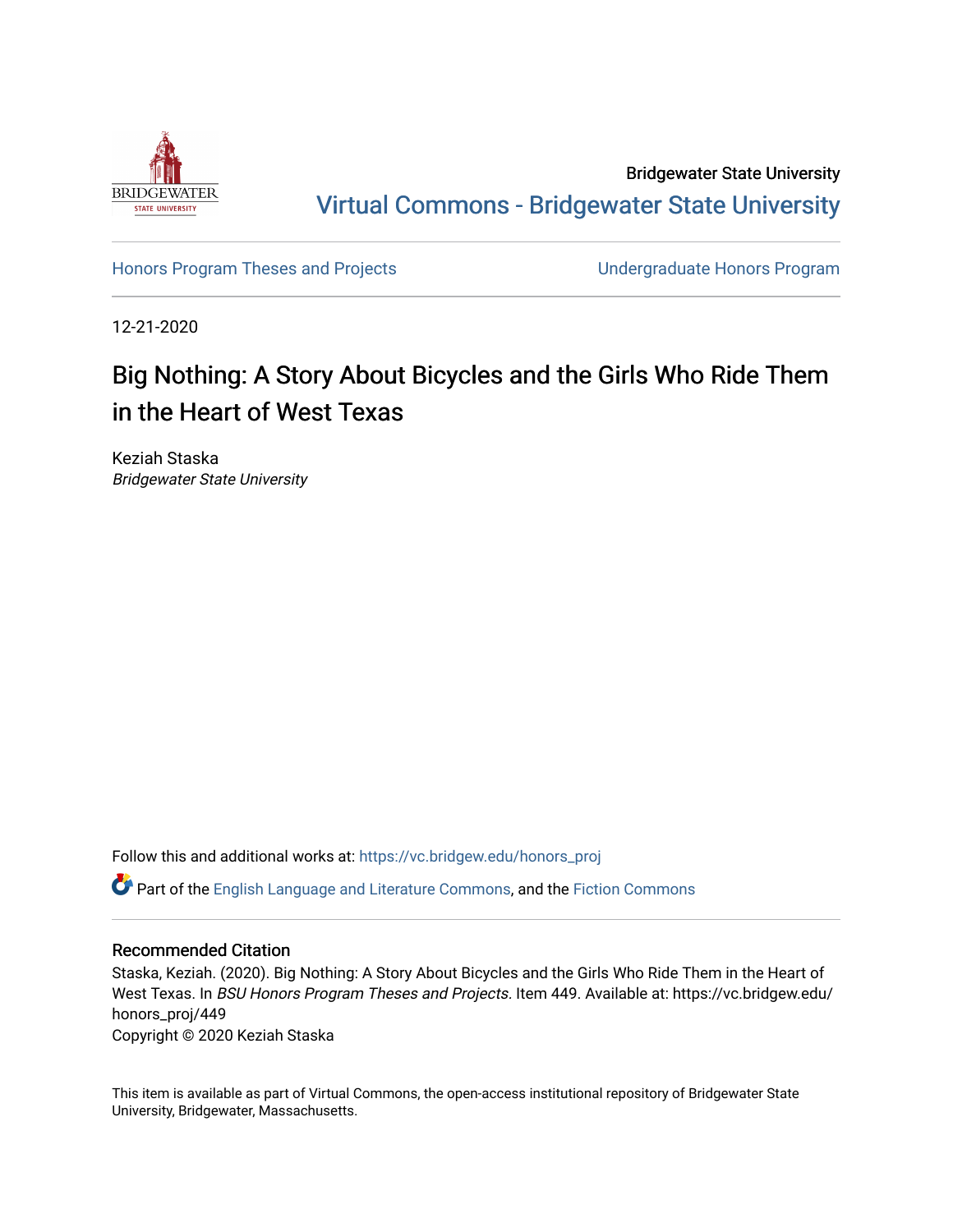Bridgewater State University

Virtual Commons - Bridgewater State University

Honors Program Theses and Projects | Undergraduate Honors Program

12-21-2020

# Big Nothing: A Story About Bicycles and the Girls Who Ride Them in the Heart of West Texas

Keziah Staska
*Bridgewater State University*

Follow this and additional works at: https://vc.bridgew.edu/honors_proj

Part of the English Language and Literature Commons, and the Fiction Commons

## Recommended Citation

Staska, Keziah. (2020). Big Nothing: A Story About Bicycles and the Girls Who Ride Them in the Heart of West Texas. In *BSU Honors Program Theses and Projects.* Item 449. Available at: https://vc.bridgew.edu/honors_proj/449
Copyright © 2020 Keziah Staska

This item is available as part of Virtual Commons, the open-access institutional repository of Bridgewater State University, Bridgewater, Massachusetts.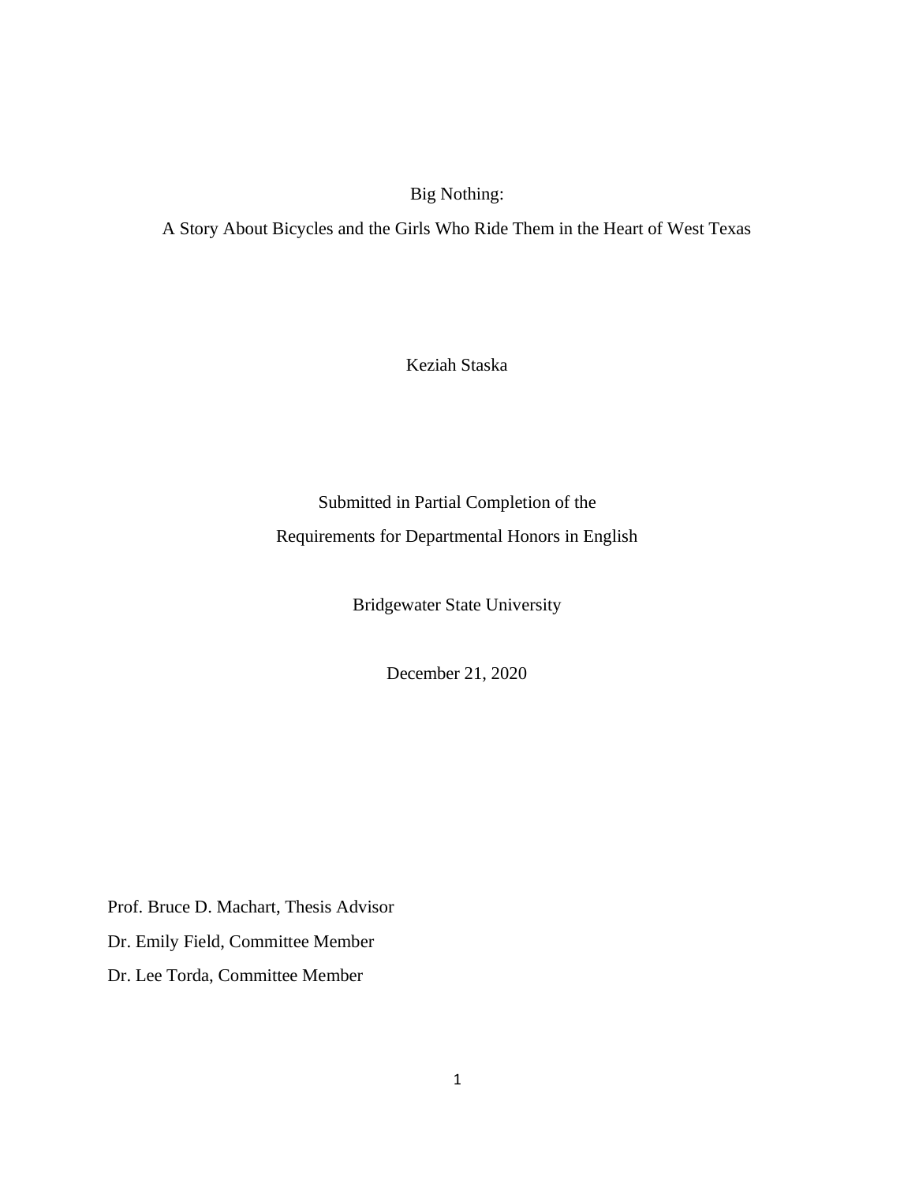Big Nothing:

A Story About Bicycles and the Girls Who Ride Them in the Heart of West Texas

Keziah Staska

Submitted in Partial Completion of the

Requirements for Departmental Honors in English

Bridgewater State University

December 21, 2020

Prof. Bruce D. Machart, Thesis Advisor

Dr. Emily Field, Committee Member

Dr. Lee Torda, Committee Member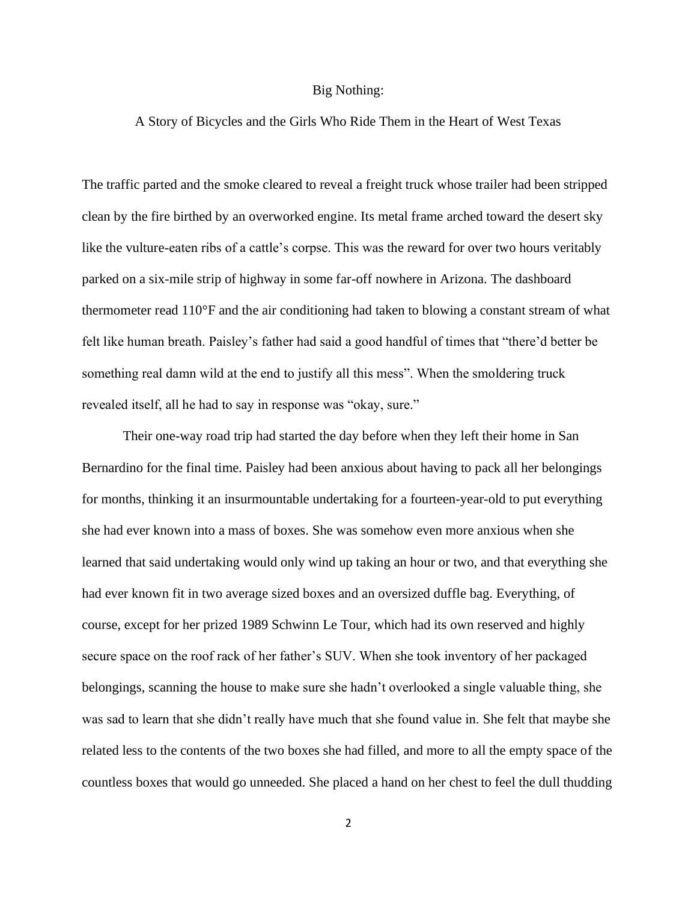# Big Nothing:

## A Story of Bicycles and the Girls Who Ride Them in the Heart of West Texas

The traffic parted and the smoke cleared to reveal a freight truck whose trailer had been stripped clean by the fire birthed by an overworked engine. Its metal frame arched toward the desert sky like the vulture-eaten ribs of a cattle's corpse. This was the reward for over two hours veritably parked on a six-mile strip of highway in some far-off nowhere in Arizona. The dashboard thermometer read 110°F and the air conditioning had taken to blowing a constant stream of what felt like human breath. Paisley's father had said a good handful of times that "there'd better be something real damn wild at the end to justify all this mess". When the smoldering truck revealed itself, all he had to say in response was "okay, sure."

Their one-way road trip had started the day before when they left their home in San Bernardino for the final time. Paisley had been anxious about having to pack all her belongings for months, thinking it an insurmountable undertaking for a fourteen-year-old to put everything she had ever known into a mass of boxes. She was somehow even more anxious when she learned that said undertaking would only wind up taking an hour or two, and that everything she had ever known fit in two average sized boxes and an oversized duffle bag. Everything, of course, except for her prized 1989 Schwinn Le Tour, which had its own reserved and highly secure space on the roof rack of her father's SUV. When she took inventory of her packaged belongings, scanning the house to make sure she hadn't overlooked a single valuable thing, she was sad to learn that she didn't really have much that she found value in. She felt that maybe she related less to the contents of the two boxes she had filled, and more to all the empty space of the countless boxes that would go unneeded. She placed a hand on her chest to feel the dull thudding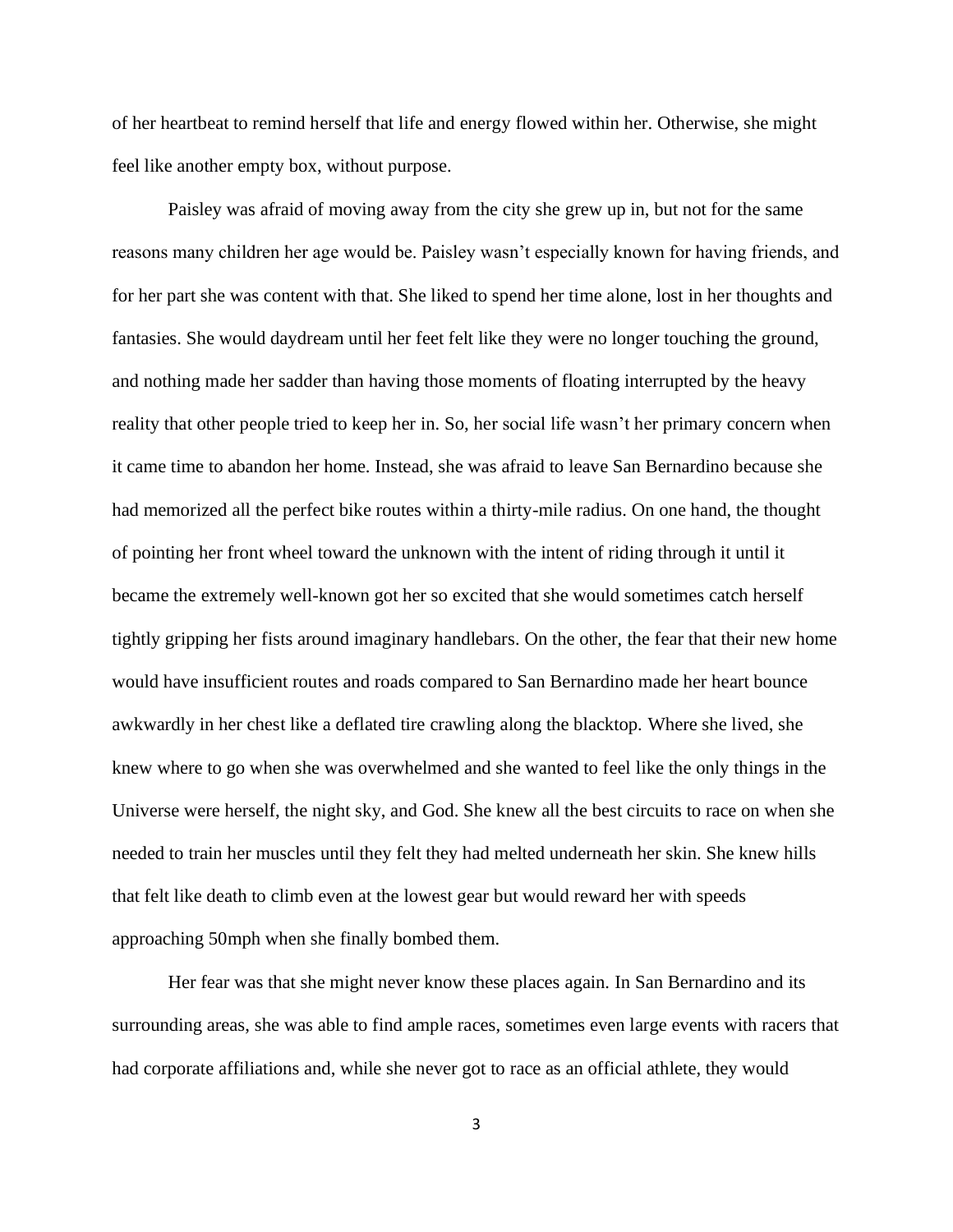of her heartbeat to remind herself that life and energy flowed within her. Otherwise, she might feel like another empty box, without purpose.

Paisley was afraid of moving away from the city she grew up in, but not for the same reasons many children her age would be. Paisley wasn't especially known for having friends, and for her part she was content with that. She liked to spend her time alone, lost in her thoughts and fantasies. She would daydream until her feet felt like they were no longer touching the ground, and nothing made her sadder than having those moments of floating interrupted by the heavy reality that other people tried to keep her in. So, her social life wasn't her primary concern when it came time to abandon her home. Instead, she was afraid to leave San Bernardino because she had memorized all the perfect bike routes within a thirty-mile radius. On one hand, the thought of pointing her front wheel toward the unknown with the intent of riding through it until it became the extremely well-known got her so excited that she would sometimes catch herself tightly gripping her fists around imaginary handlebars. On the other, the fear that their new home would have insufficient routes and roads compared to San Bernardino made her heart bounce awkwardly in her chest like a deflated tire crawling along the blacktop. Where she lived, she knew where to go when she was overwhelmed and she wanted to feel like the only things in the Universe were herself, the night sky, and God. She knew all the best circuits to race on when she needed to train her muscles until they felt they had melted underneath her skin. She knew hills that felt like death to climb even at the lowest gear but would reward her with speeds approaching 50mph when she finally bombed them.

Her fear was that she might never know these places again. In San Bernardino and its surrounding areas, she was able to find ample races, sometimes even large events with racers that had corporate affiliations and, while she never got to race as an official athlete, they would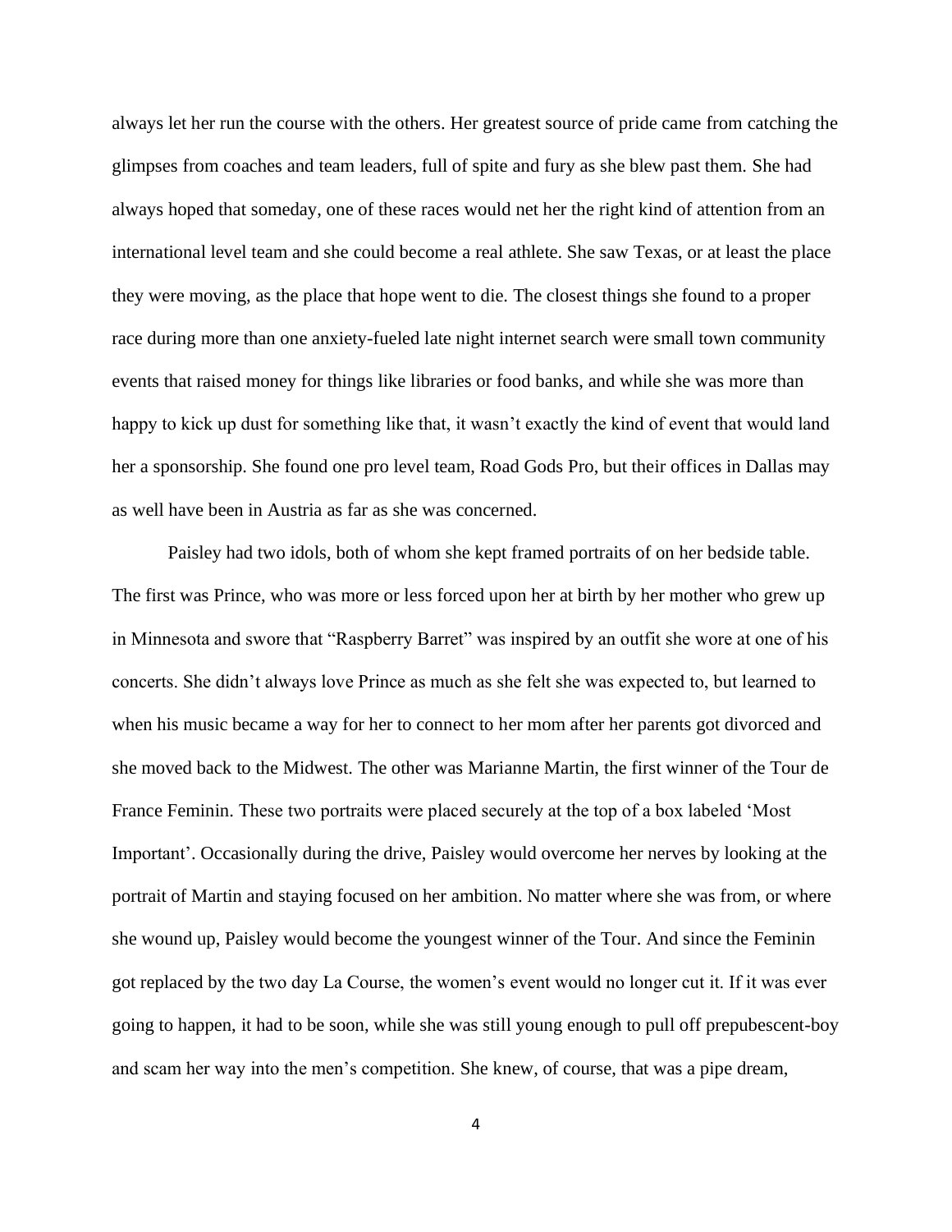always let her run the course with the others. Her greatest source of pride came from catching the glimpses from coaches and team leaders, full of spite and fury as she blew past them. She had always hoped that someday, one of these races would net her the right kind of attention from an international level team and she could become a real athlete. She saw Texas, or at least the place they were moving, as the place that hope went to die. The closest things she found to a proper race during more than one anxiety-fueled late night internet search were small town community events that raised money for things like libraries or food banks, and while she was more than happy to kick up dust for something like that, it wasn't exactly the kind of event that would land her a sponsorship. She found one pro level team, Road Gods Pro, but their offices in Dallas may as well have been in Austria as far as she was concerned.

Paisley had two idols, both of whom she kept framed portraits of on her bedside table. The first was Prince, who was more or less forced upon her at birth by her mother who grew up in Minnesota and swore that "Raspberry Barret" was inspired by an outfit she wore at one of his concerts. She didn't always love Prince as much as she felt she was expected to, but learned to when his music became a way for her to connect to her mom after her parents got divorced and she moved back to the Midwest. The other was Marianne Martin, the first winner of the Tour de France Feminin. These two portraits were placed securely at the top of a box labeled 'Most Important'. Occasionally during the drive, Paisley would overcome her nerves by looking at the portrait of Martin and staying focused on her ambition. No matter where she was from, or where she wound up, Paisley would become the youngest winner of the Tour. And since the Feminin got replaced by the two day La Course, the women's event would no longer cut it. If it was ever going to happen, it had to be soon, while she was still young enough to pull off prepubescent-boy and scam her way into the men's competition. She knew, of course, that was a pipe dream,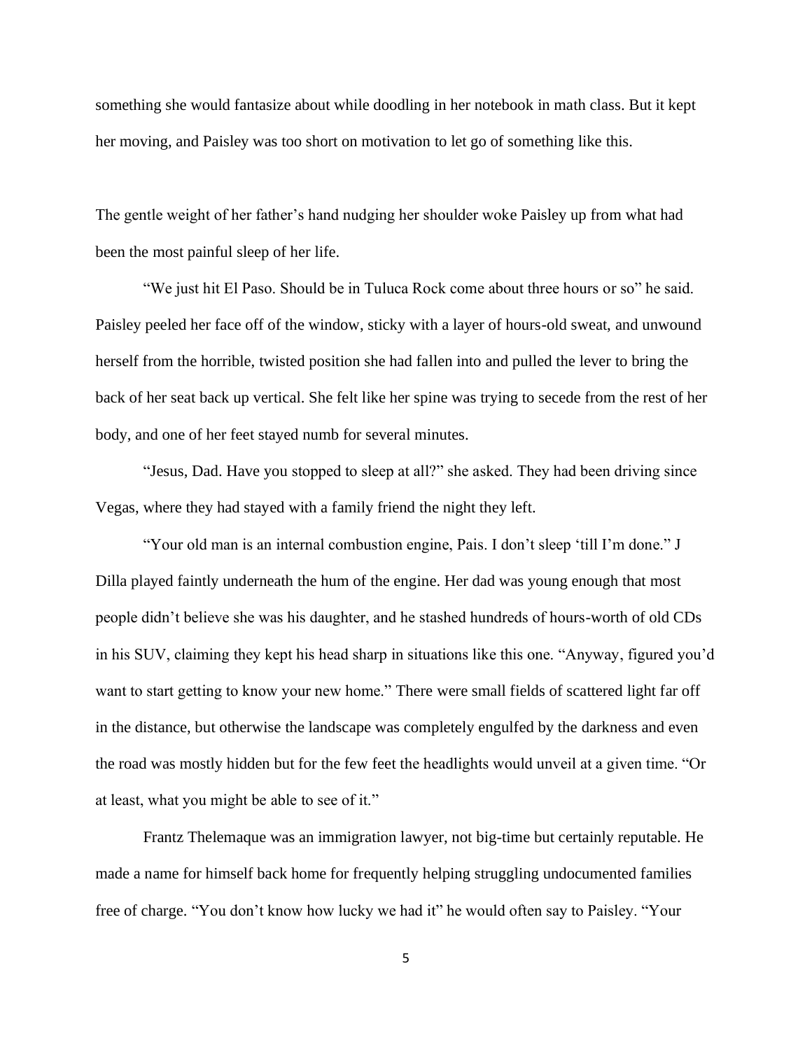something she would fantasize about while doodling in her notebook in math class. But it kept her moving, and Paisley was too short on motivation to let go of something like this.

The gentle weight of her father's hand nudging her shoulder woke Paisley up from what had been the most painful sleep of her life.

"We just hit El Paso. Should be in Tuluca Rock come about three hours or so" he said. Paisley peeled her face off of the window, sticky with a layer of hours-old sweat, and unwound herself from the horrible, twisted position she had fallen into and pulled the lever to bring the back of her seat back up vertical. She felt like her spine was trying to secede from the rest of her body, and one of her feet stayed numb for several minutes.

"Jesus, Dad. Have you stopped to sleep at all?" she asked. They had been driving since Vegas, where they had stayed with a family friend the night they left.

"Your old man is an internal combustion engine, Pais. I don't sleep 'till I'm done." J Dilla played faintly underneath the hum of the engine. Her dad was young enough that most people didn't believe she was his daughter, and he stashed hundreds of hours-worth of old CDs in his SUV, claiming they kept his head sharp in situations like this one. "Anyway, figured you'd want to start getting to know your new home." There were small fields of scattered light far off in the distance, but otherwise the landscape was completely engulfed by the darkness and even the road was mostly hidden but for the few feet the headlights would unveil at a given time. "Or at least, what you might be able to see of it."

Frantz Thelemaque was an immigration lawyer, not big-time but certainly reputable. He made a name for himself back home for frequently helping struggling undocumented families free of charge. "You don't know how lucky we had it" he would often say to Paisley. "Your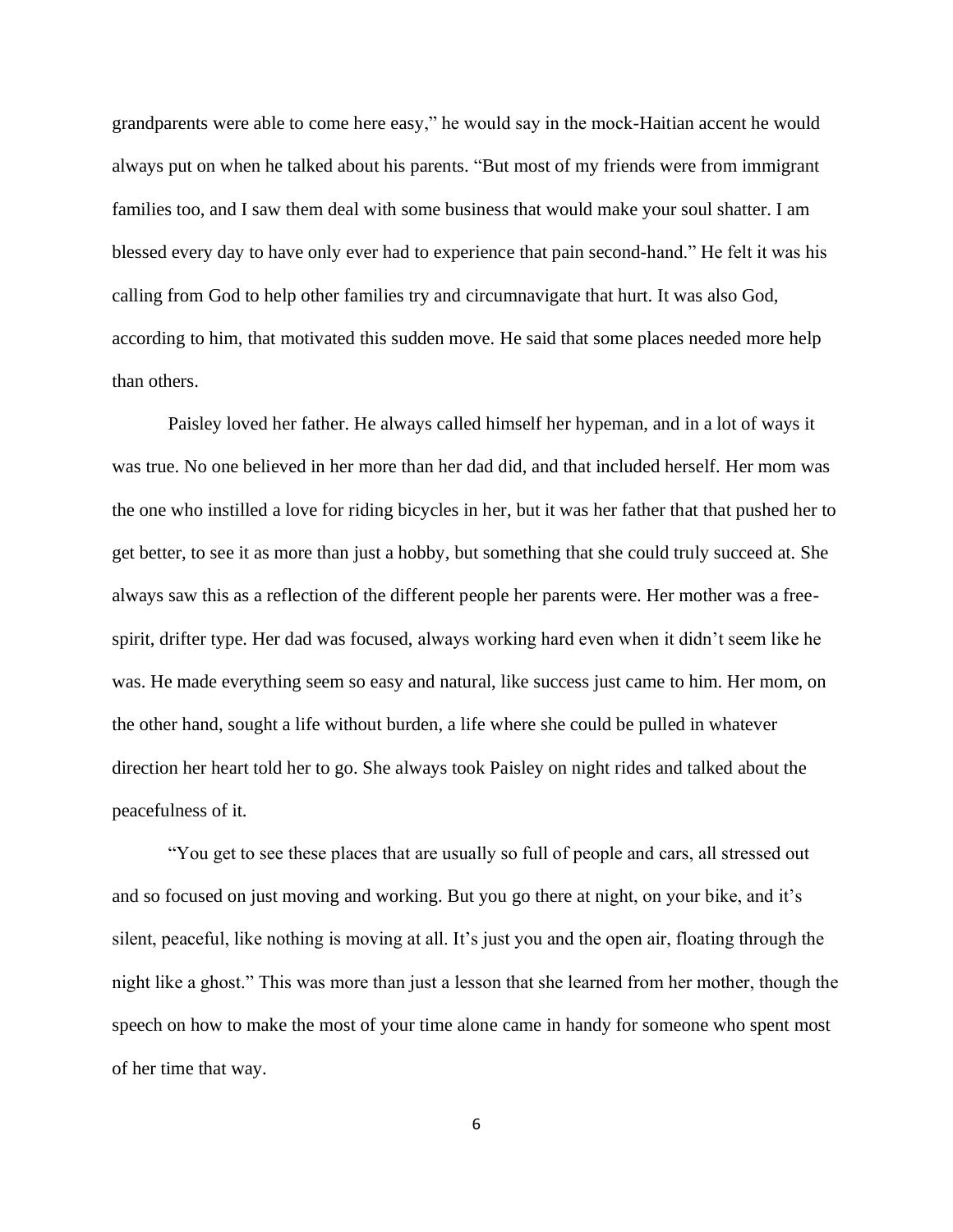grandparents were able to come here easy," he would say in the mock-Haitian accent he would always put on when he talked about his parents. "But most of my friends were from immigrant families too, and I saw them deal with some business that would make your soul shatter. I am blessed every day to have only ever had to experience that pain second-hand." He felt it was his calling from God to help other families try and circumnavigate that hurt. It was also God, according to him, that motivated this sudden move. He said that some places needed more help than others.

Paisley loved her father. He always called himself her hypeman, and in a lot of ways it was true. No one believed in her more than her dad did, and that included herself. Her mom was the one who instilled a love for riding bicycles in her, but it was her father that that pushed her to get better, to see it as more than just a hobby, but something that she could truly succeed at. She always saw this as a reflection of the different people her parents were. Her mother was a free-spirit, drifter type. Her dad was focused, always working hard even when it didn't seem like he was. He made everything seem so easy and natural, like success just came to him. Her mom, on the other hand, sought a life without burden, a life where she could be pulled in whatever direction her heart told her to go. She always took Paisley on night rides and talked about the peacefulness of it.

"You get to see these places that are usually so full of people and cars, all stressed out and so focused on just moving and working. But you go there at night, on your bike, and it's silent, peaceful, like nothing is moving at all. It's just you and the open air, floating through the night like a ghost." This was more than just a lesson that she learned from her mother, though the speech on how to make the most of your time alone came in handy for someone who spent most of her time that way.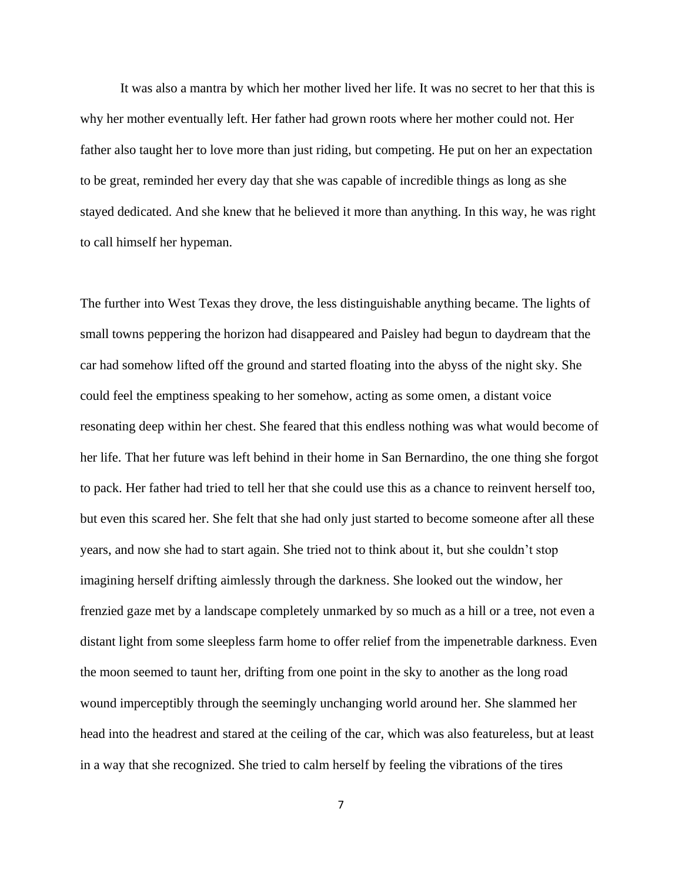It was also a mantra by which her mother lived her life. It was no secret to her that this is why her mother eventually left. Her father had grown roots where her mother could not. Her father also taught her to love more than just riding, but competing. He put on her an expectation to be great, reminded her every day that she was capable of incredible things as long as she stayed dedicated. And she knew that he believed it more than anything. In this way, he was right to call himself her hypeman.

The further into West Texas they drove, the less distinguishable anything became. The lights of small towns peppering the horizon had disappeared and Paisley had begun to daydream that the car had somehow lifted off the ground and started floating into the abyss of the night sky. She could feel the emptiness speaking to her somehow, acting as some omen, a distant voice resonating deep within her chest. She feared that this endless nothing was what would become of her life. That her future was left behind in their home in San Bernardino, the one thing she forgot to pack. Her father had tried to tell her that she could use this as a chance to reinvent herself too, but even this scared her. She felt that she had only just started to become someone after all these years, and now she had to start again. She tried not to think about it, but she couldn't stop imagining herself drifting aimlessly through the darkness. She looked out the window, her frenzied gaze met by a landscape completely unmarked by so much as a hill or a tree, not even a distant light from some sleepless farm home to offer relief from the impenetrable darkness. Even the moon seemed to taunt her, drifting from one point in the sky to another as the long road wound imperceptibly through the seemingly unchanging world around her. She slammed her head into the headrest and stared at the ceiling of the car, which was also featureless, but at least in a way that she recognized. She tried to calm herself by feeling the vibrations of the tires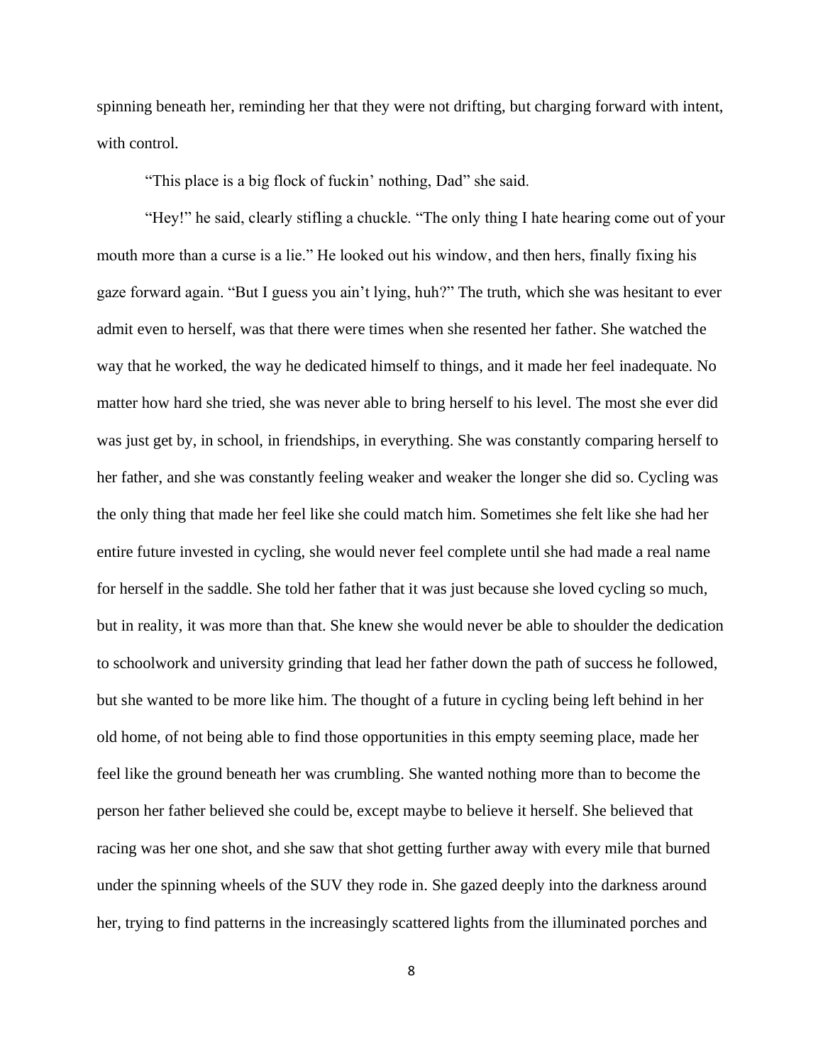spinning beneath her, reminding her that they were not drifting, but charging forward with intent, with control.

"This place is a big flock of fuckin' nothing, Dad" she said.

"Hey!" he said, clearly stifling a chuckle. "The only thing I hate hearing come out of your mouth more than a curse is a lie." He looked out his window, and then hers, finally fixing his gaze forward again. "But I guess you ain't lying, huh?" The truth, which she was hesitant to ever admit even to herself, was that there were times when she resented her father. She watched the way that he worked, the way he dedicated himself to things, and it made her feel inadequate. No matter how hard she tried, she was never able to bring herself to his level. The most she ever did was just get by, in school, in friendships, in everything. She was constantly comparing herself to her father, and she was constantly feeling weaker and weaker the longer she did so. Cycling was the only thing that made her feel like she could match him. Sometimes she felt like she had her entire future invested in cycling, she would never feel complete until she had made a real name for herself in the saddle. She told her father that it was just because she loved cycling so much, but in reality, it was more than that. She knew she would never be able to shoulder the dedication to schoolwork and university grinding that lead her father down the path of success he followed, but she wanted to be more like him. The thought of a future in cycling being left behind in her old home, of not being able to find those opportunities in this empty seeming place, made her feel like the ground beneath her was crumbling. She wanted nothing more than to become the person her father believed she could be, except maybe to believe it herself. She believed that racing was her one shot, and she saw that shot getting further away with every mile that burned under the spinning wheels of the SUV they rode in. She gazed deeply into the darkness around her, trying to find patterns in the increasingly scattered lights from the illuminated porches and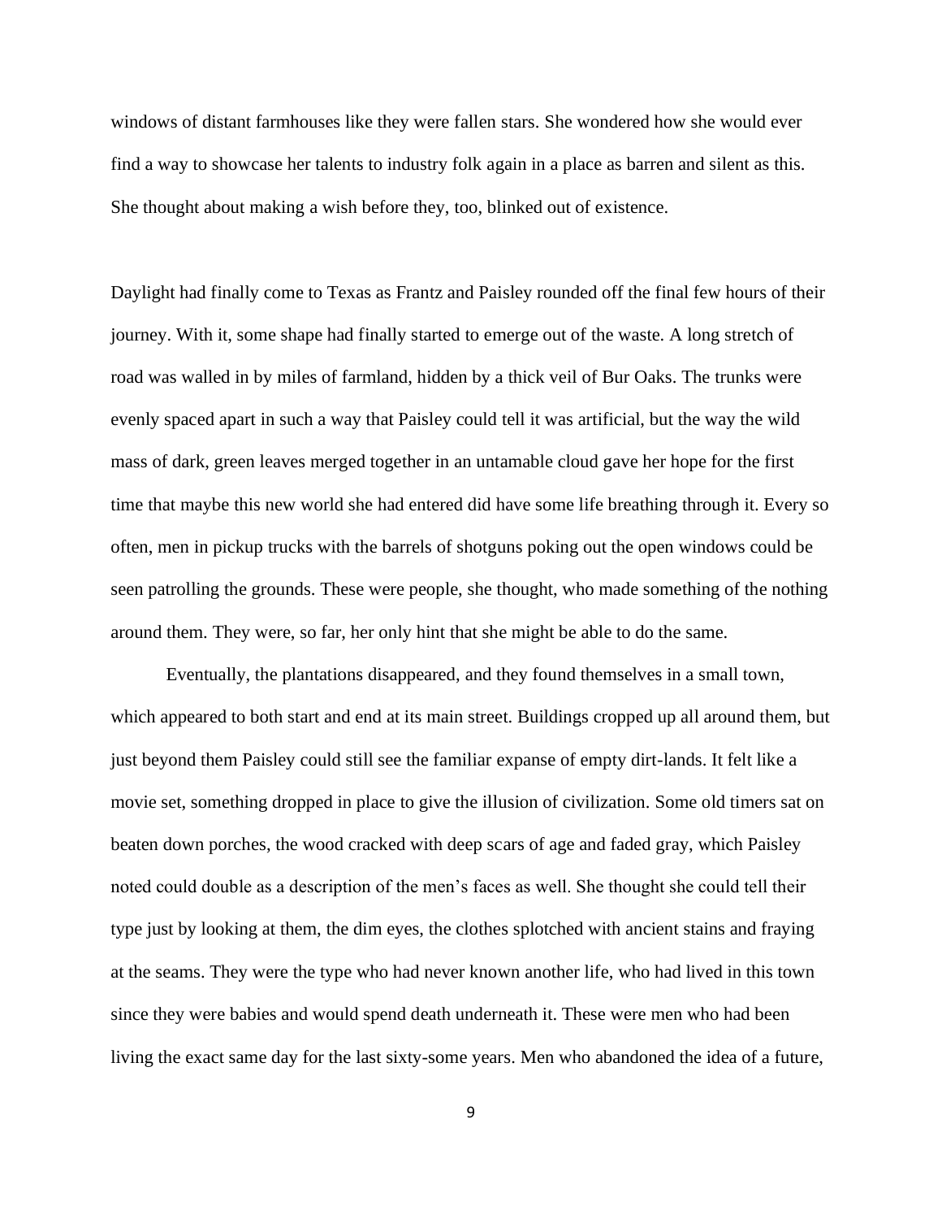windows of distant farmhouses like they were fallen stars. She wondered how she would ever find a way to showcase her talents to industry folk again in a place as barren and silent as this. She thought about making a wish before they, too, blinked out of existence.

Daylight had finally come to Texas as Frantz and Paisley rounded off the final few hours of their journey. With it, some shape had finally started to emerge out of the waste. A long stretch of road was walled in by miles of farmland, hidden by a thick veil of Bur Oaks. The trunks were evenly spaced apart in such a way that Paisley could tell it was artificial, but the way the wild mass of dark, green leaves merged together in an untamable cloud gave her hope for the first time that maybe this new world she had entered did have some life breathing through it. Every so often, men in pickup trucks with the barrels of shotguns poking out the open windows could be seen patrolling the grounds. These were people, she thought, who made something of the nothing around them. They were, so far, her only hint that she might be able to do the same.

Eventually, the plantations disappeared, and they found themselves in a small town, which appeared to both start and end at its main street. Buildings cropped up all around them, but just beyond them Paisley could still see the familiar expanse of empty dirt-lands. It felt like a movie set, something dropped in place to give the illusion of civilization. Some old timers sat on beaten down porches, the wood cracked with deep scars of age and faded gray, which Paisley noted could double as a description of the men's faces as well. She thought she could tell their type just by looking at them, the dim eyes, the clothes splotched with ancient stains and fraying at the seams. They were the type who had never known another life, who had lived in this town since they were babies and would spend death underneath it. These were men who had been living the exact same day for the last sixty-some years. Men who abandoned the idea of a future,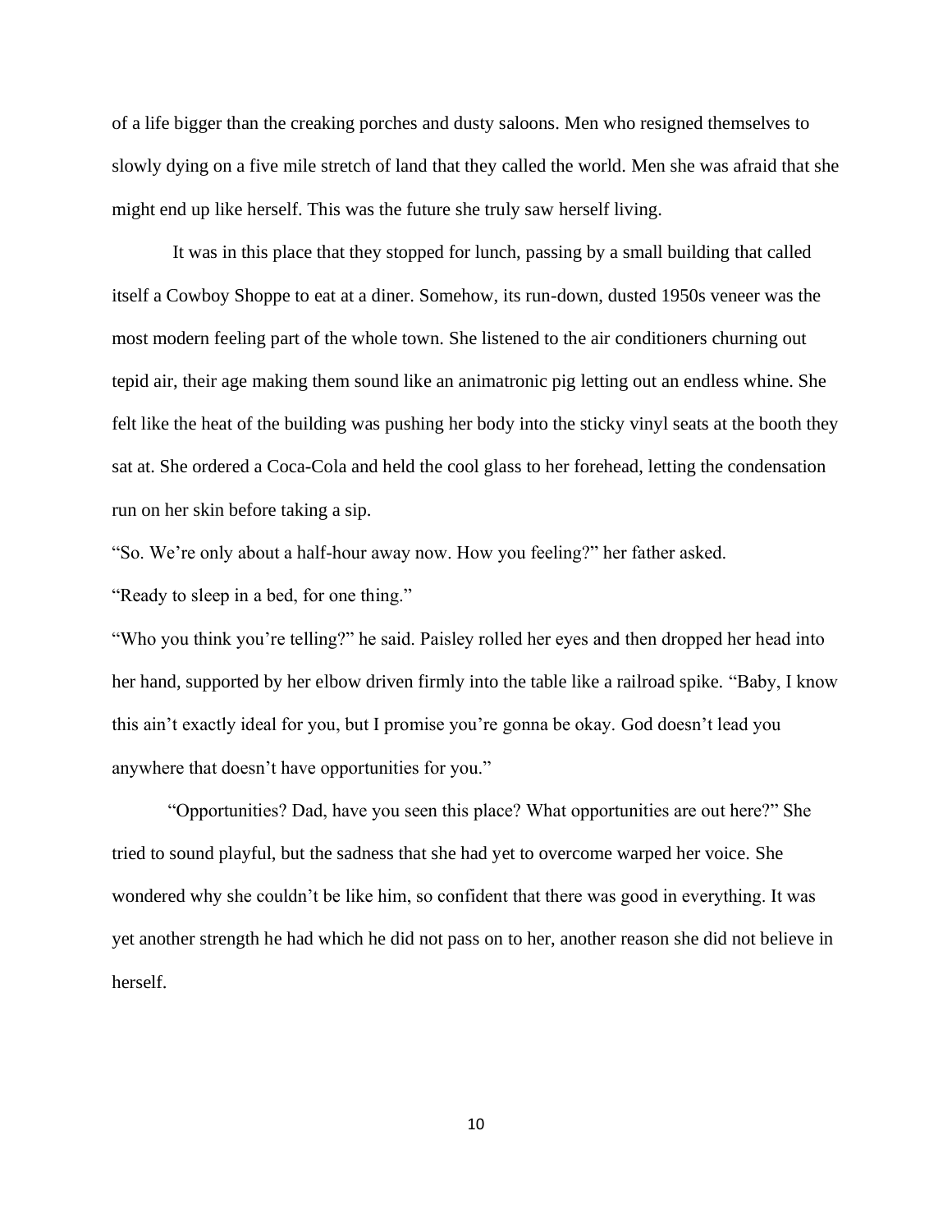of a life bigger than the creaking porches and dusty saloons. Men who resigned themselves to slowly dying on a five mile stretch of land that they called the world. Men she was afraid that she might end up like herself. This was the future she truly saw herself living.

It was in this place that they stopped for lunch, passing by a small building that called itself a Cowboy Shoppe to eat at a diner. Somehow, its run-down, dusted 1950s veneer was the most modern feeling part of the whole town. She listened to the air conditioners churning out tepid air, their age making them sound like an animatronic pig letting out an endless whine. She felt like the heat of the building was pushing her body into the sticky vinyl seats at the booth they sat at. She ordered a Coca-Cola and held the cool glass to her forehead, letting the condensation run on her skin before taking a sip.

"So. We're only about a half-hour away now. How you feeling?" her father asked.

"Ready to sleep in a bed, for one thing."

"Who you think you're telling?" he said. Paisley rolled her eyes and then dropped her head into her hand, supported by her elbow driven firmly into the table like a railroad spike. "Baby, I know this ain't exactly ideal for you, but I promise you're gonna be okay. God doesn't lead you anywhere that doesn't have opportunities for you."

"Opportunities? Dad, have you seen this place? What opportunities are out here?" She tried to sound playful, but the sadness that she had yet to overcome warped her voice. She wondered why she couldn't be like him, so confident that there was good in everything. It was yet another strength he had which he did not pass on to her, another reason she did not believe in herself.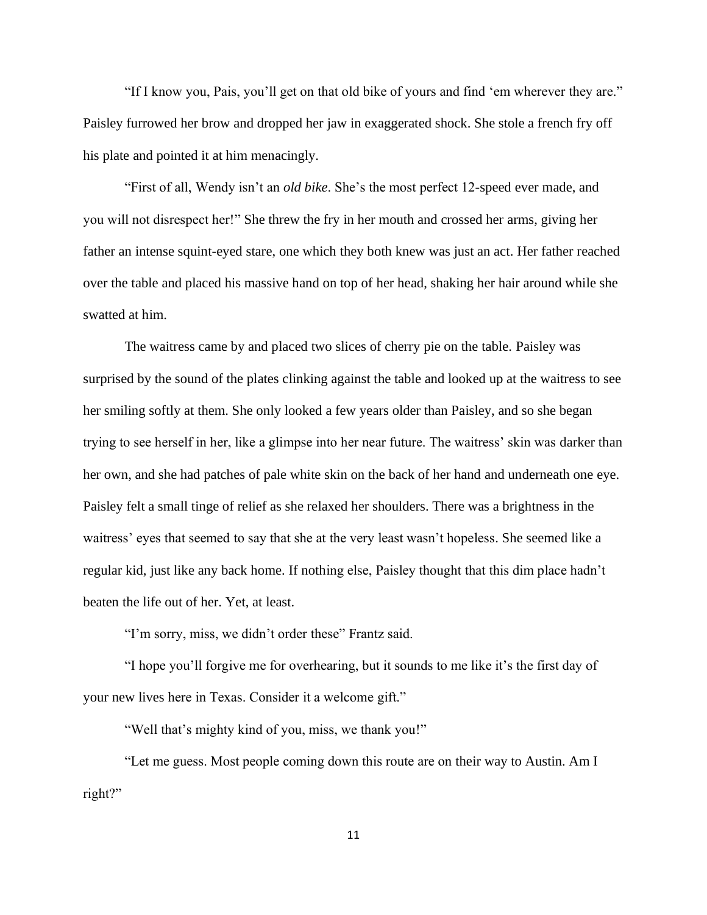"If I know you, Pais, you'll get on that old bike of yours and find 'em wherever they are." Paisley furrowed her brow and dropped her jaw in exaggerated shock. She stole a french fry off his plate and pointed it at him menacingly.

"First of all, Wendy isn't an *old bike*. She's the most perfect 12-speed ever made, and you will not disrespect her!" She threw the fry in her mouth and crossed her arms, giving her father an intense squint-eyed stare, one which they both knew was just an act. Her father reached over the table and placed his massive hand on top of her head, shaking her hair around while she swatted at him.

The waitress came by and placed two slices of cherry pie on the table. Paisley was surprised by the sound of the plates clinking against the table and looked up at the waitress to see her smiling softly at them. She only looked a few years older than Paisley, and so she began trying to see herself in her, like a glimpse into her near future. The waitress' skin was darker than her own, and she had patches of pale white skin on the back of her hand and underneath one eye. Paisley felt a small tinge of relief as she relaxed her shoulders. There was a brightness in the waitress' eyes that seemed to say that she at the very least wasn't hopeless. She seemed like a regular kid, just like any back home. If nothing else, Paisley thought that this dim place hadn't beaten the life out of her. Yet, at least.

"I'm sorry, miss, we didn't order these" Frantz said.

"I hope you'll forgive me for overhearing, but it sounds to me like it's the first day of your new lives here in Texas. Consider it a welcome gift."

"Well that's mighty kind of you, miss, we thank you!"

"Let me guess. Most people coming down this route are on their way to Austin. Am I right?"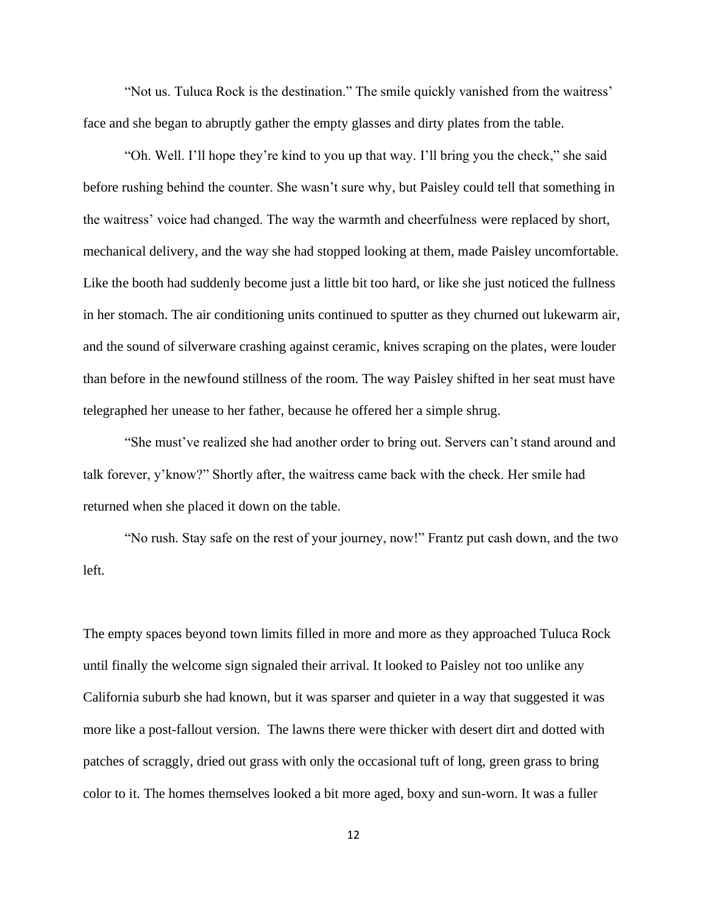"Not us. Tuluca Rock is the destination." The smile quickly vanished from the waitress' face and she began to abruptly gather the empty glasses and dirty plates from the table.

"Oh. Well. I'll hope they're kind to you up that way. I'll bring you the check," she said before rushing behind the counter. She wasn't sure why, but Paisley could tell that something in the waitress' voice had changed. The way the warmth and cheerfulness were replaced by short, mechanical delivery, and the way she had stopped looking at them, made Paisley uncomfortable. Like the booth had suddenly become just a little bit too hard, or like she just noticed the fullness in her stomach. The air conditioning units continued to sputter as they churned out lukewarm air, and the sound of silverware crashing against ceramic, knives scraping on the plates, were louder than before in the newfound stillness of the room. The way Paisley shifted in her seat must have telegraphed her unease to her father, because he offered her a simple shrug.

"She must've realized she had another order to bring out. Servers can't stand around and talk forever, y'know?" Shortly after, the waitress came back with the check. Her smile had returned when she placed it down on the table.

"No rush. Stay safe on the rest of your journey, now!" Frantz put cash down, and the two left.

The empty spaces beyond town limits filled in more and more as they approached Tuluca Rock until finally the welcome sign signaled their arrival. It looked to Paisley not too unlike any California suburb she had known, but it was sparser and quieter in a way that suggested it was more like a post-fallout version. The lawns there were thicker with desert dirt and dotted with patches of scraggly, dried out grass with only the occasional tuft of long, green grass to bring color to it. The homes themselves looked a bit more aged, boxy and sun-worn. It was a fuller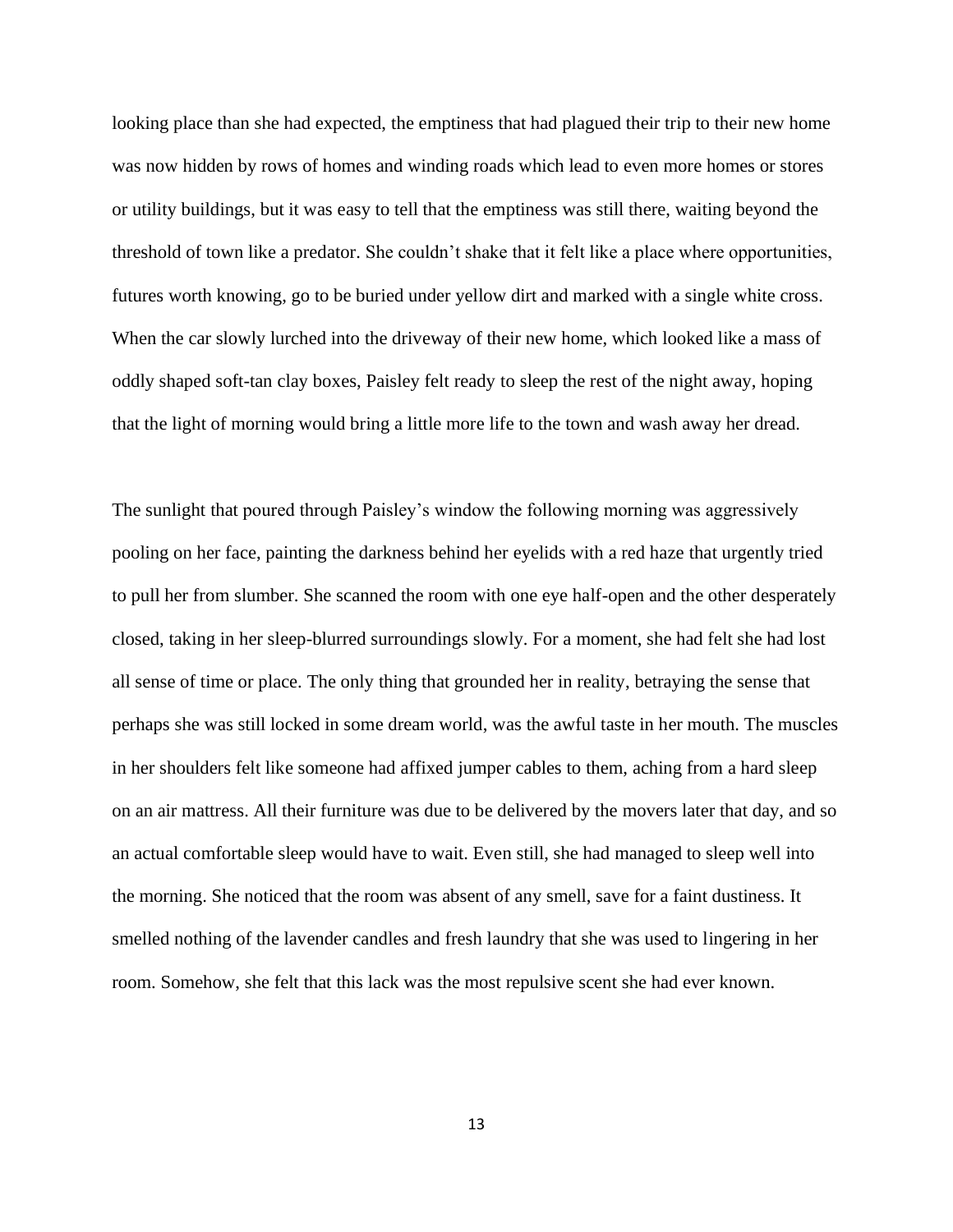looking place than she had expected, the emptiness that had plagued their trip to their new home was now hidden by rows of homes and winding roads which lead to even more homes or stores or utility buildings, but it was easy to tell that the emptiness was still there, waiting beyond the threshold of town like a predator. She couldn't shake that it felt like a place where opportunities, futures worth knowing, go to be buried under yellow dirt and marked with a single white cross. When the car slowly lurched into the driveway of their new home, which looked like a mass of oddly shaped soft-tan clay boxes, Paisley felt ready to sleep the rest of the night away, hoping that the light of morning would bring a little more life to the town and wash away her dread.

The sunlight that poured through Paisley's window the following morning was aggressively pooling on her face, painting the darkness behind her eyelids with a red haze that urgently tried to pull her from slumber. She scanned the room with one eye half-open and the other desperately closed, taking in her sleep-blurred surroundings slowly. For a moment, she had felt she had lost all sense of time or place. The only thing that grounded her in reality, betraying the sense that perhaps she was still locked in some dream world, was the awful taste in her mouth. The muscles in her shoulders felt like someone had affixed jumper cables to them, aching from a hard sleep on an air mattress. All their furniture was due to be delivered by the movers later that day, and so an actual comfortable sleep would have to wait. Even still, she had managed to sleep well into the morning. She noticed that the room was absent of any smell, save for a faint dustiness. It smelled nothing of the lavender candles and fresh laundry that she was used to lingering in her room. Somehow, she felt that this lack was the most repulsive scent she had ever known.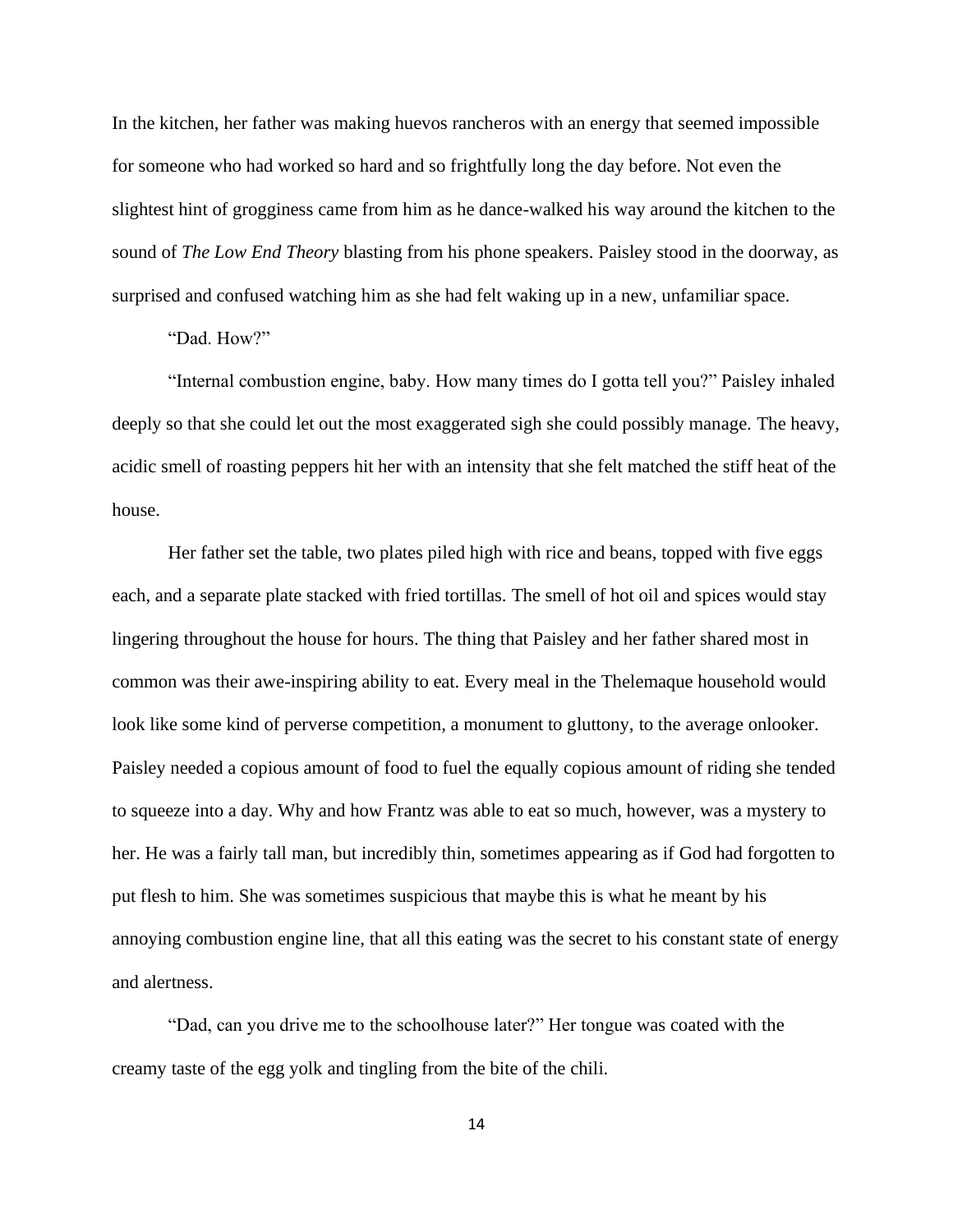In the kitchen, her father was making huevos rancheros with an energy that seemed impossible for someone who had worked so hard and so frightfully long the day before. Not even the slightest hint of grogginess came from him as he dance-walked his way around the kitchen to the sound of *The Low End Theory* blasting from his phone speakers. Paisley stood in the doorway, as surprised and confused watching him as she had felt waking up in a new, unfamiliar space.

"Dad. How?"

"Internal combustion engine, baby. How many times do I gotta tell you?" Paisley inhaled deeply so that she could let out the most exaggerated sigh she could possibly manage. The heavy, acidic smell of roasting peppers hit her with an intensity that she felt matched the stiff heat of the house.

Her father set the table, two plates piled high with rice and beans, topped with five eggs each, and a separate plate stacked with fried tortillas. The smell of hot oil and spices would stay lingering throughout the house for hours. The thing that Paisley and her father shared most in common was their awe-inspiring ability to eat. Every meal in the Thelemaque household would look like some kind of perverse competition, a monument to gluttony, to the average onlooker. Paisley needed a copious amount of food to fuel the equally copious amount of riding she tended to squeeze into a day. Why and how Frantz was able to eat so much, however, was a mystery to her. He was a fairly tall man, but incredibly thin, sometimes appearing as if God had forgotten to put flesh to him. She was sometimes suspicious that maybe this is what he meant by his annoying combustion engine line, that all this eating was the secret to his constant state of energy and alertness.

"Dad, can you drive me to the schoolhouse later?" Her tongue was coated with the creamy taste of the egg yolk and tingling from the bite of the chili.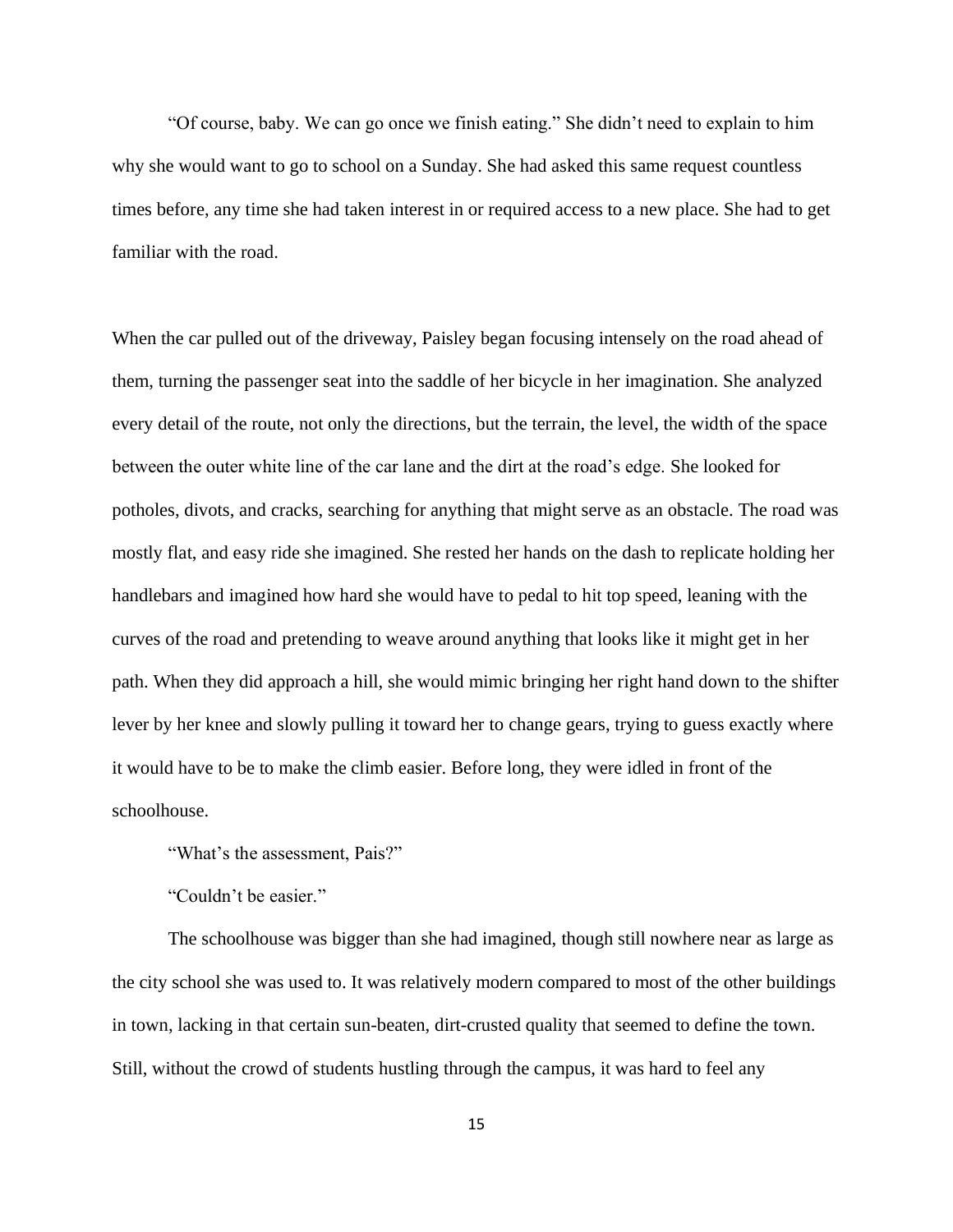"Of course, baby. We can go once we finish eating." She didn't need to explain to him why she would want to go to school on a Sunday. She had asked this same request countless times before, any time she had taken interest in or required access to a new place. She had to get familiar with the road.

When the car pulled out of the driveway, Paisley began focusing intensely on the road ahead of them, turning the passenger seat into the saddle of her bicycle in her imagination. She analyzed every detail of the route, not only the directions, but the terrain, the level, the width of the space between the outer white line of the car lane and the dirt at the road's edge. She looked for potholes, divots, and cracks, searching for anything that might serve as an obstacle. The road was mostly flat, and easy ride she imagined. She rested her hands on the dash to replicate holding her handlebars and imagined how hard she would have to pedal to hit top speed, leaning with the curves of the road and pretending to weave around anything that looks like it might get in her path. When they did approach a hill, she would mimic bringing her right hand down to the shifter lever by her knee and slowly pulling it toward her to change gears, trying to guess exactly where it would have to be to make the climb easier. Before long, they were idled in front of the schoolhouse.

"What's the assessment, Pais?"

"Couldn't be easier."

The schoolhouse was bigger than she had imagined, though still nowhere near as large as the city school she was used to. It was relatively modern compared to most of the other buildings in town, lacking in that certain sun-beaten, dirt-crusted quality that seemed to define the town. Still, without the crowd of students hustling through the campus, it was hard to feel any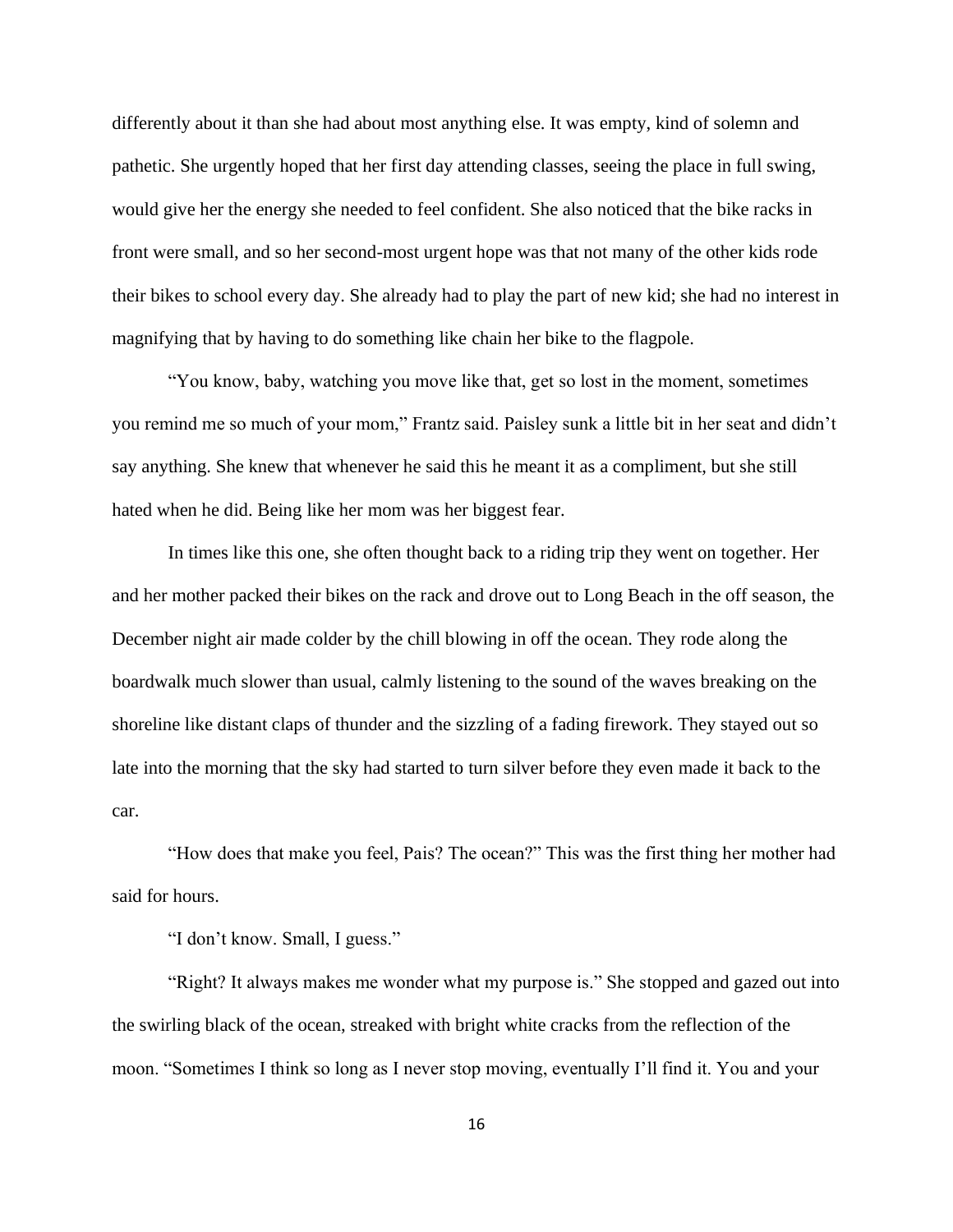differently about it than she had about most anything else. It was empty, kind of solemn and pathetic. She urgently hoped that her first day attending classes, seeing the place in full swing, would give her the energy she needed to feel confident. She also noticed that the bike racks in front were small, and so her second-most urgent hope was that not many of the other kids rode their bikes to school every day. She already had to play the part of new kid; she had no interest in magnifying that by having to do something like chain her bike to the flagpole.

"You know, baby, watching you move like that, get so lost in the moment, sometimes you remind me so much of your mom," Frantz said. Paisley sunk a little bit in her seat and didn't say anything. She knew that whenever he said this he meant it as a compliment, but she still hated when he did. Being like her mom was her biggest fear.

In times like this one, she often thought back to a riding trip they went on together. Her and her mother packed their bikes on the rack and drove out to Long Beach in the off season, the December night air made colder by the chill blowing in off the ocean. They rode along the boardwalk much slower than usual, calmly listening to the sound of the waves breaking on the shoreline like distant claps of thunder and the sizzling of a fading firework. They stayed out so late into the morning that the sky had started to turn silver before they even made it back to the car.

"How does that make you feel, Pais? The ocean?" This was the first thing her mother had said for hours.

"I don't know. Small, I guess."

"Right? It always makes me wonder what my purpose is." She stopped and gazed out into the swirling black of the ocean, streaked with bright white cracks from the reflection of the moon. "Sometimes I think so long as I never stop moving, eventually I'll find it. You and your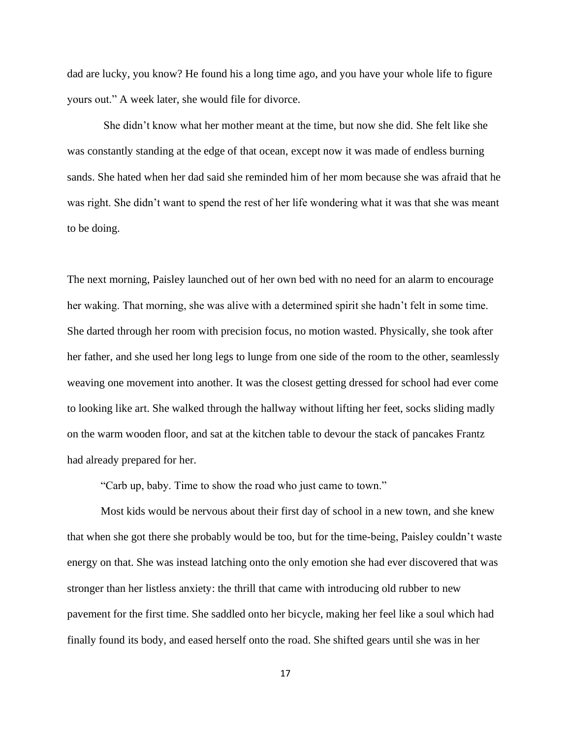dad are lucky, you know? He found his a long time ago, and you have your whole life to figure yours out." A week later, she would file for divorce.

She didn't know what her mother meant at the time, but now she did. She felt like she was constantly standing at the edge of that ocean, except now it was made of endless burning sands. She hated when her dad said she reminded him of her mom because she was afraid that he was right. She didn't want to spend the rest of her life wondering what it was that she was meant to be doing.

The next morning, Paisley launched out of her own bed with no need for an alarm to encourage her waking. That morning, she was alive with a determined spirit she hadn't felt in some time. She darted through her room with precision focus, no motion wasted. Physically, she took after her father, and she used her long legs to lunge from one side of the room to the other, seamlessly weaving one movement into another. It was the closest getting dressed for school had ever come to looking like art. She walked through the hallway without lifting her feet, socks sliding madly on the warm wooden floor, and sat at the kitchen table to devour the stack of pancakes Frantz had already prepared for her.

"Carb up, baby. Time to show the road who just came to town."

Most kids would be nervous about their first day of school in a new town, and she knew that when she got there she probably would be too, but for the time-being, Paisley couldn't waste energy on that. She was instead latching onto the only emotion she had ever discovered that was stronger than her listless anxiety: the thrill that came with introducing old rubber to new pavement for the first time. She saddled onto her bicycle, making her feel like a soul which had finally found its body, and eased herself onto the road. She shifted gears until she was in her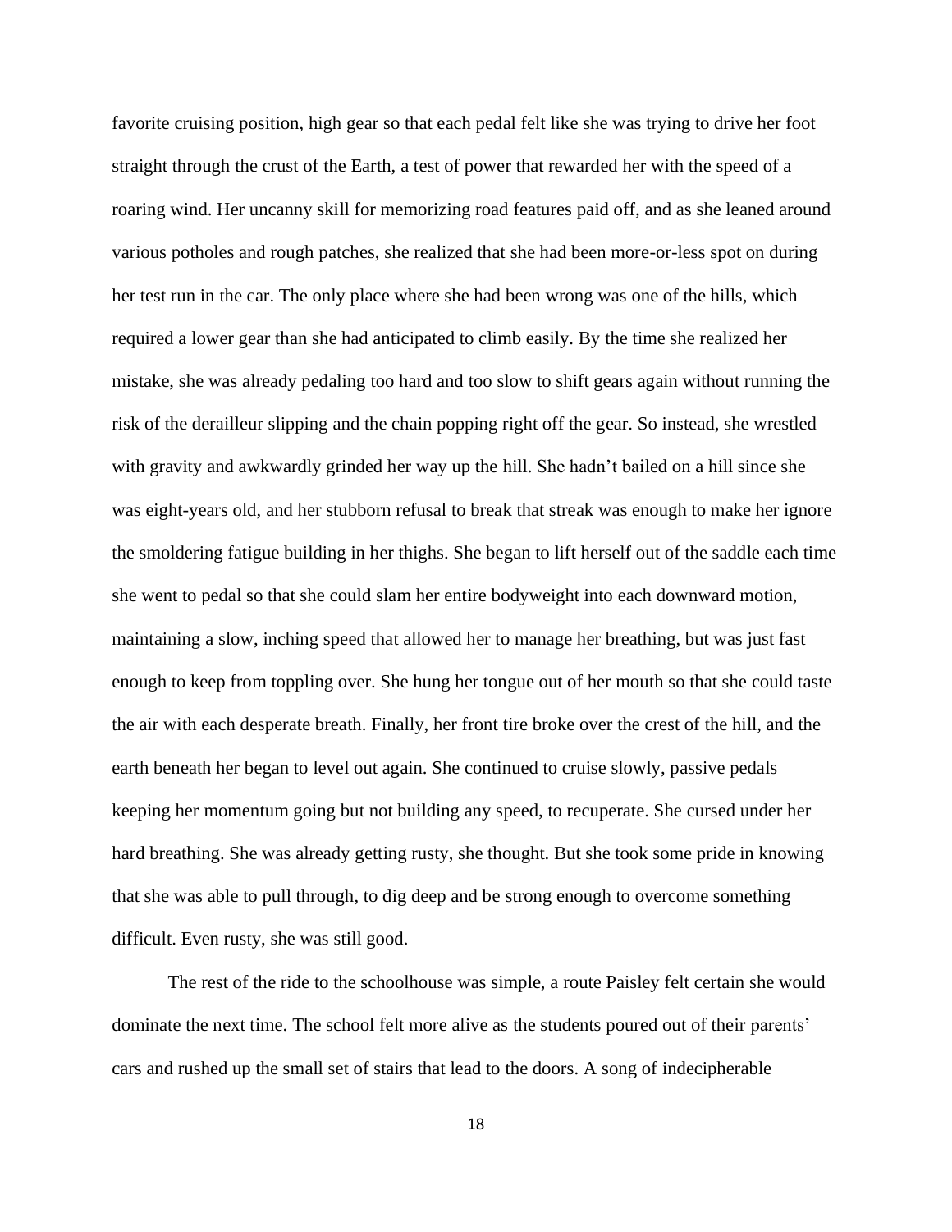favorite cruising position, high gear so that each pedal felt like she was trying to drive her foot straight through the crust of the Earth, a test of power that rewarded her with the speed of a roaring wind. Her uncanny skill for memorizing road features paid off, and as she leaned around various potholes and rough patches, she realized that she had been more-or-less spot on during her test run in the car. The only place where she had been wrong was one of the hills, which required a lower gear than she had anticipated to climb easily. By the time she realized her mistake, she was already pedaling too hard and too slow to shift gears again without running the risk of the derailleur slipping and the chain popping right off the gear. So instead, she wrestled with gravity and awkwardly grinded her way up the hill. She hadn't bailed on a hill since she was eight-years old, and her stubborn refusal to break that streak was enough to make her ignore the smoldering fatigue building in her thighs. She began to lift herself out of the saddle each time she went to pedal so that she could slam her entire bodyweight into each downward motion, maintaining a slow, inching speed that allowed her to manage her breathing, but was just fast enough to keep from toppling over. She hung her tongue out of her mouth so that she could taste the air with each desperate breath. Finally, her front tire broke over the crest of the hill, and the earth beneath her began to level out again. She continued to cruise slowly, passive pedals keeping her momentum going but not building any speed, to recuperate. She cursed under her hard breathing. She was already getting rusty, she thought. But she took some pride in knowing that she was able to pull through, to dig deep and be strong enough to overcome something difficult. Even rusty, she was still good.

The rest of the ride to the schoolhouse was simple, a route Paisley felt certain she would dominate the next time. The school felt more alive as the students poured out of their parents' cars and rushed up the small set of stairs that lead to the doors. A song of indecipherable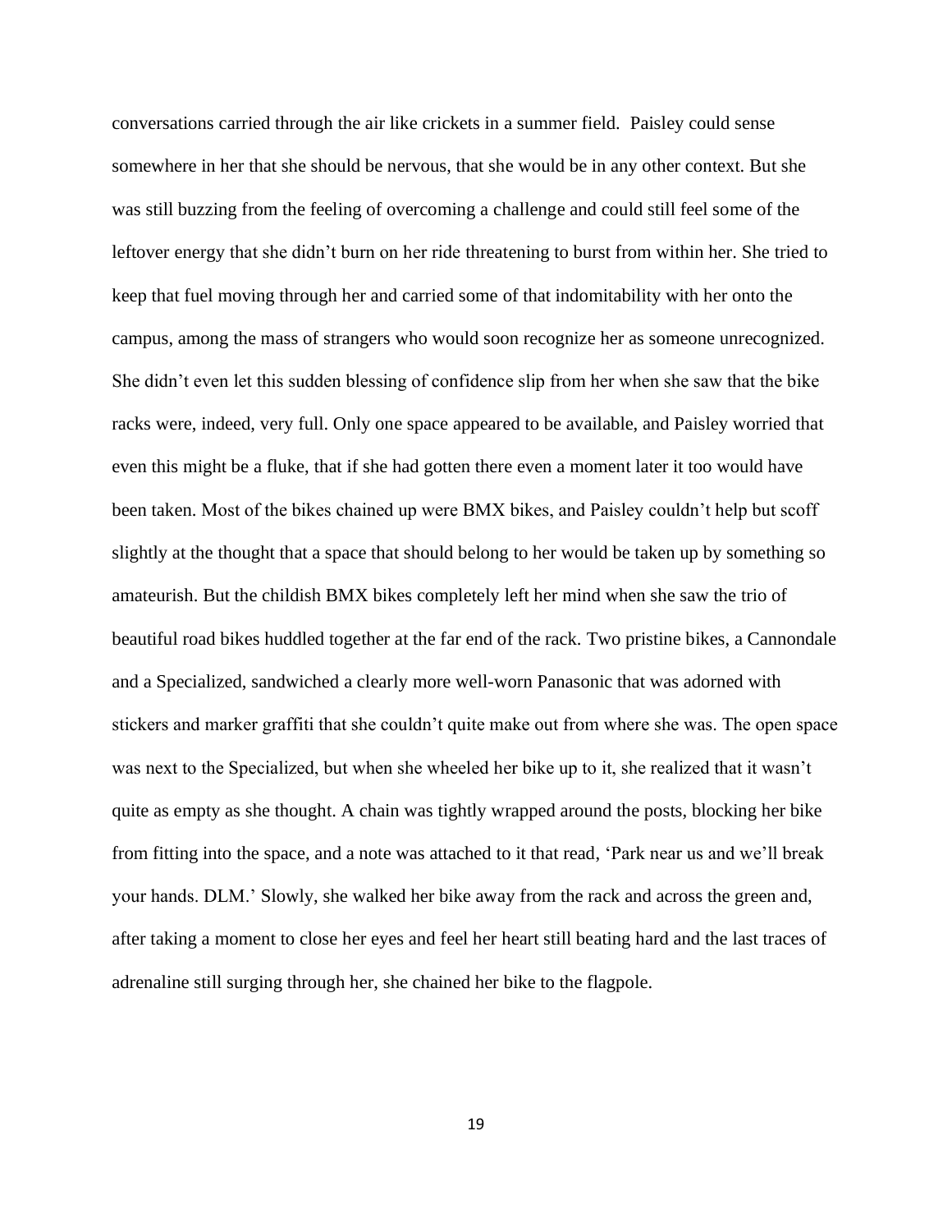conversations carried through the air like crickets in a summer field. Paisley could sense somewhere in her that she should be nervous, that she would be in any other context. But she was still buzzing from the feeling of overcoming a challenge and could still feel some of the leftover energy that she didn't burn on her ride threatening to burst from within her. She tried to keep that fuel moving through her and carried some of that indomitability with her onto the campus, among the mass of strangers who would soon recognize her as someone unrecognized. She didn't even let this sudden blessing of confidence slip from her when she saw that the bike racks were, indeed, very full. Only one space appeared to be available, and Paisley worried that even this might be a fluke, that if she had gotten there even a moment later it too would have been taken. Most of the bikes chained up were BMX bikes, and Paisley couldn't help but scoff slightly at the thought that a space that should belong to her would be taken up by something so amateurish. But the childish BMX bikes completely left her mind when she saw the trio of beautiful road bikes huddled together at the far end of the rack. Two pristine bikes, a Cannondale and a Specialized, sandwiched a clearly more well-worn Panasonic that was adorned with stickers and marker graffiti that she couldn't quite make out from where she was. The open space was next to the Specialized, but when she wheeled her bike up to it, she realized that it wasn't quite as empty as she thought. A chain was tightly wrapped around the posts, blocking her bike from fitting into the space, and a note was attached to it that read, 'Park near us and we'll break your hands. DLM.' Slowly, she walked her bike away from the rack and across the green and, after taking a moment to close her eyes and feel her heart still beating hard and the last traces of adrenaline still surging through her, she chained her bike to the flagpole.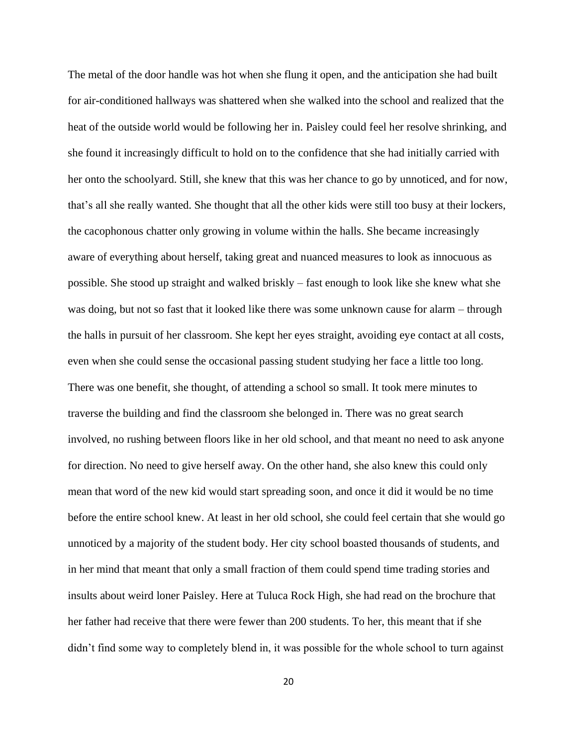The metal of the door handle was hot when she flung it open, and the anticipation she had built for air-conditioned hallways was shattered when she walked into the school and realized that the heat of the outside world would be following her in. Paisley could feel her resolve shrinking, and she found it increasingly difficult to hold on to the confidence that she had initially carried with her onto the schoolyard. Still, she knew that this was her chance to go by unnoticed, and for now, that's all she really wanted. She thought that all the other kids were still too busy at their lockers, the cacophonous chatter only growing in volume within the halls. She became increasingly aware of everything about herself, taking great and nuanced measures to look as innocuous as possible. She stood up straight and walked briskly – fast enough to look like she knew what she was doing, but not so fast that it looked like there was some unknown cause for alarm – through the halls in pursuit of her classroom. She kept her eyes straight, avoiding eye contact at all costs, even when she could sense the occasional passing student studying her face a little too long. There was one benefit, she thought, of attending a school so small. It took mere minutes to traverse the building and find the classroom she belonged in. There was no great search involved, no rushing between floors like in her old school, and that meant no need to ask anyone for direction. No need to give herself away. On the other hand, she also knew this could only mean that word of the new kid would start spreading soon, and once it did it would be no time before the entire school knew. At least in her old school, she could feel certain that she would go unnoticed by a majority of the student body. Her city school boasted thousands of students, and in her mind that meant that only a small fraction of them could spend time trading stories and insults about weird loner Paisley. Here at Tuluca Rock High, she had read on the brochure that her father had receive that there were fewer than 200 students. To her, this meant that if she didn't find some way to completely blend in, it was possible for the whole school to turn against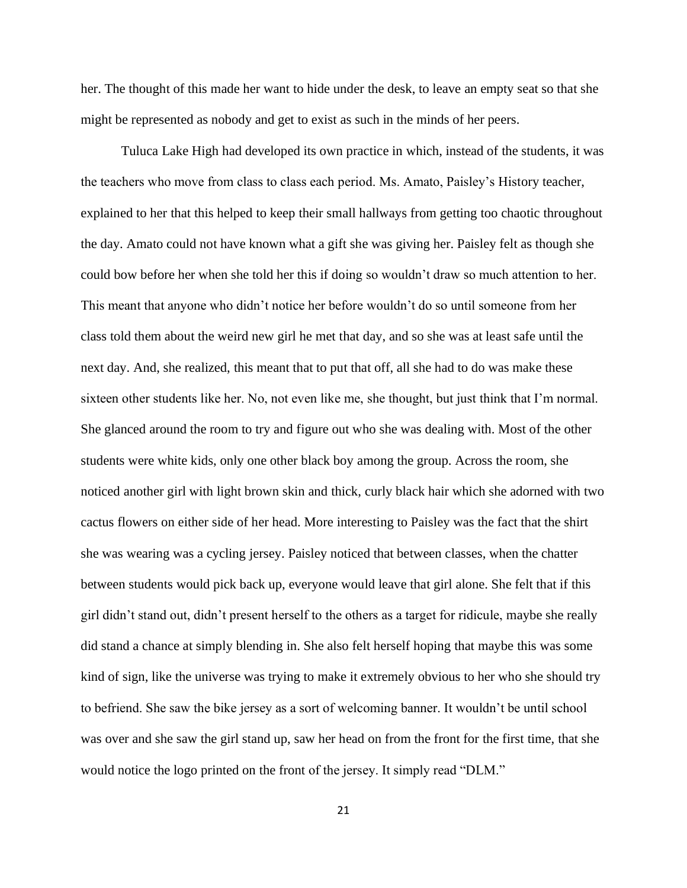her. The thought of this made her want to hide under the desk, to leave an empty seat so that she might be represented as nobody and get to exist as such in the minds of her peers.

Tuluca Lake High had developed its own practice in which, instead of the students, it was the teachers who move from class to class each period. Ms. Amato, Paisley's History teacher, explained to her that this helped to keep their small hallways from getting too chaotic throughout the day. Amato could not have known what a gift she was giving her. Paisley felt as though she could bow before her when she told her this if doing so wouldn't draw so much attention to her. This meant that anyone who didn't notice her before wouldn't do so until someone from her class told them about the weird new girl he met that day, and so she was at least safe until the next day. And, she realized, this meant that to put that off, all she had to do was make these sixteen other students like her. No, not even like me, she thought, but just think that I'm normal. She glanced around the room to try and figure out who she was dealing with. Most of the other students were white kids, only one other black boy among the group. Across the room, she noticed another girl with light brown skin and thick, curly black hair which she adorned with two cactus flowers on either side of her head. More interesting to Paisley was the fact that the shirt she was wearing was a cycling jersey. Paisley noticed that between classes, when the chatter between students would pick back up, everyone would leave that girl alone. She felt that if this girl didn't stand out, didn't present herself to the others as a target for ridicule, maybe she really did stand a chance at simply blending in. She also felt herself hoping that maybe this was some kind of sign, like the universe was trying to make it extremely obvious to her who she should try to befriend. She saw the bike jersey as a sort of welcoming banner. It wouldn't be until school was over and she saw the girl stand up, saw her head on from the front for the first time, that she would notice the logo printed on the front of the jersey. It simply read "DLM."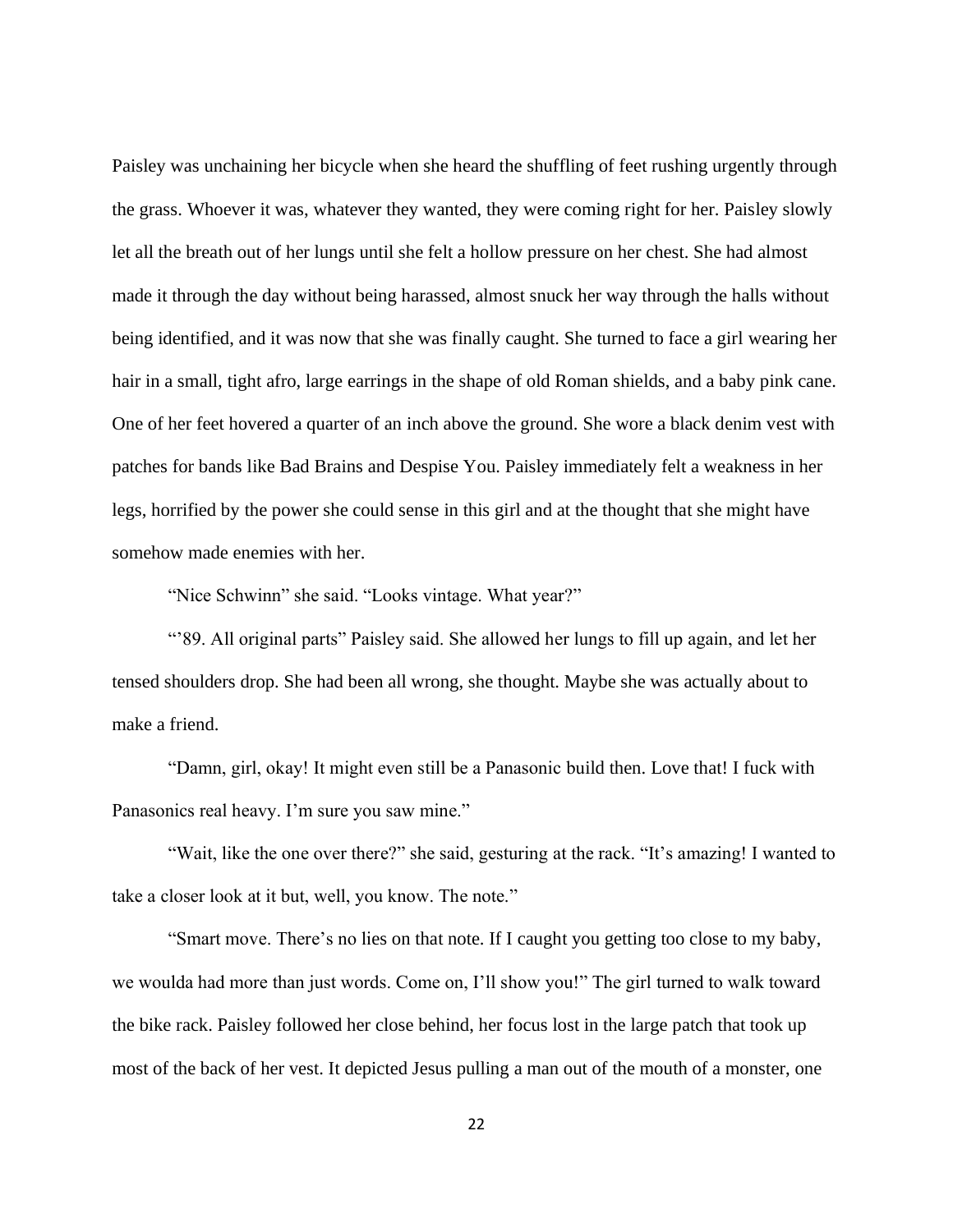Paisley was unchaining her bicycle when she heard the shuffling of feet rushing urgently through the grass. Whoever it was, whatever they wanted, they were coming right for her. Paisley slowly let all the breath out of her lungs until she felt a hollow pressure on her chest. She had almost made it through the day without being harassed, almost snuck her way through the halls without being identified, and it was now that she was finally caught. She turned to face a girl wearing her hair in a small, tight afro, large earrings in the shape of old Roman shields, and a baby pink cane. One of her feet hovered a quarter of an inch above the ground. She wore a black denim vest with patches for bands like Bad Brains and Despise You. Paisley immediately felt a weakness in her legs, horrified by the power she could sense in this girl and at the thought that she might have somehow made enemies with her.

"Nice Schwinn" she said. "Looks vintage. What year?"

"'89. All original parts" Paisley said. She allowed her lungs to fill up again, and let her tensed shoulders drop. She had been all wrong, she thought. Maybe she was actually about to make a friend.

"Damn, girl, okay! It might even still be a Panasonic build then. Love that! I fuck with Panasonics real heavy. I'm sure you saw mine."

"Wait, like the one over there?" she said, gesturing at the rack. "It's amazing! I wanted to take a closer look at it but, well, you know. The note."

"Smart move. There's no lies on that note. If I caught you getting too close to my baby, we woulda had more than just words. Come on, I'll show you!" The girl turned to walk toward the bike rack. Paisley followed her close behind, her focus lost in the large patch that took up most of the back of her vest. It depicted Jesus pulling a man out of the mouth of a monster, one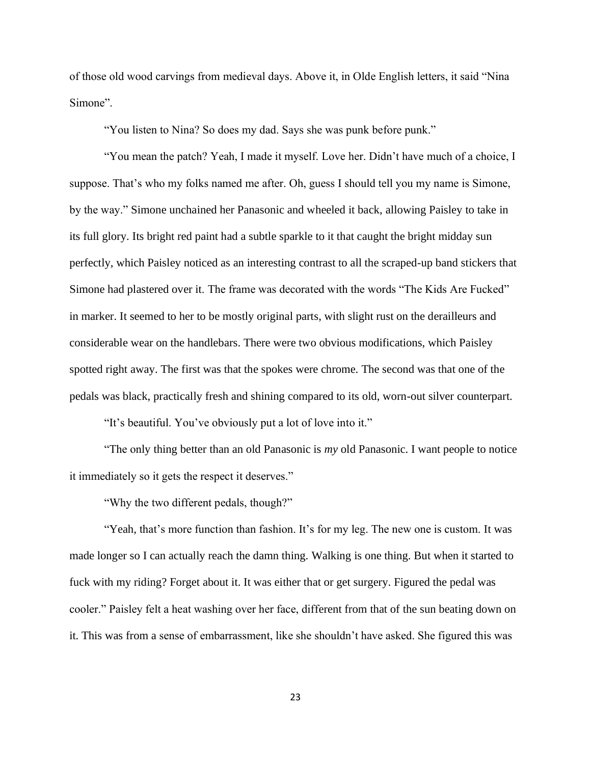of those old wood carvings from medieval days. Above it, in Olde English letters, it said "Nina Simone".

"You listen to Nina? So does my dad. Says she was punk before punk."

"You mean the patch? Yeah, I made it myself. Love her. Didn't have much of a choice, I suppose. That's who my folks named me after. Oh, guess I should tell you my name is Simone, by the way." Simone unchained her Panasonic and wheeled it back, allowing Paisley to take in its full glory. Its bright red paint had a subtle sparkle to it that caught the bright midday sun perfectly, which Paisley noticed as an interesting contrast to all the scraped-up band stickers that Simone had plastered over it. The frame was decorated with the words "The Kids Are Fucked" in marker. It seemed to her to be mostly original parts, with slight rust on the derailleurs and considerable wear on the handlebars. There were two obvious modifications, which Paisley spotted right away. The first was that the spokes were chrome. The second was that one of the pedals was black, practically fresh and shining compared to its old, worn-out silver counterpart.

"It's beautiful. You've obviously put a lot of love into it."

"The only thing better than an old Panasonic is *my* old Panasonic. I want people to notice it immediately so it gets the respect it deserves."

"Why the two different pedals, though?"

"Yeah, that's more function than fashion. It's for my leg. The new one is custom. It was made longer so I can actually reach the damn thing. Walking is one thing. But when it started to fuck with my riding? Forget about it. It was either that or get surgery. Figured the pedal was cooler." Paisley felt a heat washing over her face, different from that of the sun beating down on it. This was from a sense of embarrassment, like she shouldn't have asked. She figured this was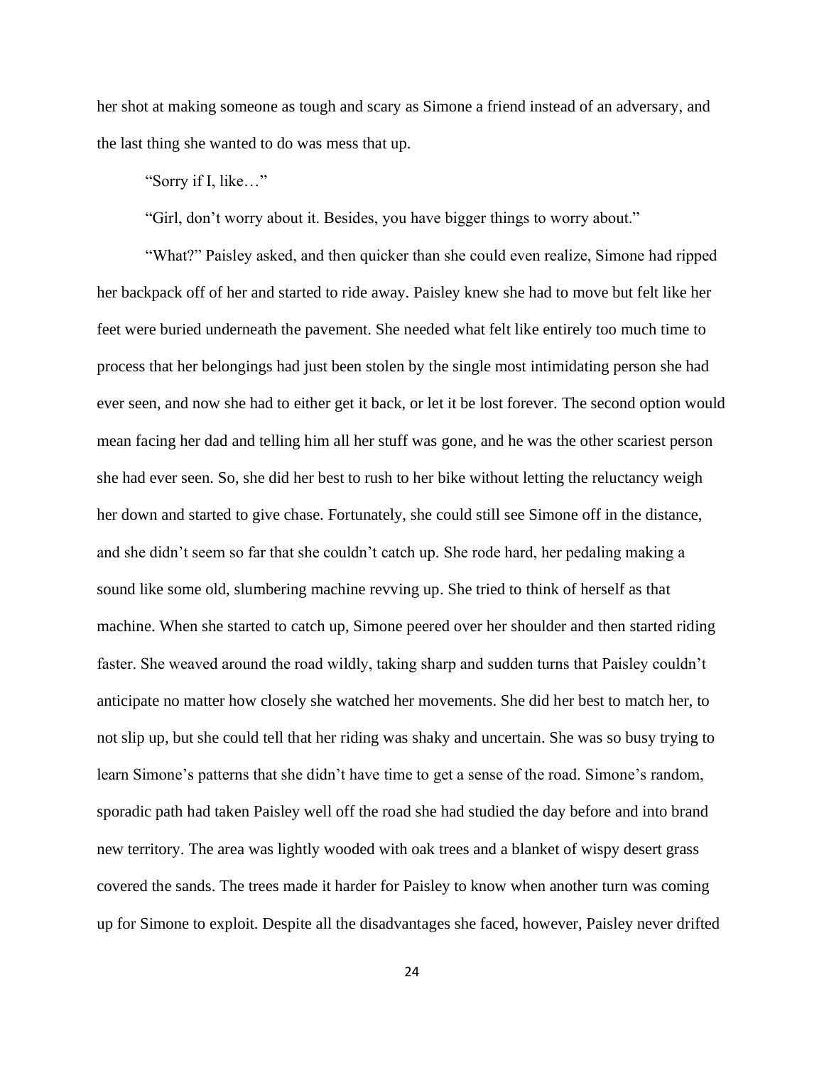her shot at making someone as tough and scary as Simone a friend instead of an adversary, and the last thing she wanted to do was mess that up.

"Sorry if I, like…"

"Girl, don't worry about it. Besides, you have bigger things to worry about."

"What?" Paisley asked, and then quicker than she could even realize, Simone had ripped her backpack off of her and started to ride away. Paisley knew she had to move but felt like her feet were buried underneath the pavement. She needed what felt like entirely too much time to process that her belongings had just been stolen by the single most intimidating person she had ever seen, and now she had to either get it back, or let it be lost forever. The second option would mean facing her dad and telling him all her stuff was gone, and he was the other scariest person she had ever seen. So, she did her best to rush to her bike without letting the reluctancy weigh her down and started to give chase. Fortunately, she could still see Simone off in the distance, and she didn't seem so far that she couldn't catch up. She rode hard, her pedaling making a sound like some old, slumbering machine revving up. She tried to think of herself as that machine. When she started to catch up, Simone peered over her shoulder and then started riding faster. She weaved around the road wildly, taking sharp and sudden turns that Paisley couldn't anticipate no matter how closely she watched her movements. She did her best to match her, to not slip up, but she could tell that her riding was shaky and uncertain. She was so busy trying to learn Simone's patterns that she didn't have time to get a sense of the road. Simone's random, sporadic path had taken Paisley well off the road she had studied the day before and into brand new territory. The area was lightly wooded with oak trees and a blanket of wispy desert grass covered the sands. The trees made it harder for Paisley to know when another turn was coming up for Simone to exploit. Despite all the disadvantages she faced, however, Paisley never drifted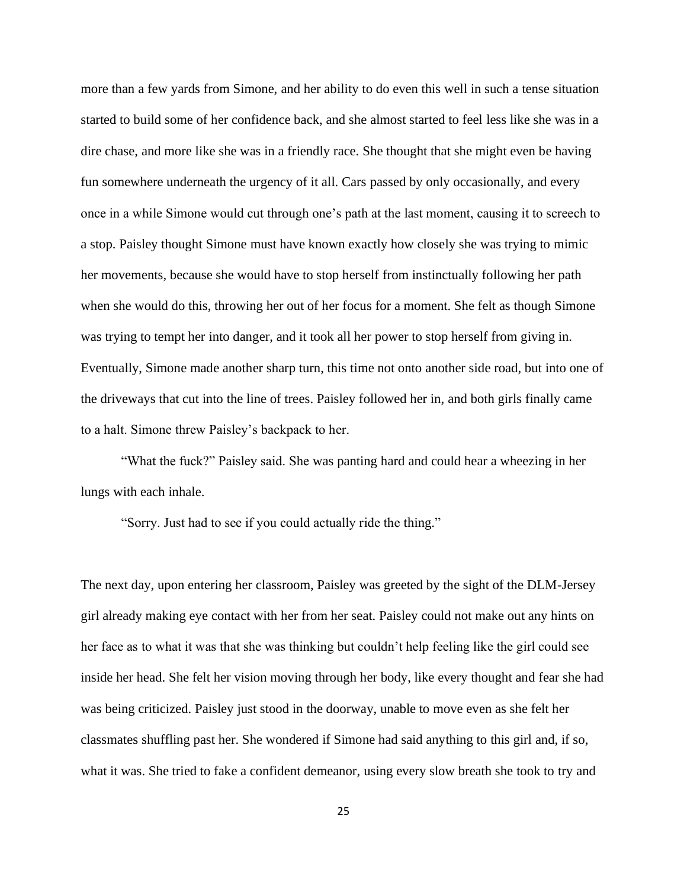more than a few yards from Simone, and her ability to do even this well in such a tense situation started to build some of her confidence back, and she almost started to feel less like she was in a dire chase, and more like she was in a friendly race. She thought that she might even be having fun somewhere underneath the urgency of it all. Cars passed by only occasionally, and every once in a while Simone would cut through one's path at the last moment, causing it to screech to a stop. Paisley thought Simone must have known exactly how closely she was trying to mimic her movements, because she would have to stop herself from instinctually following her path when she would do this, throwing her out of her focus for a moment. She felt as though Simone was trying to tempt her into danger, and it took all her power to stop herself from giving in. Eventually, Simone made another sharp turn, this time not onto another side road, but into one of the driveways that cut into the line of trees. Paisley followed her in, and both girls finally came to a halt. Simone threw Paisley's backpack to her.

"What the fuck?" Paisley said. She was panting hard and could hear a wheezing in her lungs with each inhale.

"Sorry. Just had to see if you could actually ride the thing."

The next day, upon entering her classroom, Paisley was greeted by the sight of the DLM-Jersey girl already making eye contact with her from her seat. Paisley could not make out any hints on her face as to what it was that she was thinking but couldn't help feeling like the girl could see inside her head. She felt her vision moving through her body, like every thought and fear she had was being criticized. Paisley just stood in the doorway, unable to move even as she felt her classmates shuffling past her. She wondered if Simone had said anything to this girl and, if so, what it was. She tried to fake a confident demeanor, using every slow breath she took to try and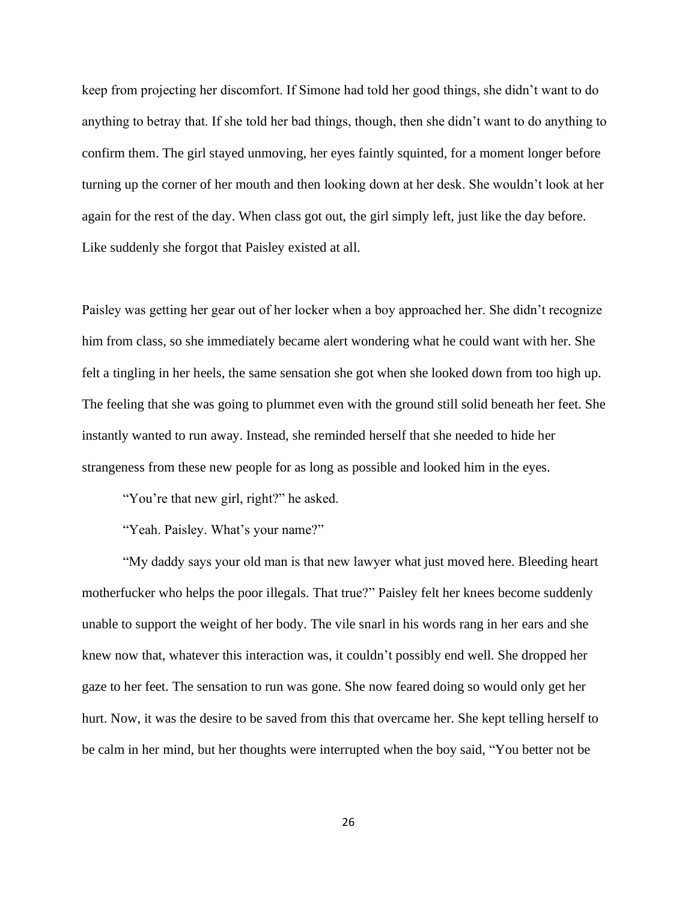keep from projecting her discomfort. If Simone had told her good things, she didn't want to do anything to betray that. If she told her bad things, though, then she didn't want to do anything to confirm them. The girl stayed unmoving, her eyes faintly squinted, for a moment longer before turning up the corner of her mouth and then looking down at her desk. She wouldn't look at her again for the rest of the day. When class got out, the girl simply left, just like the day before. Like suddenly she forgot that Paisley existed at all.

Paisley was getting her gear out of her locker when a boy approached her. She didn't recognize him from class, so she immediately became alert wondering what he could want with her. She felt a tingling in her heels, the same sensation she got when she looked down from too high up. The feeling that she was going to plummet even with the ground still solid beneath her feet. She instantly wanted to run away. Instead, she reminded herself that she needed to hide her strangeness from these new people for as long as possible and looked him in the eyes.

"You're that new girl, right?" he asked.

"Yeah. Paisley. What's your name?"

"My daddy says your old man is that new lawyer what just moved here. Bleeding heart motherfucker who helps the poor illegals. That true?" Paisley felt her knees become suddenly unable to support the weight of her body. The vile snarl in his words rang in her ears and she knew now that, whatever this interaction was, it couldn't possibly end well. She dropped her gaze to her feet. The sensation to run was gone. She now feared doing so would only get her hurt. Now, it was the desire to be saved from this that overcame her. She kept telling herself to be calm in her mind, but her thoughts were interrupted when the boy said, "You better not be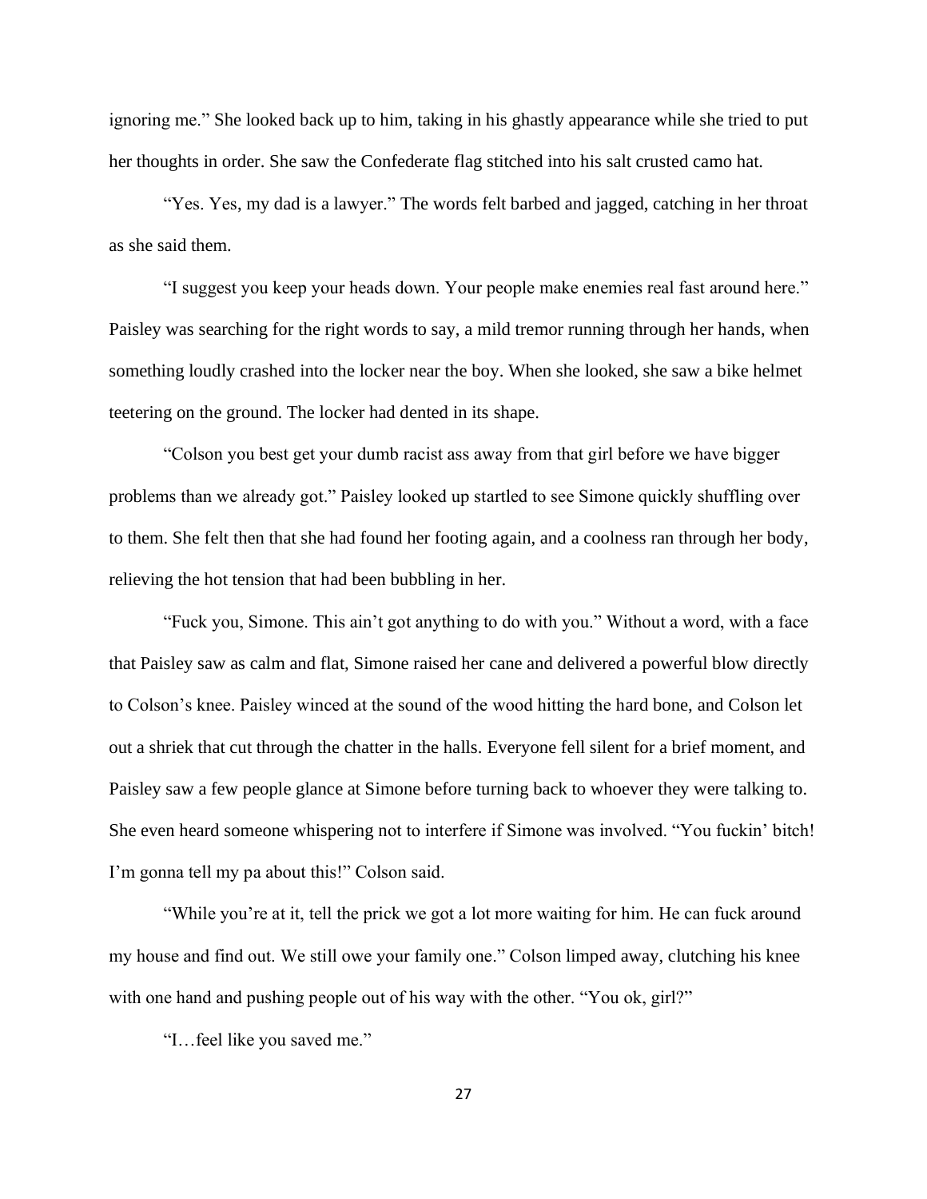ignoring me." She looked back up to him, taking in his ghastly appearance while she tried to put her thoughts in order. She saw the Confederate flag stitched into his salt crusted camo hat.

"Yes. Yes, my dad is a lawyer." The words felt barbed and jagged, catching in her throat as she said them.

"I suggest you keep your heads down. Your people make enemies real fast around here." Paisley was searching for the right words to say, a mild tremor running through her hands, when something loudly crashed into the locker near the boy. When she looked, she saw a bike helmet teetering on the ground. The locker had dented in its shape.

"Colson you best get your dumb racist ass away from that girl before we have bigger problems than we already got." Paisley looked up startled to see Simone quickly shuffling over to them. She felt then that she had found her footing again, and a coolness ran through her body, relieving the hot tension that had been bubbling in her.

"Fuck you, Simone. This ain't got anything to do with you." Without a word, with a face that Paisley saw as calm and flat, Simone raised her cane and delivered a powerful blow directly to Colson's knee. Paisley winced at the sound of the wood hitting the hard bone, and Colson let out a shriek that cut through the chatter in the halls. Everyone fell silent for a brief moment, and Paisley saw a few people glance at Simone before turning back to whoever they were talking to. She even heard someone whispering not to interfere if Simone was involved. "You fuckin' bitch! I'm gonna tell my pa about this!" Colson said.

"While you're at it, tell the prick we got a lot more waiting for him. He can fuck around my house and find out. We still owe your family one." Colson limped away, clutching his knee with one hand and pushing people out of his way with the other. "You ok, girl?"

"I…feel like you saved me."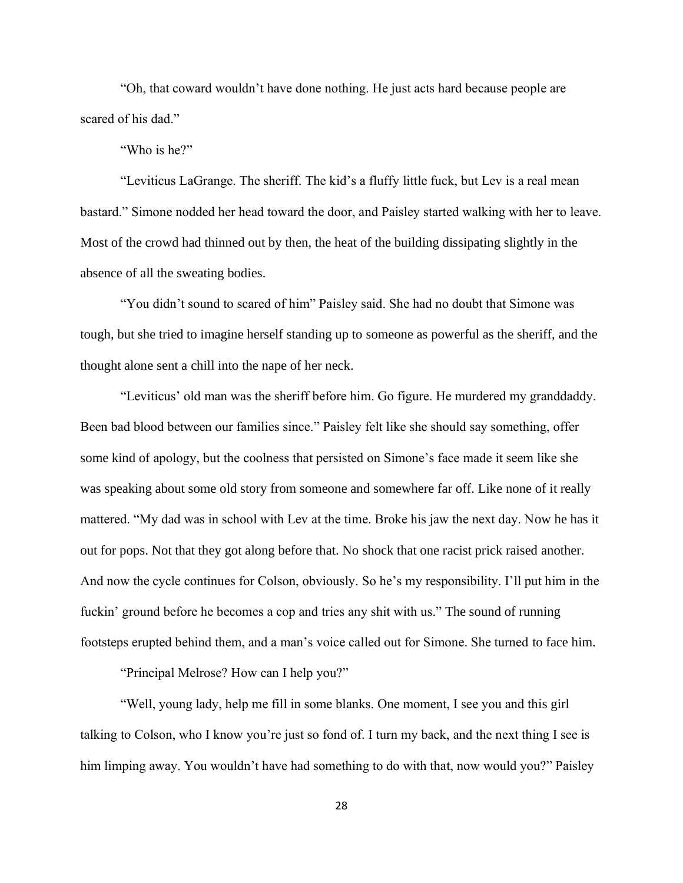"Oh, that coward wouldn't have done nothing. He just acts hard because people are scared of his dad."

"Who is he?"

"Leviticus LaGrange. The sheriff. The kid's a fluffy little fuck, but Lev is a real mean bastard." Simone nodded her head toward the door, and Paisley started walking with her to leave. Most of the crowd had thinned out by then, the heat of the building dissipating slightly in the absence of all the sweating bodies.

"You didn't sound to scared of him" Paisley said. She had no doubt that Simone was tough, but she tried to imagine herself standing up to someone as powerful as the sheriff, and the thought alone sent a chill into the nape of her neck.

"Leviticus' old man was the sheriff before him. Go figure. He murdered my granddaddy. Been bad blood between our families since." Paisley felt like she should say something, offer some kind of apology, but the coolness that persisted on Simone's face made it seem like she was speaking about some old story from someone and somewhere far off. Like none of it really mattered. "My dad was in school with Lev at the time. Broke his jaw the next day. Now he has it out for pops. Not that they got along before that. No shock that one racist prick raised another. And now the cycle continues for Colson, obviously. So he's my responsibility. I'll put him in the fuckin' ground before he becomes a cop and tries any shit with us." The sound of running footsteps erupted behind them, and a man's voice called out for Simone. She turned to face him.

"Principal Melrose? How can I help you?"

"Well, young lady, help me fill in some blanks. One moment, I see you and this girl talking to Colson, who I know you're just so fond of. I turn my back, and the next thing I see is him limping away. You wouldn't have had something to do with that, now would you?" Paisley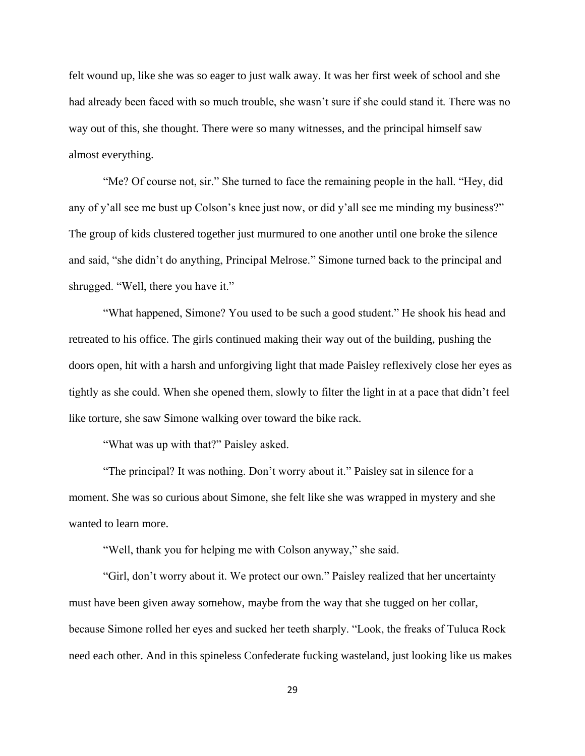felt wound up, like she was so eager to just walk away. It was her first week of school and she had already been faced with so much trouble, she wasn't sure if she could stand it. There was no way out of this, she thought. There were so many witnesses, and the principal himself saw almost everything.

"Me? Of course not, sir." She turned to face the remaining people in the hall. "Hey, did any of y'all see me bust up Colson's knee just now, or did y'all see me minding my business?" The group of kids clustered together just murmured to one another until one broke the silence and said, "she didn't do anything, Principal Melrose." Simone turned back to the principal and shrugged. "Well, there you have it."

"What happened, Simone? You used to be such a good student." He shook his head and retreated to his office. The girls continued making their way out of the building, pushing the doors open, hit with a harsh and unforgiving light that made Paisley reflexively close her eyes as tightly as she could. When she opened them, slowly to filter the light in at a pace that didn't feel like torture, she saw Simone walking over toward the bike rack.

"What was up with that?" Paisley asked.

"The principal? It was nothing. Don't worry about it." Paisley sat in silence for a moment. She was so curious about Simone, she felt like she was wrapped in mystery and she wanted to learn more.

"Well, thank you for helping me with Colson anyway," she said.

"Girl, don't worry about it. We protect our own." Paisley realized that her uncertainty must have been given away somehow, maybe from the way that she tugged on her collar, because Simone rolled her eyes and sucked her teeth sharply. "Look, the freaks of Tuluca Rock need each other. And in this spineless Confederate fucking wasteland, just looking like us makes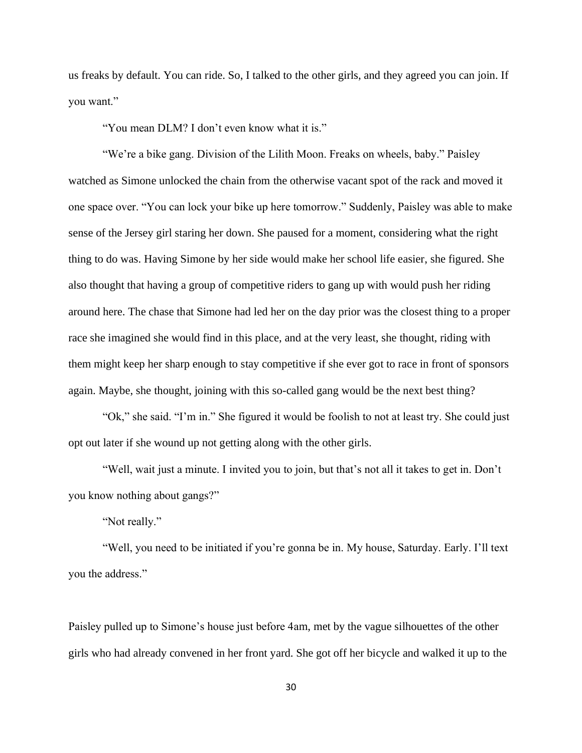us freaks by default. You can ride. So, I talked to the other girls, and they agreed you can join. If you want."

"You mean DLM? I don't even know what it is."

"We're a bike gang. Division of the Lilith Moon. Freaks on wheels, baby." Paisley watched as Simone unlocked the chain from the otherwise vacant spot of the rack and moved it one space over. "You can lock your bike up here tomorrow." Suddenly, Paisley was able to make sense of the Jersey girl staring her down. She paused for a moment, considering what the right thing to do was. Having Simone by her side would make her school life easier, she figured. She also thought that having a group of competitive riders to gang up with would push her riding around here. The chase that Simone had led her on the day prior was the closest thing to a proper race she imagined she would find in this place, and at the very least, she thought, riding with them might keep her sharp enough to stay competitive if she ever got to race in front of sponsors again. Maybe, she thought, joining with this so-called gang would be the next best thing?

"Ok," she said. "I'm in." She figured it would be foolish to not at least try. She could just opt out later if she wound up not getting along with the other girls.

"Well, wait just a minute. I invited you to join, but that's not all it takes to get in. Don't you know nothing about gangs?"

"Not really."

"Well, you need to be initiated if you're gonna be in. My house, Saturday. Early. I'll text you the address."

Paisley pulled up to Simone's house just before 4am, met by the vague silhouettes of the other girls who had already convened in her front yard. She got off her bicycle and walked it up to the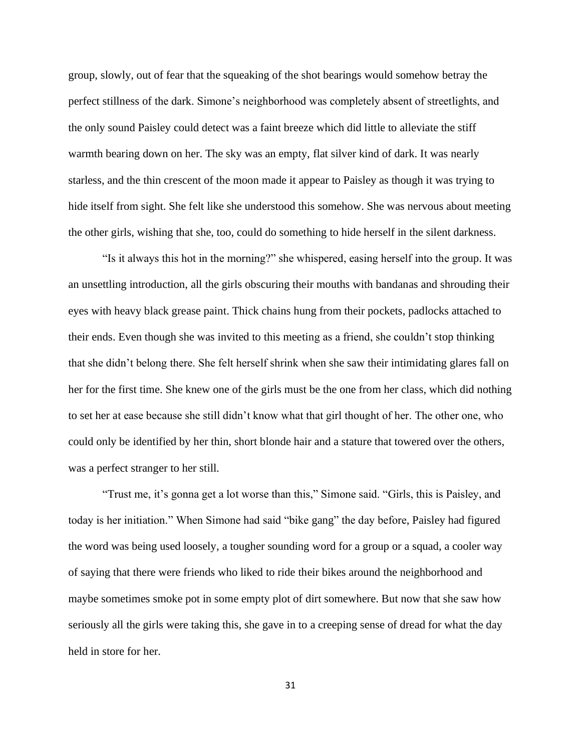group, slowly, out of fear that the squeaking of the shot bearings would somehow betray the perfect stillness of the dark. Simone's neighborhood was completely absent of streetlights, and the only sound Paisley could detect was a faint breeze which did little to alleviate the stiff warmth bearing down on her. The sky was an empty, flat silver kind of dark. It was nearly starless, and the thin crescent of the moon made it appear to Paisley as though it was trying to hide itself from sight. She felt like she understood this somehow. She was nervous about meeting the other girls, wishing that she, too, could do something to hide herself in the silent darkness.

"Is it always this hot in the morning?" she whispered, easing herself into the group. It was an unsettling introduction, all the girls obscuring their mouths with bandanas and shrouding their eyes with heavy black grease paint. Thick chains hung from their pockets, padlocks attached to their ends. Even though she was invited to this meeting as a friend, she couldn't stop thinking that she didn't belong there. She felt herself shrink when she saw their intimidating glares fall on her for the first time. She knew one of the girls must be the one from her class, which did nothing to set her at ease because she still didn't know what that girl thought of her. The other one, who could only be identified by her thin, short blonde hair and a stature that towered over the others, was a perfect stranger to her still.

"Trust me, it's gonna get a lot worse than this," Simone said. "Girls, this is Paisley, and today is her initiation." When Simone had said "bike gang" the day before, Paisley had figured the word was being used loosely, a tougher sounding word for a group or a squad, a cooler way of saying that there were friends who liked to ride their bikes around the neighborhood and maybe sometimes smoke pot in some empty plot of dirt somewhere. But now that she saw how seriously all the girls were taking this, she gave in to a creeping sense of dread for what the day held in store for her.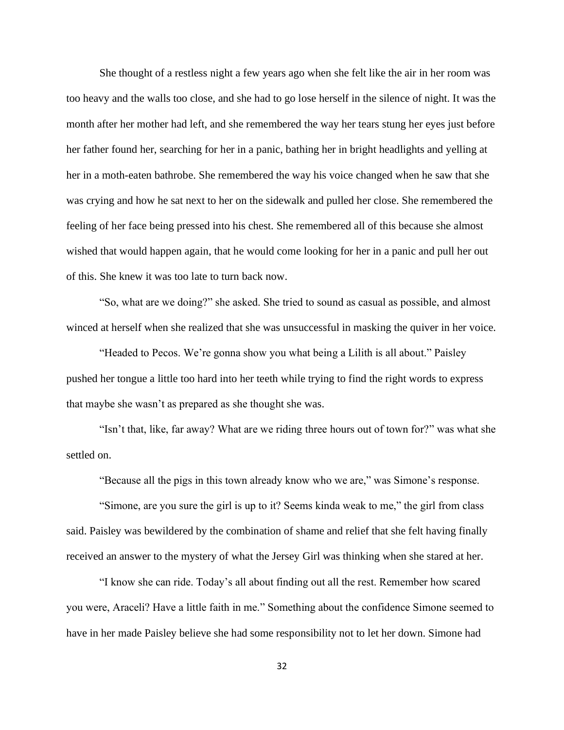She thought of a restless night a few years ago when she felt like the air in her room was too heavy and the walls too close, and she had to go lose herself in the silence of night. It was the month after her mother had left, and she remembered the way her tears stung her eyes just before her father found her, searching for her in a panic, bathing her in bright headlights and yelling at her in a moth-eaten bathrobe. She remembered the way his voice changed when he saw that she was crying and how he sat next to her on the sidewalk and pulled her close. She remembered the feeling of her face being pressed into his chest. She remembered all of this because she almost wished that would happen again, that he would come looking for her in a panic and pull her out of this. She knew it was too late to turn back now.

"So, what are we doing?" she asked. She tried to sound as casual as possible, and almost winced at herself when she realized that she was unsuccessful in masking the quiver in her voice.

"Headed to Pecos. We're gonna show you what being a Lilith is all about." Paisley pushed her tongue a little too hard into her teeth while trying to find the right words to express that maybe she wasn't as prepared as she thought she was.

"Isn't that, like, far away? What are we riding three hours out of town for?" was what she settled on.

"Because all the pigs in this town already know who we are," was Simone's response.

"Simone, are you sure the girl is up to it? Seems kinda weak to me," the girl from class said. Paisley was bewildered by the combination of shame and relief that she felt having finally received an answer to the mystery of what the Jersey Girl was thinking when she stared at her.

"I know she can ride. Today's all about finding out all the rest. Remember how scared you were, Araceli? Have a little faith in me." Something about the confidence Simone seemed to have in her made Paisley believe she had some responsibility not to let her down. Simone had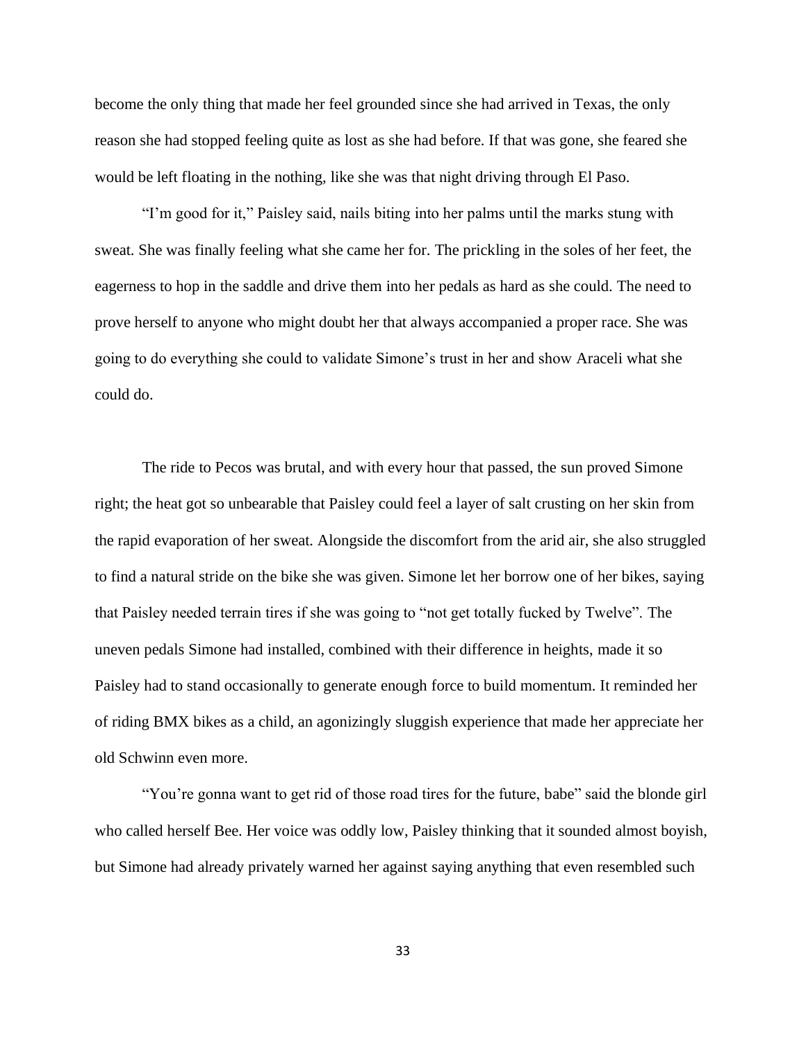become the only thing that made her feel grounded since she had arrived in Texas, the only reason she had stopped feeling quite as lost as she had before. If that was gone, she feared she would be left floating in the nothing, like she was that night driving through El Paso.

"I'm good for it," Paisley said, nails biting into her palms until the marks stung with sweat. She was finally feeling what she came her for. The prickling in the soles of her feet, the eagerness to hop in the saddle and drive them into her pedals as hard as she could. The need to prove herself to anyone who might doubt her that always accompanied a proper race. She was going to do everything she could to validate Simone's trust in her and show Araceli what she could do.

The ride to Pecos was brutal, and with every hour that passed, the sun proved Simone right; the heat got so unbearable that Paisley could feel a layer of salt crusting on her skin from the rapid evaporation of her sweat. Alongside the discomfort from the arid air, she also struggled to find a natural stride on the bike she was given. Simone let her borrow one of her bikes, saying that Paisley needed terrain tires if she was going to "not get totally fucked by Twelve". The uneven pedals Simone had installed, combined with their difference in heights, made it so Paisley had to stand occasionally to generate enough force to build momentum. It reminded her of riding BMX bikes as a child, an agonizingly sluggish experience that made her appreciate her old Schwinn even more.

"You're gonna want to get rid of those road tires for the future, babe" said the blonde girl who called herself Bee. Her voice was oddly low, Paisley thinking that it sounded almost boyish, but Simone had already privately warned her against saying anything that even resembled such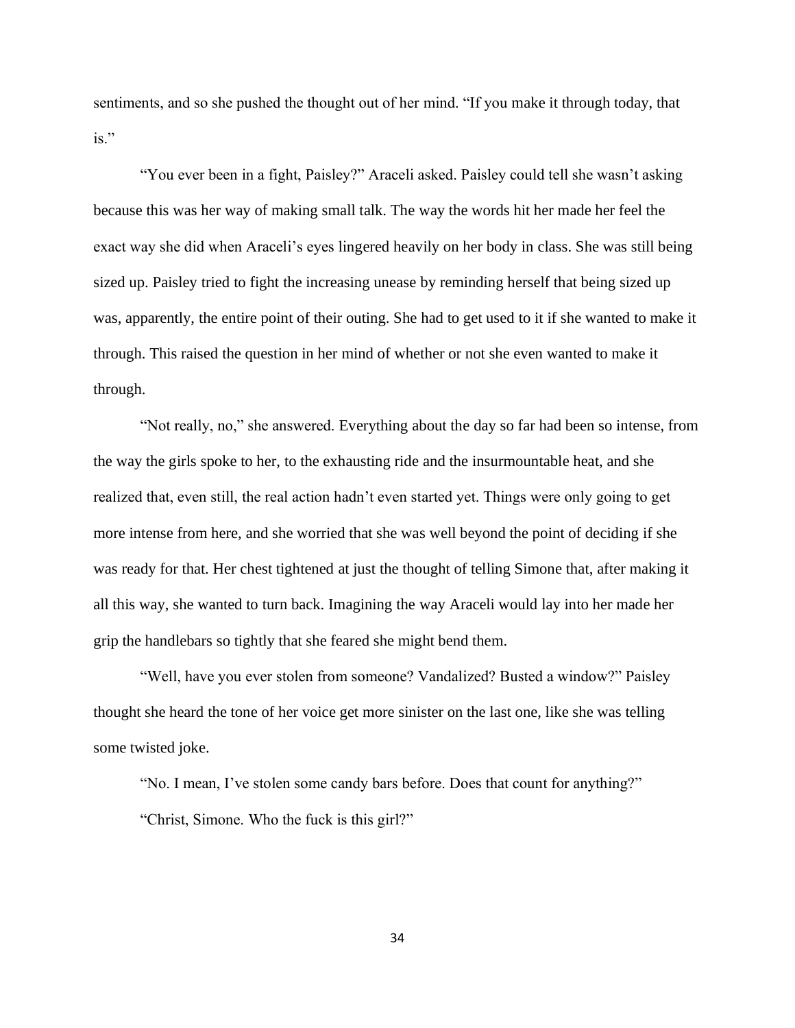sentiments, and so she pushed the thought out of her mind. "If you make it through today, that is."

"You ever been in a fight, Paisley?" Araceli asked. Paisley could tell she wasn't asking because this was her way of making small talk. The way the words hit her made her feel the exact way she did when Araceli's eyes lingered heavily on her body in class. She was still being sized up. Paisley tried to fight the increasing unease by reminding herself that being sized up was, apparently, the entire point of their outing. She had to get used to it if she wanted to make it through. This raised the question in her mind of whether or not she even wanted to make it through.

"Not really, no," she answered. Everything about the day so far had been so intense, from the way the girls spoke to her, to the exhausting ride and the insurmountable heat, and she realized that, even still, the real action hadn't even started yet. Things were only going to get more intense from here, and she worried that she was well beyond the point of deciding if she was ready for that. Her chest tightened at just the thought of telling Simone that, after making it all this way, she wanted to turn back. Imagining the way Araceli would lay into her made her grip the handlebars so tightly that she feared she might bend them.

"Well, have you ever stolen from someone? Vandalized? Busted a window?" Paisley thought she heard the tone of her voice get more sinister on the last one, like she was telling some twisted joke.

"No. I mean, I've stolen some candy bars before. Does that count for anything?"

"Christ, Simone. Who the fuck is this girl?"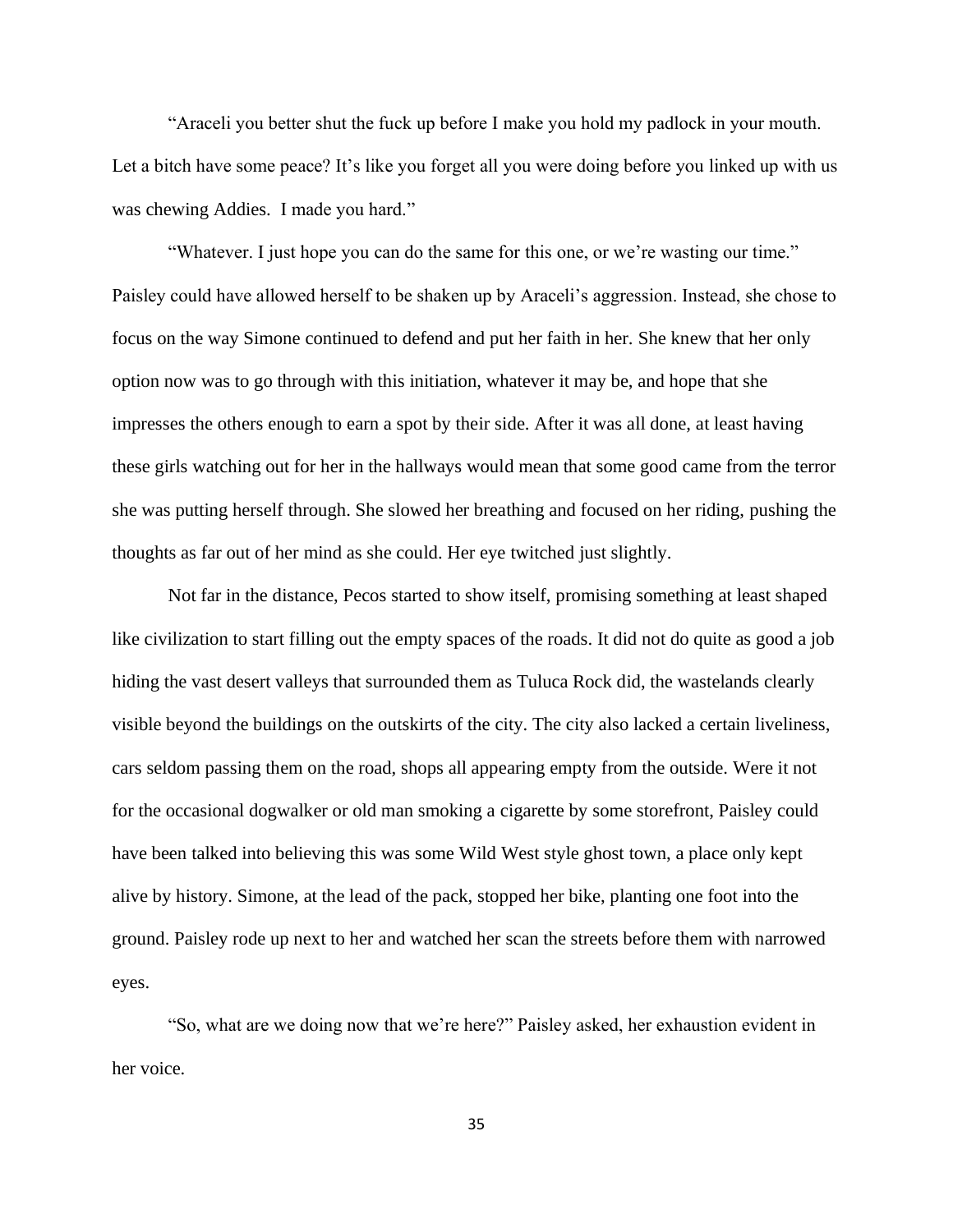"Araceli you better shut the fuck up before I make you hold my padlock in your mouth. Let a bitch have some peace? It's like you forget all you were doing before you linked up with us was chewing Addies.  I made you hard."

"Whatever. I just hope you can do the same for this one, or we're wasting our time." Paisley could have allowed herself to be shaken up by Araceli's aggression. Instead, she chose to focus on the way Simone continued to defend and put her faith in her. She knew that her only option now was to go through with this initiation, whatever it may be, and hope that she impresses the others enough to earn a spot by their side. After it was all done, at least having these girls watching out for her in the hallways would mean that some good came from the terror she was putting herself through. She slowed her breathing and focused on her riding, pushing the thoughts as far out of her mind as she could. Her eye twitched just slightly.

Not far in the distance, Pecos started to show itself, promising something at least shaped like civilization to start filling out the empty spaces of the roads. It did not do quite as good a job hiding the vast desert valleys that surrounded them as Tuluca Rock did, the wastelands clearly visible beyond the buildings on the outskirts of the city. The city also lacked a certain liveliness, cars seldom passing them on the road, shops all appearing empty from the outside. Were it not for the occasional dogwalker or old man smoking a cigarette by some storefront, Paisley could have been talked into believing this was some Wild West style ghost town, a place only kept alive by history. Simone, at the lead of the pack, stopped her bike, planting one foot into the ground. Paisley rode up next to her and watched her scan the streets before them with narrowed eyes.

"So, what are we doing now that we're here?" Paisley asked, her exhaustion evident in her voice.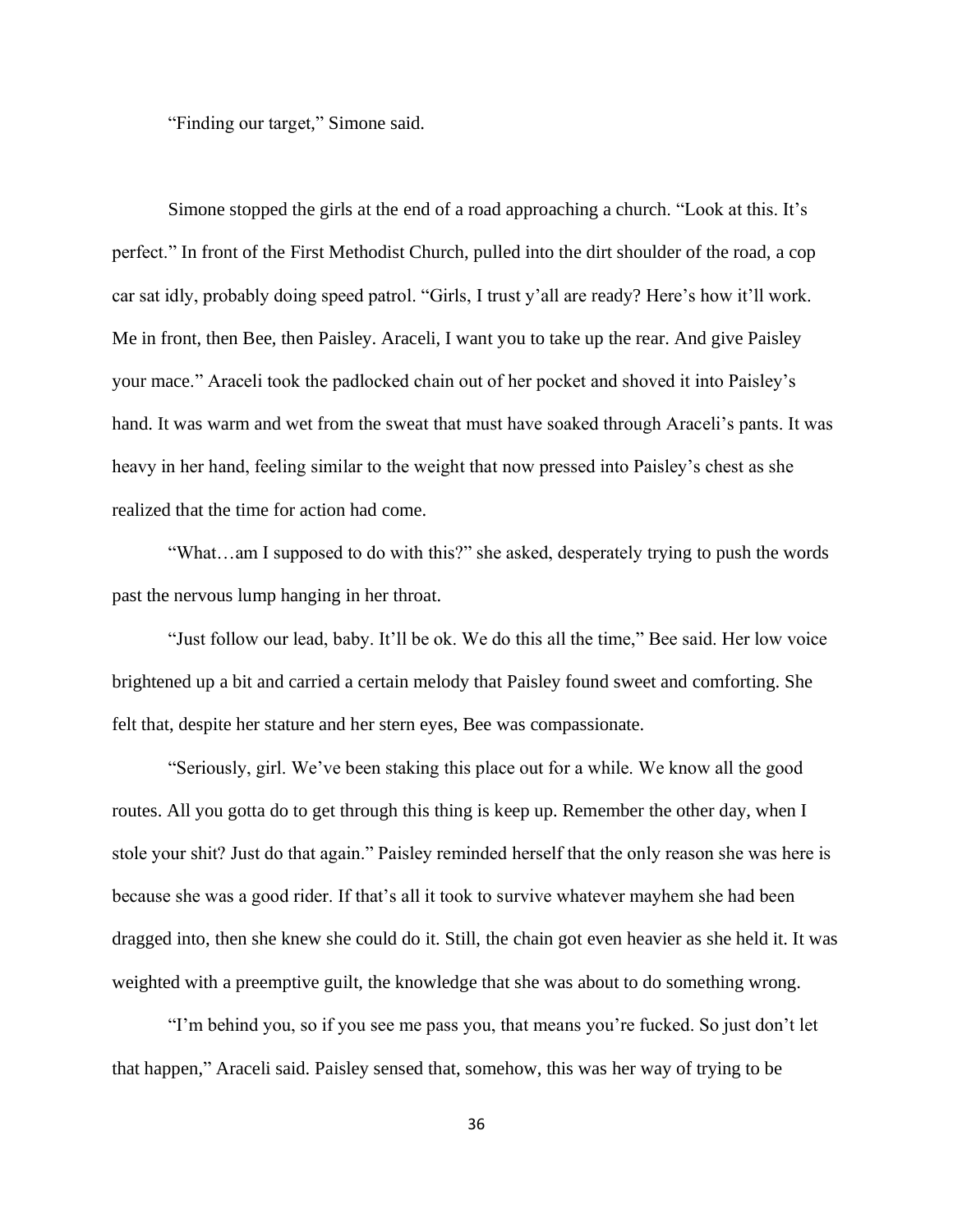"Finding our target," Simone said.

Simone stopped the girls at the end of a road approaching a church. "Look at this. It's perfect." In front of the First Methodist Church, pulled into the dirt shoulder of the road, a cop car sat idly, probably doing speed patrol. "Girls, I trust y'all are ready? Here's how it'll work. Me in front, then Bee, then Paisley. Araceli, I want you to take up the rear. And give Paisley your mace." Araceli took the padlocked chain out of her pocket and shoved it into Paisley's hand. It was warm and wet from the sweat that must have soaked through Araceli's pants. It was heavy in her hand, feeling similar to the weight that now pressed into Paisley's chest as she realized that the time for action had come.

"What…am I supposed to do with this?" she asked, desperately trying to push the words past the nervous lump hanging in her throat.

"Just follow our lead, baby. It'll be ok. We do this all the time," Bee said. Her low voice brightened up a bit and carried a certain melody that Paisley found sweet and comforting. She felt that, despite her stature and her stern eyes, Bee was compassionate.

"Seriously, girl. We've been staking this place out for a while. We know all the good routes. All you gotta do to get through this thing is keep up. Remember the other day, when I stole your shit? Just do that again." Paisley reminded herself that the only reason she was here is because she was a good rider. If that's all it took to survive whatever mayhem she had been dragged into, then she knew she could do it. Still, the chain got even heavier as she held it. It was weighted with a preemptive guilt, the knowledge that she was about to do something wrong.

"I'm behind you, so if you see me pass you, that means you're fucked. So just don't let that happen," Araceli said. Paisley sensed that, somehow, this was her way of trying to be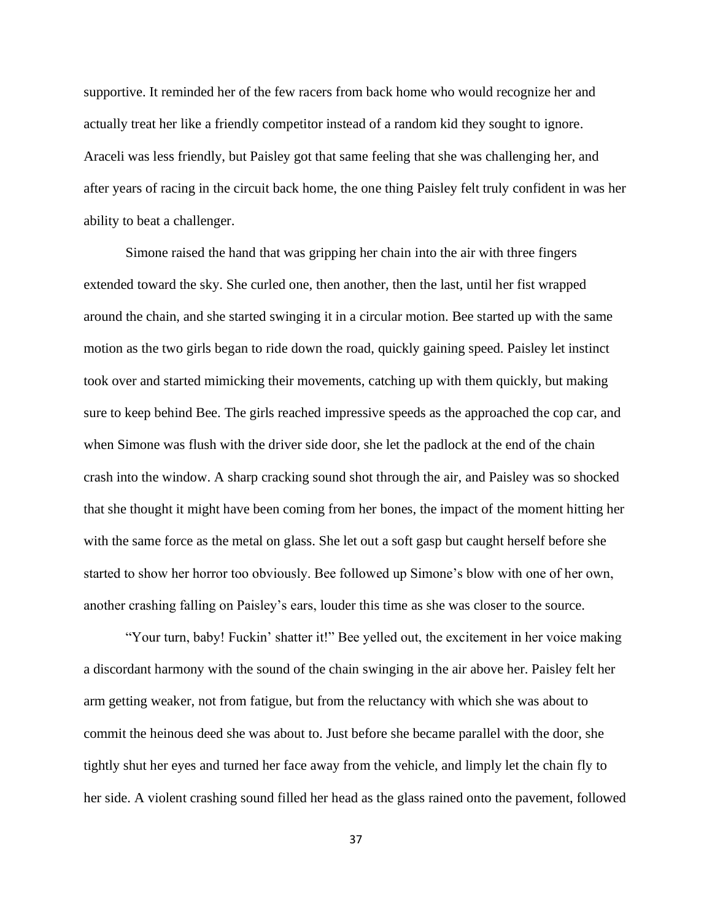supportive. It reminded her of the few racers from back home who would recognize her and actually treat her like a friendly competitor instead of a random kid they sought to ignore. Araceli was less friendly, but Paisley got that same feeling that she was challenging her, and after years of racing in the circuit back home, the one thing Paisley felt truly confident in was her ability to beat a challenger.

Simone raised the hand that was gripping her chain into the air with three fingers extended toward the sky. She curled one, then another, then the last, until her fist wrapped around the chain, and she started swinging it in a circular motion. Bee started up with the same motion as the two girls began to ride down the road, quickly gaining speed. Paisley let instinct took over and started mimicking their movements, catching up with them quickly, but making sure to keep behind Bee. The girls reached impressive speeds as the approached the cop car, and when Simone was flush with the driver side door, she let the padlock at the end of the chain crash into the window. A sharp cracking sound shot through the air, and Paisley was so shocked that she thought it might have been coming from her bones, the impact of the moment hitting her with the same force as the metal on glass. She let out a soft gasp but caught herself before she started to show her horror too obviously. Bee followed up Simone's blow with one of her own, another crashing falling on Paisley's ears, louder this time as she was closer to the source.

"Your turn, baby! Fuckin' shatter it!" Bee yelled out, the excitement in her voice making a discordant harmony with the sound of the chain swinging in the air above her. Paisley felt her arm getting weaker, not from fatigue, but from the reluctancy with which she was about to commit the heinous deed she was about to. Just before she became parallel with the door, she tightly shut her eyes and turned her face away from the vehicle, and limply let the chain fly to her side. A violent crashing sound filled her head as the glass rained onto the pavement, followed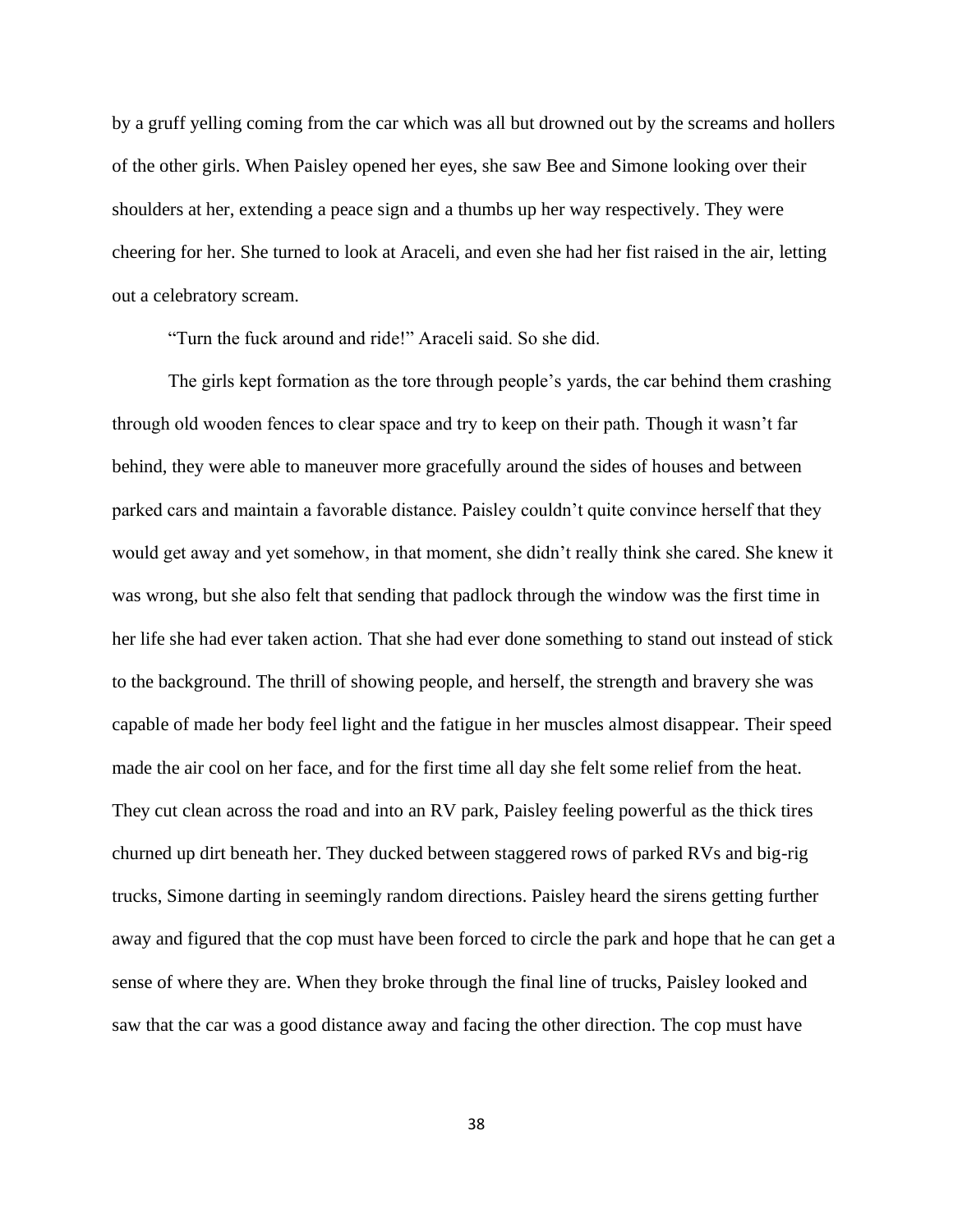by a gruff yelling coming from the car which was all but drowned out by the screams and hollers of the other girls. When Paisley opened her eyes, she saw Bee and Simone looking over their shoulders at her, extending a peace sign and a thumbs up her way respectively. They were cheering for her. She turned to look at Araceli, and even she had her fist raised in the air, letting out a celebratory scream.

"Turn the fuck around and ride!" Araceli said. So she did.

The girls kept formation as the tore through people's yards, the car behind them crashing through old wooden fences to clear space and try to keep on their path. Though it wasn't far behind, they were able to maneuver more gracefully around the sides of houses and between parked cars and maintain a favorable distance. Paisley couldn't quite convince herself that they would get away and yet somehow, in that moment, she didn't really think she cared. She knew it was wrong, but she also felt that sending that padlock through the window was the first time in her life she had ever taken action. That she had ever done something to stand out instead of stick to the background. The thrill of showing people, and herself, the strength and bravery she was capable of made her body feel light and the fatigue in her muscles almost disappear. Their speed made the air cool on her face, and for the first time all day she felt some relief from the heat. They cut clean across the road and into an RV park, Paisley feeling powerful as the thick tires churned up dirt beneath her. They ducked between staggered rows of parked RVs and big-rig trucks, Simone darting in seemingly random directions. Paisley heard the sirens getting further away and figured that the cop must have been forced to circle the park and hope that he can get a sense of where they are. When they broke through the final line of trucks, Paisley looked and saw that the car was a good distance away and facing the other direction. The cop must have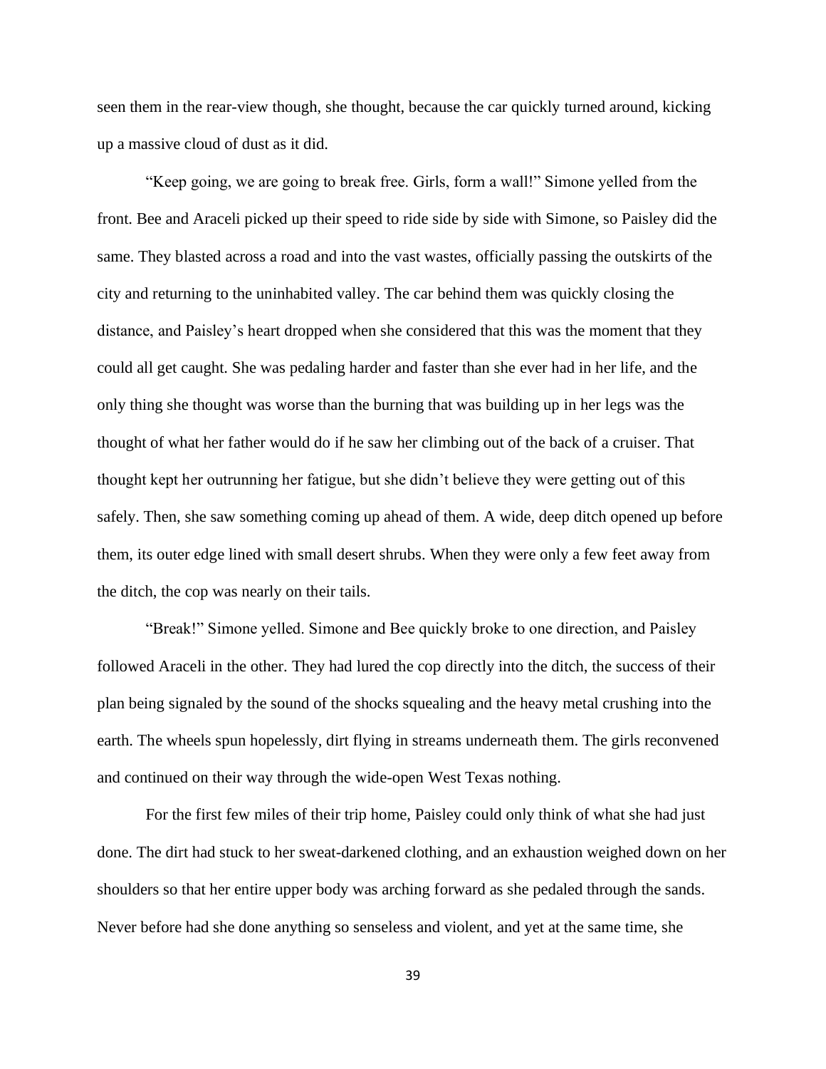seen them in the rear-view though, she thought, because the car quickly turned around, kicking up a massive cloud of dust as it did.

"Keep going, we are going to break free. Girls, form a wall!" Simone yelled from the front. Bee and Araceli picked up their speed to ride side by side with Simone, so Paisley did the same. They blasted across a road and into the vast wastes, officially passing the outskirts of the city and returning to the uninhabited valley. The car behind them was quickly closing the distance, and Paisley's heart dropped when she considered that this was the moment that they could all get caught. She was pedaling harder and faster than she ever had in her life, and the only thing she thought was worse than the burning that was building up in her legs was the thought of what her father would do if he saw her climbing out of the back of a cruiser. That thought kept her outrunning her fatigue, but she didn't believe they were getting out of this safely. Then, she saw something coming up ahead of them. A wide, deep ditch opened up before them, its outer edge lined with small desert shrubs. When they were only a few feet away from the ditch, the cop was nearly on their tails.

"Break!" Simone yelled. Simone and Bee quickly broke to one direction, and Paisley followed Araceli in the other. They had lured the cop directly into the ditch, the success of their plan being signaled by the sound of the shocks squealing and the heavy metal crushing into the earth. The wheels spun hopelessly, dirt flying in streams underneath them. The girls reconvened and continued on their way through the wide-open West Texas nothing.

For the first few miles of their trip home, Paisley could only think of what she had just done. The dirt had stuck to her sweat-darkened clothing, and an exhaustion weighed down on her shoulders so that her entire upper body was arching forward as she pedaled through the sands. Never before had she done anything so senseless and violent, and yet at the same time, she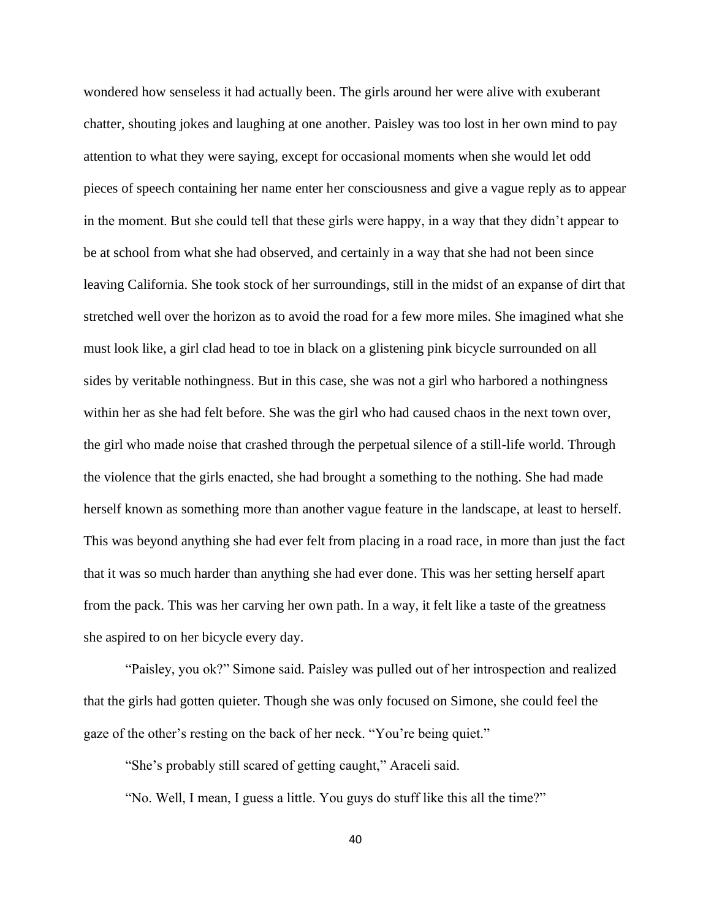wondered how senseless it had actually been. The girls around her were alive with exuberant chatter, shouting jokes and laughing at one another. Paisley was too lost in her own mind to pay attention to what they were saying, except for occasional moments when she would let odd pieces of speech containing her name enter her consciousness and give a vague reply as to appear in the moment. But she could tell that these girls were happy, in a way that they didn't appear to be at school from what she had observed, and certainly in a way that she had not been since leaving California. She took stock of her surroundings, still in the midst of an expanse of dirt that stretched well over the horizon as to avoid the road for a few more miles. She imagined what she must look like, a girl clad head to toe in black on a glistening pink bicycle surrounded on all sides by veritable nothingness. But in this case, she was not a girl who harbored a nothingness within her as she had felt before. She was the girl who had caused chaos in the next town over, the girl who made noise that crashed through the perpetual silence of a still-life world. Through the violence that the girls enacted, she had brought a something to the nothing. She had made herself known as something more than another vague feature in the landscape, at least to herself. This was beyond anything she had ever felt from placing in a road race, in more than just the fact that it was so much harder than anything she had ever done. This was her setting herself apart from the pack. This was her carving her own path. In a way, it felt like a taste of the greatness she aspired to on her bicycle every day.

"Paisley, you ok?" Simone said. Paisley was pulled out of her introspection and realized that the girls had gotten quieter. Though she was only focused on Simone, she could feel the gaze of the other's resting on the back of her neck. "You're being quiet."

"She's probably still scared of getting caught," Araceli said.

"No. Well, I mean, I guess a little. You guys do stuff like this all the time?"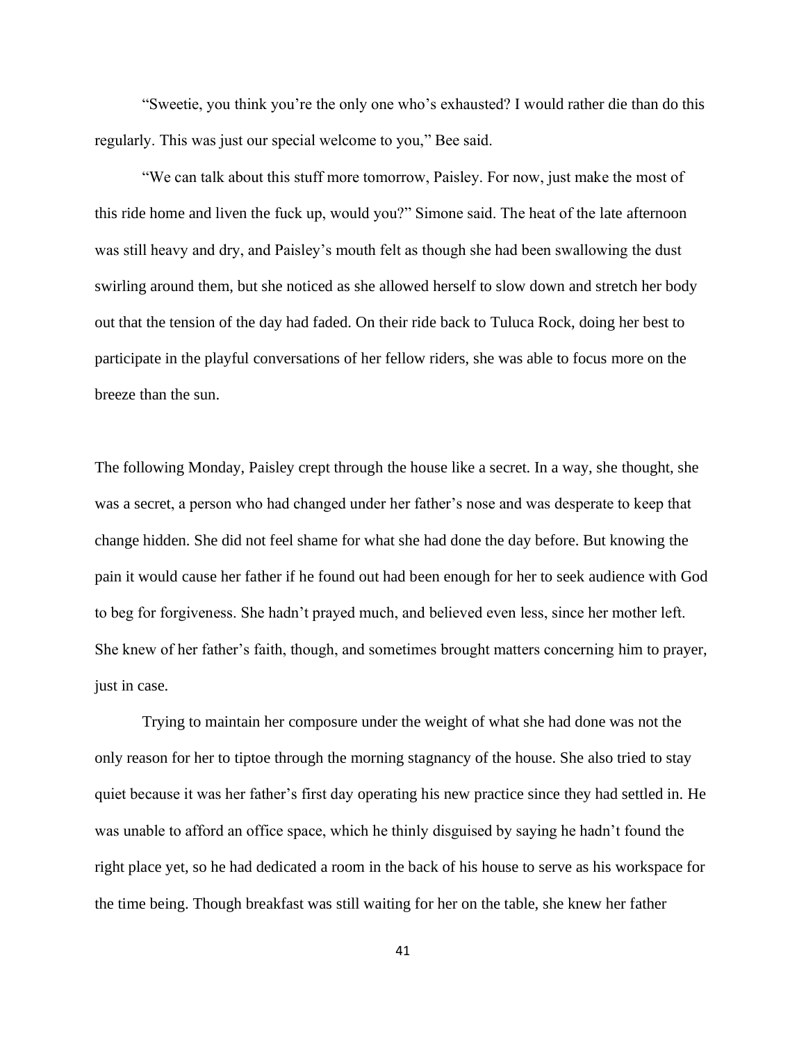"Sweetie, you think you're the only one who's exhausted? I would rather die than do this regularly. This was just our special welcome to you," Bee said.

"We can talk about this stuff more tomorrow, Paisley. For now, just make the most of this ride home and liven the fuck up, would you?" Simone said. The heat of the late afternoon was still heavy and dry, and Paisley's mouth felt as though she had been swallowing the dust swirling around them, but she noticed as she allowed herself to slow down and stretch her body out that the tension of the day had faded. On their ride back to Tuluca Rock, doing her best to participate in the playful conversations of her fellow riders, she was able to focus more on the breeze than the sun.

The following Monday, Paisley crept through the house like a secret. In a way, she thought, she was a secret, a person who had changed under her father's nose and was desperate to keep that change hidden. She did not feel shame for what she had done the day before. But knowing the pain it would cause her father if he found out had been enough for her to seek audience with God to beg for forgiveness. She hadn't prayed much, and believed even less, since her mother left. She knew of her father's faith, though, and sometimes brought matters concerning him to prayer, just in case.

Trying to maintain her composure under the weight of what she had done was not the only reason for her to tiptoe through the morning stagnancy of the house. She also tried to stay quiet because it was her father's first day operating his new practice since they had settled in. He was unable to afford an office space, which he thinly disguised by saying he hadn't found the right place yet, so he had dedicated a room in the back of his house to serve as his workspace for the time being. Though breakfast was still waiting for her on the table, she knew her father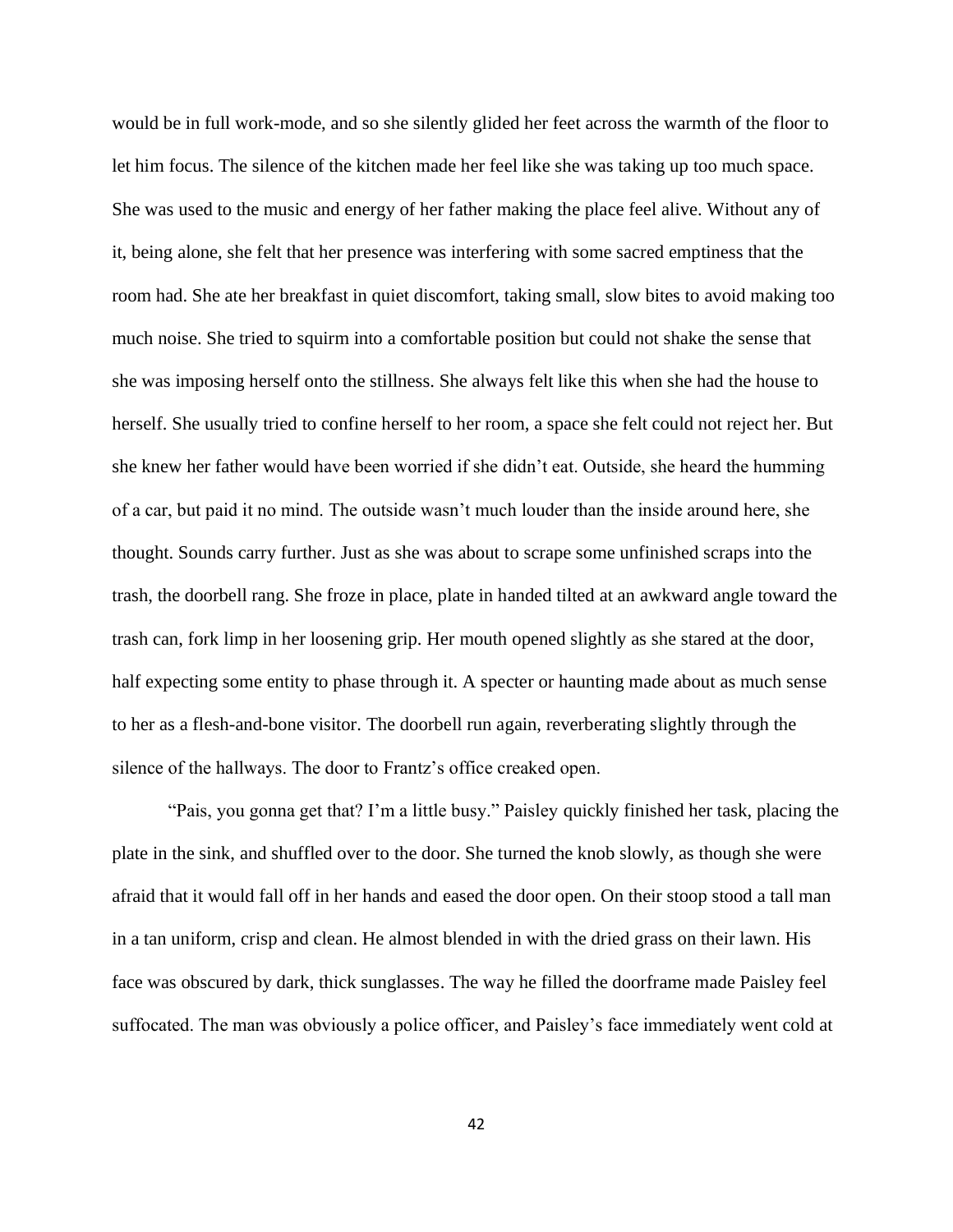would be in full work-mode, and so she silently glided her feet across the warmth of the floor to let him focus. The silence of the kitchen made her feel like she was taking up too much space. She was used to the music and energy of her father making the place feel alive. Without any of it, being alone, she felt that her presence was interfering with some sacred emptiness that the room had. She ate her breakfast in quiet discomfort, taking small, slow bites to avoid making too much noise. She tried to squirm into a comfortable position but could not shake the sense that she was imposing herself onto the stillness. She always felt like this when she had the house to herself. She usually tried to confine herself to her room, a space she felt could not reject her. But she knew her father would have been worried if she didn't eat. Outside, she heard the humming of a car, but paid it no mind. The outside wasn't much louder than the inside around here, she thought. Sounds carry further. Just as she was about to scrape some unfinished scraps into the trash, the doorbell rang. She froze in place, plate in handed tilted at an awkward angle toward the trash can, fork limp in her loosening grip. Her mouth opened slightly as she stared at the door, half expecting some entity to phase through it. A specter or haunting made about as much sense to her as a flesh-and-bone visitor. The doorbell run again, reverberating slightly through the silence of the hallways. The door to Frantz's office creaked open.

"Pais, you gonna get that? I'm a little busy." Paisley quickly finished her task, placing the plate in the sink, and shuffled over to the door. She turned the knob slowly, as though she were afraid that it would fall off in her hands and eased the door open. On their stoop stood a tall man in a tan uniform, crisp and clean. He almost blended in with the dried grass on their lawn. His face was obscured by dark, thick sunglasses. The way he filled the doorframe made Paisley feel suffocated. The man was obviously a police officer, and Paisley's face immediately went cold at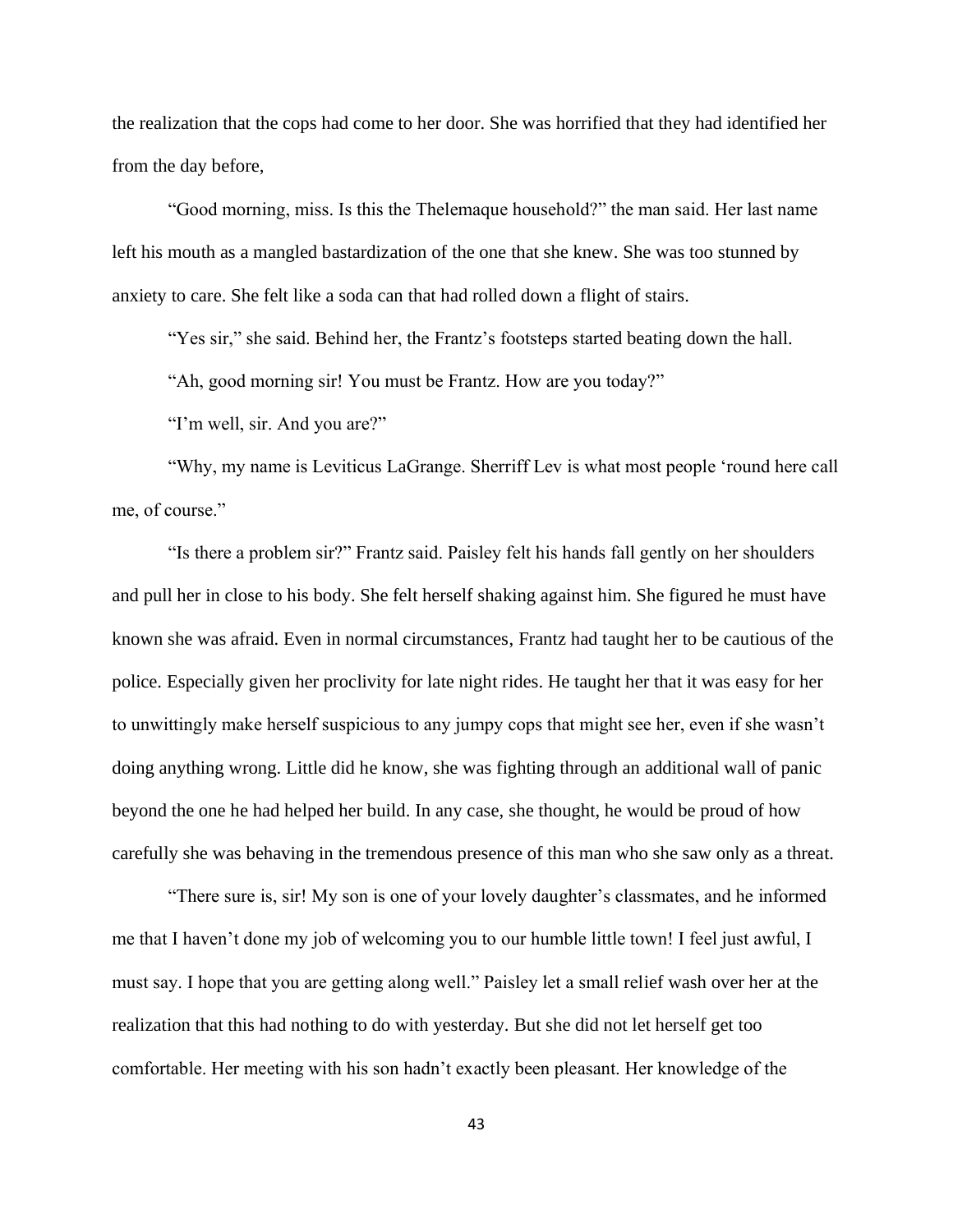the realization that the cops had come to her door. She was horrified that they had identified her from the day before,

"Good morning, miss. Is this the Thelemaque household?" the man said. Her last name left his mouth as a mangled bastardization of the one that she knew. She was too stunned by anxiety to care. She felt like a soda can that had rolled down a flight of stairs.

"Yes sir," she said. Behind her, the Frantz's footsteps started beating down the hall.

"Ah, good morning sir! You must be Frantz. How are you today?"

"I'm well, sir. And you are?"

"Why, my name is Leviticus LaGrange. Sherriff Lev is what most people 'round here call me, of course."

"Is there a problem sir?" Frantz said. Paisley felt his hands fall gently on her shoulders and pull her in close to his body. She felt herself shaking against him. She figured he must have known she was afraid. Even in normal circumstances, Frantz had taught her to be cautious of the police. Especially given her proclivity for late night rides. He taught her that it was easy for her to unwittingly make herself suspicious to any jumpy cops that might see her, even if she wasn't doing anything wrong. Little did he know, she was fighting through an additional wall of panic beyond the one he had helped her build. In any case, she thought, he would be proud of how carefully she was behaving in the tremendous presence of this man who she saw only as a threat.

"There sure is, sir! My son is one of your lovely daughter's classmates, and he informed me that I haven't done my job of welcoming you to our humble little town! I feel just awful, I must say. I hope that you are getting along well." Paisley let a small relief wash over her at the realization that this had nothing to do with yesterday. But she did not let herself get too comfortable. Her meeting with his son hadn't exactly been pleasant. Her knowledge of the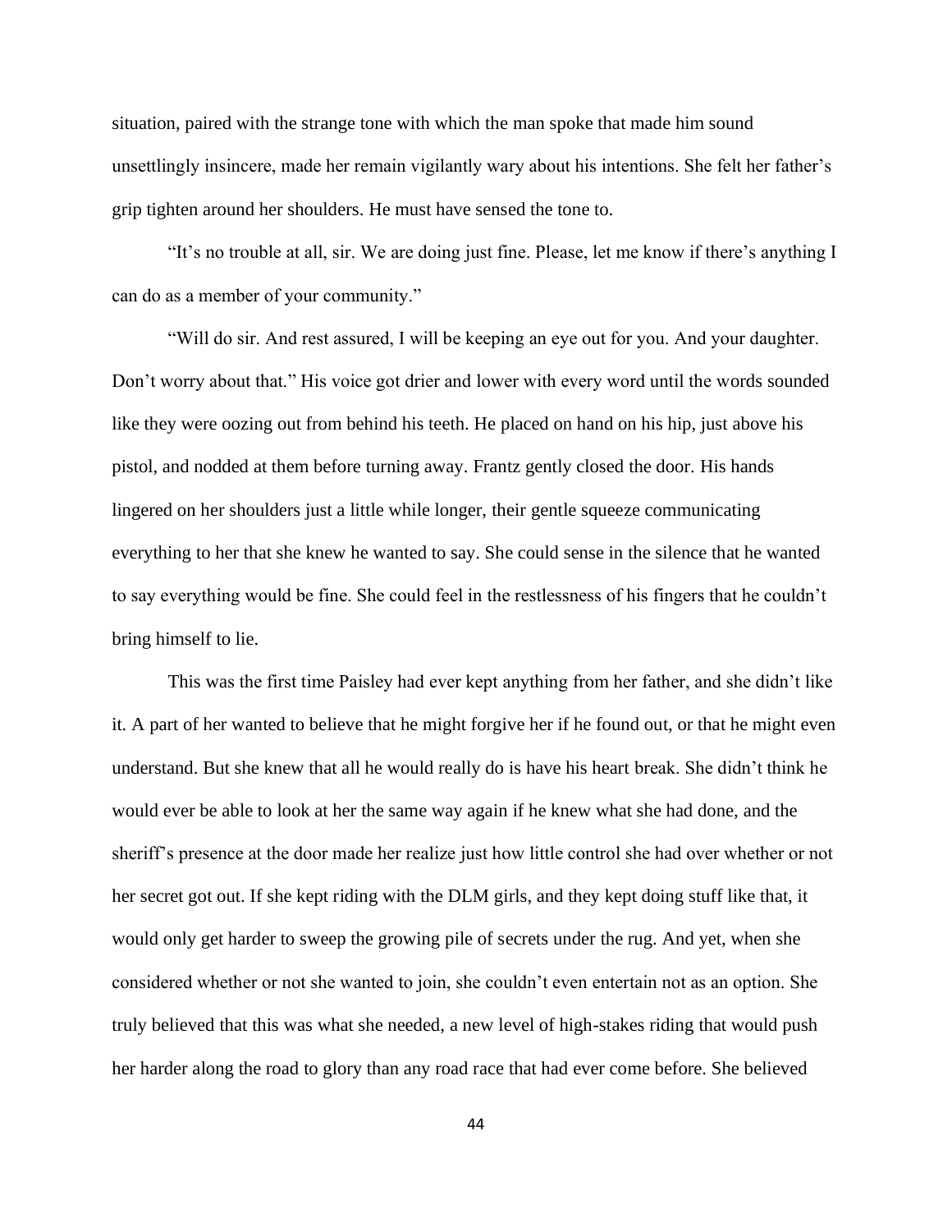situation, paired with the strange tone with which the man spoke that made him sound unsettlingly insincere, made her remain vigilantly wary about his intentions. She felt her father's grip tighten around her shoulders. He must have sensed the tone to.

"It's no trouble at all, sir. We are doing just fine. Please, let me know if there's anything I can do as a member of your community."

"Will do sir. And rest assured, I will be keeping an eye out for you. And your daughter. Don't worry about that." His voice got drier and lower with every word until the words sounded like they were oozing out from behind his teeth. He placed on hand on his hip, just above his pistol, and nodded at them before turning away. Frantz gently closed the door. His hands lingered on her shoulders just a little while longer, their gentle squeeze communicating everything to her that she knew he wanted to say. She could sense in the silence that he wanted to say everything would be fine. She could feel in the restlessness of his fingers that he couldn't bring himself to lie.

This was the first time Paisley had ever kept anything from her father, and she didn't like it. A part of her wanted to believe that he might forgive her if he found out, or that he might even understand. But she knew that all he would really do is have his heart break. She didn't think he would ever be able to look at her the same way again if he knew what she had done, and the sheriff's presence at the door made her realize just how little control she had over whether or not her secret got out. If she kept riding with the DLM girls, and they kept doing stuff like that, it would only get harder to sweep the growing pile of secrets under the rug. And yet, when she considered whether or not she wanted to join, she couldn't even entertain not as an option. She truly believed that this was what she needed, a new level of high-stakes riding that would push her harder along the road to glory than any road race that had ever come before. She believed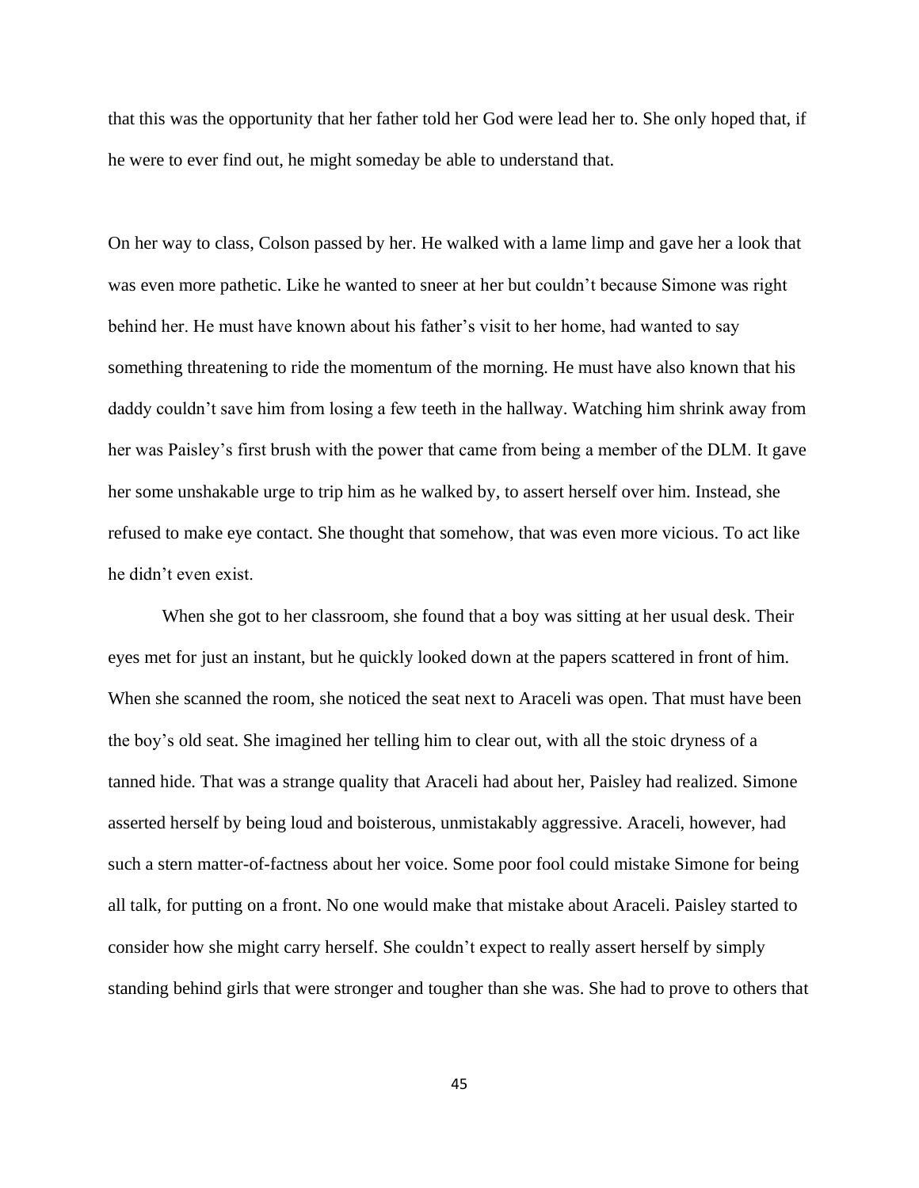that this was the opportunity that her father told her God were lead her to. She only hoped that, if he were to ever find out, he might someday be able to understand that.

On her way to class, Colson passed by her. He walked with a lame limp and gave her a look that was even more pathetic. Like he wanted to sneer at her but couldn't because Simone was right behind her. He must have known about his father's visit to her home, had wanted to say something threatening to ride the momentum of the morning. He must have also known that his daddy couldn't save him from losing a few teeth in the hallway. Watching him shrink away from her was Paisley's first brush with the power that came from being a member of the DLM. It gave her some unshakable urge to trip him as he walked by, to assert herself over him. Instead, she refused to make eye contact. She thought that somehow, that was even more vicious. To act like he didn't even exist.

When she got to her classroom, she found that a boy was sitting at her usual desk. Their eyes met for just an instant, but he quickly looked down at the papers scattered in front of him. When she scanned the room, she noticed the seat next to Araceli was open. That must have been the boy's old seat. She imagined her telling him to clear out, with all the stoic dryness of a tanned hide. That was a strange quality that Araceli had about her, Paisley had realized. Simone asserted herself by being loud and boisterous, unmistakably aggressive. Araceli, however, had such a stern matter-of-factness about her voice. Some poor fool could mistake Simone for being all talk, for putting on a front. No one would make that mistake about Araceli. Paisley started to consider how she might carry herself. She couldn't expect to really assert herself by simply standing behind girls that were stronger and tougher than she was. She had to prove to others that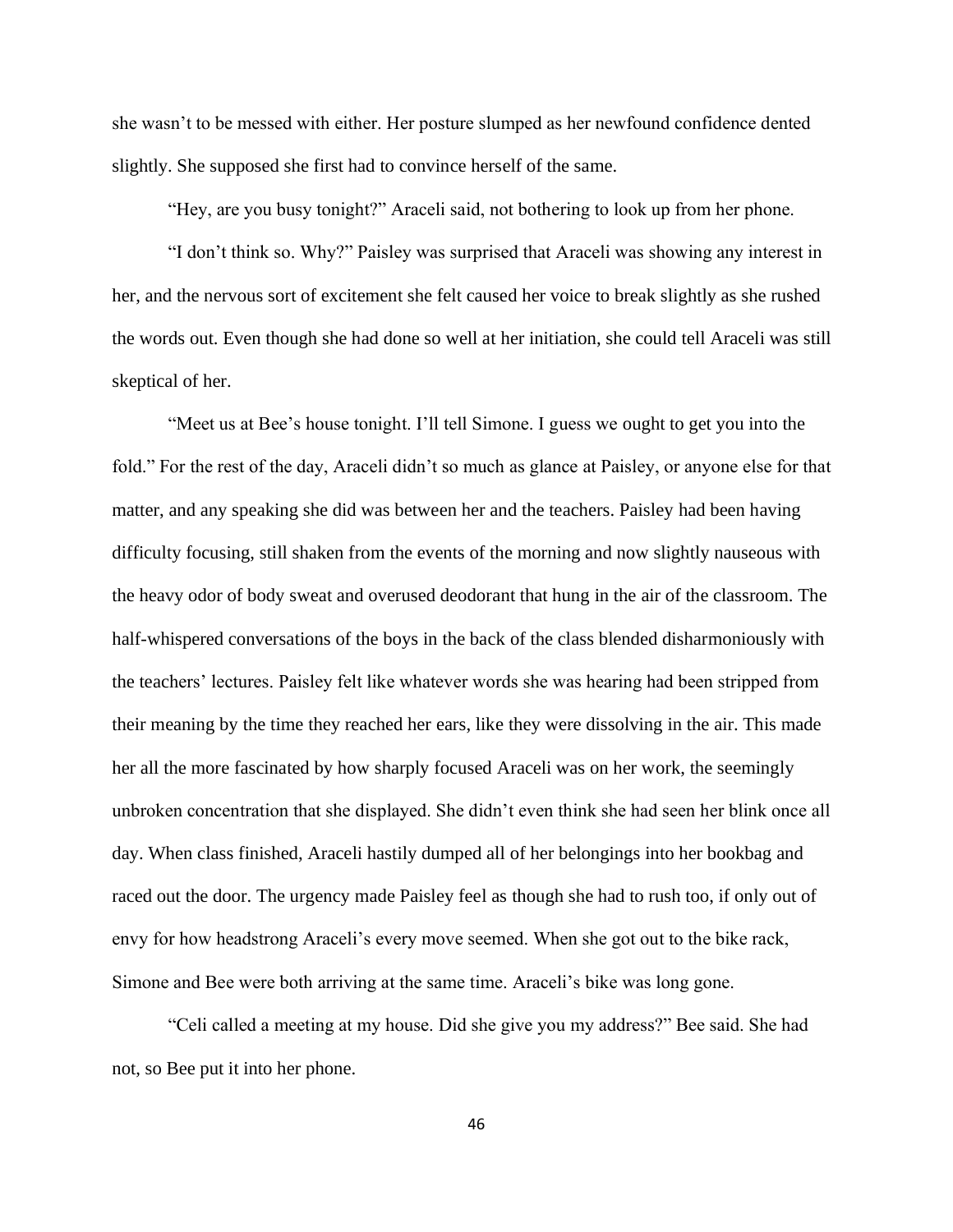she wasn't to be messed with either. Her posture slumped as her newfound confidence dented slightly. She supposed she first had to convince herself of the same.

"Hey, are you busy tonight?" Araceli said, not bothering to look up from her phone.

"I don't think so. Why?" Paisley was surprised that Araceli was showing any interest in her, and the nervous sort of excitement she felt caused her voice to break slightly as she rushed the words out. Even though she had done so well at her initiation, she could tell Araceli was still skeptical of her.

"Meet us at Bee's house tonight. I'll tell Simone. I guess we ought to get you into the fold." For the rest of the day, Araceli didn't so much as glance at Paisley, or anyone else for that matter, and any speaking she did was between her and the teachers. Paisley had been having difficulty focusing, still shaken from the events of the morning and now slightly nauseous with the heavy odor of body sweat and overused deodorant that hung in the air of the classroom. The half-whispered conversations of the boys in the back of the class blended disharmoniously with the teachers' lectures. Paisley felt like whatever words she was hearing had been stripped from their meaning by the time they reached her ears, like they were dissolving in the air. This made her all the more fascinated by how sharply focused Araceli was on her work, the seemingly unbroken concentration that she displayed. She didn't even think she had seen her blink once all day. When class finished, Araceli hastily dumped all of her belongings into her bookbag and raced out the door. The urgency made Paisley feel as though she had to rush too, if only out of envy for how headstrong Araceli's every move seemed. When she got out to the bike rack, Simone and Bee were both arriving at the same time. Araceli's bike was long gone.

"Celi called a meeting at my house. Did she give you my address?" Bee said. She had not, so Bee put it into her phone.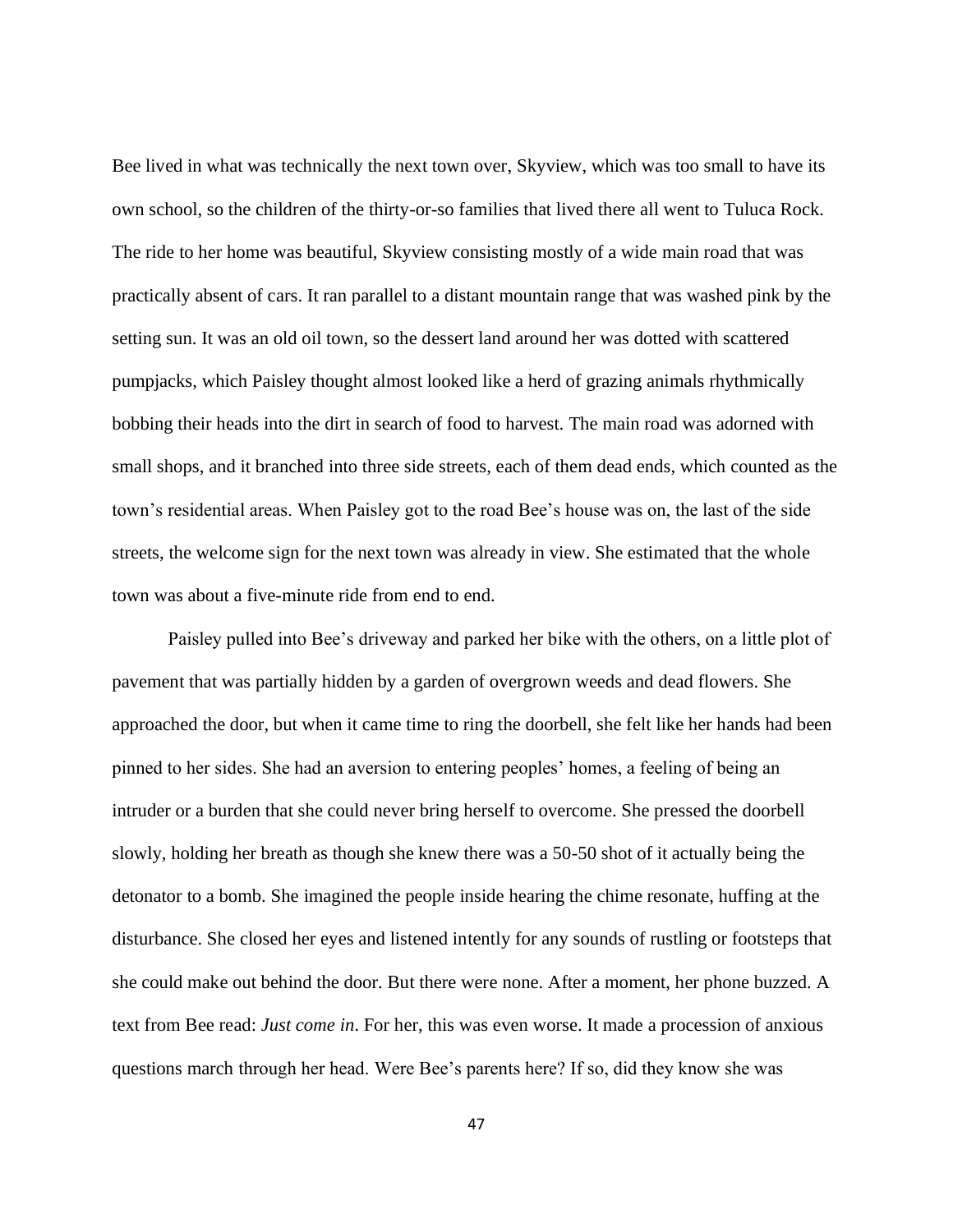Bee lived in what was technically the next town over, Skyview, which was too small to have its own school, so the children of the thirty-or-so families that lived there all went to Tuluca Rock. The ride to her home was beautiful, Skyview consisting mostly of a wide main road that was practically absent of cars. It ran parallel to a distant mountain range that was washed pink by the setting sun. It was an old oil town, so the dessert land around her was dotted with scattered pumpjacks, which Paisley thought almost looked like a herd of grazing animals rhythmically bobbing their heads into the dirt in search of food to harvest. The main road was adorned with small shops, and it branched into three side streets, each of them dead ends, which counted as the town's residential areas. When Paisley got to the road Bee's house was on, the last of the side streets, the welcome sign for the next town was already in view. She estimated that the whole town was about a five-minute ride from end to end.

Paisley pulled into Bee's driveway and parked her bike with the others, on a little plot of pavement that was partially hidden by a garden of overgrown weeds and dead flowers. She approached the door, but when it came time to ring the doorbell, she felt like her hands had been pinned to her sides. She had an aversion to entering peoples' homes, a feeling of being an intruder or a burden that she could never bring herself to overcome. She pressed the doorbell slowly, holding her breath as though she knew there was a 50-50 shot of it actually being the detonator to a bomb. She imagined the people inside hearing the chime resonate, huffing at the disturbance. She closed her eyes and listened intently for any sounds of rustling or footsteps that she could make out behind the door. But there were none. After a moment, her phone buzzed. A text from Bee read: *Just come in*. For her, this was even worse. It made a procession of anxious questions march through her head. Were Bee's parents here? If so, did they know she was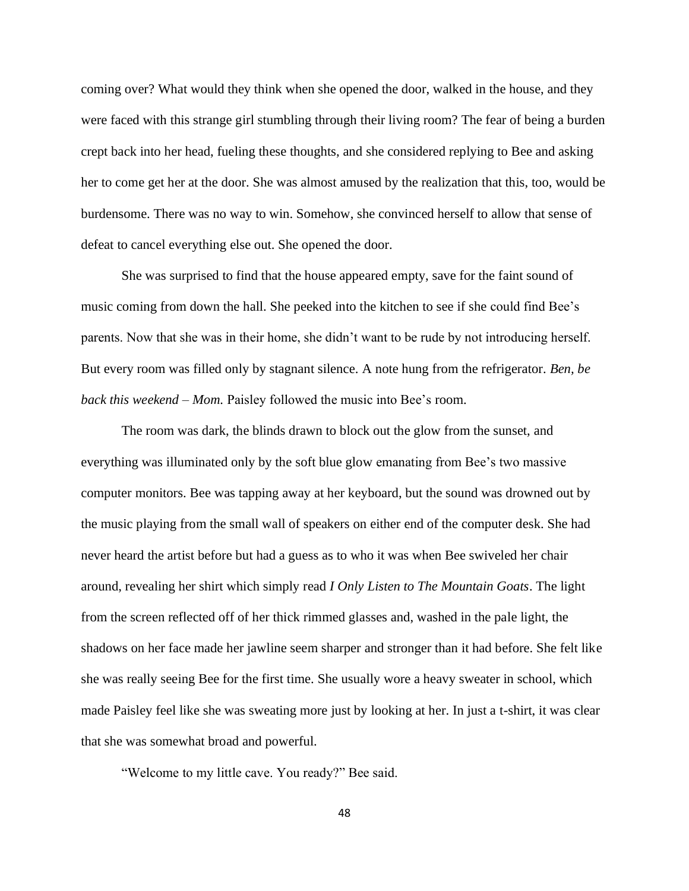coming over? What would they think when she opened the door, walked in the house, and they were faced with this strange girl stumbling through their living room? The fear of being a burden crept back into her head, fueling these thoughts, and she considered replying to Bee and asking her to come get her at the door. She was almost amused by the realization that this, too, would be burdensome. There was no way to win. Somehow, she convinced herself to allow that sense of defeat to cancel everything else out. She opened the door.

She was surprised to find that the house appeared empty, save for the faint sound of music coming from down the hall. She peeked into the kitchen to see if she could find Bee's parents. Now that she was in their home, she didn't want to be rude by not introducing herself. But every room was filled only by stagnant silence. A note hung from the refrigerator. *Ben, be back this weekend – Mom.* Paisley followed the music into Bee's room.

The room was dark, the blinds drawn to block out the glow from the sunset, and everything was illuminated only by the soft blue glow emanating from Bee's two massive computer monitors. Bee was tapping away at her keyboard, but the sound was drowned out by the music playing from the small wall of speakers on either end of the computer desk. She had never heard the artist before but had a guess as to who it was when Bee swiveled her chair around, revealing her shirt which simply read *I Only Listen to The Mountain Goats*. The light from the screen reflected off of her thick rimmed glasses and, washed in the pale light, the shadows on her face made her jawline seem sharper and stronger than it had before. She felt like she was really seeing Bee for the first time. She usually wore a heavy sweater in school, which made Paisley feel like she was sweating more just by looking at her. In just a t-shirt, it was clear that she was somewhat broad and powerful.

"Welcome to my little cave. You ready?" Bee said.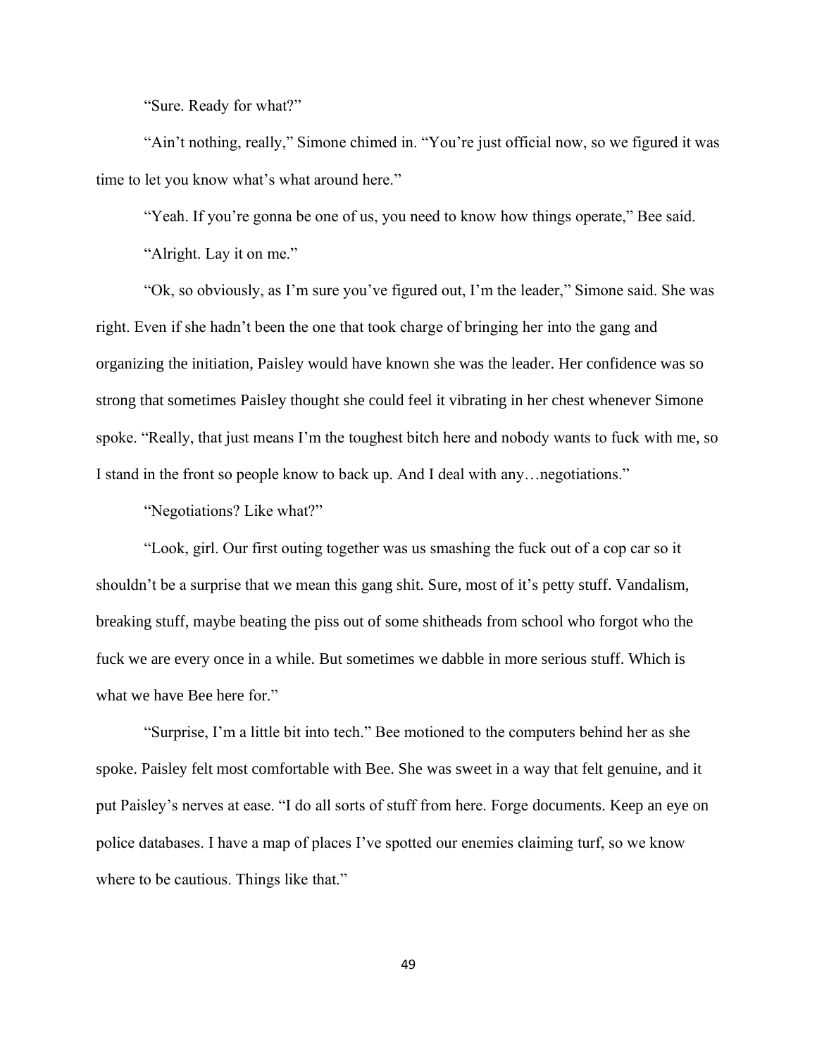"Sure. Ready for what?"

"Ain't nothing, really," Simone chimed in. "You're just official now, so we figured it was time to let you know what's what around here."

"Yeah. If you're gonna be one of us, you need to know how things operate," Bee said.

"Alright. Lay it on me."

"Ok, so obviously, as I'm sure you've figured out, I'm the leader," Simone said. She was right. Even if she hadn't been the one that took charge of bringing her into the gang and organizing the initiation, Paisley would have known she was the leader. Her confidence was so strong that sometimes Paisley thought she could feel it vibrating in her chest whenever Simone spoke. "Really, that just means I'm the toughest bitch here and nobody wants to fuck with me, so I stand in the front so people know to back up. And I deal with any…negotiations."

"Negotiations? Like what?"

"Look, girl. Our first outing together was us smashing the fuck out of a cop car so it shouldn't be a surprise that we mean this gang shit. Sure, most of it's petty stuff. Vandalism, breaking stuff, maybe beating the piss out of some shitheads from school who forgot who the fuck we are every once in a while. But sometimes we dabble in more serious stuff. Which is what we have Bee here for."

"Surprise, I'm a little bit into tech." Bee motioned to the computers behind her as she spoke. Paisley felt most comfortable with Bee. She was sweet in a way that felt genuine, and it put Paisley's nerves at ease. "I do all sorts of stuff from here. Forge documents. Keep an eye on police databases. I have a map of places I've spotted our enemies claiming turf, so we know where to be cautious. Things like that."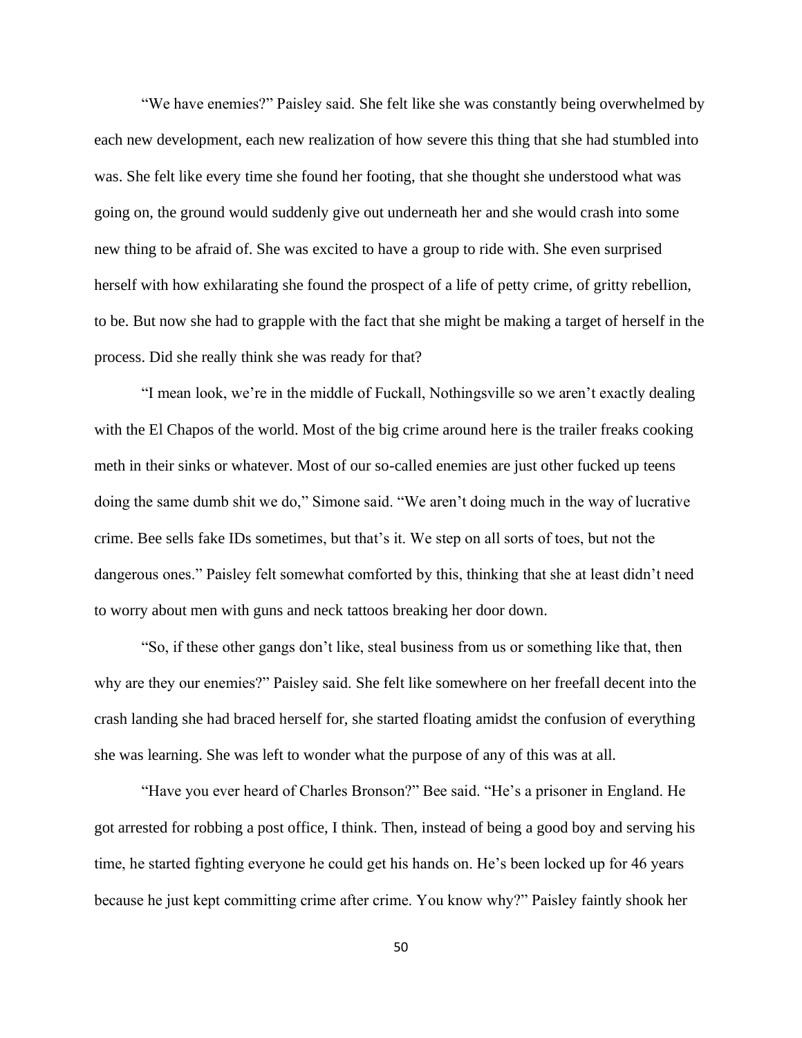"We have enemies?" Paisley said. She felt like she was constantly being overwhelmed by each new development, each new realization of how severe this thing that she had stumbled into was. She felt like every time she found her footing, that she thought she understood what was going on, the ground would suddenly give out underneath her and she would crash into some new thing to be afraid of. She was excited to have a group to ride with. She even surprised herself with how exhilarating she found the prospect of a life of petty crime, of gritty rebellion, to be. But now she had to grapple with the fact that she might be making a target of herself in the process. Did she really think she was ready for that?

"I mean look, we're in the middle of Fuckall, Nothingsville so we aren't exactly dealing with the El Chapos of the world. Most of the big crime around here is the trailer freaks cooking meth in their sinks or whatever. Most of our so-called enemies are just other fucked up teens doing the same dumb shit we do," Simone said. "We aren't doing much in the way of lucrative crime. Bee sells fake IDs sometimes, but that's it. We step on all sorts of toes, but not the dangerous ones." Paisley felt somewhat comforted by this, thinking that she at least didn't need to worry about men with guns and neck tattoos breaking her door down.

"So, if these other gangs don't like, steal business from us or something like that, then why are they our enemies?" Paisley said. She felt like somewhere on her freefall decent into the crash landing she had braced herself for, she started floating amidst the confusion of everything she was learning. She was left to wonder what the purpose of any of this was at all.

"Have you ever heard of Charles Bronson?" Bee said. "He's a prisoner in England. He got arrested for robbing a post office, I think. Then, instead of being a good boy and serving his time, he started fighting everyone he could get his hands on. He's been locked up for 46 years because he just kept committing crime after crime. You know why?" Paisley faintly shook her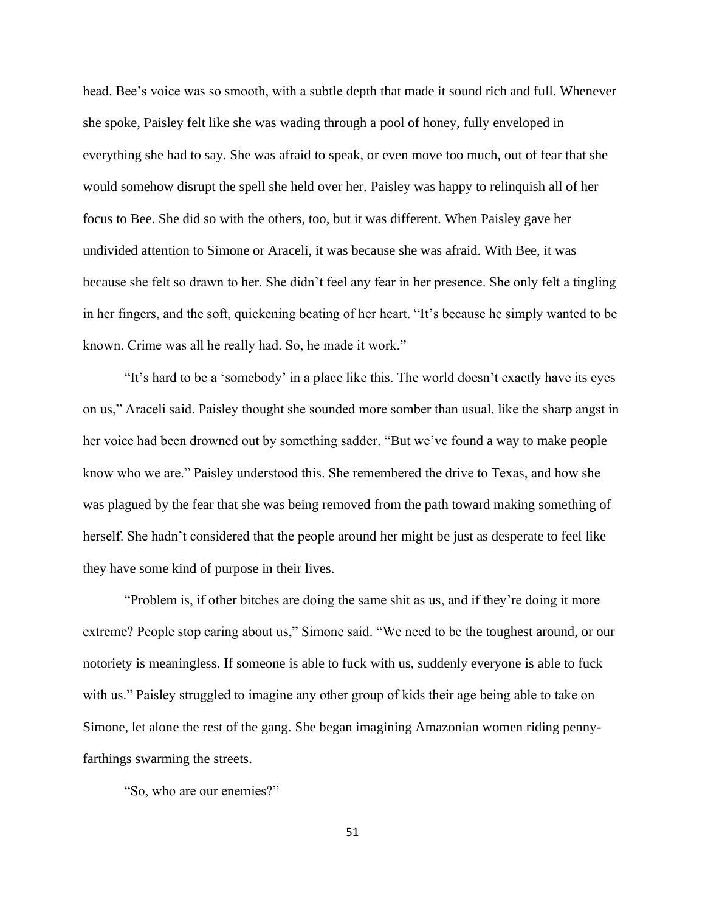head. Bee's voice was so smooth, with a subtle depth that made it sound rich and full. Whenever she spoke, Paisley felt like she was wading through a pool of honey, fully enveloped in everything she had to say. She was afraid to speak, or even move too much, out of fear that she would somehow disrupt the spell she held over her. Paisley was happy to relinquish all of her focus to Bee. She did so with the others, too, but it was different. When Paisley gave her undivided attention to Simone or Araceli, it was because she was afraid. With Bee, it was because she felt so drawn to her. She didn't feel any fear in her presence. She only felt a tingling in her fingers, and the soft, quickening beating of her heart. "It's because he simply wanted to be known. Crime was all he really had. So, he made it work."

"It's hard to be a 'somebody' in a place like this. The world doesn't exactly have its eyes on us," Araceli said. Paisley thought she sounded more somber than usual, like the sharp angst in her voice had been drowned out by something sadder. "But we've found a way to make people know who we are." Paisley understood this. She remembered the drive to Texas, and how she was plagued by the fear that she was being removed from the path toward making something of herself. She hadn't considered that the people around her might be just as desperate to feel like they have some kind of purpose in their lives.

"Problem is, if other bitches are doing the same shit as us, and if they're doing it more extreme? People stop caring about us," Simone said. "We need to be the toughest around, or our notoriety is meaningless. If someone is able to fuck with us, suddenly everyone is able to fuck with us." Paisley struggled to imagine any other group of kids their age being able to take on Simone, let alone the rest of the gang. She began imagining Amazonian women riding penny-farthings swarming the streets.

"So, who are our enemies?"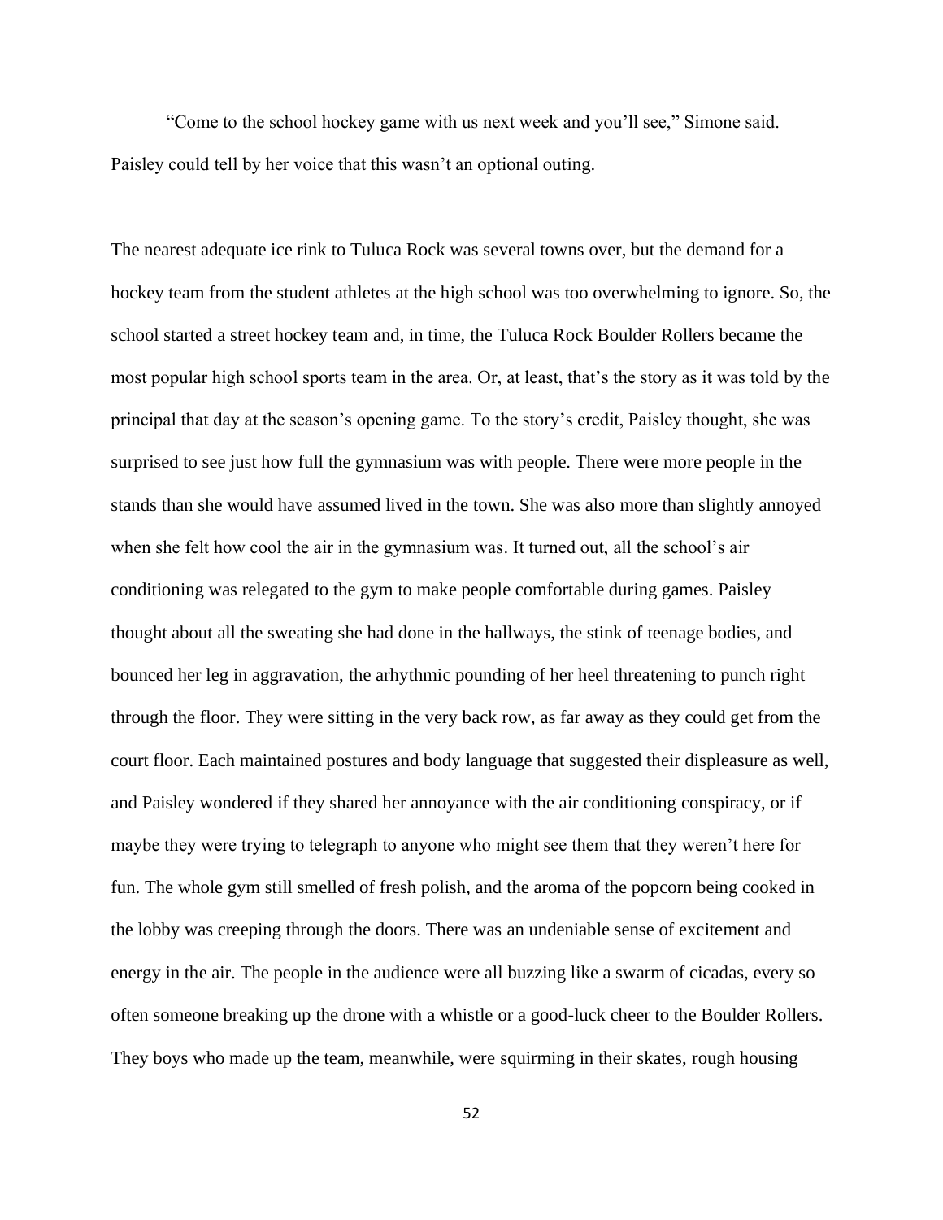"Come to the school hockey game with us next week and you'll see," Simone said. Paisley could tell by her voice that this wasn't an optional outing.

The nearest adequate ice rink to Tuluca Rock was several towns over, but the demand for a hockey team from the student athletes at the high school was too overwhelming to ignore. So, the school started a street hockey team and, in time, the Tuluca Rock Boulder Rollers became the most popular high school sports team in the area. Or, at least, that's the story as it was told by the principal that day at the season's opening game. To the story's credit, Paisley thought, she was surprised to see just how full the gymnasium was with people. There were more people in the stands than she would have assumed lived in the town. She was also more than slightly annoyed when she felt how cool the air in the gymnasium was. It turned out, all the school's air conditioning was relegated to the gym to make people comfortable during games. Paisley thought about all the sweating she had done in the hallways, the stink of teenage bodies, and bounced her leg in aggravation, the arhythmic pounding of her heel threatening to punch right through the floor. They were sitting in the very back row, as far away as they could get from the court floor. Each maintained postures and body language that suggested their displeasure as well, and Paisley wondered if they shared her annoyance with the air conditioning conspiracy, or if maybe they were trying to telegraph to anyone who might see them that they weren't here for fun. The whole gym still smelled of fresh polish, and the aroma of the popcorn being cooked in the lobby was creeping through the doors. There was an undeniable sense of excitement and energy in the air. The people in the audience were all buzzing like a swarm of cicadas, every so often someone breaking up the drone with a whistle or a good-luck cheer to the Boulder Rollers. They boys who made up the team, meanwhile, were squirming in their skates, rough housing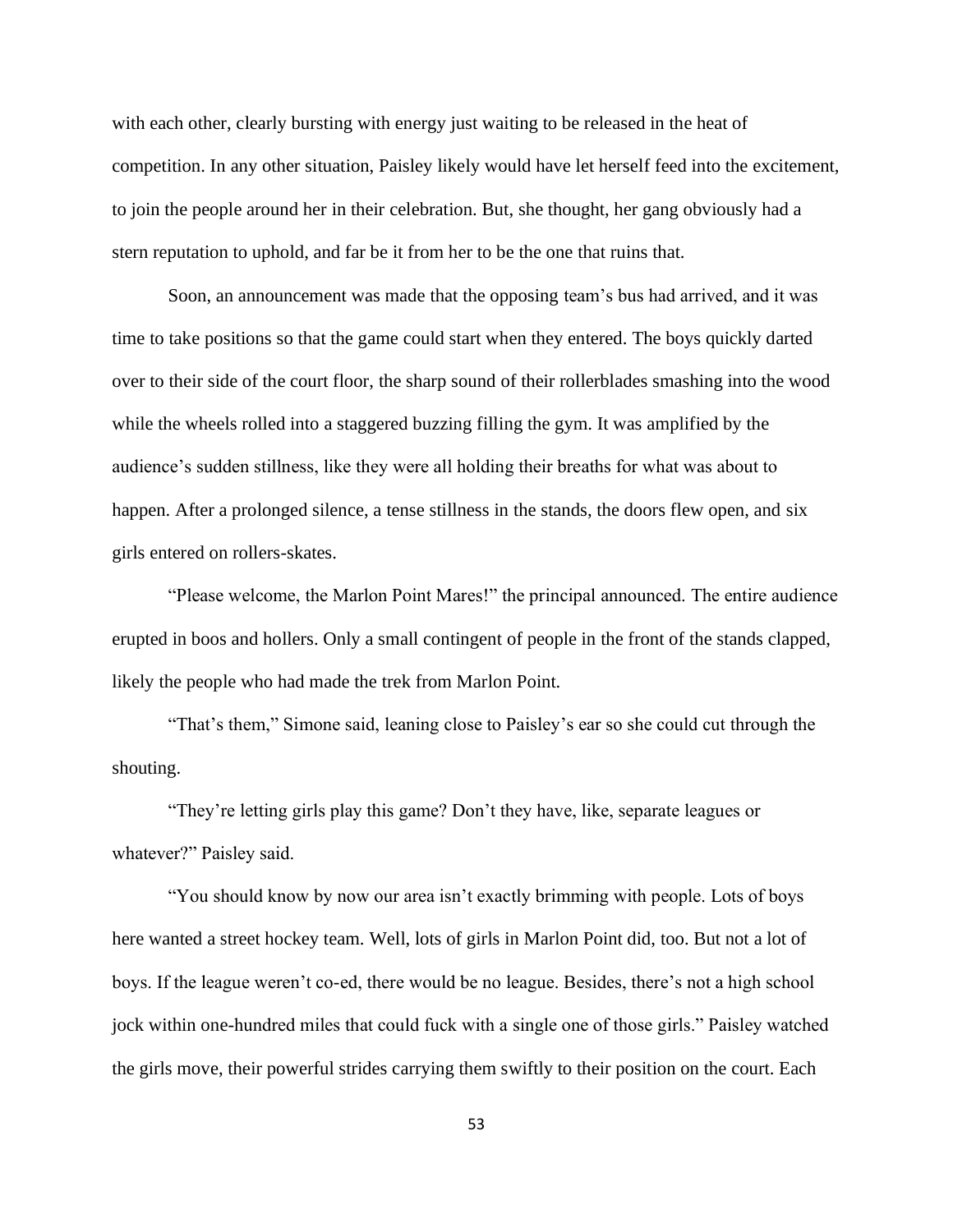with each other, clearly bursting with energy just waiting to be released in the heat of competition. In any other situation, Paisley likely would have let herself feed into the excitement, to join the people around her in their celebration. But, she thought, her gang obviously had a stern reputation to uphold, and far be it from her to be the one that ruins that.

Soon, an announcement was made that the opposing team's bus had arrived, and it was time to take positions so that the game could start when they entered. The boys quickly darted over to their side of the court floor, the sharp sound of their rollerblades smashing into the wood while the wheels rolled into a staggered buzzing filling the gym. It was amplified by the audience's sudden stillness, like they were all holding their breaths for what was about to happen. After a prolonged silence, a tense stillness in the stands, the doors flew open, and six girls entered on rollers-skates.

"Please welcome, the Marlon Point Mares!" the principal announced. The entire audience erupted in boos and hollers. Only a small contingent of people in the front of the stands clapped, likely the people who had made the trek from Marlon Point.

"That's them," Simone said, leaning close to Paisley's ear so she could cut through the shouting.

"They're letting girls play this game? Don't they have, like, separate leagues or whatever?" Paisley said.

"You should know by now our area isn't exactly brimming with people. Lots of boys here wanted a street hockey team. Well, lots of girls in Marlon Point did, too. But not a lot of boys. If the league weren't co-ed, there would be no league. Besides, there's not a high school jock within one-hundred miles that could fuck with a single one of those girls." Paisley watched the girls move, their powerful strides carrying them swiftly to their position on the court. Each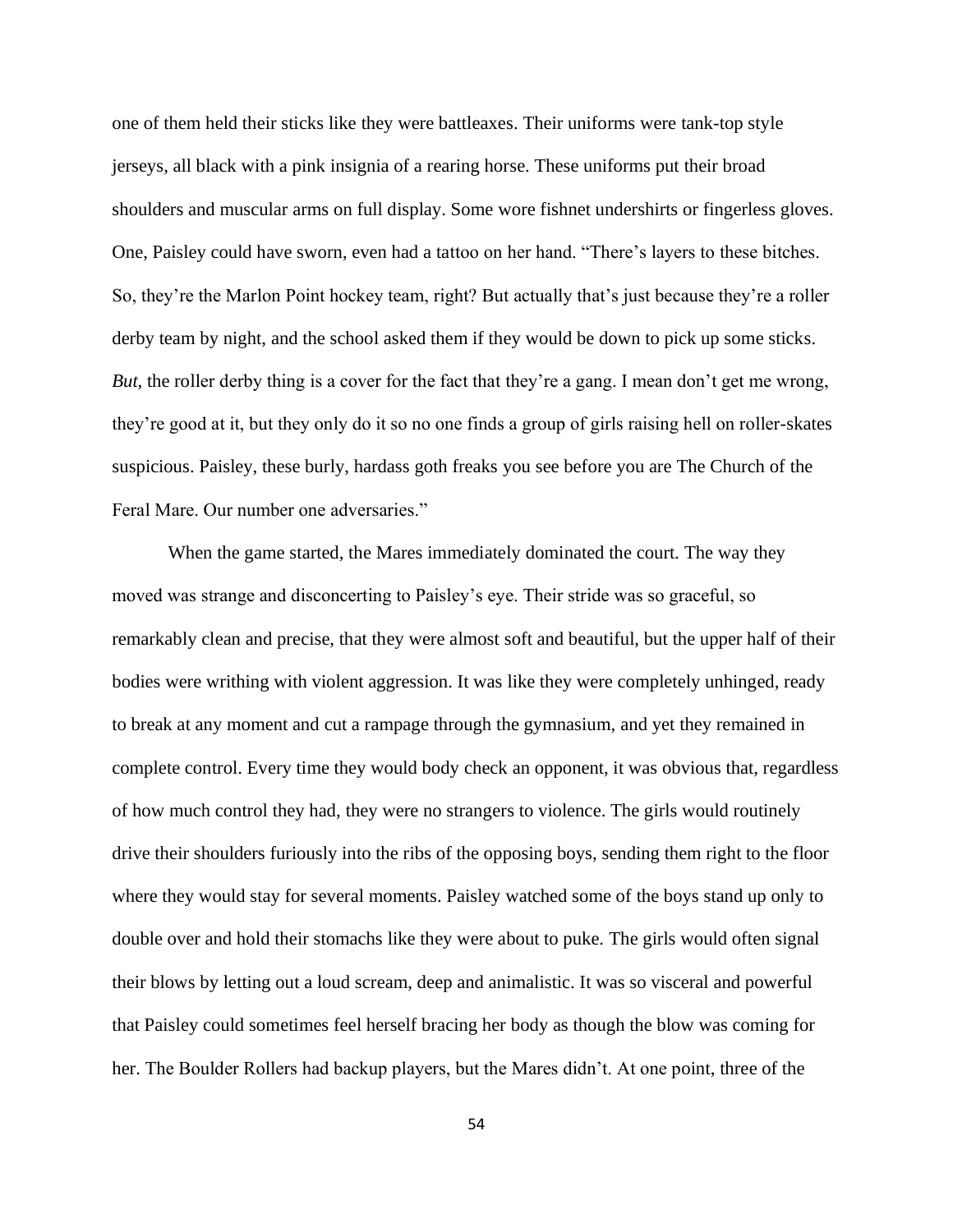one of them held their sticks like they were battleaxes. Their uniforms were tank-top style jerseys, all black with a pink insignia of a rearing horse. These uniforms put their broad shoulders and muscular arms on full display. Some wore fishnet undershirts or fingerless gloves. One, Paisley could have sworn, even had a tattoo on her hand. "There's layers to these bitches. So, they're the Marlon Point hockey team, right? But actually that's just because they're a roller derby team by night, and the school asked them if they would be down to pick up some sticks. *But*, the roller derby thing is a cover for the fact that they're a gang. I mean don't get me wrong, they're good at it, but they only do it so no one finds a group of girls raising hell on roller-skates suspicious. Paisley, these burly, hardass goth freaks you see before you are The Church of the Feral Mare. Our number one adversaries."

When the game started, the Mares immediately dominated the court. The way they moved was strange and disconcerting to Paisley's eye. Their stride was so graceful, so remarkably clean and precise, that they were almost soft and beautiful, but the upper half of their bodies were writhing with violent aggression. It was like they were completely unhinged, ready to break at any moment and cut a rampage through the gymnasium, and yet they remained in complete control. Every time they would body check an opponent, it was obvious that, regardless of how much control they had, they were no strangers to violence. The girls would routinely drive their shoulders furiously into the ribs of the opposing boys, sending them right to the floor where they would stay for several moments. Paisley watched some of the boys stand up only to double over and hold their stomachs like they were about to puke. The girls would often signal their blows by letting out a loud scream, deep and animalistic. It was so visceral and powerful that Paisley could sometimes feel herself bracing her body as though the blow was coming for her. The Boulder Rollers had backup players, but the Mares didn't. At one point, three of the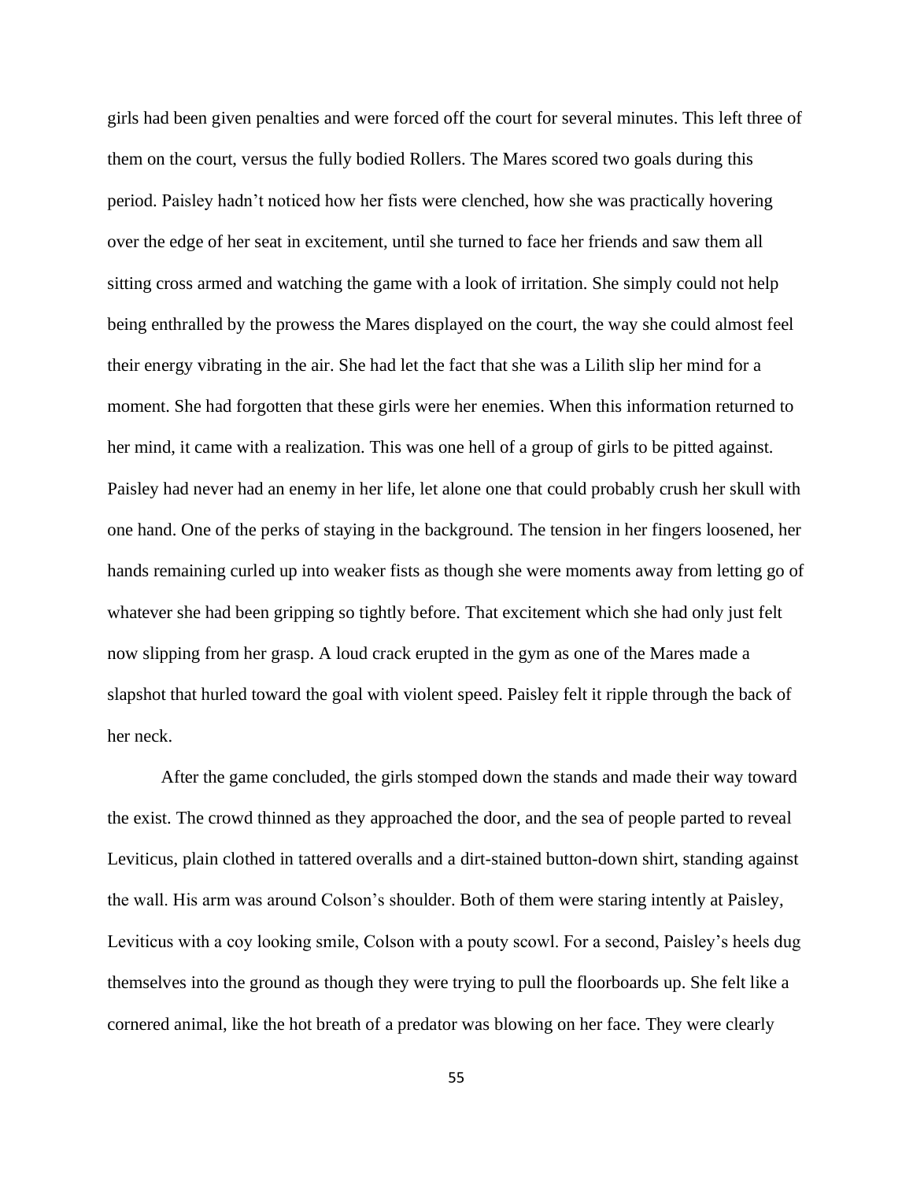girls had been given penalties and were forced off the court for several minutes. This left three of them on the court, versus the fully bodied Rollers. The Mares scored two goals during this period. Paisley hadn't noticed how her fists were clenched, how she was practically hovering over the edge of her seat in excitement, until she turned to face her friends and saw them all sitting cross armed and watching the game with a look of irritation. She simply could not help being enthralled by the prowess the Mares displayed on the court, the way she could almost feel their energy vibrating in the air. She had let the fact that she was a Lilith slip her mind for a moment. She had forgotten that these girls were her enemies. When this information returned to her mind, it came with a realization. This was one hell of a group of girls to be pitted against. Paisley had never had an enemy in her life, let alone one that could probably crush her skull with one hand. One of the perks of staying in the background. The tension in her fingers loosened, her hands remaining curled up into weaker fists as though she were moments away from letting go of whatever she had been gripping so tightly before. That excitement which she had only just felt now slipping from her grasp. A loud crack erupted in the gym as one of the Mares made a slapshot that hurled toward the goal with violent speed. Paisley felt it ripple through the back of her neck.

After the game concluded, the girls stomped down the stands and made their way toward the exist. The crowd thinned as they approached the door, and the sea of people parted to reveal Leviticus, plain clothed in tattered overalls and a dirt-stained button-down shirt, standing against the wall. His arm was around Colson's shoulder. Both of them were staring intently at Paisley, Leviticus with a coy looking smile, Colson with a pouty scowl. For a second, Paisley's heels dug themselves into the ground as though they were trying to pull the floorboards up. She felt like a cornered animal, like the hot breath of a predator was blowing on her face. They were clearly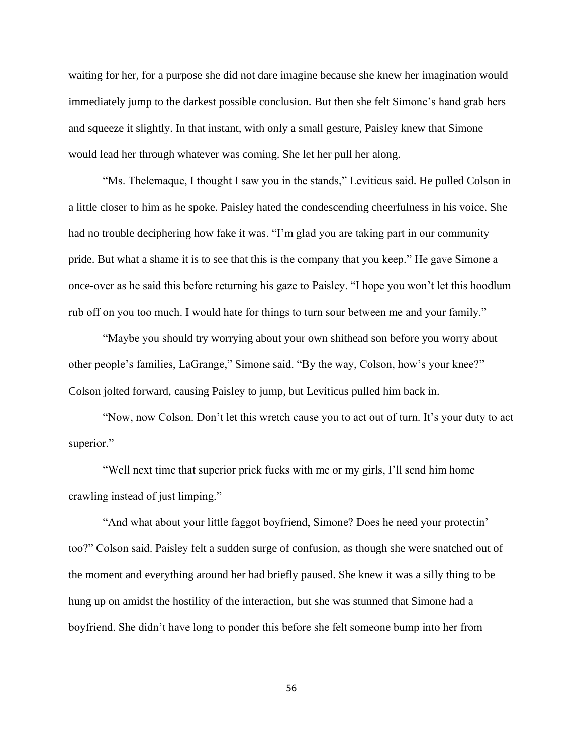waiting for her, for a purpose she did not dare imagine because she knew her imagination would immediately jump to the darkest possible conclusion. But then she felt Simone's hand grab hers and squeeze it slightly. In that instant, with only a small gesture, Paisley knew that Simone would lead her through whatever was coming. She let her pull her along.

"Ms. Thelemaque, I thought I saw you in the stands," Leviticus said. He pulled Colson in a little closer to him as he spoke. Paisley hated the condescending cheerfulness in his voice. She had no trouble deciphering how fake it was. "I'm glad you are taking part in our community pride. But what a shame it is to see that this is the company that you keep." He gave Simone a once-over as he said this before returning his gaze to Paisley. "I hope you won't let this hoodlum rub off on you too much. I would hate for things to turn sour between me and your family."

"Maybe you should try worrying about your own shithead son before you worry about other people's families, LaGrange," Simone said. "By the way, Colson, how's your knee?" Colson jolted forward, causing Paisley to jump, but Leviticus pulled him back in.

"Now, now Colson. Don't let this wretch cause you to act out of turn. It's your duty to act superior."

"Well next time that superior prick fucks with me or my girls, I'll send him home crawling instead of just limping."

"And what about your little faggot boyfriend, Simone? Does he need your protectin' too?" Colson said. Paisley felt a sudden surge of confusion, as though she were snatched out of the moment and everything around her had briefly paused. She knew it was a silly thing to be hung up on amidst the hostility of the interaction, but she was stunned that Simone had a boyfriend. She didn't have long to ponder this before she felt someone bump into her from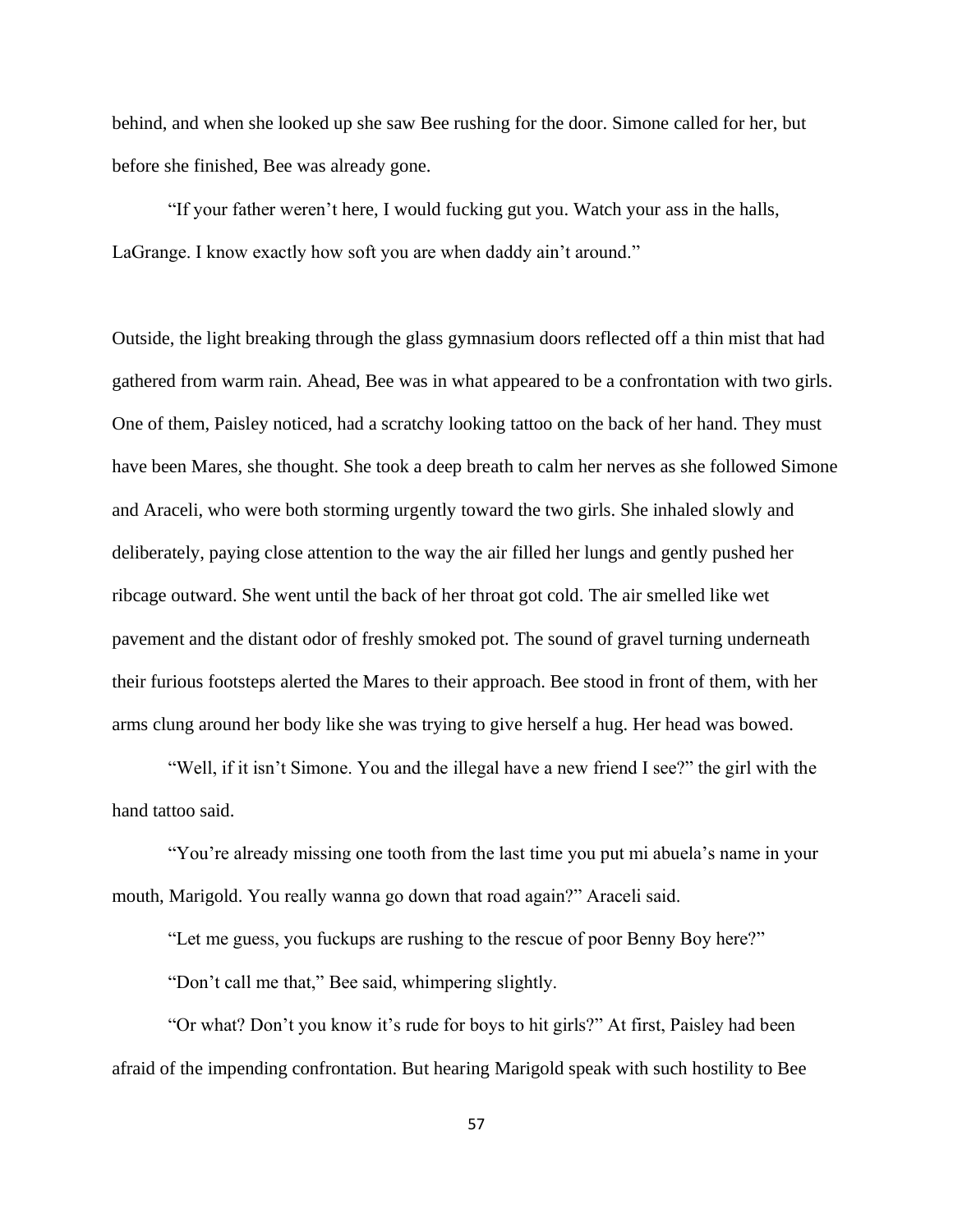behind, and when she looked up she saw Bee rushing for the door. Simone called for her, but before she finished, Bee was already gone.

"If your father weren't here, I would fucking gut you. Watch your ass in the halls, LaGrange. I know exactly how soft you are when daddy ain't around."

Outside, the light breaking through the glass gymnasium doors reflected off a thin mist that had gathered from warm rain. Ahead, Bee was in what appeared to be a confrontation with two girls. One of them, Paisley noticed, had a scratchy looking tattoo on the back of her hand. They must have been Mares, she thought. She took a deep breath to calm her nerves as she followed Simone and Araceli, who were both storming urgently toward the two girls. She inhaled slowly and deliberately, paying close attention to the way the air filled her lungs and gently pushed her ribcage outward. She went until the back of her throat got cold. The air smelled like wet pavement and the distant odor of freshly smoked pot. The sound of gravel turning underneath their furious footsteps alerted the Mares to their approach. Bee stood in front of them, with her arms clung around her body like she was trying to give herself a hug. Her head was bowed.

"Well, if it isn't Simone. You and the illegal have a new friend I see?" the girl with the hand tattoo said.

"You're already missing one tooth from the last time you put mi abuela's name in your mouth, Marigold. You really wanna go down that road again?" Araceli said.

"Let me guess, you fuckups are rushing to the rescue of poor Benny Boy here?"

"Don't call me that," Bee said, whimpering slightly.

"Or what? Don't you know it's rude for boys to hit girls?" At first, Paisley had been afraid of the impending confrontation. But hearing Marigold speak with such hostility to Bee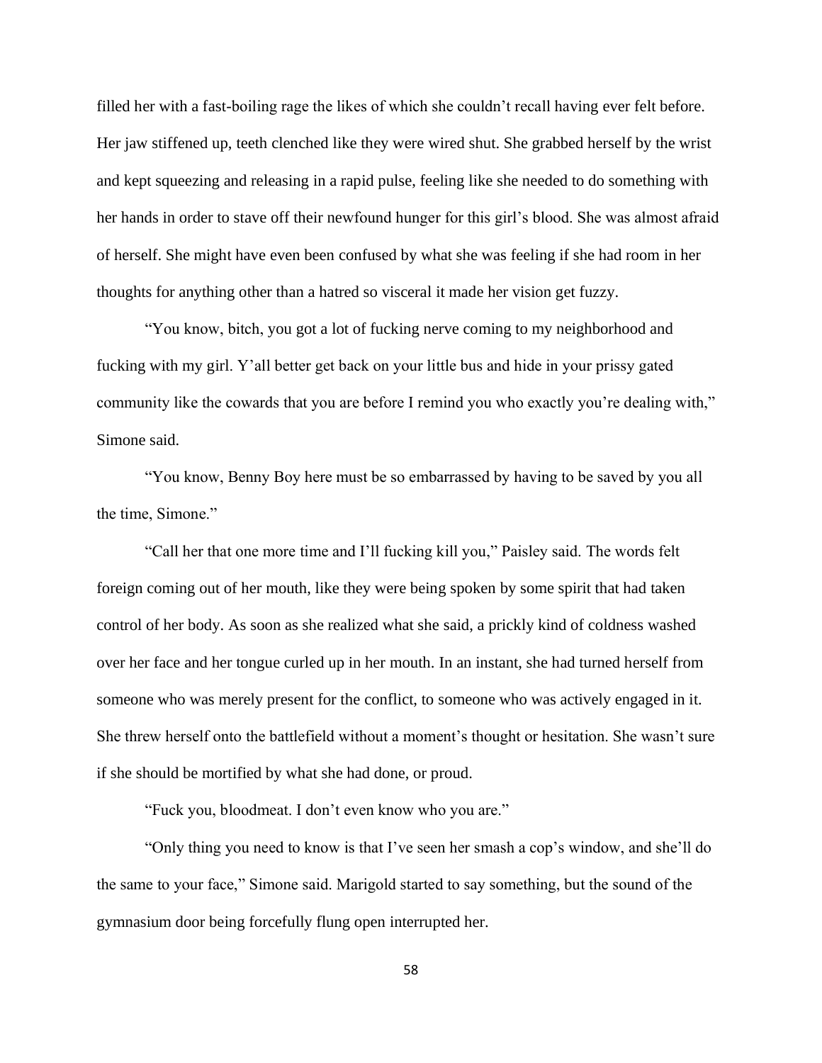filled her with a fast-boiling rage the likes of which she couldn't recall having ever felt before. Her jaw stiffened up, teeth clenched like they were wired shut. She grabbed herself by the wrist and kept squeezing and releasing in a rapid pulse, feeling like she needed to do something with her hands in order to stave off their newfound hunger for this girl's blood. She was almost afraid of herself. She might have even been confused by what she was feeling if she had room in her thoughts for anything other than a hatred so visceral it made her vision get fuzzy.

"You know, bitch, you got a lot of fucking nerve coming to my neighborhood and fucking with my girl. Y'all better get back on your little bus and hide in your prissy gated community like the cowards that you are before I remind you who exactly you're dealing with," Simone said.

"You know, Benny Boy here must be so embarrassed by having to be saved by you all the time, Simone."

"Call her that one more time and I'll fucking kill you," Paisley said. The words felt foreign coming out of her mouth, like they were being spoken by some spirit that had taken control of her body. As soon as she realized what she said, a prickly kind of coldness washed over her face and her tongue curled up in her mouth. In an instant, she had turned herself from someone who was merely present for the conflict, to someone who was actively engaged in it. She threw herself onto the battlefield without a moment's thought or hesitation. She wasn't sure if she should be mortified by what she had done, or proud.

"Fuck you, bloodmeat. I don't even know who you are."

"Only thing you need to know is that I've seen her smash a cop's window, and she'll do the same to your face," Simone said. Marigold started to say something, but the sound of the gymnasium door being forcefully flung open interrupted her.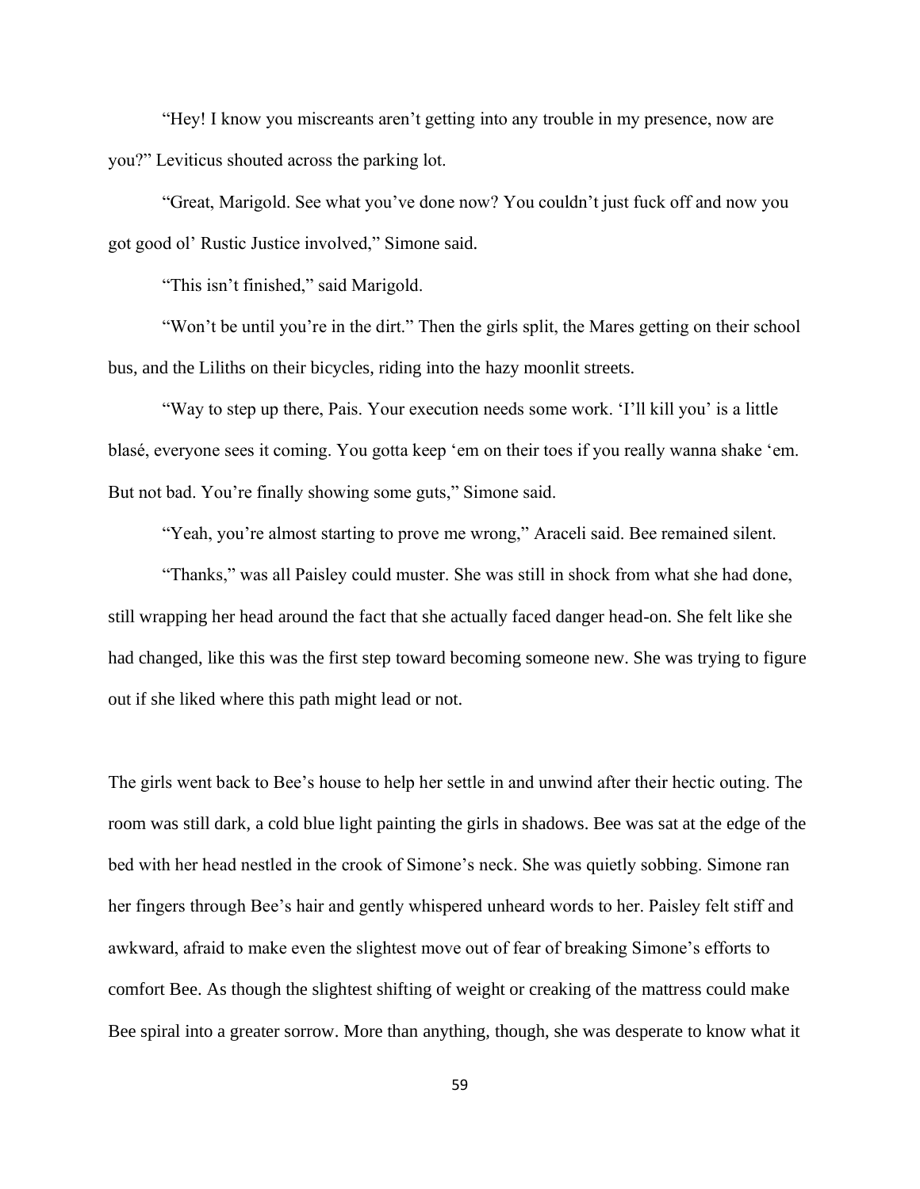"Hey! I know you miscreants aren't getting into any trouble in my presence, now are you?" Leviticus shouted across the parking lot.

"Great, Marigold. See what you've done now? You couldn't just fuck off and now you got good ol' Rustic Justice involved," Simone said.

"This isn't finished," said Marigold.

"Won't be until you're in the dirt." Then the girls split, the Mares getting on their school bus, and the Liliths on their bicycles, riding into the hazy moonlit streets.

"Way to step up there, Pais. Your execution needs some work. 'I'll kill you' is a little blasé, everyone sees it coming. You gotta keep 'em on their toes if you really wanna shake 'em. But not bad. You're finally showing some guts," Simone said.

"Yeah, you're almost starting to prove me wrong," Araceli said. Bee remained silent.

"Thanks," was all Paisley could muster. She was still in shock from what she had done, still wrapping her head around the fact that she actually faced danger head-on. She felt like she had changed, like this was the first step toward becoming someone new. She was trying to figure out if she liked where this path might lead or not.

The girls went back to Bee's house to help her settle in and unwind after their hectic outing. The room was still dark, a cold blue light painting the girls in shadows. Bee was sat at the edge of the bed with her head nestled in the crook of Simone's neck. She was quietly sobbing. Simone ran her fingers through Bee's hair and gently whispered unheard words to her. Paisley felt stiff and awkward, afraid to make even the slightest move out of fear of breaking Simone's efforts to comfort Bee. As though the slightest shifting of weight or creaking of the mattress could make Bee spiral into a greater sorrow. More than anything, though, she was desperate to know what it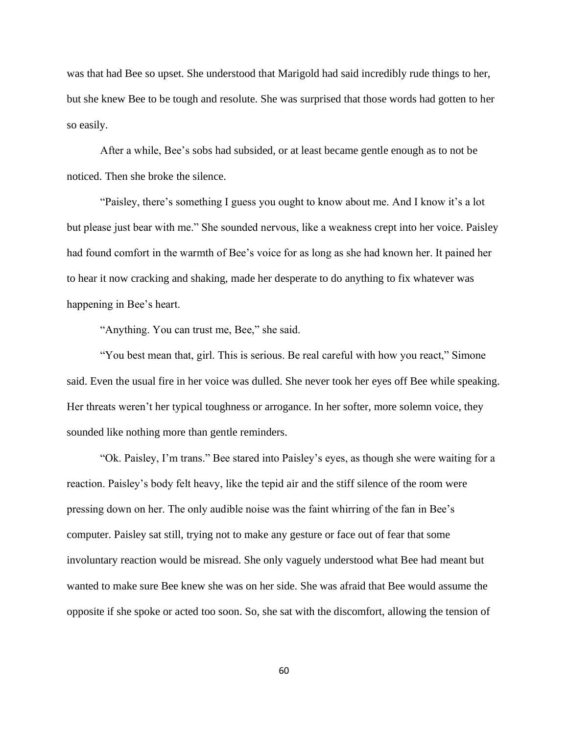was that had Bee so upset. She understood that Marigold had said incredibly rude things to her, but she knew Bee to be tough and resolute. She was surprised that those words had gotten to her so easily.

After a while, Bee's sobs had subsided, or at least became gentle enough as to not be noticed. Then she broke the silence.

"Paisley, there's something I guess you ought to know about me. And I know it's a lot but please just bear with me." She sounded nervous, like a weakness crept into her voice. Paisley had found comfort in the warmth of Bee's voice for as long as she had known her. It pained her to hear it now cracking and shaking, made her desperate to do anything to fix whatever was happening in Bee's heart.

"Anything. You can trust me, Bee," she said.

"You best mean that, girl. This is serious. Be real careful with how you react," Simone said. Even the usual fire in her voice was dulled. She never took her eyes off Bee while speaking. Her threats weren't her typical toughness or arrogance. In her softer, more solemn voice, they sounded like nothing more than gentle reminders.

"Ok. Paisley, I'm trans." Bee stared into Paisley's eyes, as though she were waiting for a reaction. Paisley's body felt heavy, like the tepid air and the stiff silence of the room were pressing down on her. The only audible noise was the faint whirring of the fan in Bee's computer. Paisley sat still, trying not to make any gesture or face out of fear that some involuntary reaction would be misread. She only vaguely understood what Bee had meant but wanted to make sure Bee knew she was on her side. She was afraid that Bee would assume the opposite if she spoke or acted too soon. So, she sat with the discomfort, allowing the tension of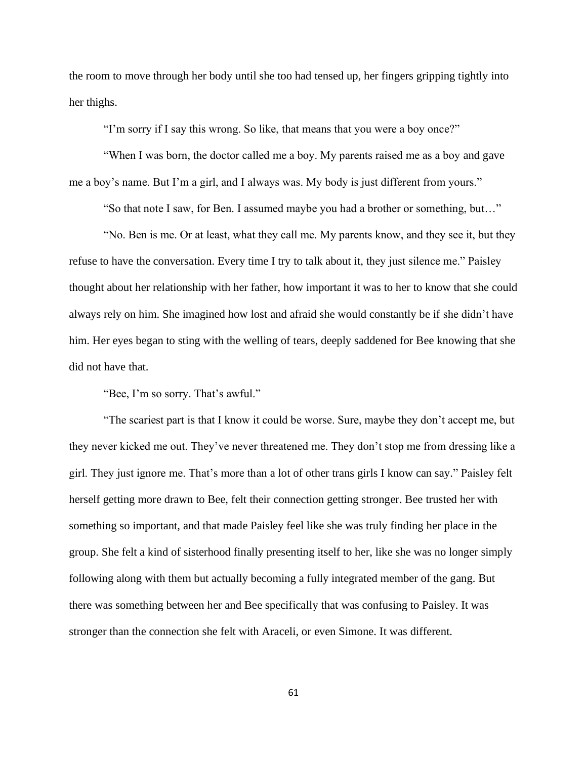the room to move through her body until she too had tensed up, her fingers gripping tightly into her thighs.

"I'm sorry if I say this wrong. So like, that means that you were a boy once?"

"When I was born, the doctor called me a boy. My parents raised me as a boy and gave me a boy's name. But I'm a girl, and I always was. My body is just different from yours."

"So that note I saw, for Ben. I assumed maybe you had a brother or something, but…"

"No. Ben is me. Or at least, what they call me. My parents know, and they see it, but they refuse to have the conversation. Every time I try to talk about it, they just silence me." Paisley thought about her relationship with her father, how important it was to her to know that she could always rely on him. She imagined how lost and afraid she would constantly be if she didn't have him. Her eyes began to sting with the welling of tears, deeply saddened for Bee knowing that she did not have that.

"Bee, I'm so sorry. That's awful."

"The scariest part is that I know it could be worse. Sure, maybe they don't accept me, but they never kicked me out. They've never threatened me. They don't stop me from dressing like a girl. They just ignore me. That's more than a lot of other trans girls I know can say." Paisley felt herself getting more drawn to Bee, felt their connection getting stronger. Bee trusted her with something so important, and that made Paisley feel like she was truly finding her place in the group. She felt a kind of sisterhood finally presenting itself to her, like she was no longer simply following along with them but actually becoming a fully integrated member of the gang. But there was something between her and Bee specifically that was confusing to Paisley. It was stronger than the connection she felt with Araceli, or even Simone. It was different.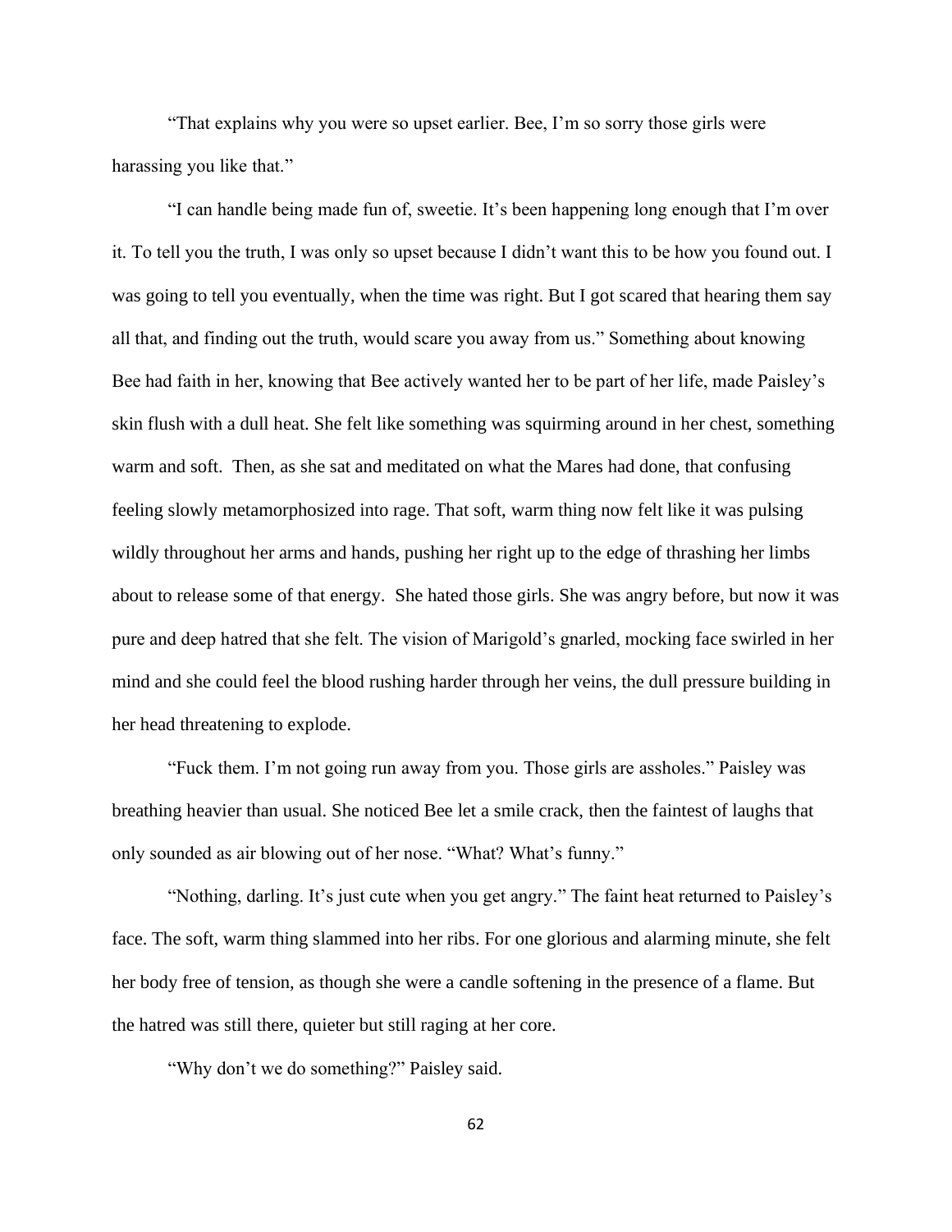"That explains why you were so upset earlier. Bee, I'm so sorry those girls were harassing you like that."

"I can handle being made fun of, sweetie. It's been happening long enough that I'm over it. To tell you the truth, I was only so upset because I didn't want this to be how you found out. I was going to tell you eventually, when the time was right. But I got scared that hearing them say all that, and finding out the truth, would scare you away from us." Something about knowing Bee had faith in her, knowing that Bee actively wanted her to be part of her life, made Paisley's skin flush with a dull heat. She felt like something was squirming around in her chest, something warm and soft. Then, as she sat and meditated on what the Mares had done, that confusing feeling slowly metamorphosized into rage. That soft, warm thing now felt like it was pulsing wildly throughout her arms and hands, pushing her right up to the edge of thrashing her limbs about to release some of that energy. She hated those girls. She was angry before, but now it was pure and deep hatred that she felt. The vision of Marigold's gnarled, mocking face swirled in her mind and she could feel the blood rushing harder through her veins, the dull pressure building in her head threatening to explode.

"Fuck them. I'm not going run away from you. Those girls are assholes." Paisley was breathing heavier than usual. She noticed Bee let a smile crack, then the faintest of laughs that only sounded as air blowing out of her nose. "What? What's funny."

"Nothing, darling. It's just cute when you get angry." The faint heat returned to Paisley's face. The soft, warm thing slammed into her ribs. For one glorious and alarming minute, she felt her body free of tension, as though she were a candle softening in the presence of a flame. But the hatred was still there, quieter but still raging at her core.

"Why don't we do something?" Paisley said.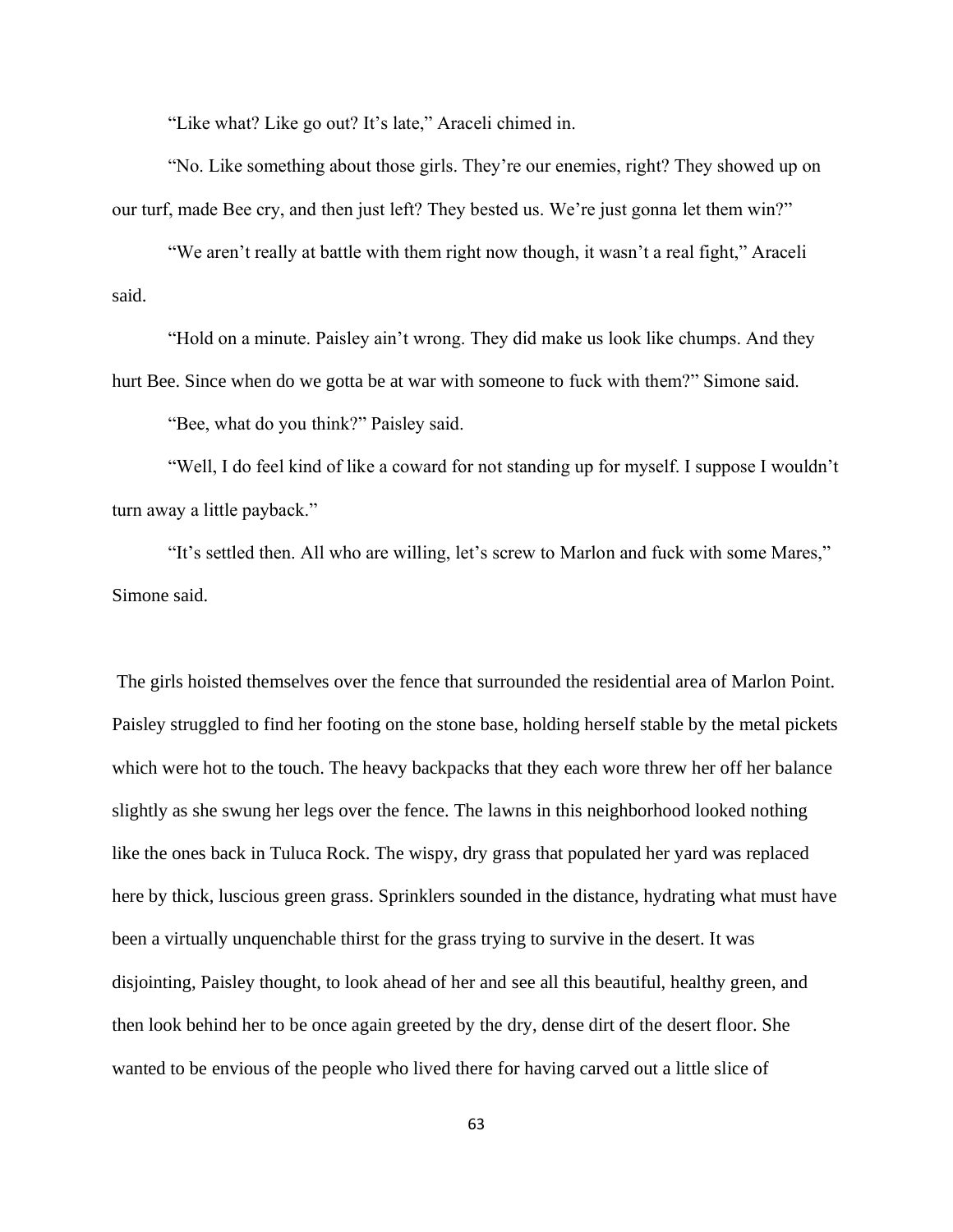"Like what? Like go out? It's late," Araceli chimed in.

"No. Like something about those girls. They're our enemies, right? They showed up on our turf, made Bee cry, and then just left? They bested us. We're just gonna let them win?"

"We aren't really at battle with them right now though, it wasn't a real fight," Araceli said.

"Hold on a minute. Paisley ain't wrong. They did make us look like chumps. And they hurt Bee. Since when do we gotta be at war with someone to fuck with them?" Simone said.

"Bee, what do you think?" Paisley said.

"Well, I do feel kind of like a coward for not standing up for myself. I suppose I wouldn't turn away a little payback."

"It's settled then. All who are willing, let's screw to Marlon and fuck with some Mares," Simone said.

The girls hoisted themselves over the fence that surrounded the residential area of Marlon Point. Paisley struggled to find her footing on the stone base, holding herself stable by the metal pickets which were hot to the touch. The heavy backpacks that they each wore threw her off her balance slightly as she swung her legs over the fence. The lawns in this neighborhood looked nothing like the ones back in Tuluca Rock. The wispy, dry grass that populated her yard was replaced here by thick, luscious green grass. Sprinklers sounded in the distance, hydrating what must have been a virtually unquenchable thirst for the grass trying to survive in the desert. It was disjointing, Paisley thought, to look ahead of her and see all this beautiful, healthy green, and then look behind her to be once again greeted by the dry, dense dirt of the desert floor. She wanted to be envious of the people who lived there for having carved out a little slice of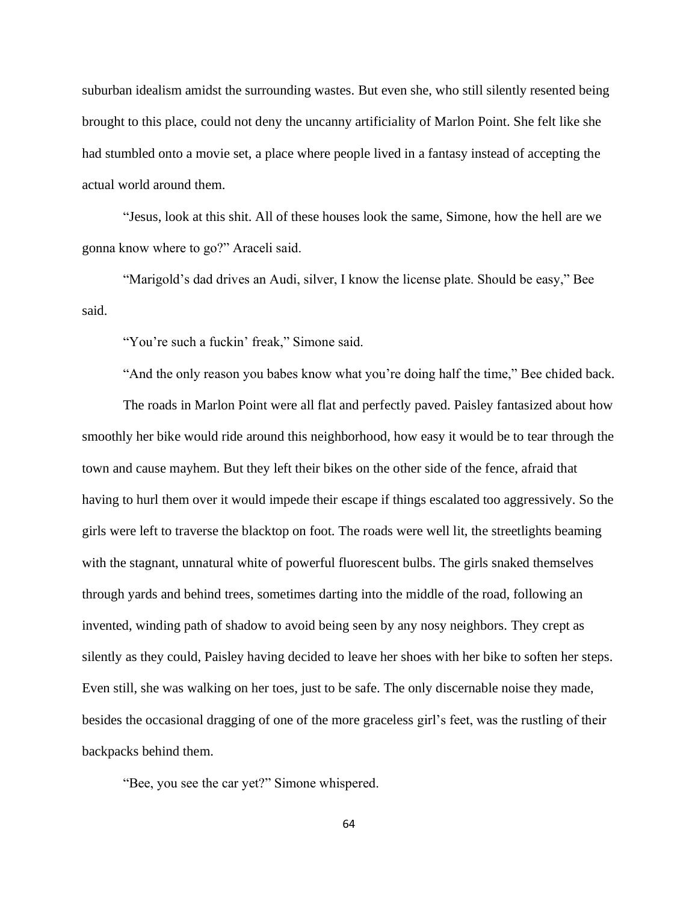suburban idealism amidst the surrounding wastes. But even she, who still silently resented being brought to this place, could not deny the uncanny artificiality of Marlon Point. She felt like she had stumbled onto a movie set, a place where people lived in a fantasy instead of accepting the actual world around them.

"Jesus, look at this shit. All of these houses look the same, Simone, how the hell are we gonna know where to go?" Araceli said.

"Marigold's dad drives an Audi, silver, I know the license plate. Should be easy," Bee said.

"You're such a fuckin' freak," Simone said.

"And the only reason you babes know what you're doing half the time," Bee chided back.

The roads in Marlon Point were all flat and perfectly paved. Paisley fantasized about how smoothly her bike would ride around this neighborhood, how easy it would be to tear through the town and cause mayhem. But they left their bikes on the other side of the fence, afraid that having to hurl them over it would impede their escape if things escalated too aggressively. So the girls were left to traverse the blacktop on foot. The roads were well lit, the streetlights beaming with the stagnant, unnatural white of powerful fluorescent bulbs. The girls snaked themselves through yards and behind trees, sometimes darting into the middle of the road, following an invented, winding path of shadow to avoid being seen by any nosy neighbors. They crept as silently as they could, Paisley having decided to leave her shoes with her bike to soften her steps. Even still, she was walking on her toes, just to be safe. The only discernable noise they made, besides the occasional dragging of one of the more graceless girl's feet, was the rustling of their backpacks behind them.

"Bee, you see the car yet?" Simone whispered.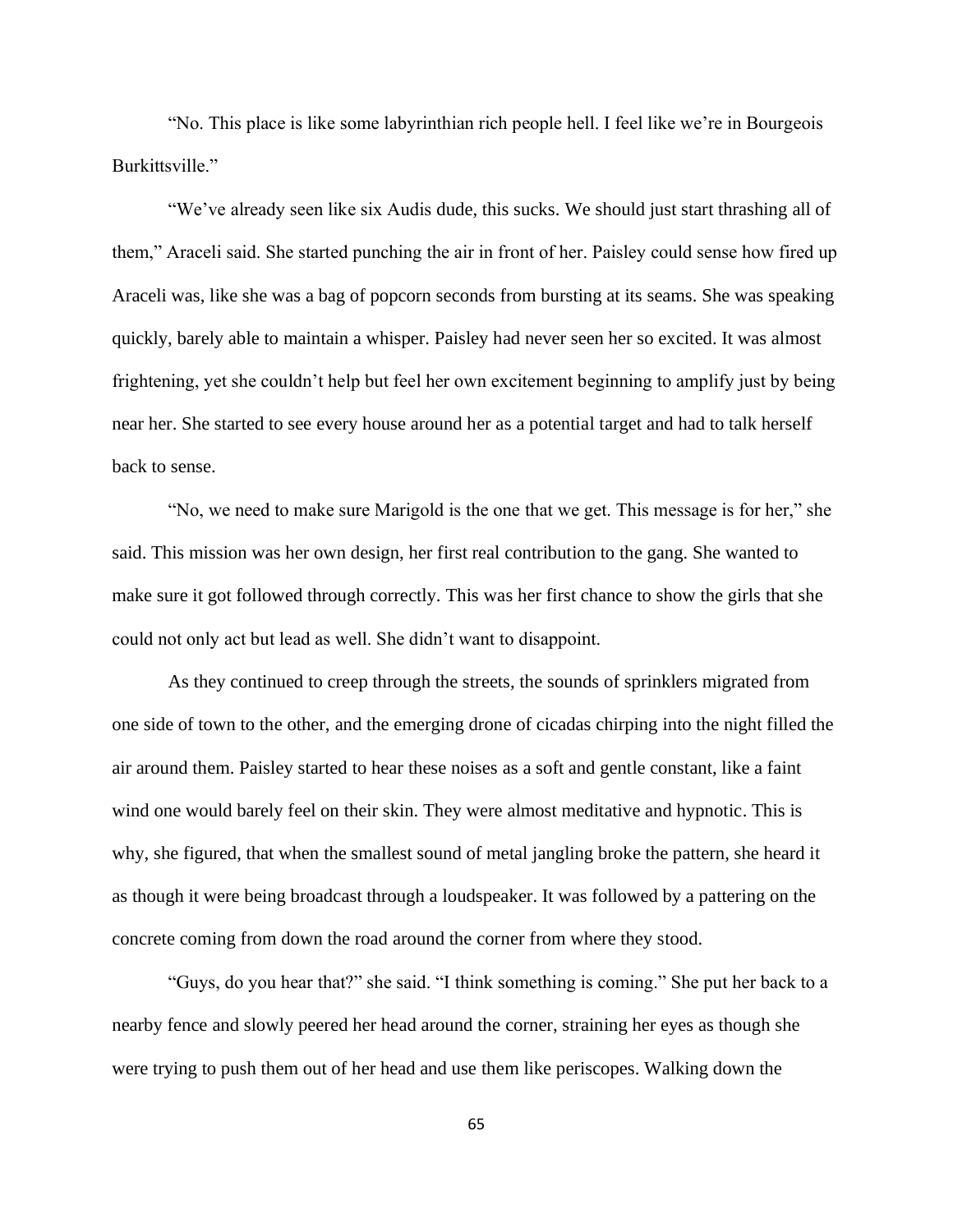"No. This place is like some labyrinthian rich people hell. I feel like we're in Bourgeois Burkittsville."

"We've already seen like six Audis dude, this sucks. We should just start thrashing all of them," Araceli said. She started punching the air in front of her. Paisley could sense how fired up Araceli was, like she was a bag of popcorn seconds from bursting at its seams. She was speaking quickly, barely able to maintain a whisper. Paisley had never seen her so excited. It was almost frightening, yet she couldn't help but feel her own excitement beginning to amplify just by being near her. She started to see every house around her as a potential target and had to talk herself back to sense.

"No, we need to make sure Marigold is the one that we get. This message is for her," she said. This mission was her own design, her first real contribution to the gang. She wanted to make sure it got followed through correctly. This was her first chance to show the girls that she could not only act but lead as well. She didn't want to disappoint.

As they continued to creep through the streets, the sounds of sprinklers migrated from one side of town to the other, and the emerging drone of cicadas chirping into the night filled the air around them. Paisley started to hear these noises as a soft and gentle constant, like a faint wind one would barely feel on their skin. They were almost meditative and hypnotic. This is why, she figured, that when the smallest sound of metal jangling broke the pattern, she heard it as though it were being broadcast through a loudspeaker. It was followed by a pattering on the concrete coming from down the road around the corner from where they stood.

"Guys, do you hear that?" she said. "I think something is coming." She put her back to a nearby fence and slowly peered her head around the corner, straining her eyes as though she were trying to push them out of her head and use them like periscopes. Walking down the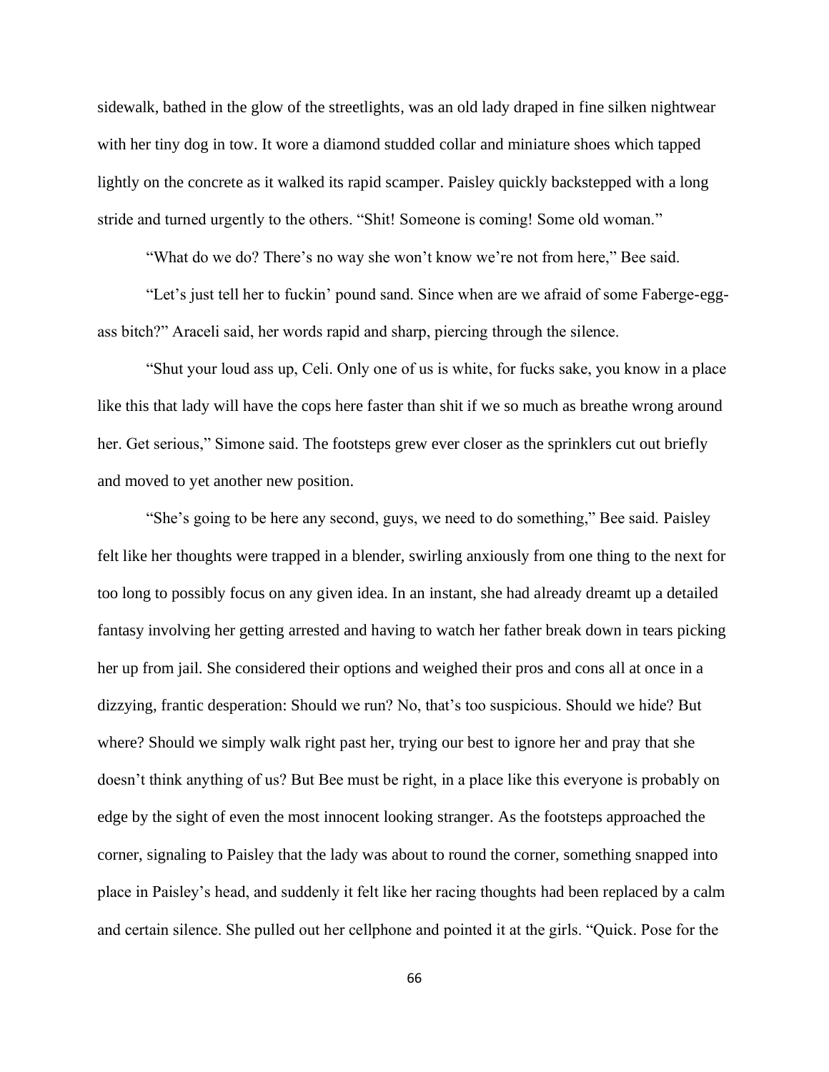sidewalk, bathed in the glow of the streetlights, was an old lady draped in fine silken nightwear with her tiny dog in tow. It wore a diamond studded collar and miniature shoes which tapped lightly on the concrete as it walked its rapid scamper. Paisley quickly backstepped with a long stride and turned urgently to the others. "Shit! Someone is coming! Some old woman."

"What do we do? There's no way she won't know we're not from here," Bee said.

"Let's just tell her to fuckin' pound sand. Since when are we afraid of some Faberge-egg-ass bitch?" Araceli said, her words rapid and sharp, piercing through the silence.

"Shut your loud ass up, Celi. Only one of us is white, for fucks sake, you know in a place like this that lady will have the cops here faster than shit if we so much as breathe wrong around her. Get serious," Simone said. The footsteps grew ever closer as the sprinklers cut out briefly and moved to yet another new position.

"She's going to be here any second, guys, we need to do something," Bee said. Paisley felt like her thoughts were trapped in a blender, swirling anxiously from one thing to the next for too long to possibly focus on any given idea. In an instant, she had already dreamt up a detailed fantasy involving her getting arrested and having to watch her father break down in tears picking her up from jail. She considered their options and weighed their pros and cons all at once in a dizzying, frantic desperation: Should we run? No, that's too suspicious. Should we hide? But where? Should we simply walk right past her, trying our best to ignore her and pray that she doesn't think anything of us? But Bee must be right, in a place like this everyone is probably on edge by the sight of even the most innocent looking stranger. As the footsteps approached the corner, signaling to Paisley that the lady was about to round the corner, something snapped into place in Paisley's head, and suddenly it felt like her racing thoughts had been replaced by a calm and certain silence. She pulled out her cellphone and pointed it at the girls. "Quick. Pose for the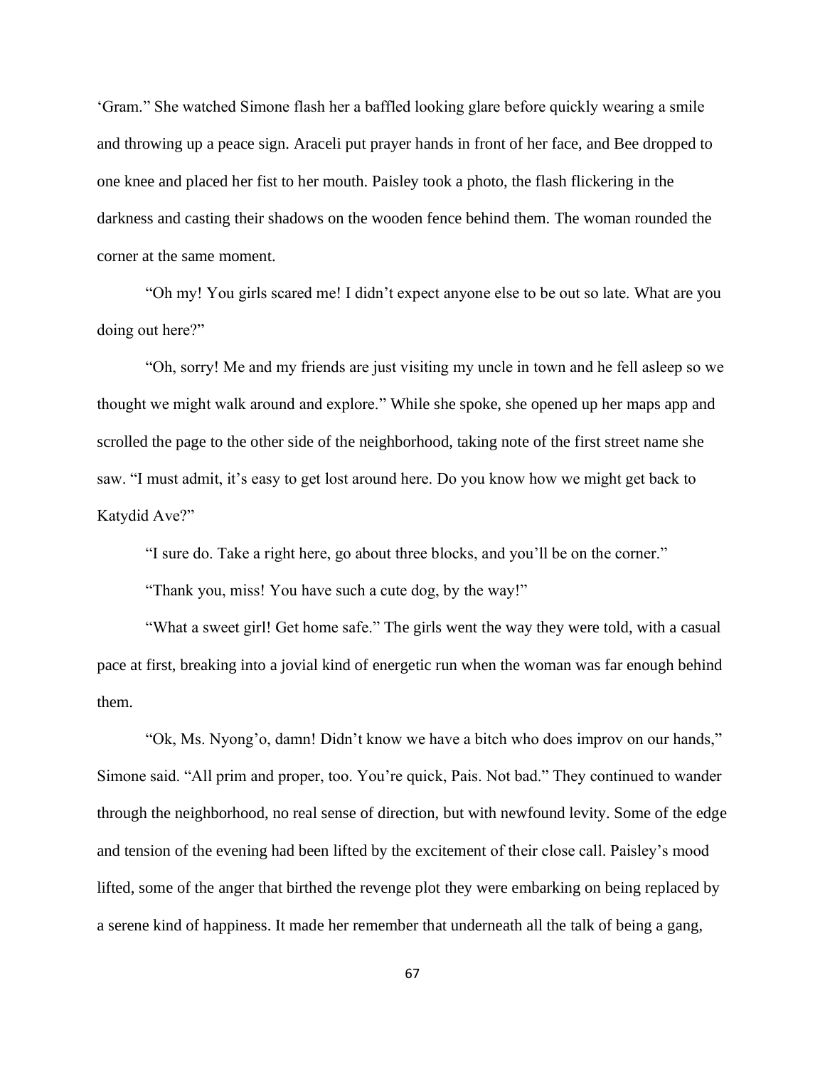‘Gram.” She watched Simone flash her a baffled looking glare before quickly wearing a smile and throwing up a peace sign. Araceli put prayer hands in front of her face, and Bee dropped to one knee and placed her fist to her mouth. Paisley took a photo, the flash flickering in the darkness and casting their shadows on the wooden fence behind them. The woman rounded the corner at the same moment.

“Oh my! You girls scared me! I didn’t expect anyone else to be out so late. What are you doing out here?”

“Oh, sorry! Me and my friends are just visiting my uncle in town and he fell asleep so we thought we might walk around and explore.” While she spoke, she opened up her maps app and scrolled the page to the other side of the neighborhood, taking note of the first street name she saw. “I must admit, it’s easy to get lost around here. Do you know how we might get back to Katydid Ave?”

“I sure do. Take a right here, go about three blocks, and you’ll be on the corner.”

“Thank you, miss! You have such a cute dog, by the way!”

“What a sweet girl! Get home safe.” The girls went the way they were told, with a casual pace at first, breaking into a jovial kind of energetic run when the woman was far enough behind them.

“Ok, Ms. Nyong’o, damn! Didn’t know we have a bitch who does improv on our hands,” Simone said. “All prim and proper, too. You’re quick, Pais. Not bad.” They continued to wander through the neighborhood, no real sense of direction, but with newfound levity. Some of the edge and tension of the evening had been lifted by the excitement of their close call. Paisley’s mood lifted, some of the anger that birthed the revenge plot they were embarking on being replaced by a serene kind of happiness. It made her remember that underneath all the talk of being a gang,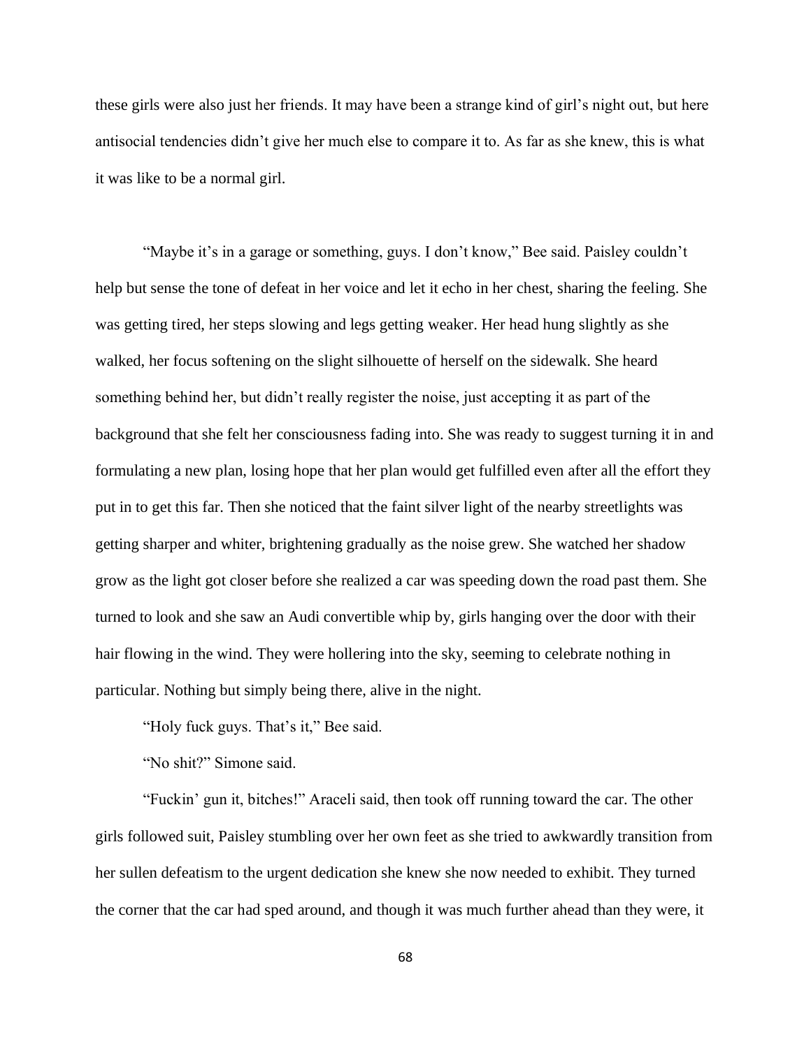these girls were also just her friends. It may have been a strange kind of girl's night out, but here antisocial tendencies didn't give her much else to compare it to. As far as she knew, this is what it was like to be a normal girl.

"Maybe it's in a garage or something, guys. I don't know," Bee said. Paisley couldn't help but sense the tone of defeat in her voice and let it echo in her chest, sharing the feeling. She was getting tired, her steps slowing and legs getting weaker. Her head hung slightly as she walked, her focus softening on the slight silhouette of herself on the sidewalk. She heard something behind her, but didn't really register the noise, just accepting it as part of the background that she felt her consciousness fading into. She was ready to suggest turning it in and formulating a new plan, losing hope that her plan would get fulfilled even after all the effort they put in to get this far. Then she noticed that the faint silver light of the nearby streetlights was getting sharper and whiter, brightening gradually as the noise grew. She watched her shadow grow as the light got closer before she realized a car was speeding down the road past them. She turned to look and she saw an Audi convertible whip by, girls hanging over the door with their hair flowing in the wind. They were hollering into the sky, seeming to celebrate nothing in particular. Nothing but simply being there, alive in the night.

"Holy fuck guys. That's it," Bee said.

"No shit?" Simone said.

"Fuckin' gun it, bitches!" Araceli said, then took off running toward the car. The other girls followed suit, Paisley stumbling over her own feet as she tried to awkwardly transition from her sullen defeatism to the urgent dedication she knew she now needed to exhibit. They turned the corner that the car had sped around, and though it was much further ahead than they were, it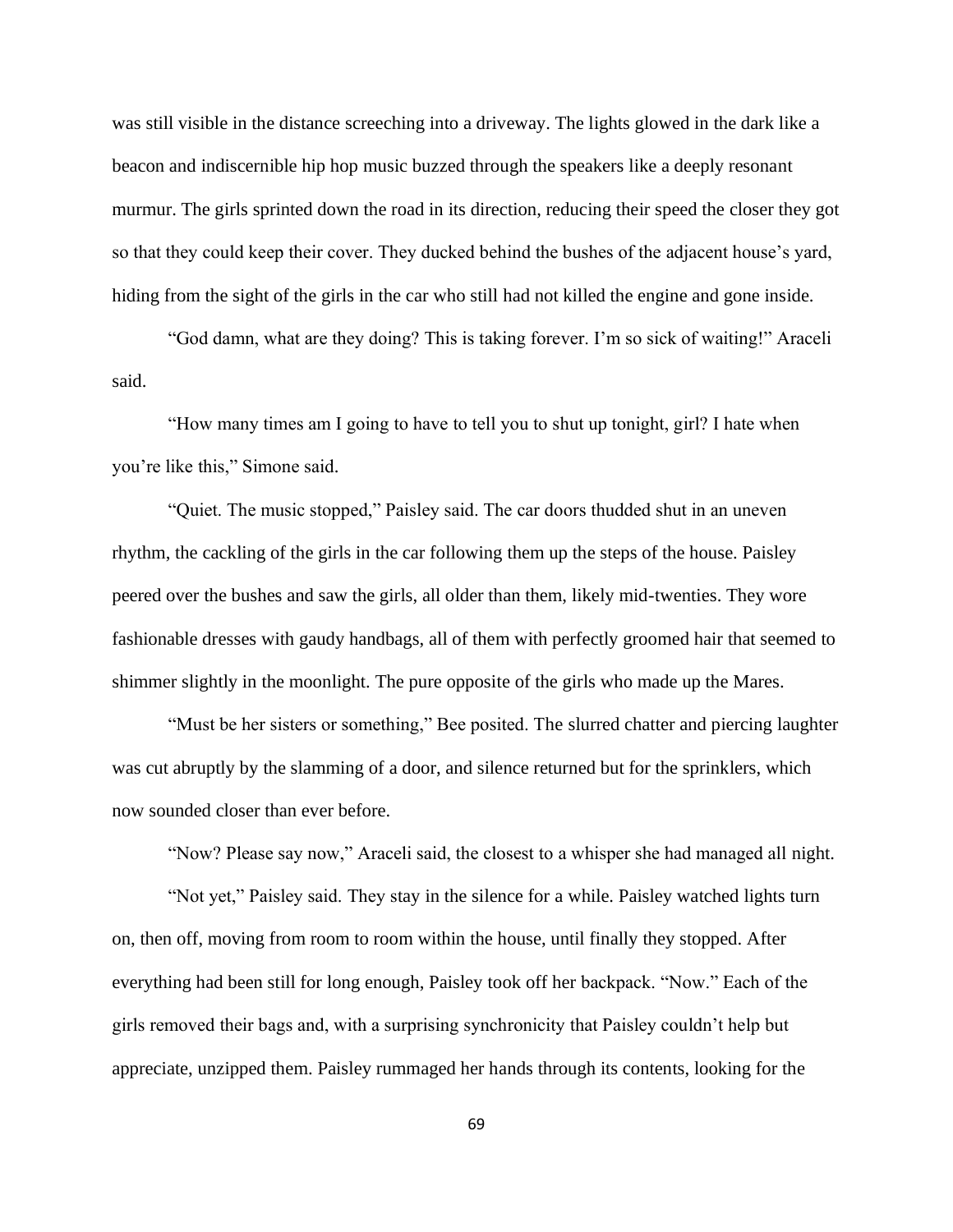was still visible in the distance screeching into a driveway. The lights glowed in the dark like a beacon and indiscernible hip hop music buzzed through the speakers like a deeply resonant murmur. The girls sprinted down the road in its direction, reducing their speed the closer they got so that they could keep their cover. They ducked behind the bushes of the adjacent house's yard, hiding from the sight of the girls in the car who still had not killed the engine and gone inside.

"God damn, what are they doing? This is taking forever. I'm so sick of waiting!" Araceli said.

"How many times am I going to have to tell you to shut up tonight, girl? I hate when you're like this," Simone said.

"Quiet. The music stopped," Paisley said. The car doors thudded shut in an uneven rhythm, the cackling of the girls in the car following them up the steps of the house. Paisley peered over the bushes and saw the girls, all older than them, likely mid-twenties. They wore fashionable dresses with gaudy handbags, all of them with perfectly groomed hair that seemed to shimmer slightly in the moonlight. The pure opposite of the girls who made up the Mares.

"Must be her sisters or something," Bee posited. The slurred chatter and piercing laughter was cut abruptly by the slamming of a door, and silence returned but for the sprinklers, which now sounded closer than ever before.

"Now? Please say now," Araceli said, the closest to a whisper she had managed all night.

"Not yet," Paisley said. They stay in the silence for a while. Paisley watched lights turn on, then off, moving from room to room within the house, until finally they stopped. After everything had been still for long enough, Paisley took off her backpack. "Now." Each of the girls removed their bags and, with a surprising synchronicity that Paisley couldn't help but appreciate, unzipped them. Paisley rummaged her hands through its contents, looking for the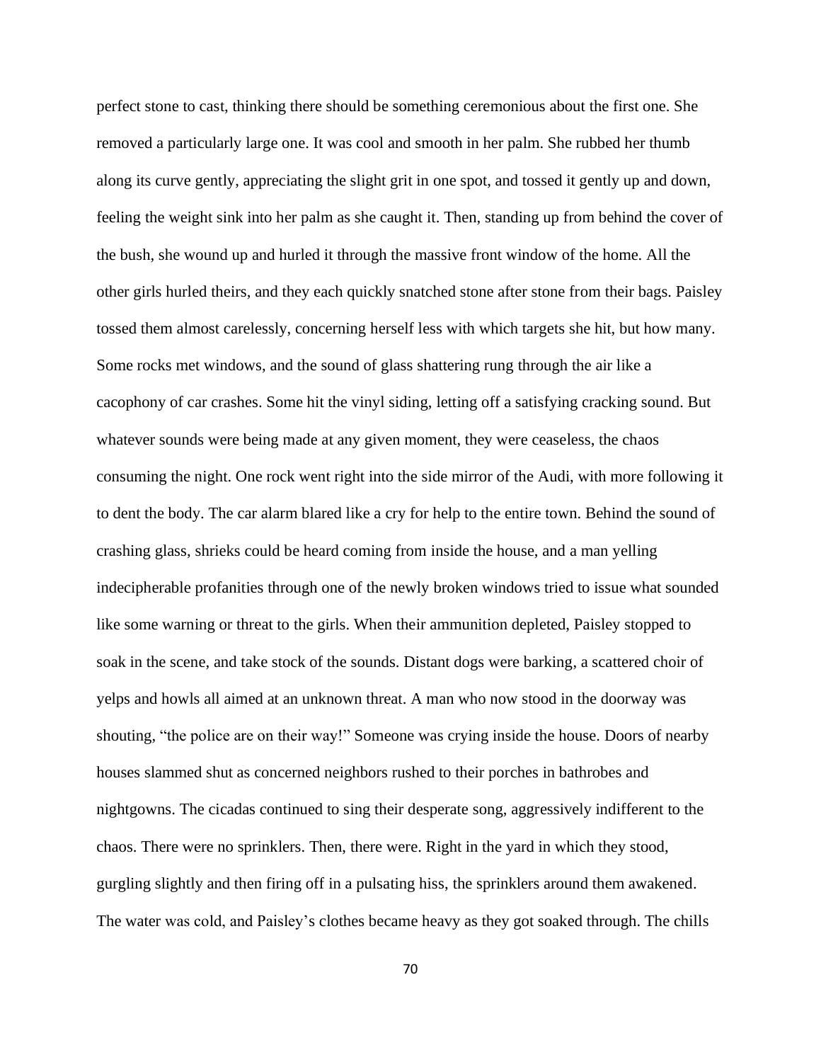perfect stone to cast, thinking there should be something ceremonious about the first one. She removed a particularly large one. It was cool and smooth in her palm. She rubbed her thumb along its curve gently, appreciating the slight grit in one spot, and tossed it gently up and down, feeling the weight sink into her palm as she caught it. Then, standing up from behind the cover of the bush, she wound up and hurled it through the massive front window of the home. All the other girls hurled theirs, and they each quickly snatched stone after stone from their bags. Paisley tossed them almost carelessly, concerning herself less with which targets she hit, but how many. Some rocks met windows, and the sound of glass shattering rung through the air like a cacophony of car crashes. Some hit the vinyl siding, letting off a satisfying cracking sound. But whatever sounds were being made at any given moment, they were ceaseless, the chaos consuming the night. One rock went right into the side mirror of the Audi, with more following it to dent the body. The car alarm blared like a cry for help to the entire town. Behind the sound of crashing glass, shrieks could be heard coming from inside the house, and a man yelling indecipherable profanities through one of the newly broken windows tried to issue what sounded like some warning or threat to the girls. When their ammunition depleted, Paisley stopped to soak in the scene, and take stock of the sounds. Distant dogs were barking, a scattered choir of yelps and howls all aimed at an unknown threat. A man who now stood in the doorway was shouting, "the police are on their way!" Someone was crying inside the house. Doors of nearby houses slammed shut as concerned neighbors rushed to their porches in bathrobes and nightgowns. The cicadas continued to sing their desperate song, aggressively indifferent to the chaos. There were no sprinklers. Then, there were. Right in the yard in which they stood, gurgling slightly and then firing off in a pulsating hiss, the sprinklers around them awakened. The water was cold, and Paisley's clothes became heavy as they got soaked through. The chills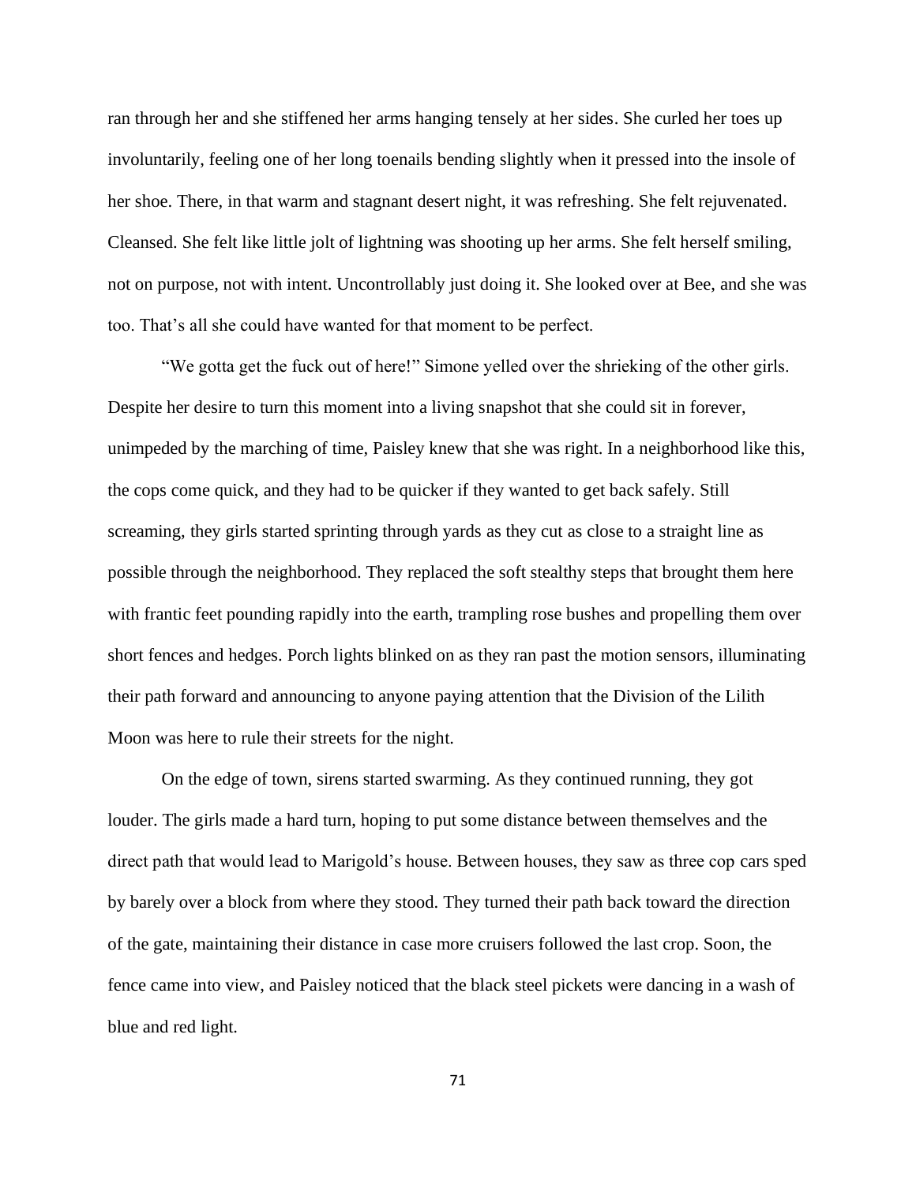ran through her and she stiffened her arms hanging tensely at her sides. She curled her toes up involuntarily, feeling one of her long toenails bending slightly when it pressed into the insole of her shoe. There, in that warm and stagnant desert night, it was refreshing. She felt rejuvenated. Cleansed. She felt like little jolt of lightning was shooting up her arms. She felt herself smiling, not on purpose, not with intent. Uncontrollably just doing it. She looked over at Bee, and she was too. That's all she could have wanted for that moment to be perfect.

"We gotta get the fuck out of here!" Simone yelled over the shrieking of the other girls. Despite her desire to turn this moment into a living snapshot that she could sit in forever, unimpeded by the marching of time, Paisley knew that she was right. In a neighborhood like this, the cops come quick, and they had to be quicker if they wanted to get back safely. Still screaming, they girls started sprinting through yards as they cut as close to a straight line as possible through the neighborhood. They replaced the soft stealthy steps that brought them here with frantic feet pounding rapidly into the earth, trampling rose bushes and propelling them over short fences and hedges. Porch lights blinked on as they ran past the motion sensors, illuminating their path forward and announcing to anyone paying attention that the Division of the Lilith Moon was here to rule their streets for the night.

On the edge of town, sirens started swarming. As they continued running, they got louder. The girls made a hard turn, hoping to put some distance between themselves and the direct path that would lead to Marigold's house. Between houses, they saw as three cop cars sped by barely over a block from where they stood. They turned their path back toward the direction of the gate, maintaining their distance in case more cruisers followed the last crop. Soon, the fence came into view, and Paisley noticed that the black steel pickets were dancing in a wash of blue and red light.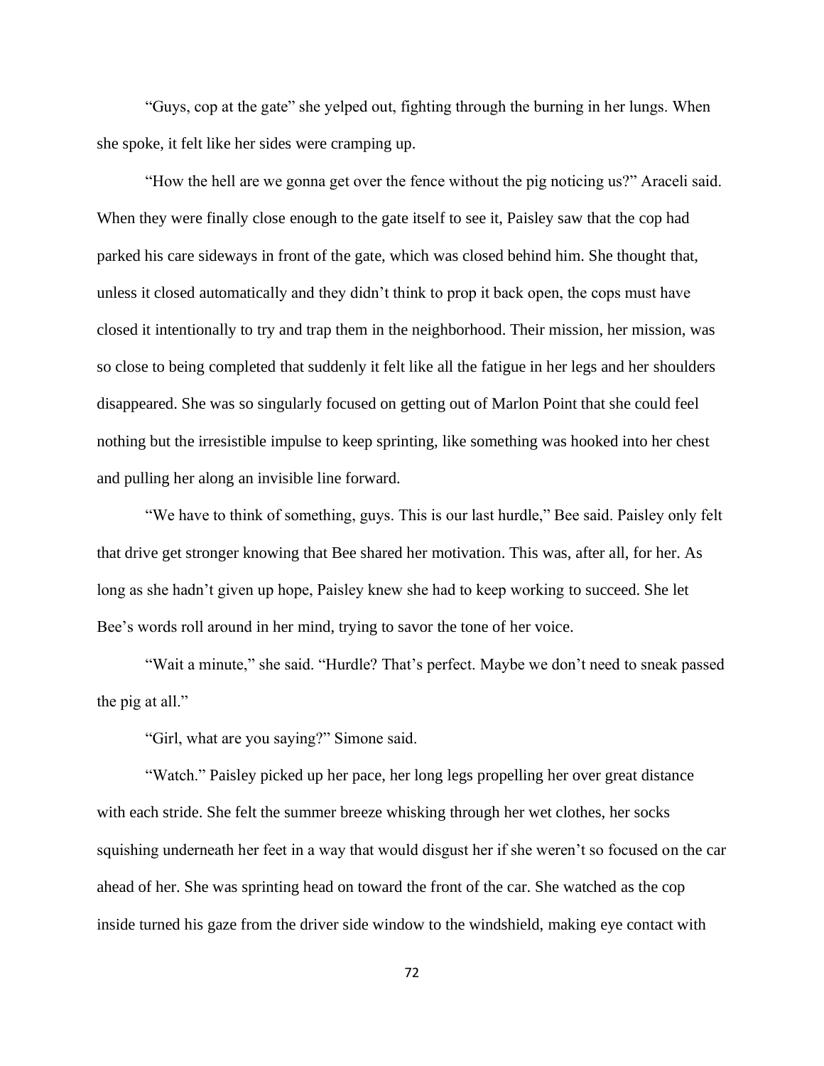"Guys, cop at the gate" she yelped out, fighting through the burning in her lungs. When she spoke, it felt like her sides were cramping up.

"How the hell are we gonna get over the fence without the pig noticing us?" Araceli said. When they were finally close enough to the gate itself to see it, Paisley saw that the cop had parked his care sideways in front of the gate, which was closed behind him. She thought that, unless it closed automatically and they didn't think to prop it back open, the cops must have closed it intentionally to try and trap them in the neighborhood. Their mission, her mission, was so close to being completed that suddenly it felt like all the fatigue in her legs and her shoulders disappeared. She was so singularly focused on getting out of Marlon Point that she could feel nothing but the irresistible impulse to keep sprinting, like something was hooked into her chest and pulling her along an invisible line forward.

"We have to think of something, guys. This is our last hurdle," Bee said. Paisley only felt that drive get stronger knowing that Bee shared her motivation. This was, after all, for her. As long as she hadn't given up hope, Paisley knew she had to keep working to succeed. She let Bee's words roll around in her mind, trying to savor the tone of her voice.

"Wait a minute," she said. "Hurdle? That's perfect. Maybe we don't need to sneak passed the pig at all."

"Girl, what are you saying?" Simone said.

"Watch." Paisley picked up her pace, her long legs propelling her over great distance with each stride. She felt the summer breeze whisking through her wet clothes, her socks squishing underneath her feet in a way that would disgust her if she weren't so focused on the car ahead of her. She was sprinting head on toward the front of the car. She watched as the cop inside turned his gaze from the driver side window to the windshield, making eye contact with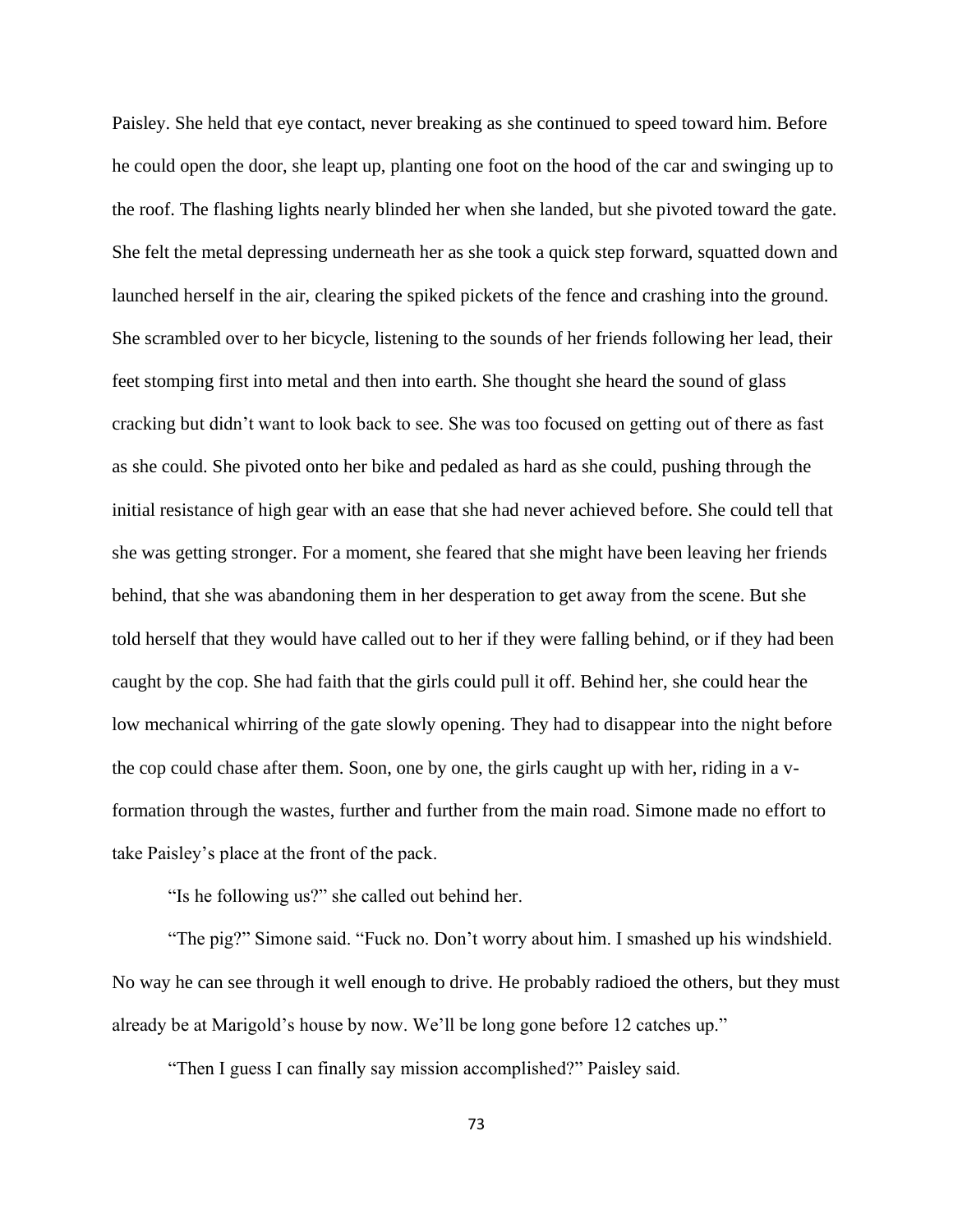Paisley. She held that eye contact, never breaking as she continued to speed toward him. Before he could open the door, she leapt up, planting one foot on the hood of the car and swinging up to the roof. The flashing lights nearly blinded her when she landed, but she pivoted toward the gate. She felt the metal depressing underneath her as she took a quick step forward, squatted down and launched herself in the air, clearing the spiked pickets of the fence and crashing into the ground. She scrambled over to her bicycle, listening to the sounds of her friends following her lead, their feet stomping first into metal and then into earth. She thought she heard the sound of glass cracking but didn't want to look back to see. She was too focused on getting out of there as fast as she could. She pivoted onto her bike and pedaled as hard as she could, pushing through the initial resistance of high gear with an ease that she had never achieved before. She could tell that she was getting stronger. For a moment, she feared that she might have been leaving her friends behind, that she was abandoning them in her desperation to get away from the scene. But she told herself that they would have called out to her if they were falling behind, or if they had been caught by the cop. She had faith that the girls could pull it off. Behind her, she could hear the low mechanical whirring of the gate slowly opening. They had to disappear into the night before the cop could chase after them. Soon, one by one, the girls caught up with her, riding in a v-formation through the wastes, further and further from the main road. Simone made no effort to take Paisley's place at the front of the pack.

"Is he following us?" she called out behind her.

"The pig?" Simone said. "Fuck no. Don't worry about him. I smashed up his windshield. No way he can see through it well enough to drive. He probably radioed the others, but they must already be at Marigold's house by now. We'll be long gone before 12 catches up."

"Then I guess I can finally say mission accomplished?" Paisley said.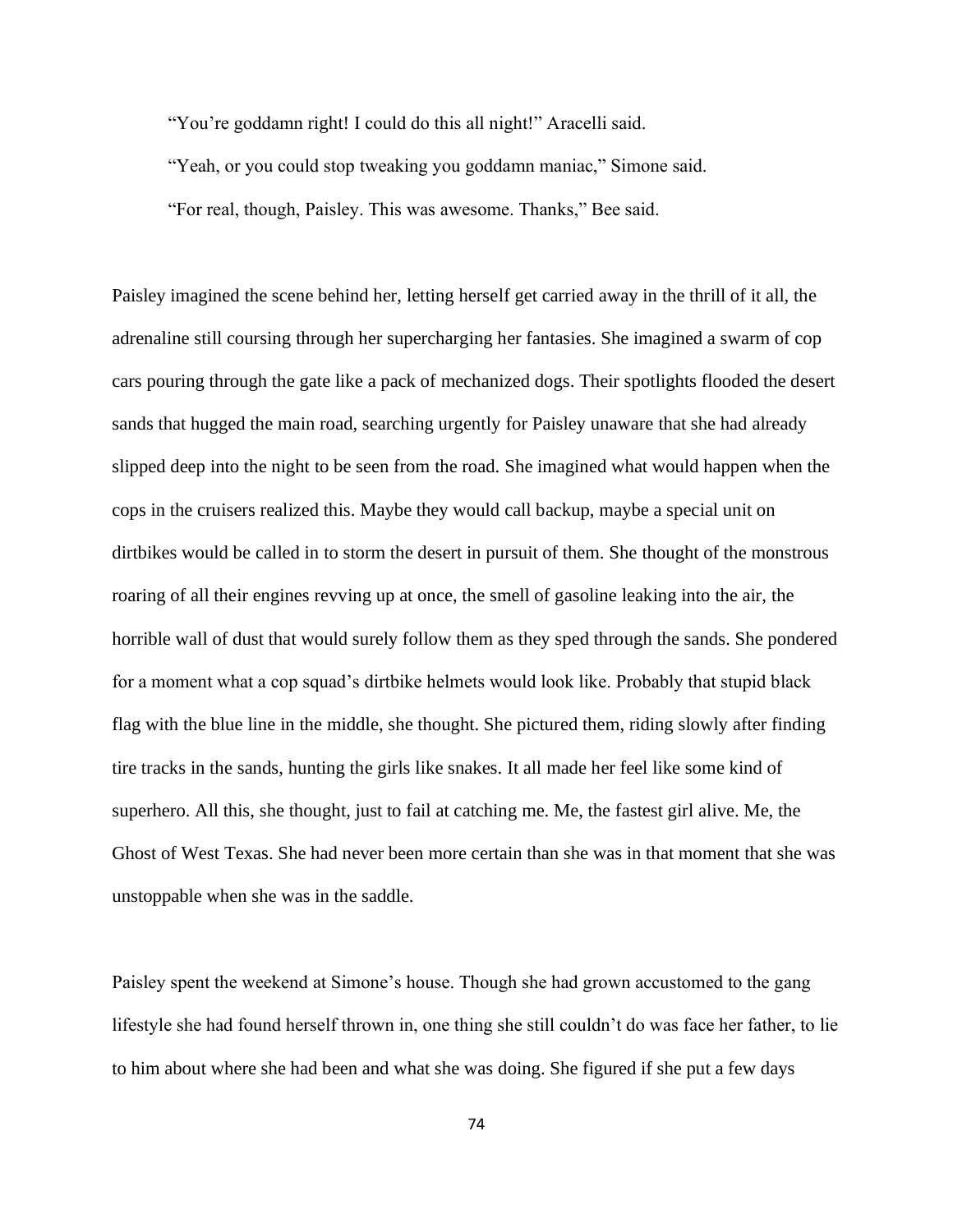"You're goddamn right! I could do this all night!" Aracelli said.

"Yeah, or you could stop tweaking you goddamn maniac," Simone said.

"For real, though, Paisley. This was awesome. Thanks," Bee said.

Paisley imagined the scene behind her, letting herself get carried away in the thrill of it all, the adrenaline still coursing through her supercharging her fantasies. She imagined a swarm of cop cars pouring through the gate like a pack of mechanized dogs. Their spotlights flooded the desert sands that hugged the main road, searching urgently for Paisley unaware that she had already slipped deep into the night to be seen from the road. She imagined what would happen when the cops in the cruisers realized this. Maybe they would call backup, maybe a special unit on dirtbikes would be called in to storm the desert in pursuit of them. She thought of the monstrous roaring of all their engines revving up at once, the smell of gasoline leaking into the air, the horrible wall of dust that would surely follow them as they sped through the sands. She pondered for a moment what a cop squad's dirtbike helmets would look like. Probably that stupid black flag with the blue line in the middle, she thought. She pictured them, riding slowly after finding tire tracks in the sands, hunting the girls like snakes. It all made her feel like some kind of superhero. All this, she thought, just to fail at catching me. Me, the fastest girl alive. Me, the Ghost of West Texas. She had never been more certain than she was in that moment that she was unstoppable when she was in the saddle.

Paisley spent the weekend at Simone's house. Though she had grown accustomed to the gang lifestyle she had found herself thrown in, one thing she still couldn't do was face her father, to lie to him about where she had been and what she was doing. She figured if she put a few days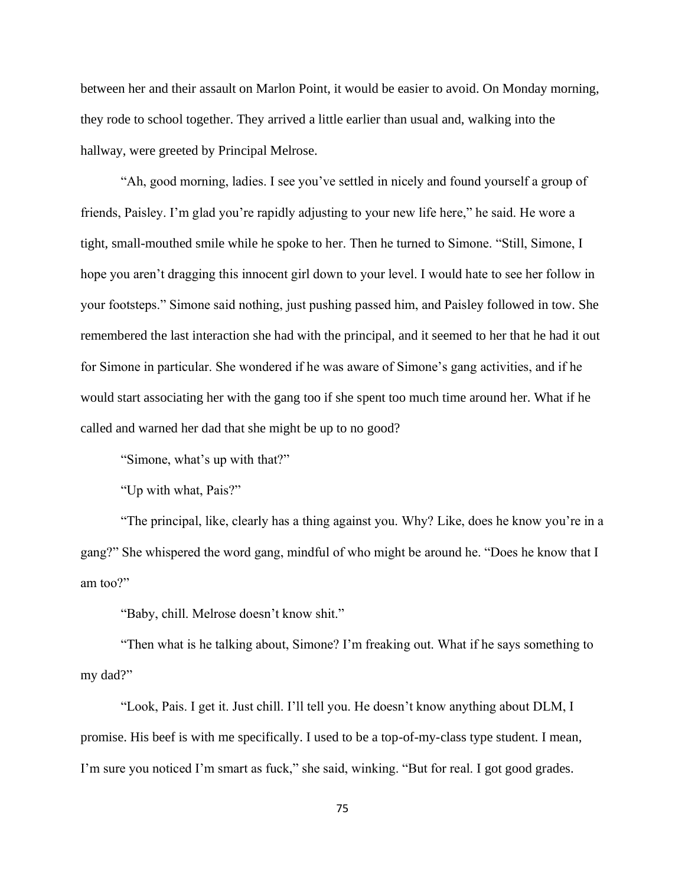between her and their assault on Marlon Point, it would be easier to avoid. On Monday morning, they rode to school together. They arrived a little earlier than usual and, walking into the hallway, were greeted by Principal Melrose.

"Ah, good morning, ladies. I see you've settled in nicely and found yourself a group of friends, Paisley. I'm glad you're rapidly adjusting to your new life here," he said. He wore a tight, small-mouthed smile while he spoke to her. Then he turned to Simone. "Still, Simone, I hope you aren't dragging this innocent girl down to your level. I would hate to see her follow in your footsteps." Simone said nothing, just pushing passed him, and Paisley followed in tow. She remembered the last interaction she had with the principal, and it seemed to her that he had it out for Simone in particular. She wondered if he was aware of Simone's gang activities, and if he would start associating her with the gang too if she spent too much time around her. What if he called and warned her dad that she might be up to no good?

"Simone, what's up with that?"

"Up with what, Pais?"

"The principal, like, clearly has a thing against you. Why? Like, does he know you're in a gang?" She whispered the word gang, mindful of who might be around he. "Does he know that I am too?"

"Baby, chill. Melrose doesn't know shit."

"Then what is he talking about, Simone? I'm freaking out. What if he says something to my dad?"

"Look, Pais. I get it. Just chill. I'll tell you. He doesn't know anything about DLM, I promise. His beef is with me specifically. I used to be a top-of-my-class type student. I mean, I'm sure you noticed I'm smart as fuck," she said, winking. "But for real. I got good grades.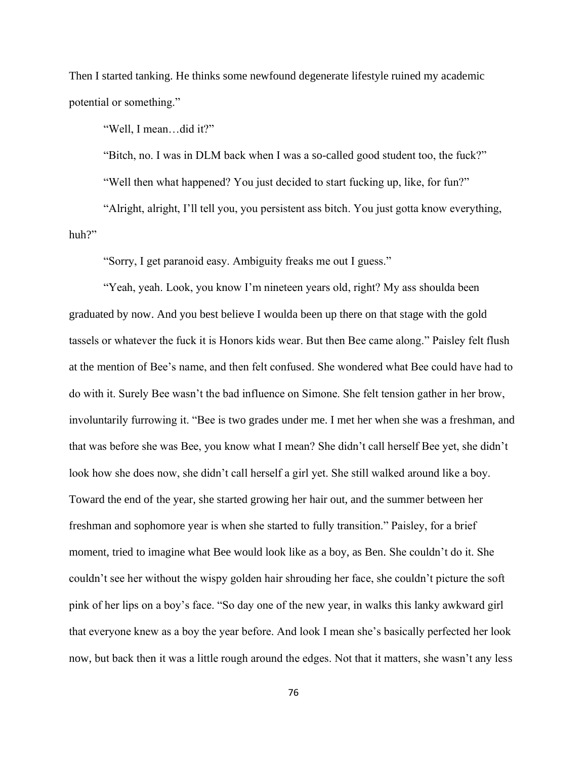Then I started tanking. He thinks some newfound degenerate lifestyle ruined my academic potential or something."

"Well, I mean…did it?"

"Bitch, no. I was in DLM back when I was a so-called good student too, the fuck?"

"Well then what happened? You just decided to start fucking up, like, for fun?"

"Alright, alright, I'll tell you, you persistent ass bitch. You just gotta know everything, huh?"

"Sorry, I get paranoid easy. Ambiguity freaks me out I guess."

"Yeah, yeah. Look, you know I'm nineteen years old, right? My ass shoulda been graduated by now. And you best believe I woulda been up there on that stage with the gold tassels or whatever the fuck it is Honors kids wear. But then Bee came along." Paisley felt flush at the mention of Bee's name, and then felt confused. She wondered what Bee could have had to do with it. Surely Bee wasn't the bad influence on Simone. She felt tension gather in her brow, involuntarily furrowing it. "Bee is two grades under me. I met her when she was a freshman, and that was before she was Bee, you know what I mean? She didn't call herself Bee yet, she didn't look how she does now, she didn't call herself a girl yet. She still walked around like a boy. Toward the end of the year, she started growing her hair out, and the summer between her freshman and sophomore year is when she started to fully transition." Paisley, for a brief moment, tried to imagine what Bee would look like as a boy, as Ben. She couldn't do it. She couldn't see her without the wispy golden hair shrouding her face, she couldn't picture the soft pink of her lips on a boy's face. "So day one of the new year, in walks this lanky awkward girl that everyone knew as a boy the year before. And look I mean she's basically perfected her look now, but back then it was a little rough around the edges. Not that it matters, she wasn't any less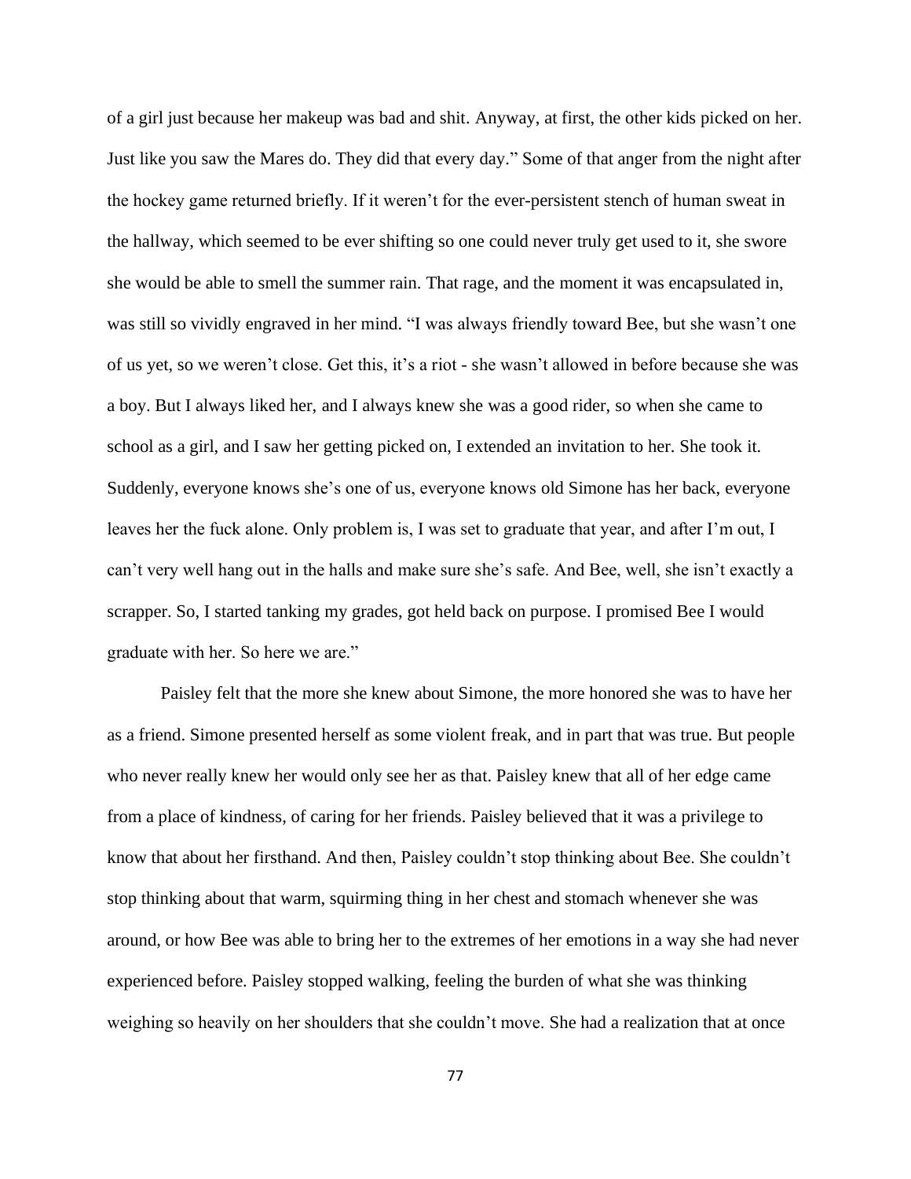of a girl just because her makeup was bad and shit. Anyway, at first, the other kids picked on her. Just like you saw the Mares do. They did that every day." Some of that anger from the night after the hockey game returned briefly. If it weren't for the ever-persistent stench of human sweat in the hallway, which seemed to be ever shifting so one could never truly get used to it, she swore she would be able to smell the summer rain. That rage, and the moment it was encapsulated in, was still so vividly engraved in her mind. "I was always friendly toward Bee, but she wasn't one of us yet, so we weren't close. Get this, it's a riot - she wasn't allowed in before because she was a boy. But I always liked her, and I always knew she was a good rider, so when she came to school as a girl, and I saw her getting picked on, I extended an invitation to her. She took it. Suddenly, everyone knows she's one of us, everyone knows old Simone has her back, everyone leaves her the fuck alone. Only problem is, I was set to graduate that year, and after I'm out, I can't very well hang out in the halls and make sure she's safe. And Bee, well, she isn't exactly a scrapper. So, I started tanking my grades, got held back on purpose. I promised Bee I would graduate with her. So here we are."

Paisley felt that the more she knew about Simone, the more honored she was to have her as a friend. Simone presented herself as some violent freak, and in part that was true. But people who never really knew her would only see her as that. Paisley knew that all of her edge came from a place of kindness, of caring for her friends. Paisley believed that it was a privilege to know that about her firsthand. And then, Paisley couldn't stop thinking about Bee. She couldn't stop thinking about that warm, squirming thing in her chest and stomach whenever she was around, or how Bee was able to bring her to the extremes of her emotions in a way she had never experienced before. Paisley stopped walking, feeling the burden of what she was thinking weighing so heavily on her shoulders that she couldn't move. She had a realization that at once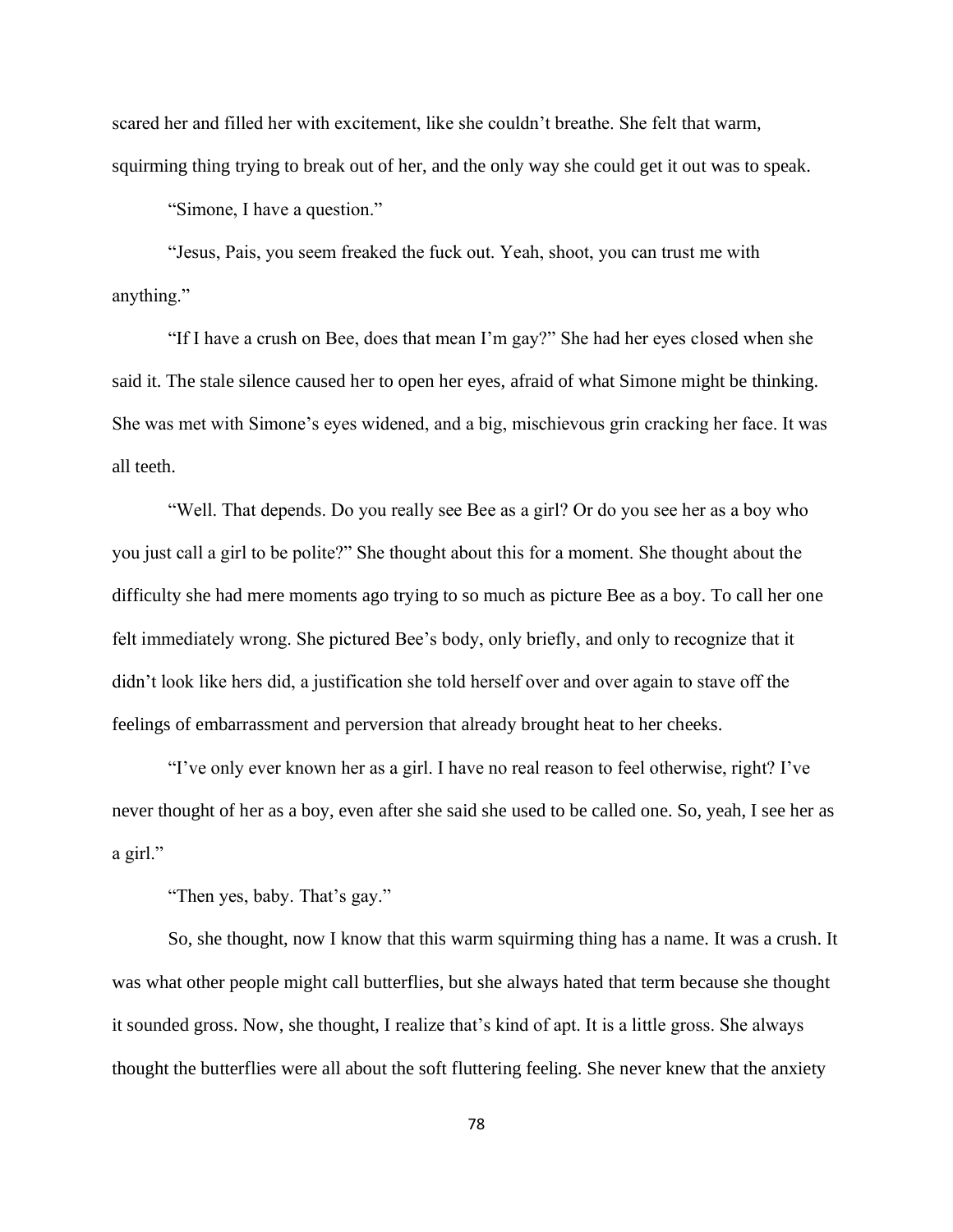scared her and filled her with excitement, like she couldn't breathe. She felt that warm, squirming thing trying to break out of her, and the only way she could get it out was to speak.

"Simone, I have a question."

"Jesus, Pais, you seem freaked the fuck out. Yeah, shoot, you can trust me with anything."

"If I have a crush on Bee, does that mean I'm gay?" She had her eyes closed when she said it. The stale silence caused her to open her eyes, afraid of what Simone might be thinking. She was met with Simone's eyes widened, and a big, mischievous grin cracking her face. It was all teeth.

"Well. That depends. Do you really see Bee as a girl? Or do you see her as a boy who you just call a girl to be polite?" She thought about this for a moment. She thought about the difficulty she had mere moments ago trying to so much as picture Bee as a boy. To call her one felt immediately wrong. She pictured Bee's body, only briefly, and only to recognize that it didn't look like hers did, a justification she told herself over and over again to stave off the feelings of embarrassment and perversion that already brought heat to her cheeks.

"I've only ever known her as a girl. I have no real reason to feel otherwise, right? I've never thought of her as a boy, even after she said she used to be called one. So, yeah, I see her as a girl."

"Then yes, baby. That's gay."

So, she thought, now I know that this warm squirming thing has a name. It was a crush. It was what other people might call butterflies, but she always hated that term because she thought it sounded gross. Now, she thought, I realize that's kind of apt. It is a little gross. She always thought the butterflies were all about the soft fluttering feeling. She never knew that the anxiety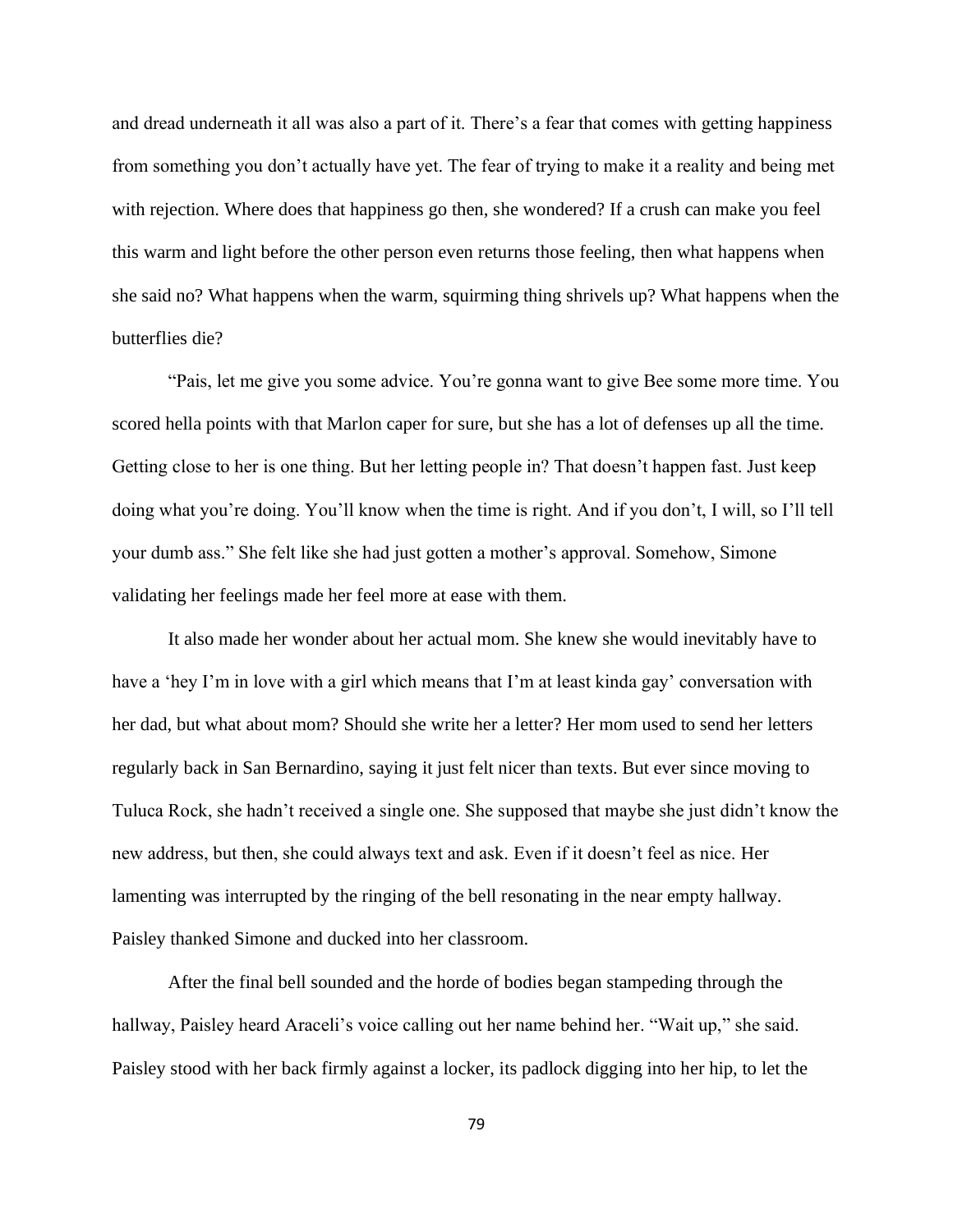and dread underneath it all was also a part of it. There's a fear that comes with getting happiness from something you don't actually have yet. The fear of trying to make it a reality and being met with rejection. Where does that happiness go then, she wondered? If a crush can make you feel this warm and light before the other person even returns those feeling, then what happens when she said no? What happens when the warm, squirming thing shrivels up? What happens when the butterflies die?

"Pais, let me give you some advice. You're gonna want to give Bee some more time. You scored hella points with that Marlon caper for sure, but she has a lot of defenses up all the time. Getting close to her is one thing. But her letting people in? That doesn't happen fast. Just keep doing what you're doing. You'll know when the time is right. And if you don't, I will, so I'll tell your dumb ass." She felt like she had just gotten a mother's approval. Somehow, Simone validating her feelings made her feel more at ease with them.

It also made her wonder about her actual mom. She knew she would inevitably have to have a 'hey I'm in love with a girl which means that I'm at least kinda gay' conversation with her dad, but what about mom? Should she write her a letter? Her mom used to send her letters regularly back in San Bernardino, saying it just felt nicer than texts. But ever since moving to Tuluca Rock, she hadn't received a single one. She supposed that maybe she just didn't know the new address, but then, she could always text and ask. Even if it doesn't feel as nice. Her lamenting was interrupted by the ringing of the bell resonating in the near empty hallway. Paisley thanked Simone and ducked into her classroom.

After the final bell sounded and the horde of bodies began stampeding through the hallway, Paisley heard Araceli's voice calling out her name behind her. "Wait up," she said. Paisley stood with her back firmly against a locker, its padlock digging into her hip, to let the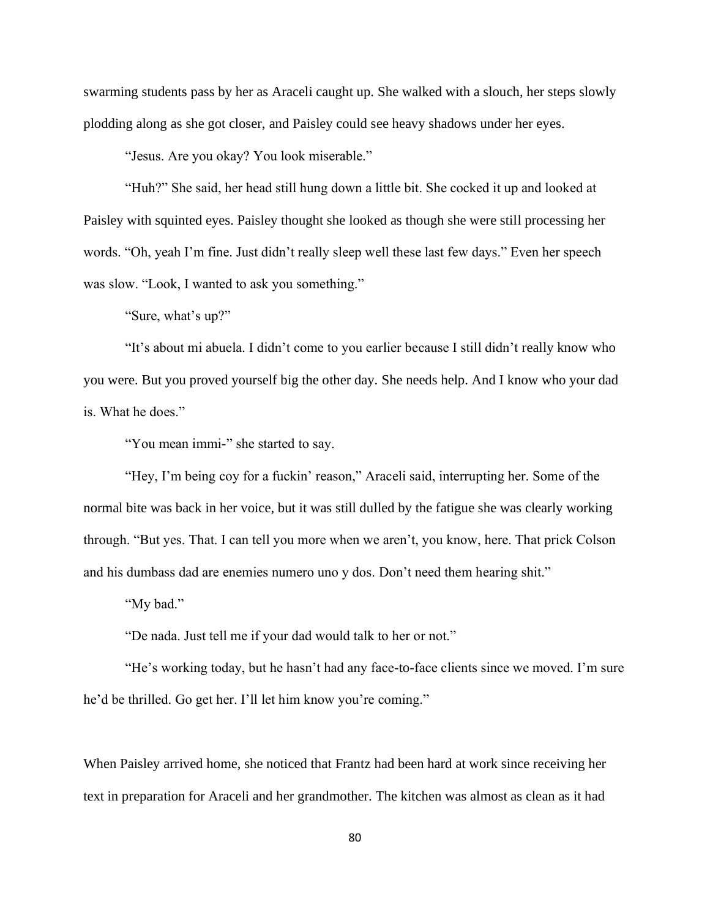swarming students pass by her as Araceli caught up. She walked with a slouch, her steps slowly plodding along as she got closer, and Paisley could see heavy shadows under her eyes.

"Jesus. Are you okay? You look miserable."

"Huh?" She said, her head still hung down a little bit. She cocked it up and looked at Paisley with squinted eyes. Paisley thought she looked as though she were still processing her words. "Oh, yeah I'm fine. Just didn't really sleep well these last few days." Even her speech was slow. "Look, I wanted to ask you something."

"Sure, what's up?"

"It's about mi abuela. I didn't come to you earlier because I still didn't really know who you were. But you proved yourself big the other day. She needs help. And I know who your dad is. What he does."

"You mean immi-" she started to say.

"Hey, I'm being coy for a fuckin' reason," Araceli said, interrupting her. Some of the normal bite was back in her voice, but it was still dulled by the fatigue she was clearly working through. "But yes. That. I can tell you more when we aren't, you know, here. That prick Colson and his dumbass dad are enemies numero uno y dos. Don't need them hearing shit."

"My bad."

"De nada. Just tell me if your dad would talk to her or not."

"He's working today, but he hasn't had any face-to-face clients since we moved. I'm sure he'd be thrilled. Go get her. I'll let him know you're coming."

When Paisley arrived home, she noticed that Frantz had been hard at work since receiving her text in preparation for Araceli and her grandmother. The kitchen was almost as clean as it had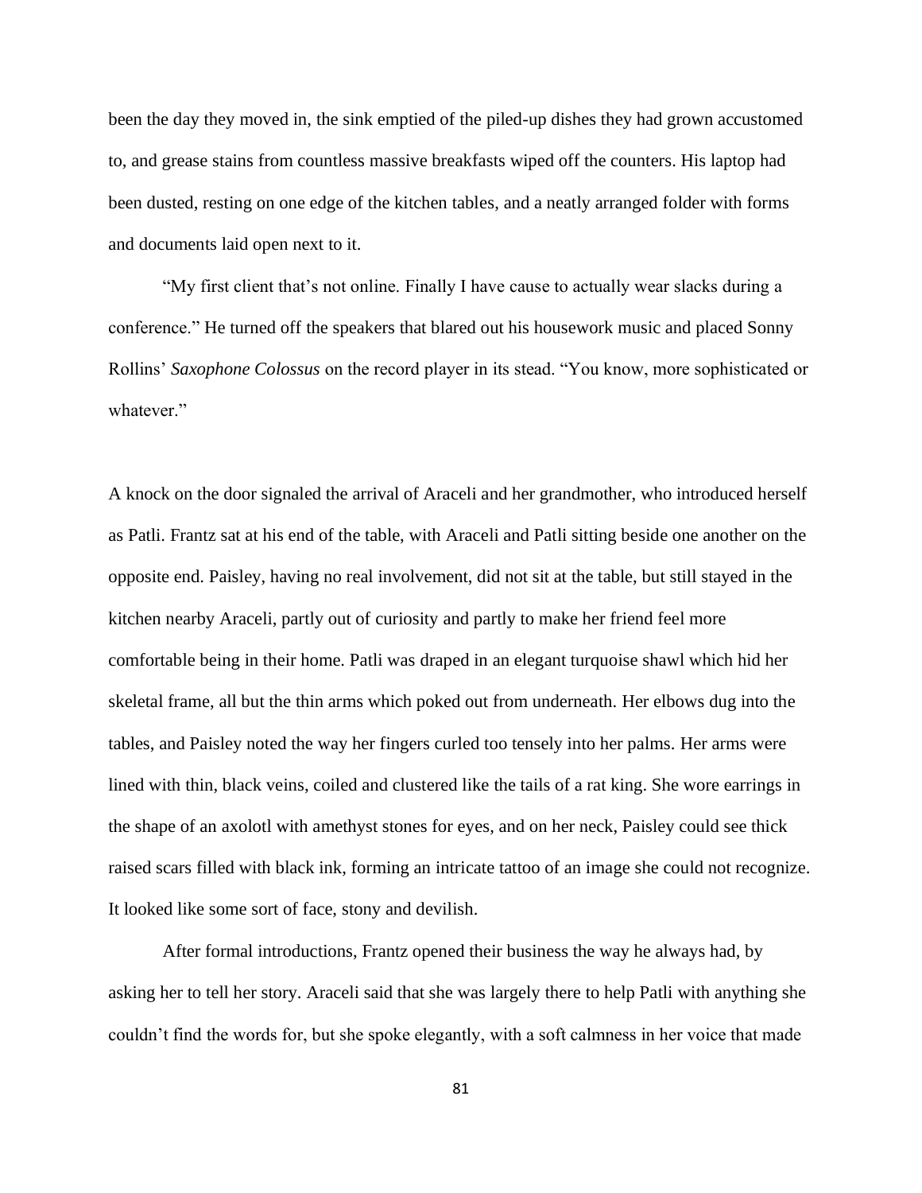been the day they moved in, the sink emptied of the piled-up dishes they had grown accustomed to, and grease stains from countless massive breakfasts wiped off the counters. His laptop had been dusted, resting on one edge of the kitchen tables, and a neatly arranged folder with forms and documents laid open next to it.

"My first client that's not online. Finally I have cause to actually wear slacks during a conference." He turned off the speakers that blared out his housework music and placed Sonny Rollins' *Saxophone Colossus* on the record player in its stead. "You know, more sophisticated or whatever."

A knock on the door signaled the arrival of Araceli and her grandmother, who introduced herself as Patli. Frantz sat at his end of the table, with Araceli and Patli sitting beside one another on the opposite end. Paisley, having no real involvement, did not sit at the table, but still stayed in the kitchen nearby Araceli, partly out of curiosity and partly to make her friend feel more comfortable being in their home. Patli was draped in an elegant turquoise shawl which hid her skeletal frame, all but the thin arms which poked out from underneath. Her elbows dug into the tables, and Paisley noted the way her fingers curled too tensely into her palms. Her arms were lined with thin, black veins, coiled and clustered like the tails of a rat king. She wore earrings in the shape of an axolotl with amethyst stones for eyes, and on her neck, Paisley could see thick raised scars filled with black ink, forming an intricate tattoo of an image she could not recognize. It looked like some sort of face, stony and devilish.

After formal introductions, Frantz opened their business the way he always had, by asking her to tell her story. Araceli said that she was largely there to help Patli with anything she couldn't find the words for, but she spoke elegantly, with a soft calmness in her voice that made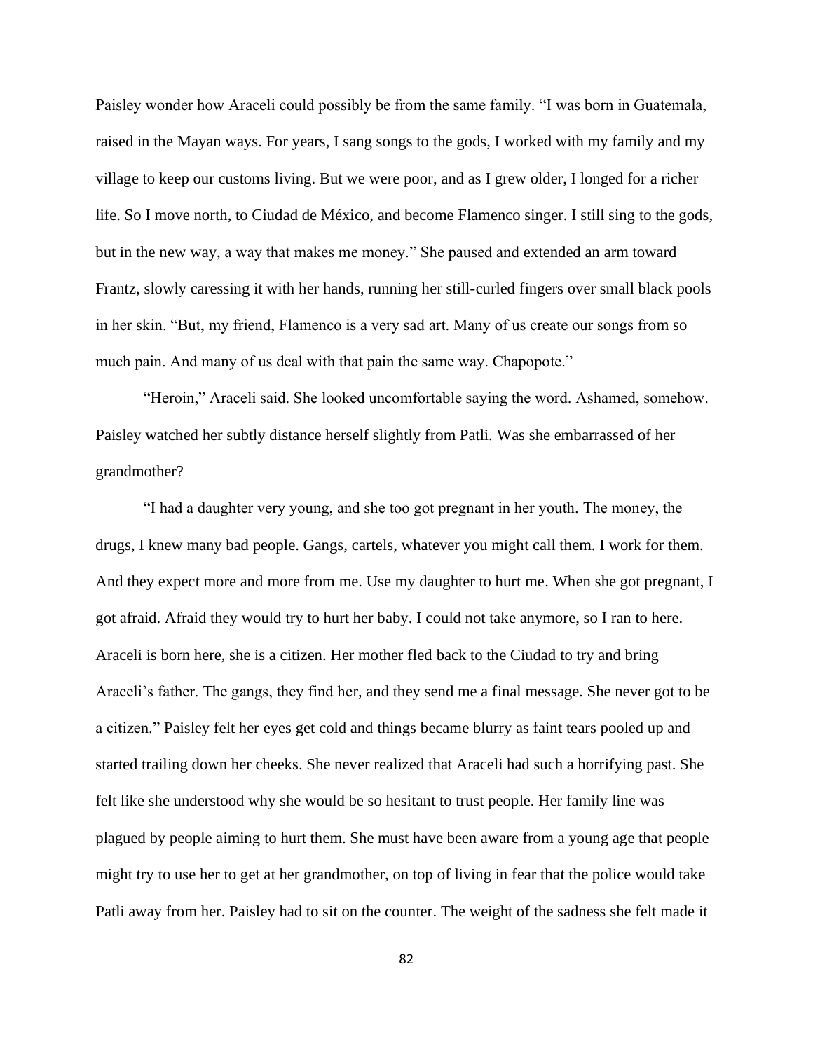Paisley wonder how Araceli could possibly be from the same family. "I was born in Guatemala, raised in the Mayan ways. For years, I sang songs to the gods, I worked with my family and my village to keep our customs living. But we were poor, and as I grew older, I longed for a richer life. So I move north, to Ciudad de México, and become Flamenco singer. I still sing to the gods, but in the new way, a way that makes me money." She paused and extended an arm toward Frantz, slowly caressing it with her hands, running her still-curled fingers over small black pools in her skin. "But, my friend, Flamenco is a very sad art. Many of us create our songs from so much pain. And many of us deal with that pain the same way. Chapopote."

"Heroin," Araceli said. She looked uncomfortable saying the word. Ashamed, somehow. Paisley watched her subtly distance herself slightly from Patli. Was she embarrassed of her grandmother?

"I had a daughter very young, and she too got pregnant in her youth. The money, the drugs, I knew many bad people. Gangs, cartels, whatever you might call them. I work for them. And they expect more and more from me. Use my daughter to hurt me. When she got pregnant, I got afraid. Afraid they would try to hurt her baby. I could not take anymore, so I ran to here. Araceli is born here, she is a citizen. Her mother fled back to the Ciudad to try and bring Araceli's father. The gangs, they find her, and they send me a final message. She never got to be a citizen." Paisley felt her eyes get cold and things became blurry as faint tears pooled up and started trailing down her cheeks. She never realized that Araceli had such a horrifying past. She felt like she understood why she would be so hesitant to trust people. Her family line was plagued by people aiming to hurt them. She must have been aware from a young age that people might try to use her to get at her grandmother, on top of living in fear that the police would take Patli away from her. Paisley had to sit on the counter. The weight of the sadness she felt made it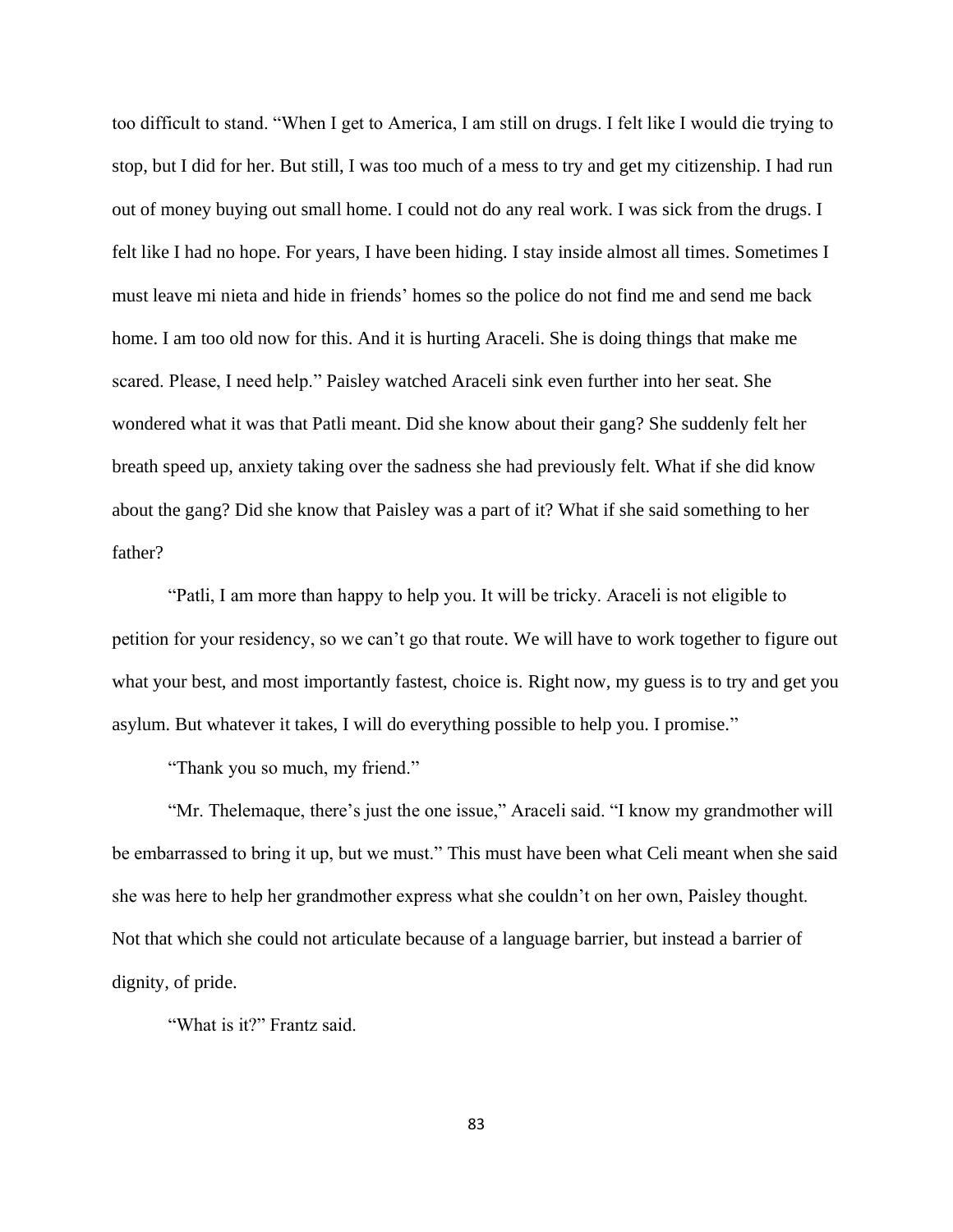too difficult to stand. "When I get to America, I am still on drugs. I felt like I would die trying to stop, but I did for her. But still, I was too much of a mess to try and get my citizenship. I had run out of money buying out small home. I could not do any real work. I was sick from the drugs. I felt like I had no hope. For years, I have been hiding. I stay inside almost all times. Sometimes I must leave mi nieta and hide in friends' homes so the police do not find me and send me back home. I am too old now for this. And it is hurting Araceli. She is doing things that make me scared. Please, I need help." Paisley watched Araceli sink even further into her seat. She wondered what it was that Patli meant. Did she know about their gang? She suddenly felt her breath speed up, anxiety taking over the sadness she had previously felt. What if she did know about the gang? Did she know that Paisley was a part of it? What if she said something to her father?

"Patli, I am more than happy to help you. It will be tricky. Araceli is not eligible to petition for your residency, so we can't go that route. We will have to work together to figure out what your best, and most importantly fastest, choice is. Right now, my guess is to try and get you asylum. But whatever it takes, I will do everything possible to help you. I promise."

"Thank you so much, my friend."

"Mr. Thelemaque, there's just the one issue," Araceli said. "I know my grandmother will be embarrassed to bring it up, but we must." This must have been what Celi meant when she said she was here to help her grandmother express what she couldn't on her own, Paisley thought. Not that which she could not articulate because of a language barrier, but instead a barrier of dignity, of pride.

"What is it?" Frantz said.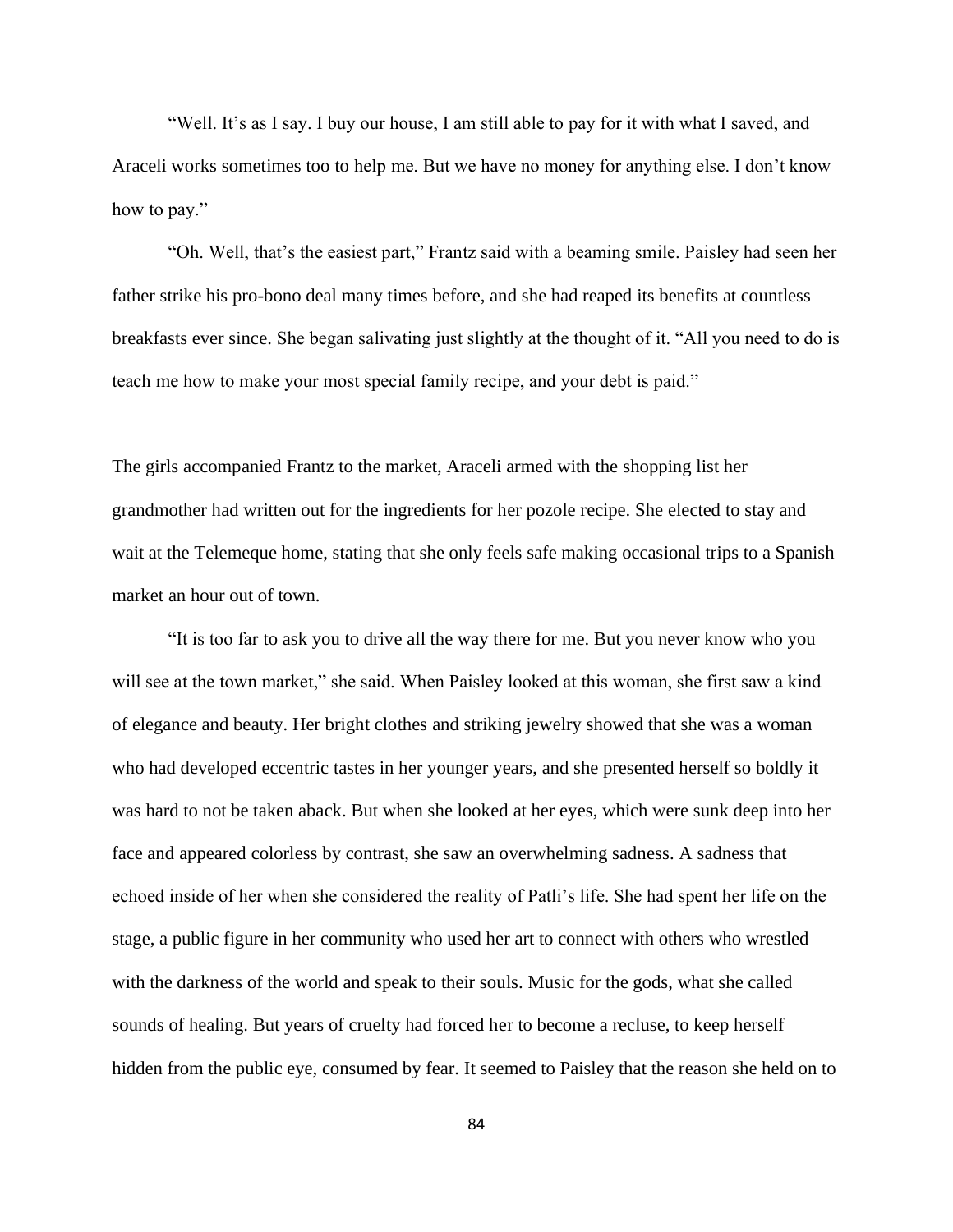"Well. It's as I say. I buy our house, I am still able to pay for it with what I saved, and Araceli works sometimes too to help me. But we have no money for anything else. I don't know how to pay."

"Oh. Well, that's the easiest part," Frantz said with a beaming smile. Paisley had seen her father strike his pro-bono deal many times before, and she had reaped its benefits at countless breakfasts ever since. She began salivating just slightly at the thought of it. "All you need to do is teach me how to make your most special family recipe, and your debt is paid."

The girls accompanied Frantz to the market, Araceli armed with the shopping list her grandmother had written out for the ingredients for her pozole recipe. She elected to stay and wait at the Telemeque home, stating that she only feels safe making occasional trips to a Spanish market an hour out of town.

"It is too far to ask you to drive all the way there for me. But you never know who you will see at the town market," she said. When Paisley looked at this woman, she first saw a kind of elegance and beauty. Her bright clothes and striking jewelry showed that she was a woman who had developed eccentric tastes in her younger years, and she presented herself so boldly it was hard to not be taken aback. But when she looked at her eyes, which were sunk deep into her face and appeared colorless by contrast, she saw an overwhelming sadness. A sadness that echoed inside of her when she considered the reality of Patli's life. She had spent her life on the stage, a public figure in her community who used her art to connect with others who wrestled with the darkness of the world and speak to their souls. Music for the gods, what she called sounds of healing. But years of cruelty had forced her to become a recluse, to keep herself hidden from the public eye, consumed by fear. It seemed to Paisley that the reason she held on to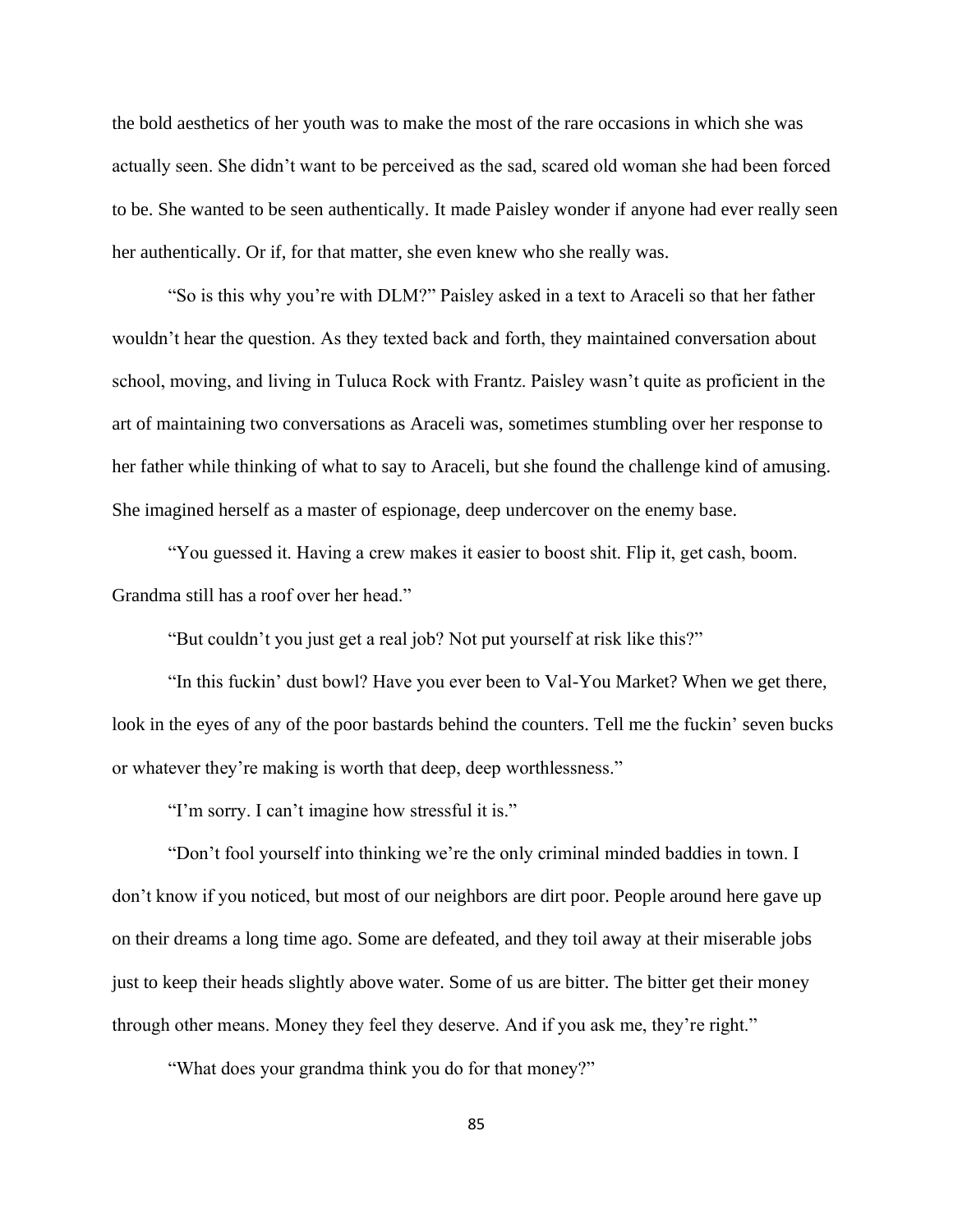the bold aesthetics of her youth was to make the most of the rare occasions in which she was actually seen. She didn't want to be perceived as the sad, scared old woman she had been forced to be. She wanted to be seen authentically. It made Paisley wonder if anyone had ever really seen her authentically. Or if, for that matter, she even knew who she really was.

"So is this why you're with DLM?" Paisley asked in a text to Araceli so that her father wouldn't hear the question. As they texted back and forth, they maintained conversation about school, moving, and living in Tuluca Rock with Frantz. Paisley wasn't quite as proficient in the art of maintaining two conversations as Araceli was, sometimes stumbling over her response to her father while thinking of what to say to Araceli, but she found the challenge kind of amusing. She imagined herself as a master of espionage, deep undercover on the enemy base.

"You guessed it. Having a crew makes it easier to boost shit. Flip it, get cash, boom. Grandma still has a roof over her head."

"But couldn't you just get a real job? Not put yourself at risk like this?"

"In this fuckin' dust bowl? Have you ever been to Val-You Market? When we get there, look in the eyes of any of the poor bastards behind the counters. Tell me the fuckin' seven bucks or whatever they're making is worth that deep, deep worthlessness."

"I'm sorry. I can't imagine how stressful it is."

"Don't fool yourself into thinking we're the only criminal minded baddies in town. I don't know if you noticed, but most of our neighbors are dirt poor. People around here gave up on their dreams a long time ago. Some are defeated, and they toil away at their miserable jobs just to keep their heads slightly above water. Some of us are bitter. The bitter get their money through other means. Money they feel they deserve. And if you ask me, they're right."

"What does your grandma think you do for that money?"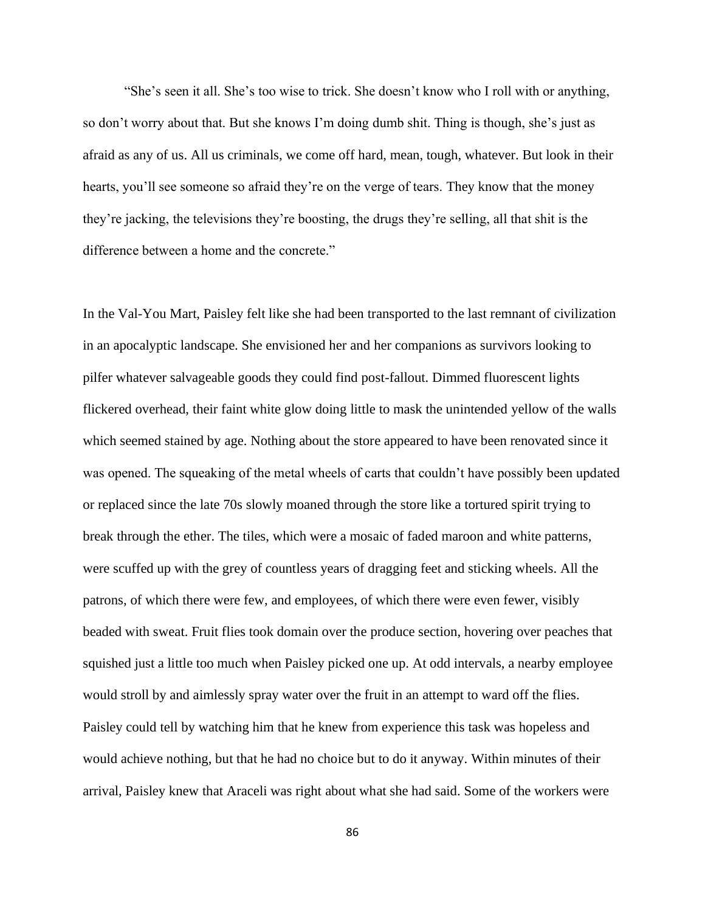"She's seen it all. She's too wise to trick. She doesn't know who I roll with or anything, so don't worry about that. But she knows I'm doing dumb shit. Thing is though, she's just as afraid as any of us. All us criminals, we come off hard, mean, tough, whatever. But look in their hearts, you'll see someone so afraid they're on the verge of tears. They know that the money they're jacking, the televisions they're boosting, the drugs they're selling, all that shit is the difference between a home and the concrete."

In the Val-You Mart, Paisley felt like she had been transported to the last remnant of civilization in an apocalyptic landscape. She envisioned her and her companions as survivors looking to pilfer whatever salvageable goods they could find post-fallout. Dimmed fluorescent lights flickered overhead, their faint white glow doing little to mask the unintended yellow of the walls which seemed stained by age. Nothing about the store appeared to have been renovated since it was opened. The squeaking of the metal wheels of carts that couldn't have possibly been updated or replaced since the late 70s slowly moaned through the store like a tortured spirit trying to break through the ether. The tiles, which were a mosaic of faded maroon and white patterns, were scuffed up with the grey of countless years of dragging feet and sticking wheels. All the patrons, of which there were few, and employees, of which there were even fewer, visibly beaded with sweat. Fruit flies took domain over the produce section, hovering over peaches that squished just a little too much when Paisley picked one up. At odd intervals, a nearby employee would stroll by and aimlessly spray water over the fruit in an attempt to ward off the flies. Paisley could tell by watching him that he knew from experience this task was hopeless and would achieve nothing, but that he had no choice but to do it anyway. Within minutes of their arrival, Paisley knew that Araceli was right about what she had said. Some of the workers were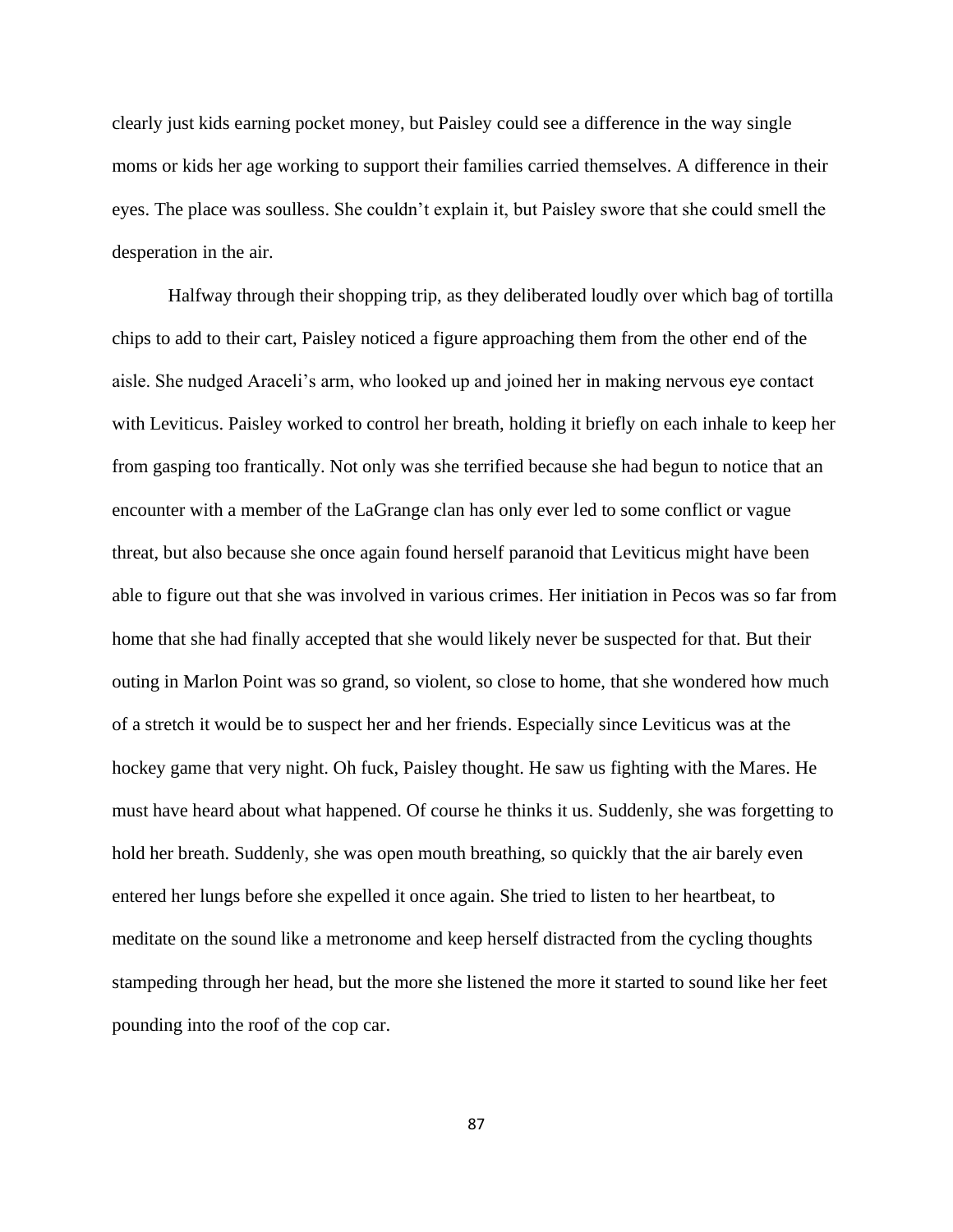clearly just kids earning pocket money, but Paisley could see a difference in the way single moms or kids her age working to support their families carried themselves. A difference in their eyes. The place was soulless. She couldn't explain it, but Paisley swore that she could smell the desperation in the air.

Halfway through their shopping trip, as they deliberated loudly over which bag of tortilla chips to add to their cart, Paisley noticed a figure approaching them from the other end of the aisle. She nudged Araceli's arm, who looked up and joined her in making nervous eye contact with Leviticus. Paisley worked to control her breath, holding it briefly on each inhale to keep her from gasping too frantically. Not only was she terrified because she had begun to notice that an encounter with a member of the LaGrange clan has only ever led to some conflict or vague threat, but also because she once again found herself paranoid that Leviticus might have been able to figure out that she was involved in various crimes. Her initiation in Pecos was so far from home that she had finally accepted that she would likely never be suspected for that. But their outing in Marlon Point was so grand, so violent, so close to home, that she wondered how much of a stretch it would be to suspect her and her friends. Especially since Leviticus was at the hockey game that very night. Oh fuck, Paisley thought. He saw us fighting with the Mares. He must have heard about what happened. Of course he thinks it us. Suddenly, she was forgetting to hold her breath. Suddenly, she was open mouth breathing, so quickly that the air barely even entered her lungs before she expelled it once again. She tried to listen to her heartbeat, to meditate on the sound like a metronome and keep herself distracted from the cycling thoughts stampeding through her head, but the more she listened the more it started to sound like her feet pounding into the roof of the cop car.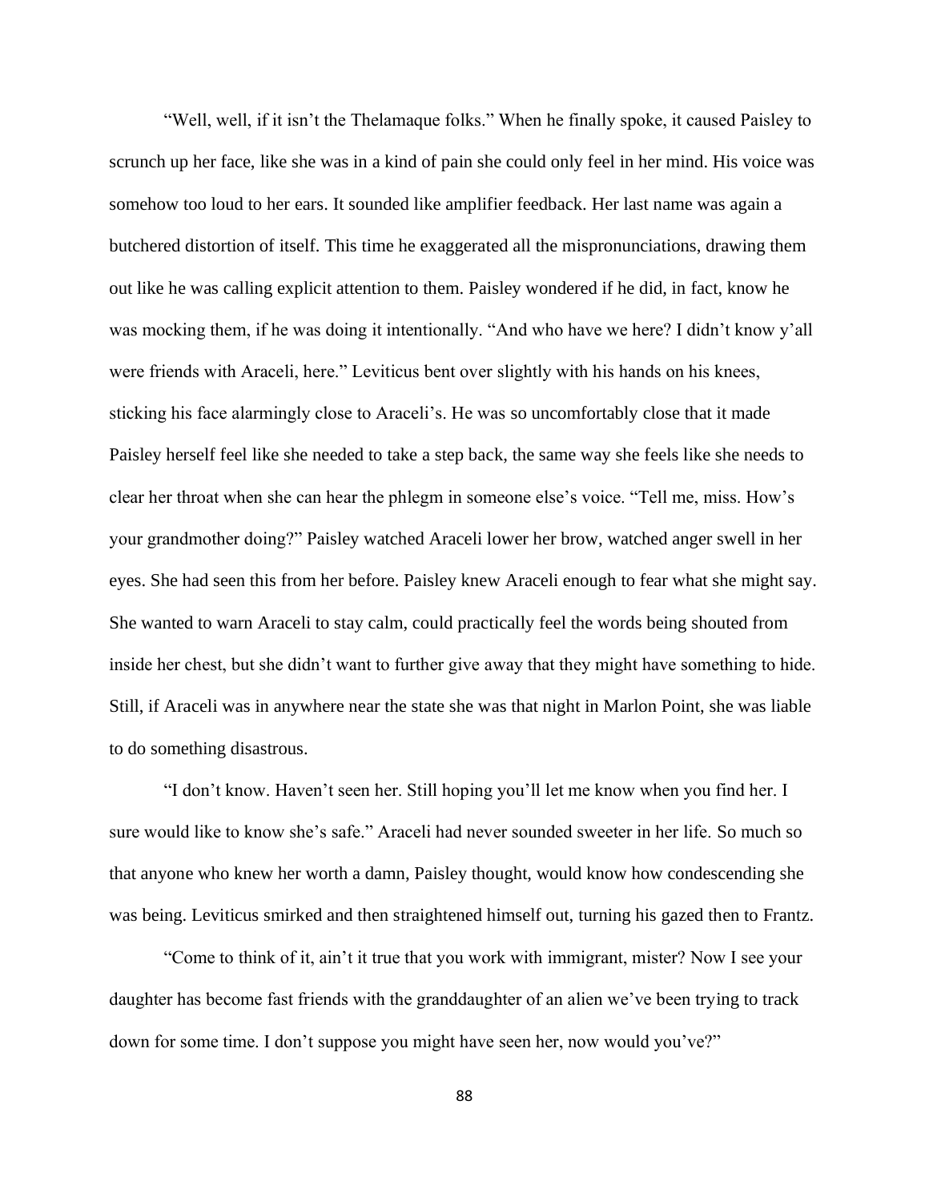"Well, well, if it isn't the Thelamaque folks." When he finally spoke, it caused Paisley to scrunch up her face, like she was in a kind of pain she could only feel in her mind. His voice was somehow too loud to her ears. It sounded like amplifier feedback. Her last name was again a butchered distortion of itself. This time he exaggerated all the mispronunciations, drawing them out like he was calling explicit attention to them. Paisley wondered if he did, in fact, know he was mocking them, if he was doing it intentionally. "And who have we here? I didn't know y'all were friends with Araceli, here." Leviticus bent over slightly with his hands on his knees, sticking his face alarmingly close to Araceli's. He was so uncomfortably close that it made Paisley herself feel like she needed to take a step back, the same way she feels like she needs to clear her throat when she can hear the phlegm in someone else's voice. "Tell me, miss. How's your grandmother doing?" Paisley watched Araceli lower her brow, watched anger swell in her eyes. She had seen this from her before. Paisley knew Araceli enough to fear what she might say. She wanted to warn Araceli to stay calm, could practically feel the words being shouted from inside her chest, but she didn't want to further give away that they might have something to hide. Still, if Araceli was in anywhere near the state she was that night in Marlon Point, she was liable to do something disastrous.

"I don't know. Haven't seen her. Still hoping you'll let me know when you find her. I sure would like to know she's safe." Araceli had never sounded sweeter in her life. So much so that anyone who knew her worth a damn, Paisley thought, would know how condescending she was being. Leviticus smirked and then straightened himself out, turning his gazed then to Frantz.

"Come to think of it, ain't it true that you work with immigrant, mister? Now I see your daughter has become fast friends with the granddaughter of an alien we've been trying to track down for some time. I don't suppose you might have seen her, now would you've?"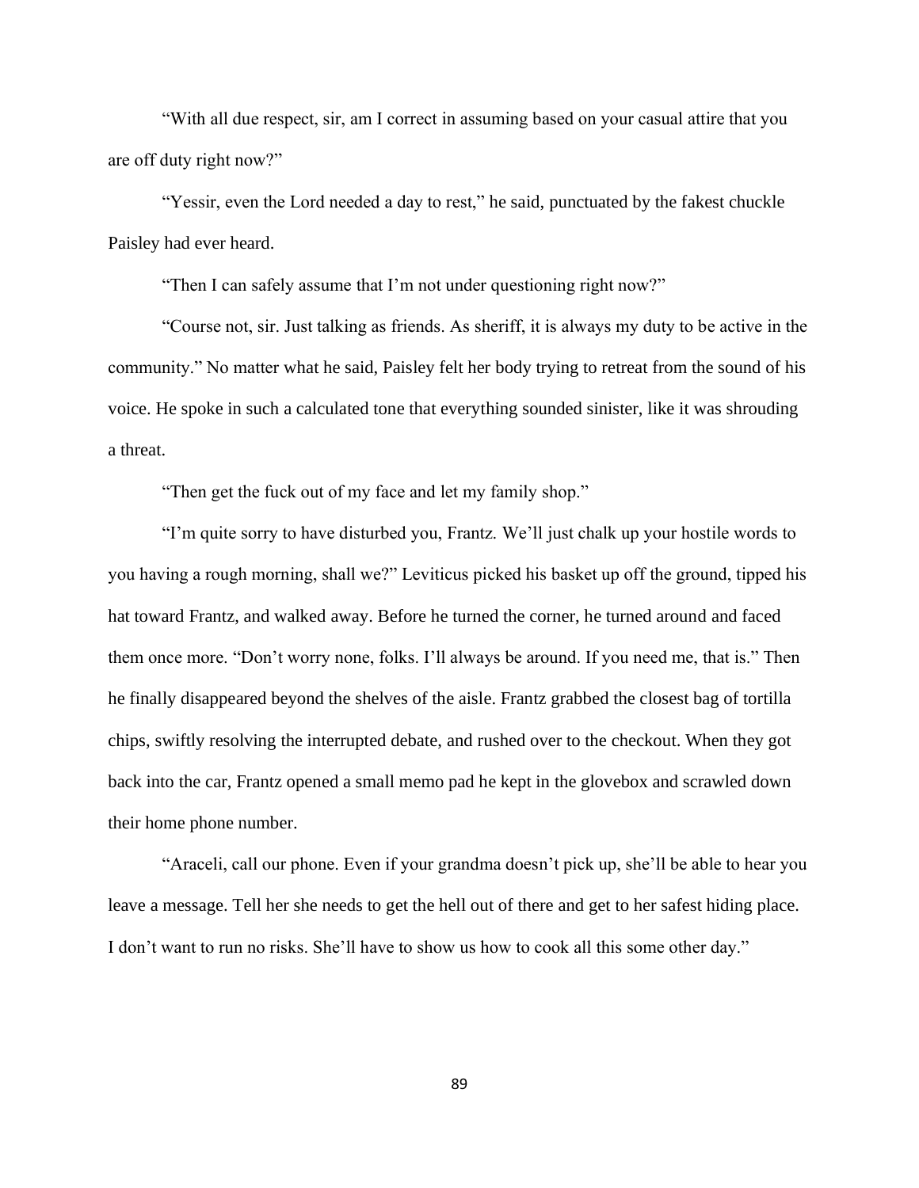"With all due respect, sir, am I correct in assuming based on your casual attire that you are off duty right now?"

"Yessir, even the Lord needed a day to rest," he said, punctuated by the fakest chuckle Paisley had ever heard.

"Then I can safely assume that I'm not under questioning right now?"

"Course not, sir. Just talking as friends. As sheriff, it is always my duty to be active in the community." No matter what he said, Paisley felt her body trying to retreat from the sound of his voice. He spoke in such a calculated tone that everything sounded sinister, like it was shrouding a threat.

"Then get the fuck out of my face and let my family shop."

"I'm quite sorry to have disturbed you, Frantz. We'll just chalk up your hostile words to you having a rough morning, shall we?" Leviticus picked his basket up off the ground, tipped his hat toward Frantz, and walked away. Before he turned the corner, he turned around and faced them once more. "Don't worry none, folks. I'll always be around. If you need me, that is." Then he finally disappeared beyond the shelves of the aisle. Frantz grabbed the closest bag of tortilla chips, swiftly resolving the interrupted debate, and rushed over to the checkout. When they got back into the car, Frantz opened a small memo pad he kept in the glovebox and scrawled down their home phone number.

"Araceli, call our phone. Even if your grandma doesn't pick up, she'll be able to hear you leave a message. Tell her she needs to get the hell out of there and get to her safest hiding place. I don't want to run no risks. She'll have to show us how to cook all this some other day."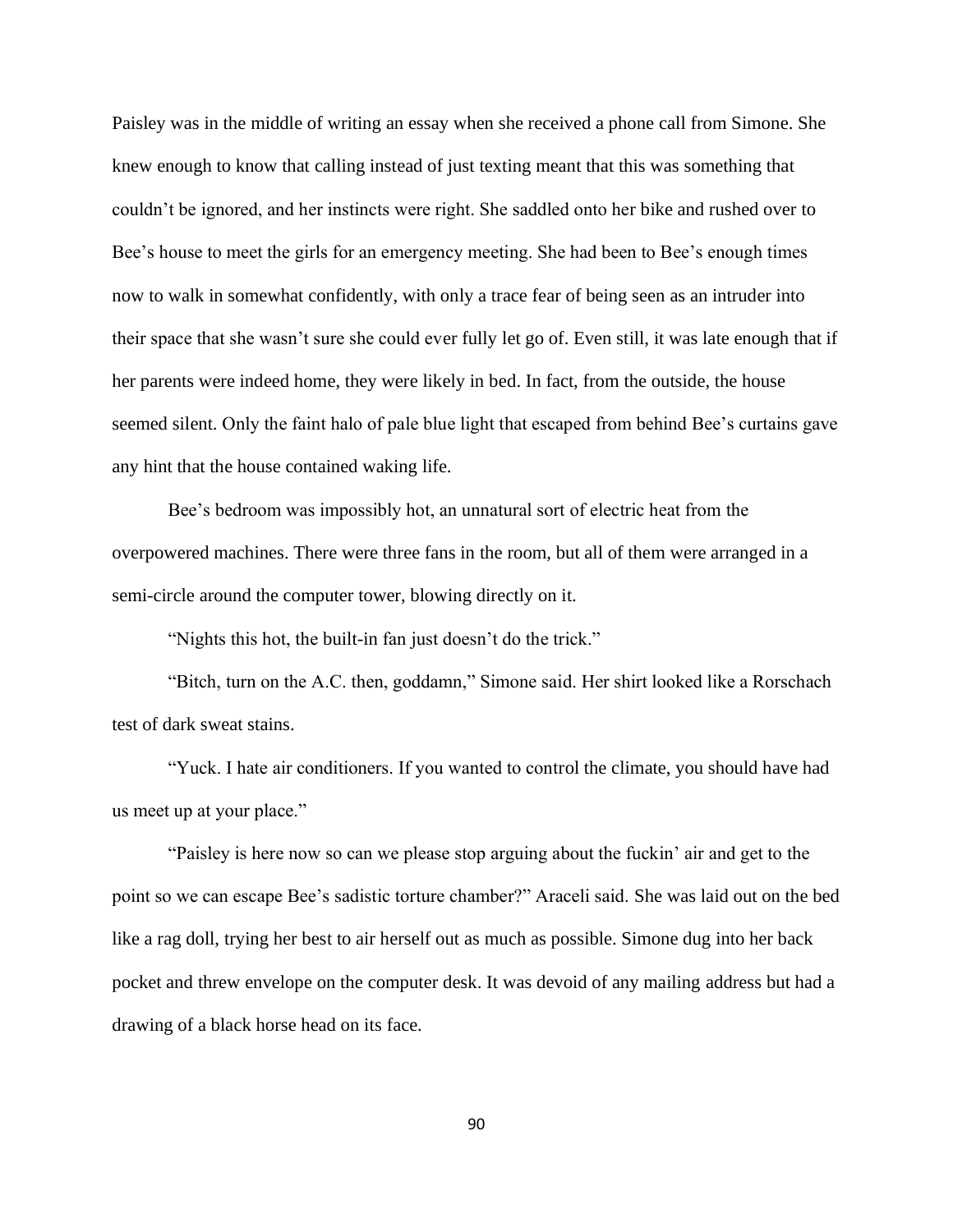Paisley was in the middle of writing an essay when she received a phone call from Simone. She knew enough to know that calling instead of just texting meant that this was something that couldn't be ignored, and her instincts were right. She saddled onto her bike and rushed over to Bee's house to meet the girls for an emergency meeting. She had been to Bee's enough times now to walk in somewhat confidently, with only a trace fear of being seen as an intruder into their space that she wasn't sure she could ever fully let go of. Even still, it was late enough that if her parents were indeed home, they were likely in bed. In fact, from the outside, the house seemed silent. Only the faint halo of pale blue light that escaped from behind Bee's curtains gave any hint that the house contained waking life.

Bee's bedroom was impossibly hot, an unnatural sort of electric heat from the overpowered machines. There were three fans in the room, but all of them were arranged in a semi-circle around the computer tower, blowing directly on it.

"Nights this hot, the built-in fan just doesn't do the trick."

"Bitch, turn on the A.C. then, goddamn," Simone said. Her shirt looked like a Rorschach test of dark sweat stains.

"Yuck. I hate air conditioners. If you wanted to control the climate, you should have had us meet up at your place."

"Paisley is here now so can we please stop arguing about the fuckin' air and get to the point so we can escape Bee's sadistic torture chamber?" Araceli said. She was laid out on the bed like a rag doll, trying her best to air herself out as much as possible. Simone dug into her back pocket and threw envelope on the computer desk. It was devoid of any mailing address but had a drawing of a black horse head on its face.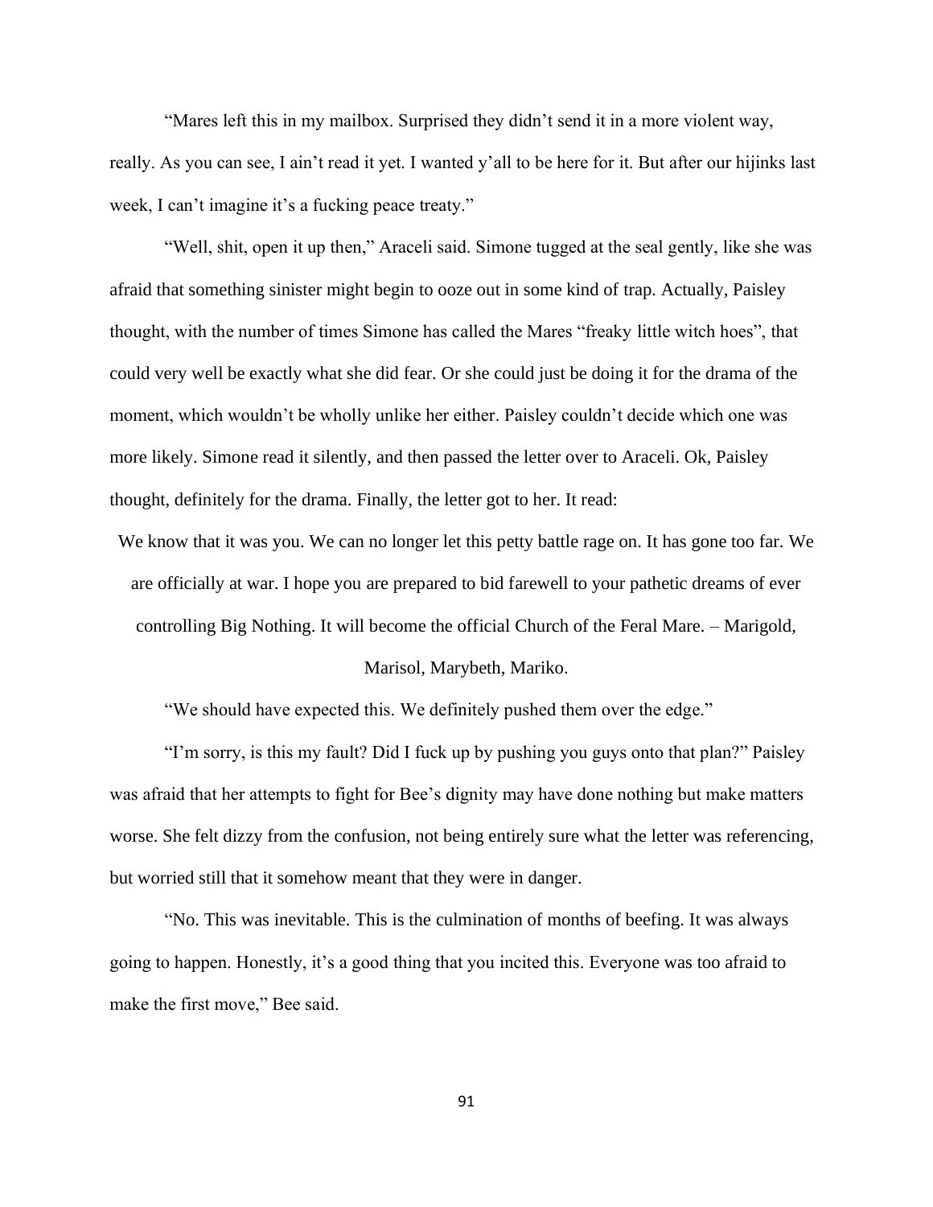"Mares left this in my mailbox. Surprised they didn't send it in a more violent way, really. As you can see, I ain't read it yet. I wanted y'all to be here for it. But after our hijinks last week, I can't imagine it's a fucking peace treaty."

"Well, shit, open it up then," Araceli said. Simone tugged at the seal gently, like she was afraid that something sinister might begin to ooze out in some kind of trap. Actually, Paisley thought, with the number of times Simone has called the Mares "freaky little witch hoes", that could very well be exactly what she did fear. Or she could just be doing it for the drama of the moment, which wouldn't be wholly unlike her either. Paisley couldn't decide which one was more likely. Simone read it silently, and then passed the letter over to Araceli. Ok, Paisley thought, definitely for the drama. Finally, the letter got to her. It read:

We know that it was you. We can no longer let this petty battle rage on. It has gone too far. We are officially at war. I hope you are prepared to bid farewell to your pathetic dreams of ever controlling Big Nothing. It will become the official Church of the Feral Mare. – Marigold, Marisol, Marybeth, Mariko.

"We should have expected this. We definitely pushed them over the edge."

"I'm sorry, is this my fault? Did I fuck up by pushing you guys onto that plan?" Paisley was afraid that her attempts to fight for Bee's dignity may have done nothing but make matters worse. She felt dizzy from the confusion, not being entirely sure what the letter was referencing, but worried still that it somehow meant that they were in danger.

"No. This was inevitable. This is the culmination of months of beefing. It was always going to happen. Honestly, it's a good thing that you incited this. Everyone was too afraid to make the first move," Bee said.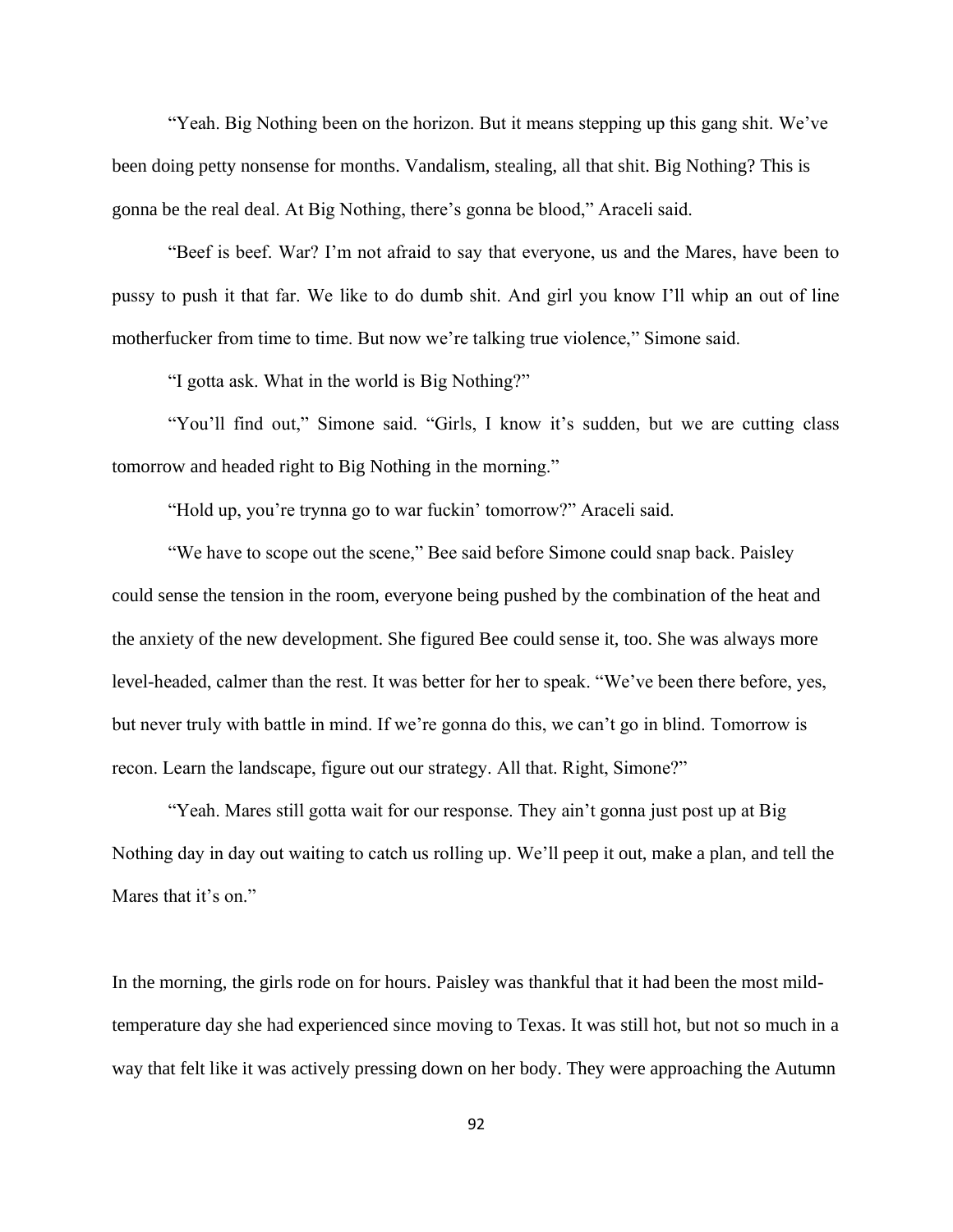"Yeah. Big Nothing been on the horizon. But it means stepping up this gang shit. We've been doing petty nonsense for months. Vandalism, stealing, all that shit. Big Nothing? This is gonna be the real deal. At Big Nothing, there's gonna be blood," Araceli said.

"Beef is beef. War? I'm not afraid to say that everyone, us and the Mares, have been to pussy to push it that far. We like to do dumb shit. And girl you know I'll whip an out of line motherfucker from time to time. But now we're talking true violence," Simone said.

"I gotta ask. What in the world is Big Nothing?"

"You'll find out," Simone said. "Girls, I know it's sudden, but we are cutting class tomorrow and headed right to Big Nothing in the morning."

"Hold up, you're trynna go to war fuckin' tomorrow?" Araceli said.

"We have to scope out the scene," Bee said before Simone could snap back. Paisley could sense the tension in the room, everyone being pushed by the combination of the heat and the anxiety of the new development. She figured Bee could sense it, too. She was always more level-headed, calmer than the rest. It was better for her to speak. "We've been there before, yes, but never truly with battle in mind. If we're gonna do this, we can't go in blind. Tomorrow is recon. Learn the landscape, figure out our strategy. All that. Right, Simone?"

"Yeah. Mares still gotta wait for our response. They ain't gonna just post up at Big Nothing day in day out waiting to catch us rolling up. We'll peep it out, make a plan, and tell the Mares that it's on."

In the morning, the girls rode on for hours. Paisley was thankful that it had been the most mild-temperature day she had experienced since moving to Texas. It was still hot, but not so much in a way that felt like it was actively pressing down on her body. They were approaching the Autumn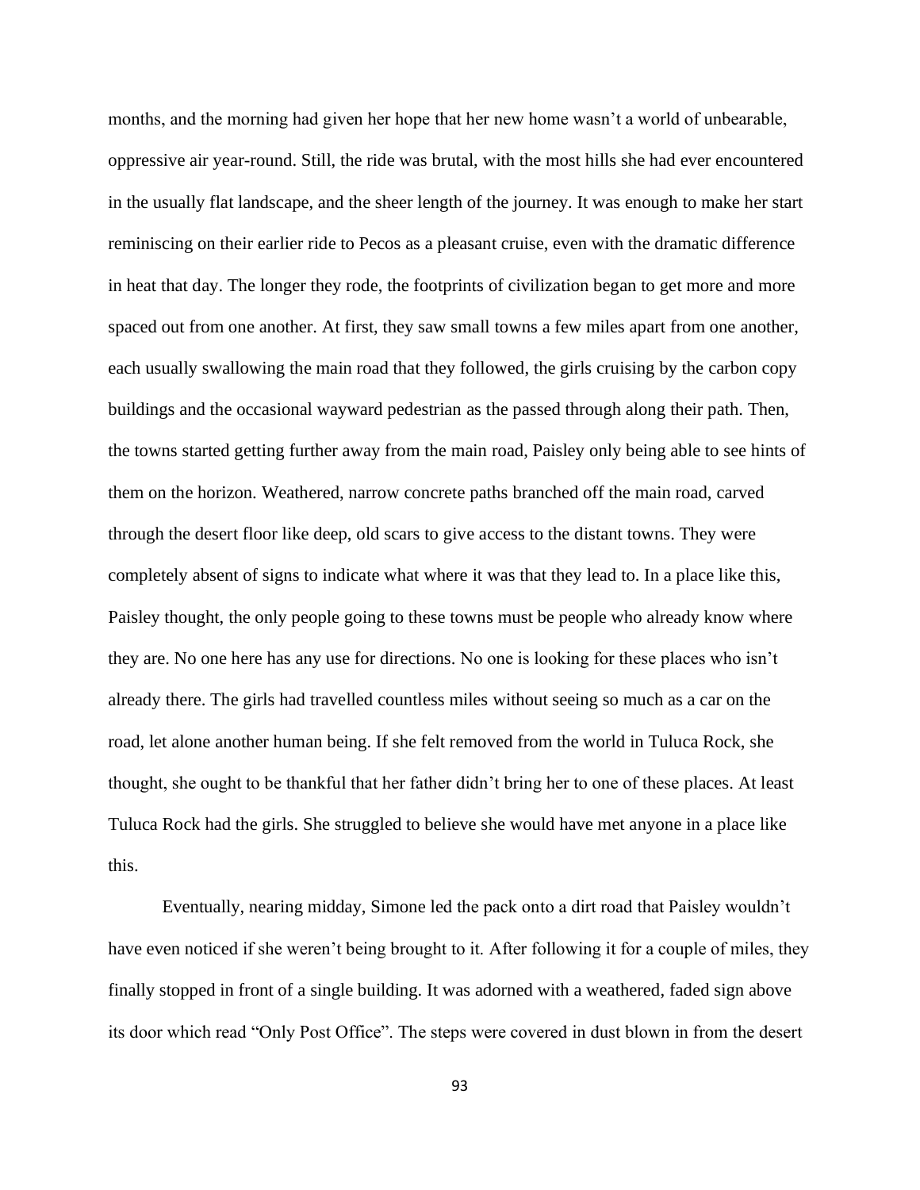months, and the morning had given her hope that her new home wasn't a world of unbearable, oppressive air year-round. Still, the ride was brutal, with the most hills she had ever encountered in the usually flat landscape, and the sheer length of the journey. It was enough to make her start reminiscing on their earlier ride to Pecos as a pleasant cruise, even with the dramatic difference in heat that day. The longer they rode, the footprints of civilization began to get more and more spaced out from one another. At first, they saw small towns a few miles apart from one another, each usually swallowing the main road that they followed, the girls cruising by the carbon copy buildings and the occasional wayward pedestrian as the passed through along their path. Then, the towns started getting further away from the main road, Paisley only being able to see hints of them on the horizon. Weathered, narrow concrete paths branched off the main road, carved through the desert floor like deep, old scars to give access to the distant towns. They were completely absent of signs to indicate what where it was that they lead to. In a place like this, Paisley thought, the only people going to these towns must be people who already know where they are. No one here has any use for directions. No one is looking for these places who isn't already there. The girls had travelled countless miles without seeing so much as a car on the road, let alone another human being. If she felt removed from the world in Tuluca Rock, she thought, she ought to be thankful that her father didn't bring her to one of these places. At least Tuluca Rock had the girls. She struggled to believe she would have met anyone in a place like this.

Eventually, nearing midday, Simone led the pack onto a dirt road that Paisley wouldn't have even noticed if she weren't being brought to it. After following it for a couple of miles, they finally stopped in front of a single building. It was adorned with a weathered, faded sign above its door which read "Only Post Office". The steps were covered in dust blown in from the desert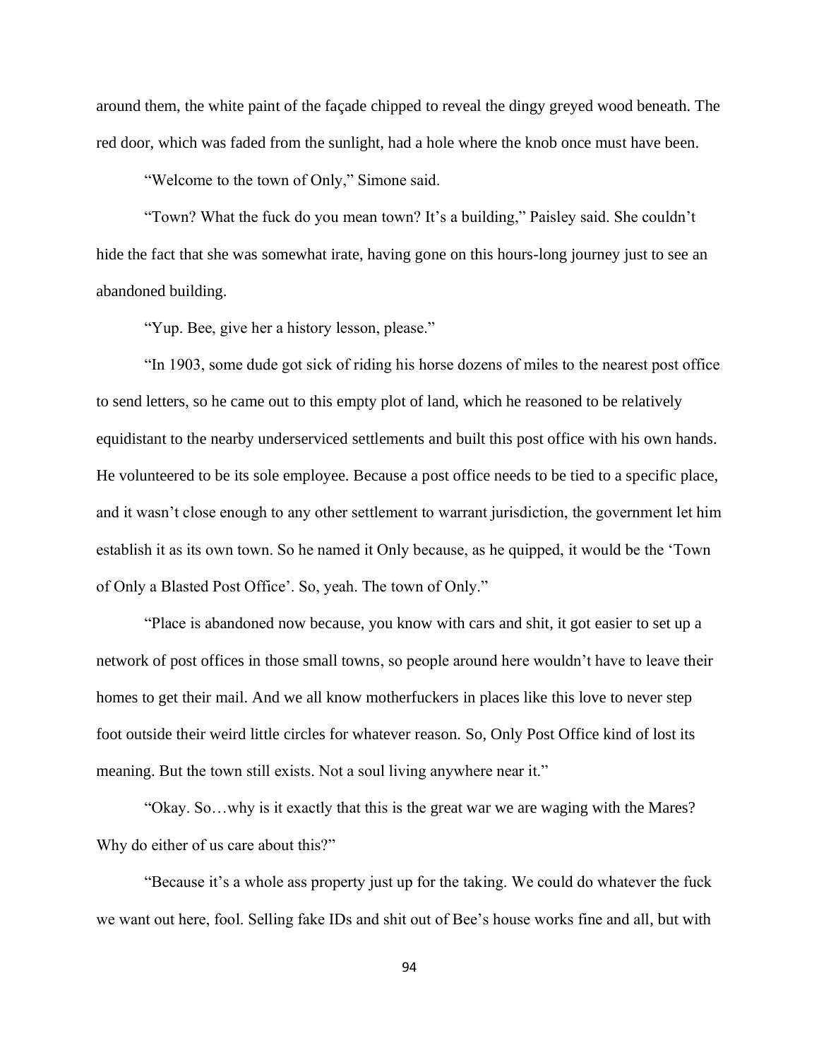around them, the white paint of the façade chipped to reveal the dingy greyed wood beneath. The red door, which was faded from the sunlight, had a hole where the knob once must have been.

"Welcome to the town of Only," Simone said.

"Town? What the fuck do you mean town? It's a building," Paisley said. She couldn't hide the fact that she was somewhat irate, having gone on this hours-long journey just to see an abandoned building.

"Yup. Bee, give her a history lesson, please."

"In 1903, some dude got sick of riding his horse dozens of miles to the nearest post office to send letters, so he came out to this empty plot of land, which he reasoned to be relatively equidistant to the nearby underserviced settlements and built this post office with his own hands. He volunteered to be its sole employee. Because a post office needs to be tied to a specific place, and it wasn't close enough to any other settlement to warrant jurisdiction, the government let him establish it as its own town. So he named it Only because, as he quipped, it would be the 'Town of Only a Blasted Post Office'. So, yeah. The town of Only."

"Place is abandoned now because, you know with cars and shit, it got easier to set up a network of post offices in those small towns, so people around here wouldn't have to leave their homes to get their mail. And we all know motherfuckers in places like this love to never step foot outside their weird little circles for whatever reason. So, Only Post Office kind of lost its meaning. But the town still exists. Not a soul living anywhere near it."

"Okay. So…why is it exactly that this is the great war we are waging with the Mares? Why do either of us care about this?"

"Because it's a whole ass property just up for the taking. We could do whatever the fuck we want out here, fool. Selling fake IDs and shit out of Bee's house works fine and all, but with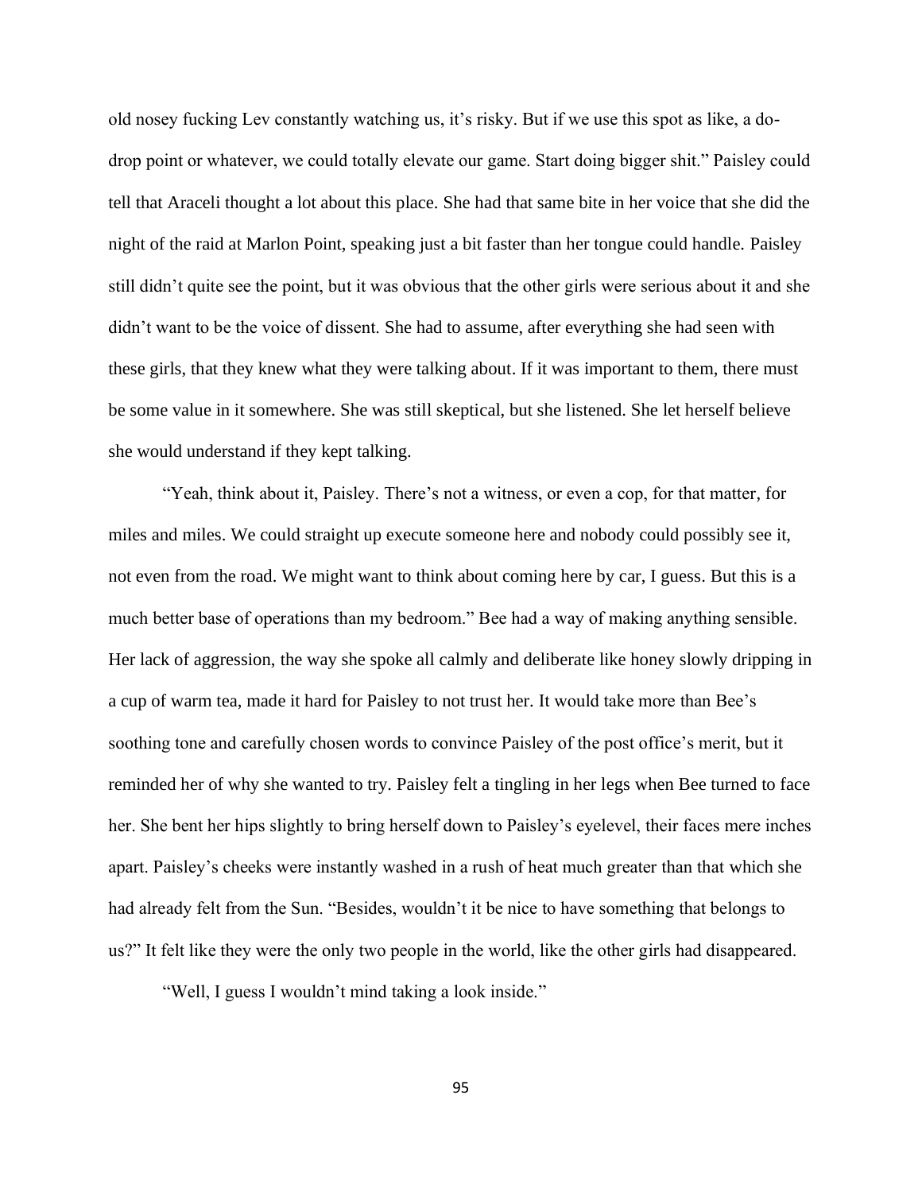old nosey fucking Lev constantly watching us, it's risky. But if we use this spot as like, a do-drop point or whatever, we could totally elevate our game. Start doing bigger shit." Paisley could tell that Araceli thought a lot about this place. She had that same bite in her voice that she did the night of the raid at Marlon Point, speaking just a bit faster than her tongue could handle. Paisley still didn't quite see the point, but it was obvious that the other girls were serious about it and she didn't want to be the voice of dissent. She had to assume, after everything she had seen with these girls, that they knew what they were talking about. If it was important to them, there must be some value in it somewhere. She was still skeptical, but she listened. She let herself believe she would understand if they kept talking.

"Yeah, think about it, Paisley. There's not a witness, or even a cop, for that matter, for miles and miles. We could straight up execute someone here and nobody could possibly see it, not even from the road. We might want to think about coming here by car, I guess. But this is a much better base of operations than my bedroom." Bee had a way of making anything sensible. Her lack of aggression, the way she spoke all calmly and deliberate like honey slowly dripping in a cup of warm tea, made it hard for Paisley to not trust her. It would take more than Bee's soothing tone and carefully chosen words to convince Paisley of the post office's merit, but it reminded her of why she wanted to try. Paisley felt a tingling in her legs when Bee turned to face her. She bent her hips slightly to bring herself down to Paisley's eyelevel, their faces mere inches apart. Paisley's cheeks were instantly washed in a rush of heat much greater than that which she had already felt from the Sun. "Besides, wouldn't it be nice to have something that belongs to us?" It felt like they were the only two people in the world, like the other girls had disappeared.

"Well, I guess I wouldn't mind taking a look inside."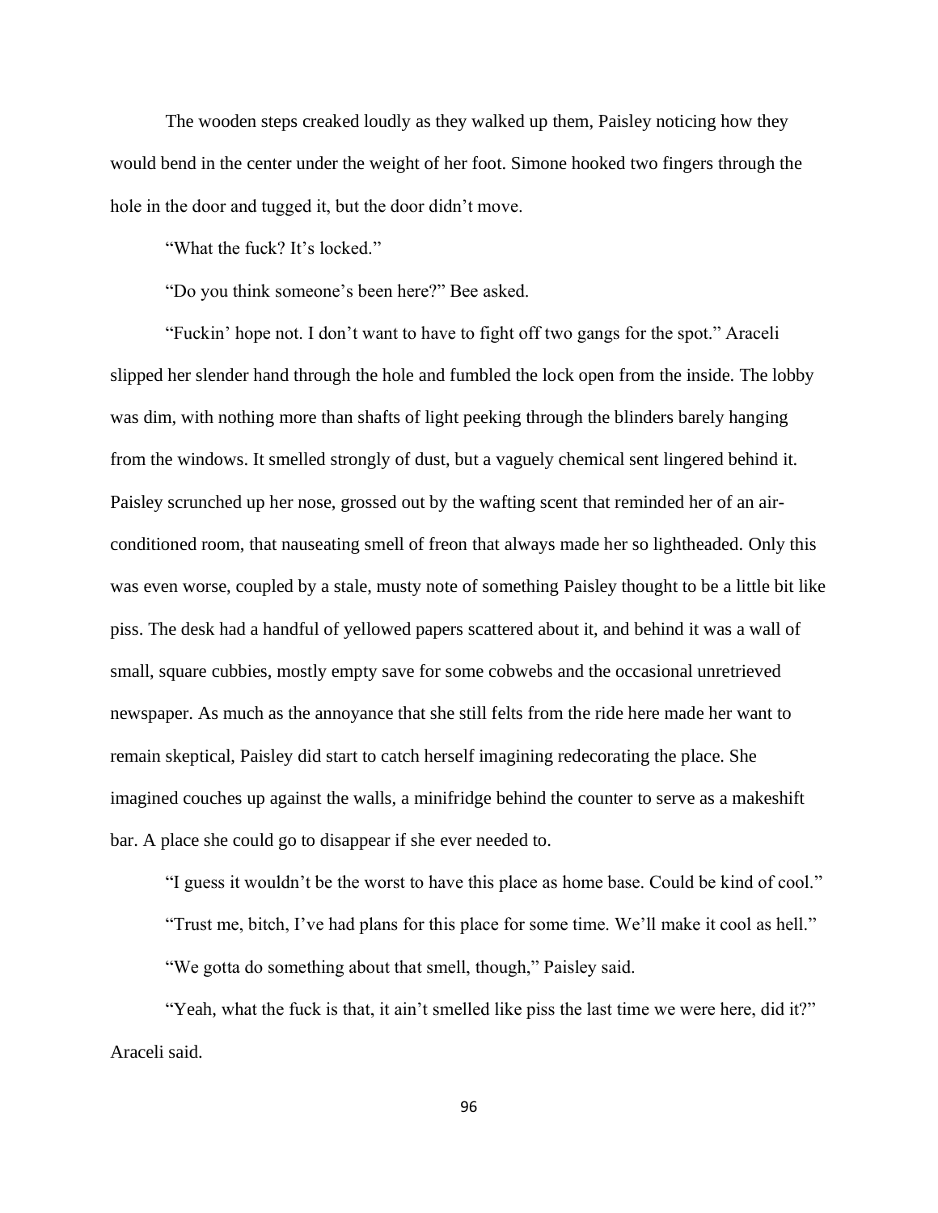The wooden steps creaked loudly as they walked up them, Paisley noticing how they would bend in the center under the weight of her foot. Simone hooked two fingers through the hole in the door and tugged it, but the door didn't move.

"What the fuck? It's locked."

"Do you think someone's been here?" Bee asked.

"Fuckin' hope not. I don't want to have to fight off two gangs for the spot." Araceli slipped her slender hand through the hole and fumbled the lock open from the inside. The lobby was dim, with nothing more than shafts of light peeking through the blinders barely hanging from the windows. It smelled strongly of dust, but a vaguely chemical sent lingered behind it. Paisley scrunched up her nose, grossed out by the wafting scent that reminded her of an air-conditioned room, that nauseating smell of freon that always made her so lightheaded. Only this was even worse, coupled by a stale, musty note of something Paisley thought to be a little bit like piss. The desk had a handful of yellowed papers scattered about it, and behind it was a wall of small, square cubbies, mostly empty save for some cobwebs and the occasional unretrieved newspaper. As much as the annoyance that she still felts from the ride here made her want to remain skeptical, Paisley did start to catch herself imagining redecorating the place. She imagined couches up against the walls, a minifridge behind the counter to serve as a makeshift bar. A place she could go to disappear if she ever needed to.

"I guess it wouldn't be the worst to have this place as home base. Could be kind of cool."

"Trust me, bitch, I've had plans for this place for some time. We'll make it cool as hell."

"We gotta do something about that smell, though," Paisley said.

"Yeah, what the fuck is that, it ain't smelled like piss the last time we were here, did it?" Araceli said.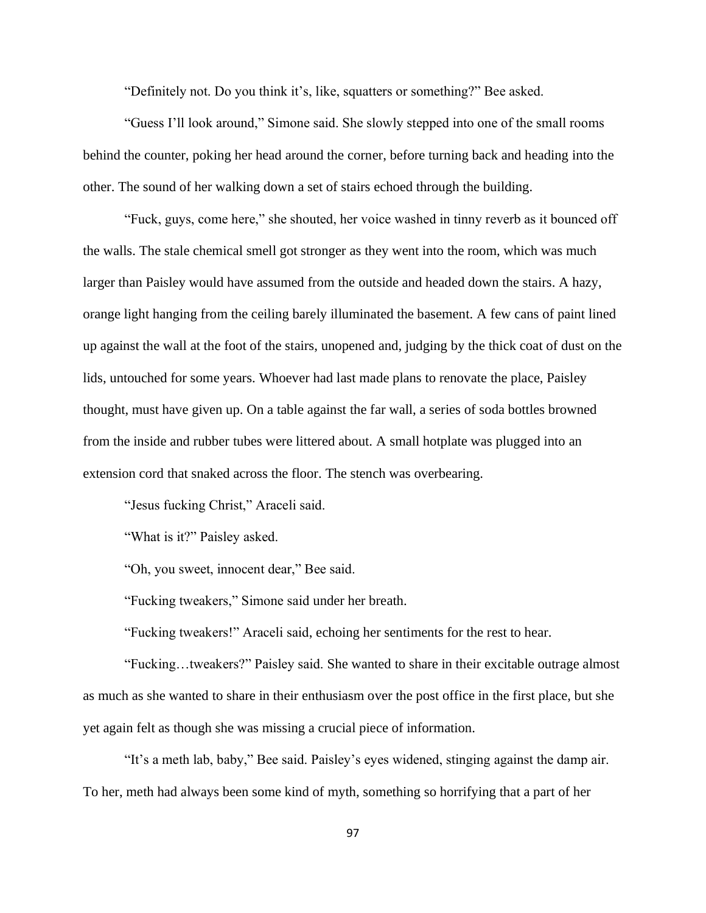"Definitely not. Do you think it's, like, squatters or something?" Bee asked.

"Guess I'll look around," Simone said. She slowly stepped into one of the small rooms behind the counter, poking her head around the corner, before turning back and heading into the other. The sound of her walking down a set of stairs echoed through the building.

"Fuck, guys, come here," she shouted, her voice washed in tinny reverb as it bounced off the walls. The stale chemical smell got stronger as they went into the room, which was much larger than Paisley would have assumed from the outside and headed down the stairs. A hazy, orange light hanging from the ceiling barely illuminated the basement. A few cans of paint lined up against the wall at the foot of the stairs, unopened and, judging by the thick coat of dust on the lids, untouched for some years. Whoever had last made plans to renovate the place, Paisley thought, must have given up. On a table against the far wall, a series of soda bottles browned from the inside and rubber tubes were littered about. A small hotplate was plugged into an extension cord that snaked across the floor. The stench was overbearing.

"Jesus fucking Christ," Araceli said.

"What is it?" Paisley asked.

"Oh, you sweet, innocent dear," Bee said.

"Fucking tweakers," Simone said under her breath.

"Fucking tweakers!" Araceli said, echoing her sentiments for the rest to hear.

"Fucking…tweakers?" Paisley said. She wanted to share in their excitable outrage almost as much as she wanted to share in their enthusiasm over the post office in the first place, but she yet again felt as though she was missing a crucial piece of information.

"It's a meth lab, baby," Bee said. Paisley's eyes widened, stinging against the damp air. To her, meth had always been some kind of myth, something so horrifying that a part of her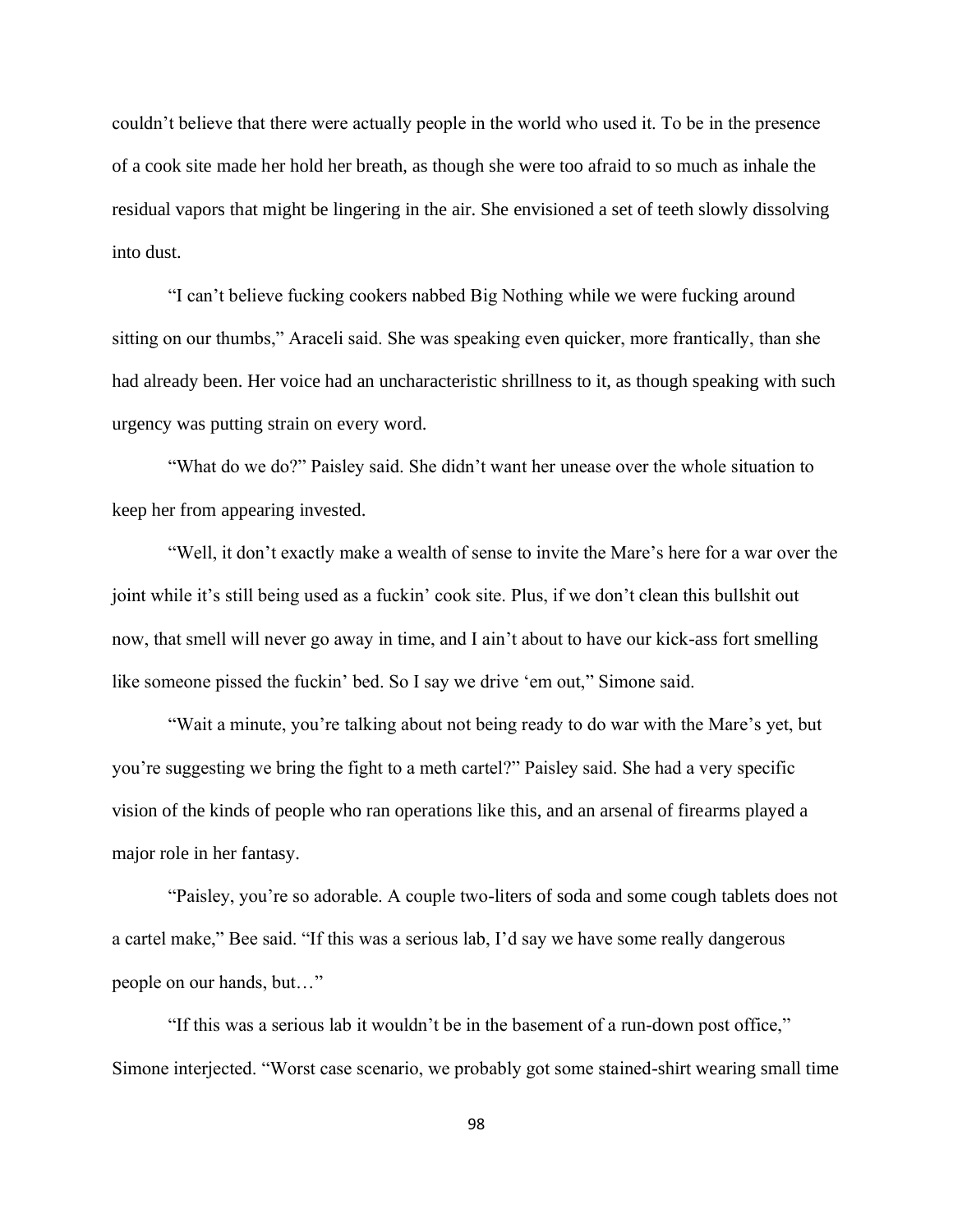couldn't believe that there were actually people in the world who used it. To be in the presence of a cook site made her hold her breath, as though she were too afraid to so much as inhale the residual vapors that might be lingering in the air. She envisioned a set of teeth slowly dissolving into dust.

"I can't believe fucking cookers nabbed Big Nothing while we were fucking around sitting on our thumbs," Araceli said. She was speaking even quicker, more frantically, than she had already been. Her voice had an uncharacteristic shrillness to it, as though speaking with such urgency was putting strain on every word.

"What do we do?" Paisley said. She didn't want her unease over the whole situation to keep her from appearing invested.

"Well, it don't exactly make a wealth of sense to invite the Mare's here for a war over the joint while it's still being used as a fuckin' cook site. Plus, if we don't clean this bullshit out now, that smell will never go away in time, and I ain't about to have our kick-ass fort smelling like someone pissed the fuckin' bed. So I say we drive 'em out," Simone said.

"Wait a minute, you're talking about not being ready to do war with the Mare's yet, but you're suggesting we bring the fight to a meth cartel?" Paisley said. She had a very specific vision of the kinds of people who ran operations like this, and an arsenal of firearms played a major role in her fantasy.

"Paisley, you're so adorable. A couple two-liters of soda and some cough tablets does not a cartel make," Bee said. "If this was a serious lab, I'd say we have some really dangerous people on our hands, but…"

"If this was a serious lab it wouldn't be in the basement of a run-down post office," Simone interjected. "Worst case scenario, we probably got some stained-shirt wearing small time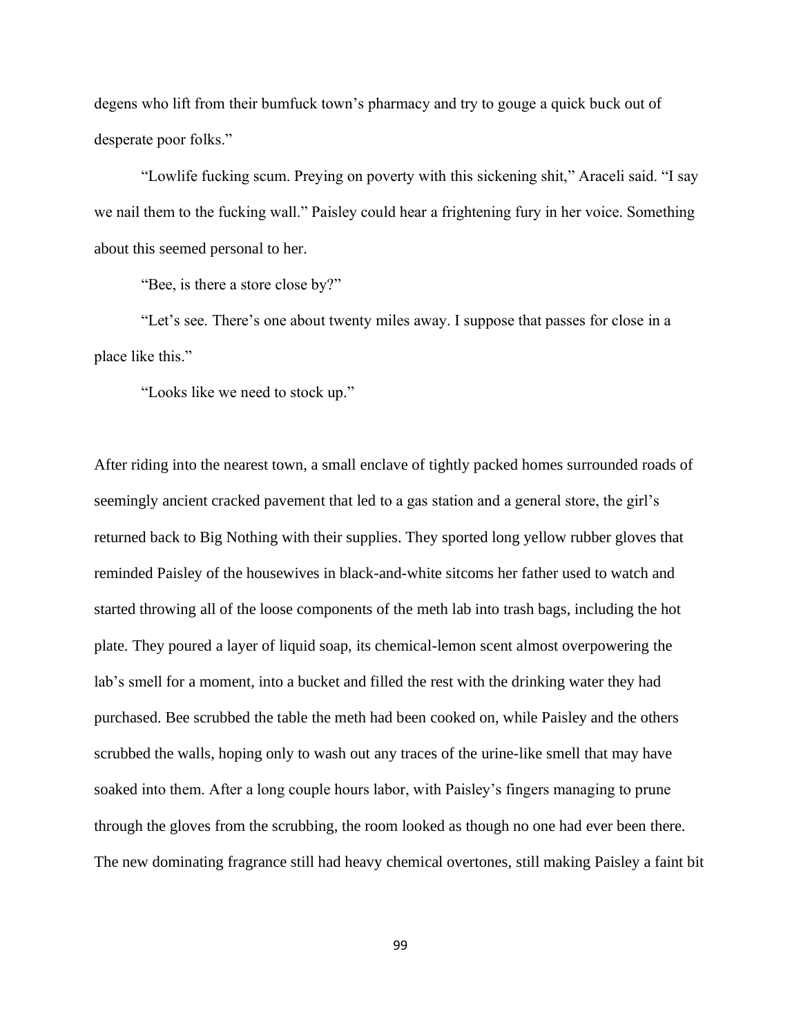degens who lift from their bumfuck town's pharmacy and try to gouge a quick buck out of desperate poor folks."

"Lowlife fucking scum. Preying on poverty with this sickening shit," Araceli said. "I say we nail them to the fucking wall." Paisley could hear a frightening fury in her voice. Something about this seemed personal to her.

"Bee, is there a store close by?"

"Let's see. There's one about twenty miles away. I suppose that passes for close in a place like this."

"Looks like we need to stock up."

After riding into the nearest town, a small enclave of tightly packed homes surrounded roads of seemingly ancient cracked pavement that led to a gas station and a general store, the girl's returned back to Big Nothing with their supplies. They sported long yellow rubber gloves that reminded Paisley of the housewives in black-and-white sitcoms her father used to watch and started throwing all of the loose components of the meth lab into trash bags, including the hot plate. They poured a layer of liquid soap, its chemical-lemon scent almost overpowering the lab's smell for a moment, into a bucket and filled the rest with the drinking water they had purchased. Bee scrubbed the table the meth had been cooked on, while Paisley and the others scrubbed the walls, hoping only to wash out any traces of the urine-like smell that may have soaked into them. After a long couple hours labor, with Paisley's fingers managing to prune through the gloves from the scrubbing, the room looked as though no one had ever been there. The new dominating fragrance still had heavy chemical overtones, still making Paisley a faint bit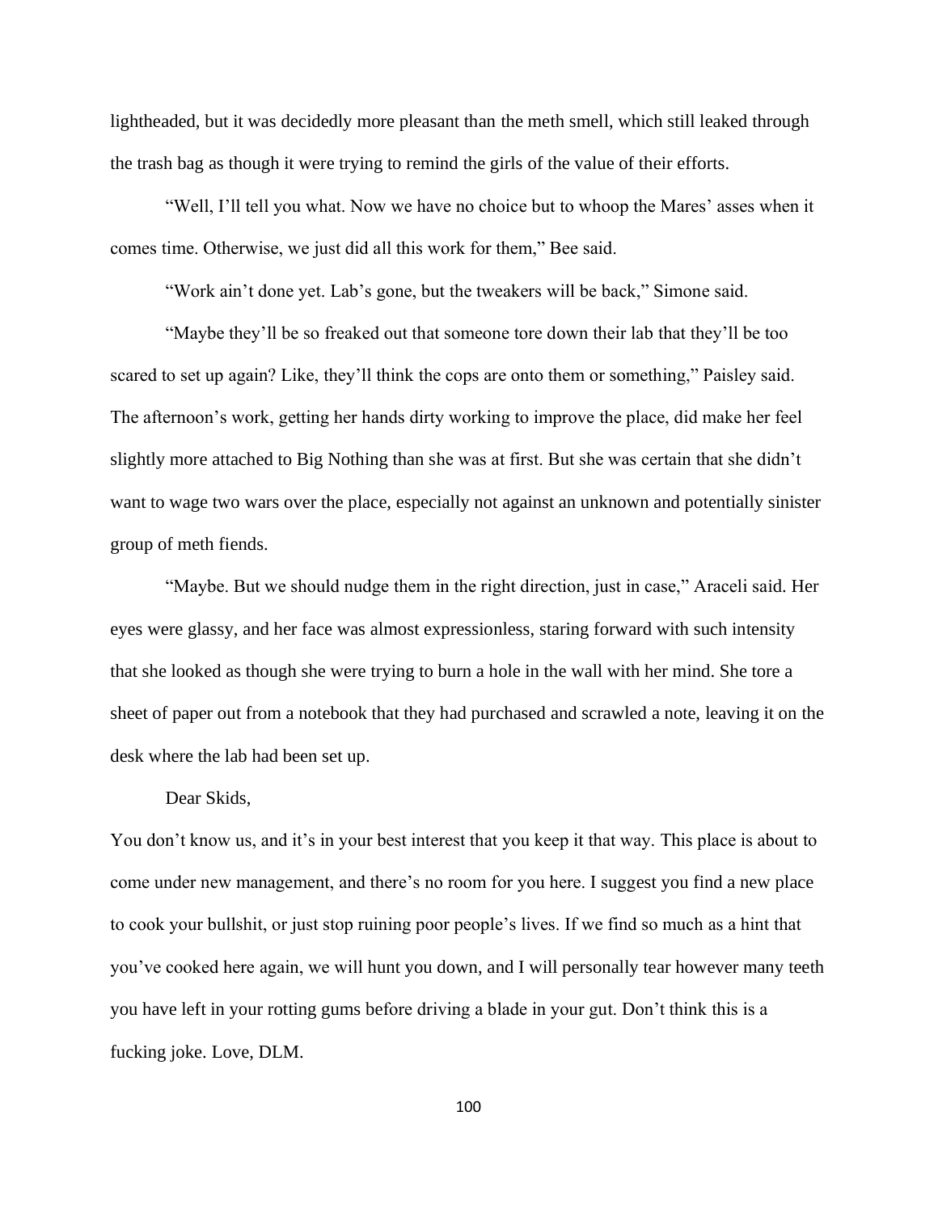lightheaded, but it was decidedly more pleasant than the meth smell, which still leaked through the trash bag as though it were trying to remind the girls of the value of their efforts.

"Well, I'll tell you what. Now we have no choice but to whoop the Mares' asses when it comes time. Otherwise, we just did all this work for them," Bee said.

"Work ain't done yet. Lab's gone, but the tweakers will be back," Simone said.

"Maybe they'll be so freaked out that someone tore down their lab that they'll be too scared to set up again? Like, they'll think the cops are onto them or something," Paisley said. The afternoon's work, getting her hands dirty working to improve the place, did make her feel slightly more attached to Big Nothing than she was at first. But she was certain that she didn't want to wage two wars over the place, especially not against an unknown and potentially sinister group of meth fiends.

"Maybe. But we should nudge them in the right direction, just in case," Araceli said. Her eyes were glassy, and her face was almost expressionless, staring forward with such intensity that she looked as though she were trying to burn a hole in the wall with her mind. She tore a sheet of paper out from a notebook that they had purchased and scrawled a note, leaving it on the desk where the lab had been set up.

Dear Skids,

You don't know us, and it's in your best interest that you keep it that way. This place is about to come under new management, and there's no room for you here. I suggest you find a new place to cook your bullshit, or just stop ruining poor people's lives. If we find so much as a hint that you've cooked here again, we will hunt you down, and I will personally tear however many teeth you have left in your rotting gums before driving a blade in your gut. Don't think this is a fucking joke. Love, DLM.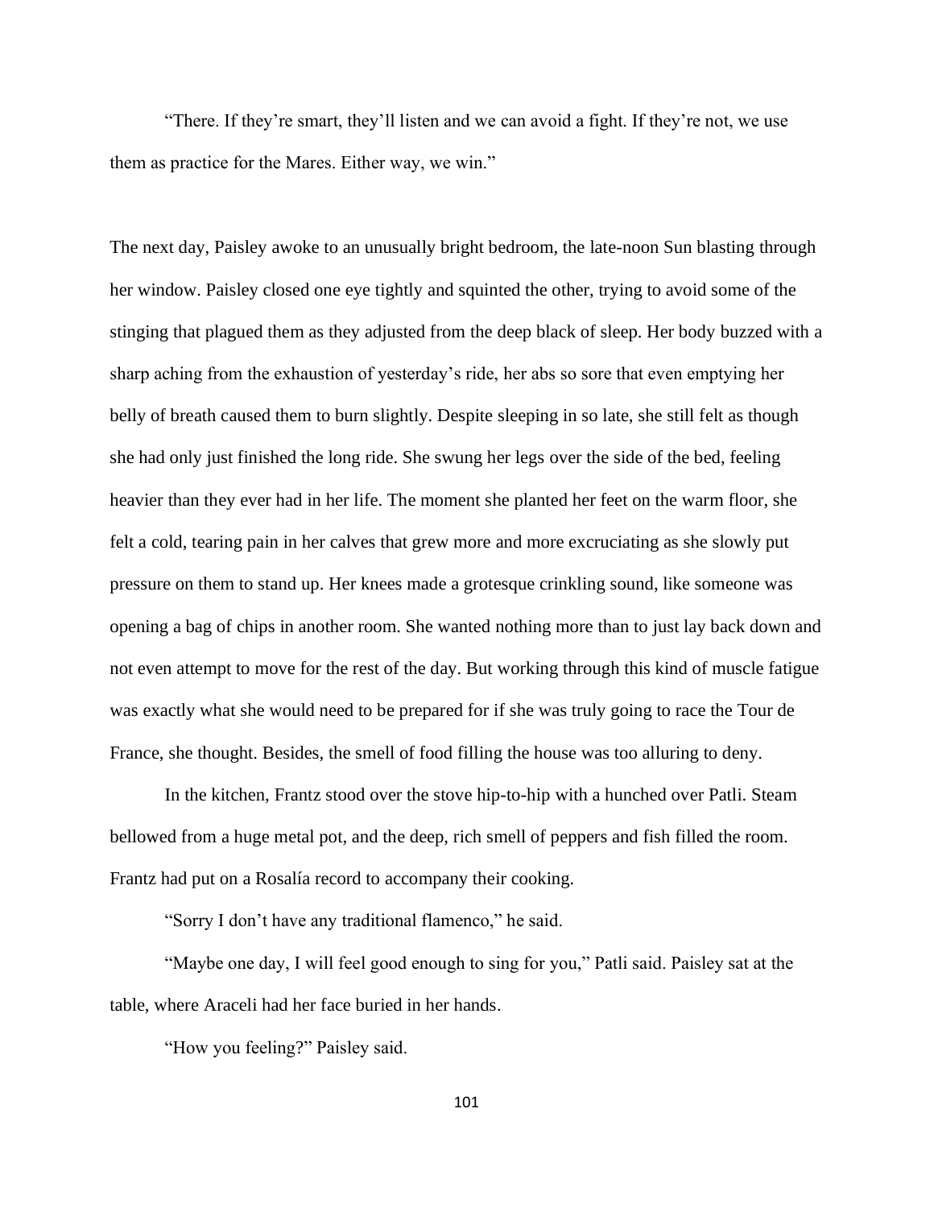"There. If they're smart, they'll listen and we can avoid a fight. If they're not, we use them as practice for the Mares. Either way, we win."

The next day, Paisley awoke to an unusually bright bedroom, the late-noon Sun blasting through her window. Paisley closed one eye tightly and squinted the other, trying to avoid some of the stinging that plagued them as they adjusted from the deep black of sleep. Her body buzzed with a sharp aching from the exhaustion of yesterday's ride, her abs so sore that even emptying her belly of breath caused them to burn slightly. Despite sleeping in so late, she still felt as though she had only just finished the long ride. She swung her legs over the side of the bed, feeling heavier than they ever had in her life. The moment she planted her feet on the warm floor, she felt a cold, tearing pain in her calves that grew more and more excruciating as she slowly put pressure on them to stand up. Her knees made a grotesque crinkling sound, like someone was opening a bag of chips in another room. She wanted nothing more than to just lay back down and not even attempt to move for the rest of the day. But working through this kind of muscle fatigue was exactly what she would need to be prepared for if she was truly going to race the Tour de France, she thought. Besides, the smell of food filling the house was too alluring to deny.

In the kitchen, Frantz stood over the stove hip-to-hip with a hunched over Patli. Steam bellowed from a huge metal pot, and the deep, rich smell of peppers and fish filled the room. Frantz had put on a Rosalía record to accompany their cooking.

"Sorry I don't have any traditional flamenco," he said.

"Maybe one day, I will feel good enough to sing for you," Patli said. Paisley sat at the table, where Araceli had her face buried in her hands.

"How you feeling?" Paisley said.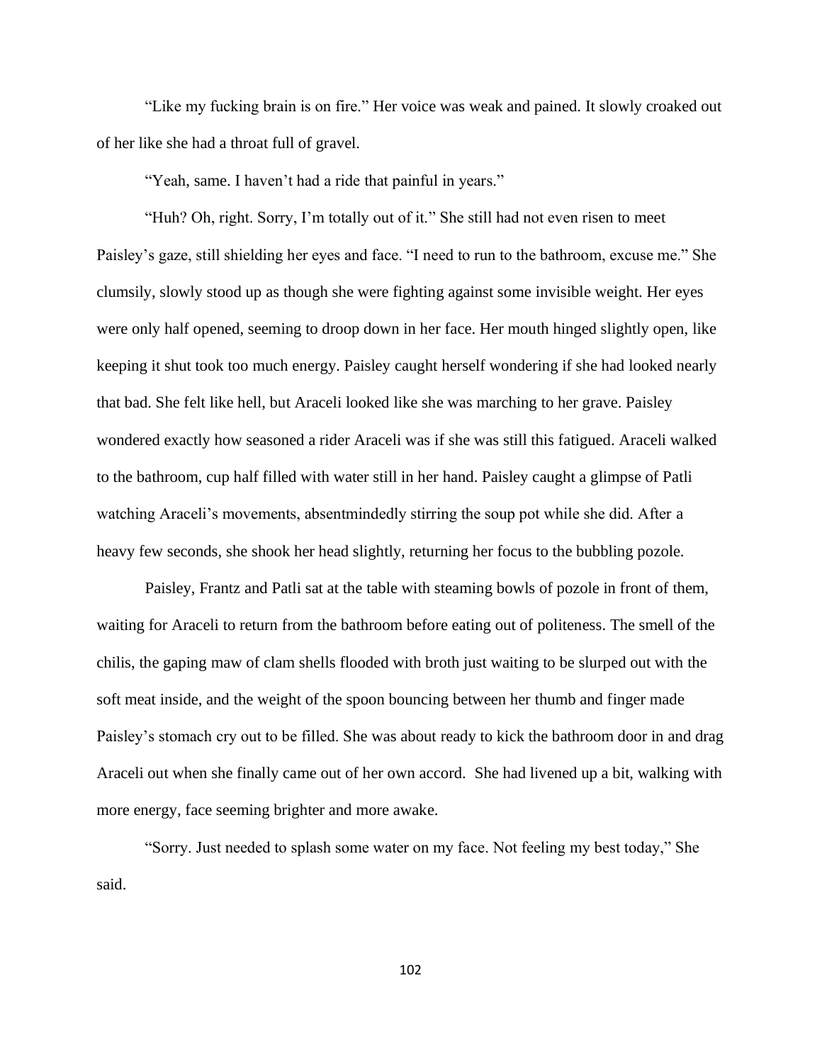"Like my fucking brain is on fire." Her voice was weak and pained. It slowly croaked out of her like she had a throat full of gravel.

"Yeah, same. I haven't had a ride that painful in years."

"Huh? Oh, right. Sorry, I'm totally out of it." She still had not even risen to meet Paisley's gaze, still shielding her eyes and face. "I need to run to the bathroom, excuse me." She clumsily, slowly stood up as though she were fighting against some invisible weight. Her eyes were only half opened, seeming to droop down in her face. Her mouth hinged slightly open, like keeping it shut took too much energy. Paisley caught herself wondering if she had looked nearly that bad. She felt like hell, but Araceli looked like she was marching to her grave. Paisley wondered exactly how seasoned a rider Araceli was if she was still this fatigued. Araceli walked to the bathroom, cup half filled with water still in her hand. Paisley caught a glimpse of Patli watching Araceli's movements, absentmindedly stirring the soup pot while she did. After a heavy few seconds, she shook her head slightly, returning her focus to the bubbling pozole.

Paisley, Frantz and Patli sat at the table with steaming bowls of pozole in front of them, waiting for Araceli to return from the bathroom before eating out of politeness. The smell of the chilis, the gaping maw of clam shells flooded with broth just waiting to be slurped out with the soft meat inside, and the weight of the spoon bouncing between her thumb and finger made Paisley's stomach cry out to be filled. She was about ready to kick the bathroom door in and drag Araceli out when she finally came out of her own accord. She had livened up a bit, walking with more energy, face seeming brighter and more awake.

"Sorry. Just needed to splash some water on my face. Not feeling my best today," She said.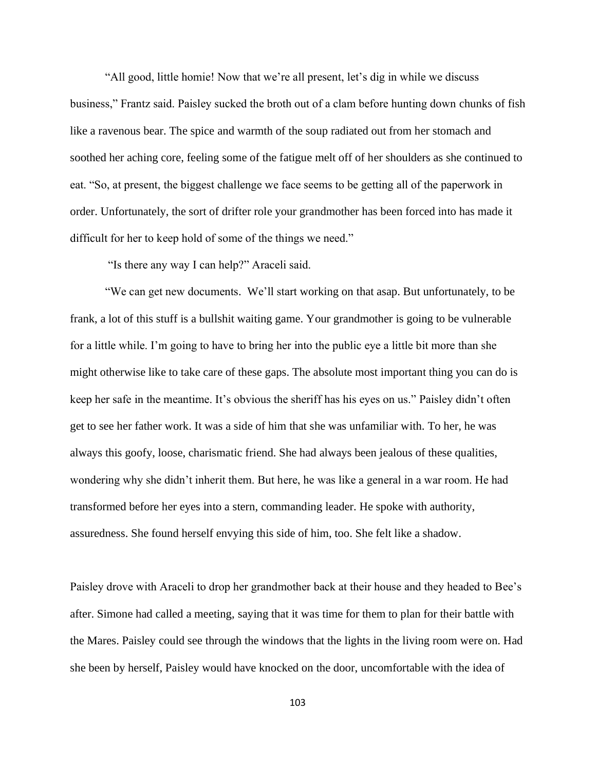"All good, little homie! Now that we're all present, let's dig in while we discuss business," Frantz said. Paisley sucked the broth out of a clam before hunting down chunks of fish like a ravenous bear. The spice and warmth of the soup radiated out from her stomach and soothed her aching core, feeling some of the fatigue melt off of her shoulders as she continued to eat. "So, at present, the biggest challenge we face seems to be getting all of the paperwork in order. Unfortunately, the sort of drifter role your grandmother has been forced into has made it difficult for her to keep hold of some of the things we need."

"Is there any way I can help?" Araceli said.

"We can get new documents. We'll start working on that asap. But unfortunately, to be frank, a lot of this stuff is a bullshit waiting game. Your grandmother is going to be vulnerable for a little while. I'm going to have to bring her into the public eye a little bit more than she might otherwise like to take care of these gaps. The absolute most important thing you can do is keep her safe in the meantime. It's obvious the sheriff has his eyes on us." Paisley didn't often get to see her father work. It was a side of him that she was unfamiliar with. To her, he was always this goofy, loose, charismatic friend. She had always been jealous of these qualities, wondering why she didn't inherit them. But here, he was like a general in a war room. He had transformed before her eyes into a stern, commanding leader. He spoke with authority, assuredness. She found herself envying this side of him, too. She felt like a shadow.

Paisley drove with Araceli to drop her grandmother back at their house and they headed to Bee's after. Simone had called a meeting, saying that it was time for them to plan for their battle with the Mares. Paisley could see through the windows that the lights in the living room were on. Had she been by herself, Paisley would have knocked on the door, uncomfortable with the idea of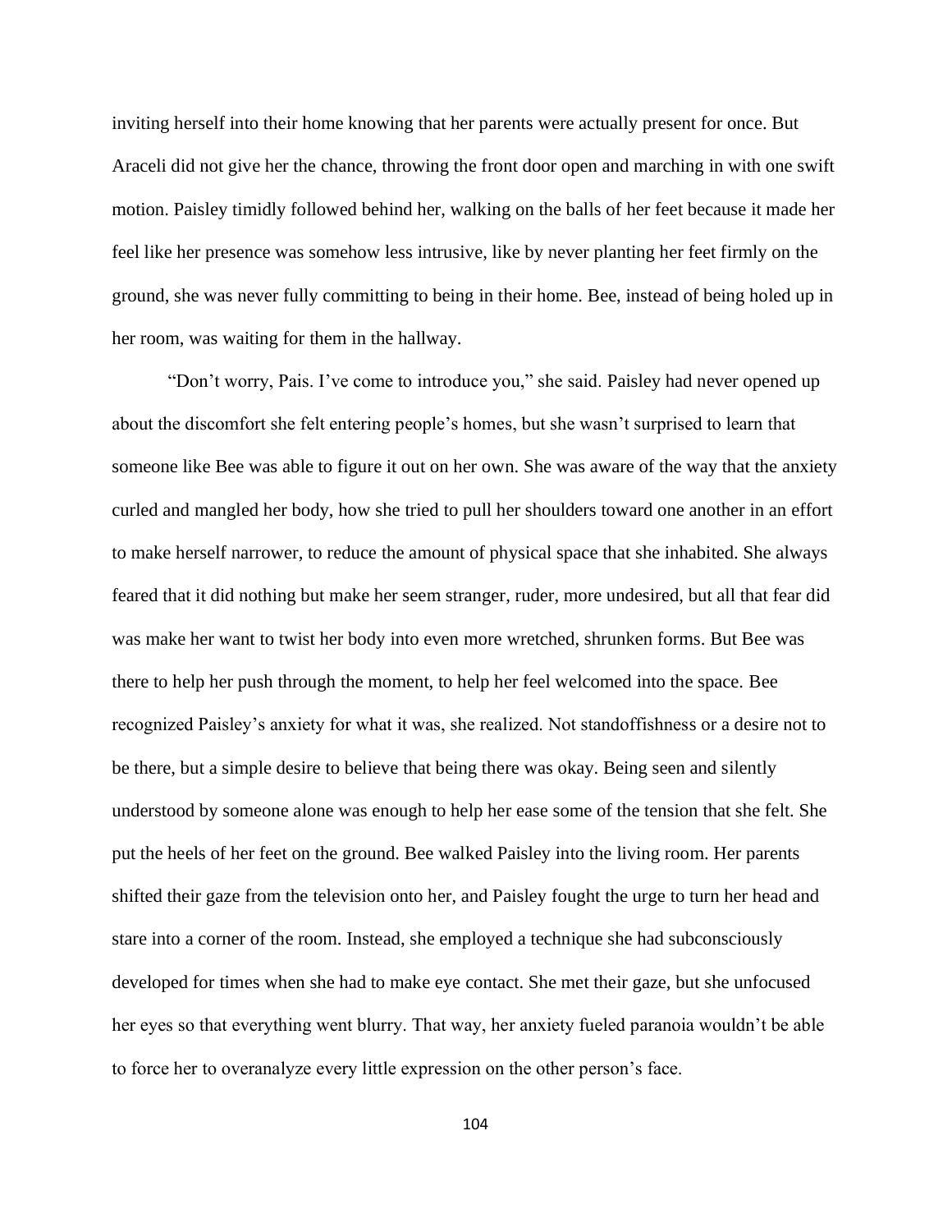inviting herself into their home knowing that her parents were actually present for once. But Araceli did not give her the chance, throwing the front door open and marching in with one swift motion. Paisley timidly followed behind her, walking on the balls of her feet because it made her feel like her presence was somehow less intrusive, like by never planting her feet firmly on the ground, she was never fully committing to being in their home. Bee, instead of being holed up in her room, was waiting for them in the hallway.

"Don't worry, Pais. I've come to introduce you," she said. Paisley had never opened up about the discomfort she felt entering people's homes, but she wasn't surprised to learn that someone like Bee was able to figure it out on her own. She was aware of the way that the anxiety curled and mangled her body, how she tried to pull her shoulders toward one another in an effort to make herself narrower, to reduce the amount of physical space that she inhabited. She always feared that it did nothing but make her seem stranger, ruder, more undesired, but all that fear did was make her want to twist her body into even more wretched, shrunken forms. But Bee was there to help her push through the moment, to help her feel welcomed into the space. Bee recognized Paisley's anxiety for what it was, she realized. Not standoffishness or a desire not to be there, but a simple desire to believe that being there was okay. Being seen and silently understood by someone alone was enough to help her ease some of the tension that she felt. She put the heels of her feet on the ground. Bee walked Paisley into the living room. Her parents shifted their gaze from the television onto her, and Paisley fought the urge to turn her head and stare into a corner of the room. Instead, she employed a technique she had subconsciously developed for times when she had to make eye contact. She met their gaze, but she unfocused her eyes so that everything went blurry. That way, her anxiety fueled paranoia wouldn't be able to force her to overanalyze every little expression on the other person's face.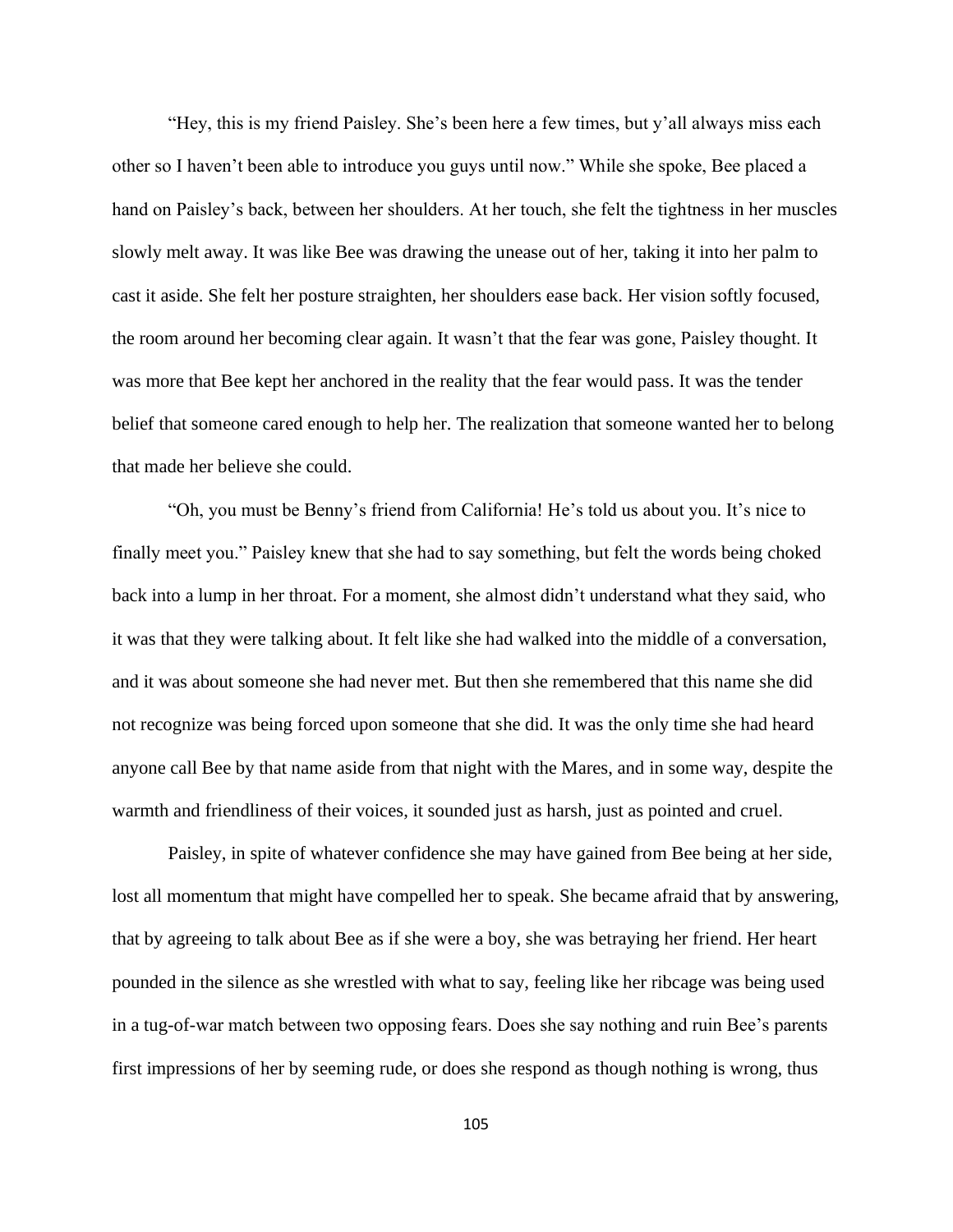"Hey, this is my friend Paisley. She's been here a few times, but y'all always miss each other so I haven't been able to introduce you guys until now." While she spoke, Bee placed a hand on Paisley's back, between her shoulders. At her touch, she felt the tightness in her muscles slowly melt away. It was like Bee was drawing the unease out of her, taking it into her palm to cast it aside. She felt her posture straighten, her shoulders ease back. Her vision softly focused, the room around her becoming clear again. It wasn't that the fear was gone, Paisley thought. It was more that Bee kept her anchored in the reality that the fear would pass. It was the tender belief that someone cared enough to help her. The realization that someone wanted her to belong that made her believe she could.

"Oh, you must be Benny's friend from California! He's told us about you. It's nice to finally meet you." Paisley knew that she had to say something, but felt the words being choked back into a lump in her throat. For a moment, she almost didn't understand what they said, who it was that they were talking about. It felt like she had walked into the middle of a conversation, and it was about someone she had never met. But then she remembered that this name she did not recognize was being forced upon someone that she did. It was the only time she had heard anyone call Bee by that name aside from that night with the Mares, and in some way, despite the warmth and friendliness of their voices, it sounded just as harsh, just as pointed and cruel.

Paisley, in spite of whatever confidence she may have gained from Bee being at her side, lost all momentum that might have compelled her to speak. She became afraid that by answering, that by agreeing to talk about Bee as if she were a boy, she was betraying her friend. Her heart pounded in the silence as she wrestled with what to say, feeling like her ribcage was being used in a tug-of-war match between two opposing fears. Does she say nothing and ruin Bee's parents first impressions of her by seeming rude, or does she respond as though nothing is wrong, thus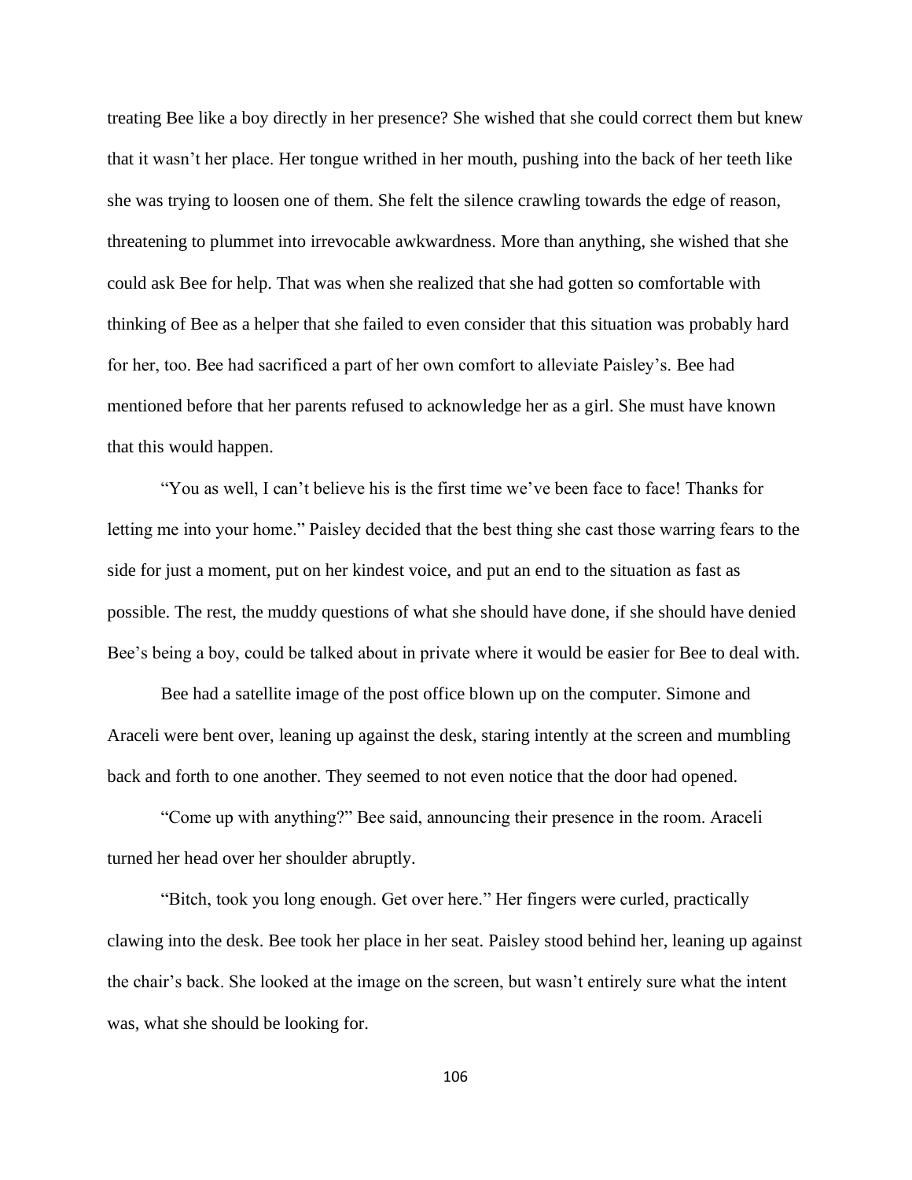treating Bee like a boy directly in her presence? She wished that she could correct them but knew that it wasn't her place. Her tongue writhed in her mouth, pushing into the back of her teeth like she was trying to loosen one of them. She felt the silence crawling towards the edge of reason, threatening to plummet into irrevocable awkwardness. More than anything, she wished that she could ask Bee for help. That was when she realized that she had gotten so comfortable with thinking of Bee as a helper that she failed to even consider that this situation was probably hard for her, too. Bee had sacrificed a part of her own comfort to alleviate Paisley's. Bee had mentioned before that her parents refused to acknowledge her as a girl. She must have known that this would happen.

"You as well, I can't believe his is the first time we've been face to face! Thanks for letting me into your home." Paisley decided that the best thing she cast those warring fears to the side for just a moment, put on her kindest voice, and put an end to the situation as fast as possible. The rest, the muddy questions of what she should have done, if she should have denied Bee's being a boy, could be talked about in private where it would be easier for Bee to deal with.

Bee had a satellite image of the post office blown up on the computer. Simone and Araceli were bent over, leaning up against the desk, staring intently at the screen and mumbling back and forth to one another. They seemed to not even notice that the door had opened.

"Come up with anything?" Bee said, announcing their presence in the room. Araceli turned her head over her shoulder abruptly.

"Bitch, took you long enough. Get over here." Her fingers were curled, practically clawing into the desk. Bee took her place in her seat. Paisley stood behind her, leaning up against the chair's back. She looked at the image on the screen, but wasn't entirely sure what the intent was, what she should be looking for.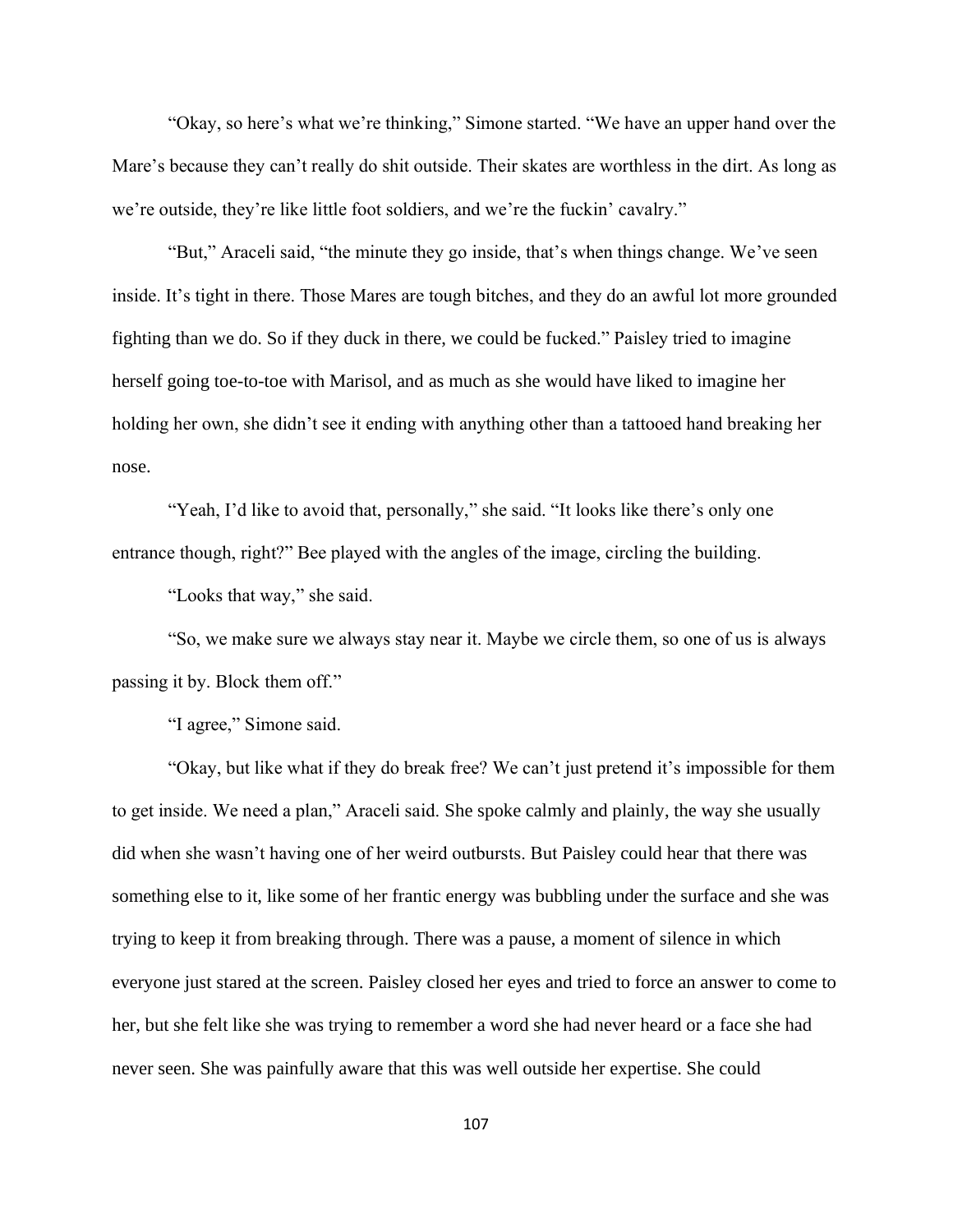"Okay, so here's what we're thinking," Simone started. "We have an upper hand over the Mare's because they can't really do shit outside. Their skates are worthless in the dirt. As long as we're outside, they're like little foot soldiers, and we're the fuckin' cavalry."

"But," Araceli said, "the minute they go inside, that's when things change. We've seen inside. It's tight in there. Those Mares are tough bitches, and they do an awful lot more grounded fighting than we do. So if they duck in there, we could be fucked." Paisley tried to imagine herself going toe-to-toe with Marisol, and as much as she would have liked to imagine her holding her own, she didn't see it ending with anything other than a tattooed hand breaking her nose.

"Yeah, I'd like to avoid that, personally," she said. "It looks like there's only one entrance though, right?" Bee played with the angles of the image, circling the building.

"Looks that way," she said.

"So, we make sure we always stay near it. Maybe we circle them, so one of us is always passing it by. Block them off."

"I agree," Simone said.

"Okay, but like what if they do break free? We can't just pretend it's impossible for them to get inside. We need a plan," Araceli said. She spoke calmly and plainly, the way she usually did when she wasn't having one of her weird outbursts. But Paisley could hear that there was something else to it, like some of her frantic energy was bubbling under the surface and she was trying to keep it from breaking through. There was a pause, a moment of silence in which everyone just stared at the screen. Paisley closed her eyes and tried to force an answer to come to her, but she felt like she was trying to remember a word she had never heard or a face she had never seen. She was painfully aware that this was well outside her expertise. She could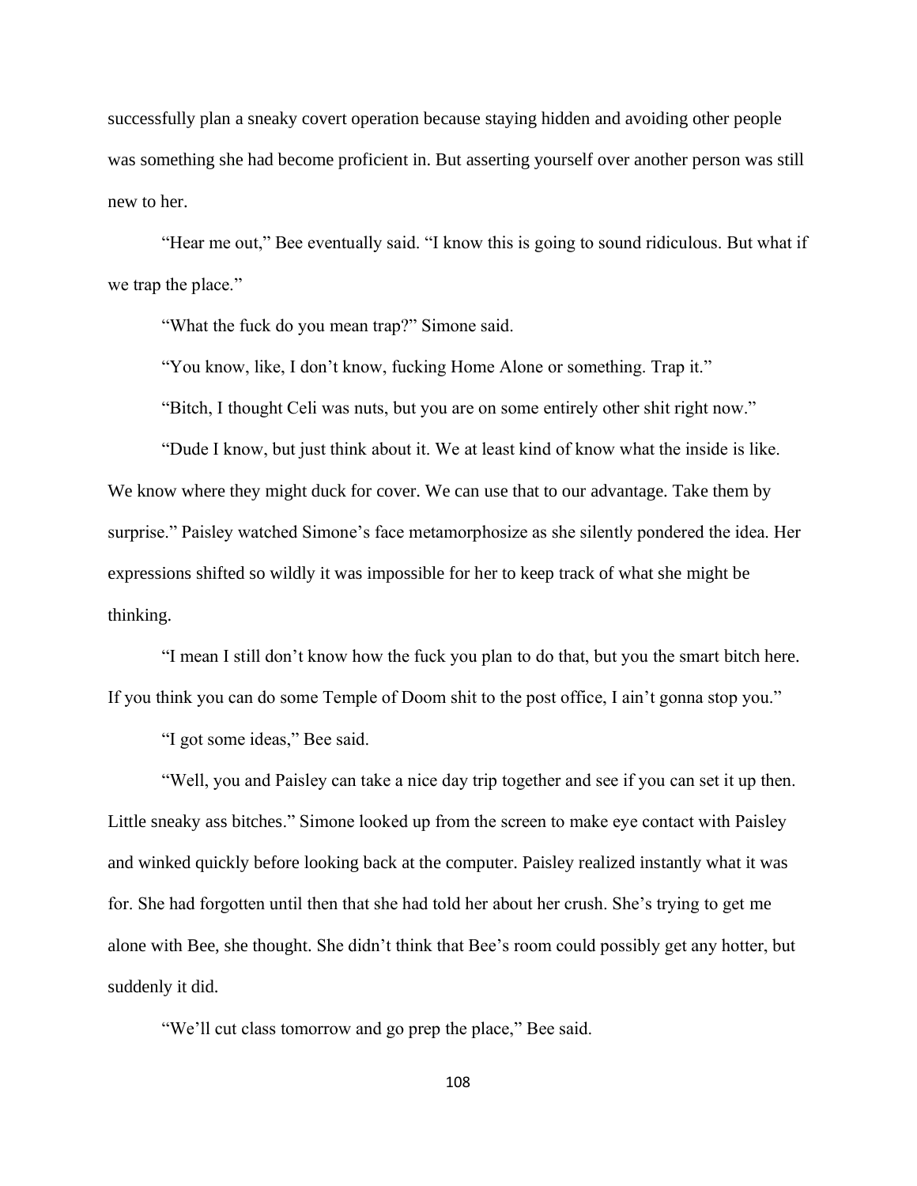successfully plan a sneaky covert operation because staying hidden and avoiding other people was something she had become proficient in. But asserting yourself over another person was still new to her.

"Hear me out," Bee eventually said. "I know this is going to sound ridiculous. But what if we trap the place."

"What the fuck do you mean trap?" Simone said.

"You know, like, I don't know, fucking Home Alone or something. Trap it."

"Bitch, I thought Celi was nuts, but you are on some entirely other shit right now."

"Dude I know, but just think about it. We at least kind of know what the inside is like. We know where they might duck for cover. We can use that to our advantage. Take them by surprise." Paisley watched Simone's face metamorphosize as she silently pondered the idea. Her expressions shifted so wildly it was impossible for her to keep track of what she might be thinking.

"I mean I still don't know how the fuck you plan to do that, but you the smart bitch here. If you think you can do some Temple of Doom shit to the post office, I ain't gonna stop you."

"I got some ideas," Bee said.

"Well, you and Paisley can take a nice day trip together and see if you can set it up then. Little sneaky ass bitches." Simone looked up from the screen to make eye contact with Paisley and winked quickly before looking back at the computer. Paisley realized instantly what it was for. She had forgotten until then that she had told her about her crush. She's trying to get me alone with Bee, she thought. She didn't think that Bee's room could possibly get any hotter, but suddenly it did.

"We'll cut class tomorrow and go prep the place," Bee said.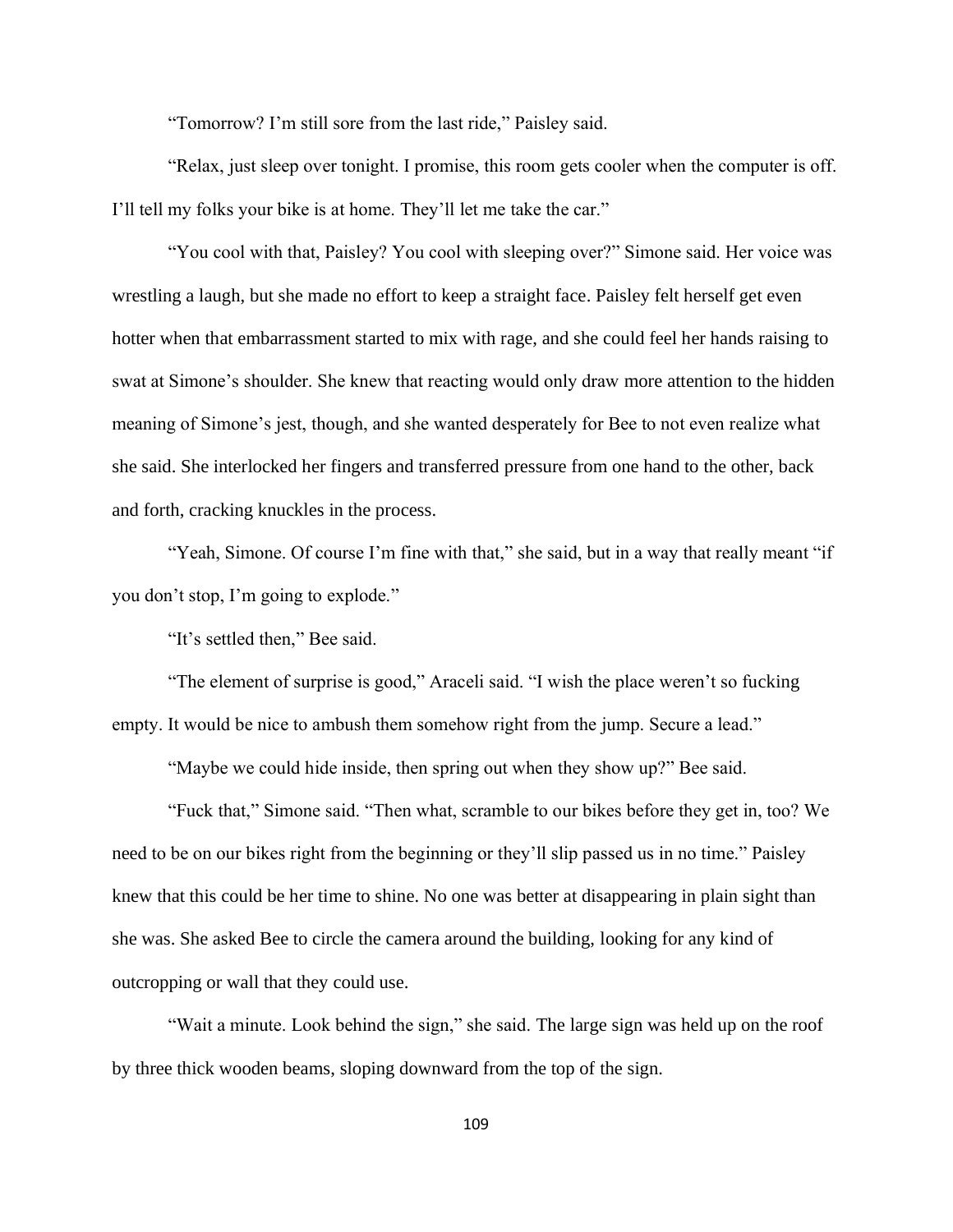"Tomorrow? I'm still sore from the last ride," Paisley said.

"Relax, just sleep over tonight. I promise, this room gets cooler when the computer is off. I'll tell my folks your bike is at home. They'll let me take the car."

"You cool with that, Paisley? You cool with sleeping over?" Simone said. Her voice was wrestling a laugh, but she made no effort to keep a straight face. Paisley felt herself get even hotter when that embarrassment started to mix with rage, and she could feel her hands raising to swat at Simone's shoulder. She knew that reacting would only draw more attention to the hidden meaning of Simone's jest, though, and she wanted desperately for Bee to not even realize what she said. She interlocked her fingers and transferred pressure from one hand to the other, back and forth, cracking knuckles in the process.

"Yeah, Simone. Of course I'm fine with that," she said, but in a way that really meant "if you don't stop, I'm going to explode."

"It's settled then," Bee said.

"The element of surprise is good," Araceli said. "I wish the place weren't so fucking empty. It would be nice to ambush them somehow right from the jump. Secure a lead."

"Maybe we could hide inside, then spring out when they show up?" Bee said.

"Fuck that," Simone said. "Then what, scramble to our bikes before they get in, too? We need to be on our bikes right from the beginning or they'll slip passed us in no time." Paisley knew that this could be her time to shine. No one was better at disappearing in plain sight than she was. She asked Bee to circle the camera around the building, looking for any kind of outcropping or wall that they could use.

"Wait a minute. Look behind the sign," she said. The large sign was held up on the roof by three thick wooden beams, sloping downward from the top of the sign.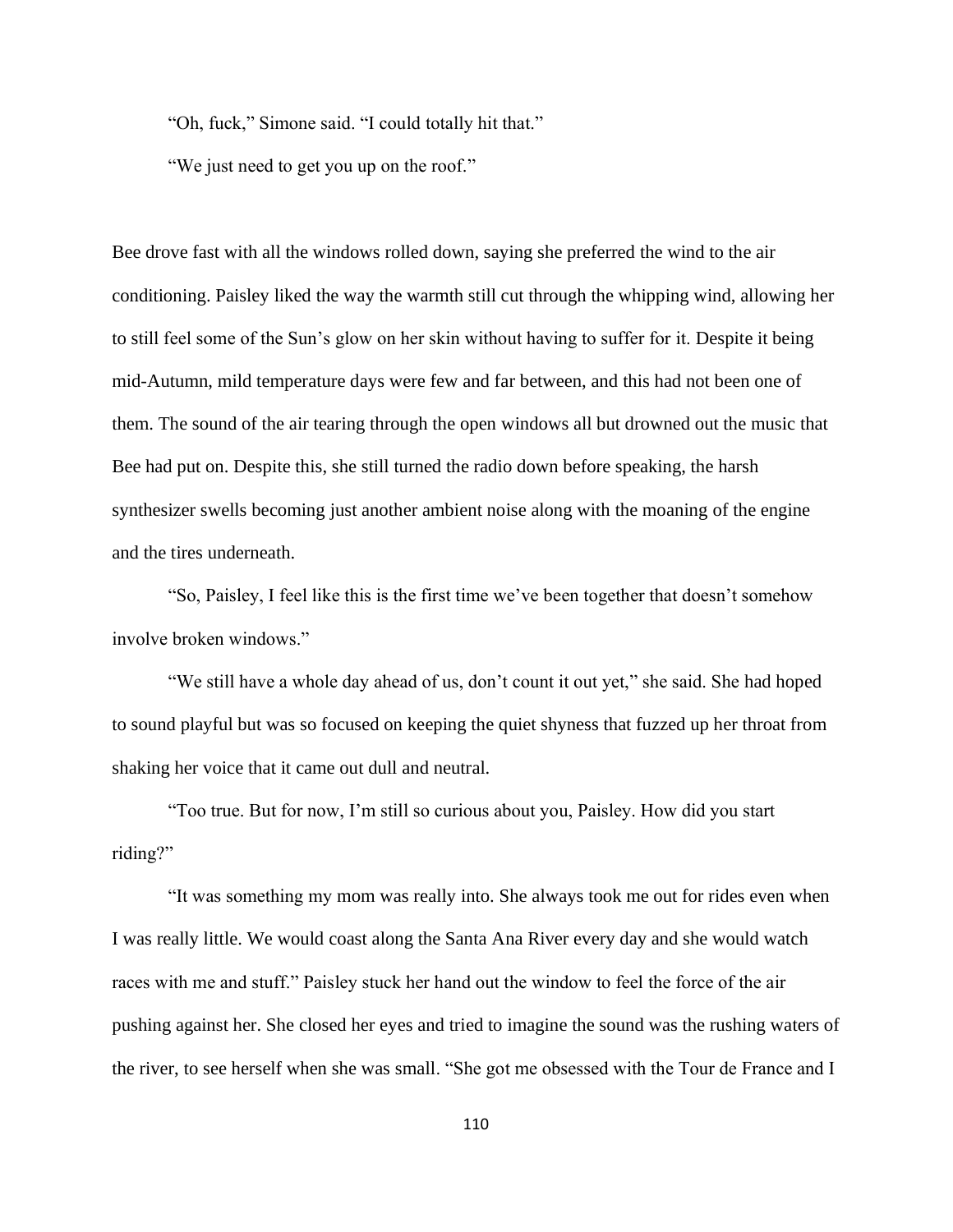"Oh, fuck," Simone said. "I could totally hit that."

"We just need to get you up on the roof."

Bee drove fast with all the windows rolled down, saying she preferred the wind to the air conditioning. Paisley liked the way the warmth still cut through the whipping wind, allowing her to still feel some of the Sun's glow on her skin without having to suffer for it. Despite it being mid-Autumn, mild temperature days were few and far between, and this had not been one of them. The sound of the air tearing through the open windows all but drowned out the music that Bee had put on. Despite this, she still turned the radio down before speaking, the harsh synthesizer swells becoming just another ambient noise along with the moaning of the engine and the tires underneath.

"So, Paisley, I feel like this is the first time we've been together that doesn't somehow involve broken windows."

"We still have a whole day ahead of us, don't count it out yet," she said. She had hoped to sound playful but was so focused on keeping the quiet shyness that fuzzed up her throat from shaking her voice that it came out dull and neutral.

"Too true. But for now, I'm still so curious about you, Paisley. How did you start riding?"

"It was something my mom was really into. She always took me out for rides even when I was really little. We would coast along the Santa Ana River every day and she would watch races with me and stuff." Paisley stuck her hand out the window to feel the force of the air pushing against her. She closed her eyes and tried to imagine the sound was the rushing waters of the river, to see herself when she was small. "She got me obsessed with the Tour de France and I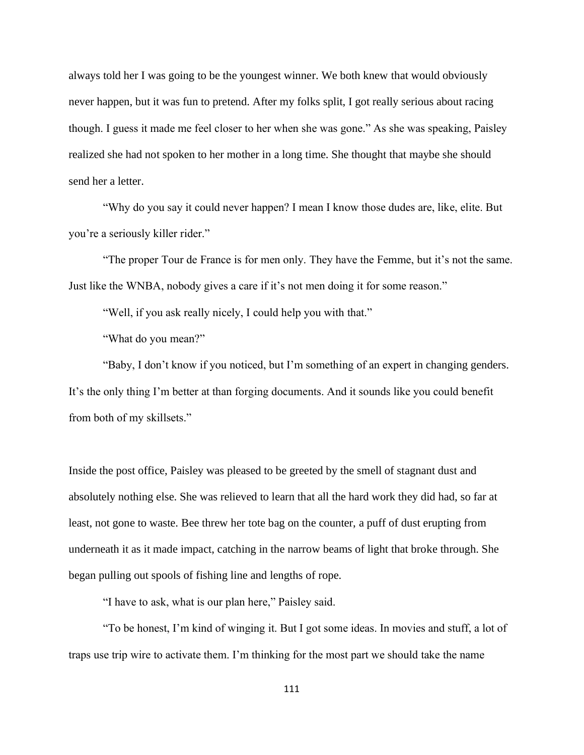always told her I was going to be the youngest winner. We both knew that would obviously never happen, but it was fun to pretend. After my folks split, I got really serious about racing though. I guess it made me feel closer to her when she was gone." As she was speaking, Paisley realized she had not spoken to her mother in a long time. She thought that maybe she should send her a letter.

"Why do you say it could never happen? I mean I know those dudes are, like, elite. But you're a seriously killer rider."

"The proper Tour de France is for men only. They have the Femme, but it's not the same. Just like the WNBA, nobody gives a care if it's not men doing it for some reason."

"Well, if you ask really nicely, I could help you with that."

"What do you mean?"

"Baby, I don't know if you noticed, but I'm something of an expert in changing genders. It's the only thing I'm better at than forging documents. And it sounds like you could benefit from both of my skillsets."

Inside the post office, Paisley was pleased to be greeted by the smell of stagnant dust and absolutely nothing else. She was relieved to learn that all the hard work they did had, so far at least, not gone to waste. Bee threw her tote bag on the counter, a puff of dust erupting from underneath it as it made impact, catching in the narrow beams of light that broke through. She began pulling out spools of fishing line and lengths of rope.

"I have to ask, what is our plan here," Paisley said.

"To be honest, I'm kind of winging it. But I got some ideas. In movies and stuff, a lot of traps use trip wire to activate them. I'm thinking for the most part we should take the name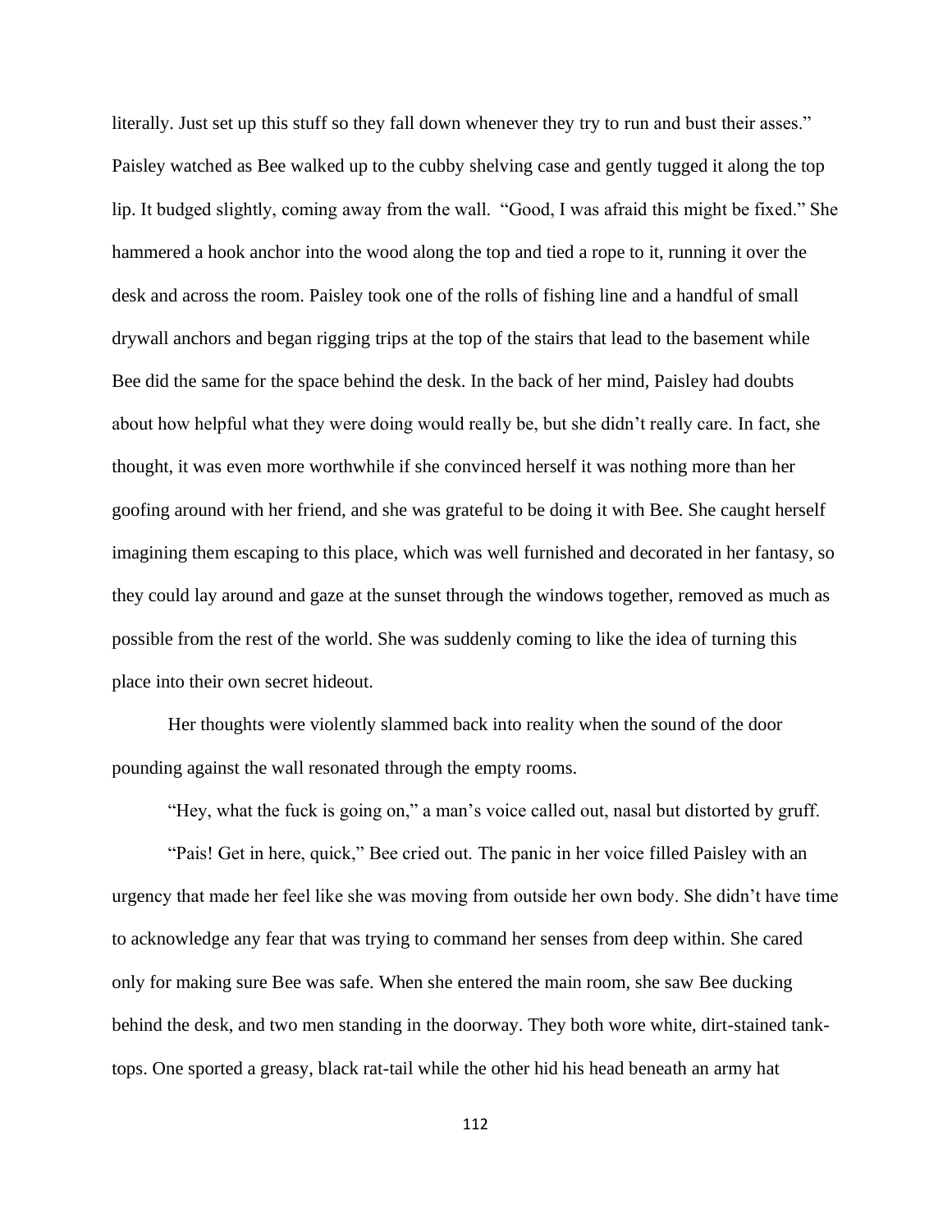literally. Just set up this stuff so they fall down whenever they try to run and bust their asses." Paisley watched as Bee walked up to the cubby shelving case and gently tugged it along the top lip. It budged slightly, coming away from the wall. "Good, I was afraid this might be fixed." She hammered a hook anchor into the wood along the top and tied a rope to it, running it over the desk and across the room. Paisley took one of the rolls of fishing line and a handful of small drywall anchors and began rigging trips at the top of the stairs that lead to the basement while Bee did the same for the space behind the desk. In the back of her mind, Paisley had doubts about how helpful what they were doing would really be, but she didn't really care. In fact, she thought, it was even more worthwhile if she convinced herself it was nothing more than her goofing around with her friend, and she was grateful to be doing it with Bee. She caught herself imagining them escaping to this place, which was well furnished and decorated in her fantasy, so they could lay around and gaze at the sunset through the windows together, removed as much as possible from the rest of the world. She was suddenly coming to like the idea of turning this place into their own secret hideout.

Her thoughts were violently slammed back into reality when the sound of the door pounding against the wall resonated through the empty rooms.

"Hey, what the fuck is going on," a man's voice called out, nasal but distorted by gruff.

"Pais! Get in here, quick," Bee cried out. The panic in her voice filled Paisley with an urgency that made her feel like she was moving from outside her own body. She didn't have time to acknowledge any fear that was trying to command her senses from deep within. She cared only for making sure Bee was safe. When she entered the main room, she saw Bee ducking behind the desk, and two men standing in the doorway. They both wore white, dirt-stained tank-tops. One sported a greasy, black rat-tail while the other hid his head beneath an army hat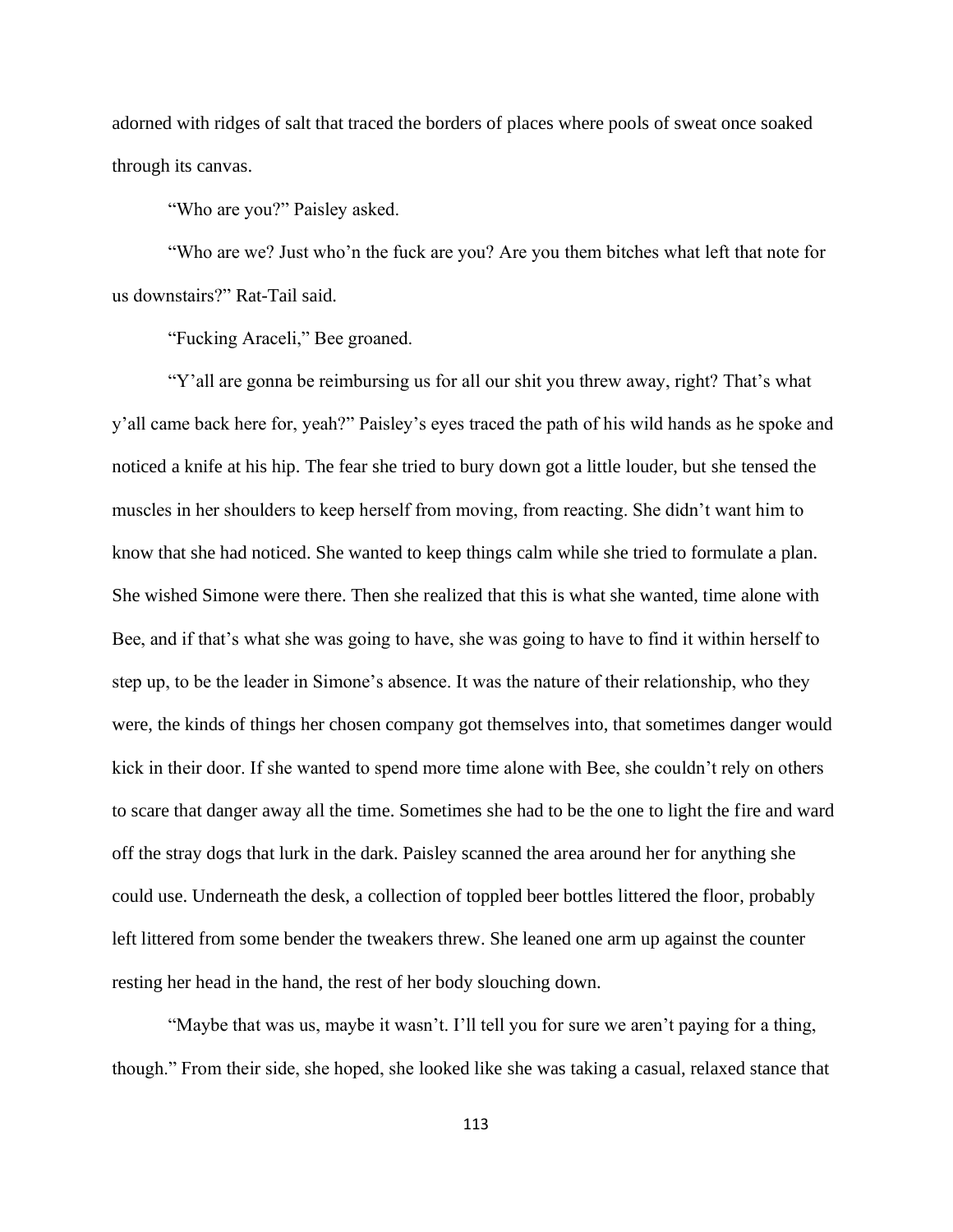adorned with ridges of salt that traced the borders of places where pools of sweat once soaked through its canvas.

"Who are you?" Paisley asked.

"Who are we? Just who'n the fuck are you? Are you them bitches what left that note for us downstairs?" Rat-Tail said.

"Fucking Araceli," Bee groaned.

"Y'all are gonna be reimbursing us for all our shit you threw away, right? That's what y'all came back here for, yeah?" Paisley's eyes traced the path of his wild hands as he spoke and noticed a knife at his hip. The fear she tried to bury down got a little louder, but she tensed the muscles in her shoulders to keep herself from moving, from reacting. She didn't want him to know that she had noticed. She wanted to keep things calm while she tried to formulate a plan. She wished Simone were there. Then she realized that this is what she wanted, time alone with Bee, and if that's what she was going to have, she was going to have to find it within herself to step up, to be the leader in Simone's absence. It was the nature of their relationship, who they were, the kinds of things her chosen company got themselves into, that sometimes danger would kick in their door. If she wanted to spend more time alone with Bee, she couldn't rely on others to scare that danger away all the time. Sometimes she had to be the one to light the fire and ward off the stray dogs that lurk in the dark. Paisley scanned the area around her for anything she could use. Underneath the desk, a collection of toppled beer bottles littered the floor, probably left littered from some bender the tweakers threw. She leaned one arm up against the counter resting her head in the hand, the rest of her body slouching down.

"Maybe that was us, maybe it wasn't. I'll tell you for sure we aren't paying for a thing, though." From their side, she hoped, she looked like she was taking a casual, relaxed stance that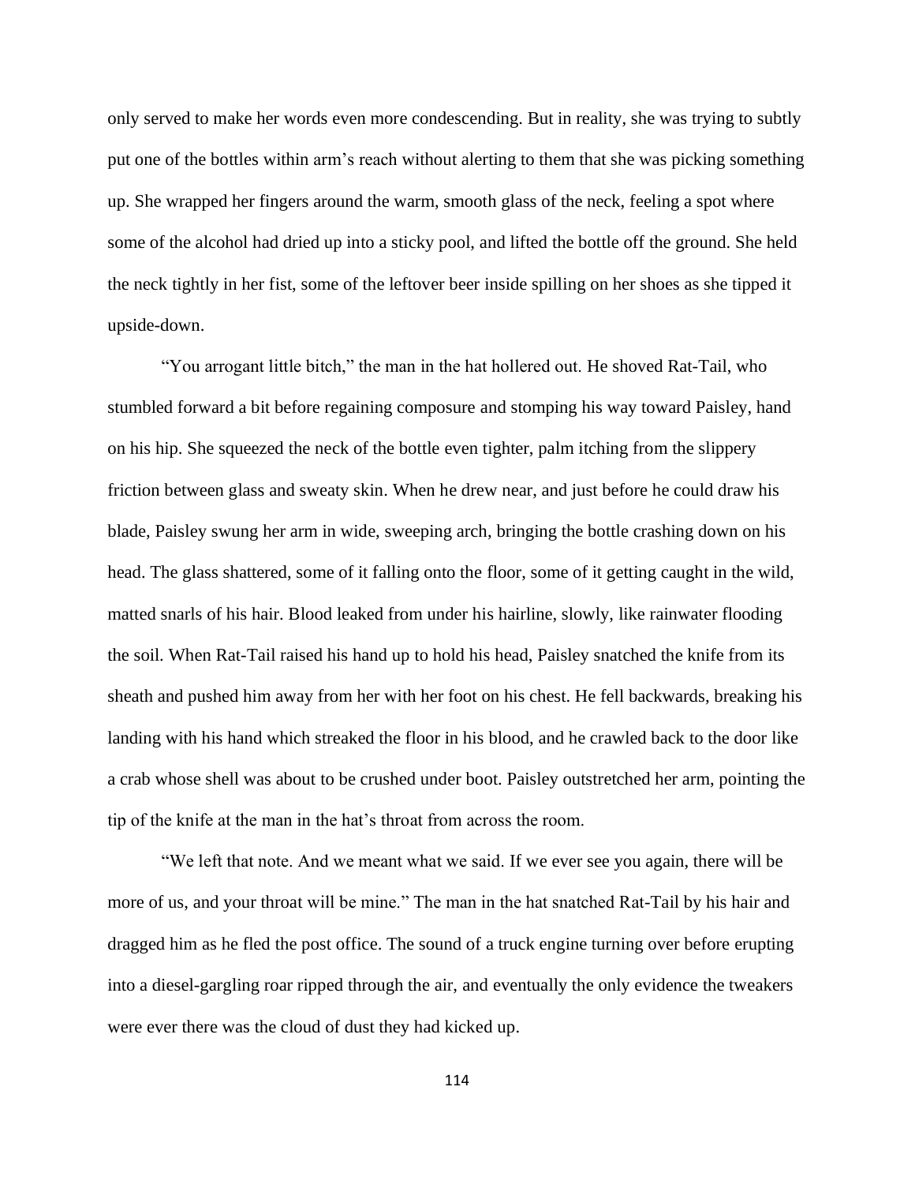only served to make her words even more condescending. But in reality, she was trying to subtly put one of the bottles within arm's reach without alerting to them that she was picking something up. She wrapped her fingers around the warm, smooth glass of the neck, feeling a spot where some of the alcohol had dried up into a sticky pool, and lifted the bottle off the ground. She held the neck tightly in her fist, some of the leftover beer inside spilling on her shoes as she tipped it upside-down.

"You arrogant little bitch," the man in the hat hollered out. He shoved Rat-Tail, who stumbled forward a bit before regaining composure and stomping his way toward Paisley, hand on his hip. She squeezed the neck of the bottle even tighter, palm itching from the slippery friction between glass and sweaty skin. When he drew near, and just before he could draw his blade, Paisley swung her arm in wide, sweeping arch, bringing the bottle crashing down on his head. The glass shattered, some of it falling onto the floor, some of it getting caught in the wild, matted snarls of his hair. Blood leaked from under his hairline, slowly, like rainwater flooding the soil. When Rat-Tail raised his hand up to hold his head, Paisley snatched the knife from its sheath and pushed him away from her with her foot on his chest. He fell backwards, breaking his landing with his hand which streaked the floor in his blood, and he crawled back to the door like a crab whose shell was about to be crushed under boot. Paisley outstretched her arm, pointing the tip of the knife at the man in the hat's throat from across the room.

"We left that note. And we meant what we said. If we ever see you again, there will be more of us, and your throat will be mine." The man in the hat snatched Rat-Tail by his hair and dragged him as he fled the post office. The sound of a truck engine turning over before erupting into a diesel-gargling roar ripped through the air, and eventually the only evidence the tweakers were ever there was the cloud of dust they had kicked up.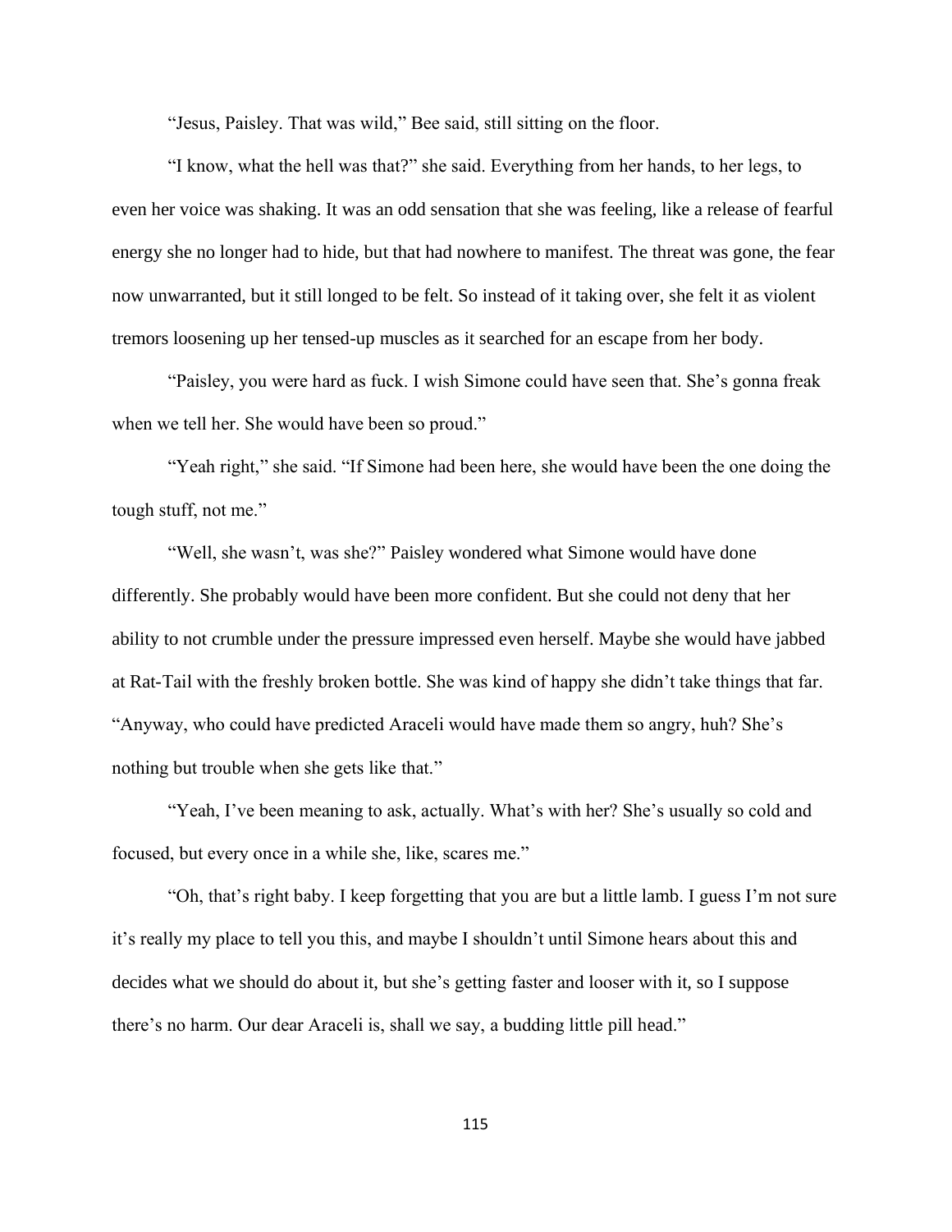"Jesus, Paisley. That was wild," Bee said, still sitting on the floor.

"I know, what the hell was that?" she said. Everything from her hands, to her legs, to even her voice was shaking. It was an odd sensation that she was feeling, like a release of fearful energy she no longer had to hide, but that had nowhere to manifest. The threat was gone, the fear now unwarranted, but it still longed to be felt. So instead of it taking over, she felt it as violent tremors loosening up her tensed-up muscles as it searched for an escape from her body.

"Paisley, you were hard as fuck. I wish Simone could have seen that. She's gonna freak when we tell her. She would have been so proud."

"Yeah right," she said. "If Simone had been here, she would have been the one doing the tough stuff, not me."

"Well, she wasn't, was she?" Paisley wondered what Simone would have done differently. She probably would have been more confident. But she could not deny that her ability to not crumble under the pressure impressed even herself. Maybe she would have jabbed at Rat-Tail with the freshly broken bottle. She was kind of happy she didn't take things that far. "Anyway, who could have predicted Araceli would have made them so angry, huh? She's nothing but trouble when she gets like that."

"Yeah, I've been meaning to ask, actually. What's with her? She's usually so cold and focused, but every once in a while she, like, scares me."

"Oh, that's right baby. I keep forgetting that you are but a little lamb. I guess I'm not sure it's really my place to tell you this, and maybe I shouldn't until Simone hears about this and decides what we should do about it, but she's getting faster and looser with it, so I suppose there's no harm. Our dear Araceli is, shall we say, a budding little pill head."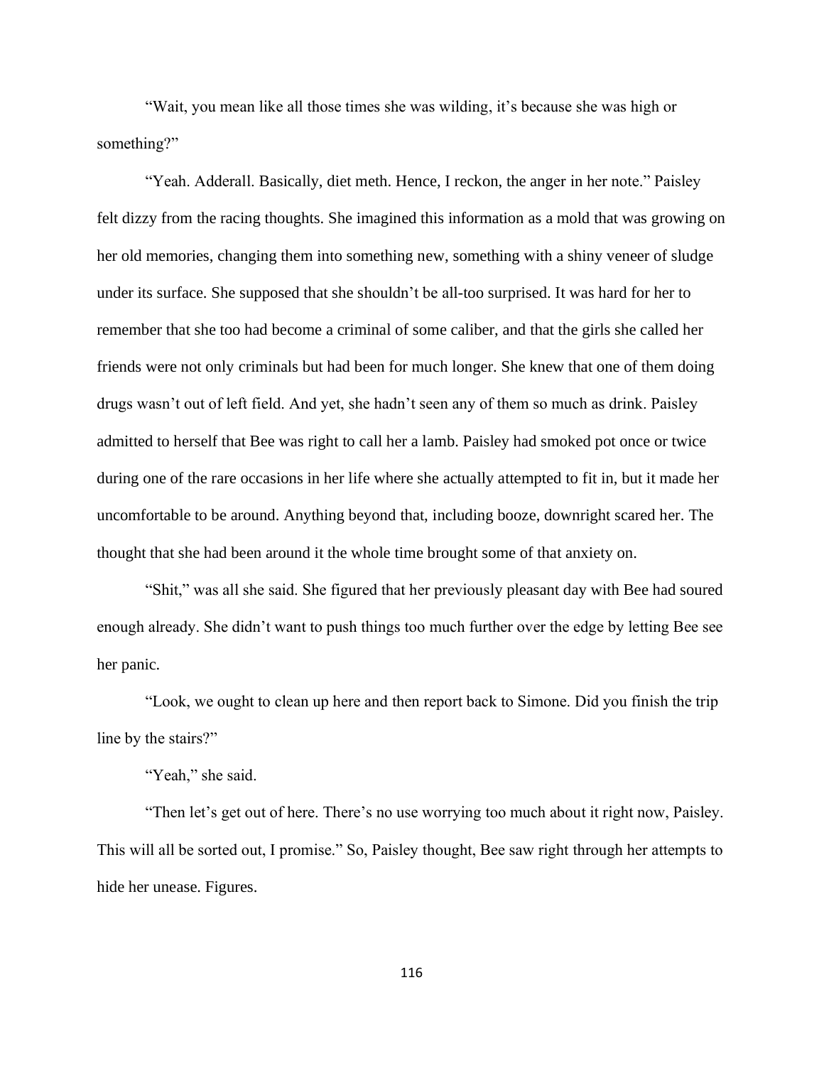"Wait, you mean like all those times she was wilding, it's because she was high or something?"

"Yeah. Adderall. Basically, diet meth. Hence, I reckon, the anger in her note." Paisley felt dizzy from the racing thoughts. She imagined this information as a mold that was growing on her old memories, changing them into something new, something with a shiny veneer of sludge under its surface. She supposed that she shouldn't be all-too surprised. It was hard for her to remember that she too had become a criminal of some caliber, and that the girls she called her friends were not only criminals but had been for much longer. She knew that one of them doing drugs wasn't out of left field. And yet, she hadn't seen any of them so much as drink. Paisley admitted to herself that Bee was right to call her a lamb. Paisley had smoked pot once or twice during one of the rare occasions in her life where she actually attempted to fit in, but it made her uncomfortable to be around. Anything beyond that, including booze, downright scared her. The thought that she had been around it the whole time brought some of that anxiety on.

"Shit," was all she said. She figured that her previously pleasant day with Bee had soured enough already. She didn't want to push things too much further over the edge by letting Bee see her panic.

"Look, we ought to clean up here and then report back to Simone. Did you finish the trip line by the stairs?"

"Yeah," she said.

"Then let's get out of here. There's no use worrying too much about it right now, Paisley. This will all be sorted out, I promise." So, Paisley thought, Bee saw right through her attempts to hide her unease. Figures.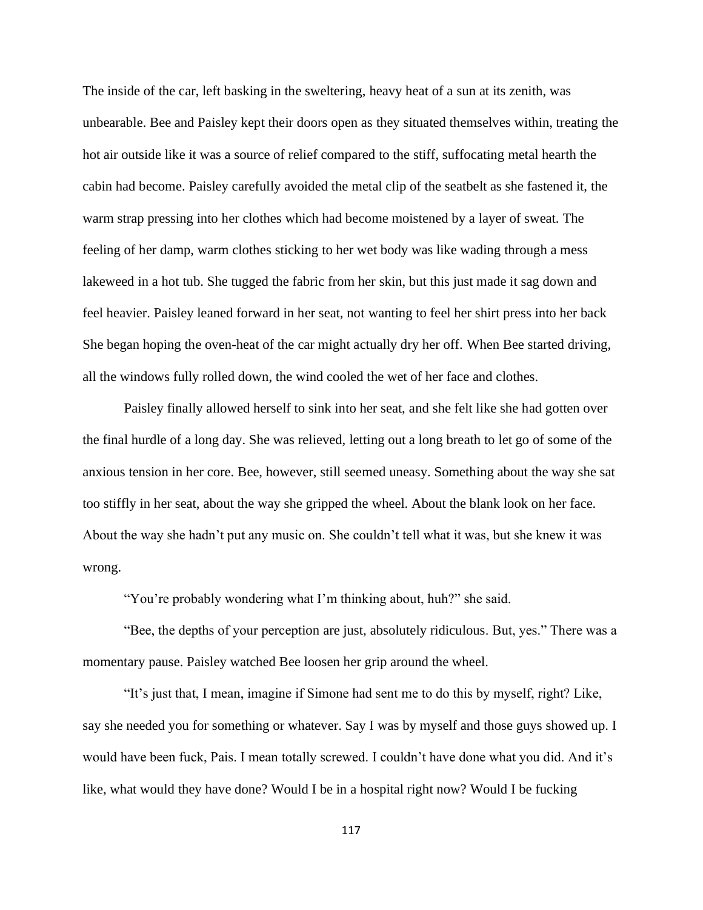The inside of the car, left basking in the sweltering, heavy heat of a sun at its zenith, was unbearable. Bee and Paisley kept their doors open as they situated themselves within, treating the hot air outside like it was a source of relief compared to the stiff, suffocating metal hearth the cabin had become. Paisley carefully avoided the metal clip of the seatbelt as she fastened it, the warm strap pressing into her clothes which had become moistened by a layer of sweat. The feeling of her damp, warm clothes sticking to her wet body was like wading through a mess lakeweed in a hot tub. She tugged the fabric from her skin, but this just made it sag down and feel heavier. Paisley leaned forward in her seat, not wanting to feel her shirt press into her back She began hoping the oven-heat of the car might actually dry her off. When Bee started driving, all the windows fully rolled down, the wind cooled the wet of her face and clothes.

Paisley finally allowed herself to sink into her seat, and she felt like she had gotten over the final hurdle of a long day. She was relieved, letting out a long breath to let go of some of the anxious tension in her core. Bee, however, still seemed uneasy. Something about the way she sat too stiffly in her seat, about the way she gripped the wheel. About the blank look on her face. About the way she hadn't put any music on. She couldn't tell what it was, but she knew it was wrong.

"You're probably wondering what I'm thinking about, huh?" she said.

"Bee, the depths of your perception are just, absolutely ridiculous. But, yes." There was a momentary pause. Paisley watched Bee loosen her grip around the wheel.

"It's just that, I mean, imagine if Simone had sent me to do this by myself, right? Like, say she needed you for something or whatever. Say I was by myself and those guys showed up. I would have been fuck, Pais. I mean totally screwed. I couldn't have done what you did. And it's like, what would they have done? Would I be in a hospital right now? Would I be fucking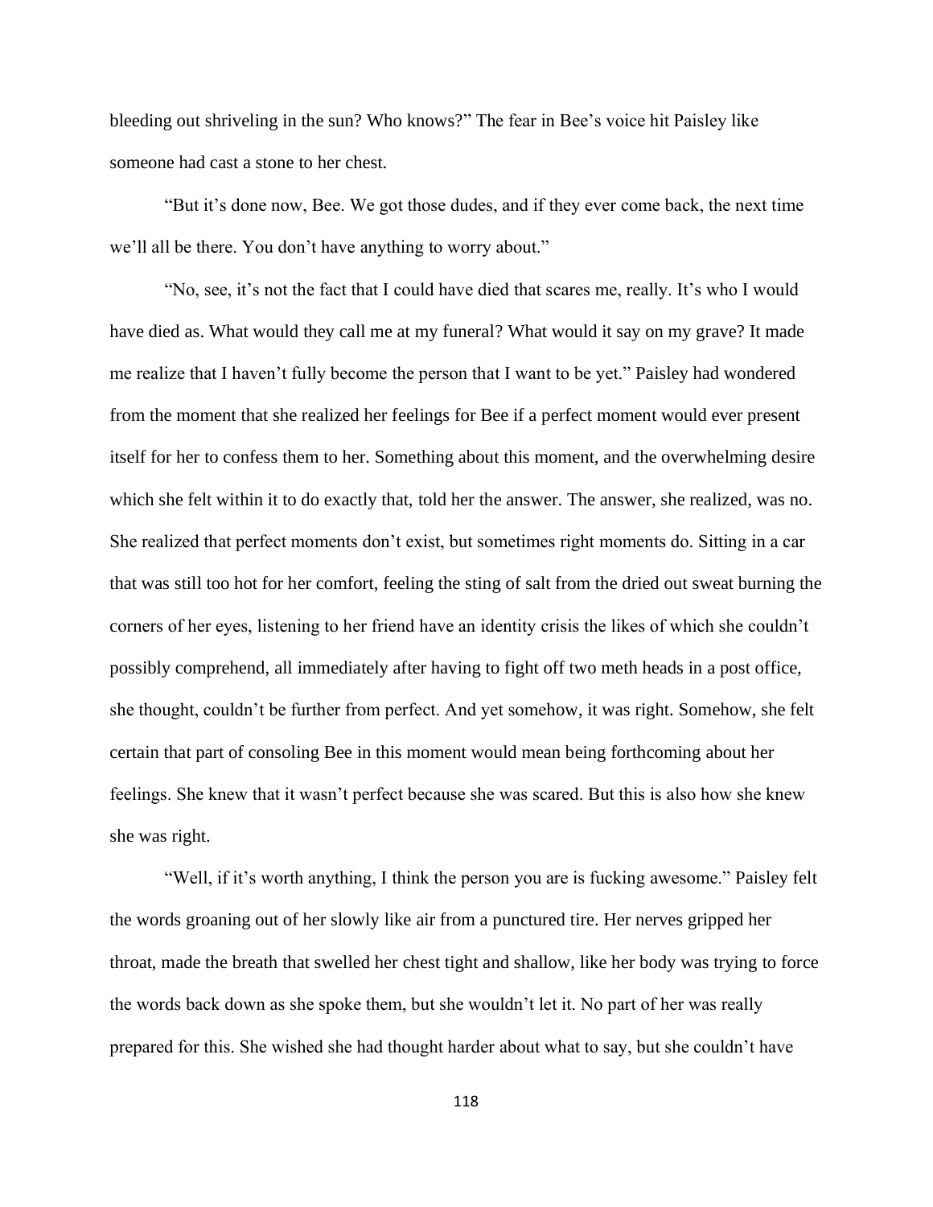bleeding out shriveling in the sun? Who knows?" The fear in Bee's voice hit Paisley like someone had cast a stone to her chest.

"But it's done now, Bee. We got those dudes, and if they ever come back, the next time we'll all be there. You don't have anything to worry about."

"No, see, it's not the fact that I could have died that scares me, really. It's who I would have died as. What would they call me at my funeral? What would it say on my grave? It made me realize that I haven't fully become the person that I want to be yet." Paisley had wondered from the moment that she realized her feelings for Bee if a perfect moment would ever present itself for her to confess them to her. Something about this moment, and the overwhelming desire which she felt within it to do exactly that, told her the answer. The answer, she realized, was no. She realized that perfect moments don't exist, but sometimes right moments do. Sitting in a car that was still too hot for her comfort, feeling the sting of salt from the dried out sweat burning the corners of her eyes, listening to her friend have an identity crisis the likes of which she couldn't possibly comprehend, all immediately after having to fight off two meth heads in a post office, she thought, couldn't be further from perfect. And yet somehow, it was right. Somehow, she felt certain that part of consoling Bee in this moment would mean being forthcoming about her feelings. She knew that it wasn't perfect because she was scared. But this is also how she knew she was right.

"Well, if it's worth anything, I think the person you are is fucking awesome." Paisley felt the words groaning out of her slowly like air from a punctured tire. Her nerves gripped her throat, made the breath that swelled her chest tight and shallow, like her body was trying to force the words back down as she spoke them, but she wouldn't let it. No part of her was really prepared for this. She wished she had thought harder about what to say, but she couldn't have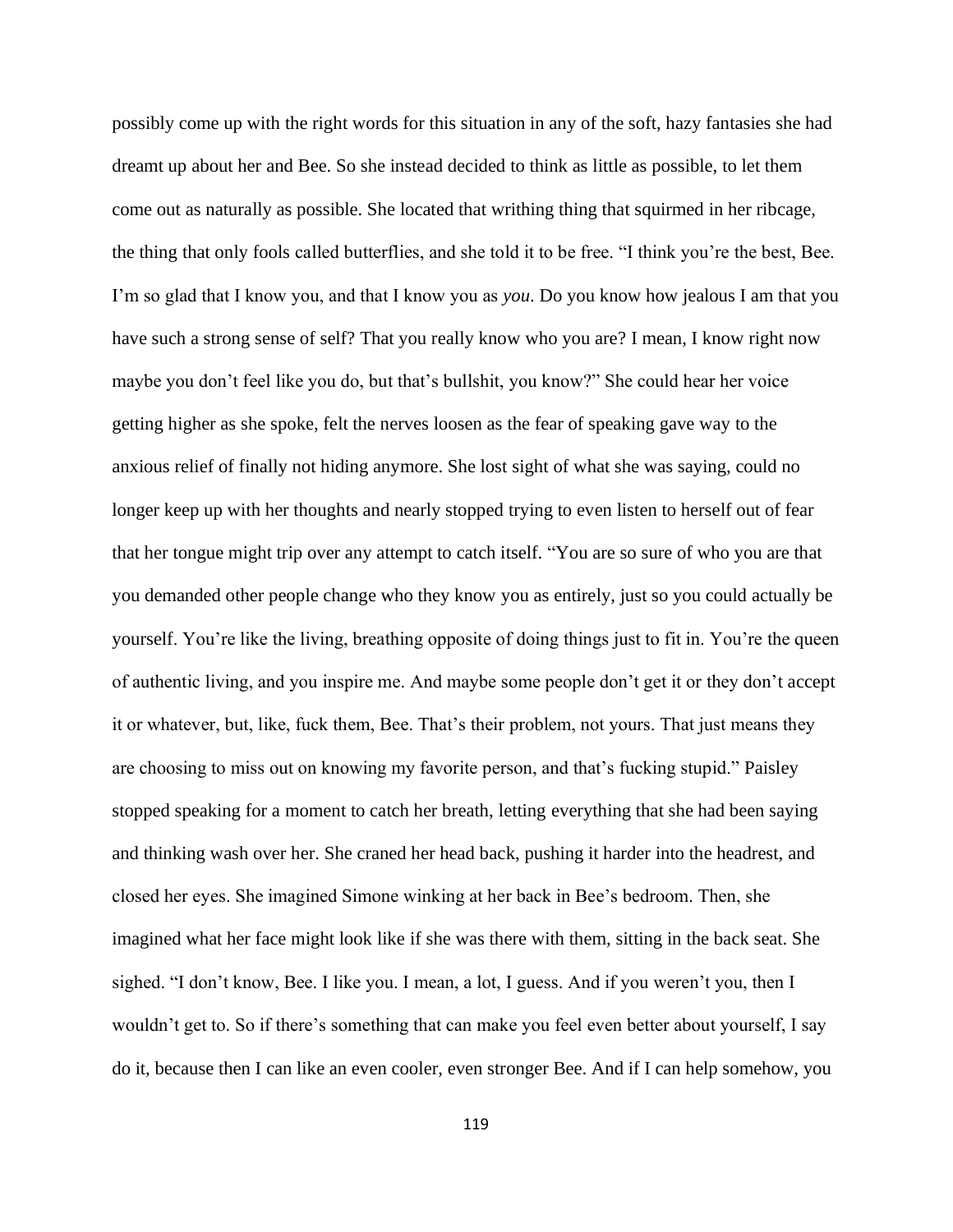possibly come up with the right words for this situation in any of the soft, hazy fantasies she had dreamt up about her and Bee. So she instead decided to think as little as possible, to let them come out as naturally as possible. She located that writhing thing that squirmed in her ribcage, the thing that only fools called butterflies, and she told it to be free. "I think you're the best, Bee. I'm so glad that I know you, and that I know you as *you*. Do you know how jealous I am that you have such a strong sense of self? That you really know who you are? I mean, I know right now maybe you don't feel like you do, but that's bullshit, you know?" She could hear her voice getting higher as she spoke, felt the nerves loosen as the fear of speaking gave way to the anxious relief of finally not hiding anymore. She lost sight of what she was saying, could no longer keep up with her thoughts and nearly stopped trying to even listen to herself out of fear that her tongue might trip over any attempt to catch itself. "You are so sure of who you are that you demanded other people change who they know you as entirely, just so you could actually be yourself. You're like the living, breathing opposite of doing things just to fit in. You're the queen of authentic living, and you inspire me. And maybe some people don't get it or they don't accept it or whatever, but, like, fuck them, Bee. That's their problem, not yours. That just means they are choosing to miss out on knowing my favorite person, and that's fucking stupid." Paisley stopped speaking for a moment to catch her breath, letting everything that she had been saying and thinking wash over her. She craned her head back, pushing it harder into the headrest, and closed her eyes. She imagined Simone winking at her back in Bee's bedroom. Then, she imagined what her face might look like if she was there with them, sitting in the back seat. She sighed. "I don't know, Bee. I like you. I mean, a lot, I guess. And if you weren't you, then I wouldn't get to. So if there's something that can make you feel even better about yourself, I say do it, because then I can like an even cooler, even stronger Bee. And if I can help somehow, you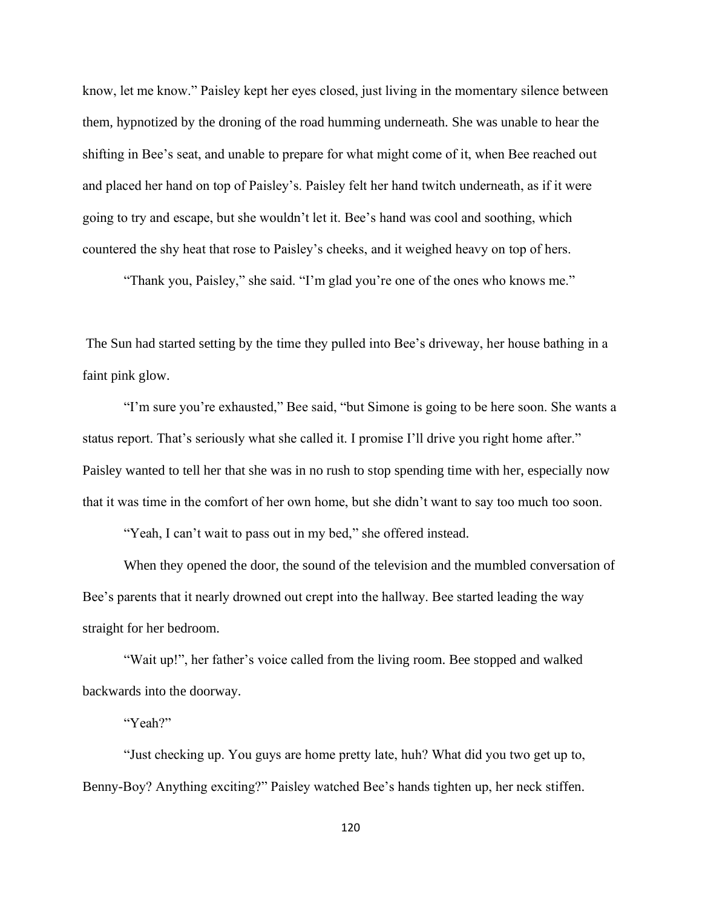know, let me know." Paisley kept her eyes closed, just living in the momentary silence between them, hypnotized by the droning of the road humming underneath. She was unable to hear the shifting in Bee's seat, and unable to prepare for what might come of it, when Bee reached out and placed her hand on top of Paisley's. Paisley felt her hand twitch underneath, as if it were going to try and escape, but she wouldn't let it. Bee's hand was cool and soothing, which countered the shy heat that rose to Paisley's cheeks, and it weighed heavy on top of hers.

"Thank you, Paisley," she said. "I'm glad you're one of the ones who knows me."

The Sun had started setting by the time they pulled into Bee's driveway, her house bathing in a faint pink glow.

"I'm sure you're exhausted," Bee said, "but Simone is going to be here soon. She wants a status report. That's seriously what she called it. I promise I'll drive you right home after." Paisley wanted to tell her that she was in no rush to stop spending time with her, especially now that it was time in the comfort of her own home, but she didn't want to say too much too soon.

"Yeah, I can't wait to pass out in my bed," she offered instead.

When they opened the door, the sound of the television and the mumbled conversation of Bee's parents that it nearly drowned out crept into the hallway. Bee started leading the way straight for her bedroom.

"Wait up!", her father's voice called from the living room. Bee stopped and walked backwards into the doorway.

"Yeah?"

"Just checking up. You guys are home pretty late, huh? What did you two get up to, Benny-Boy? Anything exciting?" Paisley watched Bee's hands tighten up, her neck stiffen.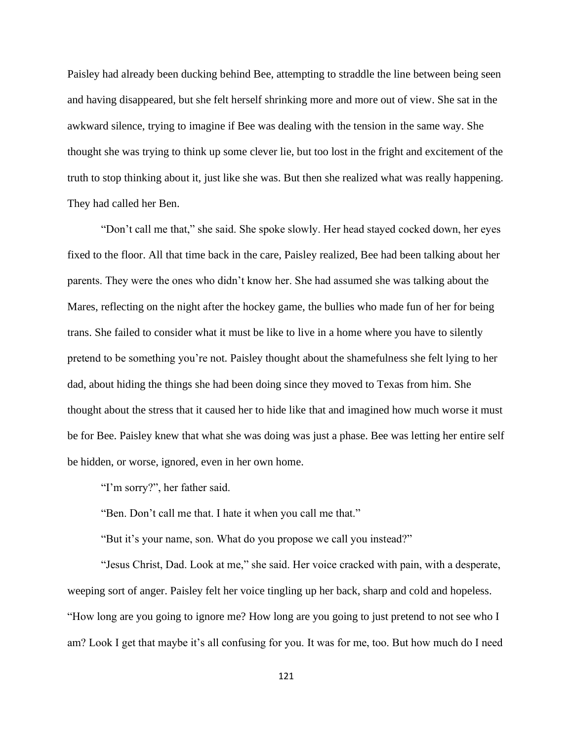Paisley had already been ducking behind Bee, attempting to straddle the line between being seen and having disappeared, but she felt herself shrinking more and more out of view. She sat in the awkward silence, trying to imagine if Bee was dealing with the tension in the same way. She thought she was trying to think up some clever lie, but too lost in the fright and excitement of the truth to stop thinking about it, just like she was. But then she realized what was really happening. They had called her Ben.

"Don't call me that," she said. She spoke slowly. Her head stayed cocked down, her eyes fixed to the floor. All that time back in the care, Paisley realized, Bee had been talking about her parents. They were the ones who didn't know her. She had assumed she was talking about the Mares, reflecting on the night after the hockey game, the bullies who made fun of her for being trans. She failed to consider what it must be like to live in a home where you have to silently pretend to be something you're not. Paisley thought about the shamefulness she felt lying to her dad, about hiding the things she had been doing since they moved to Texas from him. She thought about the stress that it caused her to hide like that and imagined how much worse it must be for Bee. Paisley knew that what she was doing was just a phase. Bee was letting her entire self be hidden, or worse, ignored, even in her own home.

"I'm sorry?", her father said.

"Ben. Don't call me that. I hate it when you call me that."

"But it's your name, son. What do you propose we call you instead?"

"Jesus Christ, Dad. Look at me," she said. Her voice cracked with pain, with a desperate, weeping sort of anger. Paisley felt her voice tingling up her back, sharp and cold and hopeless. "How long are you going to ignore me? How long are you going to just pretend to not see who I am? Look I get that maybe it's all confusing for you. It was for me, too. But how much do I need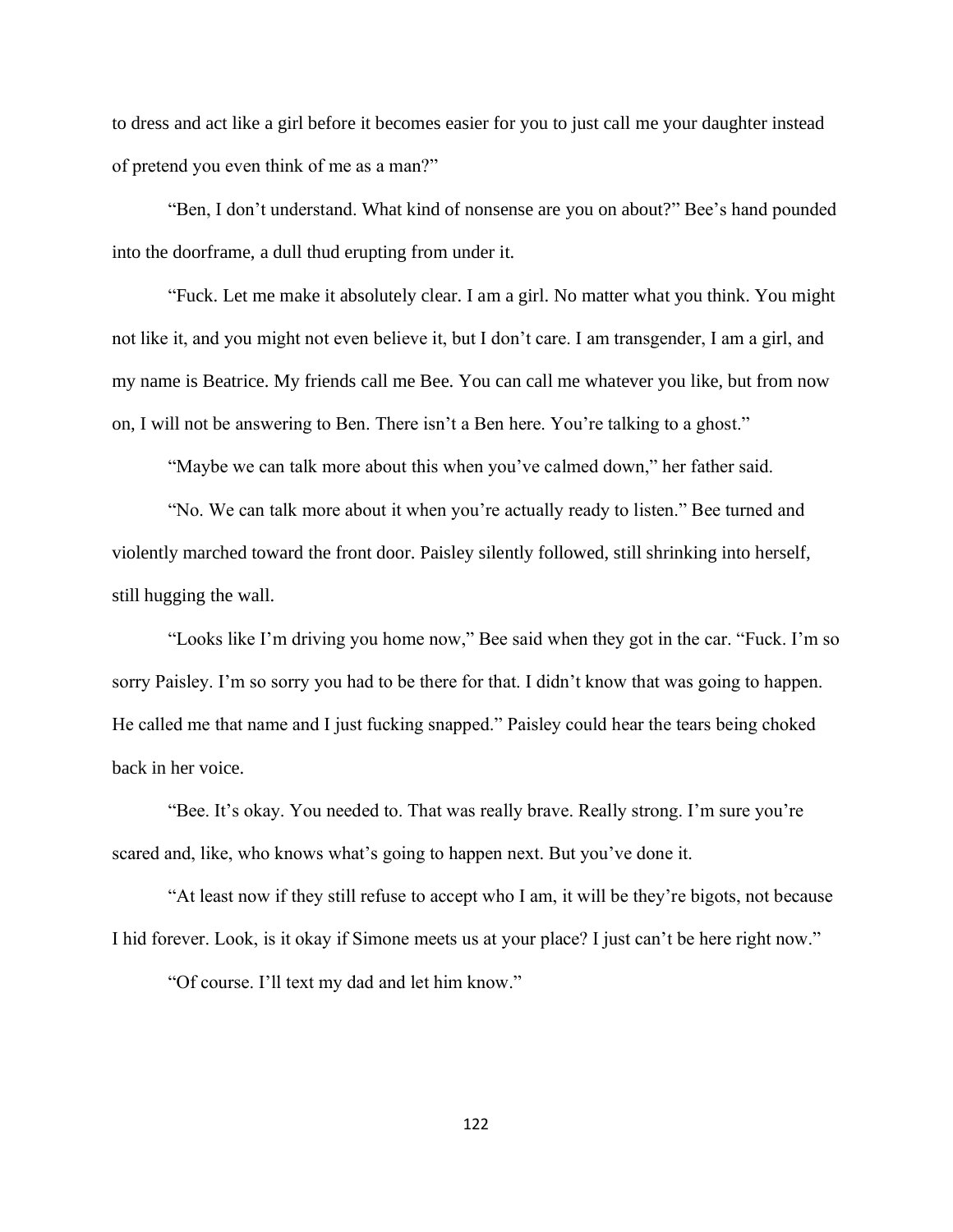to dress and act like a girl before it becomes easier for you to just call me your daughter instead of pretend you even think of me as a man?"

"Ben, I don't understand. What kind of nonsense are you on about?" Bee's hand pounded into the doorframe, a dull thud erupting from under it.

"Fuck. Let me make it absolutely clear. I am a girl. No matter what you think. You might not like it, and you might not even believe it, but I don't care. I am transgender, I am a girl, and my name is Beatrice. My friends call me Bee. You can call me whatever you like, but from now on, I will not be answering to Ben. There isn't a Ben here. You're talking to a ghost."

"Maybe we can talk more about this when you've calmed down," her father said.

"No. We can talk more about it when you're actually ready to listen." Bee turned and violently marched toward the front door. Paisley silently followed, still shrinking into herself, still hugging the wall.

"Looks like I'm driving you home now," Bee said when they got in the car. "Fuck. I'm so sorry Paisley. I'm so sorry you had to be there for that. I didn't know that was going to happen. He called me that name and I just fucking snapped." Paisley could hear the tears being choked back in her voice.

"Bee. It's okay. You needed to. That was really brave. Really strong. I'm sure you're scared and, like, who knows what's going to happen next. But you've done it.

"At least now if they still refuse to accept who I am, it will be they're bigots, not because I hid forever. Look, is it okay if Simone meets us at your place? I just can't be here right now."

"Of course. I'll text my dad and let him know."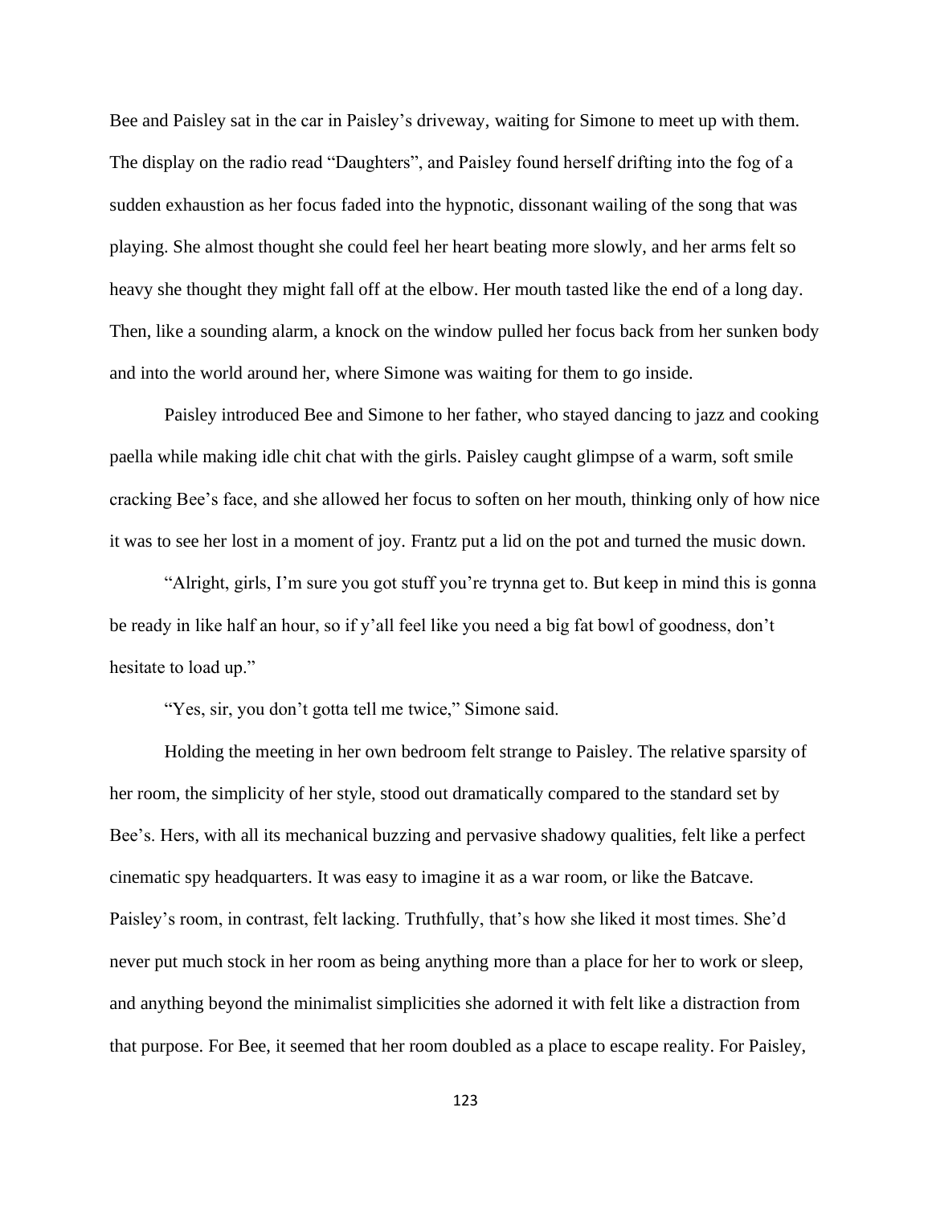Bee and Paisley sat in the car in Paisley's driveway, waiting for Simone to meet up with them. The display on the radio read "Daughters", and Paisley found herself drifting into the fog of a sudden exhaustion as her focus faded into the hypnotic, dissonant wailing of the song that was playing. She almost thought she could feel her heart beating more slowly, and her arms felt so heavy she thought they might fall off at the elbow. Her mouth tasted like the end of a long day. Then, like a sounding alarm, a knock on the window pulled her focus back from her sunken body and into the world around her, where Simone was waiting for them to go inside.

Paisley introduced Bee and Simone to her father, who stayed dancing to jazz and cooking paella while making idle chit chat with the girls. Paisley caught glimpse of a warm, soft smile cracking Bee's face, and she allowed her focus to soften on her mouth, thinking only of how nice it was to see her lost in a moment of joy. Frantz put a lid on the pot and turned the music down.

"Alright, girls, I'm sure you got stuff you're trynna get to. But keep in mind this is gonna be ready in like half an hour, so if y'all feel like you need a big fat bowl of goodness, don't hesitate to load up."

"Yes, sir, you don't gotta tell me twice," Simone said.

Holding the meeting in her own bedroom felt strange to Paisley. The relative sparsity of her room, the simplicity of her style, stood out dramatically compared to the standard set by Bee's. Hers, with all its mechanical buzzing and pervasive shadowy qualities, felt like a perfect cinematic spy headquarters. It was easy to imagine it as a war room, or like the Batcave. Paisley's room, in contrast, felt lacking. Truthfully, that's how she liked it most times. She'd never put much stock in her room as being anything more than a place for her to work or sleep, and anything beyond the minimalist simplicities she adorned it with felt like a distraction from that purpose. For Bee, it seemed that her room doubled as a place to escape reality. For Paisley,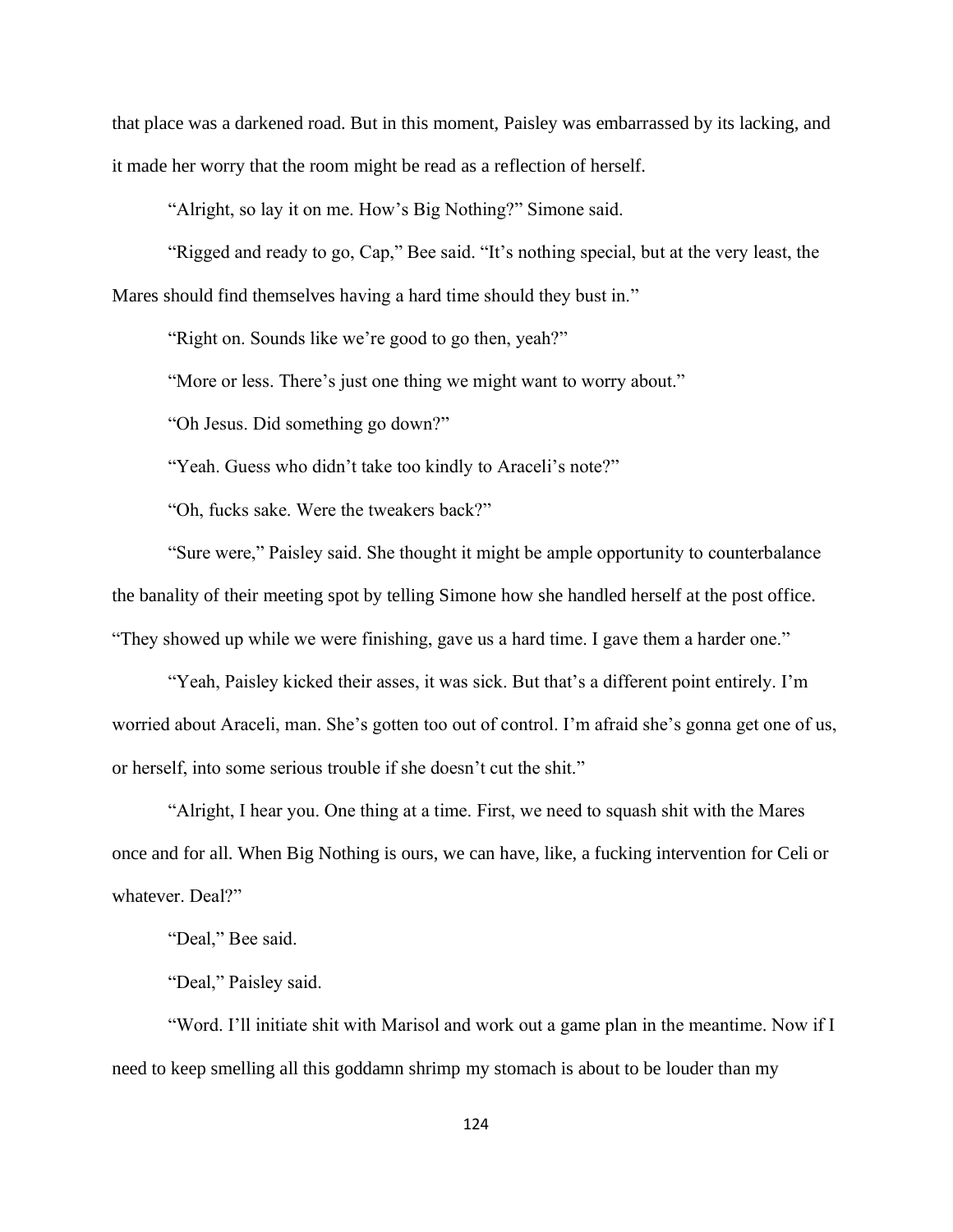that place was a darkened road. But in this moment, Paisley was embarrassed by its lacking, and it made her worry that the room might be read as a reflection of herself.

"Alright, so lay it on me. How's Big Nothing?" Simone said.

"Rigged and ready to go, Cap," Bee said. "It's nothing special, but at the very least, the Mares should find themselves having a hard time should they bust in."

"Right on. Sounds like we're good to go then, yeah?"

"More or less. There's just one thing we might want to worry about."

"Oh Jesus. Did something go down?"

"Yeah. Guess who didn't take too kindly to Araceli's note?"

"Oh, fucks sake. Were the tweakers back?"

"Sure were," Paisley said. She thought it might be ample opportunity to counterbalance the banality of their meeting spot by telling Simone how she handled herself at the post office. "They showed up while we were finishing, gave us a hard time. I gave them a harder one."

"Yeah, Paisley kicked their asses, it was sick. But that's a different point entirely. I'm worried about Araceli, man. She's gotten too out of control. I'm afraid she's gonna get one of us, or herself, into some serious trouble if she doesn't cut the shit."

"Alright, I hear you. One thing at a time. First, we need to squash shit with the Mares once and for all. When Big Nothing is ours, we can have, like, a fucking intervention for Celi or whatever. Deal?"

"Deal," Bee said.

"Deal," Paisley said.

"Word. I'll initiate shit with Marisol and work out a game plan in the meantime. Now if I need to keep smelling all this goddamn shrimp my stomach is about to be louder than my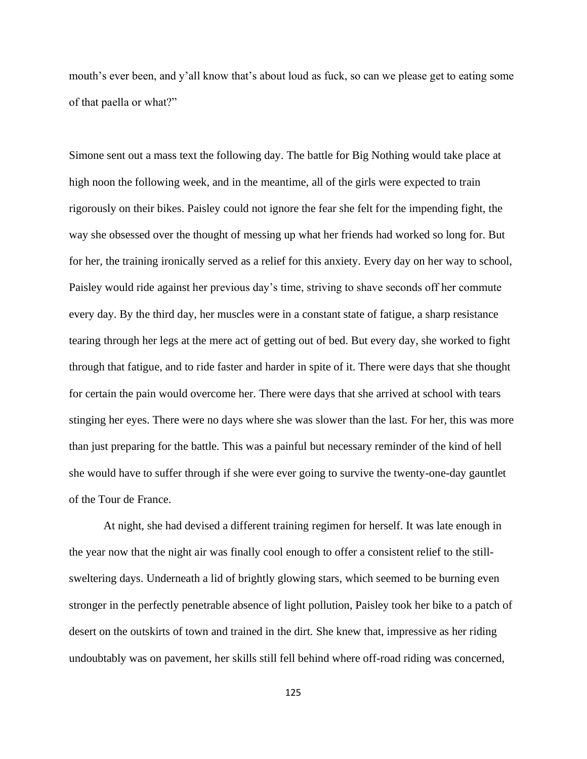mouth's ever been, and y'all know that's about loud as fuck, so can we please get to eating some of that paella or what?"

Simone sent out a mass text the following day. The battle for Big Nothing would take place at high noon the following week, and in the meantime, all of the girls were expected to train rigorously on their bikes. Paisley could not ignore the fear she felt for the impending fight, the way she obsessed over the thought of messing up what her friends had worked so long for. But for her, the training ironically served as a relief for this anxiety. Every day on her way to school, Paisley would ride against her previous day's time, striving to shave seconds off her commute every day. By the third day, her muscles were in a constant state of fatigue, a sharp resistance tearing through her legs at the mere act of getting out of bed. But every day, she worked to fight through that fatigue, and to ride faster and harder in spite of it. There were days that she thought for certain the pain would overcome her. There were days that she arrived at school with tears stinging her eyes. There were no days where she was slower than the last. For her, this was more than just preparing for the battle. This was a painful but necessary reminder of the kind of hell she would have to suffer through if she were ever going to survive the twenty-one-day gauntlet of the Tour de France.

At night, she had devised a different training regimen for herself. It was late enough in the year now that the night air was finally cool enough to offer a consistent relief to the still-sweltering days. Underneath a lid of brightly glowing stars, which seemed to be burning even stronger in the perfectly penetrable absence of light pollution, Paisley took her bike to a patch of desert on the outskirts of town and trained in the dirt. She knew that, impressive as her riding undoubtably was on pavement, her skills still fell behind where off-road riding was concerned,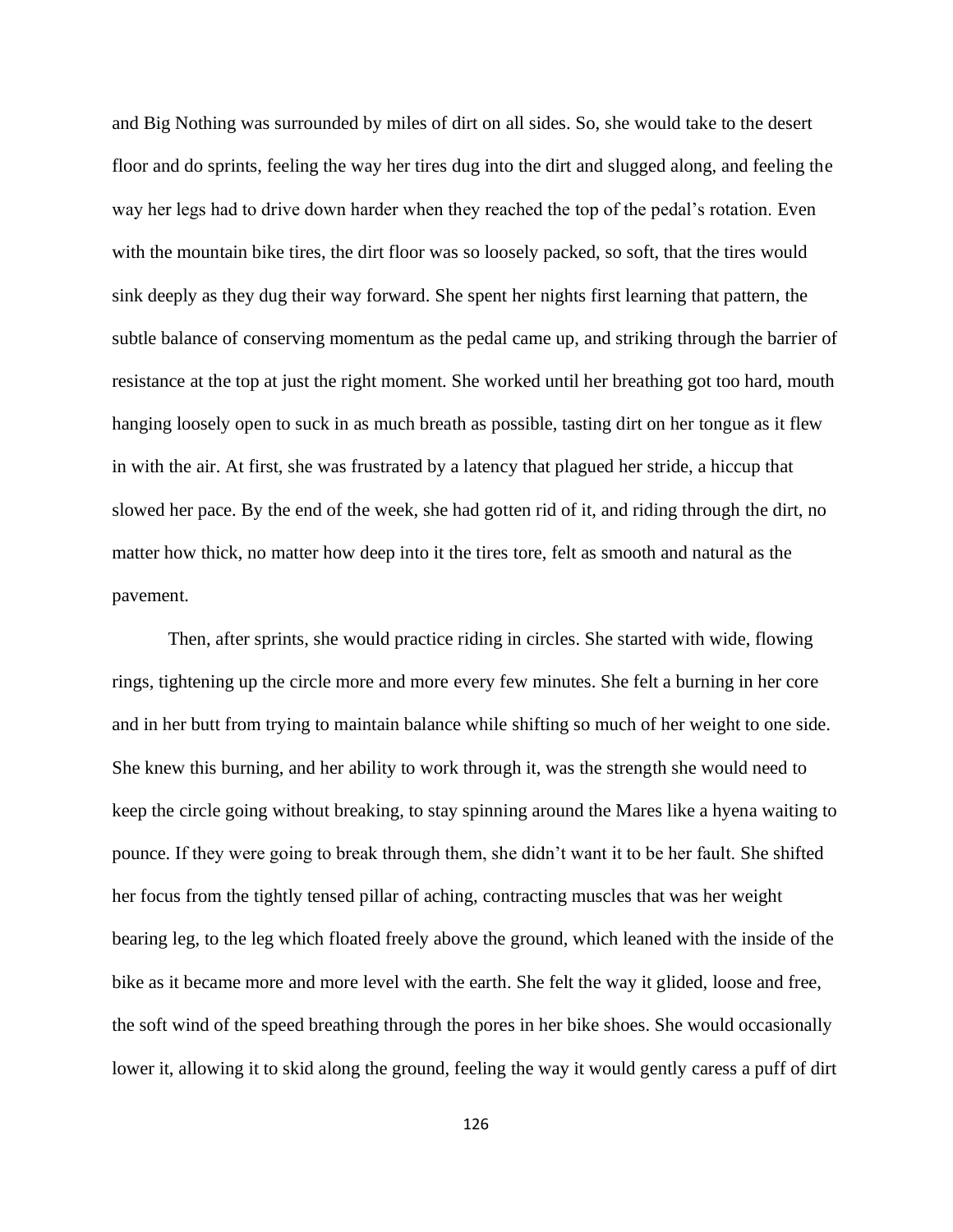and Big Nothing was surrounded by miles of dirt on all sides. So, she would take to the desert floor and do sprints, feeling the way her tires dug into the dirt and slugged along, and feeling the way her legs had to drive down harder when they reached the top of the pedal's rotation. Even with the mountain bike tires, the dirt floor was so loosely packed, so soft, that the tires would sink deeply as they dug their way forward. She spent her nights first learning that pattern, the subtle balance of conserving momentum as the pedal came up, and striking through the barrier of resistance at the top at just the right moment. She worked until her breathing got too hard, mouth hanging loosely open to suck in as much breath as possible, tasting dirt on her tongue as it flew in with the air. At first, she was frustrated by a latency that plagued her stride, a hiccup that slowed her pace. By the end of the week, she had gotten rid of it, and riding through the dirt, no matter how thick, no matter how deep into it the tires tore, felt as smooth and natural as the pavement.

Then, after sprints, she would practice riding in circles. She started with wide, flowing rings, tightening up the circle more and more every few minutes. She felt a burning in her core and in her butt from trying to maintain balance while shifting so much of her weight to one side. She knew this burning, and her ability to work through it, was the strength she would need to keep the circle going without breaking, to stay spinning around the Mares like a hyena waiting to pounce. If they were going to break through them, she didn't want it to be her fault. She shifted her focus from the tightly tensed pillar of aching, contracting muscles that was her weight bearing leg, to the leg which floated freely above the ground, which leaned with the inside of the bike as it became more and more level with the earth. She felt the way it glided, loose and free, the soft wind of the speed breathing through the pores in her bike shoes. She would occasionally lower it, allowing it to skid along the ground, feeling the way it would gently caress a puff of dirt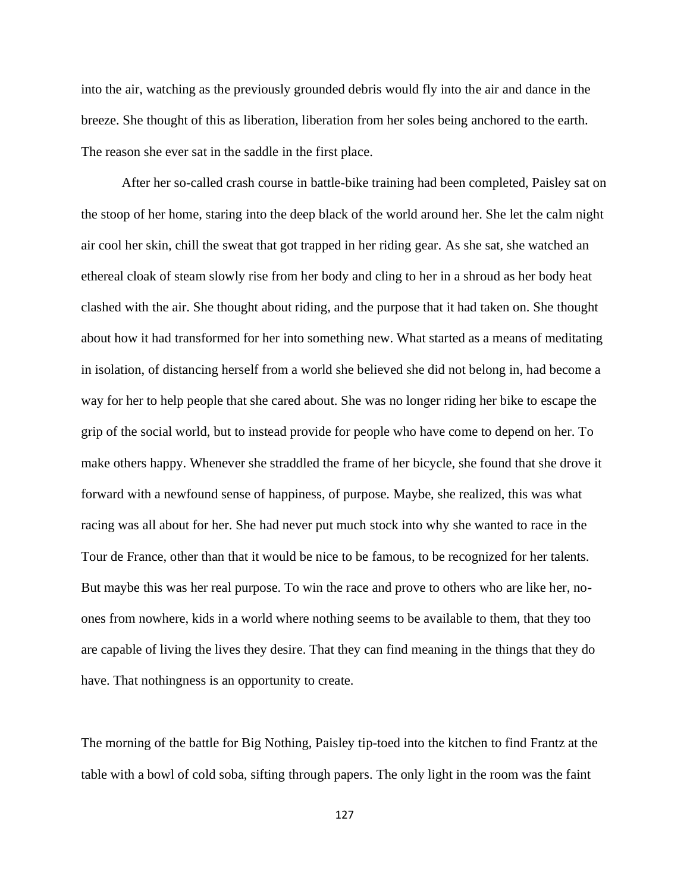into the air, watching as the previously grounded debris would fly into the air and dance in the breeze. She thought of this as liberation, liberation from her soles being anchored to the earth. The reason she ever sat in the saddle in the first place.

After her so-called crash course in battle-bike training had been completed, Paisley sat on the stoop of her home, staring into the deep black of the world around her. She let the calm night air cool her skin, chill the sweat that got trapped in her riding gear. As she sat, she watched an ethereal cloak of steam slowly rise from her body and cling to her in a shroud as her body heat clashed with the air. She thought about riding, and the purpose that it had taken on. She thought about how it had transformed for her into something new. What started as a means of meditating in isolation, of distancing herself from a world she believed she did not belong in, had become a way for her to help people that she cared about. She was no longer riding her bike to escape the grip of the social world, but to instead provide for people who have come to depend on her. To make others happy. Whenever she straddled the frame of her bicycle, she found that she drove it forward with a newfound sense of happiness, of purpose. Maybe, she realized, this was what racing was all about for her. She had never put much stock into why she wanted to race in the Tour de France, other than that it would be nice to be famous, to be recognized for her talents. But maybe this was her real purpose. To win the race and prove to others who are like her, no-ones from nowhere, kids in a world where nothing seems to be available to them, that they too are capable of living the lives they desire. That they can find meaning in the things that they do have. That nothingness is an opportunity to create.

The morning of the battle for Big Nothing, Paisley tip-toed into the kitchen to find Frantz at the table with a bowl of cold soba, sifting through papers. The only light in the room was the faint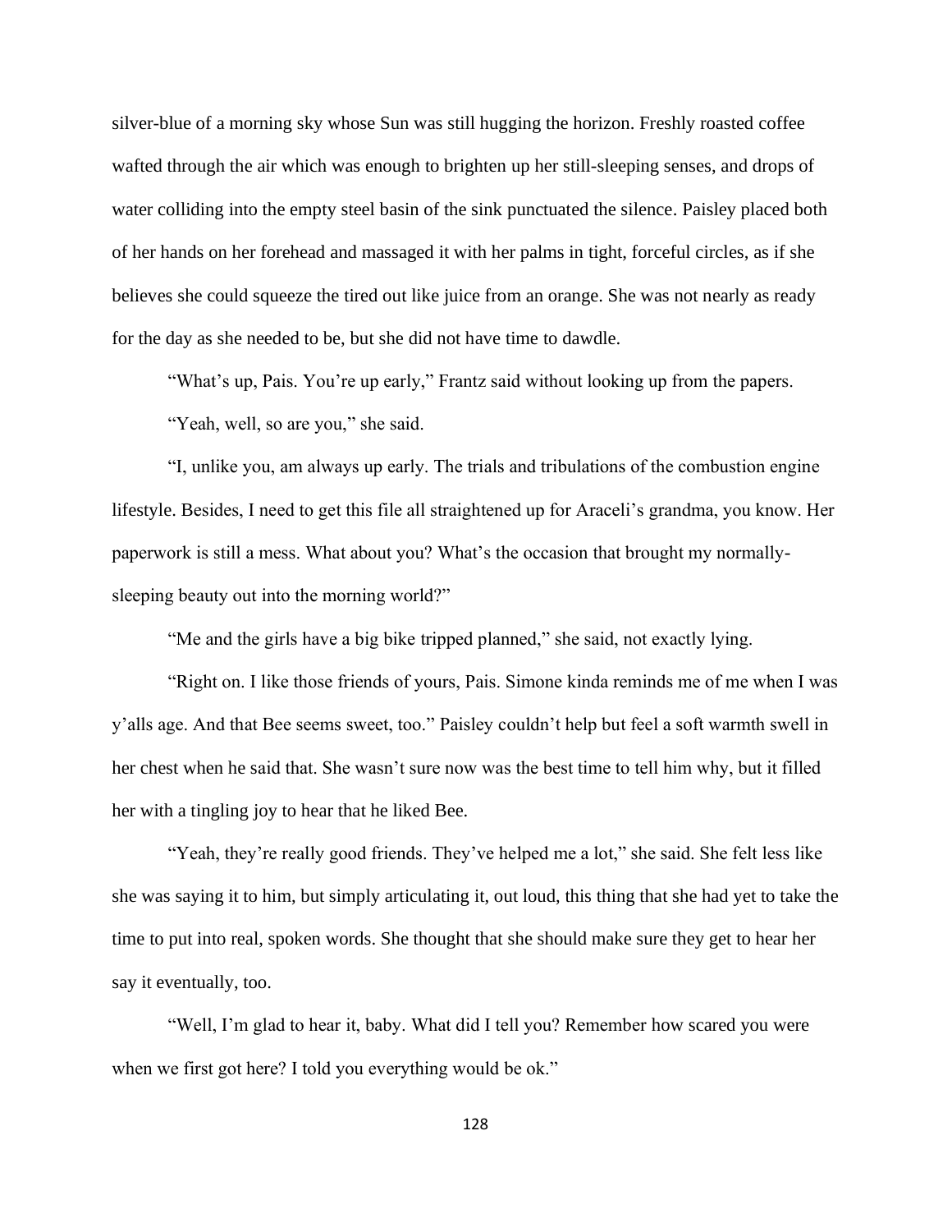silver-blue of a morning sky whose Sun was still hugging the horizon. Freshly roasted coffee wafted through the air which was enough to brighten up her still-sleeping senses, and drops of water colliding into the empty steel basin of the sink punctuated the silence. Paisley placed both of her hands on her forehead and massaged it with her palms in tight, forceful circles, as if she believes she could squeeze the tired out like juice from an orange. She was not nearly as ready for the day as she needed to be, but she did not have time to dawdle.

"What's up, Pais. You're up early," Frantz said without looking up from the papers.

"Yeah, well, so are you," she said.

"I, unlike you, am always up early. The trials and tribulations of the combustion engine lifestyle. Besides, I need to get this file all straightened up for Araceli's grandma, you know. Her paperwork is still a mess. What about you? What's the occasion that brought my normally-sleeping beauty out into the morning world?"

"Me and the girls have a big bike tripped planned," she said, not exactly lying.

"Right on. I like those friends of yours, Pais. Simone kinda reminds me of me when I was y'alls age. And that Bee seems sweet, too." Paisley couldn't help but feel a soft warmth swell in her chest when he said that. She wasn't sure now was the best time to tell him why, but it filled her with a tingling joy to hear that he liked Bee.

"Yeah, they're really good friends. They've helped me a lot," she said. She felt less like she was saying it to him, but simply articulating it, out loud, this thing that she had yet to take the time to put into real, spoken words. She thought that she should make sure they get to hear her say it eventually, too.

"Well, I'm glad to hear it, baby. What did I tell you? Remember how scared you were when we first got here? I told you everything would be ok."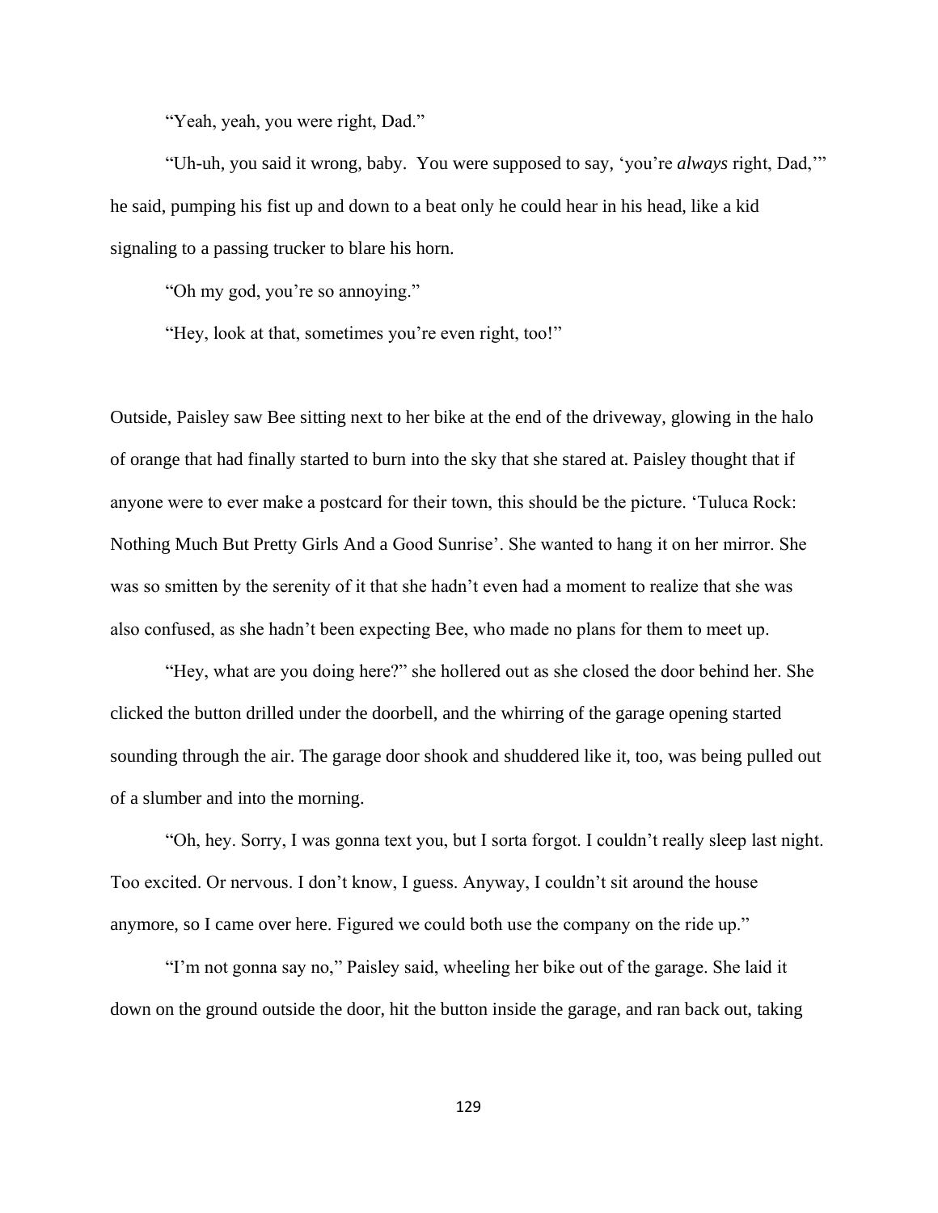"Yeah, yeah, you were right, Dad."

"Uh-uh, you said it wrong, baby. You were supposed to say, 'you're *always* right, Dad,'" he said, pumping his fist up and down to a beat only he could hear in his head, like a kid signaling to a passing trucker to blare his horn.

"Oh my god, you're so annoying."

"Hey, look at that, sometimes you're even right, too!"

Outside, Paisley saw Bee sitting next to her bike at the end of the driveway, glowing in the halo of orange that had finally started to burn into the sky that she stared at. Paisley thought that if anyone were to ever make a postcard for their town, this should be the picture. 'Tuluca Rock: Nothing Much But Pretty Girls And a Good Sunrise'. She wanted to hang it on her mirror. She was so smitten by the serenity of it that she hadn't even had a moment to realize that she was also confused, as she hadn't been expecting Bee, who made no plans for them to meet up.

"Hey, what are you doing here?" she hollered out as she closed the door behind her. She clicked the button drilled under the doorbell, and the whirring of the garage opening started sounding through the air. The garage door shook and shuddered like it, too, was being pulled out of a slumber and into the morning.

"Oh, hey. Sorry, I was gonna text you, but I sorta forgot. I couldn't really sleep last night. Too excited. Or nervous. I don't know, I guess. Anyway, I couldn't sit around the house anymore, so I came over here. Figured we could both use the company on the ride up."

"I'm not gonna say no," Paisley said, wheeling her bike out of the garage. She laid it down on the ground outside the door, hit the button inside the garage, and ran back out, taking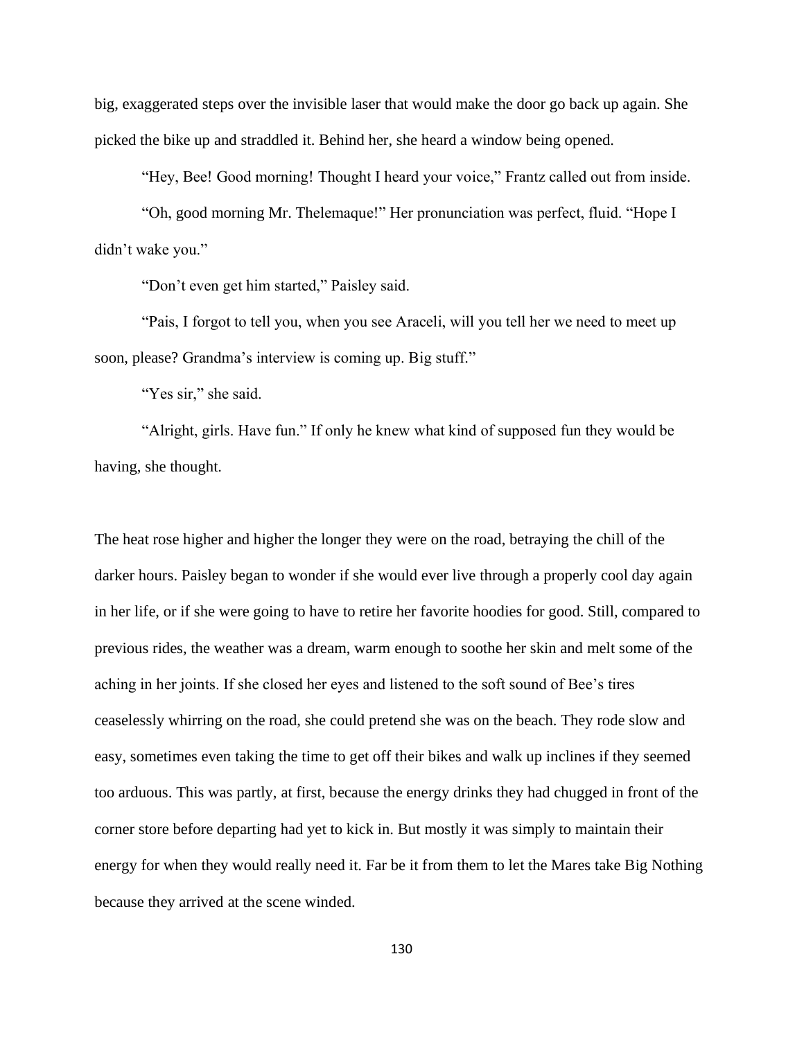big, exaggerated steps over the invisible laser that would make the door go back up again. She picked the bike up and straddled it. Behind her, she heard a window being opened.

"Hey, Bee! Good morning! Thought I heard your voice," Frantz called out from inside.

"Oh, good morning Mr. Thelemaque!" Her pronunciation was perfect, fluid. "Hope I didn't wake you."

"Don't even get him started," Paisley said.

"Pais, I forgot to tell you, when you see Araceli, will you tell her we need to meet up soon, please? Grandma's interview is coming up. Big stuff."

"Yes sir," she said.

"Alright, girls. Have fun." If only he knew what kind of supposed fun they would be having, she thought.

The heat rose higher and higher the longer they were on the road, betraying the chill of the darker hours. Paisley began to wonder if she would ever live through a properly cool day again in her life, or if she were going to have to retire her favorite hoodies for good. Still, compared to previous rides, the weather was a dream, warm enough to soothe her skin and melt some of the aching in her joints. If she closed her eyes and listened to the soft sound of Bee's tires ceaselessly whirring on the road, she could pretend she was on the beach. They rode slow and easy, sometimes even taking the time to get off their bikes and walk up inclines if they seemed too arduous. This was partly, at first, because the energy drinks they had chugged in front of the corner store before departing had yet to kick in. But mostly it was simply to maintain their energy for when they would really need it. Far be it from them to let the Mares take Big Nothing because they arrived at the scene winded.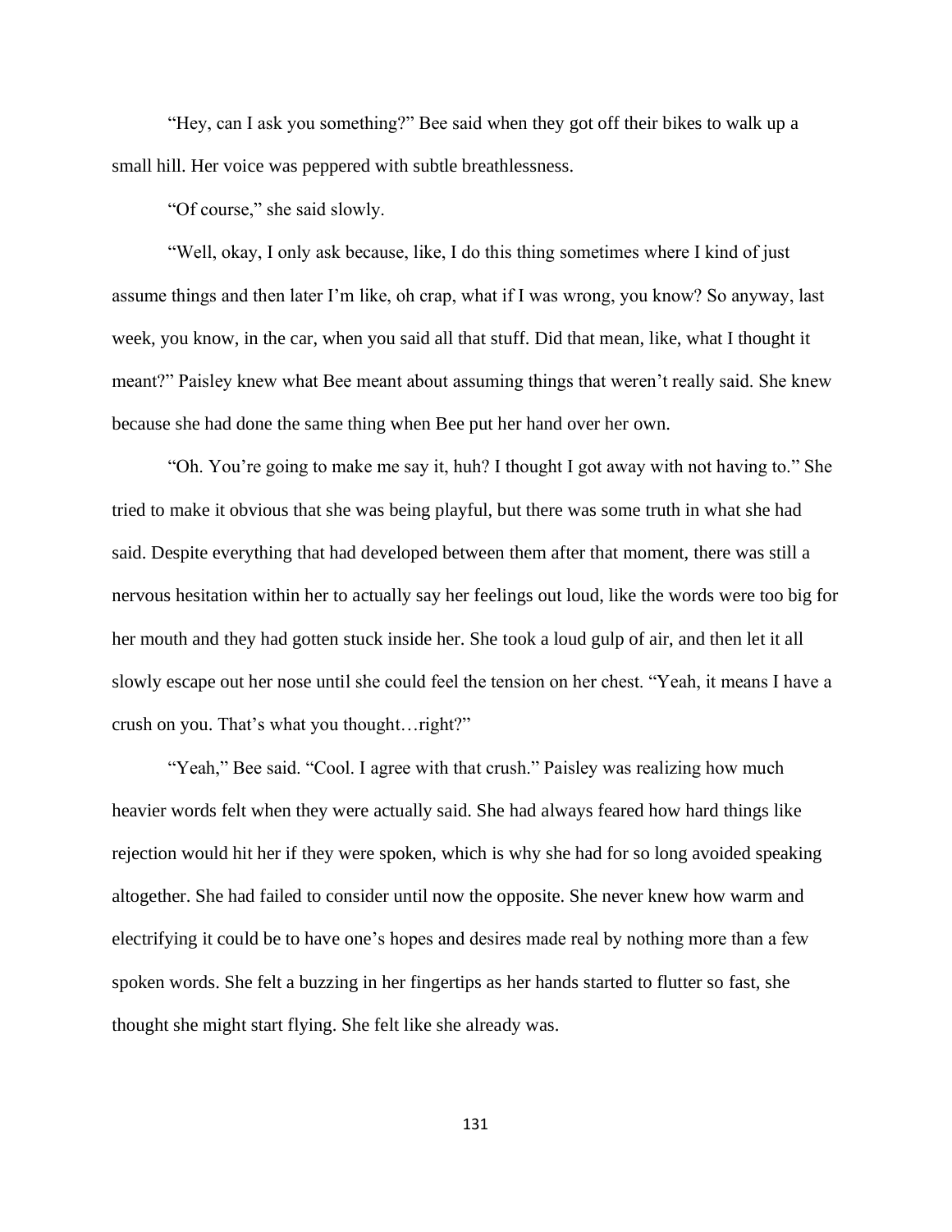"Hey, can I ask you something?" Bee said when they got off their bikes to walk up a small hill. Her voice was peppered with subtle breathlessness.

"Of course," she said slowly.

"Well, okay, I only ask because, like, I do this thing sometimes where I kind of just assume things and then later I'm like, oh crap, what if I was wrong, you know? So anyway, last week, you know, in the car, when you said all that stuff. Did that mean, like, what I thought it meant?" Paisley knew what Bee meant about assuming things that weren't really said. She knew because she had done the same thing when Bee put her hand over her own.

"Oh. You're going to make me say it, huh? I thought I got away with not having to." She tried to make it obvious that she was being playful, but there was some truth in what she had said. Despite everything that had developed between them after that moment, there was still a nervous hesitation within her to actually say her feelings out loud, like the words were too big for her mouth and they had gotten stuck inside her. She took a loud gulp of air, and then let it all slowly escape out her nose until she could feel the tension on her chest. "Yeah, it means I have a crush on you. That's what you thought…right?"

"Yeah," Bee said. "Cool. I agree with that crush." Paisley was realizing how much heavier words felt when they were actually said. She had always feared how hard things like rejection would hit her if they were spoken, which is why she had for so long avoided speaking altogether. She had failed to consider until now the opposite. She never knew how warm and electrifying it could be to have one's hopes and desires made real by nothing more than a few spoken words. She felt a buzzing in her fingertips as her hands started to flutter so fast, she thought she might start flying. She felt like she already was.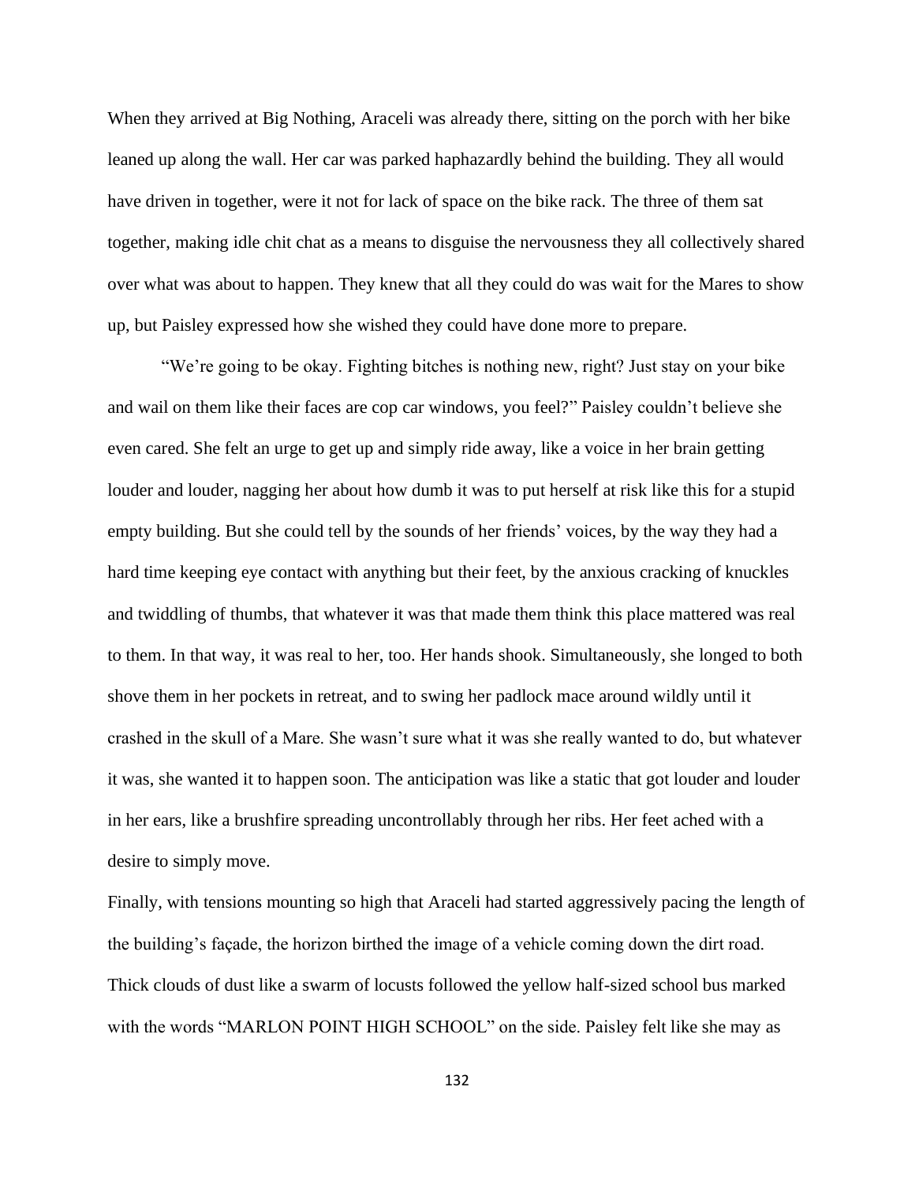When they arrived at Big Nothing, Araceli was already there, sitting on the porch with her bike leaned up along the wall. Her car was parked haphazardly behind the building. They all would have driven in together, were it not for lack of space on the bike rack. The three of them sat together, making idle chit chat as a means to disguise the nervousness they all collectively shared over what was about to happen. They knew that all they could do was wait for the Mares to show up, but Paisley expressed how she wished they could have done more to prepare.

"We're going to be okay. Fighting bitches is nothing new, right? Just stay on your bike and wail on them like their faces are cop car windows, you feel?" Paisley couldn't believe she even cared. She felt an urge to get up and simply ride away, like a voice in her brain getting louder and louder, nagging her about how dumb it was to put herself at risk like this for a stupid empty building. But she could tell by the sounds of her friends' voices, by the way they had a hard time keeping eye contact with anything but their feet, by the anxious cracking of knuckles and twiddling of thumbs, that whatever it was that made them think this place mattered was real to them. In that way, it was real to her, too. Her hands shook. Simultaneously, she longed to both shove them in her pockets in retreat, and to swing her padlock mace around wildly until it crashed in the skull of a Mare. She wasn't sure what it was she really wanted to do, but whatever it was, she wanted it to happen soon. The anticipation was like a static that got louder and louder in her ears, like a brushfire spreading uncontrollably through her ribs. Her feet ached with a desire to simply move.

Finally, with tensions mounting so high that Araceli had started aggressively pacing the length of the building's façade, the horizon birthed the image of a vehicle coming down the dirt road. Thick clouds of dust like a swarm of locusts followed the yellow half-sized school bus marked with the words "MARLON POINT HIGH SCHOOL" on the side. Paisley felt like she may as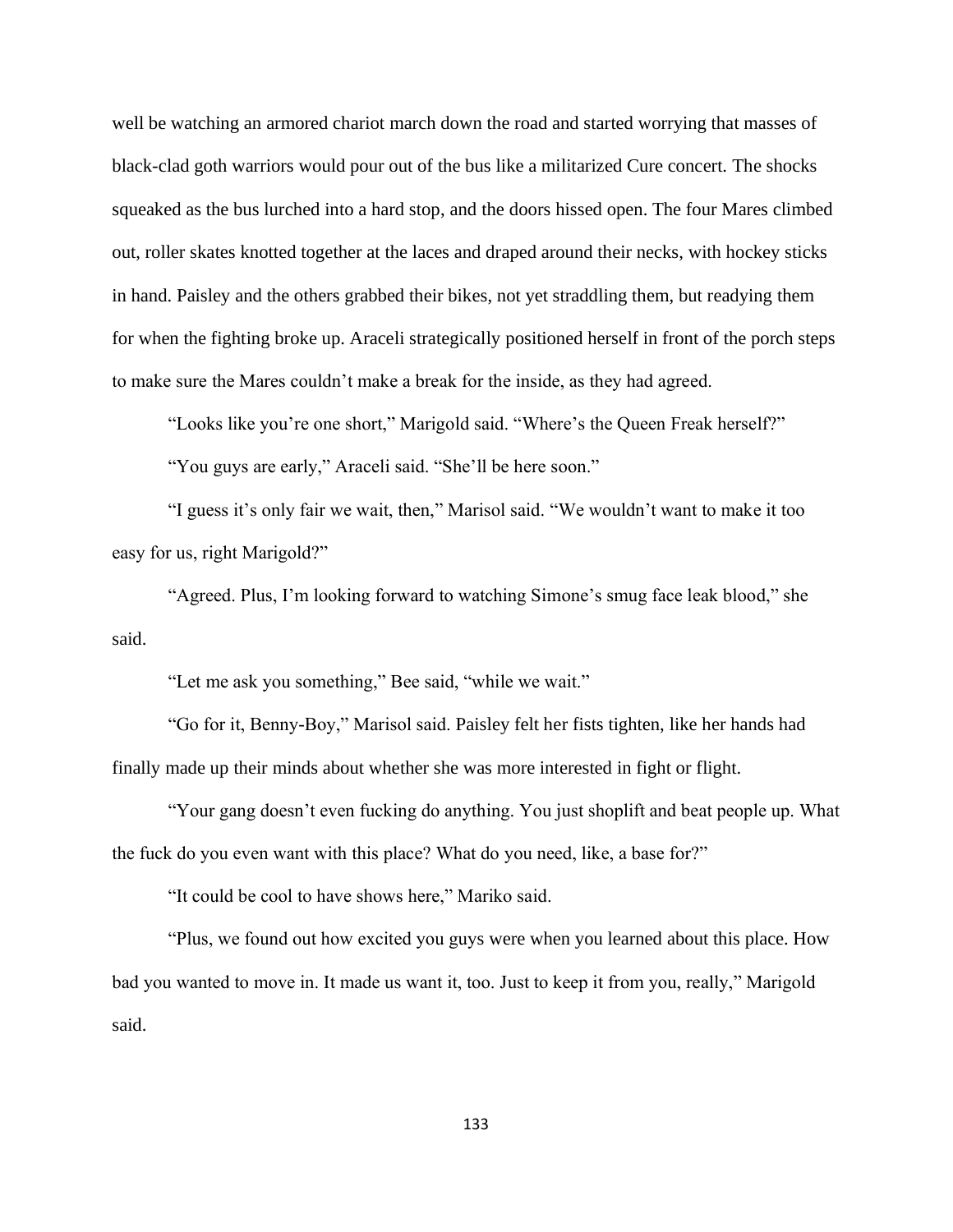well be watching an armored chariot march down the road and started worrying that masses of black-clad goth warriors would pour out of the bus like a militarized Cure concert. The shocks squeaked as the bus lurched into a hard stop, and the doors hissed open. The four Mares climbed out, roller skates knotted together at the laces and draped around their necks, with hockey sticks in hand. Paisley and the others grabbed their bikes, not yet straddling them, but readying them for when the fighting broke up. Araceli strategically positioned herself in front of the porch steps to make sure the Mares couldn't make a break for the inside, as they had agreed.

"Looks like you're one short," Marigold said. "Where's the Queen Freak herself?"

"You guys are early," Araceli said. "She'll be here soon."

"I guess it's only fair we wait, then," Marisol said. "We wouldn't want to make it too easy for us, right Marigold?"

"Agreed. Plus, I'm looking forward to watching Simone's smug face leak blood," she said.

"Let me ask you something," Bee said, "while we wait."

"Go for it, Benny-Boy," Marisol said. Paisley felt her fists tighten, like her hands had finally made up their minds about whether she was more interested in fight or flight.

"Your gang doesn't even fucking do anything. You just shoplift and beat people up. What the fuck do you even want with this place? What do you need, like, a base for?"

"It could be cool to have shows here," Mariko said.

"Plus, we found out how excited you guys were when you learned about this place. How bad you wanted to move in. It made us want it, too. Just to keep it from you, really," Marigold said.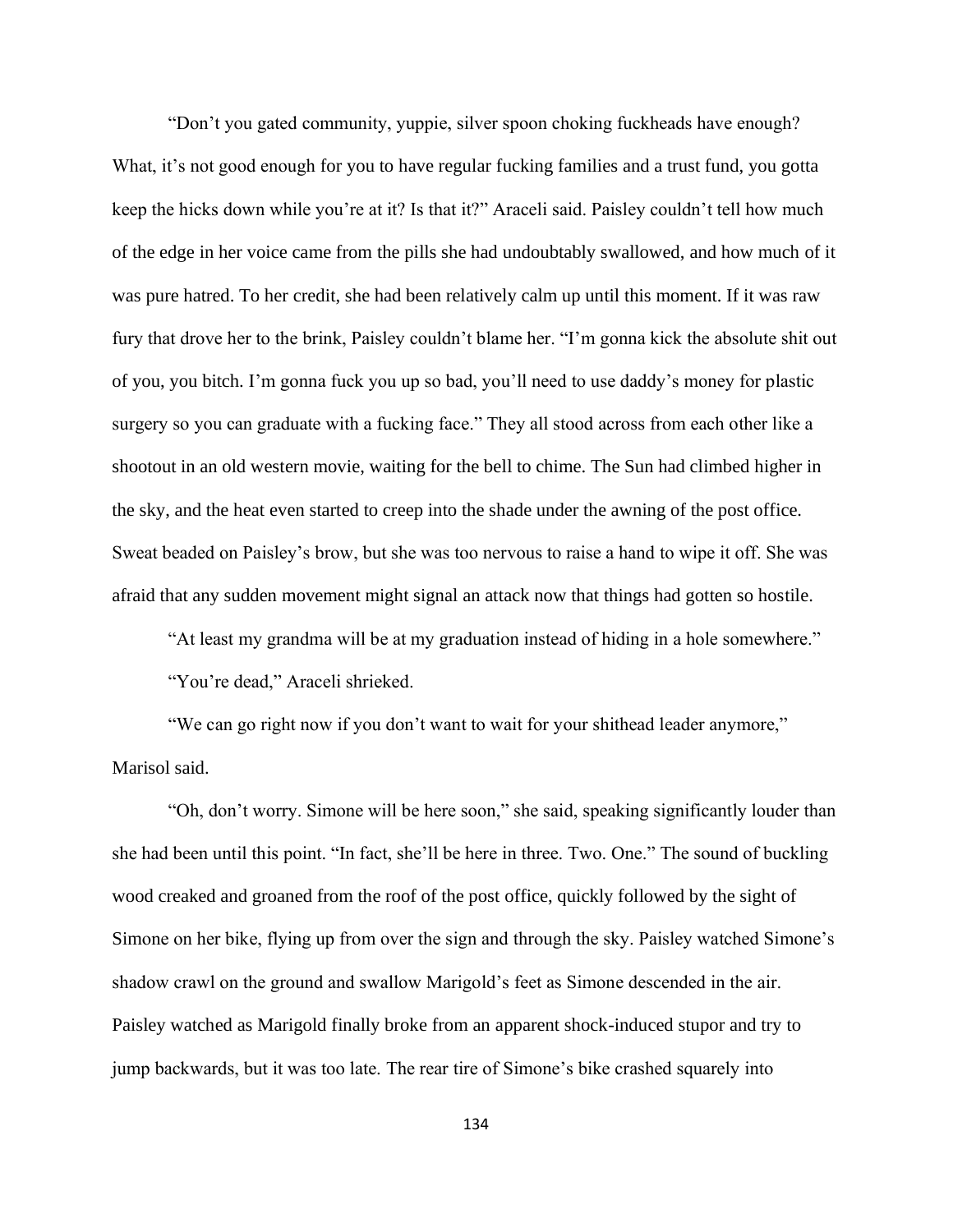"Don't you gated community, yuppie, silver spoon choking fuckheads have enough? What, it's not good enough for you to have regular fucking families and a trust fund, you gotta keep the hicks down while you're at it? Is that it?" Araceli said. Paisley couldn't tell how much of the edge in her voice came from the pills she had undoubtably swallowed, and how much of it was pure hatred. To her credit, she had been relatively calm up until this moment. If it was raw fury that drove her to the brink, Paisley couldn't blame her. "I'm gonna kick the absolute shit out of you, you bitch. I'm gonna fuck you up so bad, you'll need to use daddy's money for plastic surgery so you can graduate with a fucking face." They all stood across from each other like a shootout in an old western movie, waiting for the bell to chime. The Sun had climbed higher in the sky, and the heat even started to creep into the shade under the awning of the post office. Sweat beaded on Paisley's brow, but she was too nervous to raise a hand to wipe it off. She was afraid that any sudden movement might signal an attack now that things had gotten so hostile.

"At least my grandma will be at my graduation instead of hiding in a hole somewhere."

"You're dead," Araceli shrieked.

"We can go right now if you don't want to wait for your shithead leader anymore," Marisol said.

"Oh, don't worry. Simone will be here soon," she said, speaking significantly louder than she had been until this point. "In fact, she'll be here in three. Two. One." The sound of buckling wood creaked and groaned from the roof of the post office, quickly followed by the sight of Simone on her bike, flying up from over the sign and through the sky. Paisley watched Simone's shadow crawl on the ground and swallow Marigold's feet as Simone descended in the air. Paisley watched as Marigold finally broke from an apparent shock-induced stupor and try to jump backwards, but it was too late. The rear tire of Simone's bike crashed squarely into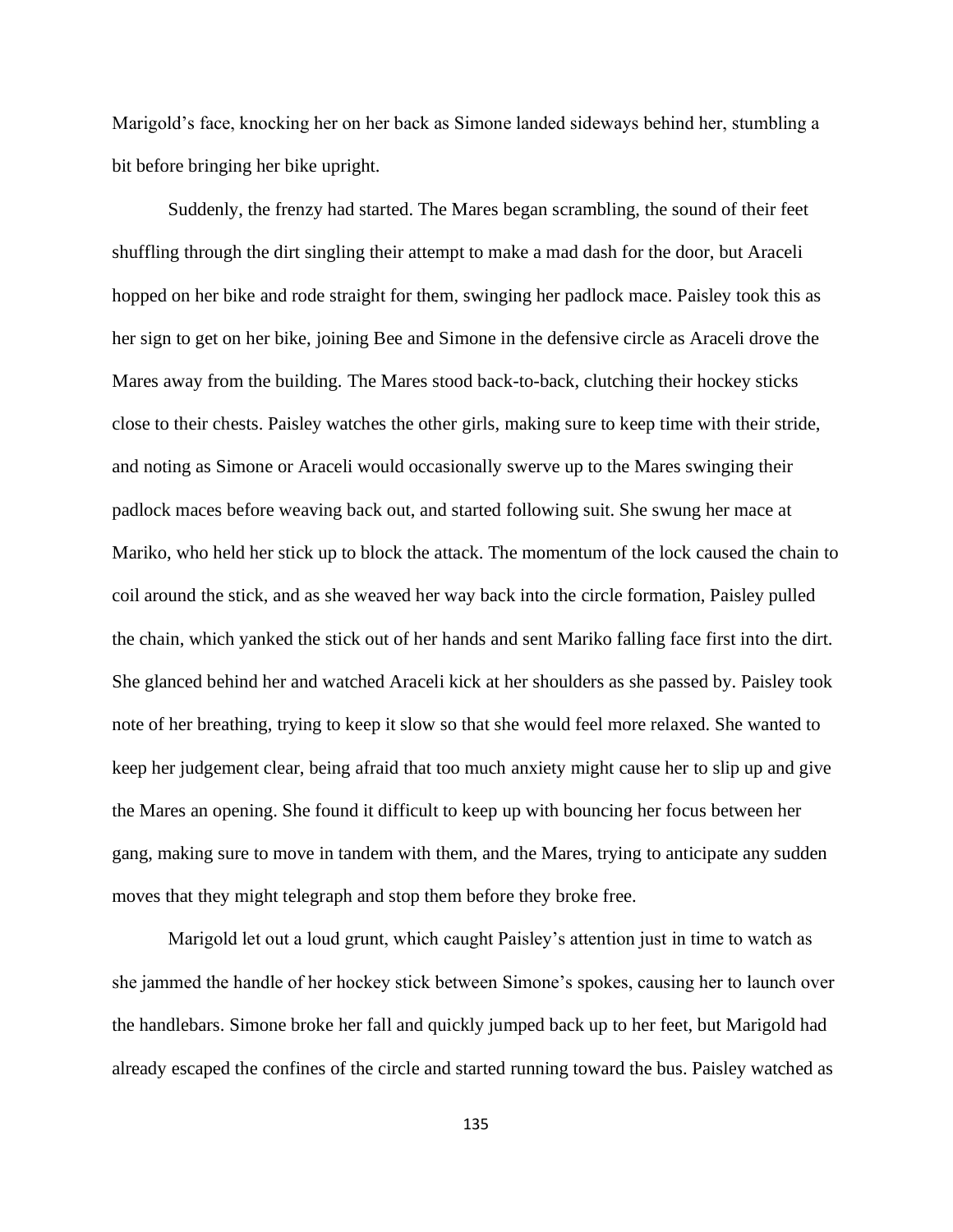Marigold's face, knocking her on her back as Simone landed sideways behind her, stumbling a bit before bringing her bike upright.

Suddenly, the frenzy had started. The Mares began scrambling, the sound of their feet shuffling through the dirt singling their attempt to make a mad dash for the door, but Araceli hopped on her bike and rode straight for them, swinging her padlock mace. Paisley took this as her sign to get on her bike, joining Bee and Simone in the defensive circle as Araceli drove the Mares away from the building. The Mares stood back-to-back, clutching their hockey sticks close to their chests. Paisley watches the other girls, making sure to keep time with their stride, and noting as Simone or Araceli would occasionally swerve up to the Mares swinging their padlock maces before weaving back out, and started following suit. She swung her mace at Mariko, who held her stick up to block the attack. The momentum of the lock caused the chain to coil around the stick, and as she weaved her way back into the circle formation, Paisley pulled the chain, which yanked the stick out of her hands and sent Mariko falling face first into the dirt. She glanced behind her and watched Araceli kick at her shoulders as she passed by. Paisley took note of her breathing, trying to keep it slow so that she would feel more relaxed. She wanted to keep her judgement clear, being afraid that too much anxiety might cause her to slip up and give the Mares an opening. She found it difficult to keep up with bouncing her focus between her gang, making sure to move in tandem with them, and the Mares, trying to anticipate any sudden moves that they might telegraph and stop them before they broke free.

Marigold let out a loud grunt, which caught Paisley's attention just in time to watch as she jammed the handle of her hockey stick between Simone's spokes, causing her to launch over the handlebars. Simone broke her fall and quickly jumped back up to her feet, but Marigold had already escaped the confines of the circle and started running toward the bus. Paisley watched as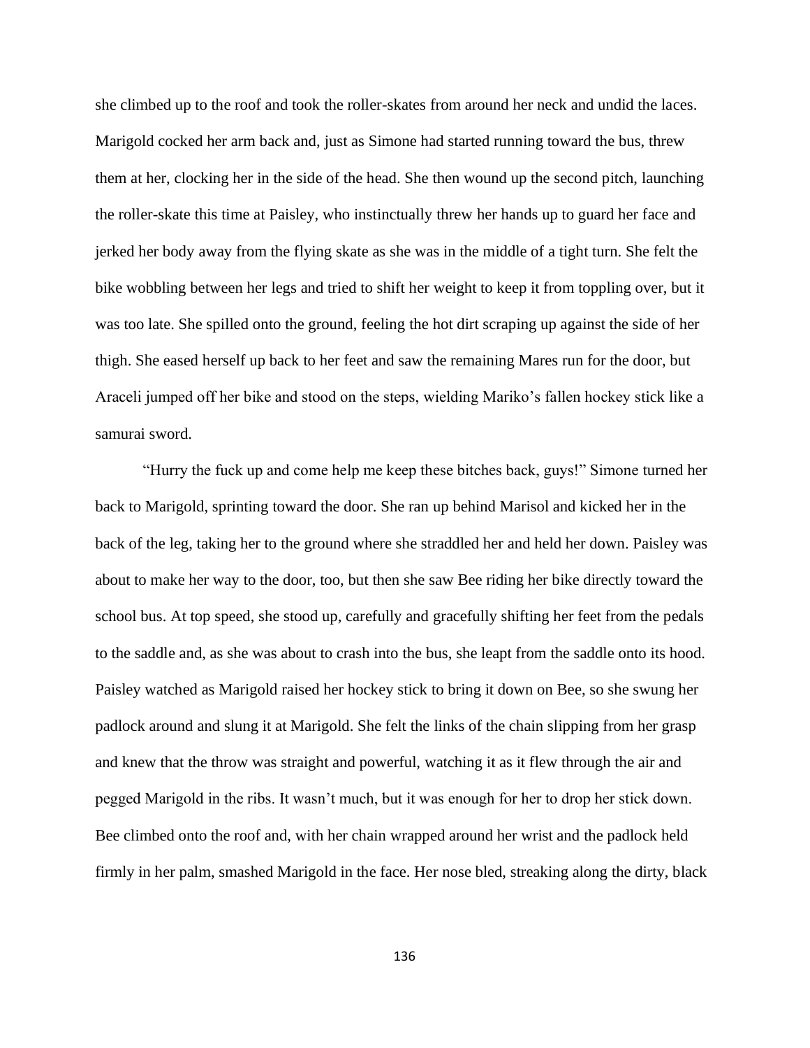she climbed up to the roof and took the roller-skates from around her neck and undid the laces. Marigold cocked her arm back and, just as Simone had started running toward the bus, threw them at her, clocking her in the side of the head. She then wound up the second pitch, launching the roller-skate this time at Paisley, who instinctually threw her hands up to guard her face and jerked her body away from the flying skate as she was in the middle of a tight turn. She felt the bike wobbling between her legs and tried to shift her weight to keep it from toppling over, but it was too late. She spilled onto the ground, feeling the hot dirt scraping up against the side of her thigh. She eased herself up back to her feet and saw the remaining Mares run for the door, but Araceli jumped off her bike and stood on the steps, wielding Mariko's fallen hockey stick like a samurai sword.

"Hurry the fuck up and come help me keep these bitches back, guys!" Simone turned her back to Marigold, sprinting toward the door. She ran up behind Marisol and kicked her in the back of the leg, taking her to the ground where she straddled her and held her down. Paisley was about to make her way to the door, too, but then she saw Bee riding her bike directly toward the school bus. At top speed, she stood up, carefully and gracefully shifting her feet from the pedals to the saddle and, as she was about to crash into the bus, she leapt from the saddle onto its hood. Paisley watched as Marigold raised her hockey stick to bring it down on Bee, so she swung her padlock around and slung it at Marigold. She felt the links of the chain slipping from her grasp and knew that the throw was straight and powerful, watching it as it flew through the air and pegged Marigold in the ribs. It wasn't much, but it was enough for her to drop her stick down. Bee climbed onto the roof and, with her chain wrapped around her wrist and the padlock held firmly in her palm, smashed Marigold in the face. Her nose bled, streaking along the dirty, black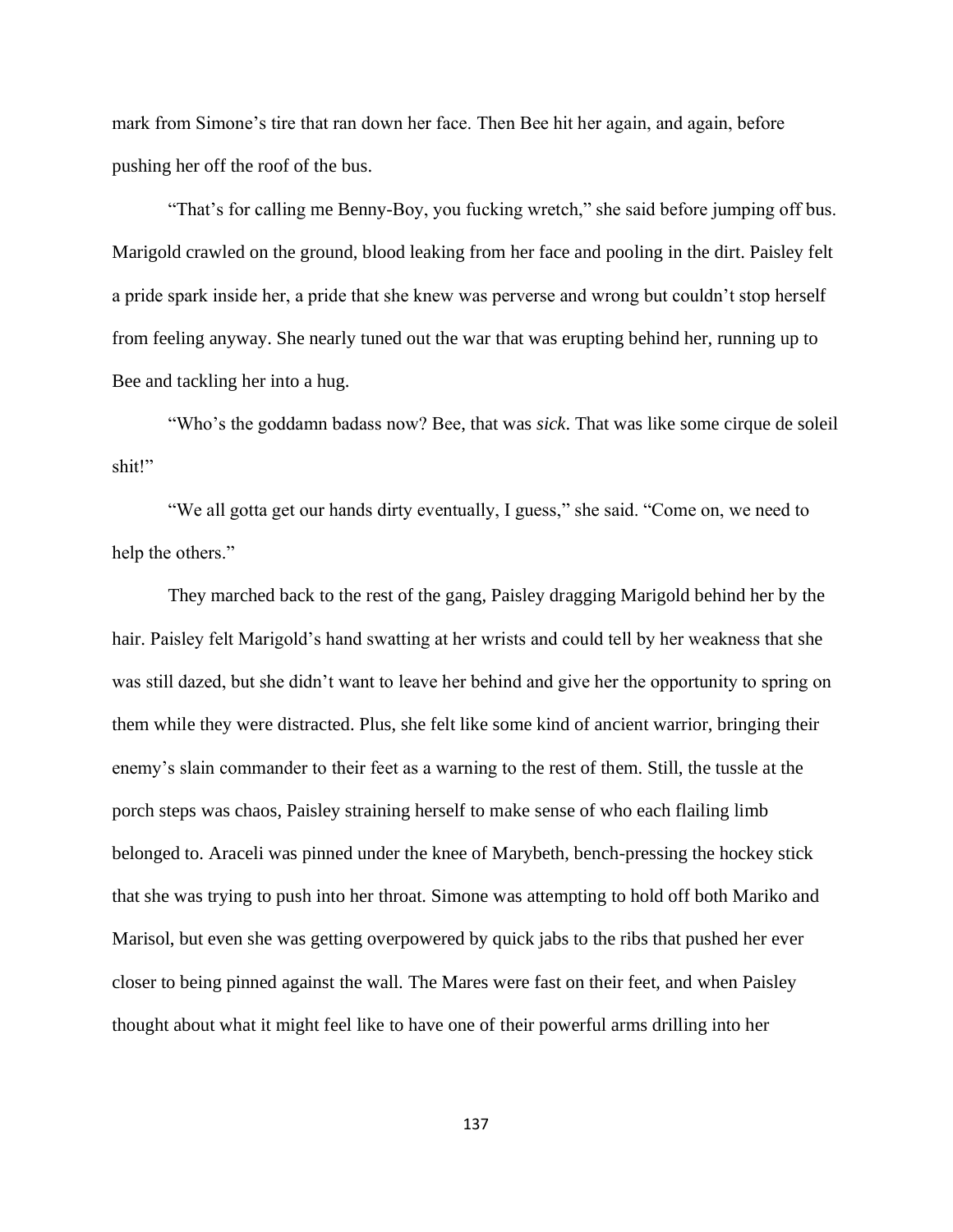mark from Simone's tire that ran down her face. Then Bee hit her again, and again, before pushing her off the roof of the bus.

"That's for calling me Benny-Boy, you fucking wretch," she said before jumping off bus. Marigold crawled on the ground, blood leaking from her face and pooling in the dirt. Paisley felt a pride spark inside her, a pride that she knew was perverse and wrong but couldn't stop herself from feeling anyway. She nearly tuned out the war that was erupting behind her, running up to Bee and tackling her into a hug.

"Who's the goddamn badass now? Bee, that was *sick*. That was like some cirque de soleil shit!"

"We all gotta get our hands dirty eventually, I guess," she said. "Come on, we need to help the others."

They marched back to the rest of the gang, Paisley dragging Marigold behind her by the hair. Paisley felt Marigold's hand swatting at her wrists and could tell by her weakness that she was still dazed, but she didn't want to leave her behind and give her the opportunity to spring on them while they were distracted. Plus, she felt like some kind of ancient warrior, bringing their enemy's slain commander to their feet as a warning to the rest of them. Still, the tussle at the porch steps was chaos, Paisley straining herself to make sense of who each flailing limb belonged to. Araceli was pinned under the knee of Marybeth, bench-pressing the hockey stick that she was trying to push into her throat. Simone was attempting to hold off both Mariko and Marisol, but even she was getting overpowered by quick jabs to the ribs that pushed her ever closer to being pinned against the wall. The Mares were fast on their feet, and when Paisley thought about what it might feel like to have one of their powerful arms drilling into her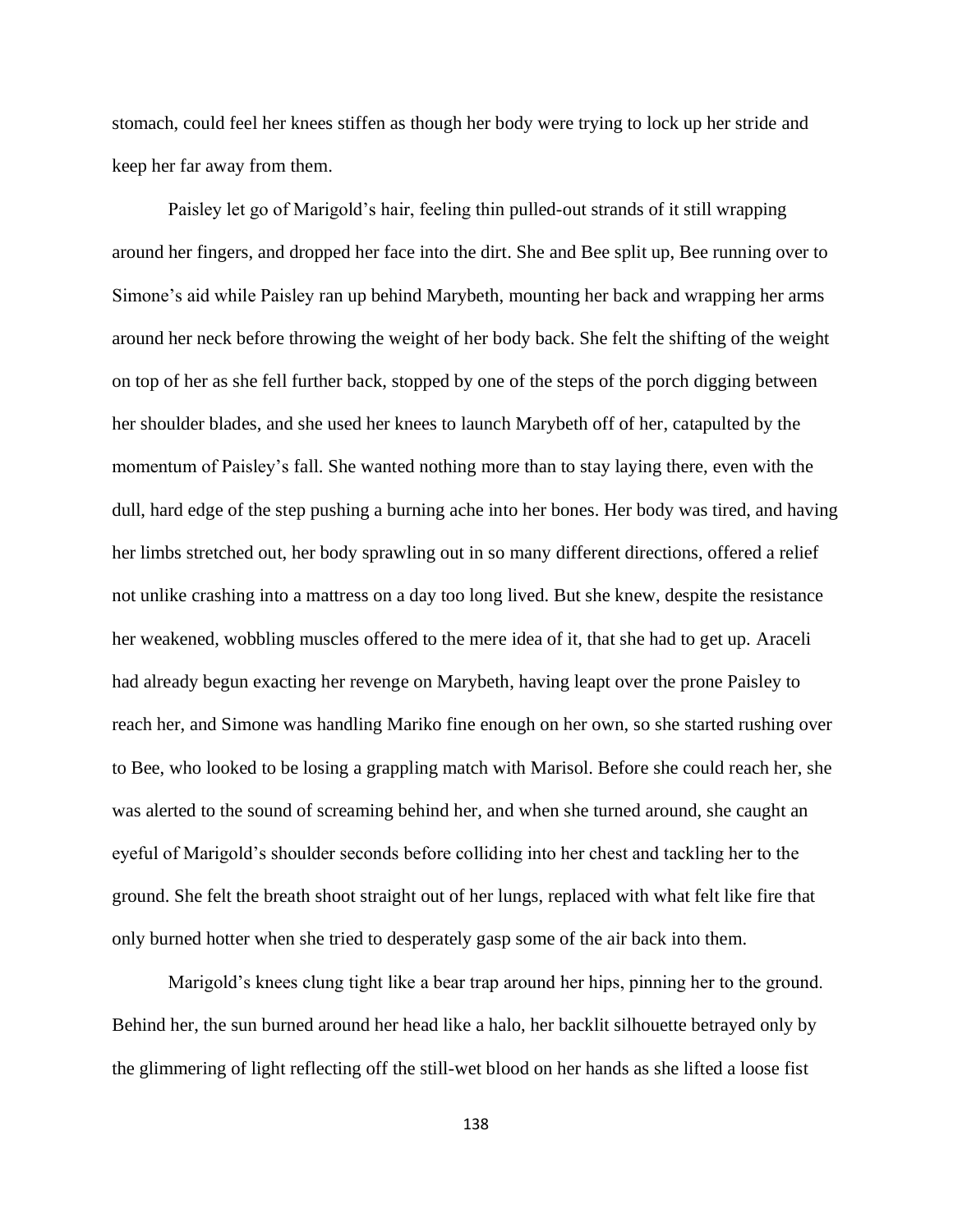stomach, could feel her knees stiffen as though her body were trying to lock up her stride and keep her far away from them.

Paisley let go of Marigold's hair, feeling thin pulled-out strands of it still wrapping around her fingers, and dropped her face into the dirt. She and Bee split up, Bee running over to Simone's aid while Paisley ran up behind Marybeth, mounting her back and wrapping her arms around her neck before throwing the weight of her body back. She felt the shifting of the weight on top of her as she fell further back, stopped by one of the steps of the porch digging between her shoulder blades, and she used her knees to launch Marybeth off of her, catapulted by the momentum of Paisley's fall. She wanted nothing more than to stay laying there, even with the dull, hard edge of the step pushing a burning ache into her bones. Her body was tired, and having her limbs stretched out, her body sprawling out in so many different directions, offered a relief not unlike crashing into a mattress on a day too long lived. But she knew, despite the resistance her weakened, wobbling muscles offered to the mere idea of it, that she had to get up. Araceli had already begun exacting her revenge on Marybeth, having leapt over the prone Paisley to reach her, and Simone was handling Mariko fine enough on her own, so she started rushing over to Bee, who looked to be losing a grappling match with Marisol. Before she could reach her, she was alerted to the sound of screaming behind her, and when she turned around, she caught an eyeful of Marigold's shoulder seconds before colliding into her chest and tackling her to the ground. She felt the breath shoot straight out of her lungs, replaced with what felt like fire that only burned hotter when she tried to desperately gasp some of the air back into them.

Marigold's knees clung tight like a bear trap around her hips, pinning her to the ground. Behind her, the sun burned around her head like a halo, her backlit silhouette betrayed only by the glimmering of light reflecting off the still-wet blood on her hands as she lifted a loose fist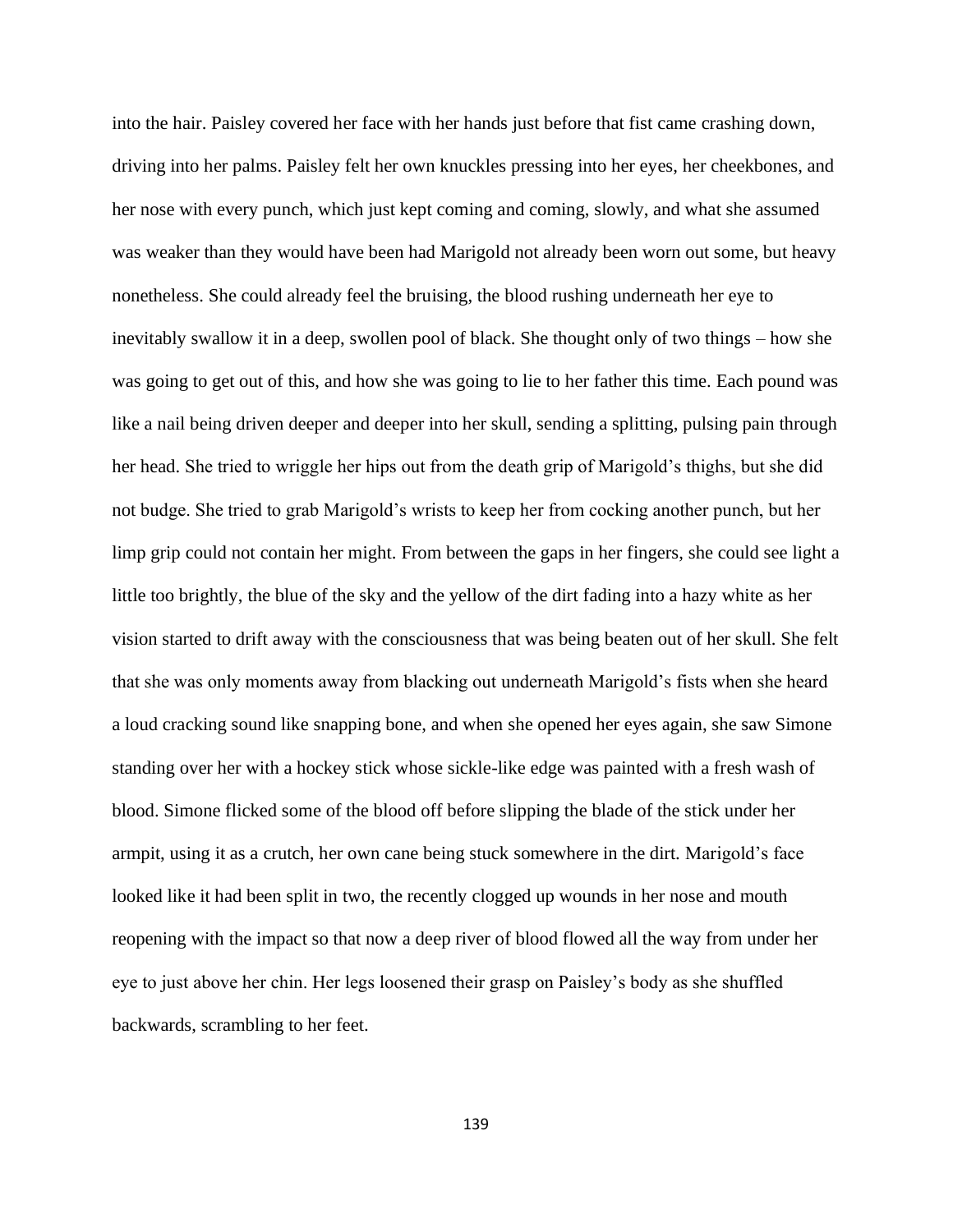into the hair. Paisley covered her face with her hands just before that fist came crashing down, driving into her palms. Paisley felt her own knuckles pressing into her eyes, her cheekbones, and her nose with every punch, which just kept coming and coming, slowly, and what she assumed was weaker than they would have been had Marigold not already been worn out some, but heavy nonetheless. She could already feel the bruising, the blood rushing underneath her eye to inevitably swallow it in a deep, swollen pool of black. She thought only of two things – how she was going to get out of this, and how she was going to lie to her father this time. Each pound was like a nail being driven deeper and deeper into her skull, sending a splitting, pulsing pain through her head. She tried to wriggle her hips out from the death grip of Marigold's thighs, but she did not budge. She tried to grab Marigold's wrists to keep her from cocking another punch, but her limp grip could not contain her might. From between the gaps in her fingers, she could see light a little too brightly, the blue of the sky and the yellow of the dirt fading into a hazy white as her vision started to drift away with the consciousness that was being beaten out of her skull. She felt that she was only moments away from blacking out underneath Marigold's fists when she heard a loud cracking sound like snapping bone, and when she opened her eyes again, she saw Simone standing over her with a hockey stick whose sickle-like edge was painted with a fresh wash of blood. Simone flicked some of the blood off before slipping the blade of the stick under her armpit, using it as a crutch, her own cane being stuck somewhere in the dirt. Marigold's face looked like it had been split in two, the recently clogged up wounds in her nose and mouth reopening with the impact so that now a deep river of blood flowed all the way from under her eye to just above her chin. Her legs loosened their grasp on Paisley's body as she shuffled backwards, scrambling to her feet.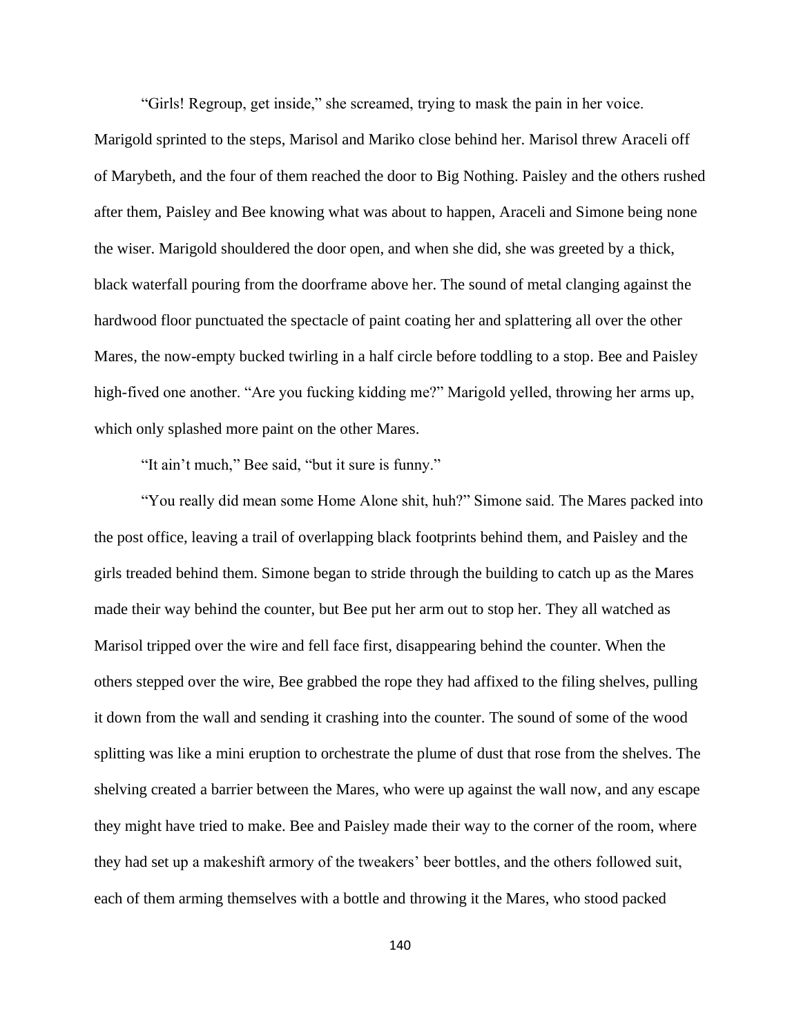"Girls! Regroup, get inside," she screamed, trying to mask the pain in her voice. Marigold sprinted to the steps, Marisol and Mariko close behind her. Marisol threw Araceli off of Marybeth, and the four of them reached the door to Big Nothing. Paisley and the others rushed after them, Paisley and Bee knowing what was about to happen, Araceli and Simone being none the wiser. Marigold shouldered the door open, and when she did, she was greeted by a thick, black waterfall pouring from the doorframe above her. The sound of metal clanging against the hardwood floor punctuated the spectacle of paint coating her and splattering all over the other Mares, the now-empty bucked twirling in a half circle before toddling to a stop. Bee and Paisley high-fived one another. "Are you fucking kidding me?" Marigold yelled, throwing her arms up, which only splashed more paint on the other Mares.

"It ain't much," Bee said, "but it sure is funny."

"You really did mean some Home Alone shit, huh?" Simone said. The Mares packed into the post office, leaving a trail of overlapping black footprints behind them, and Paisley and the girls treaded behind them. Simone began to stride through the building to catch up as the Mares made their way behind the counter, but Bee put her arm out to stop her. They all watched as Marisol tripped over the wire and fell face first, disappearing behind the counter. When the others stepped over the wire, Bee grabbed the rope they had affixed to the filing shelves, pulling it down from the wall and sending it crashing into the counter. The sound of some of the wood splitting was like a mini eruption to orchestrate the plume of dust that rose from the shelves. The shelving created a barrier between the Mares, who were up against the wall now, and any escape they might have tried to make. Bee and Paisley made their way to the corner of the room, where they had set up a makeshift armory of the tweakers' beer bottles, and the others followed suit, each of them arming themselves with a bottle and throwing it the Mares, who stood packed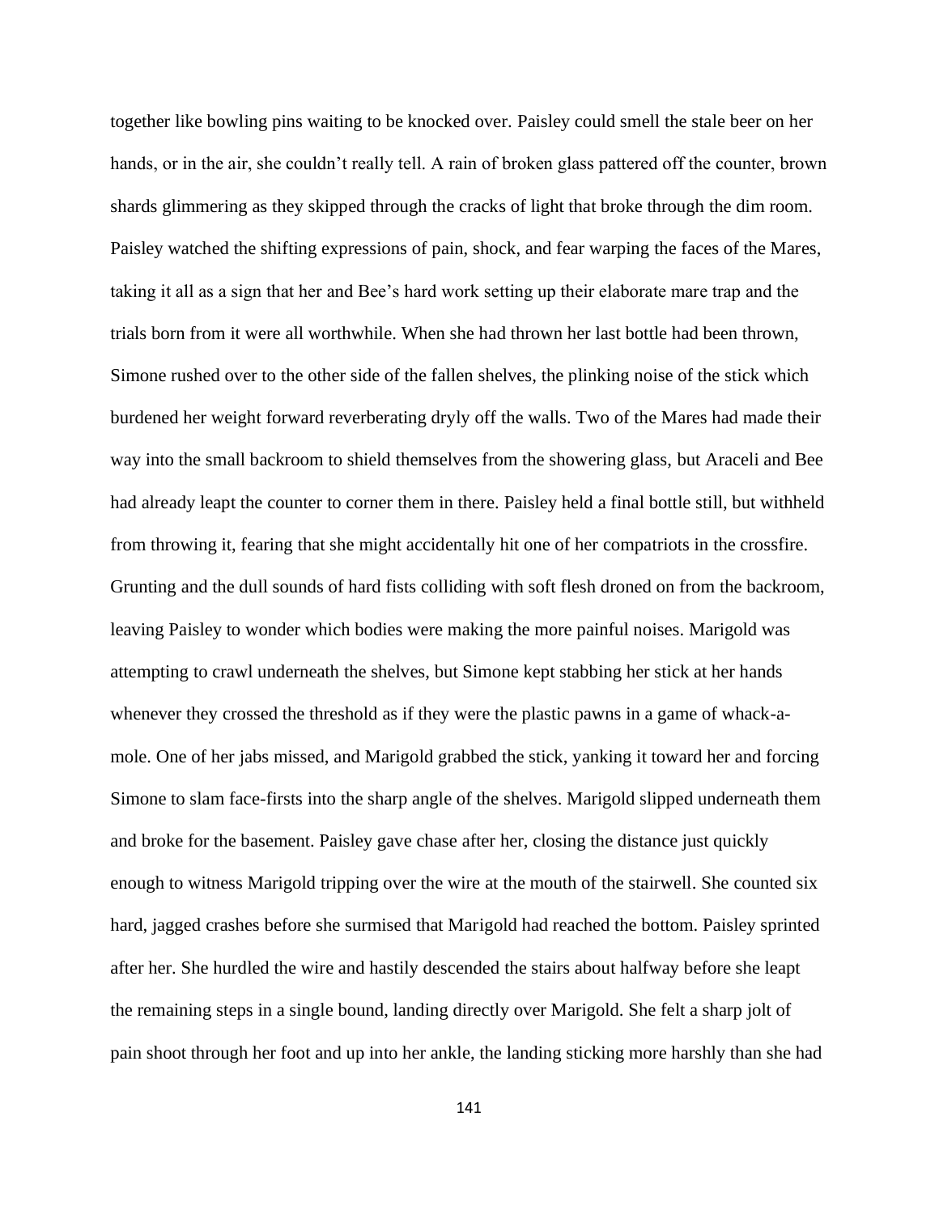together like bowling pins waiting to be knocked over. Paisley could smell the stale beer on her hands, or in the air, she couldn't really tell. A rain of broken glass pattered off the counter, brown shards glimmering as they skipped through the cracks of light that broke through the dim room. Paisley watched the shifting expressions of pain, shock, and fear warping the faces of the Mares, taking it all as a sign that her and Bee's hard work setting up their elaborate mare trap and the trials born from it were all worthwhile. When she had thrown her last bottle had been thrown, Simone rushed over to the other side of the fallen shelves, the plinking noise of the stick which burdened her weight forward reverberating dryly off the walls. Two of the Mares had made their way into the small backroom to shield themselves from the showering glass, but Araceli and Bee had already leapt the counter to corner them in there. Paisley held a final bottle still, but withheld from throwing it, fearing that she might accidentally hit one of her compatriots in the crossfire. Grunting and the dull sounds of hard fists colliding with soft flesh droned on from the backroom, leaving Paisley to wonder which bodies were making the more painful noises. Marigold was attempting to crawl underneath the shelves, but Simone kept stabbing her stick at her hands whenever they crossed the threshold as if they were the plastic pawns in a game of whack-a-mole. One of her jabs missed, and Marigold grabbed the stick, yanking it toward her and forcing Simone to slam face-firsts into the sharp angle of the shelves. Marigold slipped underneath them and broke for the basement. Paisley gave chase after her, closing the distance just quickly enough to witness Marigold tripping over the wire at the mouth of the stairwell. She counted six hard, jagged crashes before she surmised that Marigold had reached the bottom. Paisley sprinted after her. She hurdled the wire and hastily descended the stairs about halfway before she leapt the remaining steps in a single bound, landing directly over Marigold. She felt a sharp jolt of pain shoot through her foot and up into her ankle, the landing sticking more harshly than she had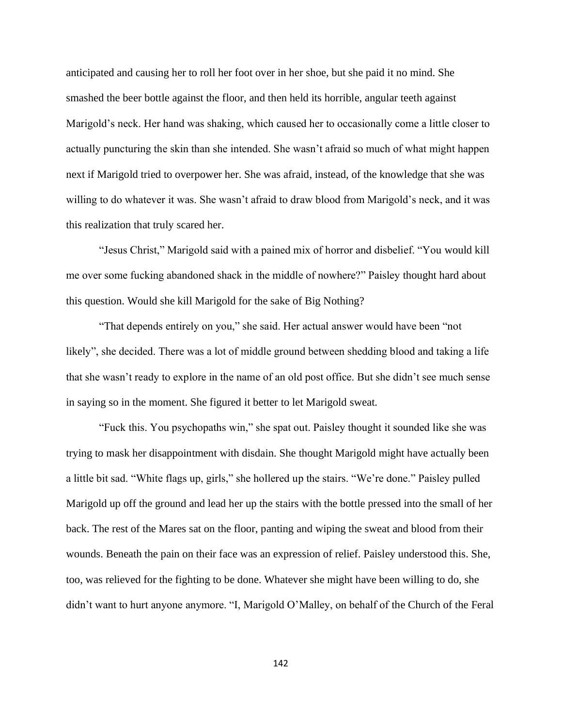anticipated and causing her to roll her foot over in her shoe, but she paid it no mind. She smashed the beer bottle against the floor, and then held its horrible, angular teeth against Marigold's neck. Her hand was shaking, which caused her to occasionally come a little closer to actually puncturing the skin than she intended. She wasn't afraid so much of what might happen next if Marigold tried to overpower her. She was afraid, instead, of the knowledge that she was willing to do whatever it was. She wasn't afraid to draw blood from Marigold's neck, and it was this realization that truly scared her.

"Jesus Christ," Marigold said with a pained mix of horror and disbelief. "You would kill me over some fucking abandoned shack in the middle of nowhere?" Paisley thought hard about this question. Would she kill Marigold for the sake of Big Nothing?

"That depends entirely on you," she said. Her actual answer would have been "not likely", she decided. There was a lot of middle ground between shedding blood and taking a life that she wasn't ready to explore in the name of an old post office. But she didn't see much sense in saying so in the moment. She figured it better to let Marigold sweat.

"Fuck this. You psychopaths win," she spat out. Paisley thought it sounded like she was trying to mask her disappointment with disdain. She thought Marigold might have actually been a little bit sad. "White flags up, girls," she hollered up the stairs. "We're done." Paisley pulled Marigold up off the ground and lead her up the stairs with the bottle pressed into the small of her back. The rest of the Mares sat on the floor, panting and wiping the sweat and blood from their wounds. Beneath the pain on their face was an expression of relief. Paisley understood this. She, too, was relieved for the fighting to be done. Whatever she might have been willing to do, she didn't want to hurt anyone anymore. "I, Marigold O'Malley, on behalf of the Church of the Feral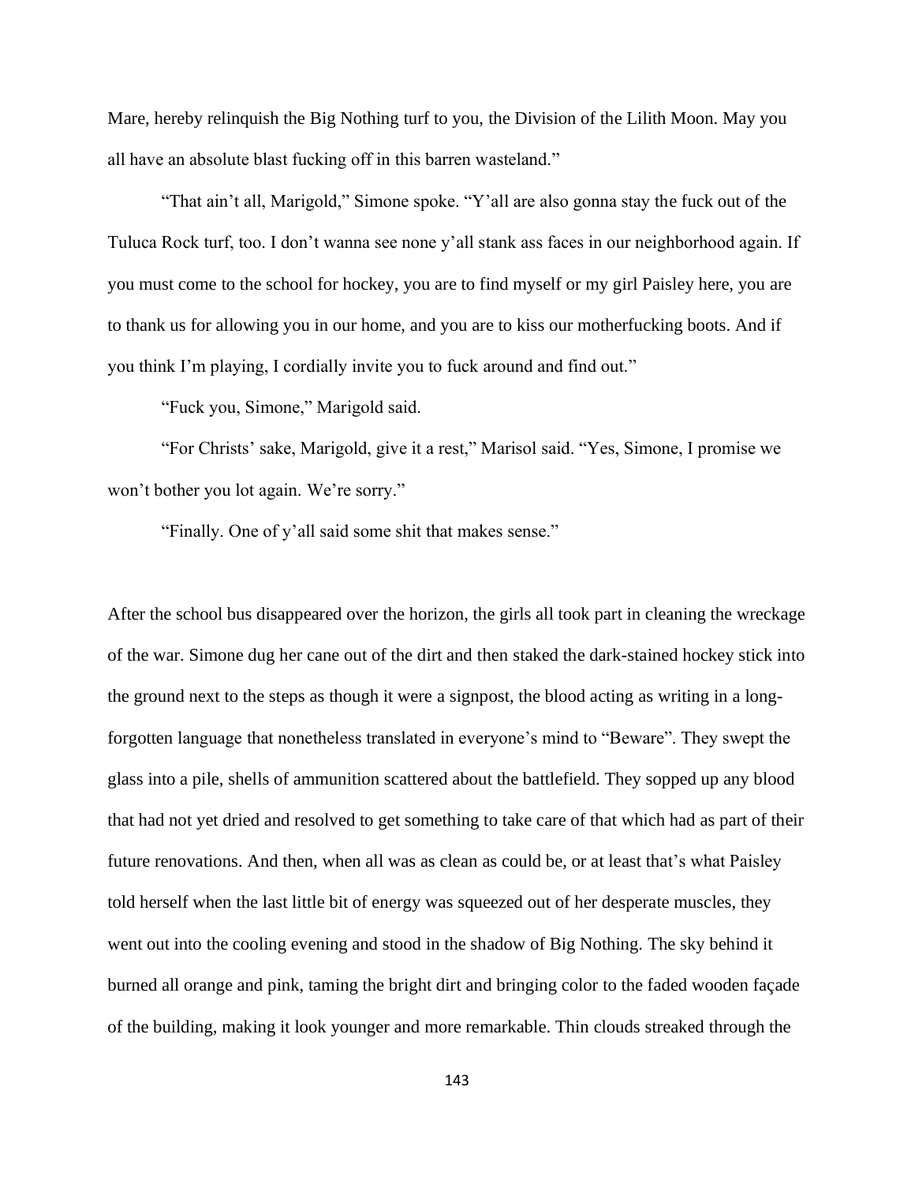Mare, hereby relinquish the Big Nothing turf to you, the Division of the Lilith Moon. May you all have an absolute blast fucking off in this barren wasteland."

"That ain't all, Marigold," Simone spoke. "Y'all are also gonna stay the fuck out of the Tuluca Rock turf, too. I don't wanna see none y'all stank ass faces in our neighborhood again. If you must come to the school for hockey, you are to find myself or my girl Paisley here, you are to thank us for allowing you in our home, and you are to kiss our motherfucking boots. And if you think I'm playing, I cordially invite you to fuck around and find out."

"Fuck you, Simone," Marigold said.

"For Christs' sake, Marigold, give it a rest," Marisol said. "Yes, Simone, I promise we won't bother you lot again. We're sorry."

"Finally. One of y'all said some shit that makes sense."

After the school bus disappeared over the horizon, the girls all took part in cleaning the wreckage of the war. Simone dug her cane out of the dirt and then staked the dark-stained hockey stick into the ground next to the steps as though it were a signpost, the blood acting as writing in a long-forgotten language that nonetheless translated in everyone's mind to "Beware". They swept the glass into a pile, shells of ammunition scattered about the battlefield. They sopped up any blood that had not yet dried and resolved to get something to take care of that which had as part of their future renovations. And then, when all was as clean as could be, or at least that's what Paisley told herself when the last little bit of energy was squeezed out of her desperate muscles, they went out into the cooling evening and stood in the shadow of Big Nothing. The sky behind it burned all orange and pink, taming the bright dirt and bringing color to the faded wooden façade of the building, making it look younger and more remarkable. Thin clouds streaked through the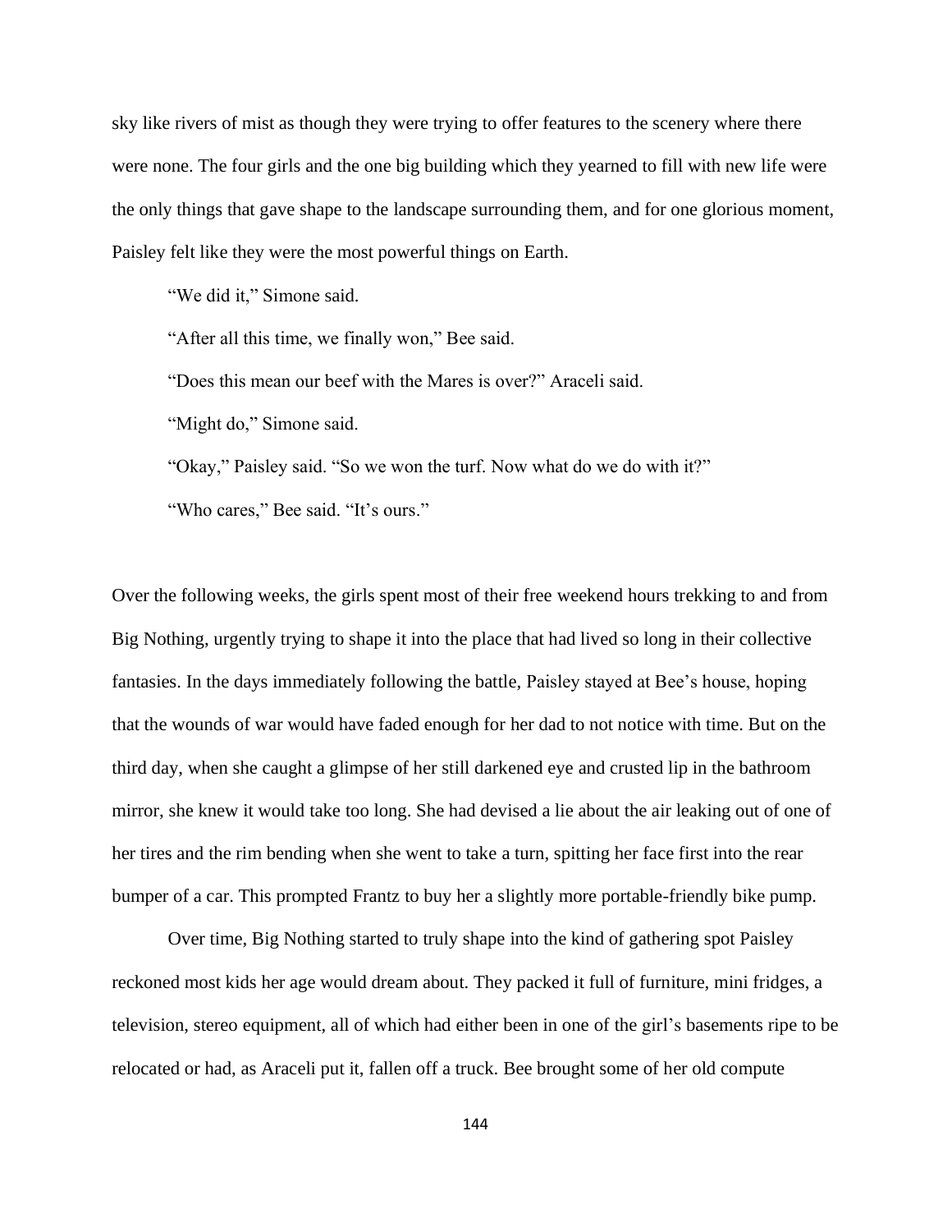sky like rivers of mist as though they were trying to offer features to the scenery where there were none. The four girls and the one big building which they yearned to fill with new life were the only things that gave shape to the landscape surrounding them, and for one glorious moment, Paisley felt like they were the most powerful things on Earth.

"We did it," Simone said.

"After all this time, we finally won," Bee said.

"Does this mean our beef with the Mares is over?" Araceli said.

"Might do," Simone said.

"Okay," Paisley said. "So we won the turf. Now what do we do with it?"

"Who cares," Bee said. "It's ours."

Over the following weeks, the girls spent most of their free weekend hours trekking to and from Big Nothing, urgently trying to shape it into the place that had lived so long in their collective fantasies. In the days immediately following the battle, Paisley stayed at Bee's house, hoping that the wounds of war would have faded enough for her dad to not notice with time. But on the third day, when she caught a glimpse of her still darkened eye and crusted lip in the bathroom mirror, she knew it would take too long. She had devised a lie about the air leaking out of one of her tires and the rim bending when she went to take a turn, spitting her face first into the rear bumper of a car. This prompted Frantz to buy her a slightly more portable-friendly bike pump.

Over time, Big Nothing started to truly shape into the kind of gathering spot Paisley reckoned most kids her age would dream about. They packed it full of furniture, mini fridges, a television, stereo equipment, all of which had either been in one of the girl's basements ripe to be relocated or had, as Araceli put it, fallen off a truck. Bee brought some of her old compute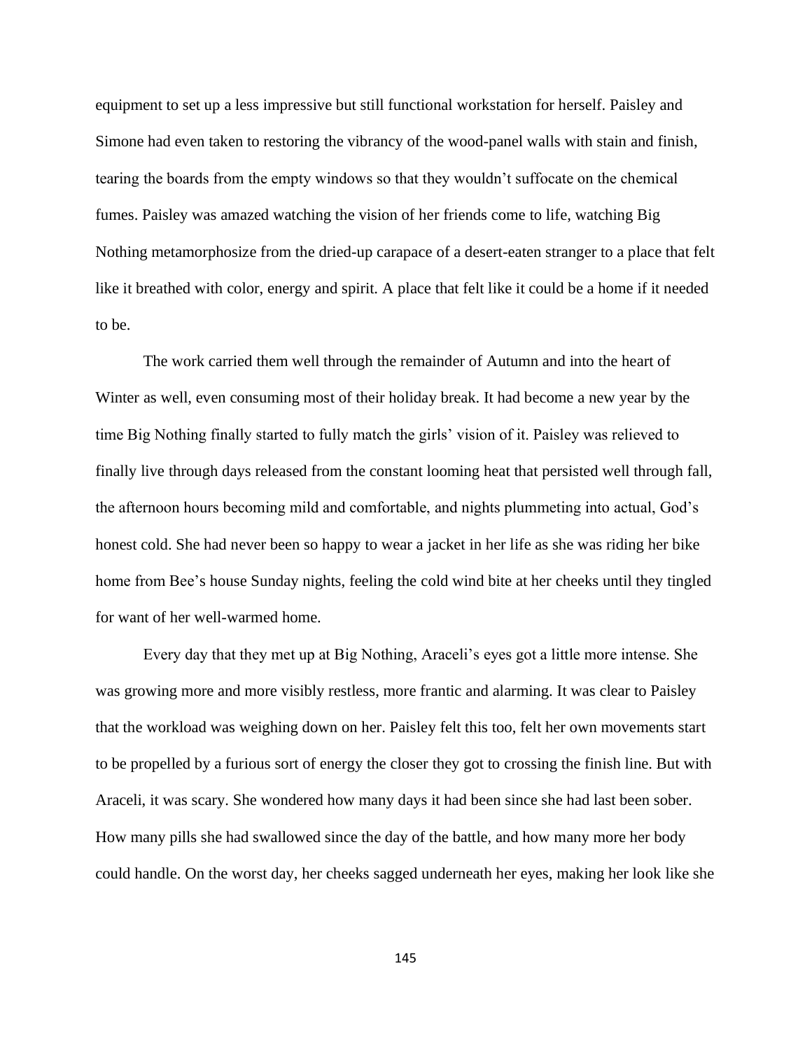equipment to set up a less impressive but still functional workstation for herself. Paisley and Simone had even taken to restoring the vibrancy of the wood-panel walls with stain and finish, tearing the boards from the empty windows so that they wouldn't suffocate on the chemical fumes. Paisley was amazed watching the vision of her friends come to life, watching Big Nothing metamorphosize from the dried-up carapace of a desert-eaten stranger to a place that felt like it breathed with color, energy and spirit. A place that felt like it could be a home if it needed to be.

The work carried them well through the remainder of Autumn and into the heart of Winter as well, even consuming most of their holiday break. It had become a new year by the time Big Nothing finally started to fully match the girls' vision of it. Paisley was relieved to finally live through days released from the constant looming heat that persisted well through fall, the afternoon hours becoming mild and comfortable, and nights plummeting into actual, God's honest cold. She had never been so happy to wear a jacket in her life as she was riding her bike home from Bee's house Sunday nights, feeling the cold wind bite at her cheeks until they tingled for want of her well-warmed home.

Every day that they met up at Big Nothing, Araceli's eyes got a little more intense. She was growing more and more visibly restless, more frantic and alarming. It was clear to Paisley that the workload was weighing down on her. Paisley felt this too, felt her own movements start to be propelled by a furious sort of energy the closer they got to crossing the finish line. But with Araceli, it was scary. She wondered how many days it had been since she had last been sober. How many pills she had swallowed since the day of the battle, and how many more her body could handle. On the worst day, her cheeks sagged underneath her eyes, making her look like she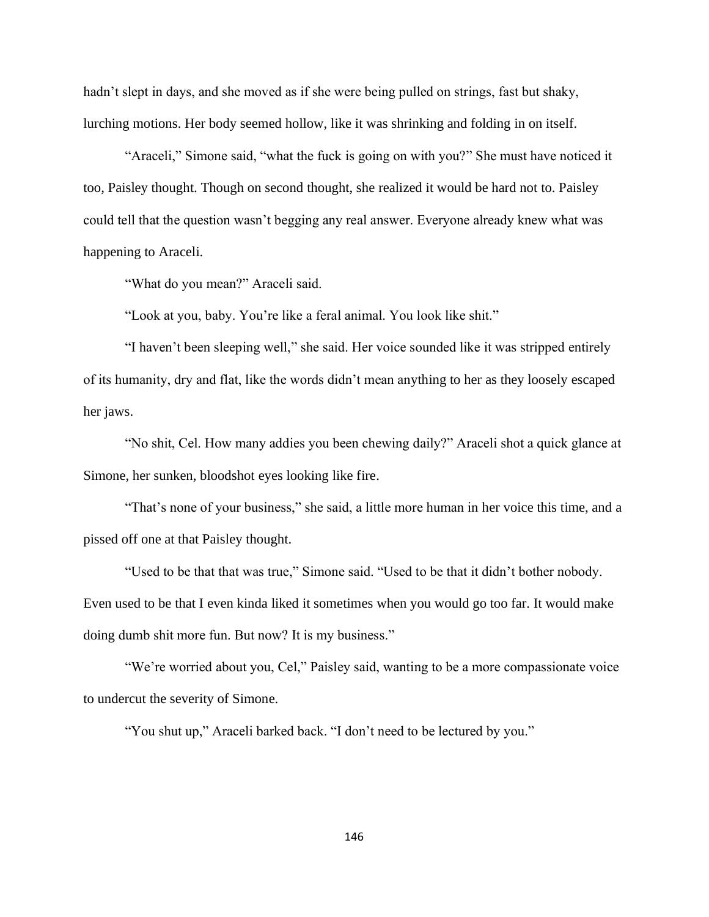hadn't slept in days, and she moved as if she were being pulled on strings, fast but shaky, lurching motions. Her body seemed hollow, like it was shrinking and folding in on itself.

"Araceli," Simone said, "what the fuck is going on with you?" She must have noticed it too, Paisley thought. Though on second thought, she realized it would be hard not to. Paisley could tell that the question wasn't begging any real answer. Everyone already knew what was happening to Araceli.

"What do you mean?" Araceli said.

"Look at you, baby. You're like a feral animal. You look like shit."

"I haven't been sleeping well," she said. Her voice sounded like it was stripped entirely of its humanity, dry and flat, like the words didn't mean anything to her as they loosely escaped her jaws.

"No shit, Cel. How many addies you been chewing daily?" Araceli shot a quick glance at Simone, her sunken, bloodshot eyes looking like fire.

"That's none of your business," she said, a little more human in her voice this time, and a pissed off one at that Paisley thought.

"Used to be that that was true," Simone said. "Used to be that it didn't bother nobody. Even used to be that I even kinda liked it sometimes when you would go too far. It would make doing dumb shit more fun. But now? It is my business."

"We're worried about you, Cel," Paisley said, wanting to be a more compassionate voice to undercut the severity of Simone.

"You shut up," Araceli barked back. "I don't need to be lectured by you."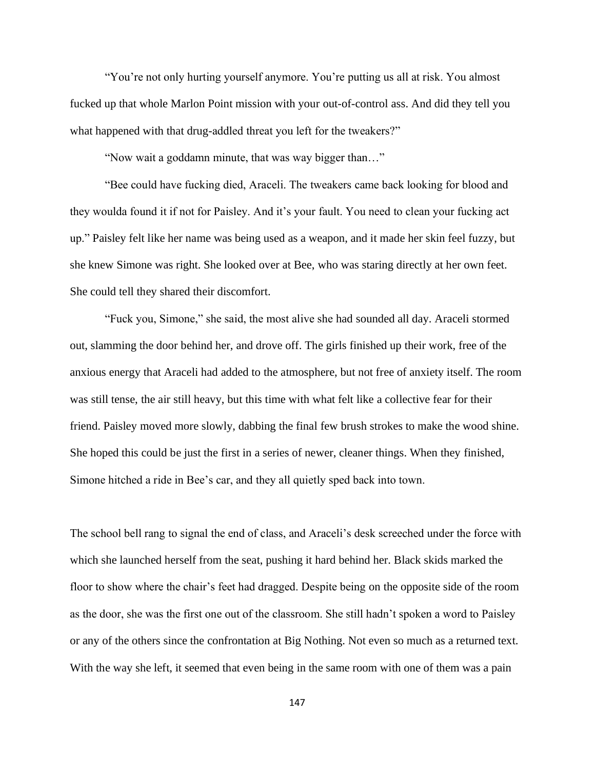"You're not only hurting yourself anymore. You're putting us all at risk. You almost fucked up that whole Marlon Point mission with your out-of-control ass. And did they tell you what happened with that drug-addled threat you left for the tweakers?"

"Now wait a goddamn minute, that was way bigger than…"

"Bee could have fucking died, Araceli. The tweakers came back looking for blood and they woulda found it if not for Paisley. And it's your fault. You need to clean your fucking act up." Paisley felt like her name was being used as a weapon, and it made her skin feel fuzzy, but she knew Simone was right. She looked over at Bee, who was staring directly at her own feet. She could tell they shared their discomfort.

"Fuck you, Simone," she said, the most alive she had sounded all day. Araceli stormed out, slamming the door behind her, and drove off. The girls finished up their work, free of the anxious energy that Araceli had added to the atmosphere, but not free of anxiety itself. The room was still tense, the air still heavy, but this time with what felt like a collective fear for their friend. Paisley moved more slowly, dabbing the final few brush strokes to make the wood shine. She hoped this could be just the first in a series of newer, cleaner things. When they finished, Simone hitched a ride in Bee's car, and they all quietly sped back into town.

The school bell rang to signal the end of class, and Araceli's desk screeched under the force with which she launched herself from the seat, pushing it hard behind her. Black skids marked the floor to show where the chair's feet had dragged. Despite being on the opposite side of the room as the door, she was the first one out of the classroom. She still hadn't spoken a word to Paisley or any of the others since the confrontation at Big Nothing. Not even so much as a returned text. With the way she left, it seemed that even being in the same room with one of them was a pain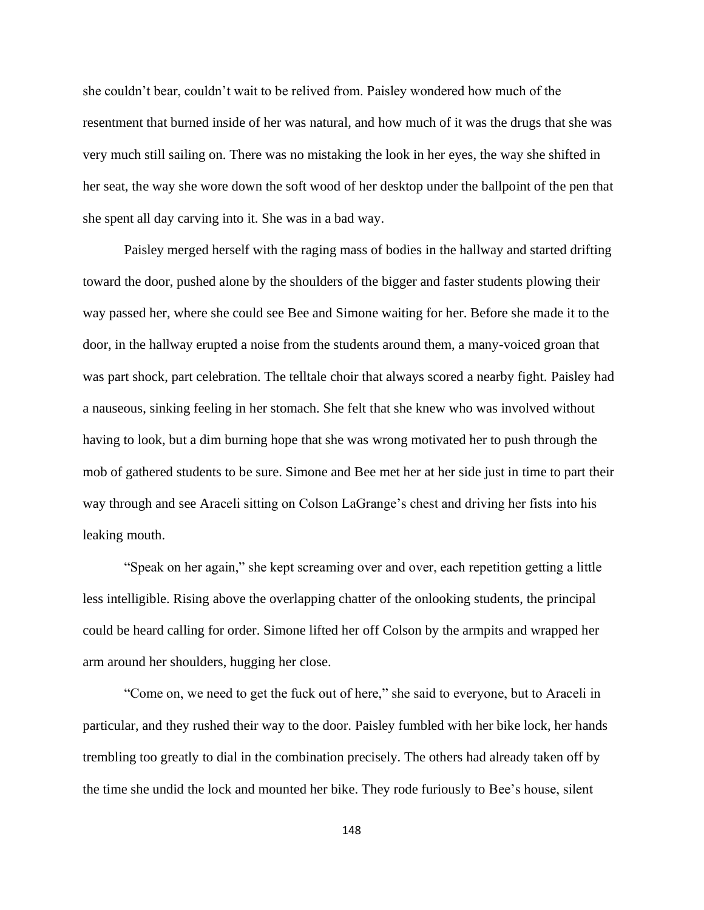she couldn't bear, couldn't wait to be relived from. Paisley wondered how much of the resentment that burned inside of her was natural, and how much of it was the drugs that she was very much still sailing on. There was no mistaking the look in her eyes, the way she shifted in her seat, the way she wore down the soft wood of her desktop under the ballpoint of the pen that she spent all day carving into it. She was in a bad way.

Paisley merged herself with the raging mass of bodies in the hallway and started drifting toward the door, pushed alone by the shoulders of the bigger and faster students plowing their way passed her, where she could see Bee and Simone waiting for her. Before she made it to the door, in the hallway erupted a noise from the students around them, a many-voiced groan that was part shock, part celebration. The telltale choir that always scored a nearby fight. Paisley had a nauseous, sinking feeling in her stomach. She felt that she knew who was involved without having to look, but a dim burning hope that she was wrong motivated her to push through the mob of gathered students to be sure. Simone and Bee met her at her side just in time to part their way through and see Araceli sitting on Colson LaGrange's chest and driving her fists into his leaking mouth.

"Speak on her again," she kept screaming over and over, each repetition getting a little less intelligible. Rising above the overlapping chatter of the onlooking students, the principal could be heard calling for order. Simone lifted her off Colson by the armpits and wrapped her arm around her shoulders, hugging her close.

"Come on, we need to get the fuck out of here," she said to everyone, but to Araceli in particular, and they rushed their way to the door. Paisley fumbled with her bike lock, her hands trembling too greatly to dial in the combination precisely. The others had already taken off by the time she undid the lock and mounted her bike. They rode furiously to Bee's house, silent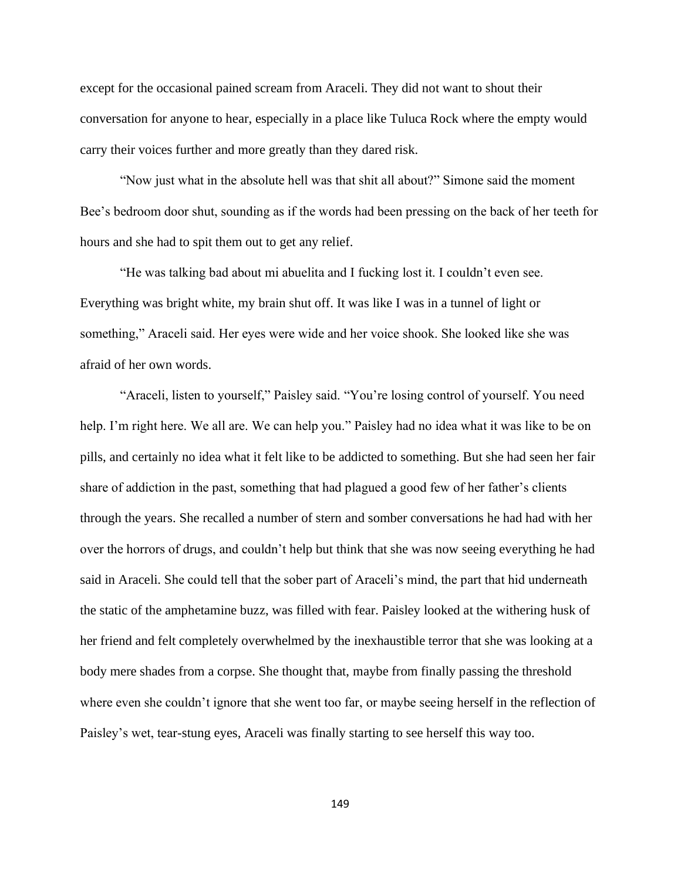except for the occasional pained scream from Araceli. They did not want to shout their conversation for anyone to hear, especially in a place like Tuluca Rock where the empty would carry their voices further and more greatly than they dared risk.

"Now just what in the absolute hell was that shit all about?" Simone said the moment Bee's bedroom door shut, sounding as if the words had been pressing on the back of her teeth for hours and she had to spit them out to get any relief.

"He was talking bad about mi abuelita and I fucking lost it. I couldn't even see. Everything was bright white, my brain shut off. It was like I was in a tunnel of light or something," Araceli said. Her eyes were wide and her voice shook. She looked like she was afraid of her own words.

"Araceli, listen to yourself," Paisley said. "You're losing control of yourself. You need help. I'm right here. We all are. We can help you." Paisley had no idea what it was like to be on pills, and certainly no idea what it felt like to be addicted to something. But she had seen her fair share of addiction in the past, something that had plagued a good few of her father's clients through the years. She recalled a number of stern and somber conversations he had had with her over the horrors of drugs, and couldn't help but think that she was now seeing everything he had said in Araceli. She could tell that the sober part of Araceli's mind, the part that hid underneath the static of the amphetamine buzz, was filled with fear. Paisley looked at the withering husk of her friend and felt completely overwhelmed by the inexhaustible terror that she was looking at a body mere shades from a corpse. She thought that, maybe from finally passing the threshold where even she couldn't ignore that she went too far, or maybe seeing herself in the reflection of Paisley's wet, tear-stung eyes, Araceli was finally starting to see herself this way too.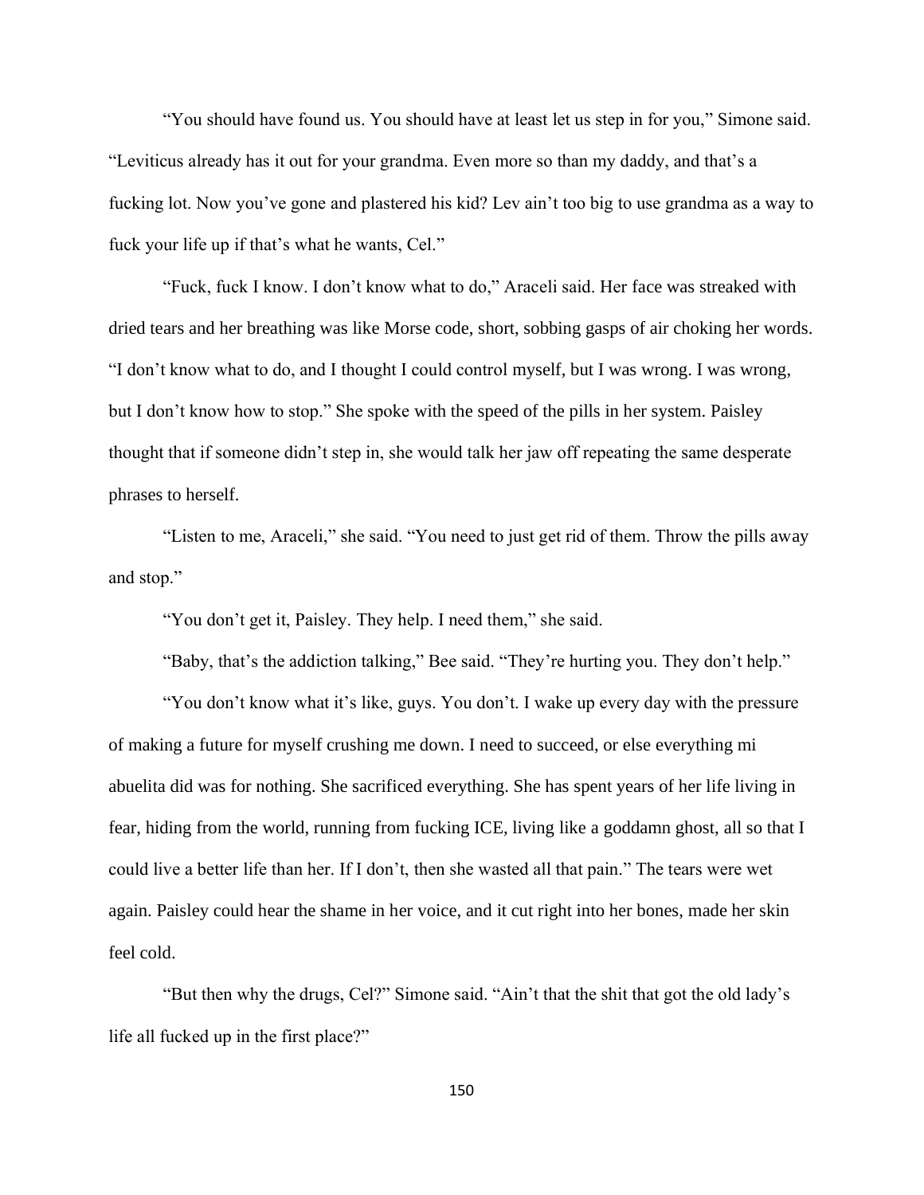"You should have found us. You should have at least let us step in for you," Simone said. "Leviticus already has it out for your grandma. Even more so than my daddy, and that's a fucking lot. Now you've gone and plastered his kid? Lev ain't too big to use grandma as a way to fuck your life up if that's what he wants, Cel."

"Fuck, fuck I know. I don't know what to do," Araceli said. Her face was streaked with dried tears and her breathing was like Morse code, short, sobbing gasps of air choking her words. "I don't know what to do, and I thought I could control myself, but I was wrong. I was wrong, but I don't know how to stop." She spoke with the speed of the pills in her system. Paisley thought that if someone didn't step in, she would talk her jaw off repeating the same desperate phrases to herself.

"Listen to me, Araceli," she said. "You need to just get rid of them. Throw the pills away and stop."

"You don't get it, Paisley. They help. I need them," she said.

"Baby, that's the addiction talking," Bee said. "They're hurting you. They don't help."

"You don't know what it's like, guys. You don't. I wake up every day with the pressure of making a future for myself crushing me down. I need to succeed, or else everything mi abuelita did was for nothing. She sacrificed everything. She has spent years of her life living in fear, hiding from the world, running from fucking ICE, living like a goddamn ghost, all so that I could live a better life than her. If I don't, then she wasted all that pain." The tears were wet again. Paisley could hear the shame in her voice, and it cut right into her bones, made her skin feel cold.

"But then why the drugs, Cel?" Simone said. "Ain't that the shit that got the old lady's life all fucked up in the first place?"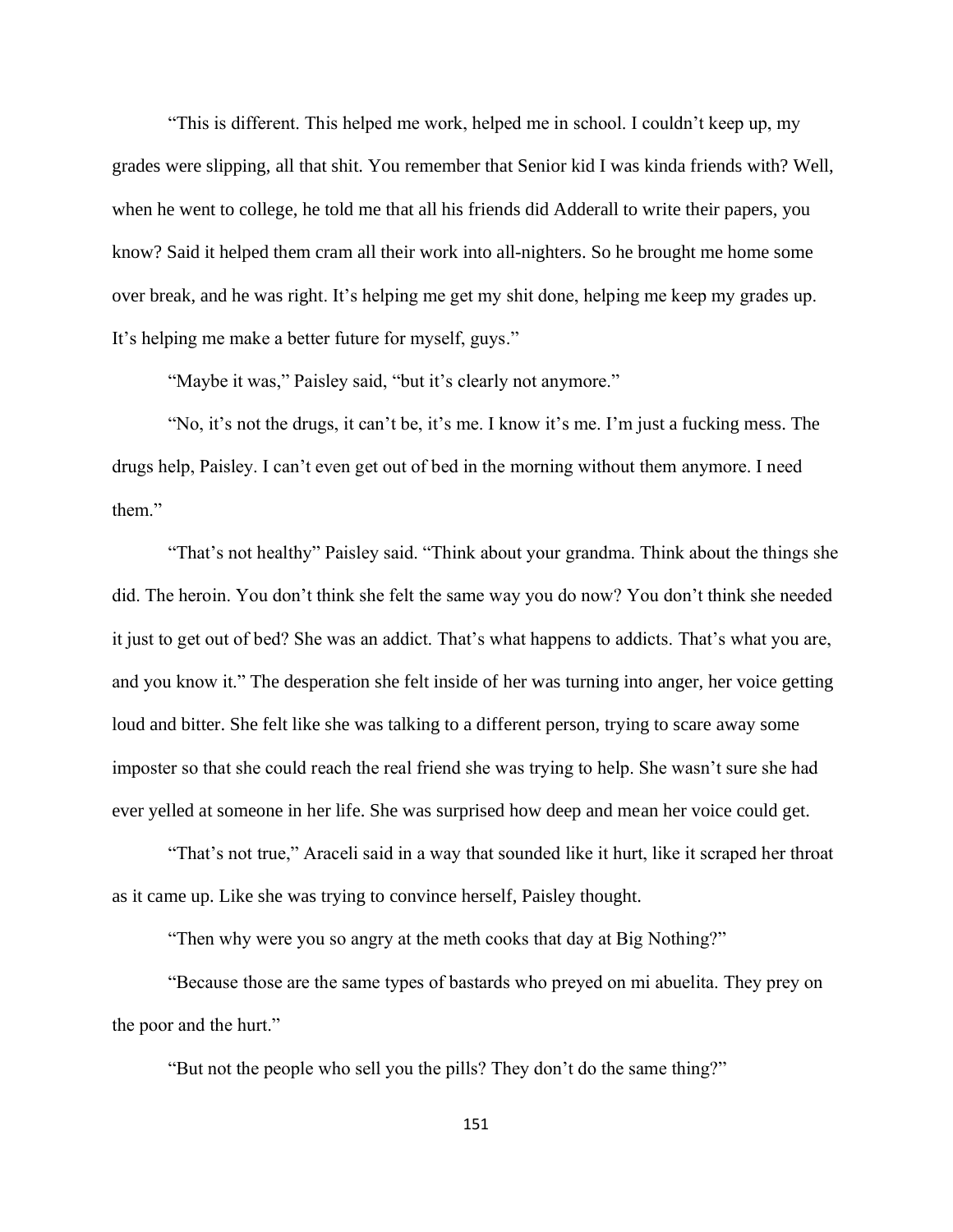"This is different. This helped me work, helped me in school. I couldn't keep up, my grades were slipping, all that shit. You remember that Senior kid I was kinda friends with? Well, when he went to college, he told me that all his friends did Adderall to write their papers, you know? Said it helped them cram all their work into all-nighters. So he brought me home some over break, and he was right. It's helping me get my shit done, helping me keep my grades up. It's helping me make a better future for myself, guys."

"Maybe it was," Paisley said, "but it's clearly not anymore."

"No, it's not the drugs, it can't be, it's me. I know it's me. I'm just a fucking mess. The drugs help, Paisley. I can't even get out of bed in the morning without them anymore. I need them."

"That's not healthy" Paisley said. "Think about your grandma. Think about the things she did. The heroin. You don't think she felt the same way you do now? You don't think she needed it just to get out of bed? She was an addict. That's what happens to addicts. That's what you are, and you know it." The desperation she felt inside of her was turning into anger, her voice getting loud and bitter. She felt like she was talking to a different person, trying to scare away some imposter so that she could reach the real friend she was trying to help. She wasn't sure she had ever yelled at someone in her life. She was surprised how deep and mean her voice could get.

"That's not true," Araceli said in a way that sounded like it hurt, like it scraped her throat as it came up. Like she was trying to convince herself, Paisley thought.

"Then why were you so angry at the meth cooks that day at Big Nothing?"

"Because those are the same types of bastards who preyed on mi abuelita. They prey on the poor and the hurt."

"But not the people who sell you the pills? They don't do the same thing?"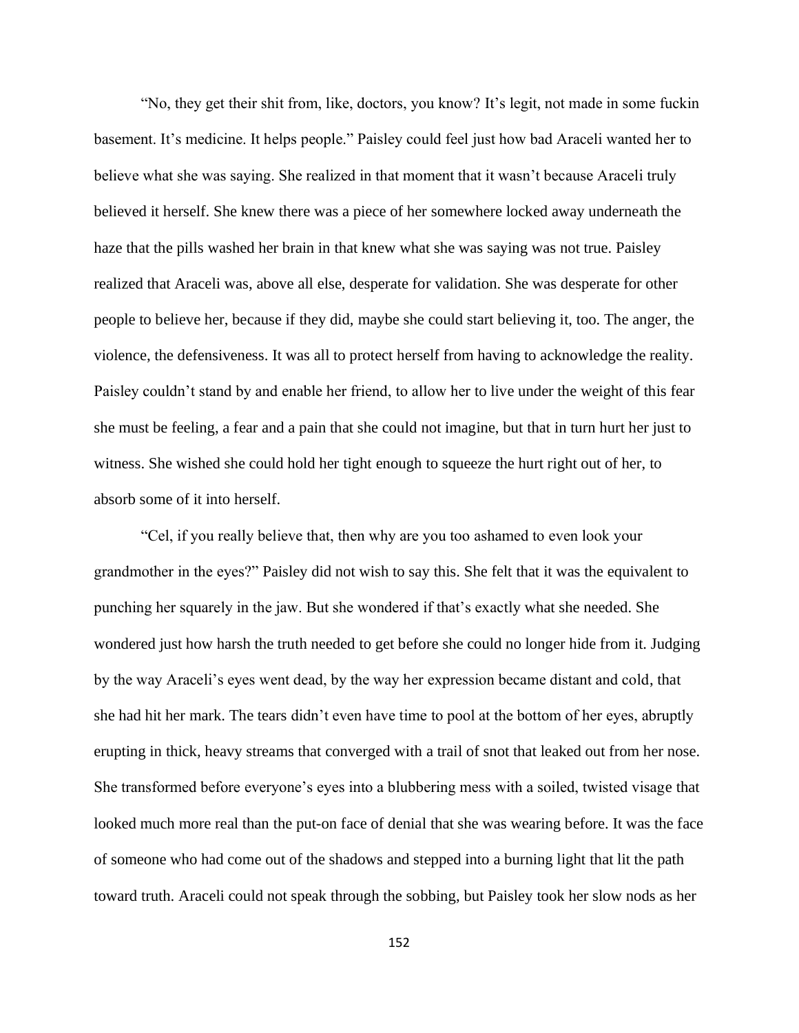"No, they get their shit from, like, doctors, you know? It's legit, not made in some fuckin basement. It's medicine. It helps people." Paisley could feel just how bad Araceli wanted her to believe what she was saying. She realized in that moment that it wasn't because Araceli truly believed it herself. She knew there was a piece of her somewhere locked away underneath the haze that the pills washed her brain in that knew what she was saying was not true. Paisley realized that Araceli was, above all else, desperate for validation. She was desperate for other people to believe her, because if they did, maybe she could start believing it, too. The anger, the violence, the defensiveness. It was all to protect herself from having to acknowledge the reality. Paisley couldn't stand by and enable her friend, to allow her to live under the weight of this fear she must be feeling, a fear and a pain that she could not imagine, but that in turn hurt her just to witness. She wished she could hold her tight enough to squeeze the hurt right out of her, to absorb some of it into herself.

"Cel, if you really believe that, then why are you too ashamed to even look your grandmother in the eyes?" Paisley did not wish to say this. She felt that it was the equivalent to punching her squarely in the jaw. But she wondered if that's exactly what she needed. She wondered just how harsh the truth needed to get before she could no longer hide from it. Judging by the way Araceli's eyes went dead, by the way her expression became distant and cold, that she had hit her mark. The tears didn't even have time to pool at the bottom of her eyes, abruptly erupting in thick, heavy streams that converged with a trail of snot that leaked out from her nose. She transformed before everyone's eyes into a blubbering mess with a soiled, twisted visage that looked much more real than the put-on face of denial that she was wearing before. It was the face of someone who had come out of the shadows and stepped into a burning light that lit the path toward truth. Araceli could not speak through the sobbing, but Paisley took her slow nods as her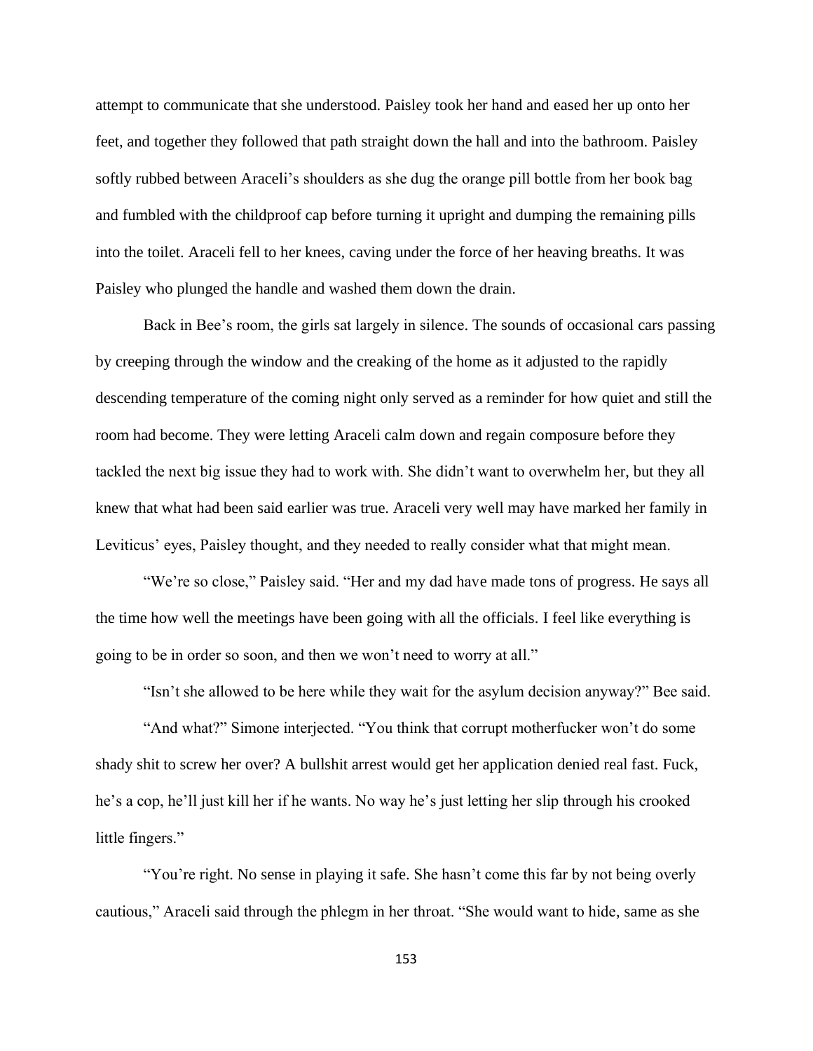attempt to communicate that she understood. Paisley took her hand and eased her up onto her feet, and together they followed that path straight down the hall and into the bathroom. Paisley softly rubbed between Araceli's shoulders as she dug the orange pill bottle from her book bag and fumbled with the childproof cap before turning it upright and dumping the remaining pills into the toilet. Araceli fell to her knees, caving under the force of her heaving breaths. It was Paisley who plunged the handle and washed them down the drain.

Back in Bee's room, the girls sat largely in silence. The sounds of occasional cars passing by creeping through the window and the creaking of the home as it adjusted to the rapidly descending temperature of the coming night only served as a reminder for how quiet and still the room had become. They were letting Araceli calm down and regain composure before they tackled the next big issue they had to work with. She didn't want to overwhelm her, but they all knew that what had been said earlier was true. Araceli very well may have marked her family in Leviticus' eyes, Paisley thought, and they needed to really consider what that might mean.

"We're so close," Paisley said. "Her and my dad have made tons of progress. He says all the time how well the meetings have been going with all the officials. I feel like everything is going to be in order so soon, and then we won't need to worry at all."

"Isn't she allowed to be here while they wait for the asylum decision anyway?" Bee said.

"And what?" Simone interjected. "You think that corrupt motherfucker won't do some shady shit to screw her over? A bullshit arrest would get her application denied real fast. Fuck, he's a cop, he'll just kill her if he wants. No way he's just letting her slip through his crooked little fingers."

"You're right. No sense in playing it safe. She hasn't come this far by not being overly cautious," Araceli said through the phlegm in her throat. "She would want to hide, same as she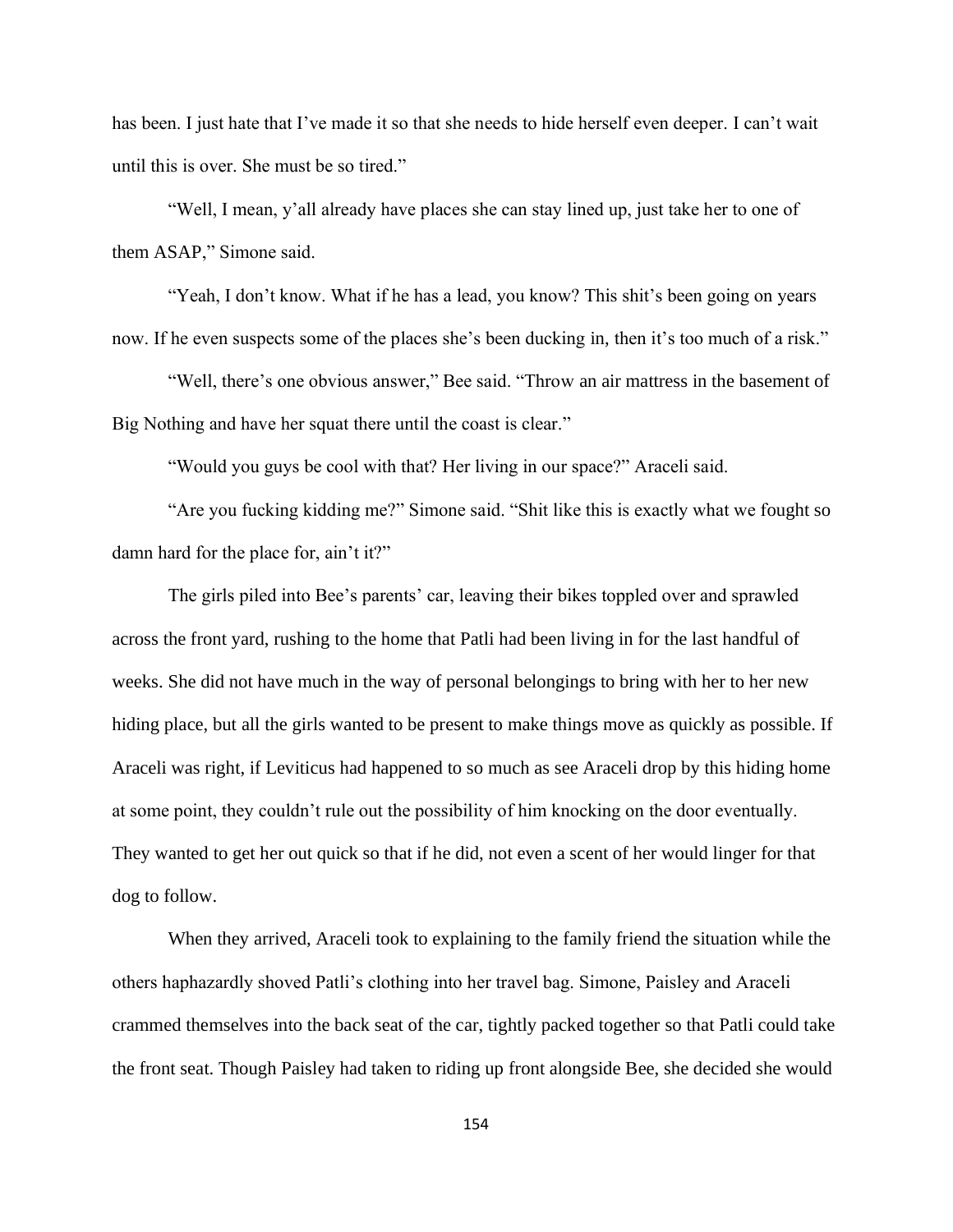has been. I just hate that I've made it so that she needs to hide herself even deeper. I can't wait until this is over. She must be so tired."

"Well, I mean, y'all already have places she can stay lined up, just take her to one of them ASAP," Simone said.

"Yeah, I don't know. What if he has a lead, you know? This shit's been going on years now. If he even suspects some of the places she's been ducking in, then it's too much of a risk."

"Well, there's one obvious answer," Bee said. "Throw an air mattress in the basement of Big Nothing and have her squat there until the coast is clear."

"Would you guys be cool with that? Her living in our space?" Araceli said.

"Are you fucking kidding me?" Simone said. "Shit like this is exactly what we fought so damn hard for the place for, ain't it?"

The girls piled into Bee's parents' car, leaving their bikes toppled over and sprawled across the front yard, rushing to the home that Patli had been living in for the last handful of weeks. She did not have much in the way of personal belongings to bring with her to her new hiding place, but all the girls wanted to be present to make things move as quickly as possible. If Araceli was right, if Leviticus had happened to so much as see Araceli drop by this hiding home at some point, they couldn't rule out the possibility of him knocking on the door eventually. They wanted to get her out quick so that if he did, not even a scent of her would linger for that dog to follow.

When they arrived, Araceli took to explaining to the family friend the situation while the others haphazardly shoved Patli's clothing into her travel bag. Simone, Paisley and Araceli crammed themselves into the back seat of the car, tightly packed together so that Patli could take the front seat. Though Paisley had taken to riding up front alongside Bee, she decided she would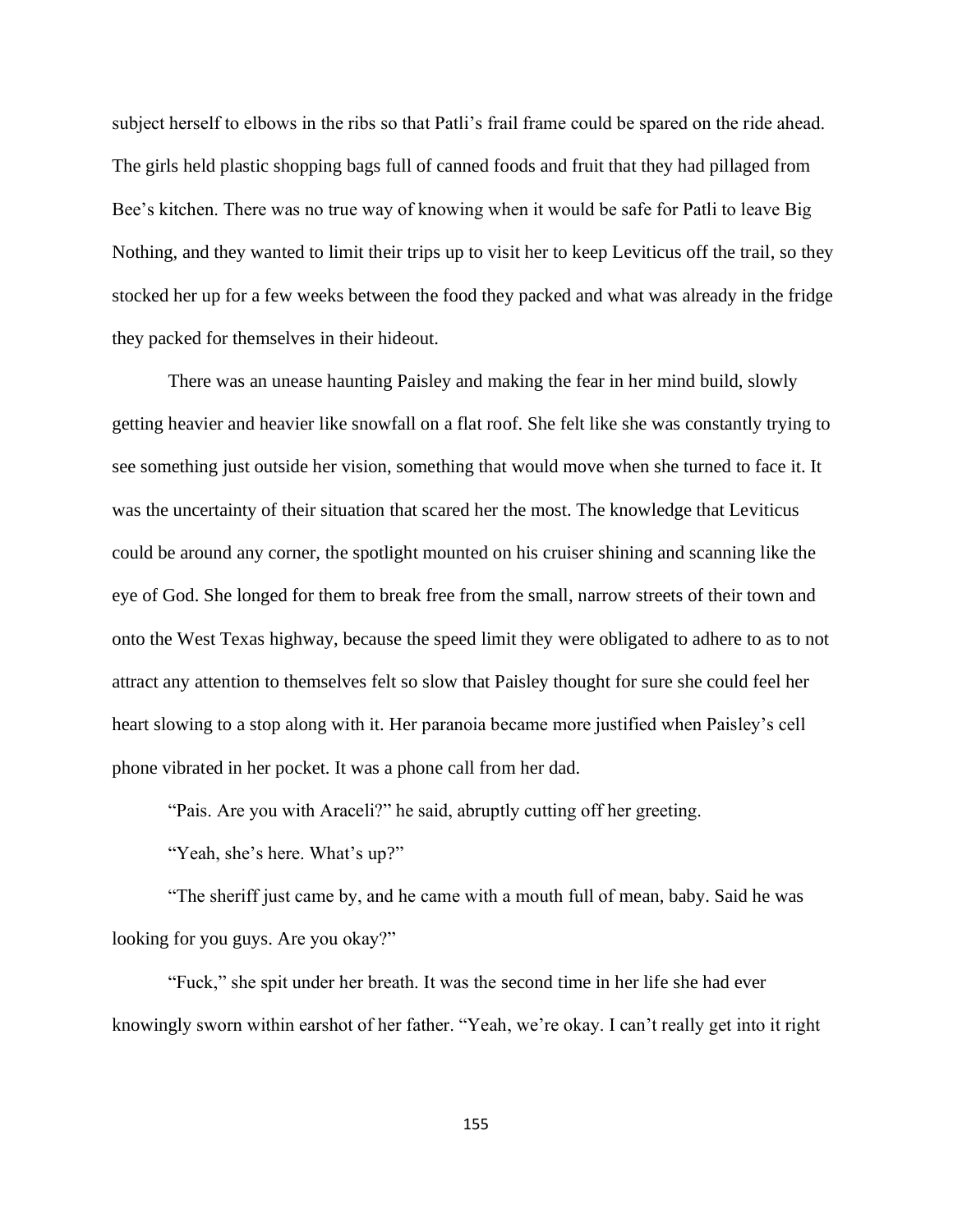subject herself to elbows in the ribs so that Patli's frail frame could be spared on the ride ahead. The girls held plastic shopping bags full of canned foods and fruit that they had pillaged from Bee's kitchen. There was no true way of knowing when it would be safe for Patli to leave Big Nothing, and they wanted to limit their trips up to visit her to keep Leviticus off the trail, so they stocked her up for a few weeks between the food they packed and what was already in the fridge they packed for themselves in their hideout.

There was an unease haunting Paisley and making the fear in her mind build, slowly getting heavier and heavier like snowfall on a flat roof. She felt like she was constantly trying to see something just outside her vision, something that would move when she turned to face it. It was the uncertainty of their situation that scared her the most. The knowledge that Leviticus could be around any corner, the spotlight mounted on his cruiser shining and scanning like the eye of God. She longed for them to break free from the small, narrow streets of their town and onto the West Texas highway, because the speed limit they were obligated to adhere to as to not attract any attention to themselves felt so slow that Paisley thought for sure she could feel her heart slowing to a stop along with it. Her paranoia became more justified when Paisley's cell phone vibrated in her pocket. It was a phone call from her dad.

"Pais. Are you with Araceli?" he said, abruptly cutting off her greeting.

"Yeah, she's here. What's up?"

"The sheriff just came by, and he came with a mouth full of mean, baby. Said he was looking for you guys. Are you okay?"

"Fuck," she spit under her breath. It was the second time in her life she had ever knowingly sworn within earshot of her father. "Yeah, we're okay. I can't really get into it right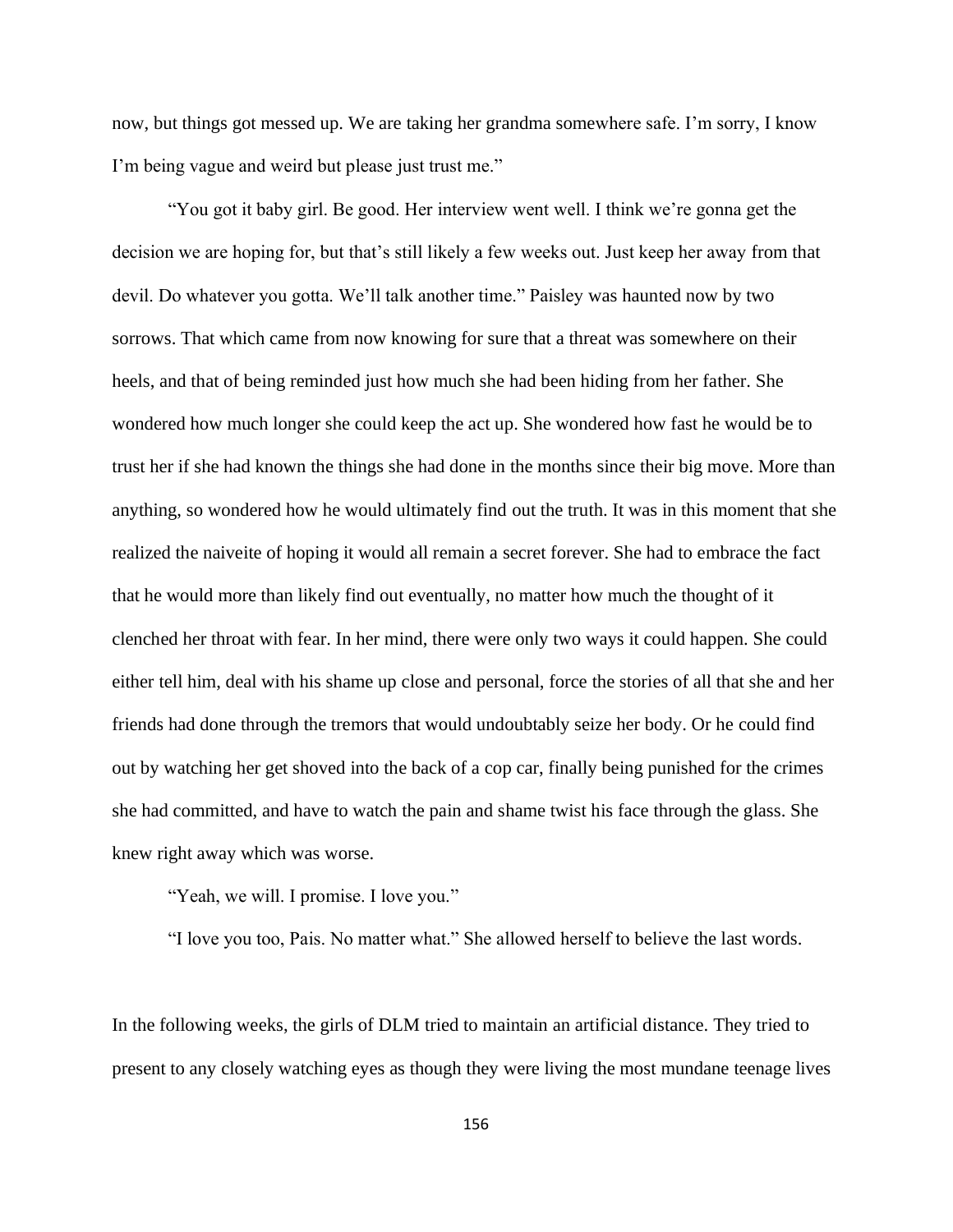now, but things got messed up. We are taking her grandma somewhere safe. I'm sorry, I know I'm being vague and weird but please just trust me."

"You got it baby girl. Be good. Her interview went well. I think we're gonna get the decision we are hoping for, but that's still likely a few weeks out. Just keep her away from that devil. Do whatever you gotta. We'll talk another time." Paisley was haunted now by two sorrows. That which came from now knowing for sure that a threat was somewhere on their heels, and that of being reminded just how much she had been hiding from her father. She wondered how much longer she could keep the act up. She wondered how fast he would be to trust her if she had known the things she had done in the months since their big move. More than anything, so wondered how he would ultimately find out the truth. It was in this moment that she realized the naiveite of hoping it would all remain a secret forever. She had to embrace the fact that he would more than likely find out eventually, no matter how much the thought of it clenched her throat with fear. In her mind, there were only two ways it could happen. She could either tell him, deal with his shame up close and personal, force the stories of all that she and her friends had done through the tremors that would undoubtably seize her body. Or he could find out by watching her get shoved into the back of a cop car, finally being punished for the crimes she had committed, and have to watch the pain and shame twist his face through the glass. She knew right away which was worse.

"Yeah, we will. I promise. I love you."

"I love you too, Pais. No matter what." She allowed herself to believe the last words.

In the following weeks, the girls of DLM tried to maintain an artificial distance. They tried to present to any closely watching eyes as though they were living the most mundane teenage lives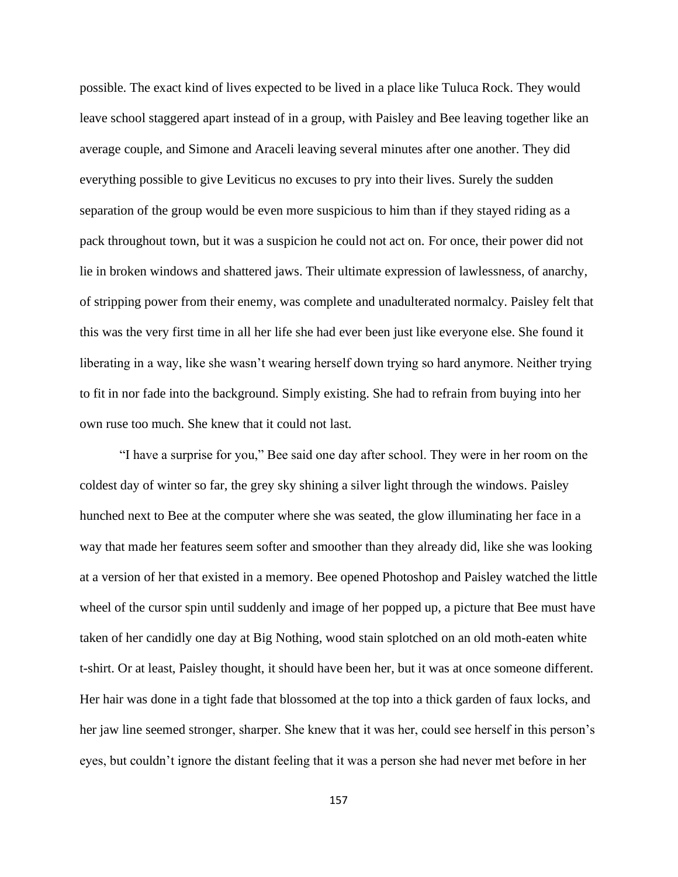possible. The exact kind of lives expected to be lived in a place like Tuluca Rock. They would leave school staggered apart instead of in a group, with Paisley and Bee leaving together like an average couple, and Simone and Araceli leaving several minutes after one another. They did everything possible to give Leviticus no excuses to pry into their lives. Surely the sudden separation of the group would be even more suspicious to him than if they stayed riding as a pack throughout town, but it was a suspicion he could not act on. For once, their power did not lie in broken windows and shattered jaws. Their ultimate expression of lawlessness, of anarchy, of stripping power from their enemy, was complete and unadulterated normalcy. Paisley felt that this was the very first time in all her life she had ever been just like everyone else. She found it liberating in a way, like she wasn't wearing herself down trying so hard anymore. Neither trying to fit in nor fade into the background. Simply existing. She had to refrain from buying into her own ruse too much. She knew that it could not last.

"I have a surprise for you," Bee said one day after school. They were in her room on the coldest day of winter so far, the grey sky shining a silver light through the windows. Paisley hunched next to Bee at the computer where she was seated, the glow illuminating her face in a way that made her features seem softer and smoother than they already did, like she was looking at a version of her that existed in a memory. Bee opened Photoshop and Paisley watched the little wheel of the cursor spin until suddenly and image of her popped up, a picture that Bee must have taken of her candidly one day at Big Nothing, wood stain splotched on an old moth-eaten white t-shirt. Or at least, Paisley thought, it should have been her, but it was at once someone different. Her hair was done in a tight fade that blossomed at the top into a thick garden of faux locks, and her jaw line seemed stronger, sharper. She knew that it was her, could see herself in this person's eyes, but couldn't ignore the distant feeling that it was a person she had never met before in her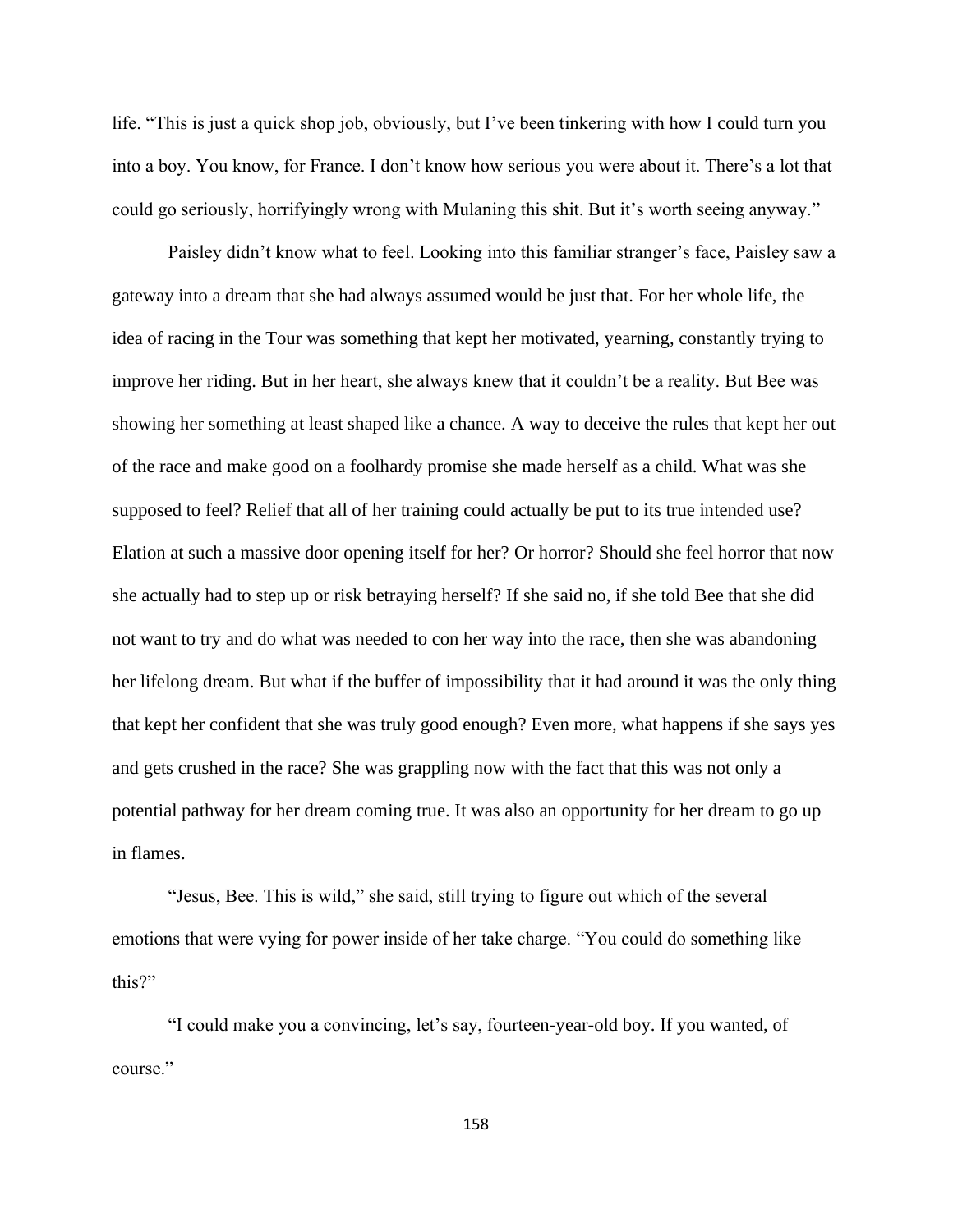life. "This is just a quick shop job, obviously, but I've been tinkering with how I could turn you into a boy. You know, for France. I don't know how serious you were about it. There's a lot that could go seriously, horrifyingly wrong with Mulaning this shit. But it's worth seeing anyway."

Paisley didn't know what to feel. Looking into this familiar stranger's face, Paisley saw a gateway into a dream that she had always assumed would be just that. For her whole life, the idea of racing in the Tour was something that kept her motivated, yearning, constantly trying to improve her riding. But in her heart, she always knew that it couldn't be a reality. But Bee was showing her something at least shaped like a chance. A way to deceive the rules that kept her out of the race and make good on a foolhardy promise she made herself as a child. What was she supposed to feel? Relief that all of her training could actually be put to its true intended use? Elation at such a massive door opening itself for her? Or horror? Should she feel horror that now she actually had to step up or risk betraying herself? If she said no, if she told Bee that she did not want to try and do what was needed to con her way into the race, then she was abandoning her lifelong dream. But what if the buffer of impossibility that it had around it was the only thing that kept her confident that she was truly good enough? Even more, what happens if she says yes and gets crushed in the race? She was grappling now with the fact that this was not only a potential pathway for her dream coming true. It was also an opportunity for her dream to go up in flames.

"Jesus, Bee. This is wild," she said, still trying to figure out which of the several emotions that were vying for power inside of her take charge. "You could do something like this?"

"I could make you a convincing, let's say, fourteen-year-old boy. If you wanted, of course."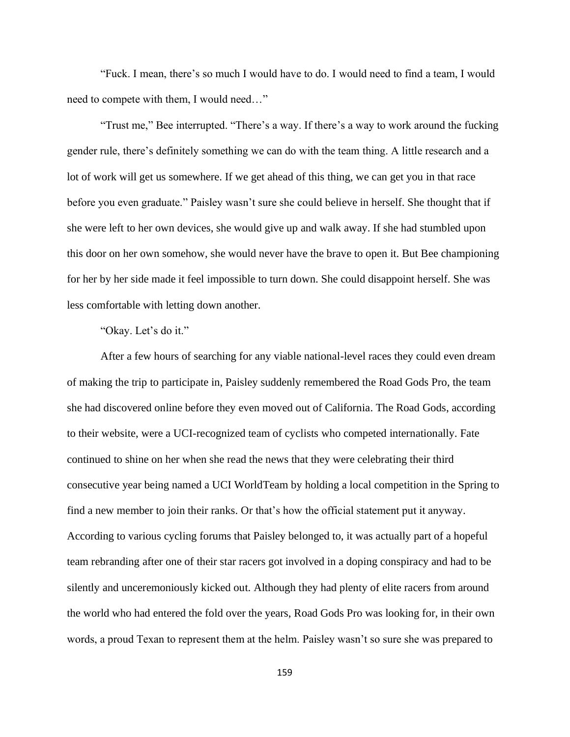"Fuck. I mean, there's so much I would have to do. I would need to find a team, I would need to compete with them, I would need…"

"Trust me," Bee interrupted. "There's a way. If there's a way to work around the fucking gender rule, there's definitely something we can do with the team thing. A little research and a lot of work will get us somewhere. If we get ahead of this thing, we can get you in that race before you even graduate." Paisley wasn't sure she could believe in herself. She thought that if she were left to her own devices, she would give up and walk away. If she had stumbled upon this door on her own somehow, she would never have the brave to open it. But Bee championing for her by her side made it feel impossible to turn down. She could disappoint herself. She was less comfortable with letting down another.

"Okay. Let's do it."

After a few hours of searching for any viable national-level races they could even dream of making the trip to participate in, Paisley suddenly remembered the Road Gods Pro, the team she had discovered online before they even moved out of California. The Road Gods, according to their website, were a UCI-recognized team of cyclists who competed internationally. Fate continued to shine on her when she read the news that they were celebrating their third consecutive year being named a UCI WorldTeam by holding a local competition in the Spring to find a new member to join their ranks. Or that's how the official statement put it anyway. According to various cycling forums that Paisley belonged to, it was actually part of a hopeful team rebranding after one of their star racers got involved in a doping conspiracy and had to be silently and unceremoniously kicked out. Although they had plenty of elite racers from around the world who had entered the fold over the years, Road Gods Pro was looking for, in their own words, a proud Texan to represent them at the helm. Paisley wasn't so sure she was prepared to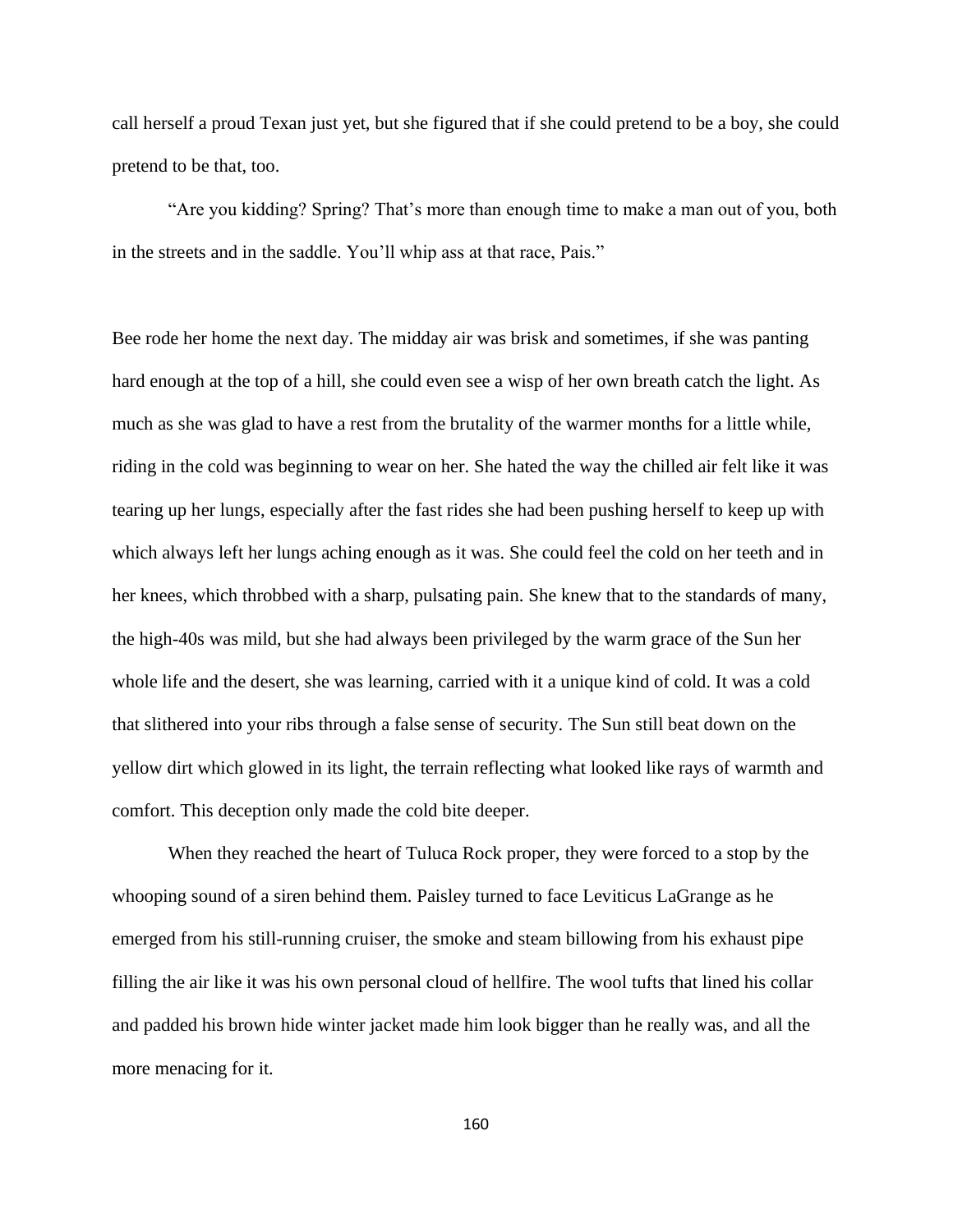call herself a proud Texan just yet, but she figured that if she could pretend to be a boy, she could pretend to be that, too.

"Are you kidding? Spring? That's more than enough time to make a man out of you, both in the streets and in the saddle. You'll whip ass at that race, Pais."

Bee rode her home the next day. The midday air was brisk and sometimes, if she was panting hard enough at the top of a hill, she could even see a wisp of her own breath catch the light. As much as she was glad to have a rest from the brutality of the warmer months for a little while, riding in the cold was beginning to wear on her. She hated the way the chilled air felt like it was tearing up her lungs, especially after the fast rides she had been pushing herself to keep up with which always left her lungs aching enough as it was. She could feel the cold on her teeth and in her knees, which throbbed with a sharp, pulsating pain. She knew that to the standards of many, the high-40s was mild, but she had always been privileged by the warm grace of the Sun her whole life and the desert, she was learning, carried with it a unique kind of cold. It was a cold that slithered into your ribs through a false sense of security. The Sun still beat down on the yellow dirt which glowed in its light, the terrain reflecting what looked like rays of warmth and comfort. This deception only made the cold bite deeper.

When they reached the heart of Tuluca Rock proper, they were forced to a stop by the whooping sound of a siren behind them. Paisley turned to face Leviticus LaGrange as he emerged from his still-running cruiser, the smoke and steam billowing from his exhaust pipe filling the air like it was his own personal cloud of hellfire. The wool tufts that lined his collar and padded his brown hide winter jacket made him look bigger than he really was, and all the more menacing for it.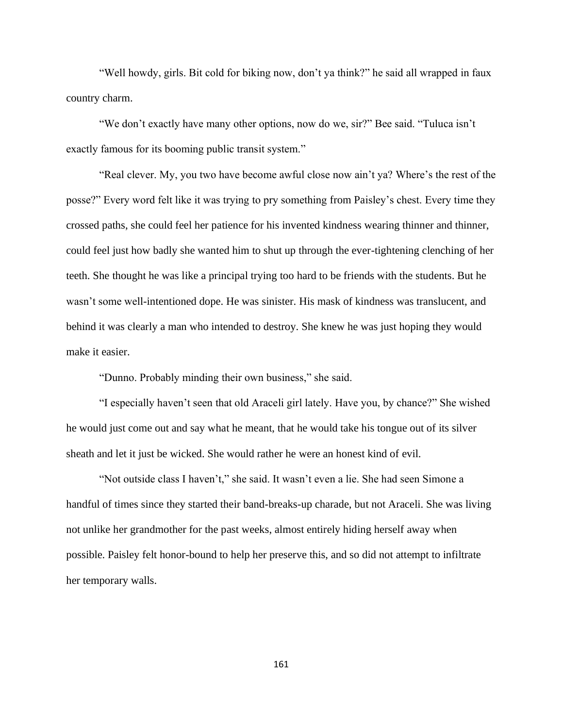"Well howdy, girls. Bit cold for biking now, don't ya think?" he said all wrapped in faux country charm.

"We don't exactly have many other options, now do we, sir?" Bee said. "Tuluca isn't exactly famous for its booming public transit system."

"Real clever. My, you two have become awful close now ain't ya? Where's the rest of the posse?" Every word felt like it was trying to pry something from Paisley's chest. Every time they crossed paths, she could feel her patience for his invented kindness wearing thinner and thinner, could feel just how badly she wanted him to shut up through the ever-tightening clenching of her teeth. She thought he was like a principal trying too hard to be friends with the students. But he wasn't some well-intentioned dope. He was sinister. His mask of kindness was translucent, and behind it was clearly a man who intended to destroy. She knew he was just hoping they would make it easier.

"Dunno. Probably minding their own business," she said.

"I especially haven't seen that old Araceli girl lately. Have you, by chance?" She wished he would just come out and say what he meant, that he would take his tongue out of its silver sheath and let it just be wicked. She would rather he were an honest kind of evil.

"Not outside class I haven't," she said. It wasn't even a lie. She had seen Simone a handful of times since they started their band-breaks-up charade, but not Araceli. She was living not unlike her grandmother for the past weeks, almost entirely hiding herself away when possible. Paisley felt honor-bound to help her preserve this, and so did not attempt to infiltrate her temporary walls.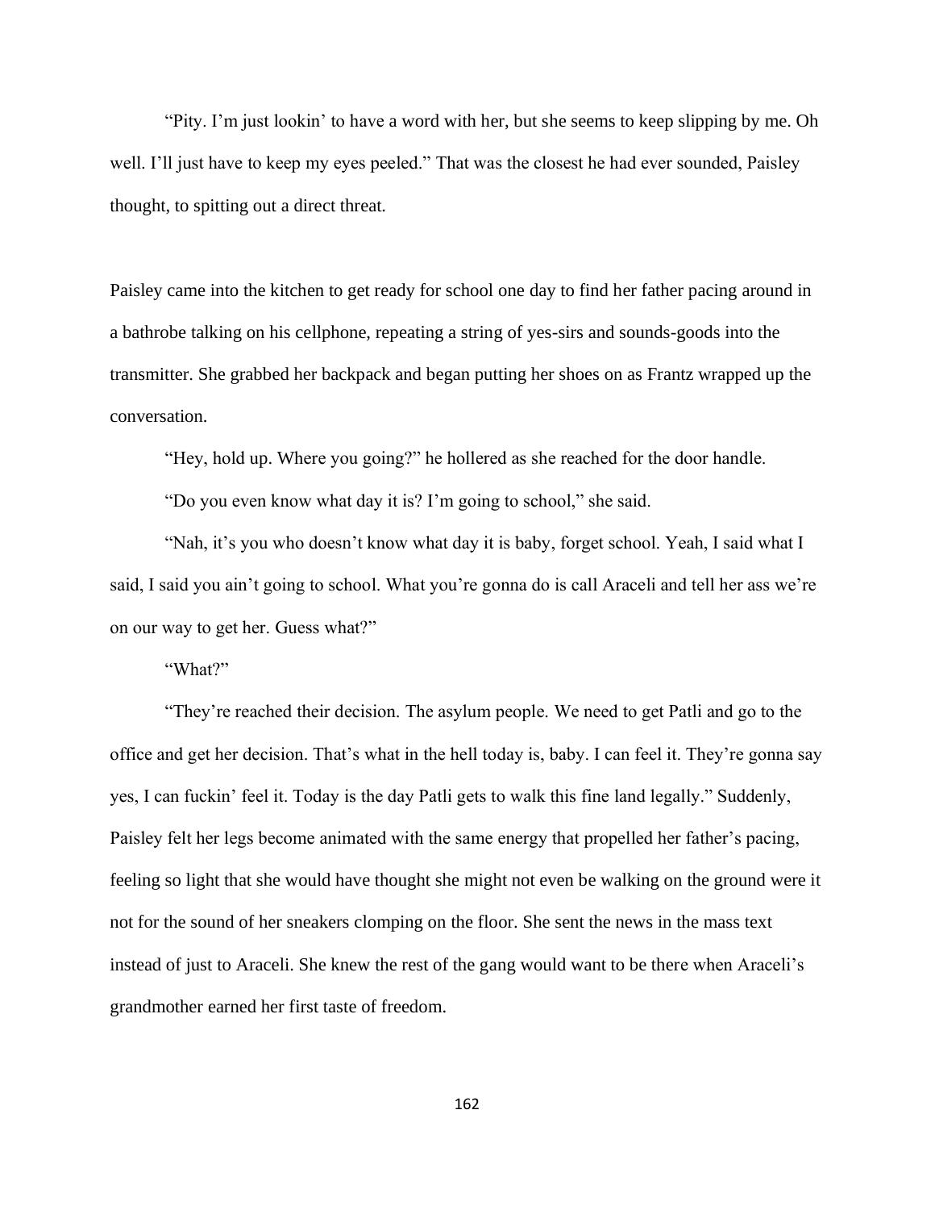"Pity. I'm just lookin' to have a word with her, but she seems to keep slipping by me. Oh well. I'll just have to keep my eyes peeled." That was the closest he had ever sounded, Paisley thought, to spitting out a direct threat.

Paisley came into the kitchen to get ready for school one day to find her father pacing around in a bathrobe talking on his cellphone, repeating a string of yes-sirs and sounds-goods into the transmitter. She grabbed her backpack and began putting her shoes on as Frantz wrapped up the conversation.

"Hey, hold up. Where you going?" he hollered as she reached for the door handle.

"Do you even know what day it is? I'm going to school," she said.

"Nah, it's you who doesn't know what day it is baby, forget school. Yeah, I said what I said, I said you ain't going to school. What you're gonna do is call Araceli and tell her ass we're on our way to get her. Guess what?"

"What?"

"They're reached their decision. The asylum people. We need to get Patli and go to the office and get her decision. That's what in the hell today is, baby. I can feel it. They're gonna say yes, I can fuckin' feel it. Today is the day Patli gets to walk this fine land legally." Suddenly, Paisley felt her legs become animated with the same energy that propelled her father's pacing, feeling so light that she would have thought she might not even be walking on the ground were it not for the sound of her sneakers clomping on the floor. She sent the news in the mass text instead of just to Araceli. She knew the rest of the gang would want to be there when Araceli's grandmother earned her first taste of freedom.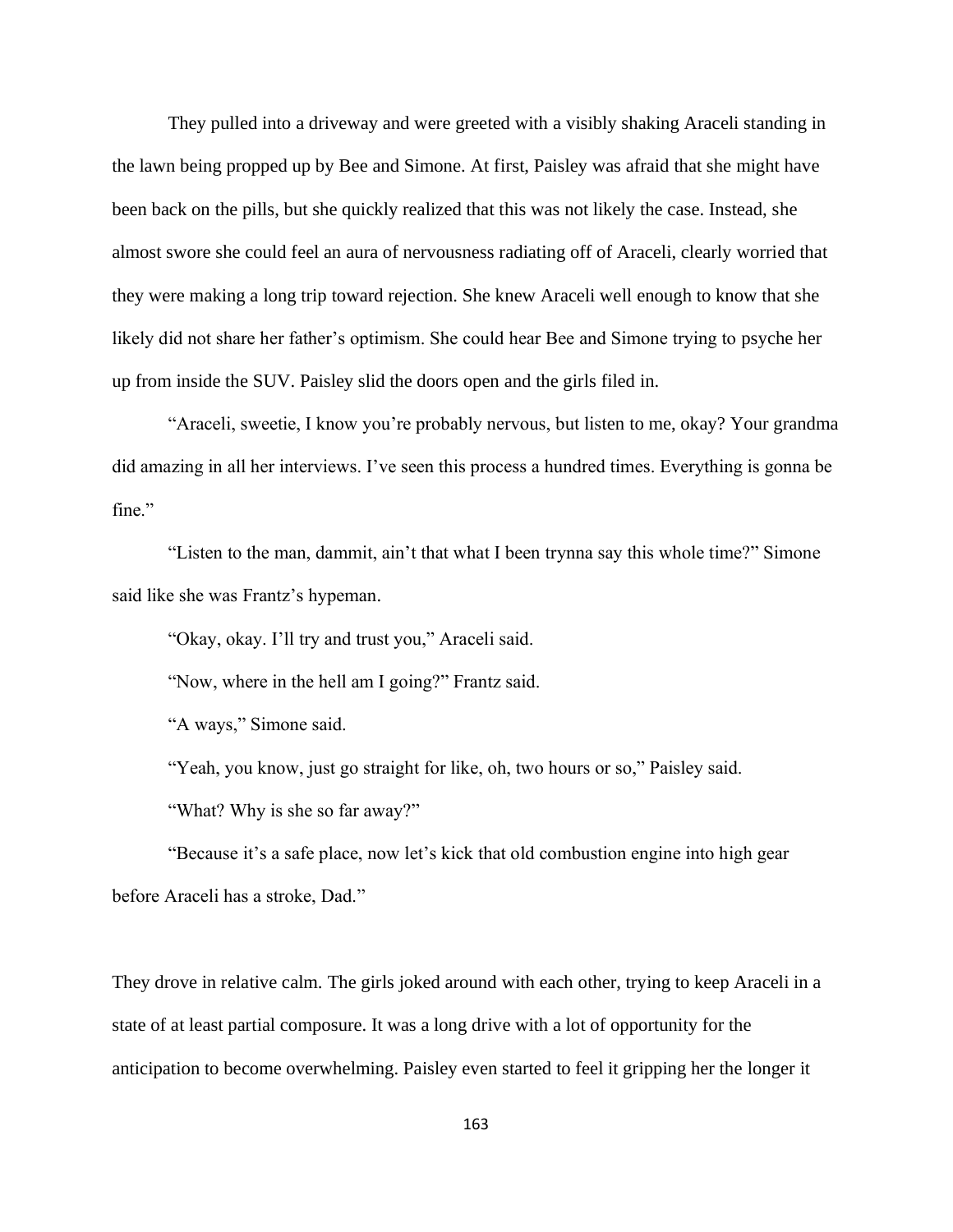They pulled into a driveway and were greeted with a visibly shaking Araceli standing in the lawn being propped up by Bee and Simone. At first, Paisley was afraid that she might have been back on the pills, but she quickly realized that this was not likely the case. Instead, she almost swore she could feel an aura of nervousness radiating off of Araceli, clearly worried that they were making a long trip toward rejection. She knew Araceli well enough to know that she likely did not share her father's optimism. She could hear Bee and Simone trying to psyche her up from inside the SUV. Paisley slid the doors open and the girls filed in.

"Araceli, sweetie, I know you're probably nervous, but listen to me, okay? Your grandma did amazing in all her interviews. I've seen this process a hundred times. Everything is gonna be fine."

"Listen to the man, dammit, ain't that what I been trynna say this whole time?" Simone said like she was Frantz's hypeman.

"Okay, okay. I'll try and trust you," Araceli said.

"Now, where in the hell am I going?" Frantz said.

"A ways," Simone said.

"Yeah, you know, just go straight for like, oh, two hours or so," Paisley said.

"What? Why is she so far away?"

"Because it's a safe place, now let's kick that old combustion engine into high gear before Araceli has a stroke, Dad."

They drove in relative calm. The girls joked around with each other, trying to keep Araceli in a state of at least partial composure. It was a long drive with a lot of opportunity for the anticipation to become overwhelming. Paisley even started to feel it gripping her the longer it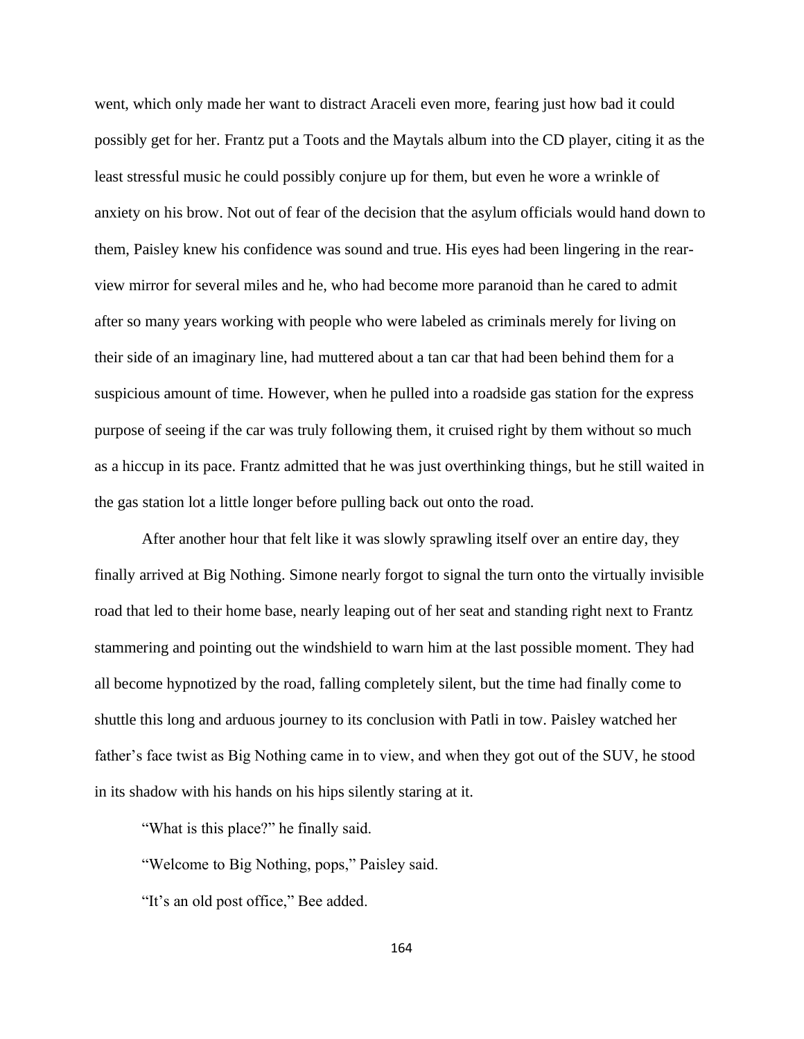went, which only made her want to distract Araceli even more, fearing just how bad it could possibly get for her. Frantz put a Toots and the Maytals album into the CD player, citing it as the least stressful music he could possibly conjure up for them, but even he wore a wrinkle of anxiety on his brow. Not out of fear of the decision that the asylum officials would hand down to them, Paisley knew his confidence was sound and true. His eyes had been lingering in the rear-view mirror for several miles and he, who had become more paranoid than he cared to admit after so many years working with people who were labeled as criminals merely for living on their side of an imaginary line, had muttered about a tan car that had been behind them for a suspicious amount of time. However, when he pulled into a roadside gas station for the express purpose of seeing if the car was truly following them, it cruised right by them without so much as a hiccup in its pace. Frantz admitted that he was just overthinking things, but he still waited in the gas station lot a little longer before pulling back out onto the road.

After another hour that felt like it was slowly sprawling itself over an entire day, they finally arrived at Big Nothing. Simone nearly forgot to signal the turn onto the virtually invisible road that led to their home base, nearly leaping out of her seat and standing right next to Frantz stammering and pointing out the windshield to warn him at the last possible moment. They had all become hypnotized by the road, falling completely silent, but the time had finally come to shuttle this long and arduous journey to its conclusion with Patli in tow. Paisley watched her father's face twist as Big Nothing came in to view, and when they got out of the SUV, he stood in its shadow with his hands on his hips silently staring at it.

"What is this place?" he finally said.

"Welcome to Big Nothing, pops," Paisley said.

"It's an old post office," Bee added.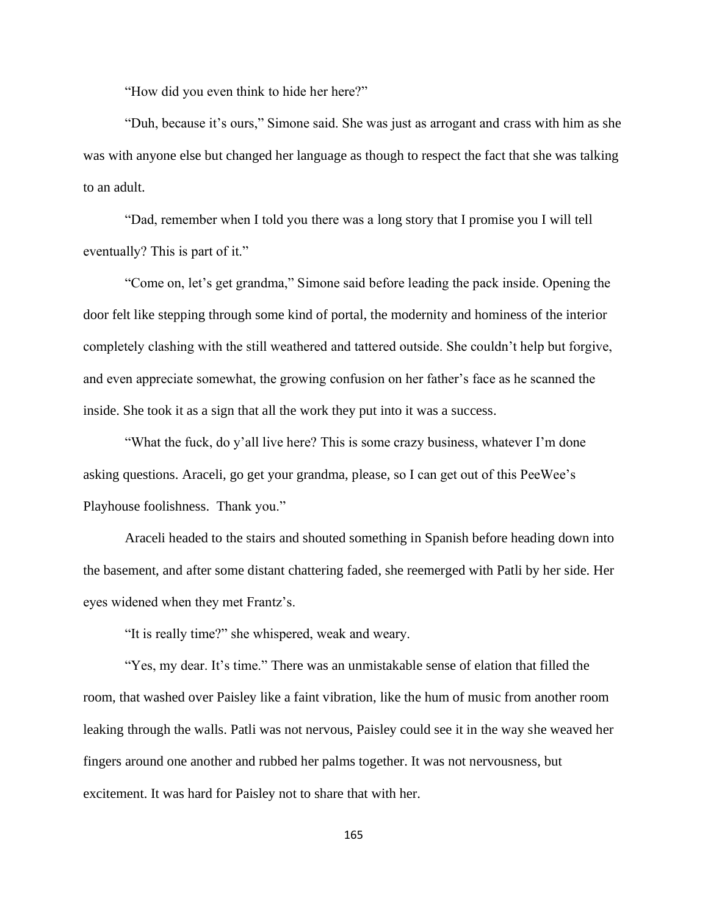"How did you even think to hide her here?"

"Duh, because it's ours," Simone said. She was just as arrogant and crass with him as she was with anyone else but changed her language as though to respect the fact that she was talking to an adult.

"Dad, remember when I told you there was a long story that I promise you I will tell eventually? This is part of it."

"Come on, let's get grandma," Simone said before leading the pack inside. Opening the door felt like stepping through some kind of portal, the modernity and hominess of the interior completely clashing with the still weathered and tattered outside. She couldn't help but forgive, and even appreciate somewhat, the growing confusion on her father's face as he scanned the inside. She took it as a sign that all the work they put into it was a success.

"What the fuck, do y'all live here? This is some crazy business, whatever I'm done asking questions. Araceli, go get your grandma, please, so I can get out of this PeeWee's Playhouse foolishness. Thank you."

Araceli headed to the stairs and shouted something in Spanish before heading down into the basement, and after some distant chattering faded, she reemerged with Patli by her side. Her eyes widened when they met Frantz's.

"It is really time?" she whispered, weak and weary.

"Yes, my dear. It's time." There was an unmistakable sense of elation that filled the room, that washed over Paisley like a faint vibration, like the hum of music from another room leaking through the walls. Patli was not nervous, Paisley could see it in the way she weaved her fingers around one another and rubbed her palms together. It was not nervousness, but excitement. It was hard for Paisley not to share that with her.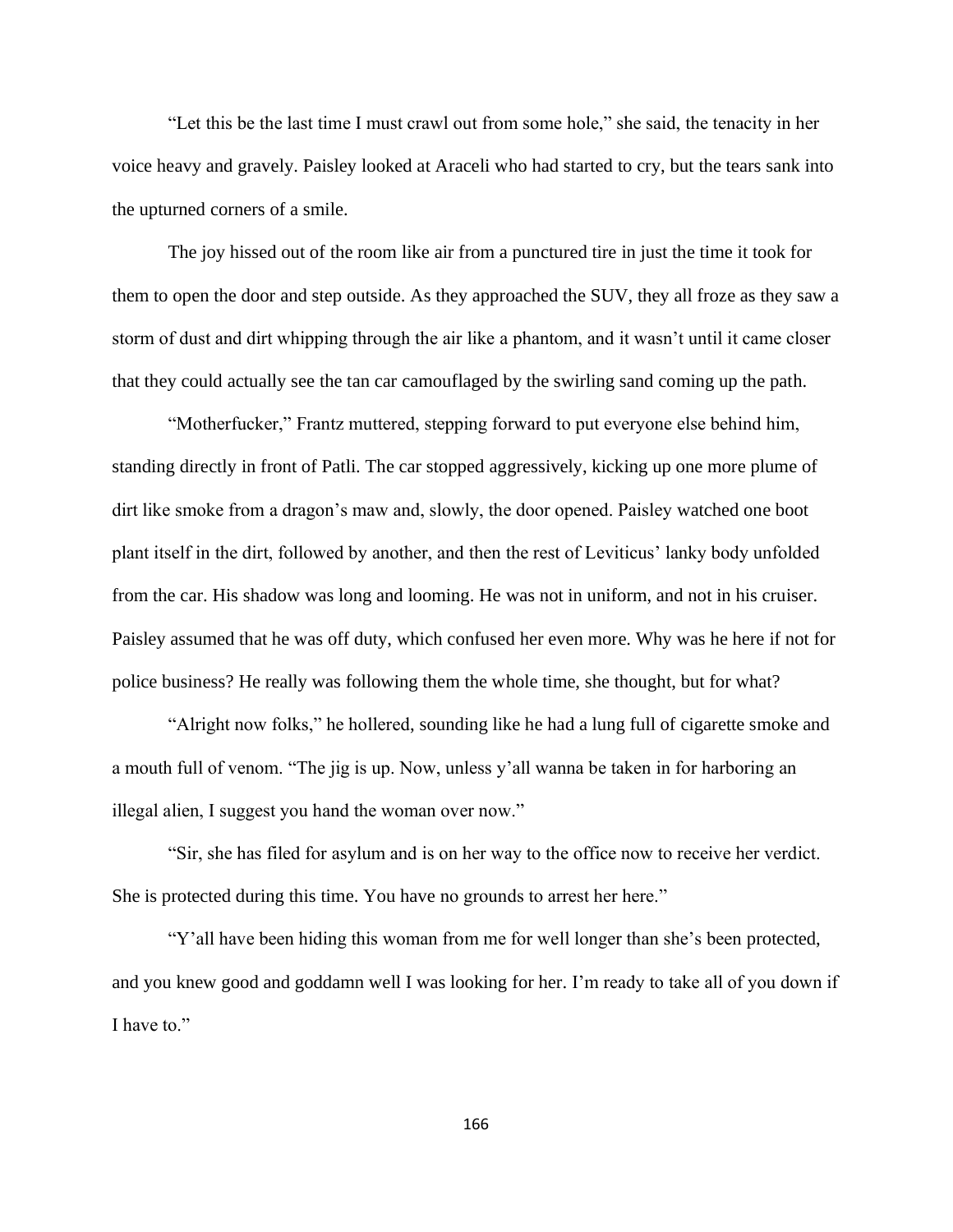“Let this be the last time I must crawl out from some hole,” she said, the tenacity in her voice heavy and gravely. Paisley looked at Araceli who had started to cry, but the tears sank into the upturned corners of a smile.

The joy hissed out of the room like air from a punctured tire in just the time it took for them to open the door and step outside. As they approached the SUV, they all froze as they saw a storm of dust and dirt whipping through the air like a phantom, and it wasn’t until it came closer that they could actually see the tan car camouflaged by the swirling sand coming up the path.

“Motherfucker,” Frantz muttered, stepping forward to put everyone else behind him, standing directly in front of Patli. The car stopped aggressively, kicking up one more plume of dirt like smoke from a dragon’s maw and, slowly, the door opened. Paisley watched one boot plant itself in the dirt, followed by another, and then the rest of Leviticus’ lanky body unfolded from the car. His shadow was long and looming. He was not in uniform, and not in his cruiser. Paisley assumed that he was off duty, which confused her even more. Why was he here if not for police business? He really was following them the whole time, she thought, but for what?

“Alright now folks,” he hollered, sounding like he had a lung full of cigarette smoke and a mouth full of venom. “The jig is up. Now, unless y’all wanna be taken in for harboring an illegal alien, I suggest you hand the woman over now.”

“Sir, she has filed for asylum and is on her way to the office now to receive her verdict. She is protected during this time. You have no grounds to arrest her here.”

“Y’all have been hiding this woman from me for well longer than she’s been protected, and you knew good and goddamn well I was looking for her. I’m ready to take all of you down if I have to.”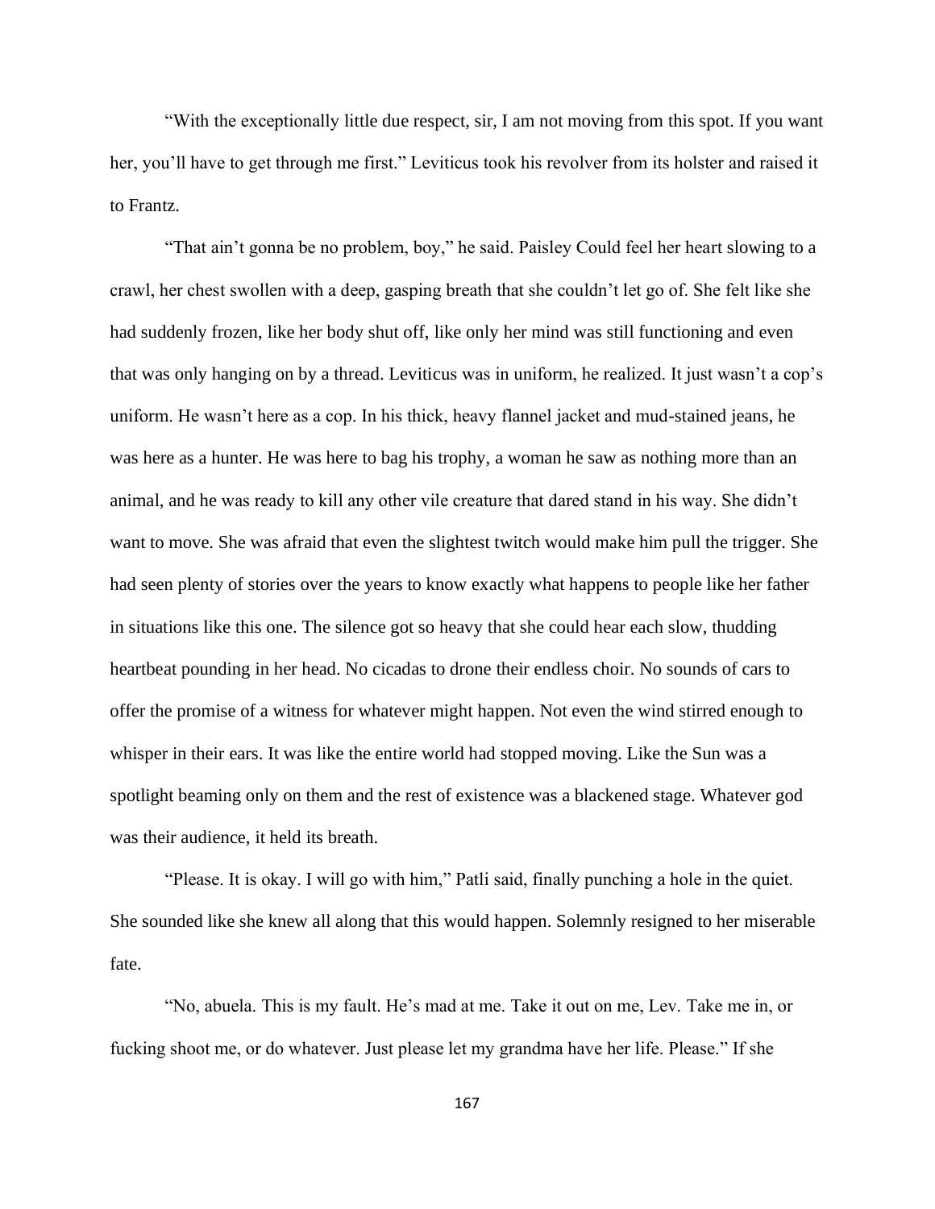“With the exceptionally little due respect, sir, I am not moving from this spot. If you want her, you’ll have to get through me first.” Leviticus took his revolver from its holster and raised it to Frantz.

“That ain’t gonna be no problem, boy,” he said. Paisley Could feel her heart slowing to a crawl, her chest swollen with a deep, gasping breath that she couldn’t let go of. She felt like she had suddenly frozen, like her body shut off, like only her mind was still functioning and even that was only hanging on by a thread. Leviticus was in uniform, he realized. It just wasn’t a cop’s uniform. He wasn’t here as a cop. In his thick, heavy flannel jacket and mud-stained jeans, he was here as a hunter. He was here to bag his trophy, a woman he saw as nothing more than an animal, and he was ready to kill any other vile creature that dared stand in his way. She didn’t want to move. She was afraid that even the slightest twitch would make him pull the trigger. She had seen plenty of stories over the years to know exactly what happens to people like her father in situations like this one. The silence got so heavy that she could hear each slow, thudding heartbeat pounding in her head. No cicadas to drone their endless choir. No sounds of cars to offer the promise of a witness for whatever might happen. Not even the wind stirred enough to whisper in their ears. It was like the entire world had stopped moving. Like the Sun was a spotlight beaming only on them and the rest of existence was a blackened stage. Whatever god was their audience, it held its breath.

“Please. It is okay. I will go with him,” Patli said, finally punching a hole in the quiet. She sounded like she knew all along that this would happen. Solemnly resigned to her miserable fate.

“No, abuela. This is my fault. He’s mad at me. Take it out on me, Lev. Take me in, or fucking shoot me, or do whatever. Just please let my grandma have her life. Please.” If she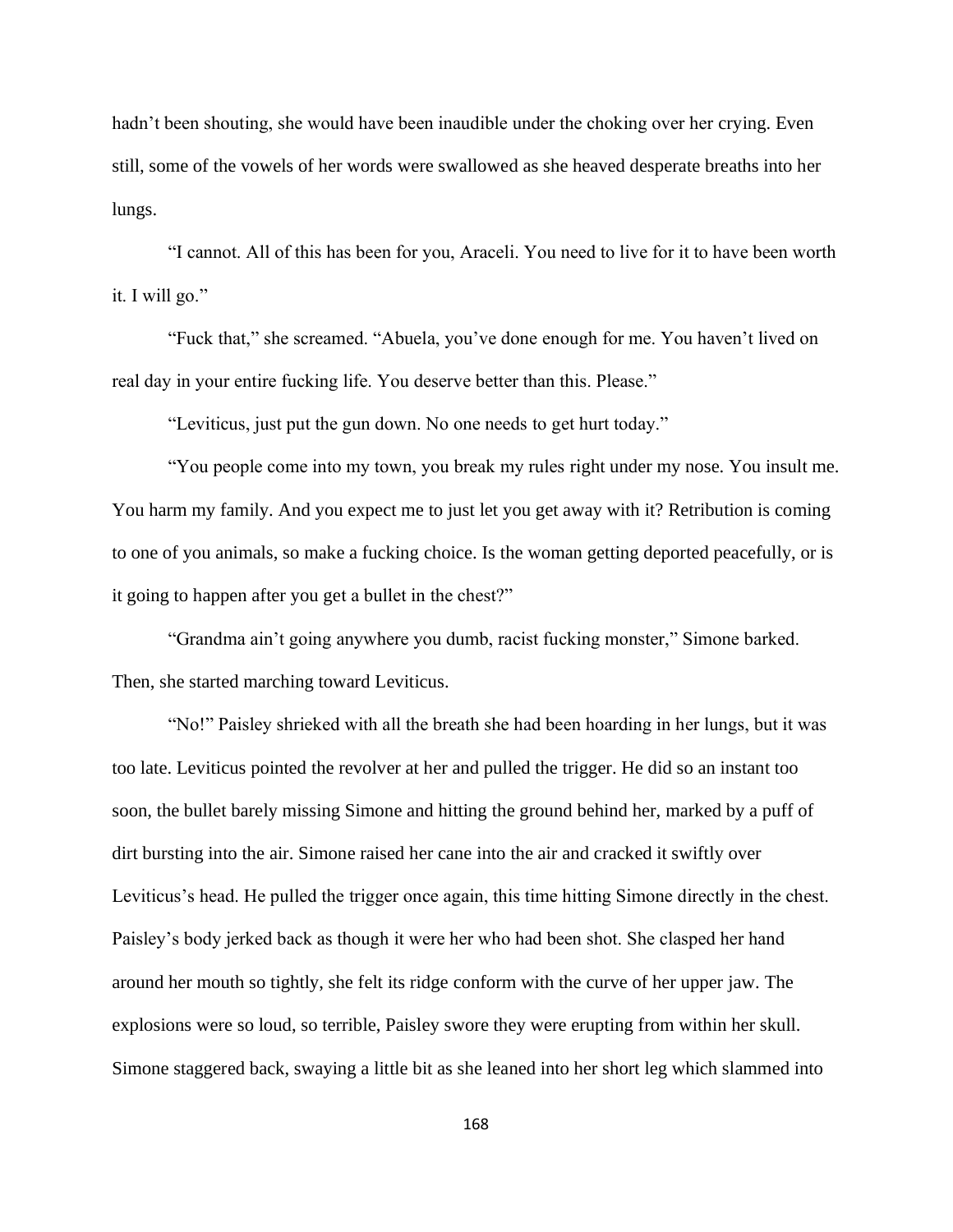hadn't been shouting, she would have been inaudible under the choking over her crying. Even still, some of the vowels of her words were swallowed as she heaved desperate breaths into her lungs.

"I cannot. All of this has been for you, Araceli. You need to live for it to have been worth it. I will go."

"Fuck that," she screamed. "Abuela, you've done enough for me. You haven't lived on real day in your entire fucking life. You deserve better than this. Please."

"Leviticus, just put the gun down. No one needs to get hurt today."

"You people come into my town, you break my rules right under my nose. You insult me. You harm my family. And you expect me to just let you get away with it? Retribution is coming to one of you animals, so make a fucking choice. Is the woman getting deported peacefully, or is it going to happen after you get a bullet in the chest?"

"Grandma ain't going anywhere you dumb, racist fucking monster," Simone barked. Then, she started marching toward Leviticus.

"No!" Paisley shrieked with all the breath she had been hoarding in her lungs, but it was too late. Leviticus pointed the revolver at her and pulled the trigger. He did so an instant too soon, the bullet barely missing Simone and hitting the ground behind her, marked by a puff of dirt bursting into the air. Simone raised her cane into the air and cracked it swiftly over Leviticus's head. He pulled the trigger once again, this time hitting Simone directly in the chest. Paisley's body jerked back as though it were her who had been shot. She clasped her hand around her mouth so tightly, she felt its ridge conform with the curve of her upper jaw. The explosions were so loud, so terrible, Paisley swore they were erupting from within her skull. Simone staggered back, swaying a little bit as she leaned into her short leg which slammed into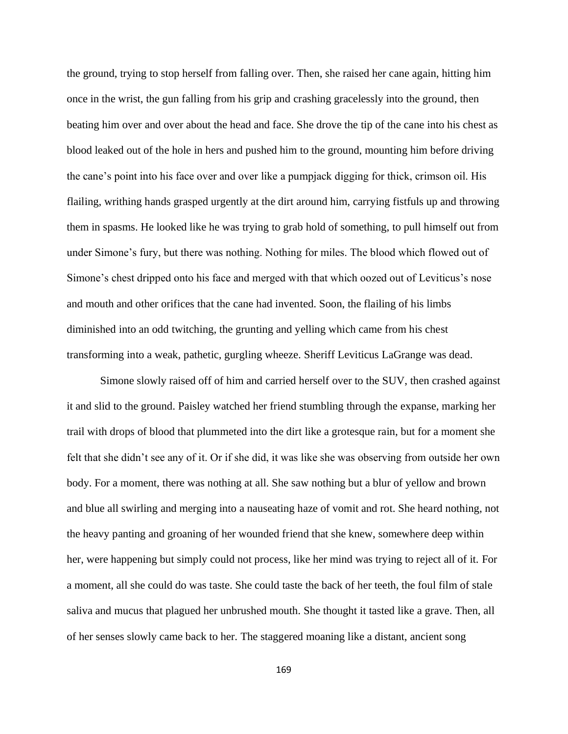the ground, trying to stop herself from falling over. Then, she raised her cane again, hitting him once in the wrist, the gun falling from his grip and crashing gracelessly into the ground, then beating him over and over about the head and face. She drove the tip of the cane into his chest as blood leaked out of the hole in hers and pushed him to the ground, mounting him before driving the cane's point into his face over and over like a pumpjack digging for thick, crimson oil. His flailing, writhing hands grasped urgently at the dirt around him, carrying fistfuls up and throwing them in spasms. He looked like he was trying to grab hold of something, to pull himself out from under Simone's fury, but there was nothing. Nothing for miles. The blood which flowed out of Simone's chest dripped onto his face and merged with that which oozed out of Leviticus's nose and mouth and other orifices that the cane had invented. Soon, the flailing of his limbs diminished into an odd twitching, the grunting and yelling which came from his chest transforming into a weak, pathetic, gurgling wheeze. Sheriff Leviticus LaGrange was dead.

Simone slowly raised off of him and carried herself over to the SUV, then crashed against it and slid to the ground. Paisley watched her friend stumbling through the expanse, marking her trail with drops of blood that plummeted into the dirt like a grotesque rain, but for a moment she felt that she didn't see any of it. Or if she did, it was like she was observing from outside her own body. For a moment, there was nothing at all. She saw nothing but a blur of yellow and brown and blue all swirling and merging into a nauseating haze of vomit and rot. She heard nothing, not the heavy panting and groaning of her wounded friend that she knew, somewhere deep within her, were happening but simply could not process, like her mind was trying to reject all of it. For a moment, all she could do was taste. She could taste the back of her teeth, the foul film of stale saliva and mucus that plagued her unbrushed mouth. She thought it tasted like a grave. Then, all of her senses slowly came back to her. The staggered moaning like a distant, ancient song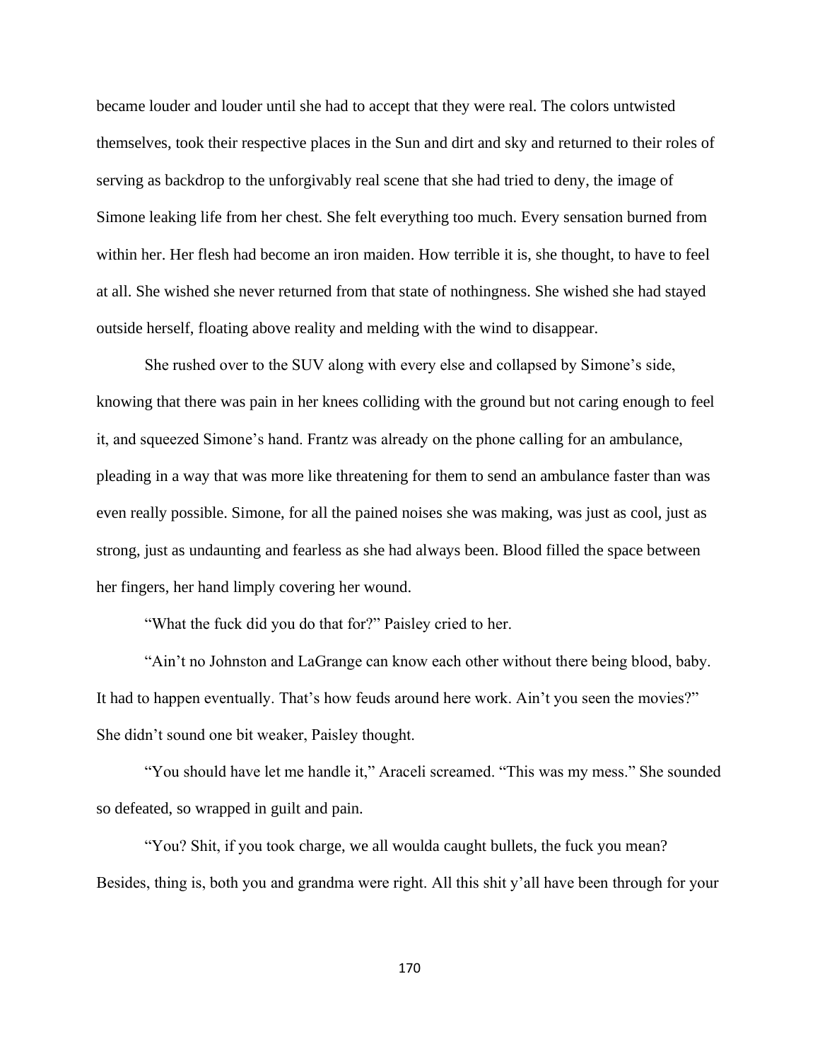became louder and louder until she had to accept that they were real. The colors untwisted themselves, took their respective places in the Sun and dirt and sky and returned to their roles of serving as backdrop to the unforgivably real scene that she had tried to deny, the image of Simone leaking life from her chest. She felt everything too much. Every sensation burned from within her. Her flesh had become an iron maiden. How terrible it is, she thought, to have to feel at all. She wished she never returned from that state of nothingness. She wished she had stayed outside herself, floating above reality and melding with the wind to disappear.

She rushed over to the SUV along with every else and collapsed by Simone's side, knowing that there was pain in her knees colliding with the ground but not caring enough to feel it, and squeezed Simone's hand. Frantz was already on the phone calling for an ambulance, pleading in a way that was more like threatening for them to send an ambulance faster than was even really possible. Simone, for all the pained noises she was making, was just as cool, just as strong, just as undaunting and fearless as she had always been. Blood filled the space between her fingers, her hand limply covering her wound.

"What the fuck did you do that for?" Paisley cried to her.

"Ain't no Johnston and LaGrange can know each other without there being blood, baby. It had to happen eventually. That's how feuds around here work. Ain't you seen the movies?" She didn't sound one bit weaker, Paisley thought.

"You should have let me handle it," Araceli screamed. "This was my mess." She sounded so defeated, so wrapped in guilt and pain.

"You? Shit, if you took charge, we all woulda caught bullets, the fuck you mean? Besides, thing is, both you and grandma were right. All this shit y'all have been through for your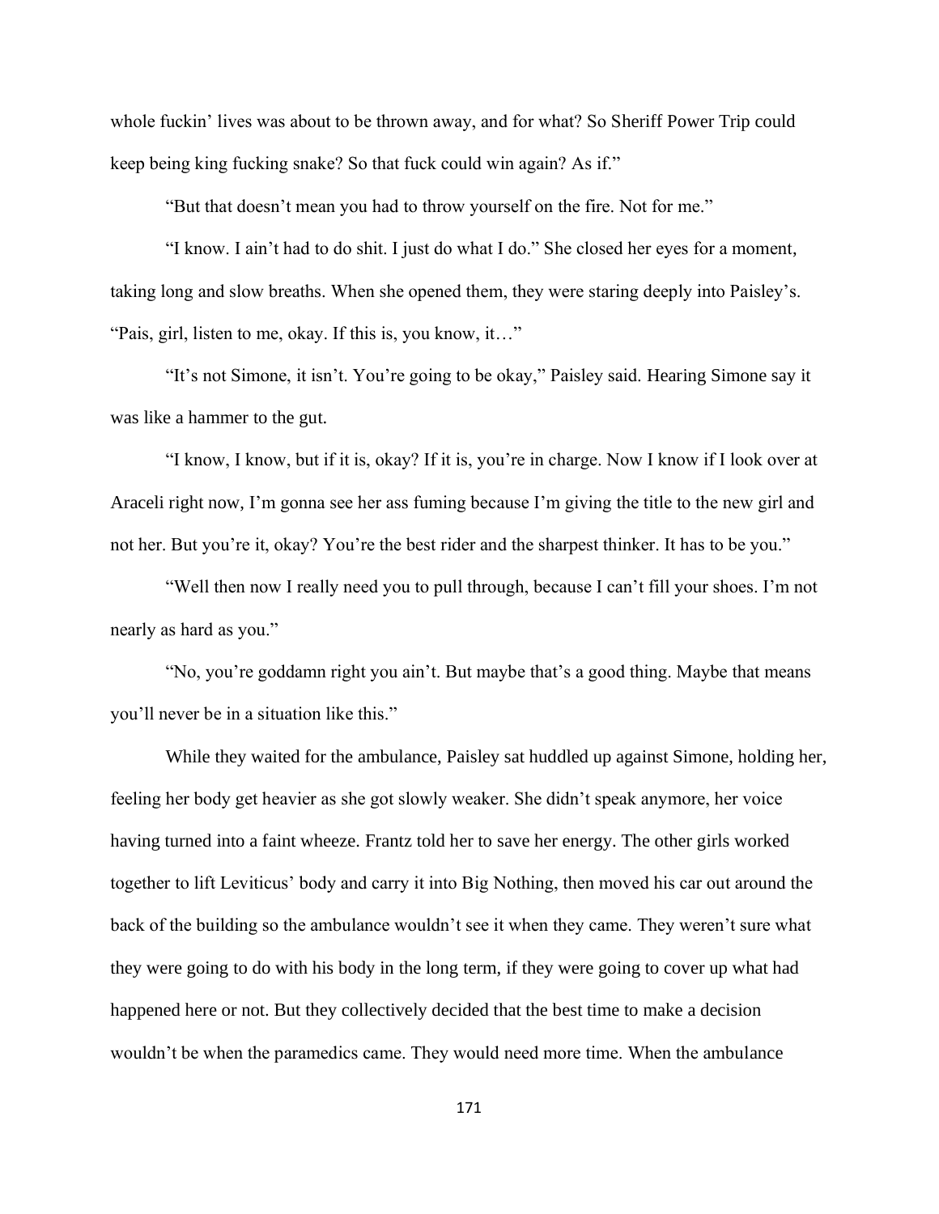whole fuckin' lives was about to be thrown away, and for what? So Sheriff Power Trip could keep being king fucking snake? So that fuck could win again? As if."

"But that doesn't mean you had to throw yourself on the fire. Not for me."

"I know. I ain't had to do shit. I just do what I do." She closed her eyes for a moment, taking long and slow breaths. When she opened them, they were staring deeply into Paisley's. "Pais, girl, listen to me, okay. If this is, you know, it…"

"It's not Simone, it isn't. You're going to be okay," Paisley said. Hearing Simone say it was like a hammer to the gut.

"I know, I know, but if it is, okay? If it is, you're in charge. Now I know if I look over at Araceli right now, I'm gonna see her ass fuming because I'm giving the title to the new girl and not her. But you're it, okay? You're the best rider and the sharpest thinker. It has to be you."

"Well then now I really need you to pull through, because I can't fill your shoes. I'm not nearly as hard as you."

"No, you're goddamn right you ain't. But maybe that's a good thing. Maybe that means you'll never be in a situation like this."

While they waited for the ambulance, Paisley sat huddled up against Simone, holding her, feeling her body get heavier as she got slowly weaker. She didn't speak anymore, her voice having turned into a faint wheeze. Frantz told her to save her energy. The other girls worked together to lift Leviticus' body and carry it into Big Nothing, then moved his car out around the back of the building so the ambulance wouldn't see it when they came. They weren't sure what they were going to do with his body in the long term, if they were going to cover up what had happened here or not. But they collectively decided that the best time to make a decision wouldn't be when the paramedics came. They would need more time. When the ambulance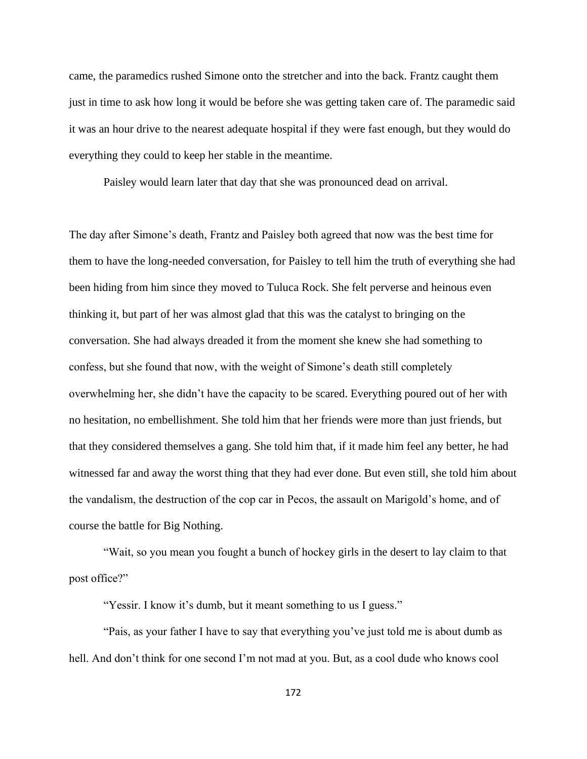came, the paramedics rushed Simone onto the stretcher and into the back. Frantz caught them just in time to ask how long it would be before she was getting taken care of. The paramedic said it was an hour drive to the nearest adequate hospital if they were fast enough, but they would do everything they could to keep her stable in the meantime.

Paisley would learn later that day that she was pronounced dead on arrival.

The day after Simone's death, Frantz and Paisley both agreed that now was the best time for them to have the long-needed conversation, for Paisley to tell him the truth of everything she had been hiding from him since they moved to Tuluca Rock. She felt perverse and heinous even thinking it, but part of her was almost glad that this was the catalyst to bringing on the conversation. She had always dreaded it from the moment she knew she had something to confess, but she found that now, with the weight of Simone's death still completely overwhelming her, she didn't have the capacity to be scared. Everything poured out of her with no hesitation, no embellishment. She told him that her friends were more than just friends, but that they considered themselves a gang. She told him that, if it made him feel any better, he had witnessed far and away the worst thing that they had ever done. But even still, she told him about the vandalism, the destruction of the cop car in Pecos, the assault on Marigold's home, and of course the battle for Big Nothing.

"Wait, so you mean you fought a bunch of hockey girls in the desert to lay claim to that post office?"

"Yessir. I know it's dumb, but it meant something to us I guess."

"Pais, as your father I have to say that everything you've just told me is about dumb as hell. And don't think for one second I'm not mad at you. But, as a cool dude who knows cool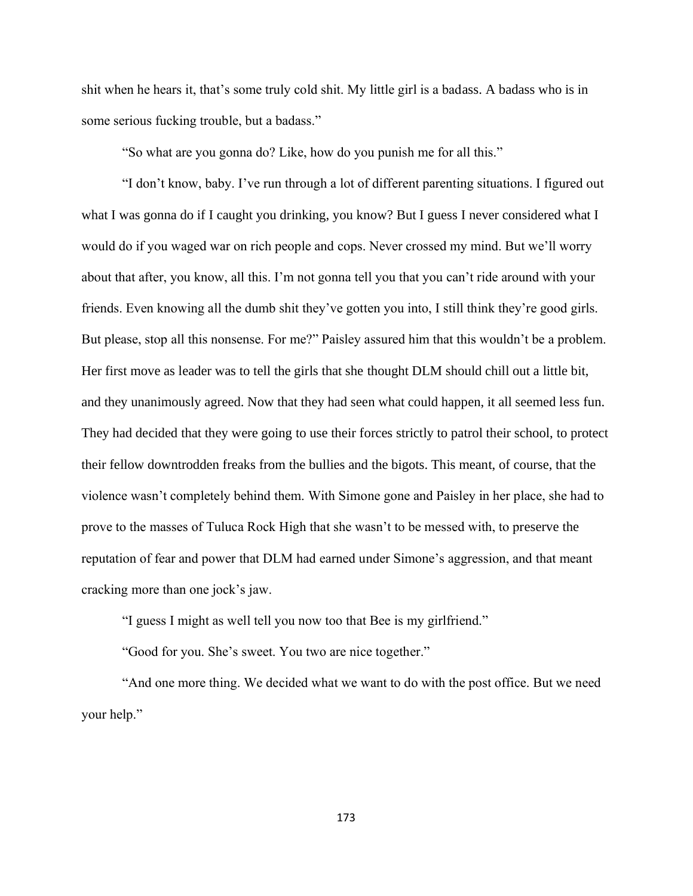shit when he hears it, that's some truly cold shit. My little girl is a badass. A badass who is in some serious fucking trouble, but a badass."

"So what are you gonna do? Like, how do you punish me for all this."

"I don't know, baby. I've run through a lot of different parenting situations. I figured out what I was gonna do if I caught you drinking, you know? But I guess I never considered what I would do if you waged war on rich people and cops. Never crossed my mind. But we'll worry about that after, you know, all this. I'm not gonna tell you that you can't ride around with your friends. Even knowing all the dumb shit they've gotten you into, I still think they're good girls. But please, stop all this nonsense. For me?" Paisley assured him that this wouldn't be a problem. Her first move as leader was to tell the girls that she thought DLM should chill out a little bit, and they unanimously agreed. Now that they had seen what could happen, it all seemed less fun. They had decided that they were going to use their forces strictly to patrol their school, to protect their fellow downtrodden freaks from the bullies and the bigots. This meant, of course, that the violence wasn't completely behind them. With Simone gone and Paisley in her place, she had to prove to the masses of Tuluca Rock High that she wasn't to be messed with, to preserve the reputation of fear and power that DLM had earned under Simone's aggression, and that meant cracking more than one jock's jaw.

"I guess I might as well tell you now too that Bee is my girlfriend."

"Good for you. She's sweet. You two are nice together."

"And one more thing. We decided what we want to do with the post office. But we need your help."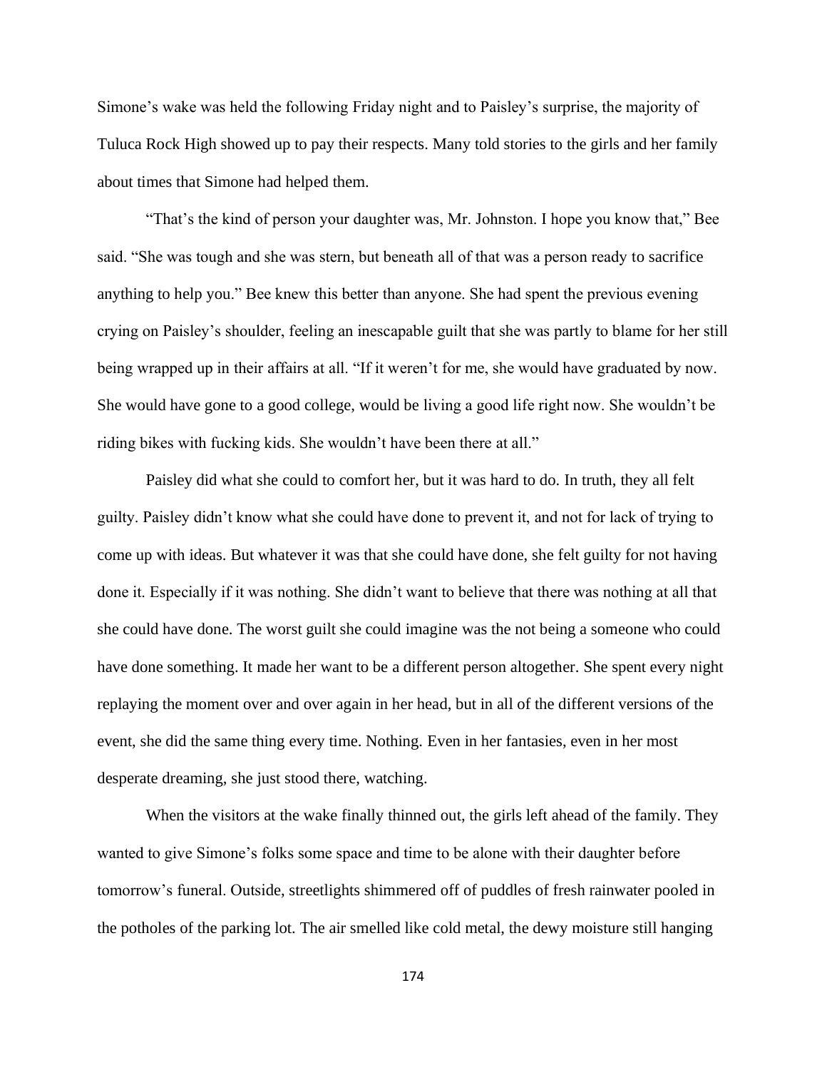Simone's wake was held the following Friday night and to Paisley's surprise, the majority of Tuluca Rock High showed up to pay their respects. Many told stories to the girls and her family about times that Simone had helped them.

"That's the kind of person your daughter was, Mr. Johnston. I hope you know that," Bee said. "She was tough and she was stern, but beneath all of that was a person ready to sacrifice anything to help you." Bee knew this better than anyone. She had spent the previous evening crying on Paisley's shoulder, feeling an inescapable guilt that she was partly to blame for her still being wrapped up in their affairs at all. "If it weren't for me, she would have graduated by now. She would have gone to a good college, would be living a good life right now. She wouldn't be riding bikes with fucking kids. She wouldn't have been there at all."

Paisley did what she could to comfort her, but it was hard to do. In truth, they all felt guilty. Paisley didn't know what she could have done to prevent it, and not for lack of trying to come up with ideas. But whatever it was that she could have done, she felt guilty for not having done it. Especially if it was nothing. She didn't want to believe that there was nothing at all that she could have done. The worst guilt she could imagine was the not being a someone who could have done something. It made her want to be a different person altogether. She spent every night replaying the moment over and over again in her head, but in all of the different versions of the event, she did the same thing every time. Nothing. Even in her fantasies, even in her most desperate dreaming, she just stood there, watching.

When the visitors at the wake finally thinned out, the girls left ahead of the family. They wanted to give Simone's folks some space and time to be alone with their daughter before tomorrow's funeral. Outside, streetlights shimmered off of puddles of fresh rainwater pooled in the potholes of the parking lot. The air smelled like cold metal, the dewy moisture still hanging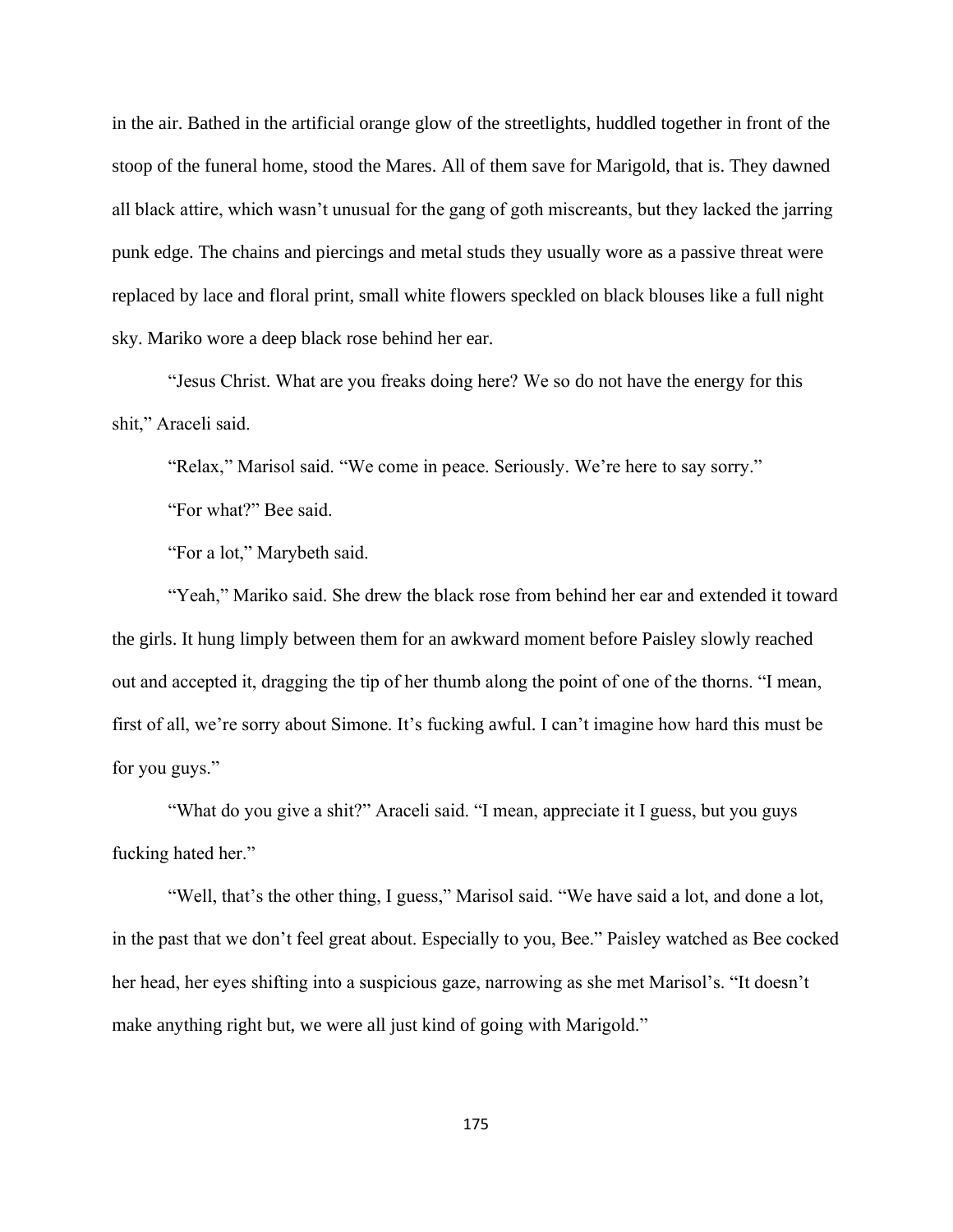in the air. Bathed in the artificial orange glow of the streetlights, huddled together in front of the stoop of the funeral home, stood the Mares. All of them save for Marigold, that is. They dawned all black attire, which wasn't unusual for the gang of goth miscreants, but they lacked the jarring punk edge. The chains and piercings and metal studs they usually wore as a passive threat were replaced by lace and floral print, small white flowers speckled on black blouses like a full night sky. Mariko wore a deep black rose behind her ear.

"Jesus Christ. What are you freaks doing here? We so do not have the energy for this shit," Araceli said.

"Relax," Marisol said. "We come in peace. Seriously. We're here to say sorry."

"For what?" Bee said.

"For a lot," Marybeth said.

"Yeah," Mariko said. She drew the black rose from behind her ear and extended it toward the girls. It hung limply between them for an awkward moment before Paisley slowly reached out and accepted it, dragging the tip of her thumb along the point of one of the thorns. "I mean, first of all, we're sorry about Simone. It's fucking awful. I can't imagine how hard this must be for you guys."

"What do you give a shit?" Araceli said. "I mean, appreciate it I guess, but you guys fucking hated her."

"Well, that's the other thing, I guess," Marisol said. "We have said a lot, and done a lot, in the past that we don't feel great about. Especially to you, Bee." Paisley watched as Bee cocked her head, her eyes shifting into a suspicious gaze, narrowing as she met Marisol's. "It doesn't make anything right but, we were all just kind of going with Marigold."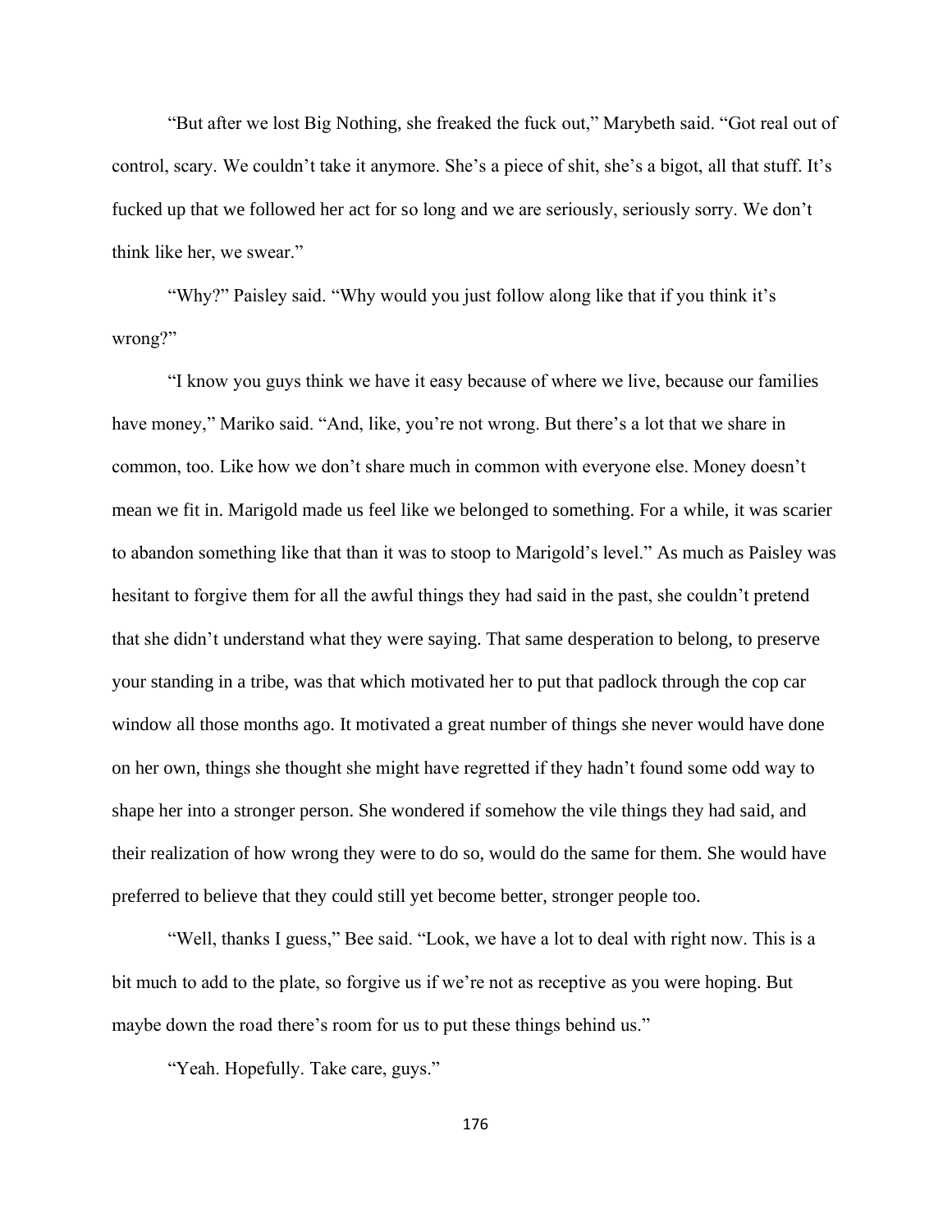"But after we lost Big Nothing, she freaked the fuck out," Marybeth said. "Got real out of control, scary. We couldn't take it anymore. She's a piece of shit, she's a bigot, all that stuff. It's fucked up that we followed her act for so long and we are seriously, seriously sorry. We don't think like her, we swear."

"Why?" Paisley said. "Why would you just follow along like that if you think it's wrong?"

"I know you guys think we have it easy because of where we live, because our families have money," Mariko said. "And, like, you're not wrong. But there's a lot that we share in common, too. Like how we don't share much in common with everyone else. Money doesn't mean we fit in. Marigold made us feel like we belonged to something. For a while, it was scarier to abandon something like that than it was to stoop to Marigold's level." As much as Paisley was hesitant to forgive them for all the awful things they had said in the past, she couldn't pretend that she didn't understand what they were saying. That same desperation to belong, to preserve your standing in a tribe, was that which motivated her to put that padlock through the cop car window all those months ago. It motivated a great number of things she never would have done on her own, things she thought she might have regretted if they hadn't found some odd way to shape her into a stronger person. She wondered if somehow the vile things they had said, and their realization of how wrong they were to do so, would do the same for them. She would have preferred to believe that they could still yet become better, stronger people too.

"Well, thanks I guess," Bee said. "Look, we have a lot to deal with right now. This is a bit much to add to the plate, so forgive us if we're not as receptive as you were hoping. But maybe down the road there's room for us to put these things behind us."

"Yeah. Hopefully. Take care, guys."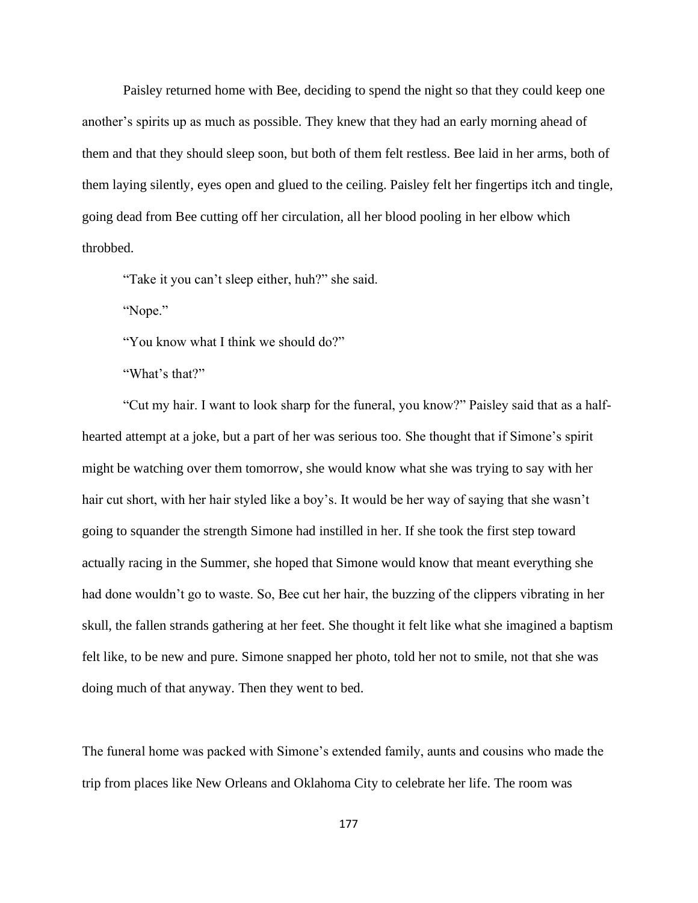Paisley returned home with Bee, deciding to spend the night so that they could keep one another's spirits up as much as possible. They knew that they had an early morning ahead of them and that they should sleep soon, but both of them felt restless. Bee laid in her arms, both of them laying silently, eyes open and glued to the ceiling. Paisley felt her fingertips itch and tingle, going dead from Bee cutting off her circulation, all her blood pooling in her elbow which throbbed.

"Take it you can't sleep either, huh?" she said.

"Nope."

"You know what I think we should do?"

"What's that?"

"Cut my hair. I want to look sharp for the funeral, you know?" Paisley said that as a half-hearted attempt at a joke, but a part of her was serious too. She thought that if Simone's spirit might be watching over them tomorrow, she would know what she was trying to say with her hair cut short, with her hair styled like a boy's. It would be her way of saying that she wasn't going to squander the strength Simone had instilled in her. If she took the first step toward actually racing in the Summer, she hoped that Simone would know that meant everything she had done wouldn't go to waste. So, Bee cut her hair, the buzzing of the clippers vibrating in her skull, the fallen strands gathering at her feet. She thought it felt like what she imagined a baptism felt like, to be new and pure. Simone snapped her photo, told her not to smile, not that she was doing much of that anyway. Then they went to bed.

The funeral home was packed with Simone's extended family, aunts and cousins who made the trip from places like New Orleans and Oklahoma City to celebrate her life. The room was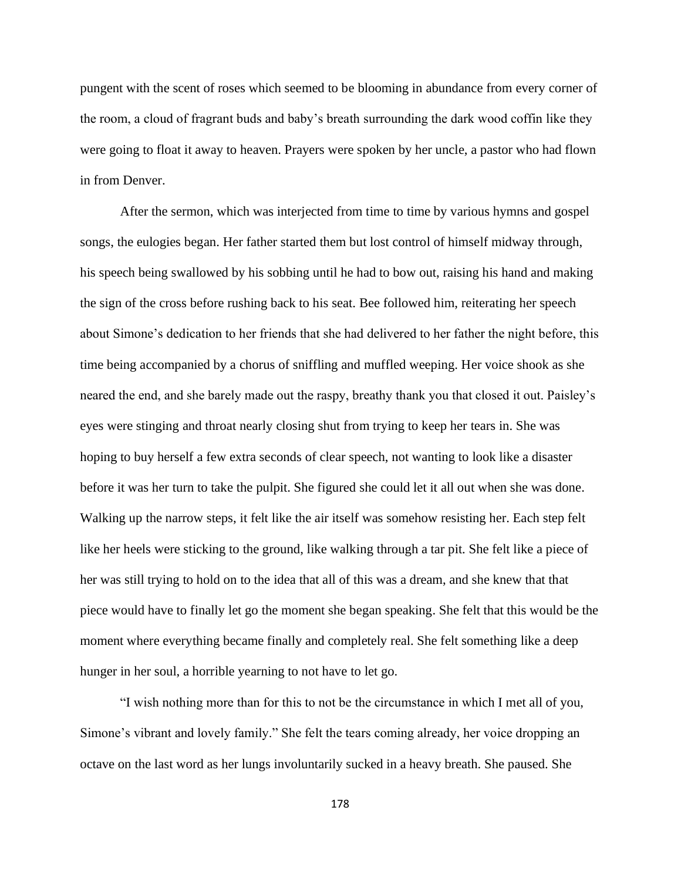pungent with the scent of roses which seemed to be blooming in abundance from every corner of the room, a cloud of fragrant buds and baby's breath surrounding the dark wood coffin like they were going to float it away to heaven. Prayers were spoken by her uncle, a pastor who had flown in from Denver.

After the sermon, which was interjected from time to time by various hymns and gospel songs, the eulogies began. Her father started them but lost control of himself midway through, his speech being swallowed by his sobbing until he had to bow out, raising his hand and making the sign of the cross before rushing back to his seat. Bee followed him, reiterating her speech about Simone's dedication to her friends that she had delivered to her father the night before, this time being accompanied by a chorus of sniffling and muffled weeping. Her voice shook as she neared the end, and she barely made out the raspy, breathy thank you that closed it out. Paisley's eyes were stinging and throat nearly closing shut from trying to keep her tears in. She was hoping to buy herself a few extra seconds of clear speech, not wanting to look like a disaster before it was her turn to take the pulpit. She figured she could let it all out when she was done. Walking up the narrow steps, it felt like the air itself was somehow resisting her. Each step felt like her heels were sticking to the ground, like walking through a tar pit. She felt like a piece of her was still trying to hold on to the idea that all of this was a dream, and she knew that that piece would have to finally let go the moment she began speaking. She felt that this would be the moment where everything became finally and completely real. She felt something like a deep hunger in her soul, a horrible yearning to not have to let go.

"I wish nothing more than for this to not be the circumstance in which I met all of you, Simone's vibrant and lovely family." She felt the tears coming already, her voice dropping an octave on the last word as her lungs involuntarily sucked in a heavy breath. She paused. She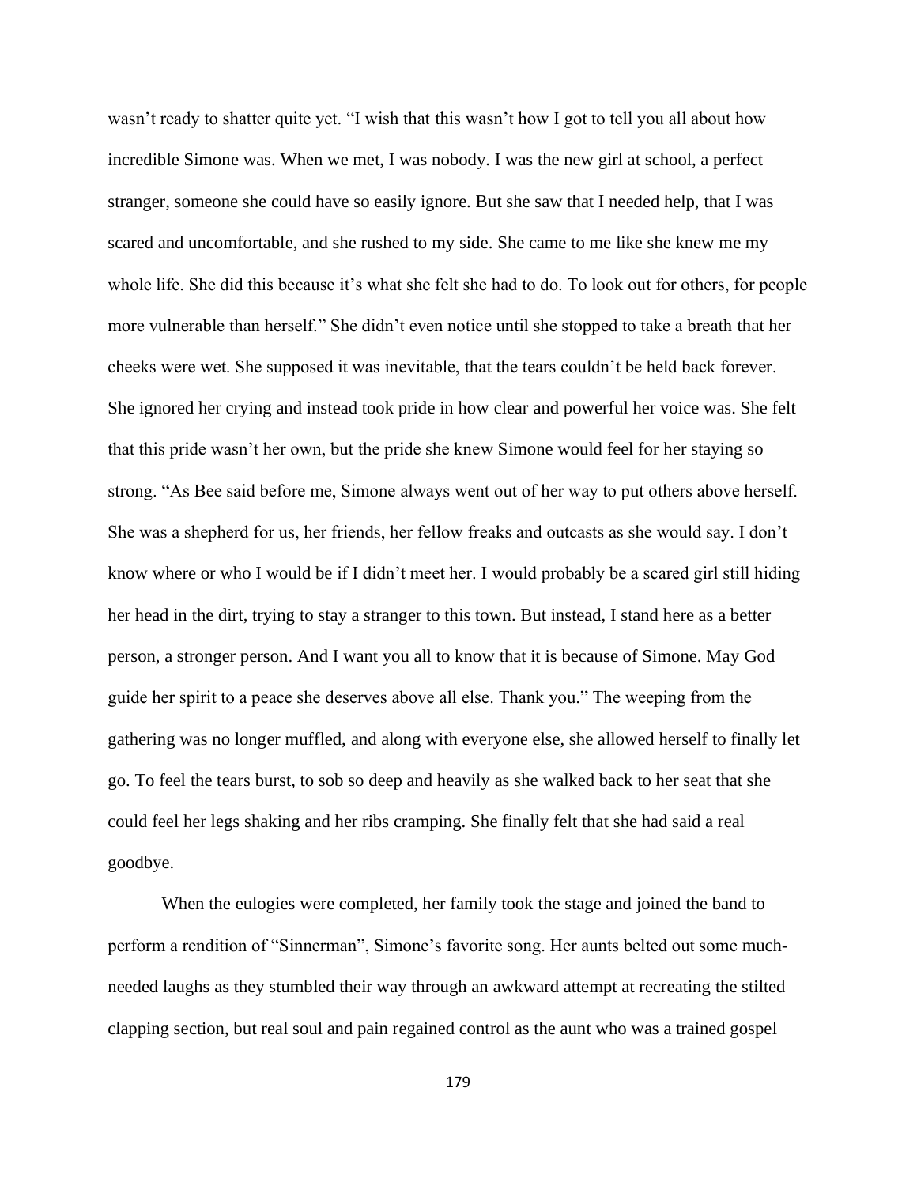wasn't ready to shatter quite yet. "I wish that this wasn't how I got to tell you all about how incredible Simone was. When we met, I was nobody. I was the new girl at school, a perfect stranger, someone she could have so easily ignore. But she saw that I needed help, that I was scared and uncomfortable, and she rushed to my side. She came to me like she knew me my whole life. She did this because it's what she felt she had to do. To look out for others, for people more vulnerable than herself." She didn't even notice until she stopped to take a breath that her cheeks were wet. She supposed it was inevitable, that the tears couldn't be held back forever. She ignored her crying and instead took pride in how clear and powerful her voice was. She felt that this pride wasn't her own, but the pride she knew Simone would feel for her staying so strong. "As Bee said before me, Simone always went out of her way to put others above herself. She was a shepherd for us, her friends, her fellow freaks and outcasts as she would say. I don't know where or who I would be if I didn't meet her. I would probably be a scared girl still hiding her head in the dirt, trying to stay a stranger to this town. But instead, I stand here as a better person, a stronger person. And I want you all to know that it is because of Simone. May God guide her spirit to a peace she deserves above all else. Thank you." The weeping from the gathering was no longer muffled, and along with everyone else, she allowed herself to finally let go. To feel the tears burst, to sob so deep and heavily as she walked back to her seat that she could feel her legs shaking and her ribs cramping. She finally felt that she had said a real goodbye.

When the eulogies were completed, her family took the stage and joined the band to perform a rendition of "Sinnerman", Simone's favorite song. Her aunts belted out some much-needed laughs as they stumbled their way through an awkward attempt at recreating the stilted clapping section, but real soul and pain regained control as the aunt who was a trained gospel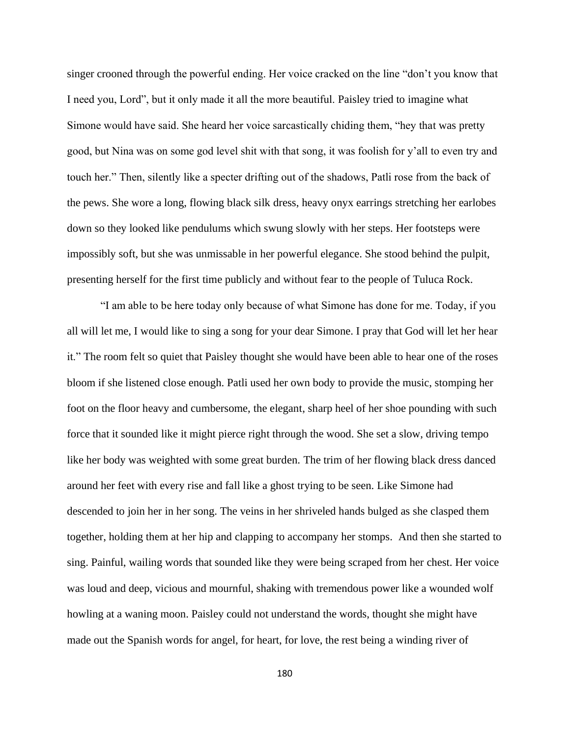singer crooned through the powerful ending. Her voice cracked on the line "don't you know that I need you, Lord", but it only made it all the more beautiful. Paisley tried to imagine what Simone would have said. She heard her voice sarcastically chiding them, "hey that was pretty good, but Nina was on some god level shit with that song, it was foolish for y'all to even try and touch her." Then, silently like a specter drifting out of the shadows, Patli rose from the back of the pews. She wore a long, flowing black silk dress, heavy onyx earrings stretching her earlobes down so they looked like pendulums which swung slowly with her steps. Her footsteps were impossibly soft, but she was unmissable in her powerful elegance. She stood behind the pulpit, presenting herself for the first time publicly and without fear to the people of Tuluca Rock.

"I am able to be here today only because of what Simone has done for me. Today, if you all will let me, I would like to sing a song for your dear Simone. I pray that God will let her hear it." The room felt so quiet that Paisley thought she would have been able to hear one of the roses bloom if she listened close enough. Patli used her own body to provide the music, stomping her foot on the floor heavy and cumbersome, the elegant, sharp heel of her shoe pounding with such force that it sounded like it might pierce right through the wood. She set a slow, driving tempo like her body was weighted with some great burden. The trim of her flowing black dress danced around her feet with every rise and fall like a ghost trying to be seen. Like Simone had descended to join her in her song. The veins in her shriveled hands bulged as she clasped them together, holding them at her hip and clapping to accompany her stomps. And then she started to sing. Painful, wailing words that sounded like they were being scraped from her chest. Her voice was loud and deep, vicious and mournful, shaking with tremendous power like a wounded wolf howling at a waning moon. Paisley could not understand the words, thought she might have made out the Spanish words for angel, for heart, for love, the rest being a winding river of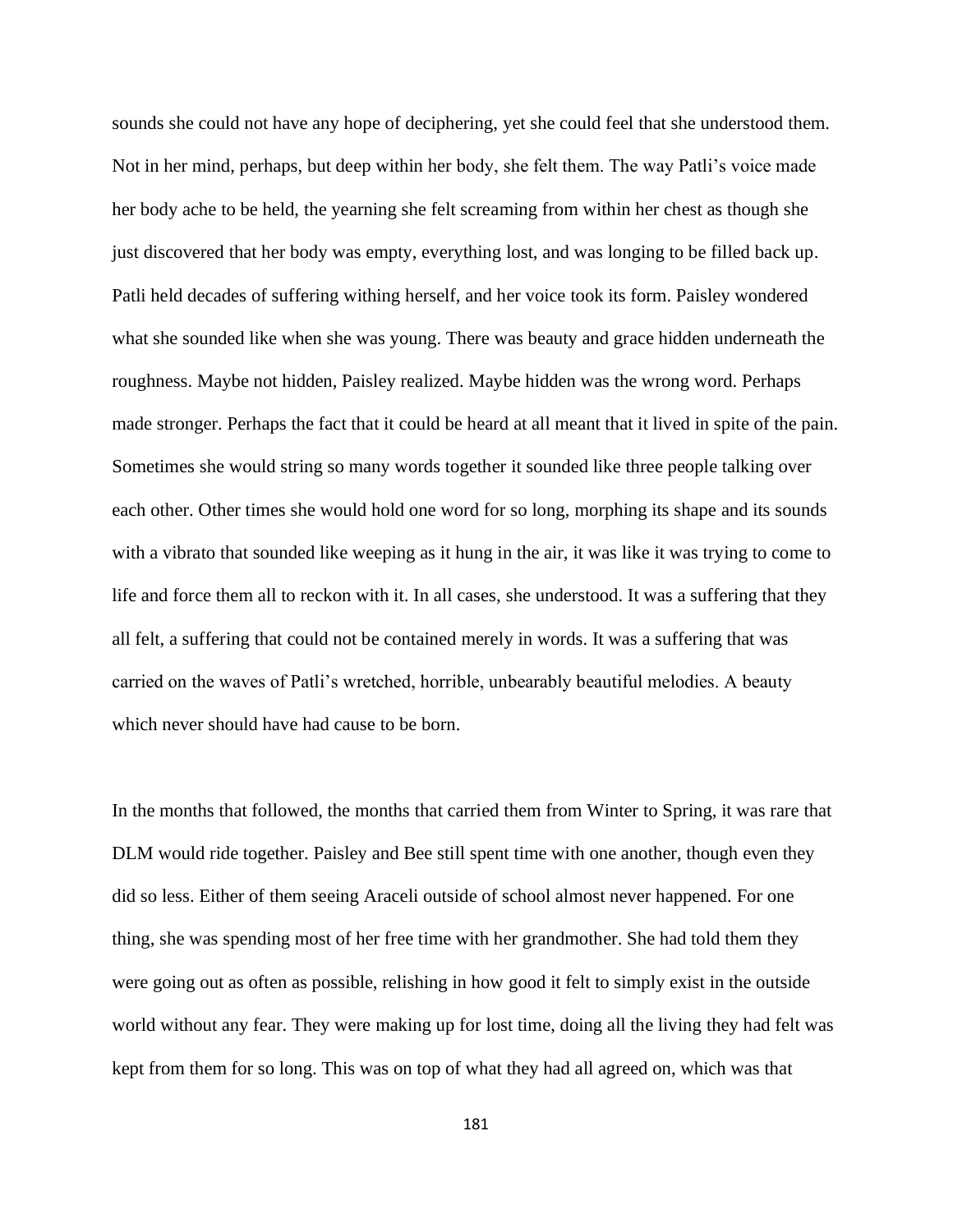sounds she could not have any hope of deciphering, yet she could feel that she understood them. Not in her mind, perhaps, but deep within her body, she felt them. The way Patli's voice made her body ache to be held, the yearning she felt screaming from within her chest as though she just discovered that her body was empty, everything lost, and was longing to be filled back up. Patli held decades of suffering withing herself, and her voice took its form. Paisley wondered what she sounded like when she was young. There was beauty and grace hidden underneath the roughness. Maybe not hidden, Paisley realized. Maybe hidden was the wrong word. Perhaps made stronger. Perhaps the fact that it could be heard at all meant that it lived in spite of the pain. Sometimes she would string so many words together it sounded like three people talking over each other. Other times she would hold one word for so long, morphing its shape and its sounds with a vibrato that sounded like weeping as it hung in the air, it was like it was trying to come to life and force them all to reckon with it. In all cases, she understood. It was a suffering that they all felt, a suffering that could not be contained merely in words. It was a suffering that was carried on the waves of Patli's wretched, horrible, unbearably beautiful melodies. A beauty which never should have had cause to be born.

In the months that followed, the months that carried them from Winter to Spring, it was rare that DLM would ride together. Paisley and Bee still spent time with one another, though even they did so less. Either of them seeing Araceli outside of school almost never happened. For one thing, she was spending most of her free time with her grandmother. She had told them they were going out as often as possible, relishing in how good it felt to simply exist in the outside world without any fear. They were making up for lost time, doing all the living they had felt was kept from them for so long. This was on top of what they had all agreed on, which was that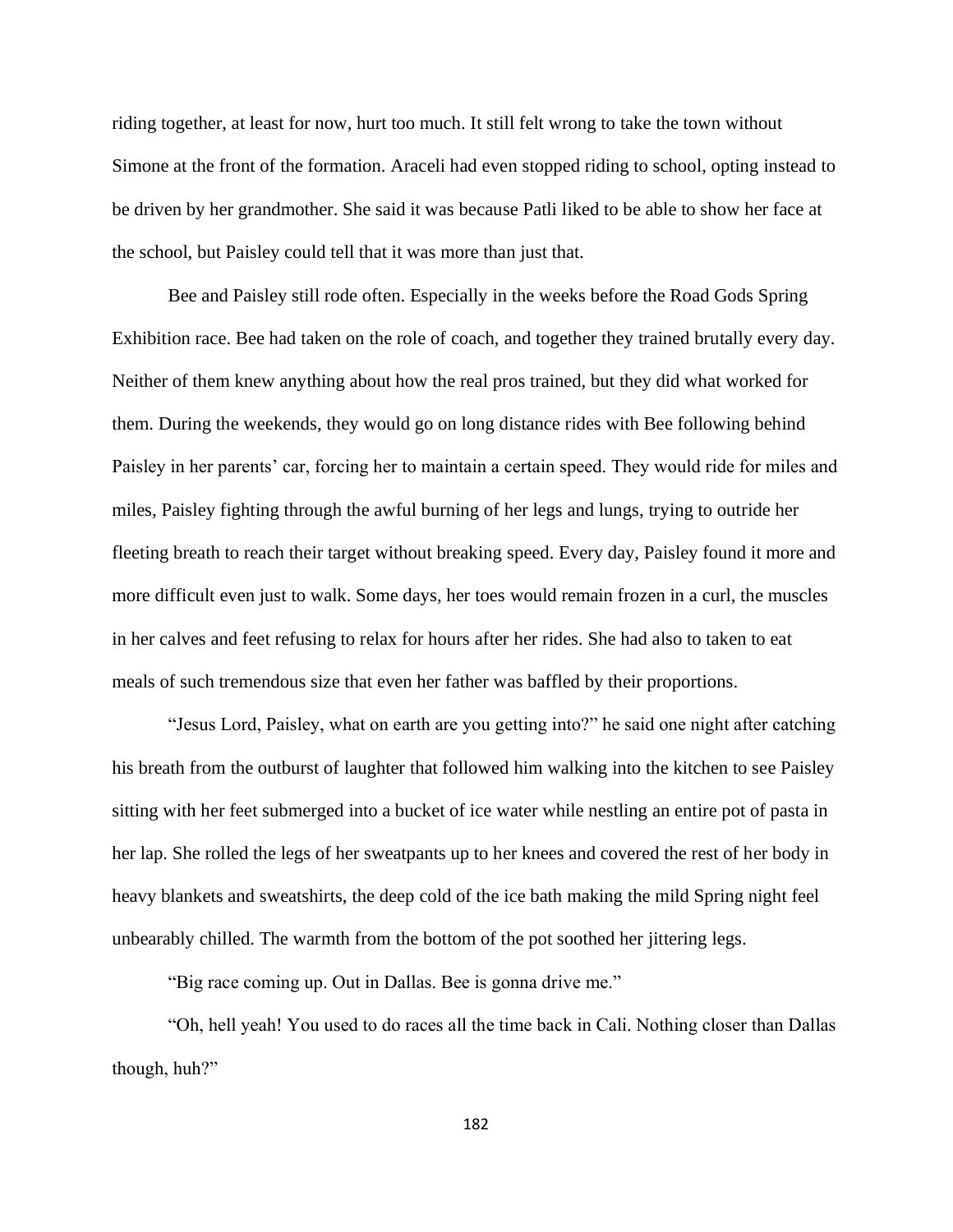riding together, at least for now, hurt too much. It still felt wrong to take the town without Simone at the front of the formation. Araceli had even stopped riding to school, opting instead to be driven by her grandmother. She said it was because Patli liked to be able to show her face at the school, but Paisley could tell that it was more than just that.

Bee and Paisley still rode often. Especially in the weeks before the Road Gods Spring Exhibition race. Bee had taken on the role of coach, and together they trained brutally every day. Neither of them knew anything about how the real pros trained, but they did what worked for them. During the weekends, they would go on long distance rides with Bee following behind Paisley in her parents' car, forcing her to maintain a certain speed. They would ride for miles and miles, Paisley fighting through the awful burning of her legs and lungs, trying to outride her fleeting breath to reach their target without breaking speed. Every day, Paisley found it more and more difficult even just to walk. Some days, her toes would remain frozen in a curl, the muscles in her calves and feet refusing to relax for hours after her rides. She had also to taken to eat meals of such tremendous size that even her father was baffled by their proportions.

"Jesus Lord, Paisley, what on earth are you getting into?" he said one night after catching his breath from the outburst of laughter that followed him walking into the kitchen to see Paisley sitting with her feet submerged into a bucket of ice water while nestling an entire pot of pasta in her lap. She rolled the legs of her sweatpants up to her knees and covered the rest of her body in heavy blankets and sweatshirts, the deep cold of the ice bath making the mild Spring night feel unbearably chilled. The warmth from the bottom of the pot soothed her jittering legs.

"Big race coming up. Out in Dallas. Bee is gonna drive me."

"Oh, hell yeah! You used to do races all the time back in Cali. Nothing closer than Dallas though, huh?"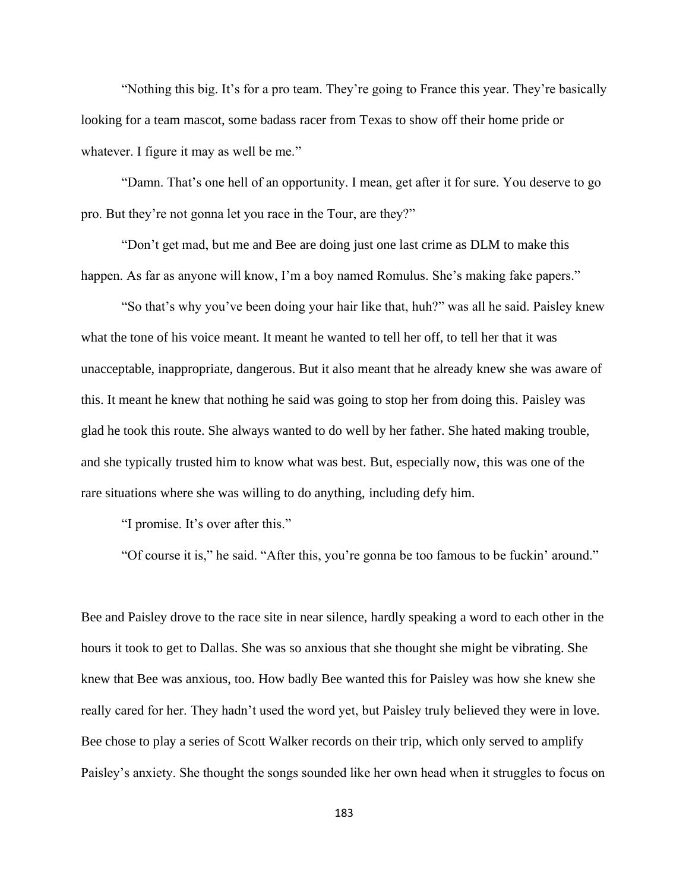"Nothing this big. It's for a pro team. They're going to France this year. They're basically looking for a team mascot, some badass racer from Texas to show off their home pride or whatever. I figure it may as well be me."

"Damn. That's one hell of an opportunity. I mean, get after it for sure. You deserve to go pro. But they're not gonna let you race in the Tour, are they?"

"Don't get mad, but me and Bee are doing just one last crime as DLM to make this happen. As far as anyone will know, I'm a boy named Romulus. She's making fake papers."

"So that's why you've been doing your hair like that, huh?" was all he said. Paisley knew what the tone of his voice meant. It meant he wanted to tell her off, to tell her that it was unacceptable, inappropriate, dangerous. But it also meant that he already knew she was aware of this. It meant he knew that nothing he said was going to stop her from doing this. Paisley was glad he took this route. She always wanted to do well by her father. She hated making trouble, and she typically trusted him to know what was best. But, especially now, this was one of the rare situations where she was willing to do anything, including defy him.

"I promise. It's over after this."

"Of course it is," he said. "After this, you're gonna be too famous to be fuckin' around."

Bee and Paisley drove to the race site in near silence, hardly speaking a word to each other in the hours it took to get to Dallas. She was so anxious that she thought she might be vibrating. She knew that Bee was anxious, too. How badly Bee wanted this for Paisley was how she knew she really cared for her. They hadn't used the word yet, but Paisley truly believed they were in love. Bee chose to play a series of Scott Walker records on their trip, which only served to amplify Paisley's anxiety. She thought the songs sounded like her own head when it struggles to focus on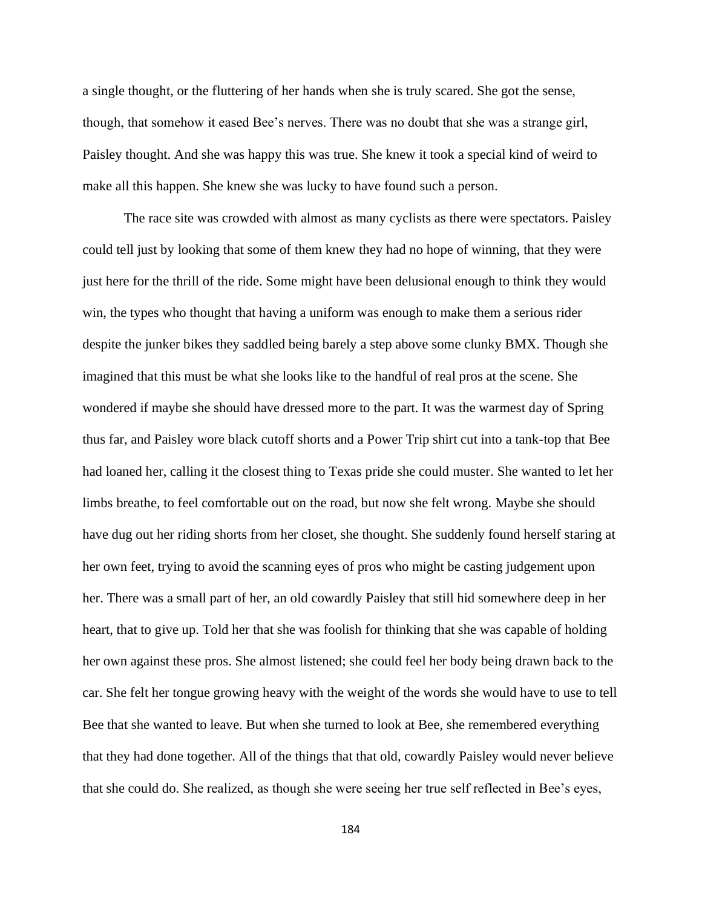a single thought, or the fluttering of her hands when she is truly scared. She got the sense, though, that somehow it eased Bee's nerves. There was no doubt that she was a strange girl, Paisley thought. And she was happy this was true. She knew it took a special kind of weird to make all this happen. She knew she was lucky to have found such a person.

The race site was crowded with almost as many cyclists as there were spectators. Paisley could tell just by looking that some of them knew they had no hope of winning, that they were just here for the thrill of the ride. Some might have been delusional enough to think they would win, the types who thought that having a uniform was enough to make them a serious rider despite the junker bikes they saddled being barely a step above some clunky BMX. Though she imagined that this must be what she looks like to the handful of real pros at the scene. She wondered if maybe she should have dressed more to the part. It was the warmest day of Spring thus far, and Paisley wore black cutoff shorts and a Power Trip shirt cut into a tank-top that Bee had loaned her, calling it the closest thing to Texas pride she could muster. She wanted to let her limbs breathe, to feel comfortable out on the road, but now she felt wrong. Maybe she should have dug out her riding shorts from her closet, she thought. She suddenly found herself staring at her own feet, trying to avoid the scanning eyes of pros who might be casting judgement upon her. There was a small part of her, an old cowardly Paisley that still hid somewhere deep in her heart, that to give up. Told her that she was foolish for thinking that she was capable of holding her own against these pros. She almost listened; she could feel her body being drawn back to the car. She felt her tongue growing heavy with the weight of the words she would have to use to tell Bee that she wanted to leave. But when she turned to look at Bee, she remembered everything that they had done together. All of the things that that old, cowardly Paisley would never believe that she could do. She realized, as though she were seeing her true self reflected in Bee's eyes,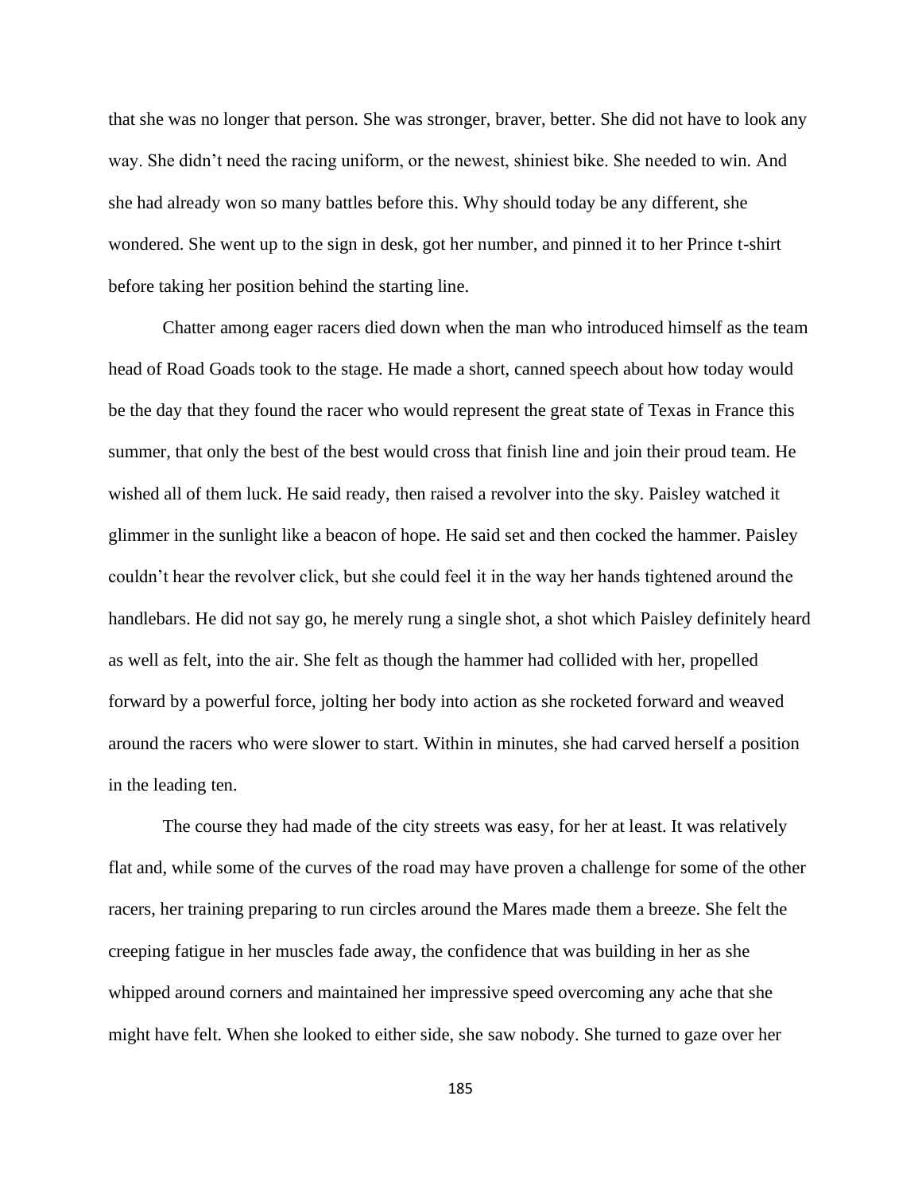that she was no longer that person. She was stronger, braver, better. She did not have to look any way. She didn't need the racing uniform, or the newest, shiniest bike. She needed to win. And she had already won so many battles before this. Why should today be any different, she wondered. She went up to the sign in desk, got her number, and pinned it to her Prince t-shirt before taking her position behind the starting line.

Chatter among eager racers died down when the man who introduced himself as the team head of Road Goads took to the stage. He made a short, canned speech about how today would be the day that they found the racer who would represent the great state of Texas in France this summer, that only the best of the best would cross that finish line and join their proud team. He wished all of them luck. He said ready, then raised a revolver into the sky. Paisley watched it glimmer in the sunlight like a beacon of hope. He said set and then cocked the hammer. Paisley couldn't hear the revolver click, but she could feel it in the way her hands tightened around the handlebars. He did not say go, he merely rung a single shot, a shot which Paisley definitely heard as well as felt, into the air. She felt as though the hammer had collided with her, propelled forward by a powerful force, jolting her body into action as she rocketed forward and weaved around the racers who were slower to start. Within in minutes, she had carved herself a position in the leading ten.

The course they had made of the city streets was easy, for her at least. It was relatively flat and, while some of the curves of the road may have proven a challenge for some of the other racers, her training preparing to run circles around the Mares made them a breeze. She felt the creeping fatigue in her muscles fade away, the confidence that was building in her as she whipped around corners and maintained her impressive speed overcoming any ache that she might have felt. When she looked to either side, she saw nobody. She turned to gaze over her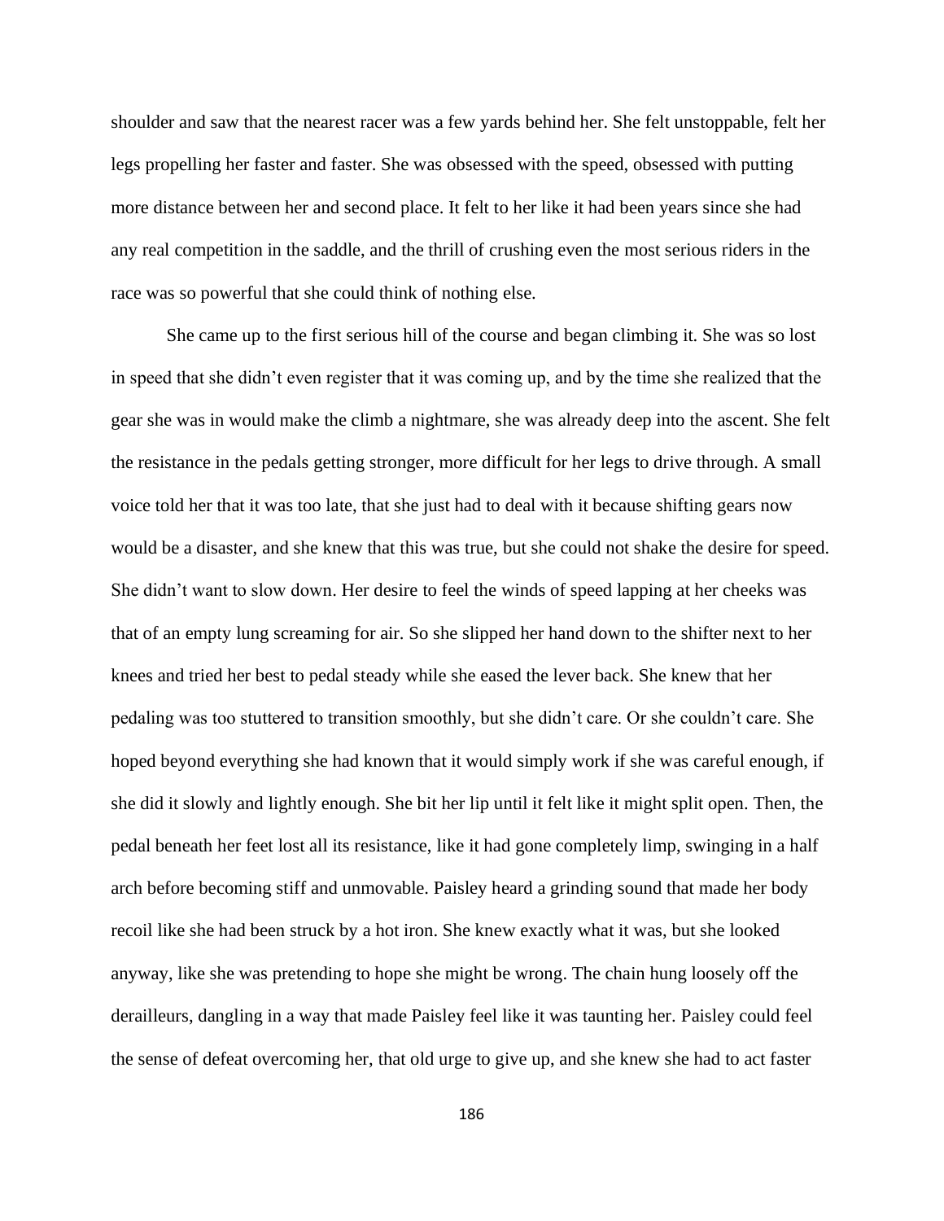shoulder and saw that the nearest racer was a few yards behind her. She felt unstoppable, felt her legs propelling her faster and faster. She was obsessed with the speed, obsessed with putting more distance between her and second place. It felt to her like it had been years since she had any real competition in the saddle, and the thrill of crushing even the most serious riders in the race was so powerful that she could think of nothing else.

She came up to the first serious hill of the course and began climbing it. She was so lost in speed that she didn't even register that it was coming up, and by the time she realized that the gear she was in would make the climb a nightmare, she was already deep into the ascent. She felt the resistance in the pedals getting stronger, more difficult for her legs to drive through. A small voice told her that it was too late, that she just had to deal with it because shifting gears now would be a disaster, and she knew that this was true, but she could not shake the desire for speed. She didn't want to slow down. Her desire to feel the winds of speed lapping at her cheeks was that of an empty lung screaming for air. So she slipped her hand down to the shifter next to her knees and tried her best to pedal steady while she eased the lever back. She knew that her pedaling was too stuttered to transition smoothly, but she didn't care. Or she couldn't care. She hoped beyond everything she had known that it would simply work if she was careful enough, if she did it slowly and lightly enough. She bit her lip until it felt like it might split open. Then, the pedal beneath her feet lost all its resistance, like it had gone completely limp, swinging in a half arch before becoming stiff and unmovable. Paisley heard a grinding sound that made her body recoil like she had been struck by a hot iron. She knew exactly what it was, but she looked anyway, like she was pretending to hope she might be wrong. The chain hung loosely off the derailleurs, dangling in a way that made Paisley feel like it was taunting her. Paisley could feel the sense of defeat overcoming her, that old urge to give up, and she knew she had to act faster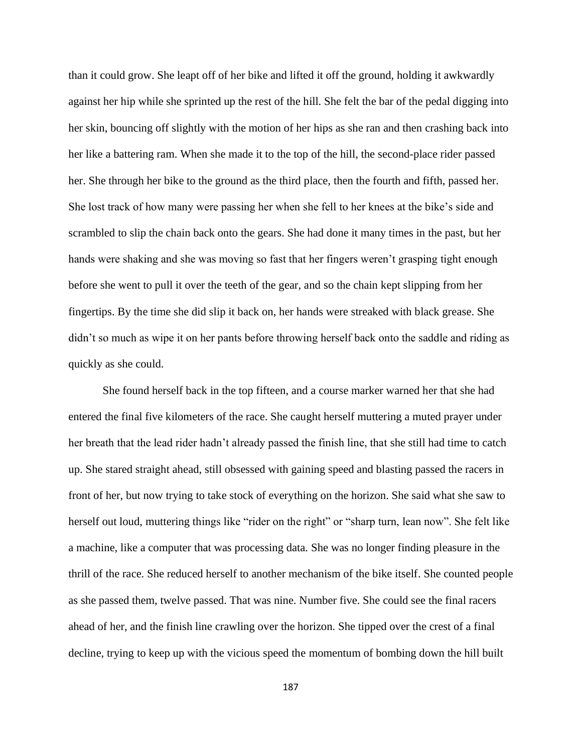than it could grow. She leapt off of her bike and lifted it off the ground, holding it awkwardly against her hip while she sprinted up the rest of the hill. She felt the bar of the pedal digging into her skin, bouncing off slightly with the motion of her hips as she ran and then crashing back into her like a battering ram. When she made it to the top of the hill, the second-place rider passed her. She through her bike to the ground as the third place, then the fourth and fifth, passed her. She lost track of how many were passing her when she fell to her knees at the bike's side and scrambled to slip the chain back onto the gears. She had done it many times in the past, but her hands were shaking and she was moving so fast that her fingers weren't grasping tight enough before she went to pull it over the teeth of the gear, and so the chain kept slipping from her fingertips. By the time she did slip it back on, her hands were streaked with black grease. She didn't so much as wipe it on her pants before throwing herself back onto the saddle and riding as quickly as she could.

She found herself back in the top fifteen, and a course marker warned her that she had entered the final five kilometers of the race. She caught herself muttering a muted prayer under her breath that the lead rider hadn't already passed the finish line, that she still had time to catch up. She stared straight ahead, still obsessed with gaining speed and blasting passed the racers in front of her, but now trying to take stock of everything on the horizon. She said what she saw to herself out loud, muttering things like "rider on the right" or "sharp turn, lean now". She felt like a machine, like a computer that was processing data. She was no longer finding pleasure in the thrill of the race. She reduced herself to another mechanism of the bike itself. She counted people as she passed them, twelve passed. That was nine. Number five. She could see the final racers ahead of her, and the finish line crawling over the horizon. She tipped over the crest of a final decline, trying to keep up with the vicious speed the momentum of bombing down the hill built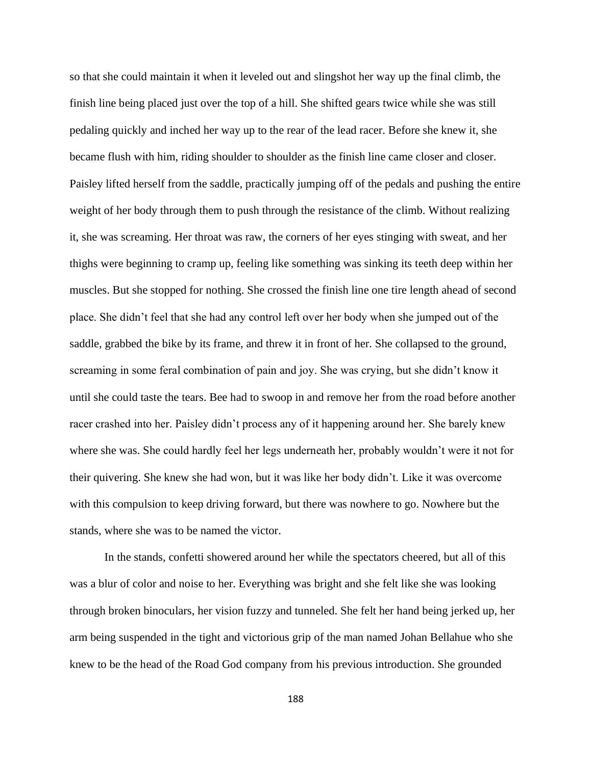so that she could maintain it when it leveled out and slingshot her way up the final climb, the finish line being placed just over the top of a hill. She shifted gears twice while she was still pedaling quickly and inched her way up to the rear of the lead racer. Before she knew it, she became flush with him, riding shoulder to shoulder as the finish line came closer and closer. Paisley lifted herself from the saddle, practically jumping off of the pedals and pushing the entire weight of her body through them to push through the resistance of the climb. Without realizing it, she was screaming. Her throat was raw, the corners of her eyes stinging with sweat, and her thighs were beginning to cramp up, feeling like something was sinking its teeth deep within her muscles. But she stopped for nothing. She crossed the finish line one tire length ahead of second place. She didn't feel that she had any control left over her body when she jumped out of the saddle, grabbed the bike by its frame, and threw it in front of her. She collapsed to the ground, screaming in some feral combination of pain and joy. She was crying, but she didn't know it until she could taste the tears. Bee had to swoop in and remove her from the road before another racer crashed into her. Paisley didn't process any of it happening around her. She barely knew where she was. She could hardly feel her legs underneath her, probably wouldn't were it not for their quivering. She knew she had won, but it was like her body didn't. Like it was overcome with this compulsion to keep driving forward, but there was nowhere to go. Nowhere but the stands, where she was to be named the victor.

In the stands, confetti showered around her while the spectators cheered, but all of this was a blur of color and noise to her. Everything was bright and she felt like she was looking through broken binoculars, her vision fuzzy and tunneled. She felt her hand being jerked up, her arm being suspended in the tight and victorious grip of the man named Johan Bellahue who she knew to be the head of the Road God company from his previous introduction. She grounded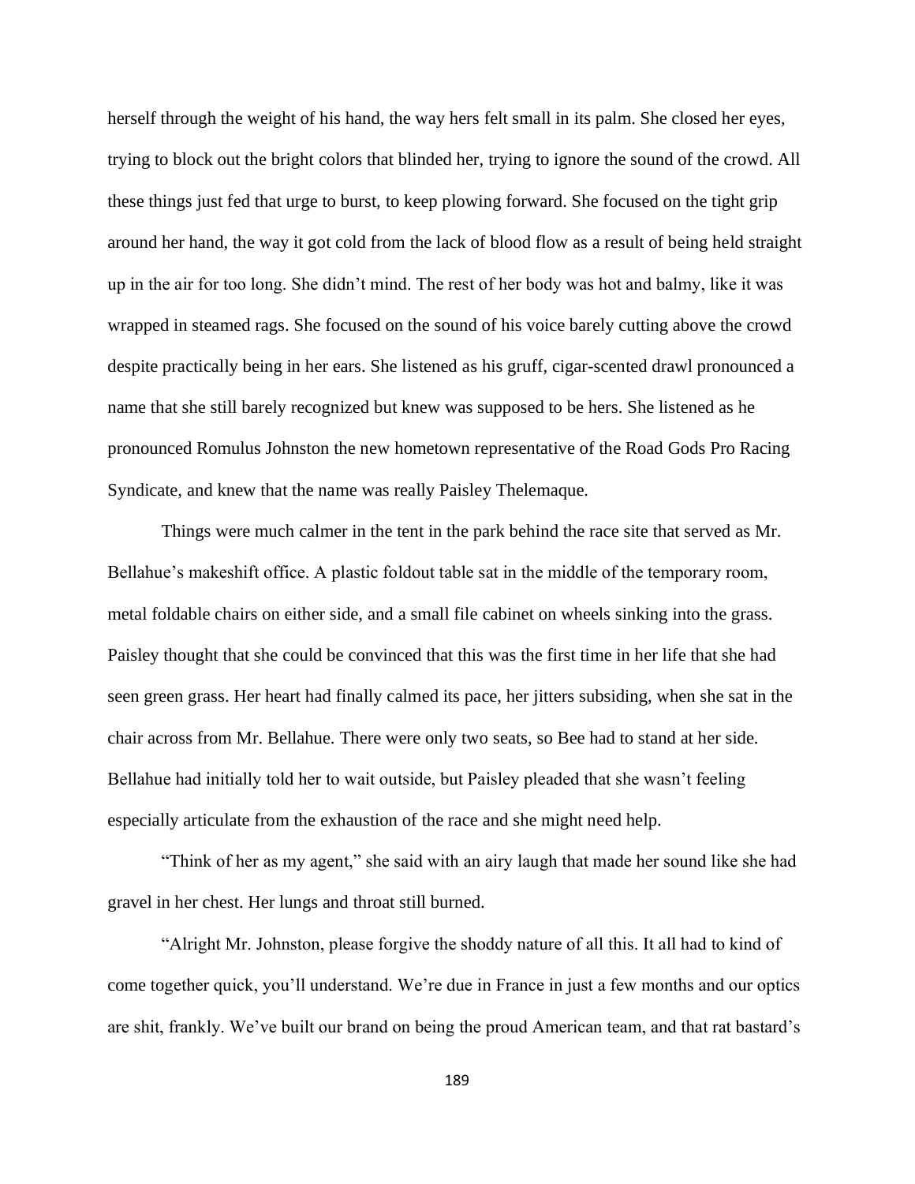herself through the weight of his hand, the way hers felt small in its palm. She closed her eyes, trying to block out the bright colors that blinded her, trying to ignore the sound of the crowd. All these things just fed that urge to burst, to keep plowing forward. She focused on the tight grip around her hand, the way it got cold from the lack of blood flow as a result of being held straight up in the air for too long. She didn't mind. The rest of her body was hot and balmy, like it was wrapped in steamed rags. She focused on the sound of his voice barely cutting above the crowd despite practically being in her ears. She listened as his gruff, cigar-scented drawl pronounced a name that she still barely recognized but knew was supposed to be hers. She listened as he pronounced Romulus Johnston the new hometown representative of the Road Gods Pro Racing Syndicate, and knew that the name was really Paisley Thelemaque.

Things were much calmer in the tent in the park behind the race site that served as Mr. Bellahue's makeshift office. A plastic foldout table sat in the middle of the temporary room, metal foldable chairs on either side, and a small file cabinet on wheels sinking into the grass. Paisley thought that she could be convinced that this was the first time in her life that she had seen green grass. Her heart had finally calmed its pace, her jitters subsiding, when she sat in the chair across from Mr. Bellahue. There were only two seats, so Bee had to stand at her side. Bellahue had initially told her to wait outside, but Paisley pleaded that she wasn't feeling especially articulate from the exhaustion of the race and she might need help.

"Think of her as my agent," she said with an airy laugh that made her sound like she had gravel in her chest. Her lungs and throat still burned.

"Alright Mr. Johnston, please forgive the shoddy nature of all this. It all had to kind of come together quick, you'll understand. We're due in France in just a few months and our optics are shit, frankly. We've built our brand on being the proud American team, and that rat bastard's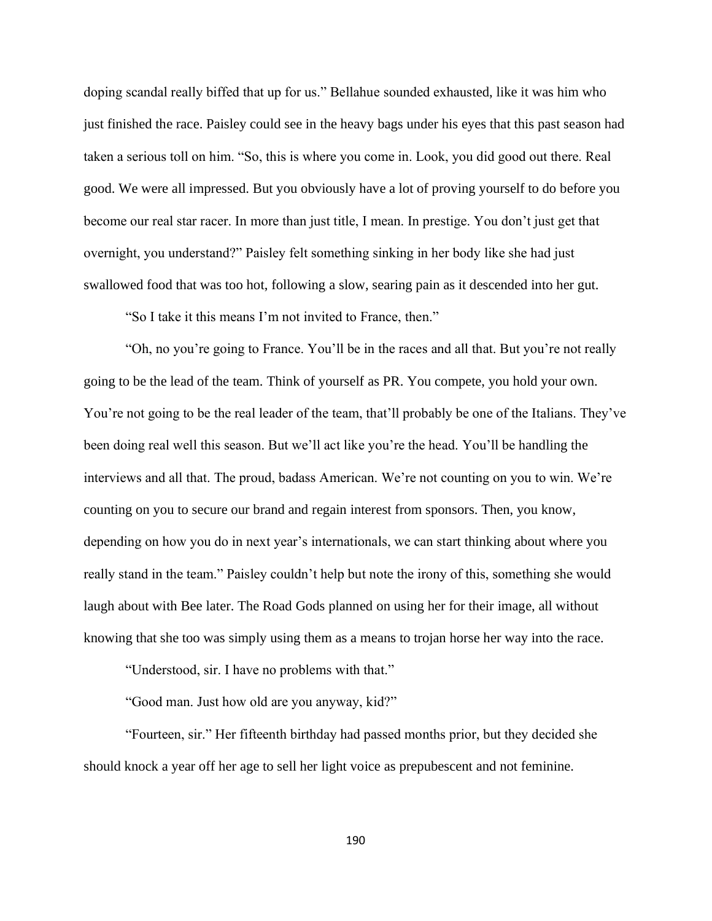doping scandal really biffed that up for us." Bellahue sounded exhausted, like it was him who just finished the race. Paisley could see in the heavy bags under his eyes that this past season had taken a serious toll on him. "So, this is where you come in. Look, you did good out there. Real good. We were all impressed. But you obviously have a lot of proving yourself to do before you become our real star racer. In more than just title, I mean. In prestige. You don't just get that overnight, you understand?" Paisley felt something sinking in her body like she had just swallowed food that was too hot, following a slow, searing pain as it descended into her gut.

"So I take it this means I'm not invited to France, then."

"Oh, no you're going to France. You'll be in the races and all that. But you're not really going to be the lead of the team. Think of yourself as PR. You compete, you hold your own. You're not going to be the real leader of the team, that'll probably be one of the Italians. They've been doing real well this season. But we'll act like you're the head. You'll be handling the interviews and all that. The proud, badass American. We're not counting on you to win. We're counting on you to secure our brand and regain interest from sponsors. Then, you know, depending on how you do in next year's internationals, we can start thinking about where you really stand in the team." Paisley couldn't help but note the irony of this, something she would laugh about with Bee later. The Road Gods planned on using her for their image, all without knowing that she too was simply using them as a means to trojan horse her way into the race.

"Understood, sir. I have no problems with that."

"Good man. Just how old are you anyway, kid?"

"Fourteen, sir." Her fifteenth birthday had passed months prior, but they decided she should knock a year off her age to sell her light voice as prepubescent and not feminine.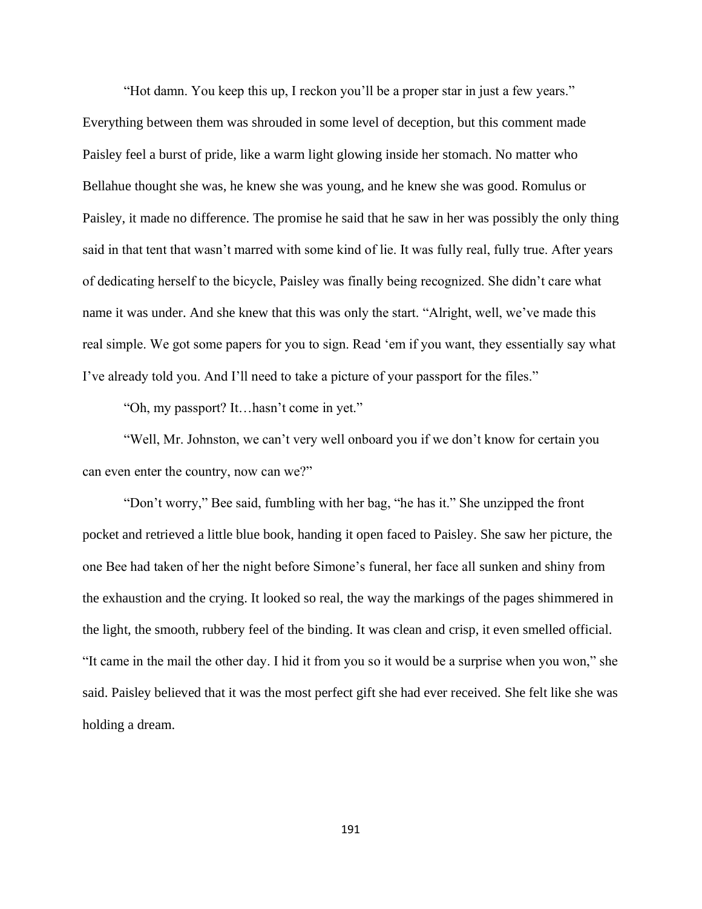"Hot damn. You keep this up, I reckon you'll be a proper star in just a few years." Everything between them was shrouded in some level of deception, but this comment made Paisley feel a burst of pride, like a warm light glowing inside her stomach. No matter who Bellahue thought she was, he knew she was young, and he knew she was good. Romulus or Paisley, it made no difference. The promise he said that he saw in her was possibly the only thing said in that tent that wasn't marred with some kind of lie. It was fully real, fully true. After years of dedicating herself to the bicycle, Paisley was finally being recognized. She didn't care what name it was under. And she knew that this was only the start. "Alright, well, we've made this real simple. We got some papers for you to sign. Read 'em if you want, they essentially say what I've already told you. And I'll need to take a picture of your passport for the files."

"Oh, my passport? It…hasn't come in yet."

"Well, Mr. Johnston, we can't very well onboard you if we don't know for certain you can even enter the country, now can we?"

"Don't worry," Bee said, fumbling with her bag, "he has it." She unzipped the front pocket and retrieved a little blue book, handing it open faced to Paisley. She saw her picture, the one Bee had taken of her the night before Simone's funeral, her face all sunken and shiny from the exhaustion and the crying. It looked so real, the way the markings of the pages shimmered in the light, the smooth, rubbery feel of the binding. It was clean and crisp, it even smelled official. "It came in the mail the other day. I hid it from you so it would be a surprise when you won," she said. Paisley believed that it was the most perfect gift she had ever received. She felt like she was holding a dream.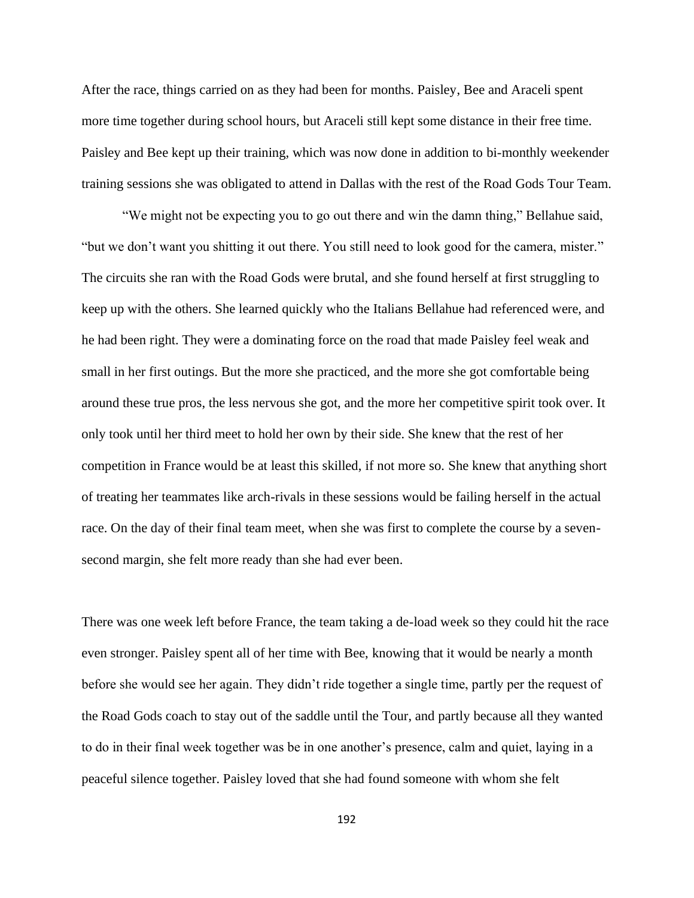After the race, things carried on as they had been for months. Paisley, Bee and Araceli spent more time together during school hours, but Araceli still kept some distance in their free time. Paisley and Bee kept up their training, which was now done in addition to bi-monthly weekender training sessions she was obligated to attend in Dallas with the rest of the Road Gods Tour Team.

"We might not be expecting you to go out there and win the damn thing," Bellahue said, "but we don't want you shitting it out there. You still need to look good for the camera, mister." The circuits she ran with the Road Gods were brutal, and she found herself at first struggling to keep up with the others. She learned quickly who the Italians Bellahue had referenced were, and he had been right. They were a dominating force on the road that made Paisley feel weak and small in her first outings. But the more she practiced, and the more she got comfortable being around these true pros, the less nervous she got, and the more her competitive spirit took over. It only took until her third meet to hold her own by their side. She knew that the rest of her competition in France would be at least this skilled, if not more so. She knew that anything short of treating her teammates like arch-rivals in these sessions would be failing herself in the actual race. On the day of their final team meet, when she was first to complete the course by a seven-second margin, she felt more ready than she had ever been.

There was one week left before France, the team taking a de-load week so they could hit the race even stronger. Paisley spent all of her time with Bee, knowing that it would be nearly a month before she would see her again. They didn't ride together a single time, partly per the request of the Road Gods coach to stay out of the saddle until the Tour, and partly because all they wanted to do in their final week together was be in one another's presence, calm and quiet, laying in a peaceful silence together. Paisley loved that she had found someone with whom she felt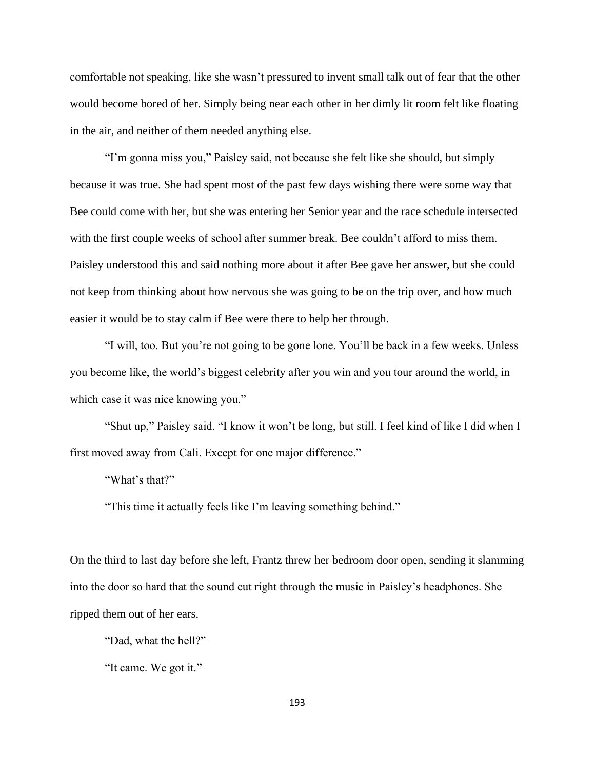comfortable not speaking, like she wasn't pressured to invent small talk out of fear that the other would become bored of her. Simply being near each other in her dimly lit room felt like floating in the air, and neither of them needed anything else.

"I'm gonna miss you," Paisley said, not because she felt like she should, but simply because it was true. She had spent most of the past few days wishing there were some way that Bee could come with her, but she was entering her Senior year and the race schedule intersected with the first couple weeks of school after summer break. Bee couldn't afford to miss them. Paisley understood this and said nothing more about it after Bee gave her answer, but she could not keep from thinking about how nervous she was going to be on the trip over, and how much easier it would be to stay calm if Bee were there to help her through.

"I will, too. But you're not going to be gone lone. You'll be back in a few weeks. Unless you become like, the world's biggest celebrity after you win and you tour around the world, in which case it was nice knowing you."

"Shut up," Paisley said. "I know it won't be long, but still. I feel kind of like I did when I first moved away from Cali. Except for one major difference."

"What's that?"

"This time it actually feels like I'm leaving something behind."

On the third to last day before she left, Frantz threw her bedroom door open, sending it slamming into the door so hard that the sound cut right through the music in Paisley's headphones. She ripped them out of her ears.

"Dad, what the hell?"

"It came. We got it."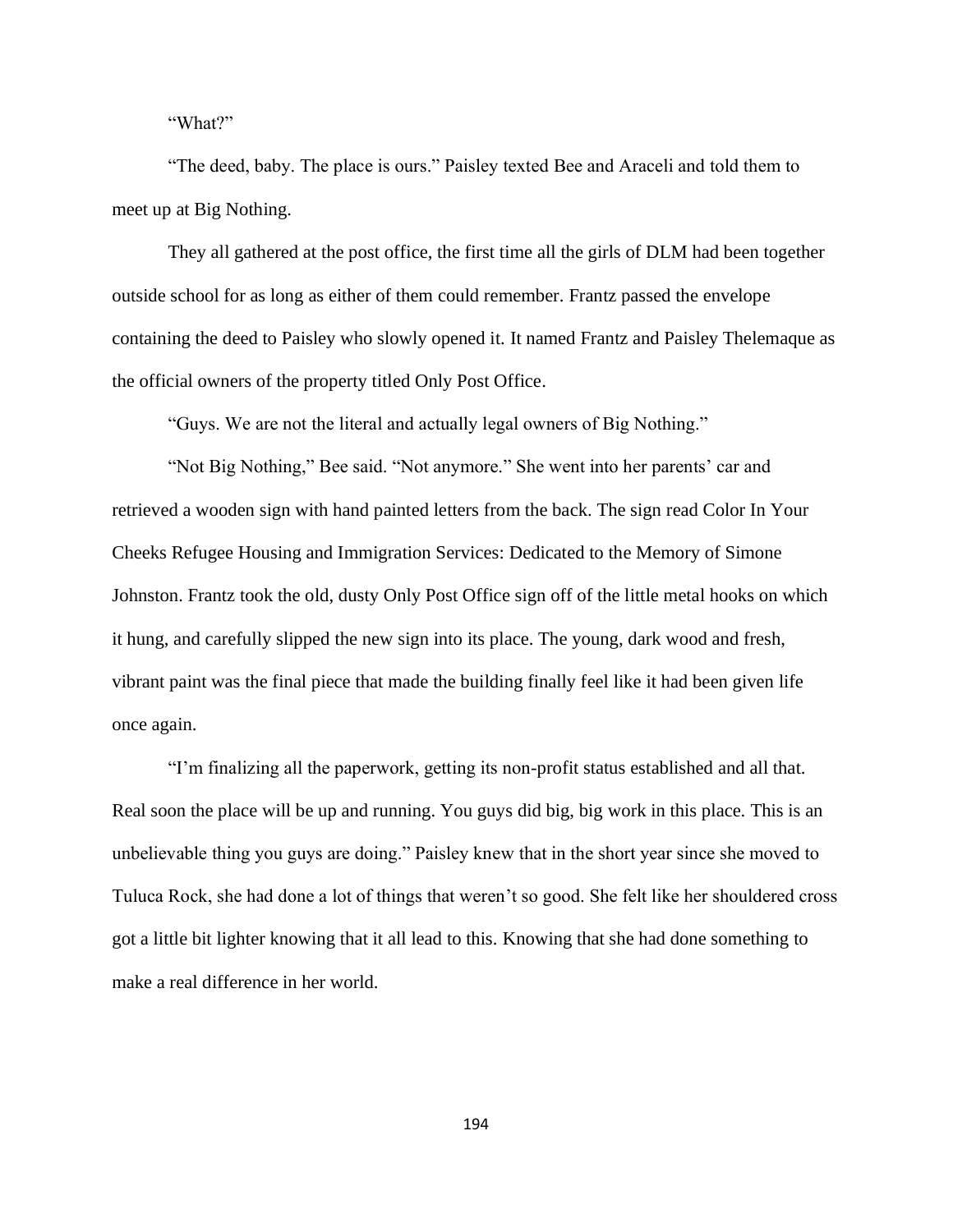"What?"

"The deed, baby. The place is ours." Paisley texted Bee and Araceli and told them to meet up at Big Nothing.

They all gathered at the post office, the first time all the girls of DLM had been together outside school for as long as either of them could remember. Frantz passed the envelope containing the deed to Paisley who slowly opened it. It named Frantz and Paisley Thelemaque as the official owners of the property titled Only Post Office.

"Guys. We are not the literal and actually legal owners of Big Nothing."

"Not Big Nothing," Bee said. "Not anymore." She went into her parents' car and retrieved a wooden sign with hand painted letters from the back. The sign read Color In Your Cheeks Refugee Housing and Immigration Services: Dedicated to the Memory of Simone Johnston. Frantz took the old, dusty Only Post Office sign off of the little metal hooks on which it hung, and carefully slipped the new sign into its place. The young, dark wood and fresh, vibrant paint was the final piece that made the building finally feel like it had been given life once again.

"I'm finalizing all the paperwork, getting its non-profit status established and all that. Real soon the place will be up and running. You guys did big, big work in this place. This is an unbelievable thing you guys are doing." Paisley knew that in the short year since she moved to Tuluca Rock, she had done a lot of things that weren't so good. She felt like her shouldered cross got a little bit lighter knowing that it all lead to this. Knowing that she had done something to make a real difference in her world.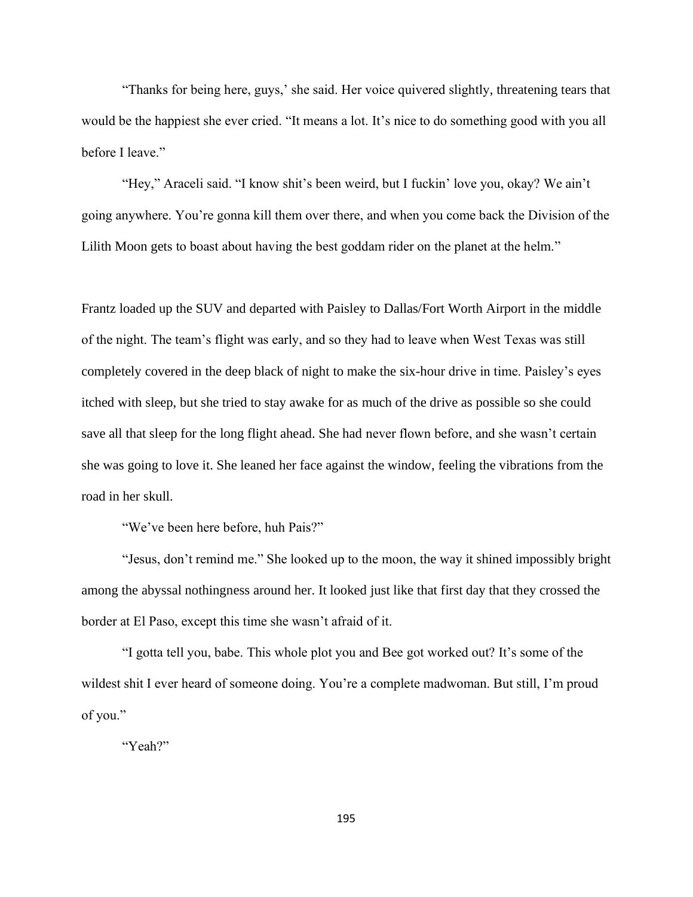"Thanks for being here, guys,' she said. Her voice quivered slightly, threatening tears that would be the happiest she ever cried. "It means a lot. It's nice to do something good with you all before I leave."

"Hey," Araceli said. "I know shit's been weird, but I fuckin' love you, okay? We ain't going anywhere. You're gonna kill them over there, and when you come back the Division of the Lilith Moon gets to boast about having the best goddam rider on the planet at the helm."

Frantz loaded up the SUV and departed with Paisley to Dallas/Fort Worth Airport in the middle of the night. The team's flight was early, and so they had to leave when West Texas was still completely covered in the deep black of night to make the six-hour drive in time. Paisley's eyes itched with sleep, but she tried to stay awake for as much of the drive as possible so she could save all that sleep for the long flight ahead. She had never flown before, and she wasn't certain she was going to love it. She leaned her face against the window, feeling the vibrations from the road in her skull.

"We've been here before, huh Pais?"

"Jesus, don't remind me." She looked up to the moon, the way it shined impossibly bright among the abyssal nothingness around her. It looked just like that first day that they crossed the border at El Paso, except this time she wasn't afraid of it.

"I gotta tell you, babe. This whole plot you and Bee got worked out? It's some of the wildest shit I ever heard of someone doing. You're a complete madwoman. But still, I'm proud of you."

"Yeah?"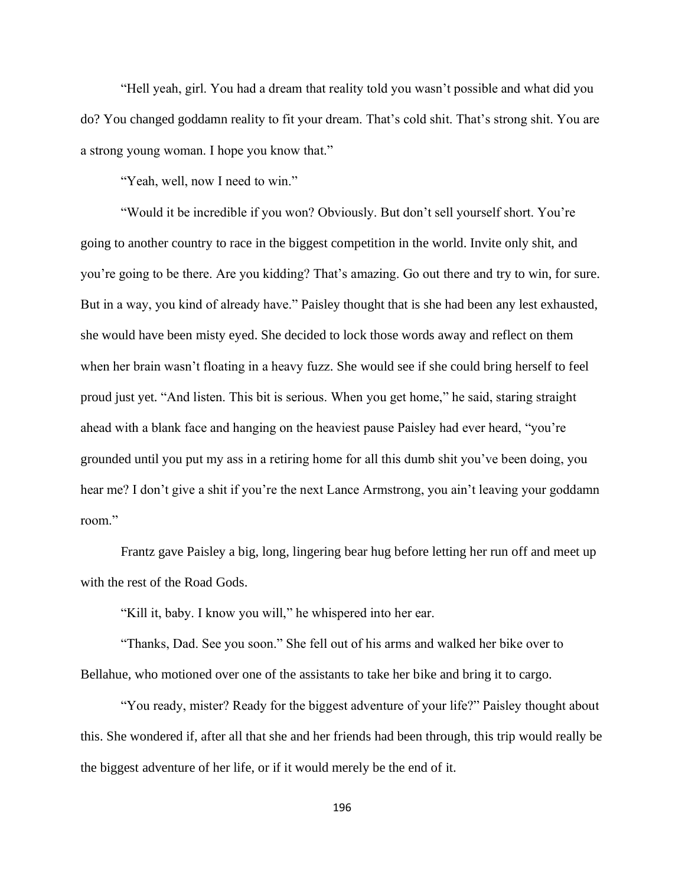"Hell yeah, girl. You had a dream that reality told you wasn't possible and what did you do? You changed goddamn reality to fit your dream. That's cold shit. That's strong shit. You are a strong young woman. I hope you know that."

"Yeah, well, now I need to win."

"Would it be incredible if you won? Obviously. But don't sell yourself short. You're going to another country to race in the biggest competition in the world. Invite only shit, and you're going to be there. Are you kidding? That's amazing. Go out there and try to win, for sure. But in a way, you kind of already have." Paisley thought that is she had been any lest exhausted, she would have been misty eyed. She decided to lock those words away and reflect on them when her brain wasn't floating in a heavy fuzz. She would see if she could bring herself to feel proud just yet. "And listen. This bit is serious. When you get home," he said, staring straight ahead with a blank face and hanging on the heaviest pause Paisley had ever heard, "you're grounded until you put my ass in a retiring home for all this dumb shit you've been doing, you hear me? I don't give a shit if you're the next Lance Armstrong, you ain't leaving your goddamn room."

Frantz gave Paisley a big, long, lingering bear hug before letting her run off and meet up with the rest of the Road Gods.

"Kill it, baby. I know you will," he whispered into her ear.

"Thanks, Dad. See you soon." She fell out of his arms and walked her bike over to Bellahue, who motioned over one of the assistants to take her bike and bring it to cargo.

"You ready, mister? Ready for the biggest adventure of your life?" Paisley thought about this. She wondered if, after all that she and her friends had been through, this trip would really be the biggest adventure of her life, or if it would merely be the end of it.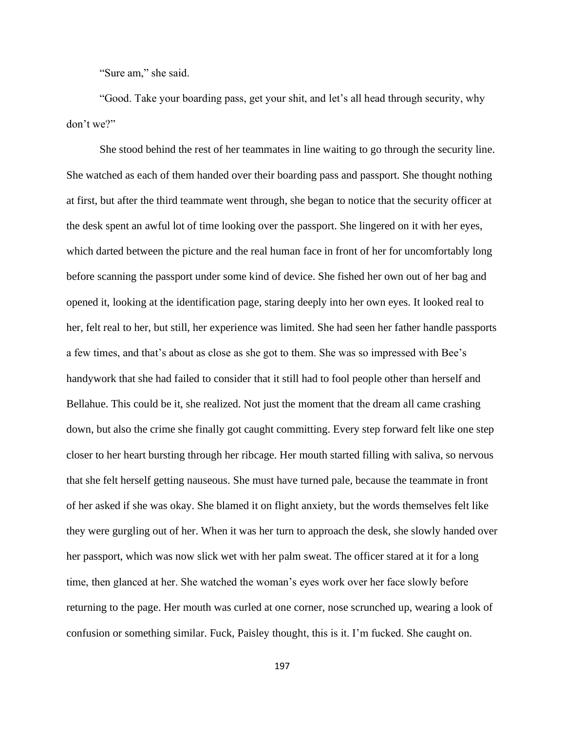"Sure am," she said.

"Good. Take your boarding pass, get your shit, and let's all head through security, why don't we?"

She stood behind the rest of her teammates in line waiting to go through the security line. She watched as each of them handed over their boarding pass and passport. She thought nothing at first, but after the third teammate went through, she began to notice that the security officer at the desk spent an awful lot of time looking over the passport. She lingered on it with her eyes, which darted between the picture and the real human face in front of her for uncomfortably long before scanning the passport under some kind of device. She fished her own out of her bag and opened it, looking at the identification page, staring deeply into her own eyes. It looked real to her, felt real to her, but still, her experience was limited. She had seen her father handle passports a few times, and that's about as close as she got to them. She was so impressed with Bee's handywork that she had failed to consider that it still had to fool people other than herself and Bellahue. This could be it, she realized. Not just the moment that the dream all came crashing down, but also the crime she finally got caught committing. Every step forward felt like one step closer to her heart bursting through her ribcage. Her mouth started filling with saliva, so nervous that she felt herself getting nauseous. She must have turned pale, because the teammate in front of her asked if she was okay. She blamed it on flight anxiety, but the words themselves felt like they were gurgling out of her. When it was her turn to approach the desk, she slowly handed over her passport, which was now slick wet with her palm sweat. The officer stared at it for a long time, then glanced at her. She watched the woman's eyes work over her face slowly before returning to the page. Her mouth was curled at one corner, nose scrunched up, wearing a look of confusion or something similar. Fuck, Paisley thought, this is it. I'm fucked. She caught on.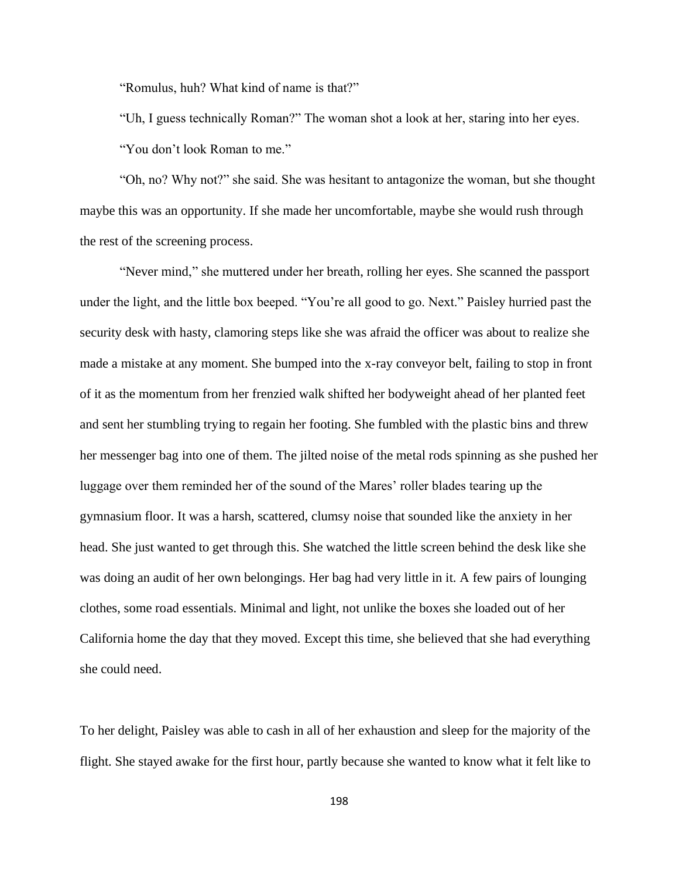"Romulus, huh? What kind of name is that?"

"Uh, I guess technically Roman?" The woman shot a look at her, staring into her eyes.

"You don't look Roman to me."

"Oh, no? Why not?" she said. She was hesitant to antagonize the woman, but she thought maybe this was an opportunity. If she made her uncomfortable, maybe she would rush through the rest of the screening process.

"Never mind," she muttered under her breath, rolling her eyes. She scanned the passport under the light, and the little box beeped. "You're all good to go. Next." Paisley hurried past the security desk with hasty, clamoring steps like she was afraid the officer was about to realize she made a mistake at any moment. She bumped into the x-ray conveyor belt, failing to stop in front of it as the momentum from her frenzied walk shifted her bodyweight ahead of her planted feet and sent her stumbling trying to regain her footing. She fumbled with the plastic bins and threw her messenger bag into one of them. The jilted noise of the metal rods spinning as she pushed her luggage over them reminded her of the sound of the Mares' roller blades tearing up the gymnasium floor. It was a harsh, scattered, clumsy noise that sounded like the anxiety in her head. She just wanted to get through this. She watched the little screen behind the desk like she was doing an audit of her own belongings. Her bag had very little in it. A few pairs of lounging clothes, some road essentials. Minimal and light, not unlike the boxes she loaded out of her California home the day that they moved. Except this time, she believed that she had everything she could need.

To her delight, Paisley was able to cash in all of her exhaustion and sleep for the majority of the flight. She stayed awake for the first hour, partly because she wanted to know what it felt like to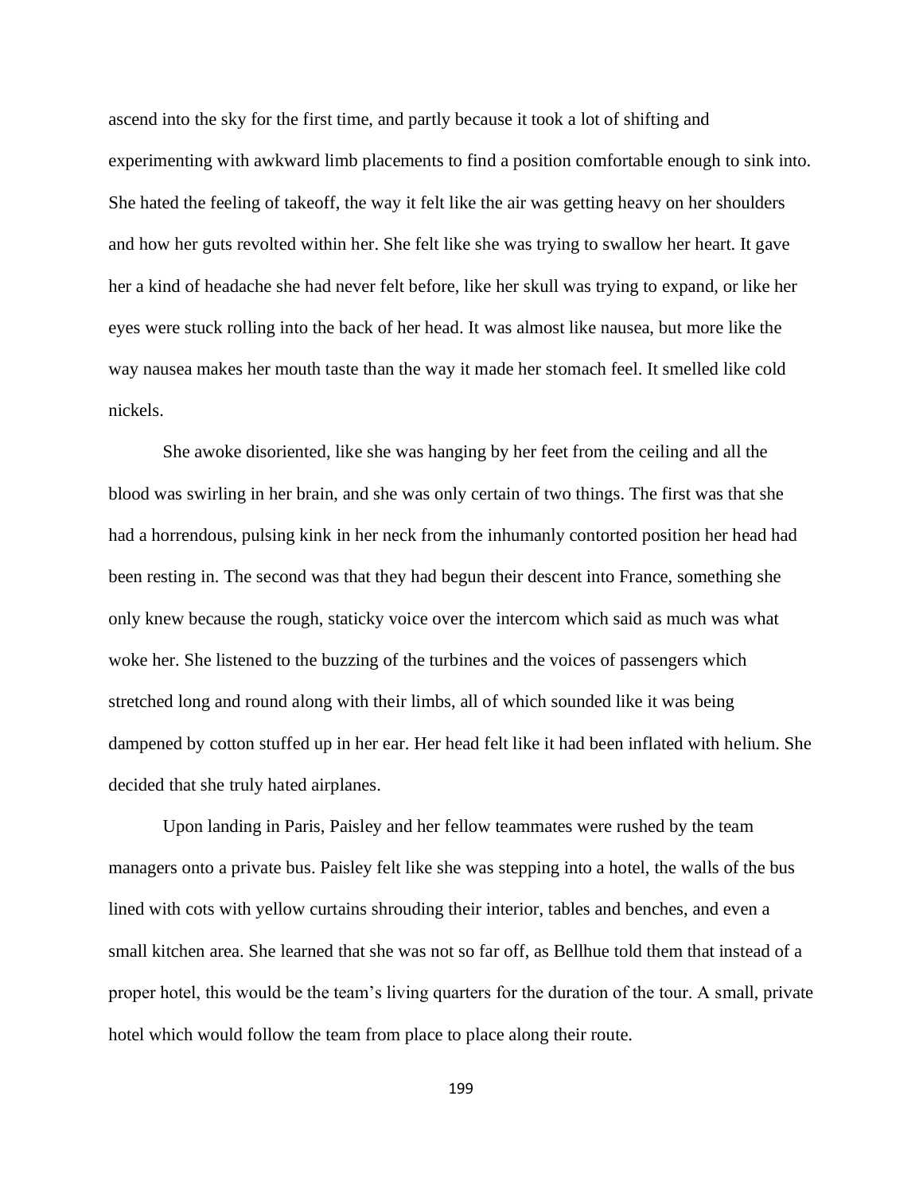ascend into the sky for the first time, and partly because it took a lot of shifting and experimenting with awkward limb placements to find a position comfortable enough to sink into. She hated the feeling of takeoff, the way it felt like the air was getting heavy on her shoulders and how her guts revolted within her. She felt like she was trying to swallow her heart. It gave her a kind of headache she had never felt before, like her skull was trying to expand, or like her eyes were stuck rolling into the back of her head. It was almost like nausea, but more like the way nausea makes her mouth taste than the way it made her stomach feel. It smelled like cold nickels.

She awoke disoriented, like she was hanging by her feet from the ceiling and all the blood was swirling in her brain, and she was only certain of two things. The first was that she had a horrendous, pulsing kink in her neck from the inhumanly contorted position her head had been resting in. The second was that they had begun their descent into France, something she only knew because the rough, staticky voice over the intercom which said as much was what woke her. She listened to the buzzing of the turbines and the voices of passengers which stretched long and round along with their limbs, all of which sounded like it was being dampened by cotton stuffed up in her ear. Her head felt like it had been inflated with helium. She decided that she truly hated airplanes.

Upon landing in Paris, Paisley and her fellow teammates were rushed by the team managers onto a private bus. Paisley felt like she was stepping into a hotel, the walls of the bus lined with cots with yellow curtains shrouding their interior, tables and benches, and even a small kitchen area. She learned that she was not so far off, as Bellhue told them that instead of a proper hotel, this would be the team's living quarters for the duration of the tour. A small, private hotel which would follow the team from place to place along their route.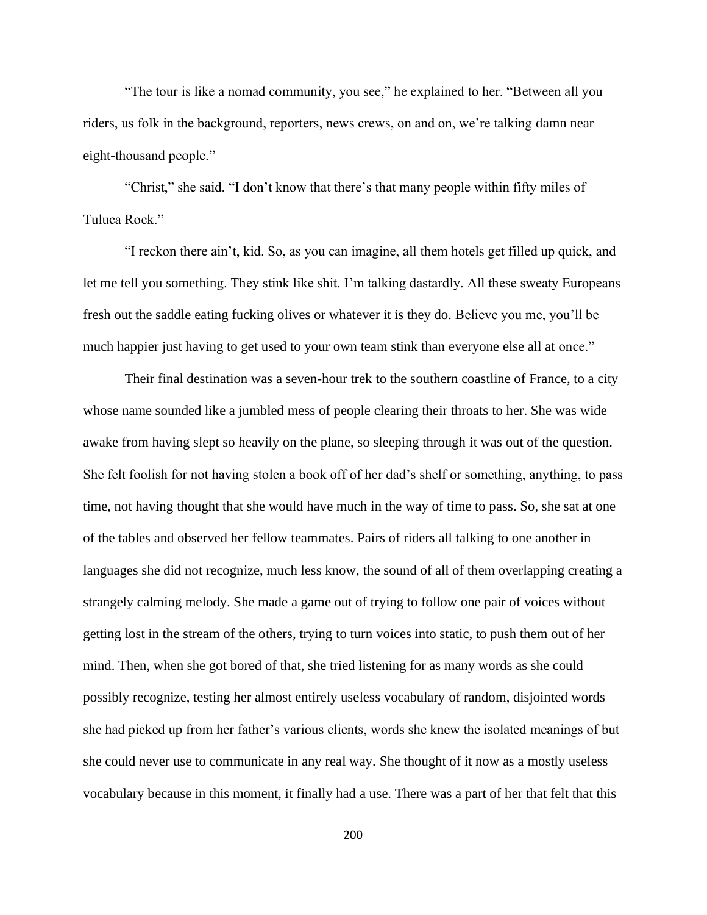"The tour is like a nomad community, you see," he explained to her. "Between all you riders, us folk in the background, reporters, news crews, on and on, we're talking damn near eight-thousand people."

"Christ," she said. "I don't know that there's that many people within fifty miles of Tuluca Rock."

"I reckon there ain't, kid. So, as you can imagine, all them hotels get filled up quick, and let me tell you something. They stink like shit. I'm talking dastardly. All these sweaty Europeans fresh out the saddle eating fucking olives or whatever it is they do. Believe you me, you'll be much happier just having to get used to your own team stink than everyone else all at once."

Their final destination was a seven-hour trek to the southern coastline of France, to a city whose name sounded like a jumbled mess of people clearing their throats to her. She was wide awake from having slept so heavily on the plane, so sleeping through it was out of the question. She felt foolish for not having stolen a book off of her dad's shelf or something, anything, to pass time, not having thought that she would have much in the way of time to pass. So, she sat at one of the tables and observed her fellow teammates. Pairs of riders all talking to one another in languages she did not recognize, much less know, the sound of all of them overlapping creating a strangely calming melody. She made a game out of trying to follow one pair of voices without getting lost in the stream of the others, trying to turn voices into static, to push them out of her mind. Then, when she got bored of that, she tried listening for as many words as she could possibly recognize, testing her almost entirely useless vocabulary of random, disjointed words she had picked up from her father's various clients, words she knew the isolated meanings of but she could never use to communicate in any real way. She thought of it now as a mostly useless vocabulary because in this moment, it finally had a use. There was a part of her that felt that this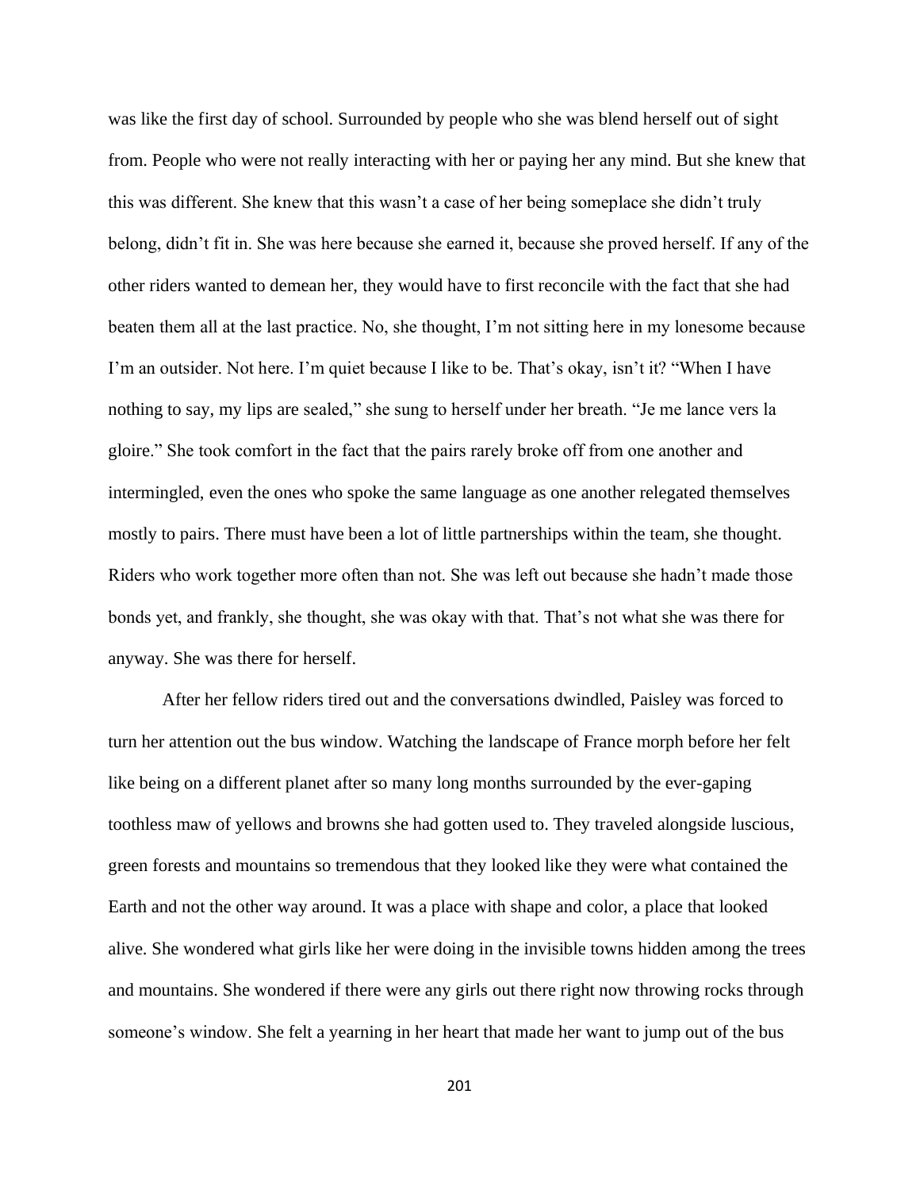was like the first day of school. Surrounded by people who she was blend herself out of sight from. People who were not really interacting with her or paying her any mind. But she knew that this was different. She knew that this wasn't a case of her being someplace she didn't truly belong, didn't fit in. She was here because she earned it, because she proved herself. If any of the other riders wanted to demean her, they would have to first reconcile with the fact that she had beaten them all at the last practice. No, she thought, I'm not sitting here in my lonesome because I'm an outsider. Not here. I'm quiet because I like to be. That's okay, isn't it? "When I have nothing to say, my lips are sealed," she sung to herself under her breath. "Je me lance vers la gloire." She took comfort in the fact that the pairs rarely broke off from one another and intermingled, even the ones who spoke the same language as one another relegated themselves mostly to pairs. There must have been a lot of little partnerships within the team, she thought. Riders who work together more often than not. She was left out because she hadn't made those bonds yet, and frankly, she thought, she was okay with that. That's not what she was there for anyway. She was there for herself.

After her fellow riders tired out and the conversations dwindled, Paisley was forced to turn her attention out the bus window. Watching the landscape of France morph before her felt like being on a different planet after so many long months surrounded by the ever-gaping toothless maw of yellows and browns she had gotten used to. They traveled alongside luscious, green forests and mountains so tremendous that they looked like they were what contained the Earth and not the other way around. It was a place with shape and color, a place that looked alive. She wondered what girls like her were doing in the invisible towns hidden among the trees and mountains. She wondered if there were any girls out there right now throwing rocks through someone's window. She felt a yearning in her heart that made her want to jump out of the bus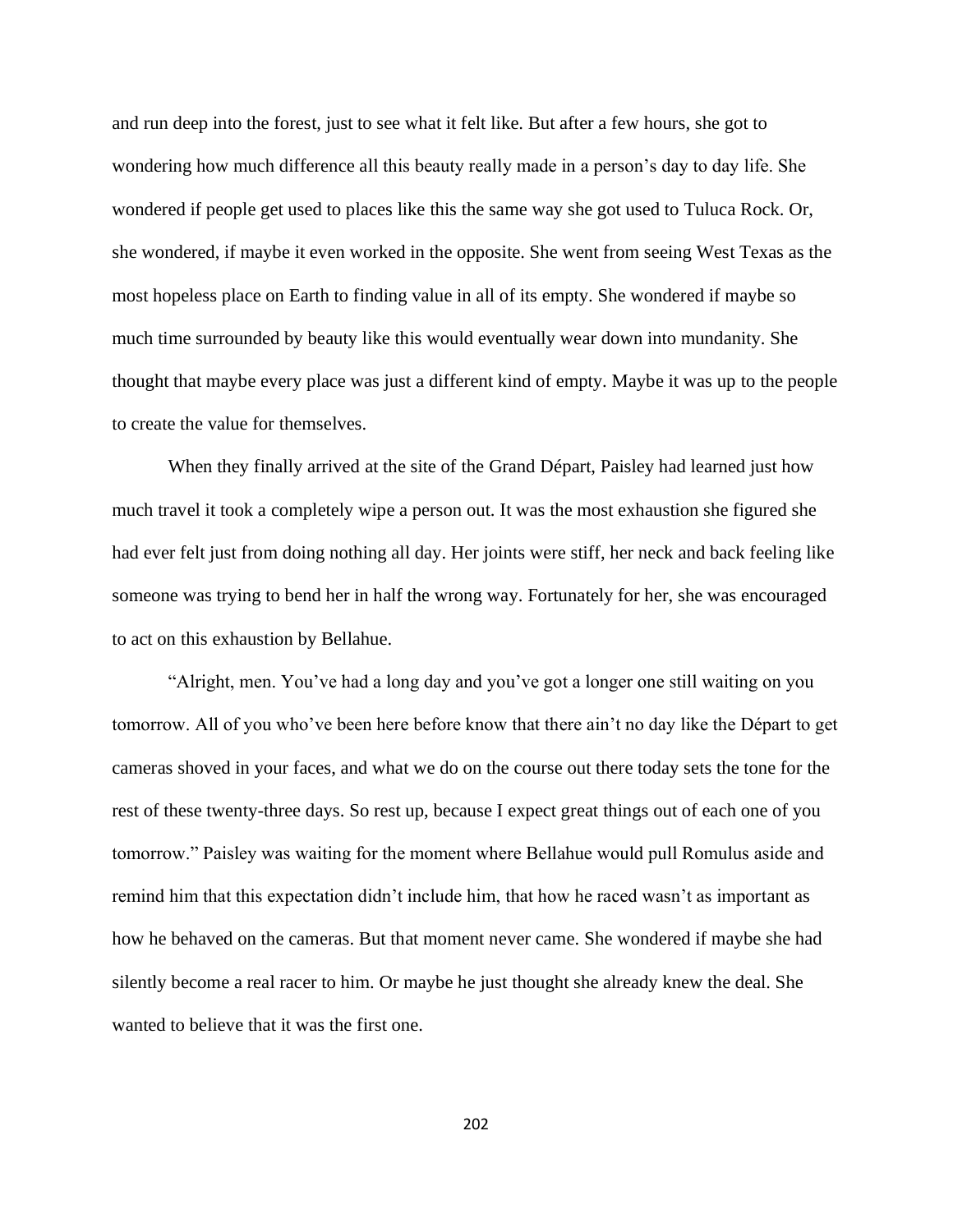and run deep into the forest, just to see what it felt like. But after a few hours, she got to wondering how much difference all this beauty really made in a person's day to day life. She wondered if people get used to places like this the same way she got used to Tuluca Rock. Or, she wondered, if maybe it even worked in the opposite. She went from seeing West Texas as the most hopeless place on Earth to finding value in all of its empty. She wondered if maybe so much time surrounded by beauty like this would eventually wear down into mundanity. She thought that maybe every place was just a different kind of empty. Maybe it was up to the people to create the value for themselves.

When they finally arrived at the site of the Grand Départ, Paisley had learned just how much travel it took a completely wipe a person out. It was the most exhaustion she figured she had ever felt just from doing nothing all day. Her joints were stiff, her neck and back feeling like someone was trying to bend her in half the wrong way. Fortunately for her, she was encouraged to act on this exhaustion by Bellahue.

"Alright, men. You've had a long day and you've got a longer one still waiting on you tomorrow. All of you who've been here before know that there ain't no day like the Départ to get cameras shoved in your faces, and what we do on the course out there today sets the tone for the rest of these twenty-three days. So rest up, because I expect great things out of each one of you tomorrow." Paisley was waiting for the moment where Bellahue would pull Romulus aside and remind him that this expectation didn't include him, that how he raced wasn't as important as how he behaved on the cameras. But that moment never came. She wondered if maybe she had silently become a real racer to him. Or maybe he just thought she already knew the deal. She wanted to believe that it was the first one.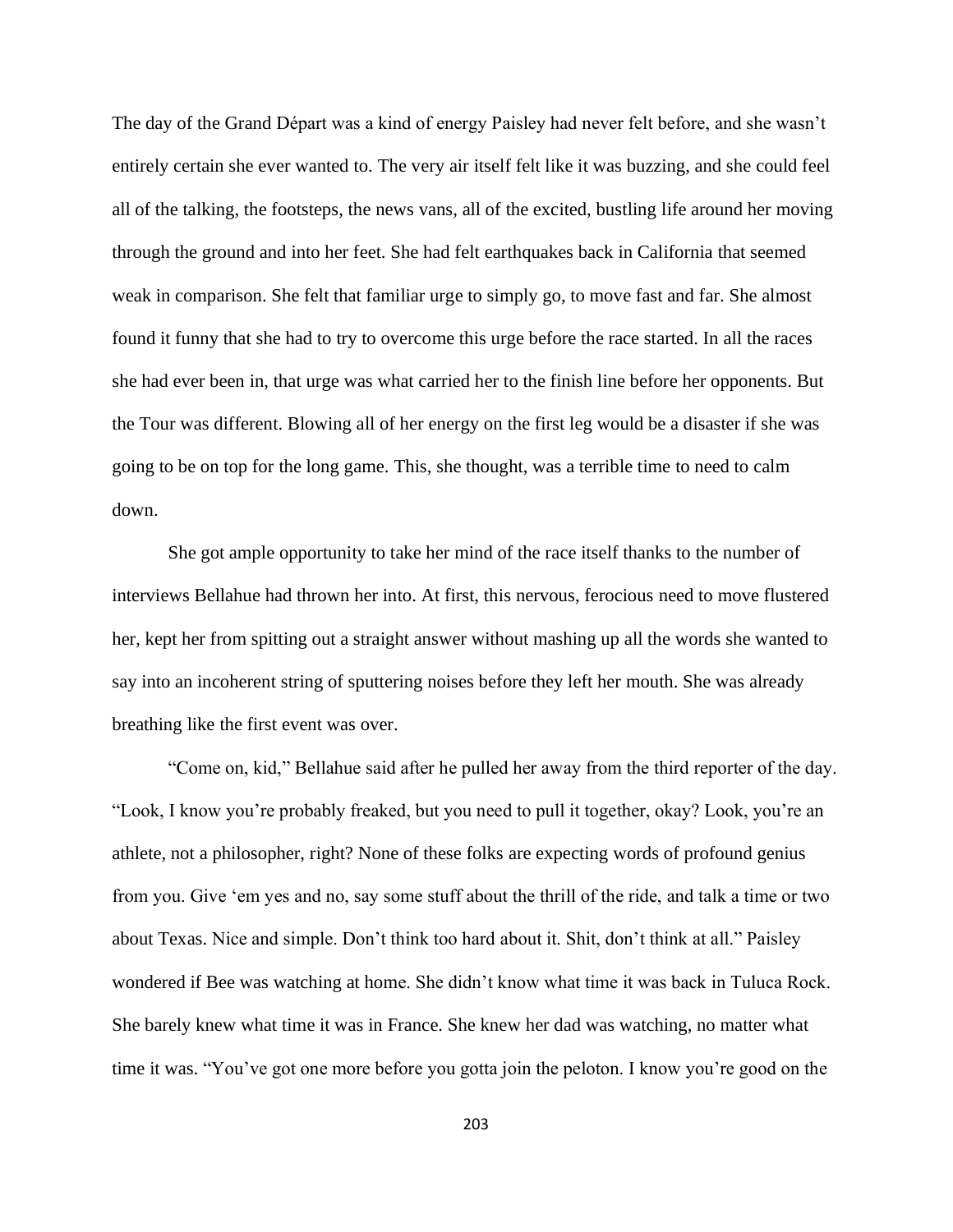The day of the Grand Départ was a kind of energy Paisley had never felt before, and she wasn't entirely certain she ever wanted to. The very air itself felt like it was buzzing, and she could feel all of the talking, the footsteps, the news vans, all of the excited, bustling life around her moving through the ground and into her feet. She had felt earthquakes back in California that seemed weak in comparison. She felt that familiar urge to simply go, to move fast and far. She almost found it funny that she had to try to overcome this urge before the race started. In all the races she had ever been in, that urge was what carried her to the finish line before her opponents. But the Tour was different. Blowing all of her energy on the first leg would be a disaster if she was going to be on top for the long game. This, she thought, was a terrible time to need to calm down.

She got ample opportunity to take her mind of the race itself thanks to the number of interviews Bellahue had thrown her into. At first, this nervous, ferocious need to move flustered her, kept her from spitting out a straight answer without mashing up all the words she wanted to say into an incoherent string of sputtering noises before they left her mouth. She was already breathing like the first event was over.

"Come on, kid," Bellahue said after he pulled her away from the third reporter of the day. "Look, I know you're probably freaked, but you need to pull it together, okay? Look, you're an athlete, not a philosopher, right? None of these folks are expecting words of profound genius from you. Give 'em yes and no, say some stuff about the thrill of the ride, and talk a time or two about Texas. Nice and simple. Don't think too hard about it. Shit, don't think at all." Paisley wondered if Bee was watching at home. She didn't know what time it was back in Tuluca Rock. She barely knew what time it was in France. She knew her dad was watching, no matter what time it was. "You've got one more before you gotta join the peloton. I know you're good on the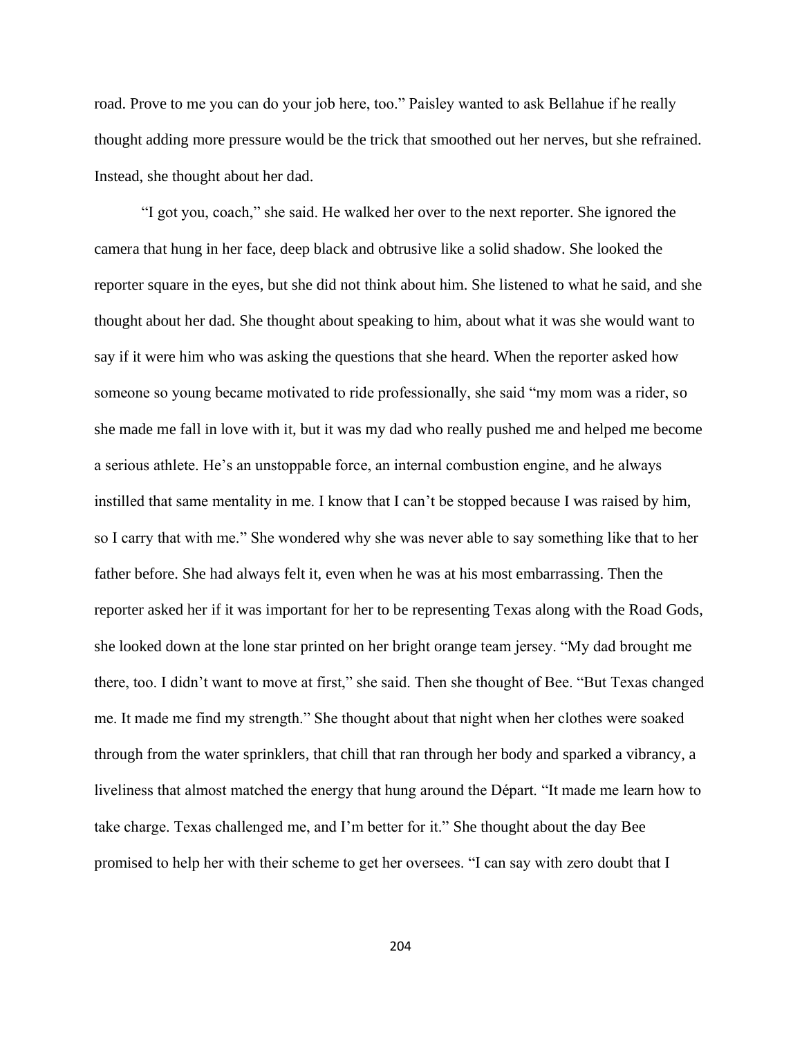road. Prove to me you can do your job here, too." Paisley wanted to ask Bellahue if he really thought adding more pressure would be the trick that smoothed out her nerves, but she refrained. Instead, she thought about her dad.

"I got you, coach," she said. He walked her over to the next reporter. She ignored the camera that hung in her face, deep black and obtrusive like a solid shadow. She looked the reporter square in the eyes, but she did not think about him. She listened to what he said, and she thought about her dad. She thought about speaking to him, about what it was she would want to say if it were him who was asking the questions that she heard. When the reporter asked how someone so young became motivated to ride professionally, she said "my mom was a rider, so she made me fall in love with it, but it was my dad who really pushed me and helped me become a serious athlete. He's an unstoppable force, an internal combustion engine, and he always instilled that same mentality in me. I know that I can't be stopped because I was raised by him, so I carry that with me." She wondered why she was never able to say something like that to her father before. She had always felt it, even when he was at his most embarrassing. Then the reporter asked her if it was important for her to be representing Texas along with the Road Gods, she looked down at the lone star printed on her bright orange team jersey. "My dad brought me there, too. I didn't want to move at first," she said. Then she thought of Bee. "But Texas changed me. It made me find my strength." She thought about that night when her clothes were soaked through from the water sprinklers, that chill that ran through her body and sparked a vibrancy, a liveliness that almost matched the energy that hung around the Départ. "It made me learn how to take charge. Texas challenged me, and I'm better for it." She thought about the day Bee promised to help her with their scheme to get her oversees. "I can say with zero doubt that I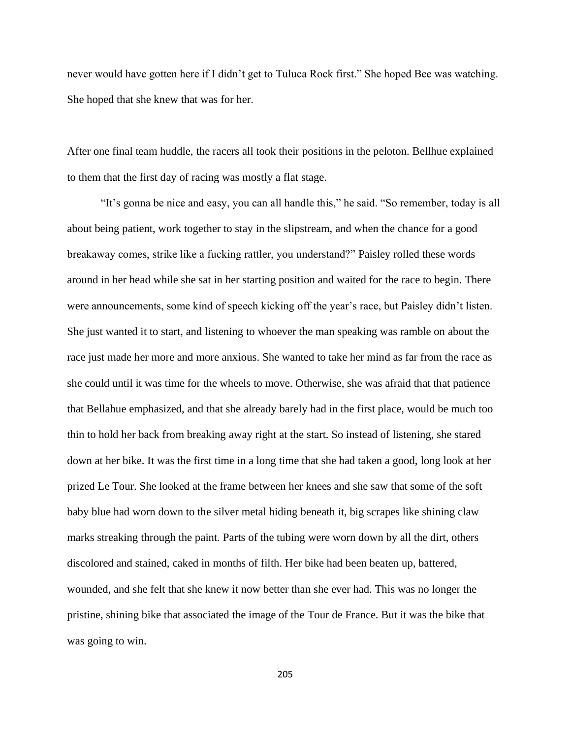never would have gotten here if I didn't get to Tuluca Rock first." She hoped Bee was watching. She hoped that she knew that was for her.

After one final team huddle, the racers all took their positions in the peloton. Bellhue explained to them that the first day of racing was mostly a flat stage.

"It's gonna be nice and easy, you can all handle this," he said. "So remember, today is all about being patient, work together to stay in the slipstream, and when the chance for a good breakaway comes, strike like a fucking rattler, you understand?" Paisley rolled these words around in her head while she sat in her starting position and waited for the race to begin. There were announcements, some kind of speech kicking off the year's race, but Paisley didn't listen. She just wanted it to start, and listening to whoever the man speaking was ramble on about the race just made her more and more anxious. She wanted to take her mind as far from the race as she could until it was time for the wheels to move. Otherwise, she was afraid that that patience that Bellahue emphasized, and that she already barely had in the first place, would be much too thin to hold her back from breaking away right at the start. So instead of listening, she stared down at her bike. It was the first time in a long time that she had taken a good, long look at her prized Le Tour. She looked at the frame between her knees and she saw that some of the soft baby blue had worn down to the silver metal hiding beneath it, big scrapes like shining claw marks streaking through the paint. Parts of the tubing were worn down by all the dirt, others discolored and stained, caked in months of filth. Her bike had been beaten up, battered, wounded, and she felt that she knew it now better than she ever had. This was no longer the pristine, shining bike that associated the image of the Tour de France. But it was the bike that was going to win.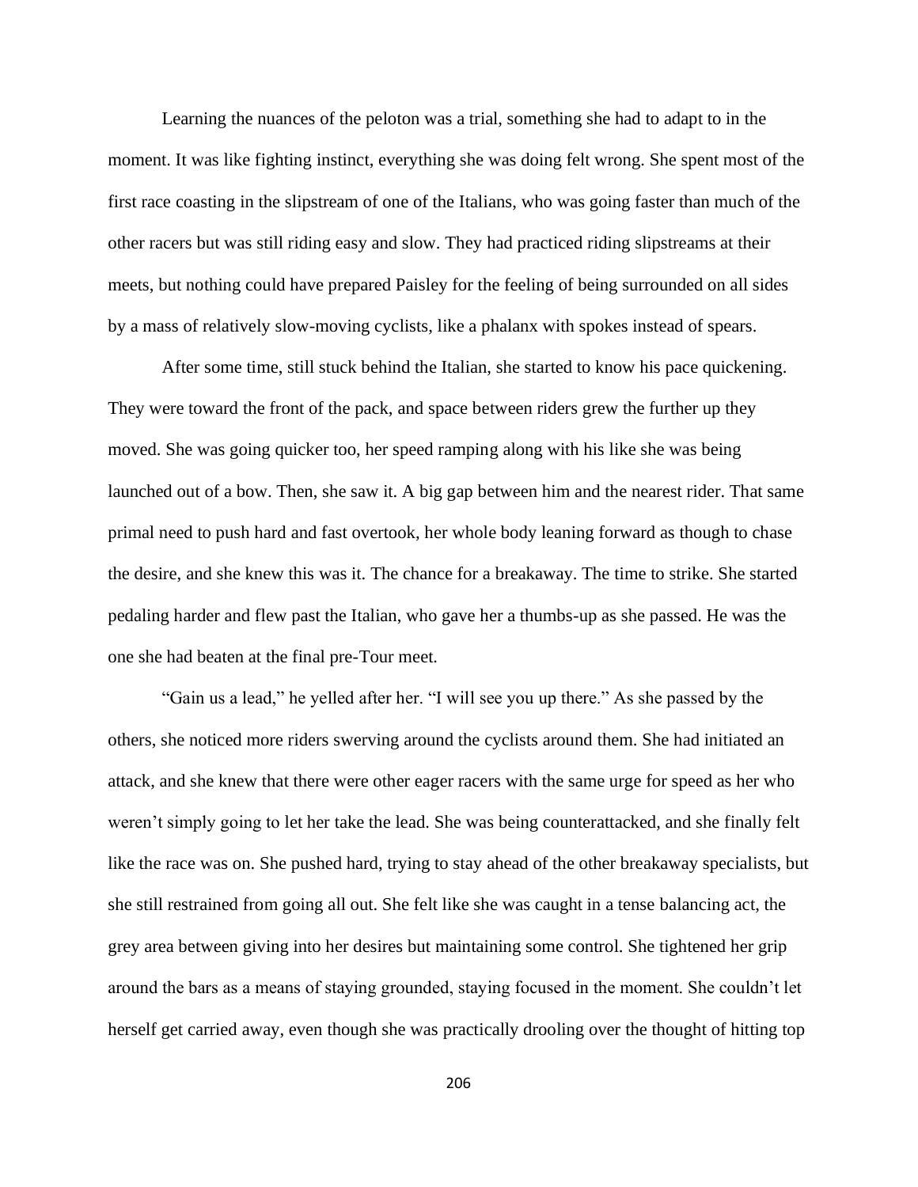Learning the nuances of the peloton was a trial, something she had to adapt to in the moment. It was like fighting instinct, everything she was doing felt wrong. She spent most of the first race coasting in the slipstream of one of the Italians, who was going faster than much of the other racers but was still riding easy and slow. They had practiced riding slipstreams at their meets, but nothing could have prepared Paisley for the feeling of being surrounded on all sides by a mass of relatively slow-moving cyclists, like a phalanx with spokes instead of spears.

After some time, still stuck behind the Italian, she started to know his pace quickening. They were toward the front of the pack, and space between riders grew the further up they moved. She was going quicker too, her speed ramping along with his like she was being launched out of a bow. Then, she saw it. A big gap between him and the nearest rider. That same primal need to push hard and fast overtook, her whole body leaning forward as though to chase the desire, and she knew this was it. The chance for a breakaway. The time to strike. She started pedaling harder and flew past the Italian, who gave her a thumbs-up as she passed. He was the one she had beaten at the final pre-Tour meet.

"Gain us a lead," he yelled after her. "I will see you up there." As she passed by the others, she noticed more riders swerving around the cyclists around them. She had initiated an attack, and she knew that there were other eager racers with the same urge for speed as her who weren't simply going to let her take the lead. She was being counterattacked, and she finally felt like the race was on. She pushed hard, trying to stay ahead of the other breakaway specialists, but she still restrained from going all out. She felt like she was caught in a tense balancing act, the grey area between giving into her desires but maintaining some control. She tightened her grip around the bars as a means of staying grounded, staying focused in the moment. She couldn't let herself get carried away, even though she was practically drooling over the thought of hitting top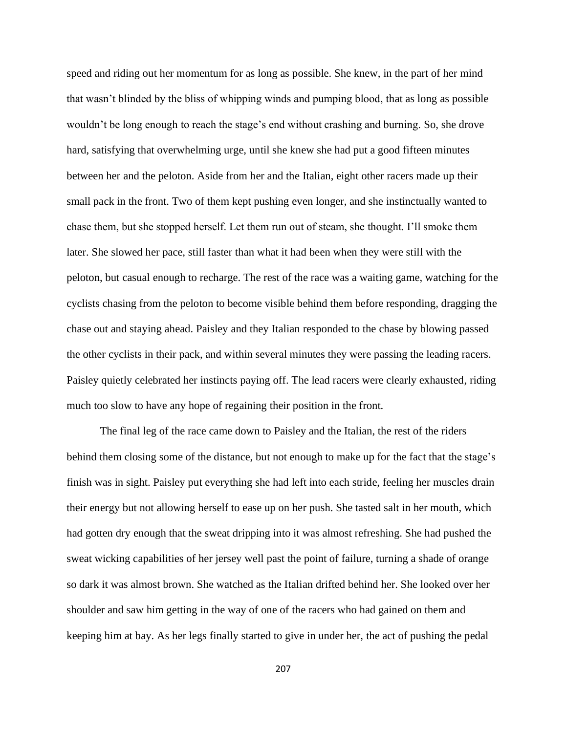speed and riding out her momentum for as long as possible. She knew, in the part of her mind that wasn't blinded by the bliss of whipping winds and pumping blood, that as long as possible wouldn't be long enough to reach the stage's end without crashing and burning. So, she drove hard, satisfying that overwhelming urge, until she knew she had put a good fifteen minutes between her and the peloton. Aside from her and the Italian, eight other racers made up their small pack in the front. Two of them kept pushing even longer, and she instinctually wanted to chase them, but she stopped herself. Let them run out of steam, she thought. I'll smoke them later. She slowed her pace, still faster than what it had been when they were still with the peloton, but casual enough to recharge. The rest of the race was a waiting game, watching for the cyclists chasing from the peloton to become visible behind them before responding, dragging the chase out and staying ahead. Paisley and they Italian responded to the chase by blowing passed the other cyclists in their pack, and within several minutes they were passing the leading racers. Paisley quietly celebrated her instincts paying off. The lead racers were clearly exhausted, riding much too slow to have any hope of regaining their position in the front.

The final leg of the race came down to Paisley and the Italian, the rest of the riders behind them closing some of the distance, but not enough to make up for the fact that the stage's finish was in sight. Paisley put everything she had left into each stride, feeling her muscles drain their energy but not allowing herself to ease up on her push. She tasted salt in her mouth, which had gotten dry enough that the sweat dripping into it was almost refreshing. She had pushed the sweat wicking capabilities of her jersey well past the point of failure, turning a shade of orange so dark it was almost brown. She watched as the Italian drifted behind her. She looked over her shoulder and saw him getting in the way of one of the racers who had gained on them and keeping him at bay. As her legs finally started to give in under her, the act of pushing the pedal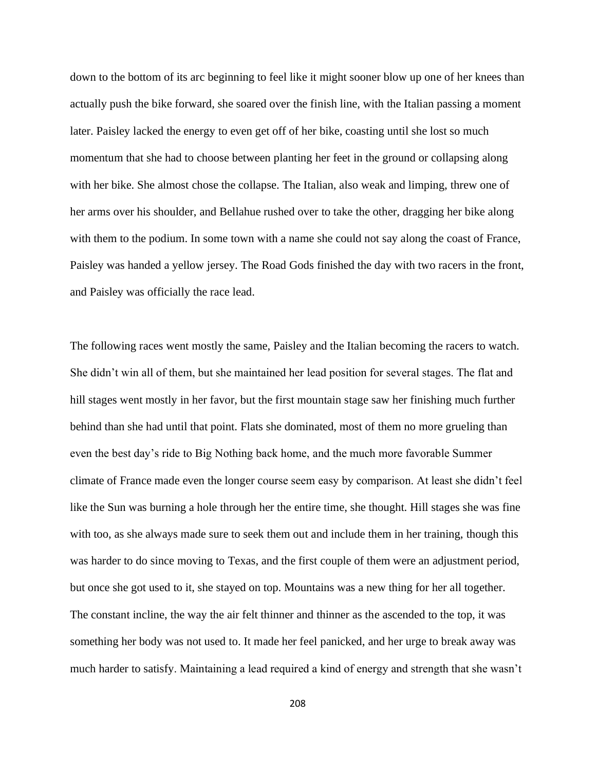down to the bottom of its arc beginning to feel like it might sooner blow up one of her knees than actually push the bike forward, she soared over the finish line, with the Italian passing a moment later. Paisley lacked the energy to even get off of her bike, coasting until she lost so much momentum that she had to choose between planting her feet in the ground or collapsing along with her bike. She almost chose the collapse. The Italian, also weak and limping, threw one of her arms over his shoulder, and Bellahue rushed over to take the other, dragging her bike along with them to the podium. In some town with a name she could not say along the coast of France, Paisley was handed a yellow jersey. The Road Gods finished the day with two racers in the front, and Paisley was officially the race lead.

The following races went mostly the same, Paisley and the Italian becoming the racers to watch. She didn't win all of them, but she maintained her lead position for several stages. The flat and hill stages went mostly in her favor, but the first mountain stage saw her finishing much further behind than she had until that point. Flats she dominated, most of them no more grueling than even the best day's ride to Big Nothing back home, and the much more favorable Summer climate of France made even the longer course seem easy by comparison. At least she didn't feel like the Sun was burning a hole through her the entire time, she thought. Hill stages she was fine with too, as she always made sure to seek them out and include them in her training, though this was harder to do since moving to Texas, and the first couple of them were an adjustment period, but once she got used to it, she stayed on top. Mountains was a new thing for her all together. The constant incline, the way the air felt thinner and thinner as the ascended to the top, it was something her body was not used to. It made her feel panicked, and her urge to break away was much harder to satisfy. Maintaining a lead required a kind of energy and strength that she wasn't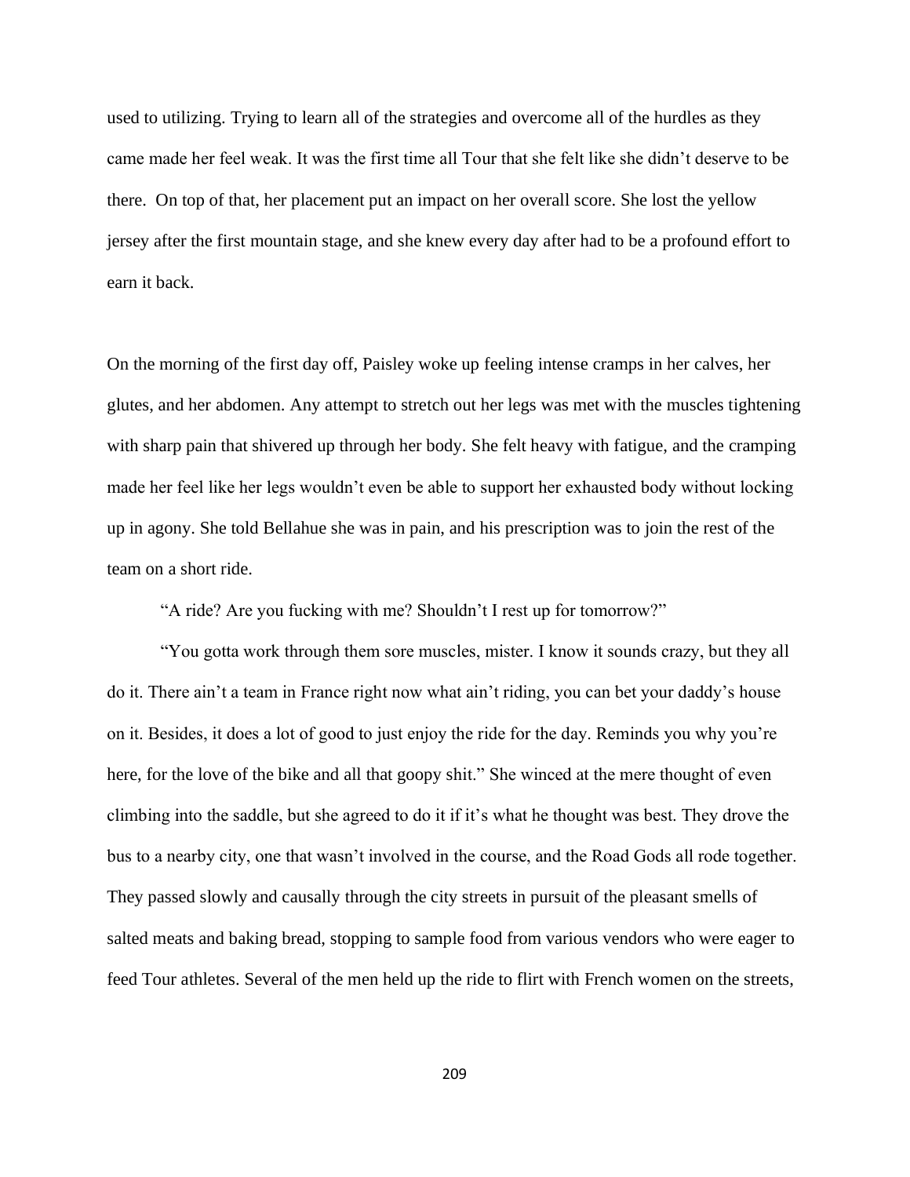used to utilizing. Trying to learn all of the strategies and overcome all of the hurdles as they came made her feel weak. It was the first time all Tour that she felt like she didn't deserve to be there.  On top of that, her placement put an impact on her overall score. She lost the yellow jersey after the first mountain stage, and she knew every day after had to be a profound effort to earn it back.

On the morning of the first day off, Paisley woke up feeling intense cramps in her calves, her glutes, and her abdomen. Any attempt to stretch out her legs was met with the muscles tightening with sharp pain that shivered up through her body. She felt heavy with fatigue, and the cramping made her feel like her legs wouldn't even be able to support her exhausted body without locking up in agony. She told Bellahue she was in pain, and his prescription was to join the rest of the team on a short ride.

"A ride? Are you fucking with me? Shouldn't I rest up for tomorrow?"

"You gotta work through them sore muscles, mister. I know it sounds crazy, but they all do it. There ain't a team in France right now what ain't riding, you can bet your daddy's house on it. Besides, it does a lot of good to just enjoy the ride for the day. Reminds you why you're here, for the love of the bike and all that goopy shit." She winced at the mere thought of even climbing into the saddle, but she agreed to do it if it's what he thought was best. They drove the bus to a nearby city, one that wasn't involved in the course, and the Road Gods all rode together. They passed slowly and causally through the city streets in pursuit of the pleasant smells of salted meats and baking bread, stopping to sample food from various vendors who were eager to feed Tour athletes. Several of the men held up the ride to flirt with French women on the streets,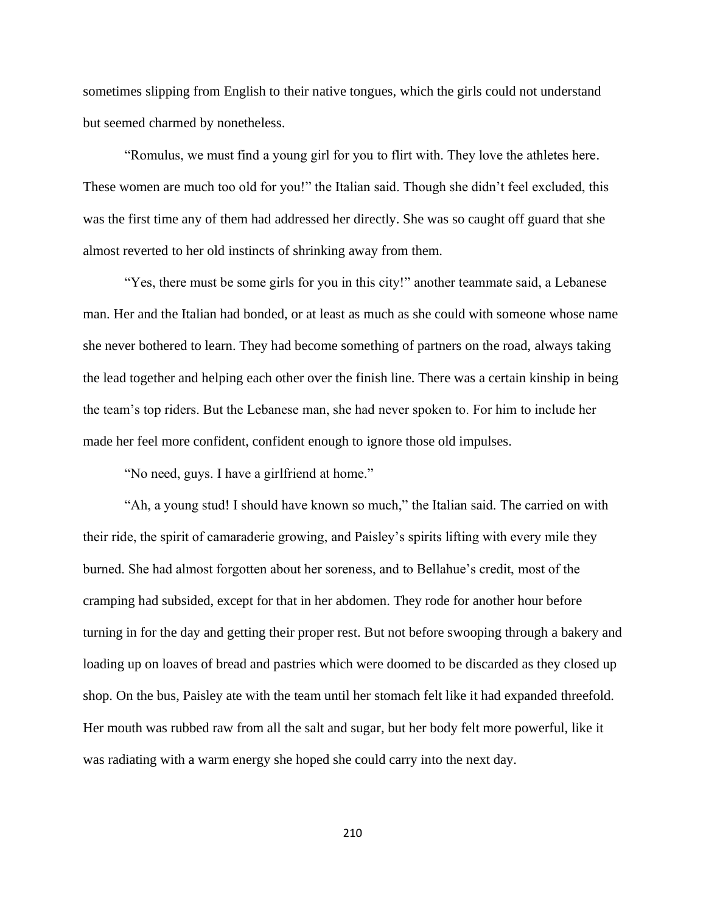sometimes slipping from English to their native tongues, which the girls could not understand but seemed charmed by nonetheless.

"Romulus, we must find a young girl for you to flirt with. They love the athletes here. These women are much too old for you!" the Italian said. Though she didn't feel excluded, this was the first time any of them had addressed her directly. She was so caught off guard that she almost reverted to her old instincts of shrinking away from them.

"Yes, there must be some girls for you in this city!" another teammate said, a Lebanese man. Her and the Italian had bonded, or at least as much as she could with someone whose name she never bothered to learn. They had become something of partners on the road, always taking the lead together and helping each other over the finish line. There was a certain kinship in being the team's top riders. But the Lebanese man, she had never spoken to. For him to include her made her feel more confident, confident enough to ignore those old impulses.

"No need, guys. I have a girlfriend at home."

"Ah, a young stud! I should have known so much," the Italian said. The carried on with their ride, the spirit of camaraderie growing, and Paisley's spirits lifting with every mile they burned. She had almost forgotten about her soreness, and to Bellahue's credit, most of the cramping had subsided, except for that in her abdomen. They rode for another hour before turning in for the day and getting their proper rest. But not before swooping through a bakery and loading up on loaves of bread and pastries which were doomed to be discarded as they closed up shop. On the bus, Paisley ate with the team until her stomach felt like it had expanded threefold. Her mouth was rubbed raw from all the salt and sugar, but her body felt more powerful, like it was radiating with a warm energy she hoped she could carry into the next day.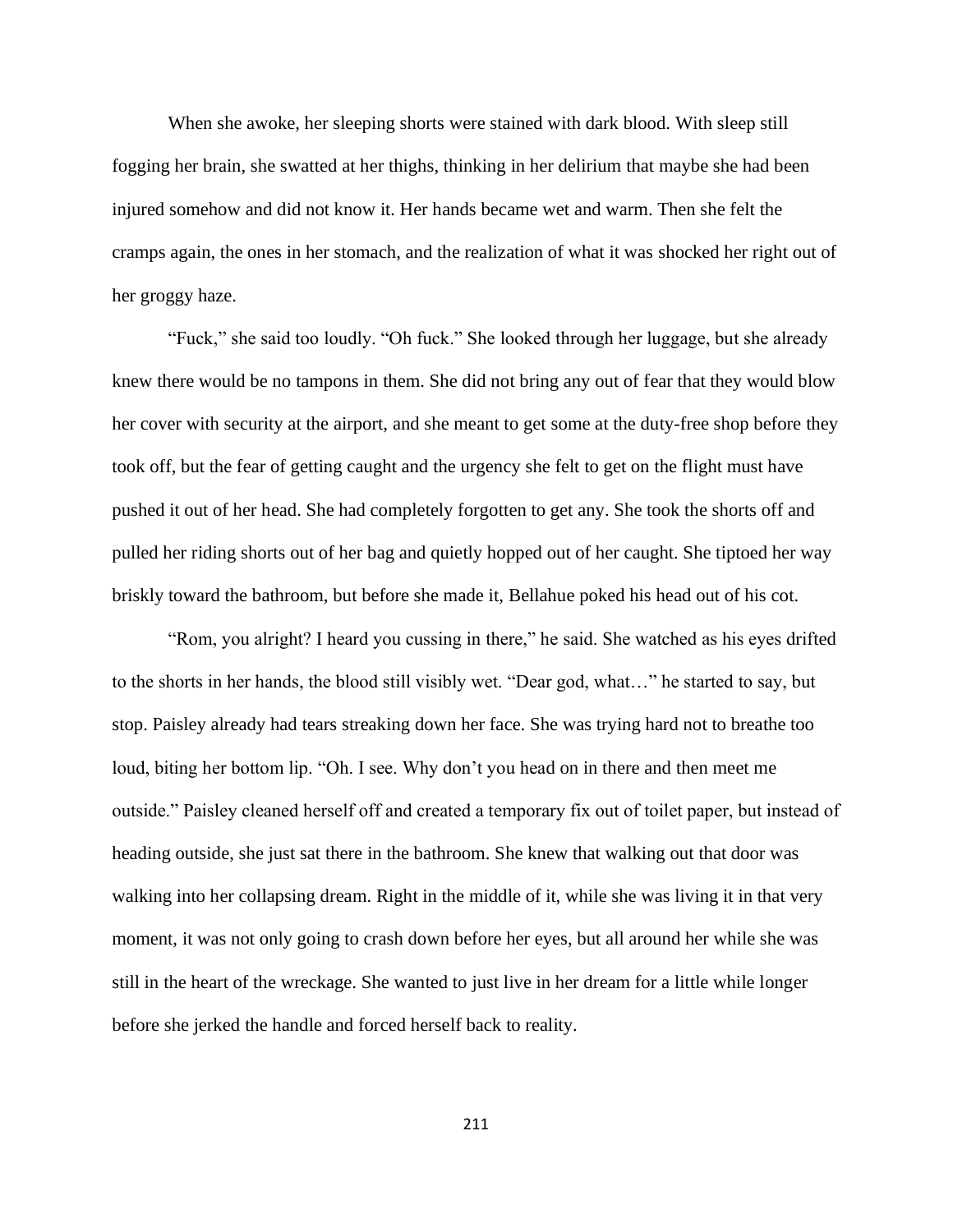When she awoke, her sleeping shorts were stained with dark blood. With sleep still fogging her brain, she swatted at her thighs, thinking in her delirium that maybe she had been injured somehow and did not know it. Her hands became wet and warm. Then she felt the cramps again, the ones in her stomach, and the realization of what it was shocked her right out of her groggy haze.

"Fuck," she said too loudly. "Oh fuck." She looked through her luggage, but she already knew there would be no tampons in them. She did not bring any out of fear that they would blow her cover with security at the airport, and she meant to get some at the duty-free shop before they took off, but the fear of getting caught and the urgency she felt to get on the flight must have pushed it out of her head. She had completely forgotten to get any. She took the shorts off and pulled her riding shorts out of her bag and quietly hopped out of her caught. She tiptoed her way briskly toward the bathroom, but before she made it, Bellahue poked his head out of his cot.

"Rom, you alright? I heard you cussing in there," he said. She watched as his eyes drifted to the shorts in her hands, the blood still visibly wet. "Dear god, what…" he started to say, but stop. Paisley already had tears streaking down her face. She was trying hard not to breathe too loud, biting her bottom lip. "Oh. I see. Why don't you head on in there and then meet me outside." Paisley cleaned herself off and created a temporary fix out of toilet paper, but instead of heading outside, she just sat there in the bathroom. She knew that walking out that door was walking into her collapsing dream. Right in the middle of it, while she was living it in that very moment, it was not only going to crash down before her eyes, but all around her while she was still in the heart of the wreckage. She wanted to just live in her dream for a little while longer before she jerked the handle and forced herself back to reality.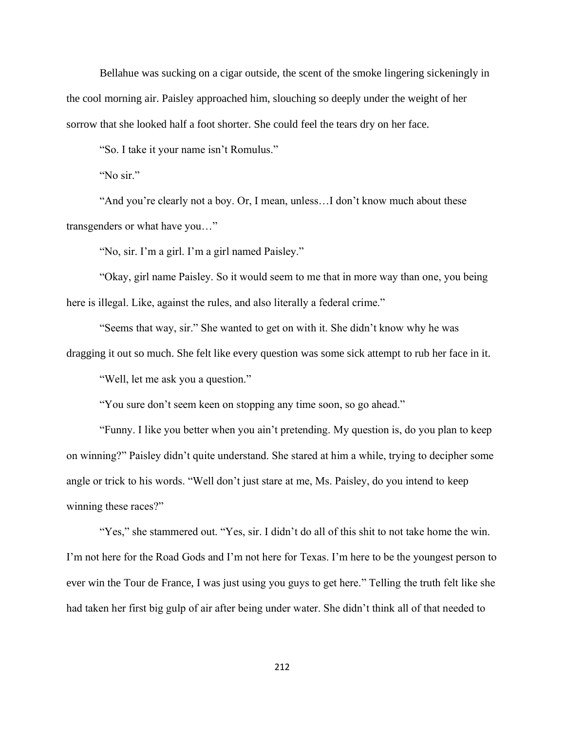Bellahue was sucking on a cigar outside, the scent of the smoke lingering sickeningly in the cool morning air. Paisley approached him, slouching so deeply under the weight of her sorrow that she looked half a foot shorter. She could feel the tears dry on her face.

"So. I take it your name isn't Romulus."

"No sir."

"And you're clearly not a boy. Or, I mean, unless…I don't know much about these transgenders or what have you…"

"No, sir. I'm a girl. I'm a girl named Paisley."

"Okay, girl name Paisley. So it would seem to me that in more way than one, you being here is illegal. Like, against the rules, and also literally a federal crime."

"Seems that way, sir." She wanted to get on with it. She didn't know why he was dragging it out so much. She felt like every question was some sick attempt to rub her face in it.

"Well, let me ask you a question."

"You sure don't seem keen on stopping any time soon, so go ahead."

"Funny. I like you better when you ain't pretending. My question is, do you plan to keep on winning?" Paisley didn't quite understand. She stared at him a while, trying to decipher some angle or trick to his words. "Well don't just stare at me, Ms. Paisley, do you intend to keep winning these races?"

"Yes," she stammered out. "Yes, sir. I didn't do all of this shit to not take home the win. I'm not here for the Road Gods and I'm not here for Texas. I'm here to be the youngest person to ever win the Tour de France, I was just using you guys to get here." Telling the truth felt like she had taken her first big gulp of air after being under water. She didn't think all of that needed to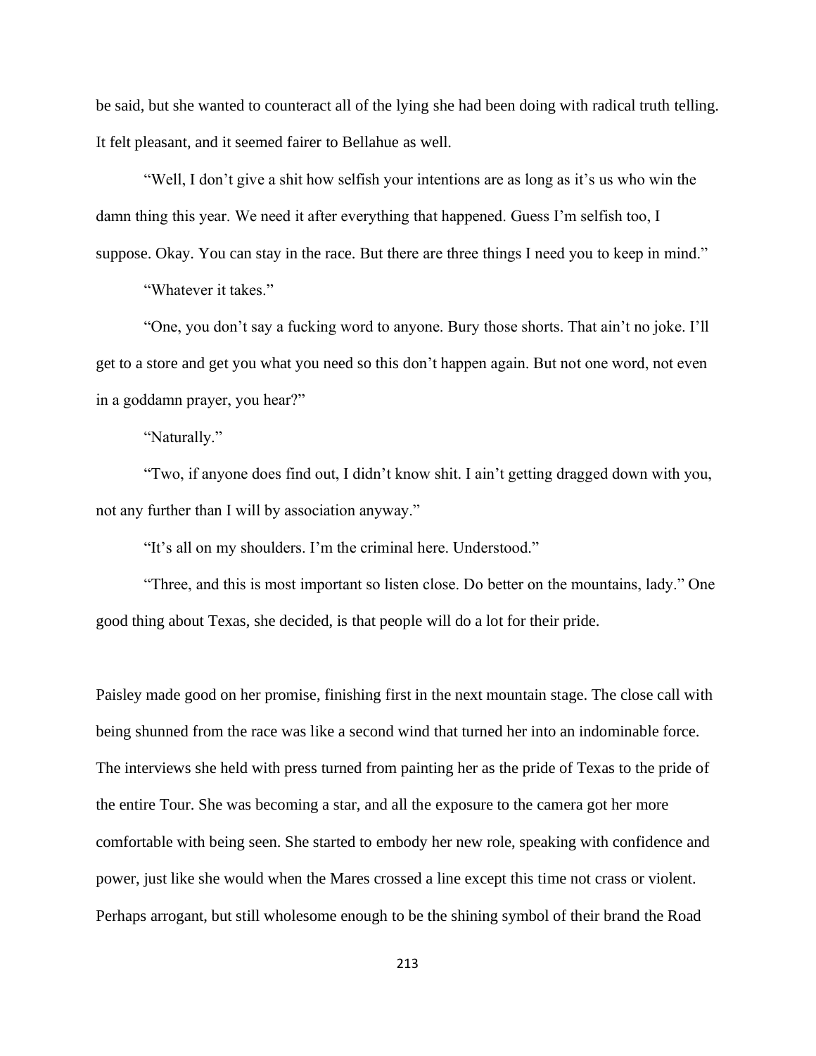be said, but she wanted to counteract all of the lying she had been doing with radical truth telling. It felt pleasant, and it seemed fairer to Bellahue as well.

"Well, I don't give a shit how selfish your intentions are as long as it's us who win the damn thing this year. We need it after everything that happened. Guess I'm selfish too, I suppose. Okay. You can stay in the race. But there are three things I need you to keep in mind."

"Whatever it takes."

"One, you don't say a fucking word to anyone. Bury those shorts. That ain't no joke. I'll get to a store and get you what you need so this don't happen again. But not one word, not even in a goddamn prayer, you hear?"

"Naturally."

"Two, if anyone does find out, I didn't know shit. I ain't getting dragged down with you, not any further than I will by association anyway."

"It's all on my shoulders. I'm the criminal here. Understood."

"Three, and this is most important so listen close. Do better on the mountains, lady." One good thing about Texas, she decided, is that people will do a lot for their pride.

Paisley made good on her promise, finishing first in the next mountain stage. The close call with being shunned from the race was like a second wind that turned her into an indominable force. The interviews she held with press turned from painting her as the pride of Texas to the pride of the entire Tour. She was becoming a star, and all the exposure to the camera got her more comfortable with being seen. She started to embody her new role, speaking with confidence and power, just like she would when the Mares crossed a line except this time not crass or violent. Perhaps arrogant, but still wholesome enough to be the shining symbol of their brand the Road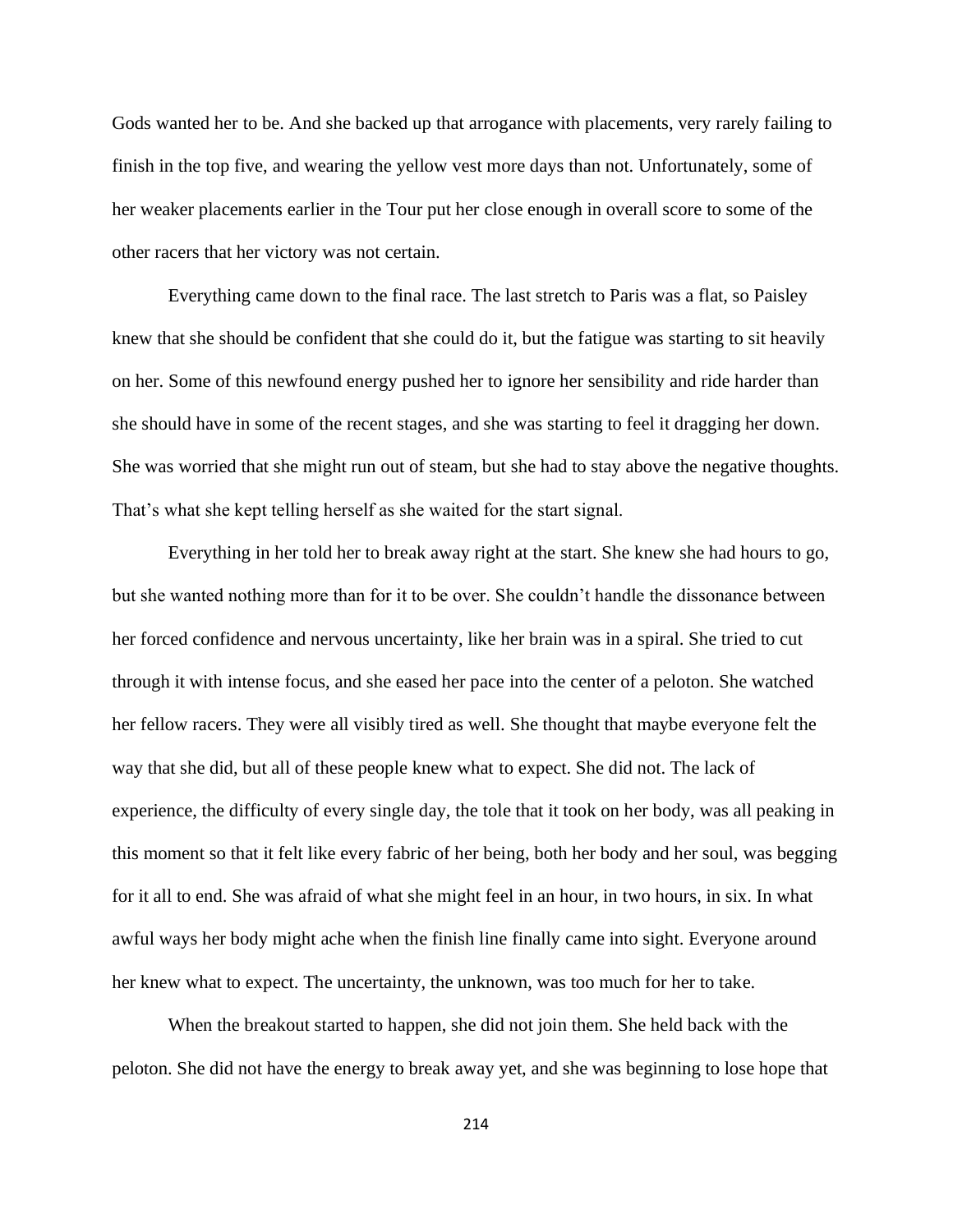Gods wanted her to be. And she backed up that arrogance with placements, very rarely failing to finish in the top five, and wearing the yellow vest more days than not. Unfortunately, some of her weaker placements earlier in the Tour put her close enough in overall score to some of the other racers that her victory was not certain.

Everything came down to the final race. The last stretch to Paris was a flat, so Paisley knew that she should be confident that she could do it, but the fatigue was starting to sit heavily on her. Some of this newfound energy pushed her to ignore her sensibility and ride harder than she should have in some of the recent stages, and she was starting to feel it dragging her down. She was worried that she might run out of steam, but she had to stay above the negative thoughts. That's what she kept telling herself as she waited for the start signal.

Everything in her told her to break away right at the start. She knew she had hours to go, but she wanted nothing more than for it to be over. She couldn't handle the dissonance between her forced confidence and nervous uncertainty, like her brain was in a spiral. She tried to cut through it with intense focus, and she eased her pace into the center of a peloton. She watched her fellow racers. They were all visibly tired as well. She thought that maybe everyone felt the way that she did, but all of these people knew what to expect. She did not. The lack of experience, the difficulty of every single day, the tole that it took on her body, was all peaking in this moment so that it felt like every fabric of her being, both her body and her soul, was begging for it all to end. She was afraid of what she might feel in an hour, in two hours, in six. In what awful ways her body might ache when the finish line finally came into sight. Everyone around her knew what to expect. The uncertainty, the unknown, was too much for her to take.

When the breakout started to happen, she did not join them. She held back with the peloton. She did not have the energy to break away yet, and she was beginning to lose hope that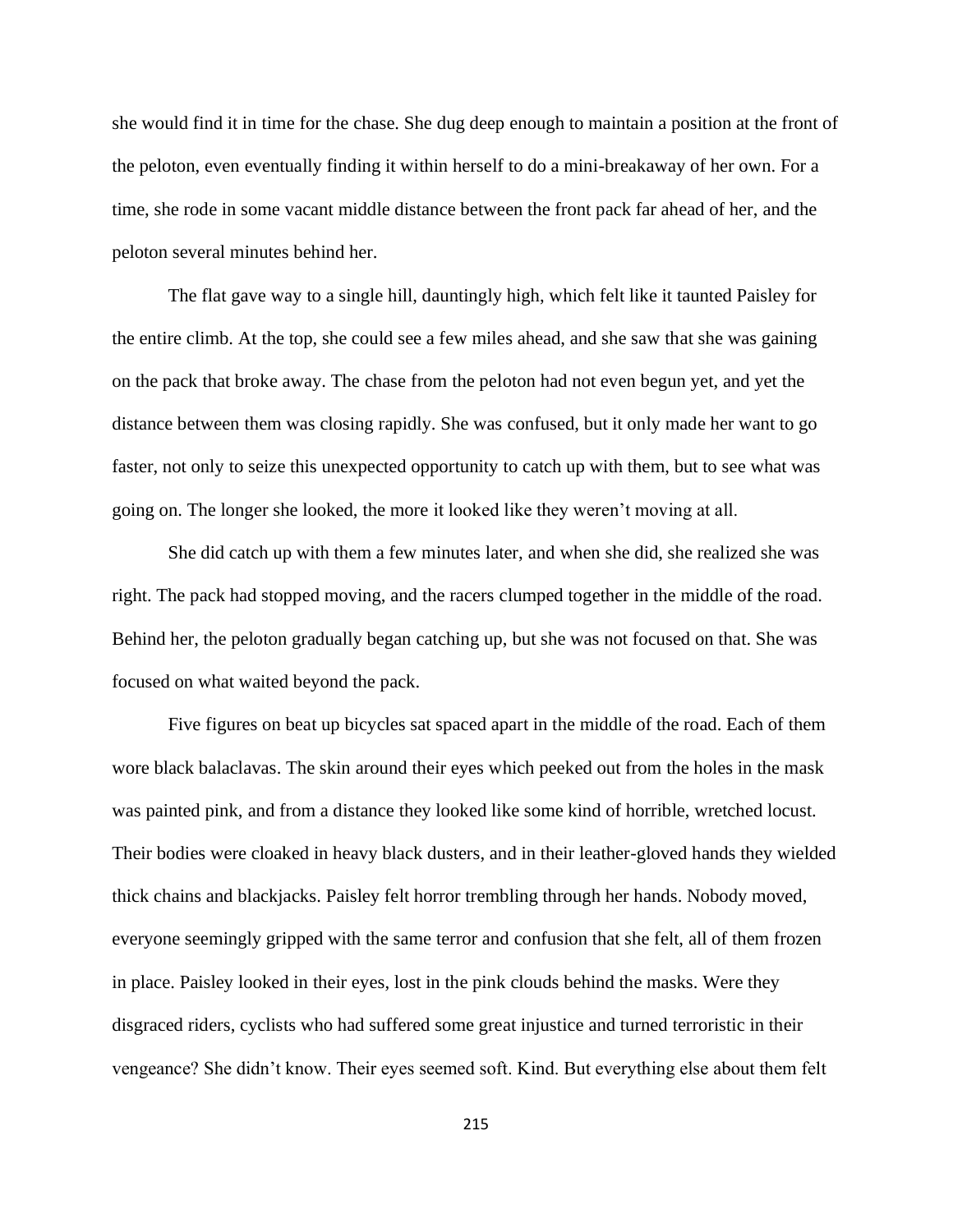she would find it in time for the chase. She dug deep enough to maintain a position at the front of the peloton, even eventually finding it within herself to do a mini-breakaway of her own. For a time, she rode in some vacant middle distance between the front pack far ahead of her, and the peloton several minutes behind her.

The flat gave way to a single hill, dauntingly high, which felt like it taunted Paisley for the entire climb. At the top, she could see a few miles ahead, and she saw that she was gaining on the pack that broke away. The chase from the peloton had not even begun yet, and yet the distance between them was closing rapidly. She was confused, but it only made her want to go faster, not only to seize this unexpected opportunity to catch up with them, but to see what was going on. The longer she looked, the more it looked like they weren't moving at all.

She did catch up with them a few minutes later, and when she did, she realized she was right. The pack had stopped moving, and the racers clumped together in the middle of the road. Behind her, the peloton gradually began catching up, but she was not focused on that. She was focused on what waited beyond the pack.

Five figures on beat up bicycles sat spaced apart in the middle of the road. Each of them wore black balaclavas. The skin around their eyes which peeked out from the holes in the mask was painted pink, and from a distance they looked like some kind of horrible, wretched locust. Their bodies were cloaked in heavy black dusters, and in their leather-gloved hands they wielded thick chains and blackjacks. Paisley felt horror trembling through her hands. Nobody moved, everyone seemingly gripped with the same terror and confusion that she felt, all of them frozen in place. Paisley looked in their eyes, lost in the pink clouds behind the masks. Were they disgraced riders, cyclists who had suffered some great injustice and turned terroristic in their vengeance? She didn't know. Their eyes seemed soft. Kind. But everything else about them felt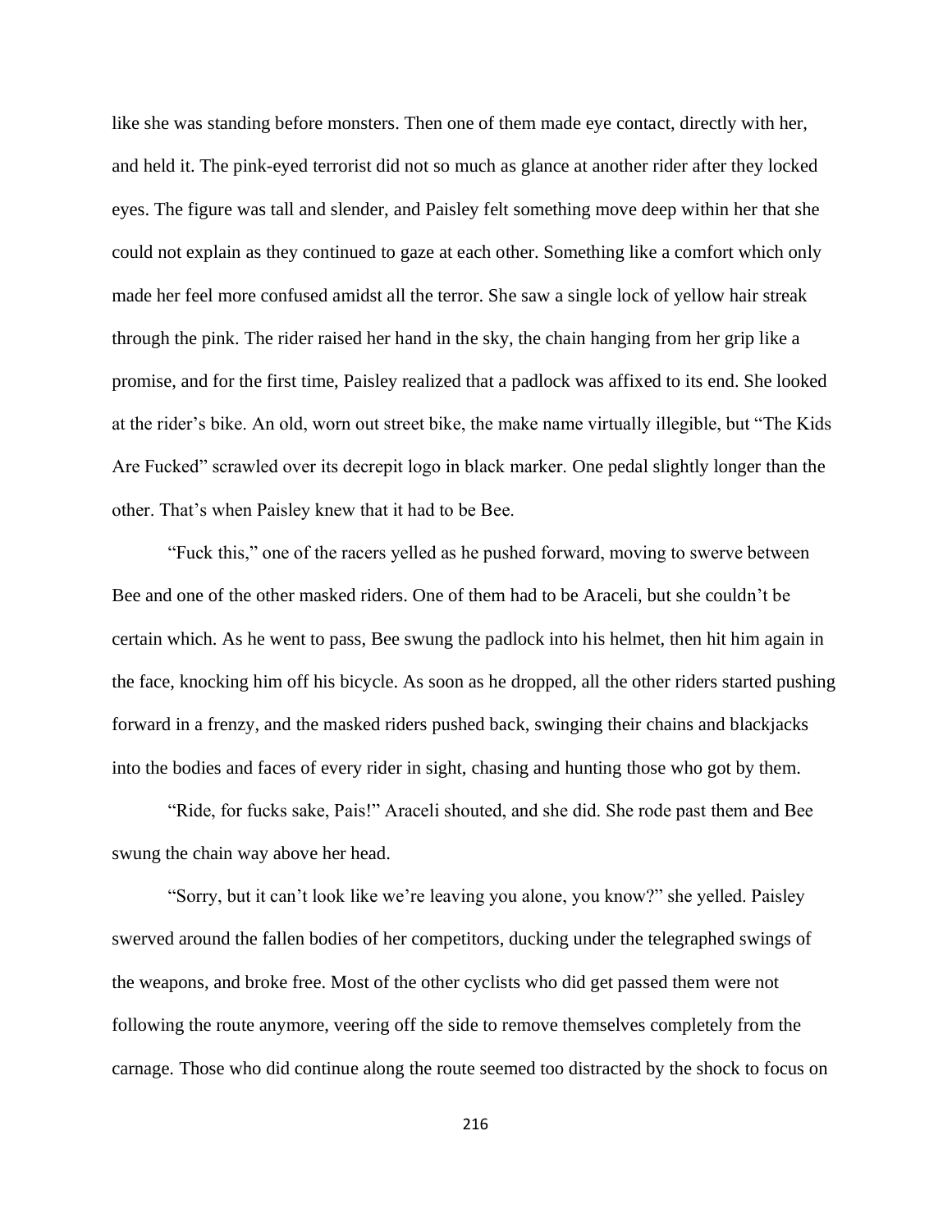like she was standing before monsters. Then one of them made eye contact, directly with her, and held it. The pink-eyed terrorist did not so much as glance at another rider after they locked eyes. The figure was tall and slender, and Paisley felt something move deep within her that she could not explain as they continued to gaze at each other. Something like a comfort which only made her feel more confused amidst all the terror. She saw a single lock of yellow hair streak through the pink. The rider raised her hand in the sky, the chain hanging from her grip like a promise, and for the first time, Paisley realized that a padlock was affixed to its end. She looked at the rider's bike. An old, worn out street bike, the make name virtually illegible, but "The Kids Are Fucked" scrawled over its decrepit logo in black marker. One pedal slightly longer than the other. That's when Paisley knew that it had to be Bee.

"Fuck this," one of the racers yelled as he pushed forward, moving to swerve between Bee and one of the other masked riders. One of them had to be Araceli, but she couldn't be certain which. As he went to pass, Bee swung the padlock into his helmet, then hit him again in the face, knocking him off his bicycle. As soon as he dropped, all the other riders started pushing forward in a frenzy, and the masked riders pushed back, swinging their chains and blackjacks into the bodies and faces of every rider in sight, chasing and hunting those who got by them.

"Ride, for fucks sake, Pais!" Araceli shouted, and she did. She rode past them and Bee swung the chain way above her head.

"Sorry, but it can't look like we're leaving you alone, you know?" she yelled. Paisley swerved around the fallen bodies of her competitors, ducking under the telegraphed swings of the weapons, and broke free. Most of the other cyclists who did get passed them were not following the route anymore, veering off the side to remove themselves completely from the carnage. Those who did continue along the route seemed too distracted by the shock to focus on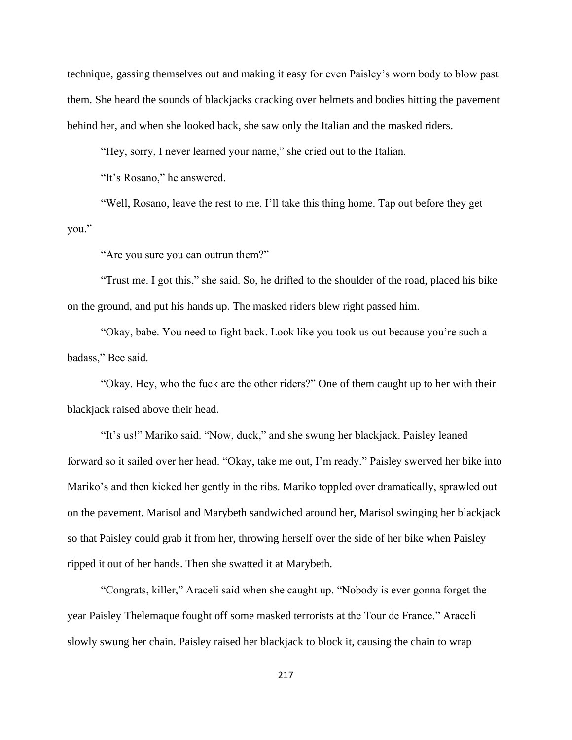technique, gassing themselves out and making it easy for even Paisley's worn body to blow past them. She heard the sounds of blackjacks cracking over helmets and bodies hitting the pavement behind her, and when she looked back, she saw only the Italian and the masked riders.

"Hey, sorry, I never learned your name," she cried out to the Italian.

"It's Rosano," he answered.

"Well, Rosano, leave the rest to me. I'll take this thing home. Tap out before they get you."

"Are you sure you can outrun them?"

"Trust me. I got this," she said. So, he drifted to the shoulder of the road, placed his bike on the ground, and put his hands up. The masked riders blew right passed him.

"Okay, babe. You need to fight back. Look like you took us out because you're such a badass," Bee said.

"Okay. Hey, who the fuck are the other riders?" One of them caught up to her with their blackjack raised above their head.

"It's us!" Mariko said. "Now, duck," and she swung her blackjack. Paisley leaned forward so it sailed over her head. "Okay, take me out, I'm ready." Paisley swerved her bike into Mariko's and then kicked her gently in the ribs. Mariko toppled over dramatically, sprawled out on the pavement. Marisol and Marybeth sandwiched around her, Marisol swinging her blackjack so that Paisley could grab it from her, throwing herself over the side of her bike when Paisley ripped it out of her hands. Then she swatted it at Marybeth.

"Congrats, killer," Araceli said when she caught up. "Nobody is ever gonna forget the year Paisley Thelemaque fought off some masked terrorists at the Tour de France." Araceli slowly swung her chain. Paisley raised her blackjack to block it, causing the chain to wrap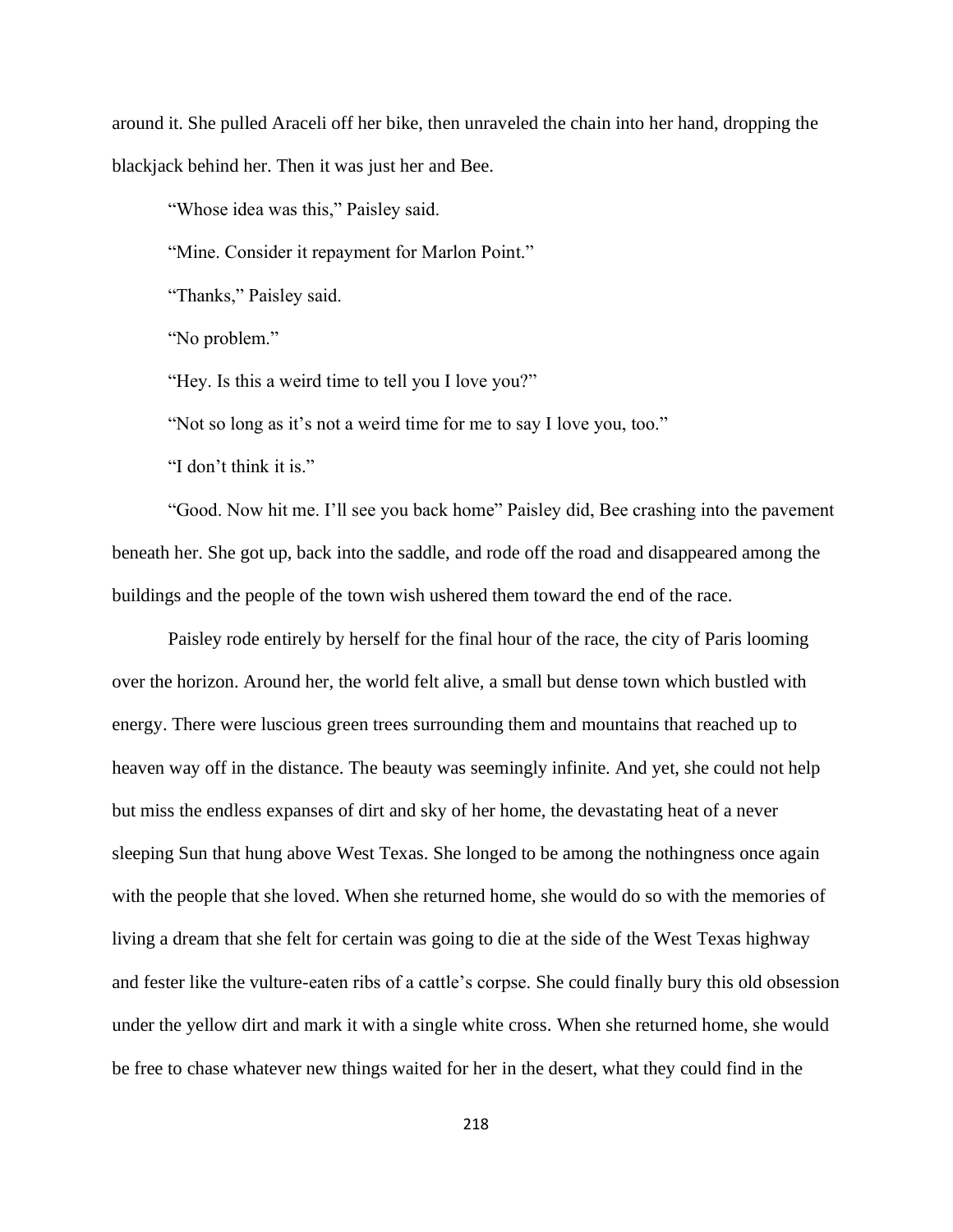around it. She pulled Araceli off her bike, then unraveled the chain into her hand, dropping the blackjack behind her. Then it was just her and Bee.

"Whose idea was this," Paisley said.

"Mine. Consider it repayment for Marlon Point."

"Thanks," Paisley said.

"No problem."

"Hey. Is this a weird time to tell you I love you?"

"Not so long as it's not a weird time for me to say I love you, too."

"I don't think it is."

"Good. Now hit me. I'll see you back home" Paisley did, Bee crashing into the pavement beneath her. She got up, back into the saddle, and rode off the road and disappeared among the buildings and the people of the town wish ushered them toward the end of the race.

Paisley rode entirely by herself for the final hour of the race, the city of Paris looming over the horizon. Around her, the world felt alive, a small but dense town which bustled with energy. There were luscious green trees surrounding them and mountains that reached up to heaven way off in the distance. The beauty was seemingly infinite. And yet, she could not help but miss the endless expanses of dirt and sky of her home, the devastating heat of a never sleeping Sun that hung above West Texas. She longed to be among the nothingness once again with the people that she loved. When she returned home, she would do so with the memories of living a dream that she felt for certain was going to die at the side of the West Texas highway and fester like the vulture-eaten ribs of a cattle's corpse. She could finally bury this old obsession under the yellow dirt and mark it with a single white cross. When she returned home, she would be free to chase whatever new things waited for her in the desert, what they could find in the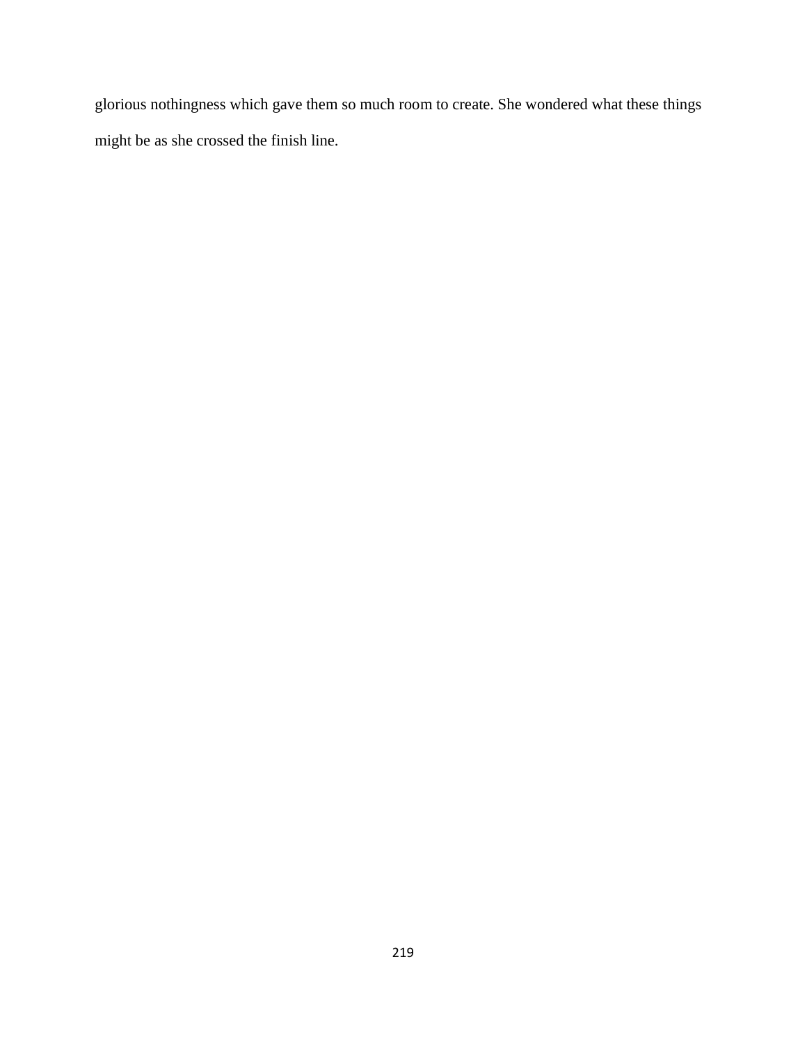glorious nothingness which gave them so much room to create. She wondered what these things might be as she crossed the finish line.